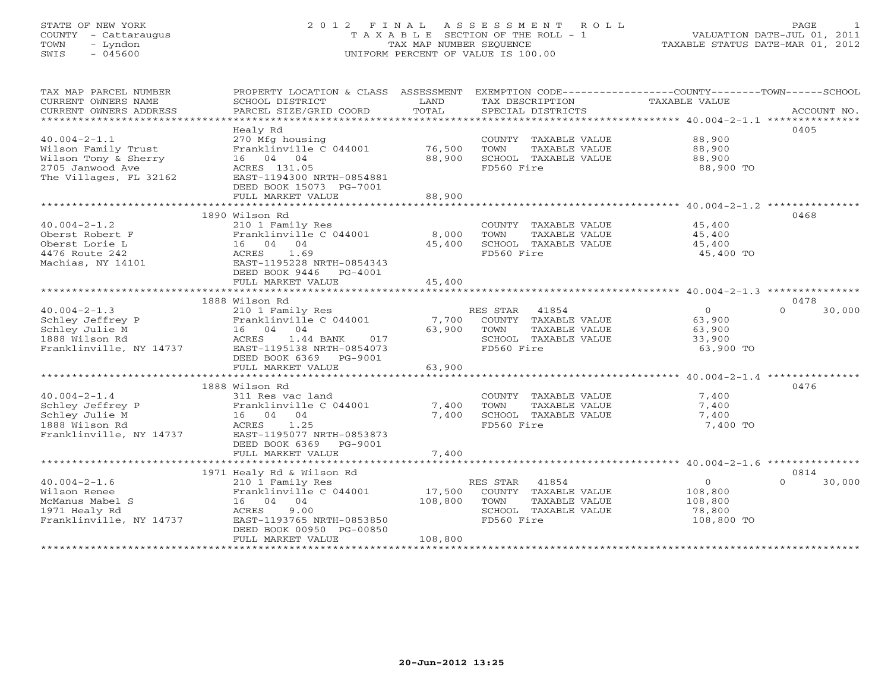STATE OF NEW YORK
COUNTY - Cattaraugus
TOWN - Lyndon
SWIS - 045600

# 2012 FINAL ASSESSMENT ROLL
TAXABLE SECTION OF THE ROLL - 1
TAX MAP NUMBER SEQUENCE
UNIFORM PERCENT OF VALUE IS 100.00

VALUATION DATE-JUL 01, 2011
TAXABLE STATUS DATE-MAR 01, 2012

| TAX MAP PARCEL NUMBER / CURRENT OWNERS NAME / CURRENT OWNERS ADDRESS | PROPERTY LOCATION & CLASS / SCHOOL DISTRICT / PARCEL SIZE/GRID COORD | ASSESSMENT LAND | TOTAL | EXEMPTION CODE / TAX DESCRIPTION / SPECIAL DISTRICTS | COUNTY TAXABLE VALUE | TOWN | SCHOOL | ACCOUNT NO. |
|---|---|---|---|---|---|---|---|---|
| 40.004-2-1.1 | Healy Rd | | | | | | | 0405 |
| Wilson Family Trust | 270 Mfg housing | | | COUNTY TAXABLE VALUE | 88,900 | | | |
| Wilson Tony & Sherry | Franklinville C 044001 | 76,500 | | TOWN TAXABLE VALUE | 88,900 | | | |
| 2705 Janwood Ave | 16 04 04 | | 88,900 | SCHOOL TAXABLE VALUE | 88,900 | | | |
| The Villages, FL 32162 | ACRES 131.05 | | | FD560 Fire | 88,900 TO | | | |
| | EAST-1194300 NRTH-0854881 | | | | | | | |
| | DEED BOOK 15073 PG-7001 | | | | | | | |
| | FULL MARKET VALUE | | 88,900 | | | | | |
| 40.004-2-1.2 | 1890 Wilson Rd | | | | | | | 0468 |
| Oberst Robert F | 210 1 Family Res | | | COUNTY TAXABLE VALUE | 45,400 | | | |
| Oberst Lorie L | Franklinville C 044001 | 8,000 | | TOWN TAXABLE VALUE | 45,400 | | | |
| 4476 Route 242 | 16 04 04 | | 45,400 | SCHOOL TAXABLE VALUE | 45,400 | | | |
| Machias, NY 14101 | ACRES 1.69 | | | FD560 Fire | 45,400 TO | | | |
| | EAST-1195228 NRTH-0854343 | | | | | | | |
| | DEED BOOK 9446 PG-4001 | | | | | | | |
| | FULL MARKET VALUE | | 45,400 | | | | | |
| 40.004-2-1.3 | 1888 Wilson Rd | | | | | | | 0478 |
| Schley Jeffrey P | 210 1 Family Res | | | RES STAR 41854 | 0 | | 0 | 30,000 |
| Schley Julie M | Franklinville C 044001 | 7,700 | | COUNTY TAXABLE VALUE | 63,900 | | | |
| 1888 Wilson Rd | 16 04 04 | | 63,900 | TOWN TAXABLE VALUE | 63,900 | | | |
| Franklinville, NY 14737 | ACRES 1.44 BANK 017 | | | SCHOOL TAXABLE VALUE | 33,900 | | | |
| | EAST-1195138 NRTH-0854073 | | | FD560 Fire | 63,900 TO | | | |
| | DEED BOOK 6369 PG-9001 | | | | | | | |
| | FULL MARKET VALUE | | 63,900 | | | | | |
| 40.004-2-1.4 | 1888 Wilson Rd | | | | | | | 0476 |
| Schley Jeffrey P | 311 Res vac land | | | COUNTY TAXABLE VALUE | 7,400 | | | |
| Schley Julie M | Franklinville C 044001 | 7,400 | | TOWN TAXABLE VALUE | 7,400 | | | |
| 1888 Wilson Rd | 16 04 04 | | 7,400 | SCHOOL TAXABLE VALUE | 7,400 | | | |
| Franklinville, NY 14737 | ACRES 1.25 | | | FD560 Fire | 7,400 TO | | | |
| | EAST-1195077 NRTH-0853873 | | | | | | | |
| | DEED BOOK 6369 PG-9001 | | | | | | | |
| | FULL MARKET VALUE | | 7,400 | | | | | |
| 40.004-2-1.6 | 1971 Healy Rd & Wilson Rd | | | | | | | 0814 |
| Wilson Renee | 210 1 Family Res | | | RES STAR 41854 | 0 | | 0 | 30,000 |
| McManus Mabel S | Franklinville C 044001 | 17,500 | | COUNTY TAXABLE VALUE | 108,800 | | | |
| 1971 Healy Rd | 16 04 04 | | 108,800 | TOWN TAXABLE VALUE | 108,800 | | | |
| Franklinville, NY 14737 | ACRES 9.00 | | | SCHOOL TAXABLE VALUE | 78,800 | | | |
| | EAST-1193765 NRTH-0853850 | | | FD560 Fire | 108,800 TO | | | |
| | DEED BOOK 00950 PG-00850 | | | | | | | |
| | FULL MARKET VALUE | | 108,800 | | | | | |

20-Jun-2012 13:25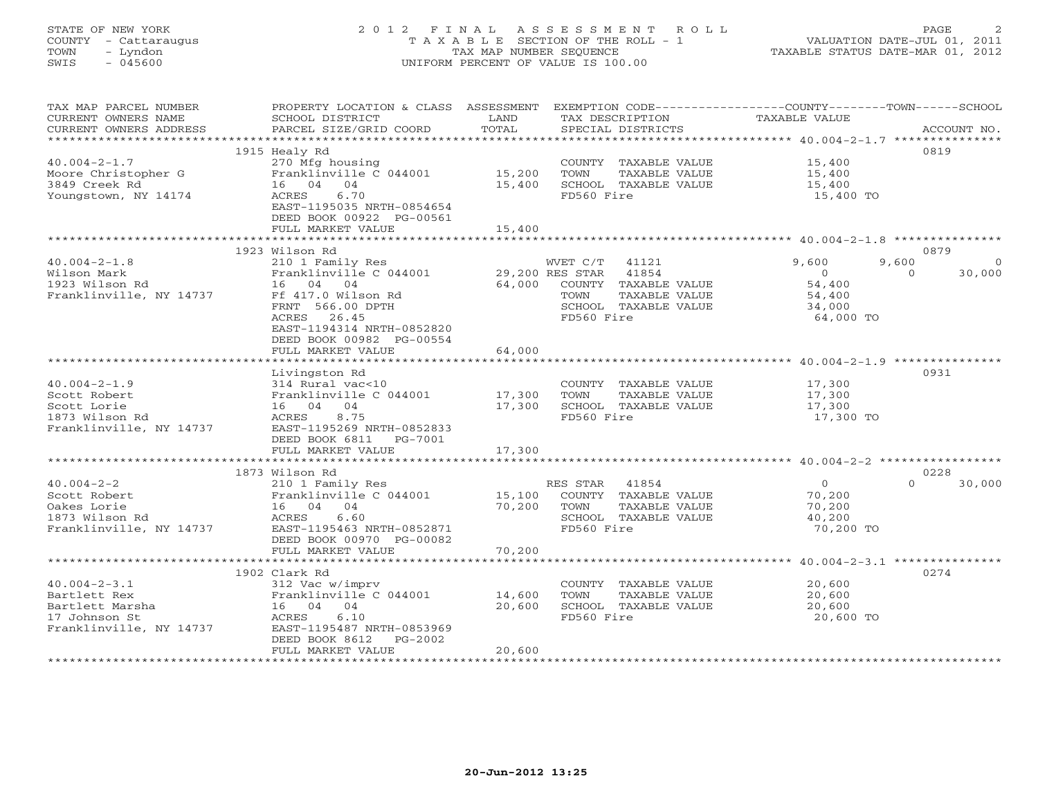STATE OF NEW YORK
COUNTY - Cattaraugus
TOWN - Lyndon
SWIS - 045600

# 2012 FINAL ASSESSMENT ROLL

TAXABLE SECTION OF THE ROLL - 1
TAX MAP NUMBER SEQUENCE
UNIFORM PERCENT OF VALUE IS 100.00

VALUATION DATE-JUL 01, 2011
TAXABLE STATUS DATE-MAR 01, 2012

| TAX MAP PARCEL NUMBER / CURRENT OWNERS NAME / CURRENT OWNERS ADDRESS | PROPERTY LOCATION & CLASS / SCHOOL DISTRICT / PARCEL SIZE/GRID COORD | ASSESSMENT LAND / TOTAL | EXEMPTION CODE / TAX DESCRIPTION / SPECIAL DISTRICTS | COUNTY TAXABLE VALUE | TOWN | SCHOOL | ACCOUNT NO. |
|---|---|---|---|---|---|---|---|
| 40.004-2-1.7 | 1915 Healy Rd | | | | | | 0819 |
| 40.004-2-1.7 | 270 Mfg housing | | COUNTY TAXABLE VALUE | 15,400 | | | |
| Moore Christopher G | Franklinville C 044001 | 15,200 | TOWN TAXABLE VALUE | 15,400 | | | |
| 3849 Creek Rd | 16 04 04 | 15,400 | SCHOOL TAXABLE VALUE | 15,400 | | | |
| Youngstown, NY 14174 | ACRES 6.70 | | FD560 Fire | 15,400 TO | | | |
| | EAST-1195035 NRTH-0854654 | | | | | | |
| | DEED BOOK 00922 PG-00561 | | | | | | |
| | FULL MARKET VALUE | 15,400 | | | | | |
| 40.004-2-1.8 | 1923 Wilson Rd | | | | | | 0879 |
| 40.004-2-1.8 | 210 1 Family Res | | WVET C/T 41121 | 9,600 | 9,600 | 0 | |
| Wilson Mark | Franklinville C 044001 | 29,200 | RES STAR 41854 | 0 | 0 | 30,000 | |
| 1923 Wilson Rd | 16 04 04 | 64,000 | COUNTY TAXABLE VALUE | 54,400 | | | |
| Franklinville, NY 14737 | Ff 417.0 Wilson Rd | | TOWN TAXABLE VALUE | 54,400 | | | |
| | FRNT 566.00 DPTH | | SCHOOL TAXABLE VALUE | 34,000 | | | |
| | ACRES 26.45 | | FD560 Fire | 64,000 TO | | | |
| | EAST-1194314 NRTH-0852820 | | | | | | |
| | DEED BOOK 00982 PG-00554 | | | | | | |
| | FULL MARKET VALUE | 64,000 | | | | | |
| 40.004-2-1.9 | Livingston Rd | | | | | | 0931 |
| 40.004-2-1.9 | 314 Rural vac<10 | | COUNTY TAXABLE VALUE | 17,300 | | | |
| Scott Robert | Franklinville C 044001 | 17,300 | TOWN TAXABLE VALUE | 17,300 | | | |
| Scott Lorie | 16 04 04 | 17,300 | SCHOOL TAXABLE VALUE | 17,300 | | | |
| 1873 Wilson Rd | ACRES 8.75 | | FD560 Fire | 17,300 TO | | | |
| Franklinville, NY 14737 | EAST-1195269 NRTH-0852833 | | | | | | |
| | DEED BOOK 6811 PG-7001 | | | | | | |
| | FULL MARKET VALUE | 17,300 | | | | | |
| 40.004-2-2 | 1873 Wilson Rd | | | | | | 0228 |
| 40.004-2-2 | 210 1 Family Res | | RES STAR 41854 | 0 | 0 | 30,000 | |
| Scott Robert | Franklinville C 044001 | 15,100 | COUNTY TAXABLE VALUE | 70,200 | | | |
| Oakes Lorie | 16 04 04 | 70,200 | TOWN TAXABLE VALUE | 70,200 | | | |
| 1873 Wilson Rd | ACRES 6.60 | | SCHOOL TAXABLE VALUE | 40,200 | | | |
| Franklinville, NY 14737 | EAST-1195463 NRTH-0852871 | | FD560 Fire | 70,200 TO | | | |
| | DEED BOOK 00970 PG-00082 | | | | | | |
| | FULL MARKET VALUE | 70,200 | | | | | |
| 40.004-2-3.1 | 1902 Clark Rd | | | | | | 0274 |
| 40.004-2-3.1 | 312 Vac w/imprv | | COUNTY TAXABLE VALUE | 20,600 | | | |
| Bartlett Rex | Franklinville C 044001 | 14,600 | TOWN TAXABLE VALUE | 20,600 | | | |
| Bartlett Marsha | 16 04 04 | 20,600 | SCHOOL TAXABLE VALUE | 20,600 | | | |
| 17 Johnson St | ACRES 6.10 | | FD560 Fire | 20,600 TO | | | |
| Franklinville, NY 14737 | EAST-1195487 NRTH-0853969 | | | | | | |
| | DEED BOOK 8612 PG-2002 | | | | | | |
| | FULL MARKET VALUE | 20,600 | | | | | |

20-Jun-2012 13:25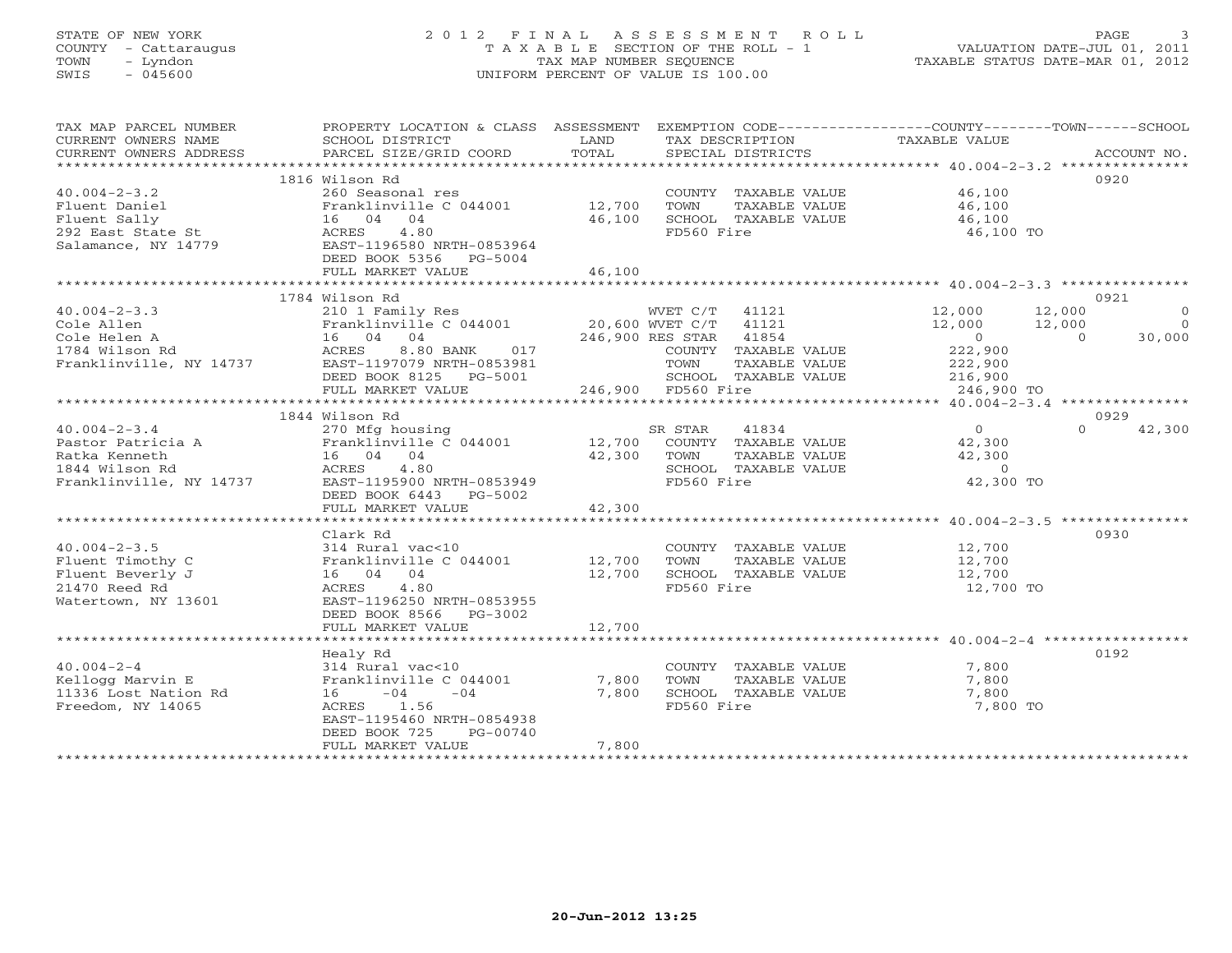STATE OF NEW YORK
COUNTY - Cattaraugus
TOWN - Lyndon
SWIS - 045600

# 2012 FINAL ASSESSMENT ROLL
TAXABLE SECTION OF THE ROLL - 1
TAX MAP NUMBER SEQUENCE
UNIFORM PERCENT OF VALUE IS 100.00

VALUATION DATE-JUL 01, 2011
TAXABLE STATUS DATE-MAR 01, 2012

| TAX MAP PARCEL NUMBER / CURRENT OWNERS NAME / CURRENT OWNERS ADDRESS | PROPERTY LOCATION & CLASS / SCHOOL DISTRICT / PARCEL SIZE/GRID COORD | ASSESSMENT LAND | TOTAL | EXEMPTION CODE / TAX DESCRIPTION / SPECIAL DISTRICTS | COUNTY TAXABLE VALUE | TOWN | SCHOOL | ACCOUNT NO. |
|---|---|---|---|---|---|---|---|---|
| **40.004-2-3.2** | 1816 Wilson Rd | | | | | | | 0920 |
| 40.004-2-3.2 | 260 Seasonal res | | | COUNTY TAXABLE VALUE | 46,100 | | | |
| Fluent Daniel | Franklinville C 044001 | 12,700 | | TOWN TAXABLE VALUE | 46,100 | | | |
| Fluent Sally | 16 04 04 | | 46,100 | SCHOOL TAXABLE VALUE | 46,100 | | | |
| 292 East State St | ACRES 4.80 | | | FD560 Fire | 46,100 TO | | | |
| Salamance, NY 14779 | EAST-1196580 NRTH-0853964 | | | | | | | |
| | DEED BOOK 5356 PG-5004 | | | | | | | |
| | FULL MARKET VALUE | | 46,100 | | | | | |
| **40.004-2-3.3** | 1784 Wilson Rd | | | | | | | 0921 |
| 40.004-2-3.3 | 210 1 Family Res | | | WVET C/T 41121 | 12,000 | 12,000 | 0 | |
| Cole Allen | Franklinville C 044001 | 20,600 | | WVET C/T 41121 | 12,000 | 12,000 | 0 | |
| Cole Helen A | 16 04 04 | | 246,900 | RES STAR 41854 | 0 | 0 | 30,000 | |
| 1784 Wilson Rd | ACRES 8.80 BANK 017 | | | COUNTY TAXABLE VALUE | 222,900 | | | |
| Franklinville, NY 14737 | EAST-1197079 NRTH-0853981 | | | TOWN TAXABLE VALUE | 222,900 | | | |
| | DEED BOOK 8125 PG-5001 | | | SCHOOL TAXABLE VALUE | 216,900 | | | |
| | FULL MARKET VALUE | | 246,900 | FD560 Fire | 246,900 TO | | | |
| **40.004-2-3.4** | 1844 Wilson Rd | | | | | | | 0929 |
| 40.004-2-3.4 | 270 Mfg housing | | | SR STAR 41834 | 0 | 0 | 42,300 | |
| Pastor Patricia A | Franklinville C 044001 | 12,700 | | COUNTY TAXABLE VALUE | 42,300 | | | |
| Ratka Kenneth | 16 04 04 | | 42,300 | TOWN TAXABLE VALUE | 42,300 | | | |
| 1844 Wilson Rd | ACRES 4.80 | | | SCHOOL TAXABLE VALUE | 0 | | | |
| Franklinville, NY 14737 | EAST-1195900 NRTH-0853949 | | | FD560 Fire | 42,300 TO | | | |
| | DEED BOOK 6443 PG-5002 | | | | | | | |
| | FULL MARKET VALUE | | 42,300 | | | | | |
| **40.004-2-3.5** | Clark Rd | | | | | | | 0930 |
| 40.004-2-3.5 | 314 Rural vac<10 | | | COUNTY TAXABLE VALUE | 12,700 | | | |
| Fluent Timothy C | Franklinville C 044001 | 12,700 | | TOWN TAXABLE VALUE | 12,700 | | | |
| Fluent Beverly J | 16 04 04 | | 12,700 | SCHOOL TAXABLE VALUE | 12,700 | | | |
| 21470 Reed Rd | ACRES 4.80 | | | FD560 Fire | 12,700 TO | | | |
| Watertown, NY 13601 | EAST-1196250 NRTH-0853955 | | | | | | | |
| | DEED BOOK 8566 PG-3002 | | | | | | | |
| | FULL MARKET VALUE | | 12,700 | | | | | |
| **40.004-2-4** | Healy Rd | | | | | | | 0192 |
| 40.004-2-4 | 314 Rural vac<10 | | | COUNTY TAXABLE VALUE | 7,800 | | | |
| Kellogg Marvin E | Franklinville C 044001 | 7,800 | | TOWN TAXABLE VALUE | 7,800 | | | |
| 11336 Lost Nation Rd | 16 -04 -04 | | 7,800 | SCHOOL TAXABLE VALUE | 7,800 | | | |
| Freedom, NY 14065 | ACRES 1.56 | | | FD560 Fire | 7,800 TO | | | |
| | EAST-1195460 NRTH-0854938 | | | | | | | |
| | DEED BOOK 725 PG-00740 | | | | | | | |
| | FULL MARKET VALUE | | 7,800 | | | | | |

20-Jun-2012 13:25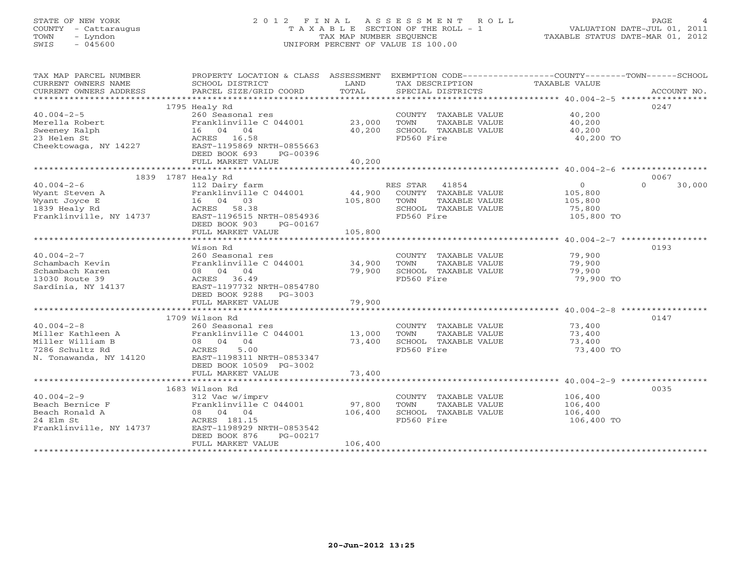STATE OF NEW YORK
COUNTY - Cattaraugus
TOWN - Lyndon
SWIS - 045600

# 2012 FINAL ASSESSMENT ROLL

TAXABLE SECTION OF THE ROLL - 1
TAX MAP NUMBER SEQUENCE
UNIFORM PERCENT OF VALUE IS 100.00

VALUATION DATE-JUL 01, 2011
TAXABLE STATUS DATE-MAR 01, 2012

| TAX MAP PARCEL NUMBER / CURRENT OWNERS NAME / CURRENT OWNERS ADDRESS | PROPERTY LOCATION & CLASS / SCHOOL DISTRICT / PARCEL SIZE/GRID COORD | ASSESSMENT LAND | TOTAL | EXEMPTION CODE / TAX DESCRIPTION / SPECIAL DISTRICTS | COUNTY TAXABLE VALUE | TOWN | SCHOOL | ACCOUNT NO. |
|---|---|---|---|---|---|---|---|---|
| 40.004-2-5 | 1795 Healy Rd | | | | | | | 0247 |
| 40.004-2-5 | 260 Seasonal res | | | COUNTY TAXABLE VALUE | 40,200 | | | |
| Merella Robert | Franklinville C 044001 | 23,000 | | TOWN TAXABLE VALUE | 40,200 | | | |
| Sweeney Ralph | 16 04 04 | | 40,200 | SCHOOL TAXABLE VALUE | 40,200 | | | |
| 23 Helen St | ACRES 16.58 | | | FD560 Fire | 40,200 TO | | | |
| Cheektowaga, NY 14227 | EAST-1195869 NRTH-0855663 | | | | | | | |
| | DEED BOOK 693 PG-00396 | | | | | | | |
| | FULL MARKET VALUE | | 40,200 | | | | | |
| 40.004-2-6 | 1839 1787 Healy Rd | | | | | | | 0067 |
| 40.004-2-6 | 112 Dairy farm | | | RES STAR 41854 | 0 | | 0 | 30,000 |
| Wyant Steven A | Franklinville C 044001 | 44,900 | | COUNTY TAXABLE VALUE | 105,800 | | | |
| Wyant Joyce E | 16 04 03 | | 105,800 | TOWN TAXABLE VALUE | 105,800 | | | |
| 1839 Healy Rd | ACRES 58.38 | | | SCHOOL TAXABLE VALUE | 75,800 | | | |
| Franklinville, NY 14737 | EAST-1196515 NRTH-0854936 | | | FD560 Fire | 105,800 TO | | | |
| | DEED BOOK 903 PG-00167 | | | | | | | |
| | FULL MARKET VALUE | | 105,800 | | | | | |
| 40.004-2-7 | Wison Rd | | | | | | | 0193 |
| 40.004-2-7 | 260 Seasonal res | | | COUNTY TAXABLE VALUE | 79,900 | | | |
| Schambach Kevin | Franklinville C 044001 | 34,900 | | TOWN TAXABLE VALUE | 79,900 | | | |
| Schambach Karen | 08 04 04 | | 79,900 | SCHOOL TAXABLE VALUE | 79,900 | | | |
| 13030 Route 39 | ACRES 36.49 | | | FD560 Fire | 79,900 TO | | | |
| Sardinia, NY 14137 | EAST-1197732 NRTH-0854780 | | | | | | | |
| | DEED BOOK 9288 PG-3003 | | | | | | | |
| | FULL MARKET VALUE | | 79,900 | | | | | |
| 40.004-2-8 | 1709 Wilson Rd | | | | | | | 0147 |
| 40.004-2-8 | 260 Seasonal res | | | COUNTY TAXABLE VALUE | 73,400 | | | |
| Miller Kathleen A | Franklinville C 044001 | 13,000 | | TOWN TAXABLE VALUE | 73,400 | | | |
| Miller William B | 08 04 04 | | 73,400 | SCHOOL TAXABLE VALUE | 73,400 | | | |
| 7286 Schultz Rd | ACRES 5.00 | | | FD560 Fire | 73,400 TO | | | |
| N. Tonawanda, NY 14120 | EAST-1198311 NRTH-0853347 | | | | | | | |
| | DEED BOOK 10509 PG-3002 | | | | | | | |
| | FULL MARKET VALUE | | 73,400 | | | | | |
| 40.004-2-9 | 1683 Wilson Rd | | | | | | | 0035 |
| 40.004-2-9 | 312 Vac w/imprv | | | COUNTY TAXABLE VALUE | 106,400 | | | |
| Beach Bernice F | Franklinville C 044001 | 97,800 | | TOWN TAXABLE VALUE | 106,400 | | | |
| Beach Ronald A | 08 04 04 | | 106,400 | SCHOOL TAXABLE VALUE | 106,400 | | | |
| 24 Elm St | ACRES 181.15 | | | FD560 Fire | 106,400 TO | | | |
| Franklinville, NY 14737 | EAST-1198929 NRTH-0853542 | | | | | | | |
| | DEED BOOK 876 PG-00217 | | | | | | | |
| | FULL MARKET VALUE | | 106,400 | | | | | |

20-Jun-2012 13:25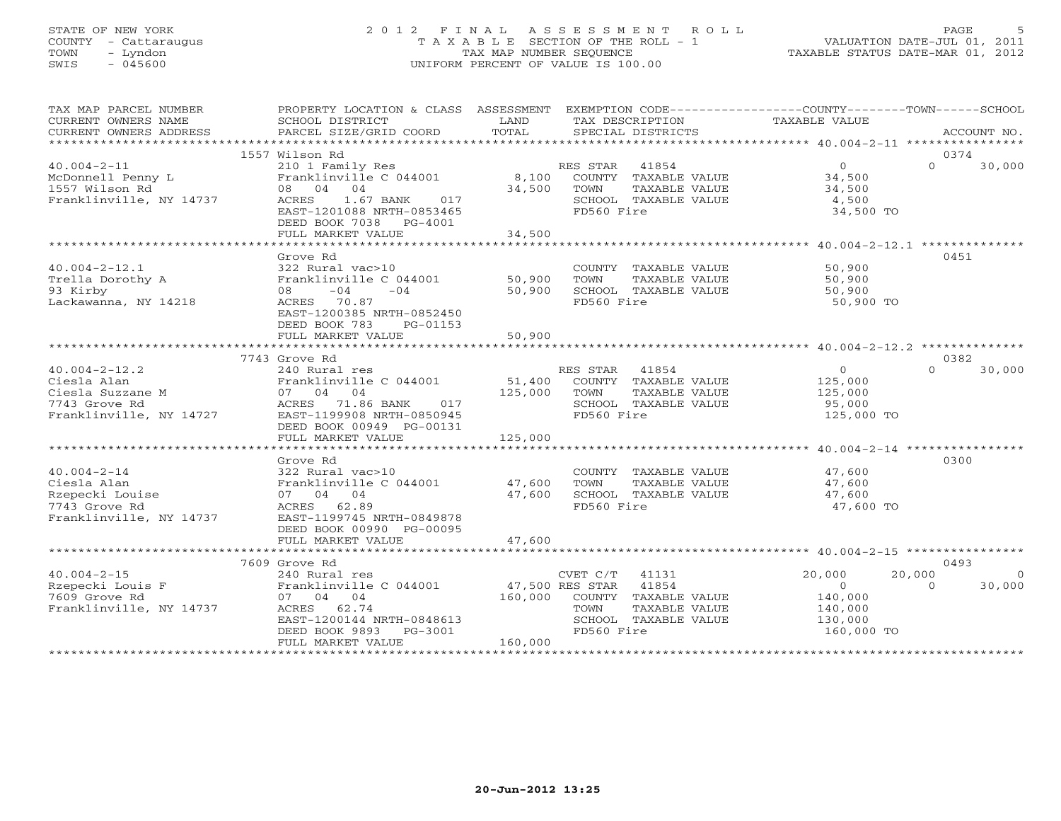STATE OF NEW YORK
COUNTY - Cattaraugus
TOWN - Lyndon
SWIS - 045600

# 2012 FINAL ASSESSMENT ROLL
TAXABLE SECTION OF THE ROLL - 1
TAX MAP NUMBER SEQUENCE
UNIFORM PERCENT OF VALUE IS 100.00

VALUATION DATE-JUL 01, 2011
TAXABLE STATUS DATE-MAR 01, 2012

| TAX MAP PARCEL NUMBER / CURRENT OWNERS NAME / CURRENT OWNERS ADDRESS | PROPERTY LOCATION & CLASS / SCHOOL DISTRICT / PARCEL SIZE/GRID COORD | ASSESSMENT LAND / TOTAL | EXEMPTION CODE / TAX DESCRIPTION / SPECIAL DISTRICTS | COUNTY TAXABLE VALUE | TOWN | SCHOOL | ACCOUNT NO. |
|---|---|---|---|---|---|---|---|
| | 1557 Wilson Rd | | | | | | 0374 |
| 40.004-2-11 | 210 1 Family Res | | RES STAR 41854 | 0 | 0 | 30,000 | |
| McDonnell Penny L | Franklinville C 044001 | 8,100 | COUNTY TAXABLE VALUE | 34,500 | | | |
| 1557 Wilson Rd | 08 04 04 | 34,500 | TOWN TAXABLE VALUE | 34,500 | | | |
| Franklinville, NY 14737 | ACRES 1.67 BANK 017 | | SCHOOL TAXABLE VALUE | 4,500 | | | |
| | EAST-1201088 NRTH-0853465 | | FD560 Fire | 34,500 TO | | | |
| | DEED BOOK 7038 PG-4001 | | | | | | |
| | FULL MARKET VALUE | 34,500 | | | | | |
| | Grove Rd | | | | | | 0451 |
| 40.004-2-12.1 | 322 Rural vac>10 | | COUNTY TAXABLE VALUE | 50,900 | | | |
| Trella Dorothy A | Franklinville C 044001 | 50,900 | TOWN TAXABLE VALUE | 50,900 | | | |
| 93 Kirby | 08 -04 -04 | 50,900 | SCHOOL TAXABLE VALUE | 50,900 | | | |
| Lackawanna, NY 14218 | ACRES 70.87 | | FD560 Fire | 50,900 TO | | | |
| | EAST-1200385 NRTH-0852450 | | | | | | |
| | DEED BOOK 783 PG-01153 | | | | | | |
| | FULL MARKET VALUE | 50,900 | | | | | |
| | 7743 Grove Rd | | | | | | 0382 |
| 40.004-2-12.2 | 240 Rural res | | RES STAR 41854 | 0 | 0 | 30,000 | |
| Ciesla Alan | Franklinville C 044001 | 51,400 | COUNTY TAXABLE VALUE | 125,000 | | | |
| Ciesla Suzzane M | 07 04 04 | 125,000 | TOWN TAXABLE VALUE | 125,000 | | | |
| 7743 Grove Rd | ACRES 71.86 BANK 017 | | SCHOOL TAXABLE VALUE | 95,000 | | | |
| Franklinville, NY 14727 | EAST-1199908 NRTH-0850945 | | FD560 Fire | 125,000 TO | | | |
| | DEED BOOK 00949 PG-00131 | | | | | | |
| | FULL MARKET VALUE | 125,000 | | | | | |
| | Grove Rd | | | | | | 0300 |
| 40.004-2-14 | 322 Rural vac>10 | | COUNTY TAXABLE VALUE | 47,600 | | | |
| Ciesla Alan | Franklinville C 044001 | 47,600 | TOWN TAXABLE VALUE | 47,600 | | | |
| Rzepecki Louise | 07 04 04 | 47,600 | SCHOOL TAXABLE VALUE | 47,600 | | | |
| 7743 Grove Rd | ACRES 62.89 | | FD560 Fire | 47,600 TO | | | |
| Franklinville, NY 14737 | EAST-1199745 NRTH-0849878 | | | | | | |
| | DEED BOOK 00990 PG-00095 | | | | | | |
| | FULL MARKET VALUE | 47,600 | | | | | |
| | 7609 Grove Rd | | | | | | 0493 |
| 40.004-2-15 | 240 Rural res | | CVET C/T 41131 | 20,000 | 20,000 | 0 | |
| Rzepecki Louis F | Franklinville C 044001 | 47,500 | RES STAR 41854 | 0 | 0 | 30,000 | |
| 7609 Grove Rd | 07 04 04 | 160,000 | COUNTY TAXABLE VALUE | 140,000 | | | |
| Franklinville, NY 14737 | ACRES 62.74 | | TOWN TAXABLE VALUE | 140,000 | | | |
| | EAST-1200144 NRTH-0848613 | | SCHOOL TAXABLE VALUE | 130,000 | | | |
| | DEED BOOK 9893 PG-3001 | | FD560 Fire | 160,000 TO | | | |
| | FULL MARKET VALUE | 160,000 | | | | | |

20-Jun-2012 13:25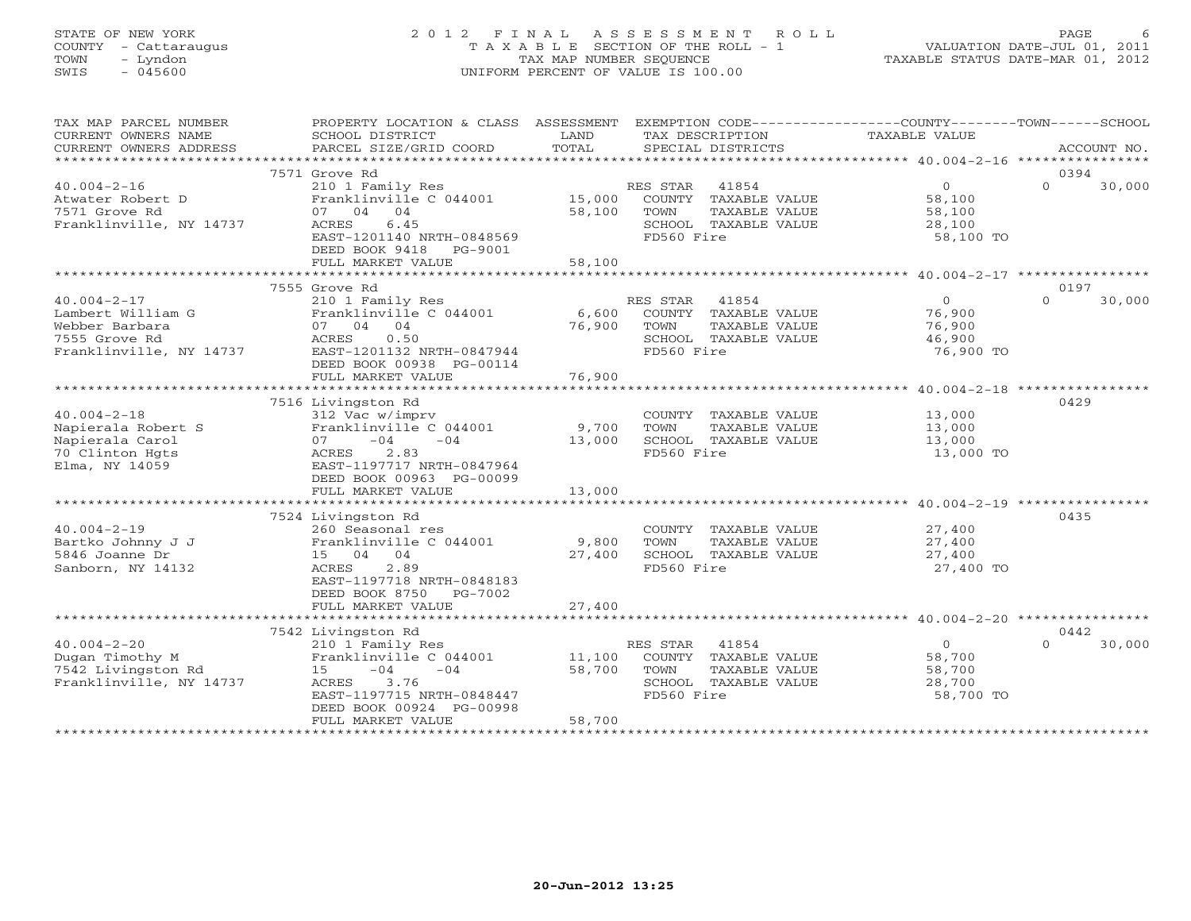STATE OF NEW YORK
COUNTY - Cattaraugus
TOWN - Lyndon
SWIS - 045600

# 2012 FINAL ASSESSMENT ROLL

TAXABLE SECTION OF THE ROLL - 1
TAX MAP NUMBER SEQUENCE
UNIFORM PERCENT OF VALUE IS 100.00

VALUATION DATE-JUL 01, 2011
TAXABLE STATUS DATE-MAR 01, 2012

| TAX MAP PARCEL NUMBER / CURRENT OWNERS NAME / CURRENT OWNERS ADDRESS | PROPERTY LOCATION & CLASS / SCHOOL DISTRICT / PARCEL SIZE/GRID COORD | ASSESSMENT LAND | TOTAL | EXEMPTION CODE / TAX DESCRIPTION / SPECIAL DISTRICTS | COUNTY TAXABLE VALUE | TOWN | SCHOOL / ACCOUNT NO. |
|---|---|---|---|---|---|---|---|
| 40.004-2-16 | 7571 Grove Rd | | | | | | 0394 |
| Atwater Robert D | 210 1 Family Res | | | RES STAR 41854 | 0 | 0 | 30,000 |
| 7571 Grove Rd | Franklinville C 044001 | 15,000 | | COUNTY TAXABLE VALUE | 58,100 | | |
| Franklinville, NY 14737 | 07 04 04 | | 58,100 | TOWN TAXABLE VALUE | 58,100 | | |
| | ACRES 6.45 | | | SCHOOL TAXABLE VALUE | 28,100 | | |
| | EAST-1201140 NRTH-0848569 | | | FD560 Fire | 58,100 TO | | |
| | DEED BOOK 9418 PG-9001 | | | | | | |
| | FULL MARKET VALUE | | 58,100 | | | | |
| 40.004-2-17 | 7555 Grove Rd | | | | | | 0197 |
| Lambert William G | 210 1 Family Res | | | RES STAR 41854 | 0 | 0 | 30,000 |
| Webber Barbara | Franklinville C 044001 | 6,600 | | COUNTY TAXABLE VALUE | 76,900 | | |
| 7555 Grove Rd | 07 04 04 | | 76,900 | TOWN TAXABLE VALUE | 76,900 | | |
| Franklinville, NY 14737 | ACRES 0.50 | | | SCHOOL TAXABLE VALUE | 46,900 | | |
| | EAST-1201132 NRTH-0847944 | | | FD560 Fire | 76,900 TO | | |
| | DEED BOOK 00938 PG-00114 | | | | | | |
| | FULL MARKET VALUE | | 76,900 | | | | |
| 40.004-2-18 | 7516 Livingston Rd | | | | | | 0429 |
| Napierala Robert S | 312 Vac w/imprv | | | COUNTY TAXABLE VALUE | 13,000 | | |
| Napierala Carol | Franklinville C 044001 | 9,700 | | TOWN TAXABLE VALUE | 13,000 | | |
| 70 Clinton Hgts | 07 -04 -04 | | 13,000 | SCHOOL TAXABLE VALUE | 13,000 | | |
| Elma, NY 14059 | ACRES 2.83 | | | FD560 Fire | 13,000 TO | | |
| | EAST-1197717 NRTH-0847964 | | | | | | |
| | DEED BOOK 00963 PG-00099 | | | | | | |
| | FULL MARKET VALUE | | 13,000 | | | | |
| 40.004-2-19 | 7524 Livingston Rd | | | | | | 0435 |
| Bartko Johnny J J | 260 Seasonal res | | | COUNTY TAXABLE VALUE | 27,400 | | |
| 5846 Joanne Dr | Franklinville C 044001 | 9,800 | | TOWN TAXABLE VALUE | 27,400 | | |
| Sanborn, NY 14132 | 15 04 04 | | 27,400 | SCHOOL TAXABLE VALUE | 27,400 | | |
| | ACRES 2.89 | | | FD560 Fire | 27,400 TO | | |
| | EAST-1197718 NRTH-0848183 | | | | | | |
| | DEED BOOK 8750 PG-7002 | | | | | | |
| | FULL MARKET VALUE | | 27,400 | | | | |
| 40.004-2-20 | 7542 Livingston Rd | | | | | | 0442 |
| Dugan Timothy M | 210 1 Family Res | | | RES STAR 41854 | 0 | 0 | 30,000 |
| 7542 Livingston Rd | Franklinville C 044001 | 11,100 | | COUNTY TAXABLE VALUE | 58,700 | | |
| Franklinville, NY 14737 | 15 -04 -04 | | 58,700 | TOWN TAXABLE VALUE | 58,700 | | |
| | ACRES 3.76 | | | SCHOOL TAXABLE VALUE | 28,700 | | |
| | EAST-1197715 NRTH-0848447 | | | FD560 Fire | 58,700 TO | | |
| | DEED BOOK 00924 PG-00998 | | | | | | |
| | FULL MARKET VALUE | | 58,700 | | | | |

20-Jun-2012 13:25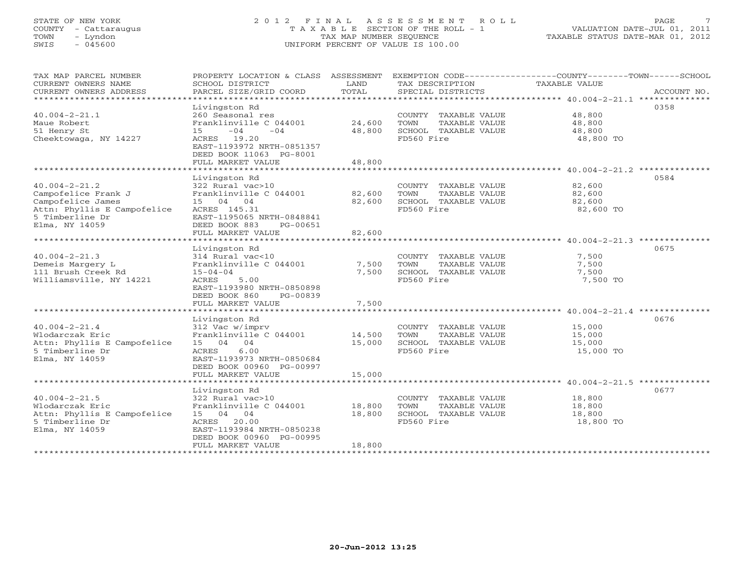STATE OF NEW YORK
COUNTY - Cattaraugus
TOWN - Lyndon
SWIS - 045600

# 2012 FINAL ASSESSMENT ROLL

TAXABLE SECTION OF THE ROLL - 1
TAX MAP NUMBER SEQUENCE
UNIFORM PERCENT OF VALUE IS 100.00

VALUATION DATE-JUL 01, 2011
TAXABLE STATUS DATE-MAR 01, 2012

| TAX MAP PARCEL NUMBER / CURRENT OWNERS NAME / CURRENT OWNERS ADDRESS | PROPERTY LOCATION & CLASS / SCHOOL DISTRICT / PARCEL SIZE/GRID COORD | ASSESSMENT LAND | ASSESSMENT TOTAL | EXEMPTION CODE / TAX DESCRIPTION / SPECIAL DISTRICTS | TAXABLE VALUE (COUNTY/TOWN/SCHOOL) | ACCOUNT NO. |
|---|---|---|---|---|---|---|
| 40.004-2-21.1 | Livingston Rd | | | | | 0358 |
| Maue Robert | 260 Seasonal res | | | COUNTY TAXABLE VALUE | 48,800 | |
| 51 Henry St | Franklinville C 044001 | 24,600 | | TOWN TAXABLE VALUE | 48,800 | |
| Cheektowaga, NY 14227 | 15 -04 -04 | | 48,800 | SCHOOL TAXABLE VALUE | 48,800 | |
| | ACRES 19.20 | | | FD560 Fire | 48,800 TO | |
| | EAST-1193972 NRTH-0851357 | | | | | |
| | DEED BOOK 11063 PG-8001 | | | | | |
| | FULL MARKET VALUE | | 48,800 | | | |
| 40.004-2-21.2 | Livingston Rd | | | | | 0584 |
| Campofelice Frank J | 322 Rural vac>10 | | | COUNTY TAXABLE VALUE | 82,600 | |
| Campofelice James | Franklinville C 044001 | 82,600 | | TOWN TAXABLE VALUE | 82,600 | |
| Attn: Phyllis E Campofelice | 15 04 04 | | 82,600 | SCHOOL TAXABLE VALUE | 82,600 | |
| 5 Timberline Dr | ACRES 145.31 | | | FD560 Fire | 82,600 TO | |
| Elma, NY 14059 | EAST-1195065 NRTH-0848841 | | | | | |
| | DEED BOOK 883 PG-00651 | | | | | |
| | FULL MARKET VALUE | | 82,600 | | | |
| 40.004-2-21.3 | Livingston Rd | | | | | 0675 |
| Demeis Margery L | 314 Rural vac<10 | | | COUNTY TAXABLE VALUE | 7,500 | |
| 111 Brush Creek Rd | Franklinville C 044001 | 7,500 | | TOWN TAXABLE VALUE | 7,500 | |
| Williamsville, NY 14221 | 15-04-04 | | 7,500 | SCHOOL TAXABLE VALUE | 7,500 | |
| | ACRES 5.00 | | | FD560 Fire | 7,500 TO | |
| | EAST-1193980 NRTH-0850898 | | | | | |
| | DEED BOOK 860 PG-00839 | | | | | |
| | FULL MARKET VALUE | | 7,500 | | | |
| 40.004-2-21.4 | Livingston Rd | | | | | 0676 |
| Wlodarczak Eric | 312 Vac w/imprv | | | COUNTY TAXABLE VALUE | 15,000 | |
| Attn: Phyllis E Campofelice | Franklinville C 044001 | 14,500 | | TOWN TAXABLE VALUE | 15,000 | |
| 5 Timberline Dr | 15 04 04 | | 15,000 | SCHOOL TAXABLE VALUE | 15,000 | |
| Elma, NY 14059 | ACRES 6.00 | | | FD560 Fire | 15,000 TO | |
| | EAST-1193973 NRTH-0850684 | | | | | |
| | DEED BOOK 00960 PG-00997 | | | | | |
| | FULL MARKET VALUE | | 15,000 | | | |
| 40.004-2-21.5 | Livingston Rd | | | | | 0677 |
| Wlodarczak Eric | 322 Rural vac>10 | | | COUNTY TAXABLE VALUE | 18,800 | |
| Attn: Phyllis E Campofelice | Franklinville C 044001 | 18,800 | | TOWN TAXABLE VALUE | 18,800 | |
| 5 Timberline Dr | 15 04 04 | | 18,800 | SCHOOL TAXABLE VALUE | 18,800 | |
| Elma, NY 14059 | ACRES 20.00 | | | FD560 Fire | 18,800 TO | |
| | EAST-1193984 NRTH-0850238 | | | | | |
| | DEED BOOK 00960 PG-00995 | | | | | |
| | FULL MARKET VALUE | | 18,800 | | | |

20-Jun-2012 13:25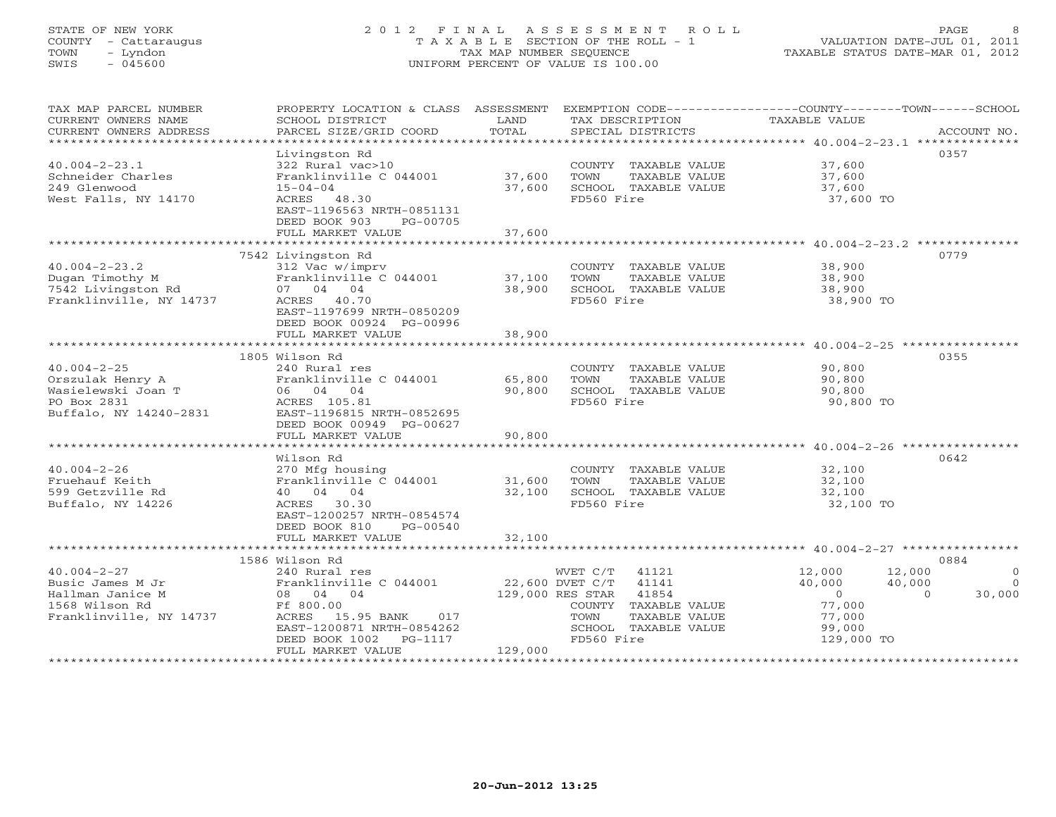STATE OF NEW YORK
COUNTY - Cattaraugus
TOWN - Lyndon
SWIS - 045600

# 2012 FINAL ASSESSMENT ROLL

TAXABLE SECTION OF THE ROLL - 1
TAX MAP NUMBER SEQUENCE
UNIFORM PERCENT OF VALUE IS 100.00

VALUATION DATE-JUL 01, 2011
TAXABLE STATUS DATE-MAR 01, 2012

| TAX MAP PARCEL NUMBER / CURRENT OWNERS NAME / CURRENT OWNERS ADDRESS | PROPERTY LOCATION & CLASS / SCHOOL DISTRICT / PARCEL SIZE/GRID COORD | ASSESSMENT LAND | TOTAL | EXEMPTION CODE / TAX DESCRIPTION / SPECIAL DISTRICTS | COUNTY TAXABLE VALUE | TOWN | SCHOOL | ACCOUNT NO. |
|---|---|---|---|---|---|---|---|---|
| **40.004-2-23.1** | Livingston Rd | | | | | | | 0357 |
| 40.004-2-23.1 | 322 Rural vac>10 | | | COUNTY TAXABLE VALUE | 37,600 | | | |
| Schneider Charles | Franklinville C 044001 | 37,600 | | TOWN TAXABLE VALUE | 37,600 | | | |
| 249 Glenwood | 15-04-04 | | 37,600 | SCHOOL TAXABLE VALUE | 37,600 | | | |
| West Falls, NY 14170 | ACRES 48.30 | | | FD560 Fire | 37,600 TO | | | |
| | EAST-1196563 NRTH-0851131 | | | | | | | |
| | DEED BOOK 903 PG-00705 | | | | | | | |
| | FULL MARKET VALUE | | 37,600 | | | | | |
| **40.004-2-23.2** | 7542 Livingston Rd | | | | | | | 0779 |
| 40.004-2-23.2 | 312 Vac w/imprv | | | COUNTY TAXABLE VALUE | 38,900 | | | |
| Dugan Timothy M | Franklinville C 044001 | 37,100 | | TOWN TAXABLE VALUE | 38,900 | | | |
| 7542 Livingston Rd | 07 04 04 | | 38,900 | SCHOOL TAXABLE VALUE | 38,900 | | | |
| Franklinville, NY 14737 | ACRES 40.70 | | | FD560 Fire | 38,900 TO | | | |
| | EAST-1197699 NRTH-0850209 | | | | | | | |
| | DEED BOOK 00924 PG-00996 | | | | | | | |
| | FULL MARKET VALUE | | 38,900 | | | | | |
| **40.004-2-25** | 1805 Wilson Rd | | | | | | | 0355 |
| 40.004-2-25 | 240 Rural res | | | COUNTY TAXABLE VALUE | 90,800 | | | |
| Orszulak Henry A | Franklinville C 044001 | 65,800 | | TOWN TAXABLE VALUE | 90,800 | | | |
| Wasielewski Joan T | 06 04 04 | | 90,800 | SCHOOL TAXABLE VALUE | 90,800 | | | |
| PO Box 2831 | ACRES 105.81 | | | FD560 Fire | 90,800 TO | | | |
| Buffalo, NY 14240-2831 | EAST-1196815 NRTH-0852695 | | | | | | | |
| | DEED BOOK 00949 PG-00627 | | | | | | | |
| | FULL MARKET VALUE | | 90,800 | | | | | |
| **40.004-2-26** | Wilson Rd | | | | | | | 0642 |
| 40.004-2-26 | 270 Mfg housing | | | COUNTY TAXABLE VALUE | 32,100 | | | |
| Fruehauf Keith | Franklinville C 044001 | 31,600 | | TOWN TAXABLE VALUE | 32,100 | | | |
| 599 Getzville Rd | 40 04 04 | | 32,100 | SCHOOL TAXABLE VALUE | 32,100 | | | |
| Buffalo, NY 14226 | ACRES 30.30 | | | FD560 Fire | 32,100 TO | | | |
| | EAST-1200257 NRTH-0854574 | | | | | | | |
| | DEED BOOK 810 PG-00540 | | | | | | | |
| | FULL MARKET VALUE | | 32,100 | | | | | |
| **40.004-2-27** | 1586 Wilson Rd | | | | | | | 0884 |
| 40.004-2-27 | 240 Rural res | | | WVET C/T 41121 | 12,000 | 12,000 | 0 | |
| Busic James M Jr | Franklinville C 044001 | 22,600 | | DVET C/T 41141 | 40,000 | 40,000 | 0 | |
| Hallman Janice M | 08 04 04 | | 129,000 | RES STAR 41854 | 0 | 0 | 30,000 | |
| 1568 Wilson Rd | Ff 800.00 | | | COUNTY TAXABLE VALUE | 77,000 | | | |
| Franklinville, NY 14737 | ACRES 15.95 BANK 017 | | | TOWN TAXABLE VALUE | 77,000 | | | |
| | EAST-1200871 NRTH-0854262 | | | SCHOOL TAXABLE VALUE | 99,000 | | | |
| | DEED BOOK 1002 PG-1117 | | | FD560 Fire | 129,000 TO | | | |
| | FULL MARKET VALUE | | 129,000 | | | | | |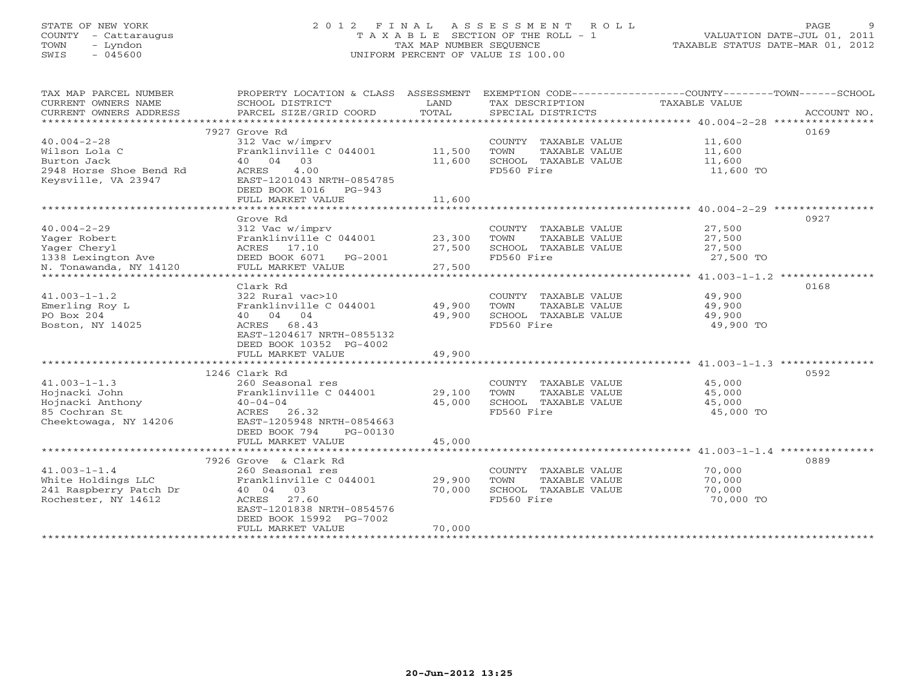STATE OF NEW YORK
COUNTY - Cattaraugus
TOWN - Lyndon
SWIS - 045600

# 2012 FINAL ASSESSMENT ROLL
TAXABLE SECTION OF THE ROLL - 1
TAX MAP NUMBER SEQUENCE
UNIFORM PERCENT OF VALUE IS 100.00

VALUATION DATE-JUL 01, 2011
TAXABLE STATUS DATE-MAR 01, 2012

| TAX MAP PARCEL NUMBER / CURRENT OWNERS NAME / CURRENT OWNERS ADDRESS | PROPERTY LOCATION & CLASS / SCHOOL DISTRICT / PARCEL SIZE/GRID COORD | ASSESSMENT LAND | TOTAL | EXEMPTION CODE / TAX DESCRIPTION / SPECIAL DISTRICTS | COUNTY--------TOWN------SCHOOL TAXABLE VALUE | ACCOUNT NO. |
|---|---|---|---|---|---|---|
| 40.004-2-28 | 7927 Grove Rd | | | | | 0169 |
| Wilson Lola C | 312 Vac w/imprv | | | COUNTY TAXABLE VALUE | 11,600 | |
| Burton Jack | Franklinville C 044001 | 11,500 | | TOWN TAXABLE VALUE | 11,600 | |
| 2948 Horse Shoe Bend Rd | 40 04 03 | | 11,600 | SCHOOL TAXABLE VALUE | 11,600 | |
| Keysville, VA 23947 | ACRES 4.00 | | | FD560 Fire | 11,600 TO | |
| | EAST-1201043 NRTH-0854785 | | | | | |
| | DEED BOOK 1016 PG-943 | | | | | |
| | FULL MARKET VALUE | | 11,600 | | | |
| 40.004-2-29 | Grove Rd | | | | | 0927 |
| Yager Robert | 312 Vac w/imprv | | | COUNTY TAXABLE VALUE | 27,500 | |
| Yager Cheryl | Franklinville C 044001 | 23,300 | | TOWN TAXABLE VALUE | 27,500 | |
| 1338 Lexington Ave | ACRES 17.10 | | 27,500 | SCHOOL TAXABLE VALUE | 27,500 | |
| N. Tonawanda, NY 14120 | DEED BOOK 6071 PG-2001 | | | FD560 Fire | 27,500 TO | |
| | FULL MARKET VALUE | | 27,500 | | | |
| 41.003-1-1.2 | Clark Rd | | | | | 0168 |
| Emerling Roy L | 322 Rural vac>10 | | | COUNTY TAXABLE VALUE | 49,900 | |
| PO Box 204 | Franklinville C 044001 | 49,900 | | TOWN TAXABLE VALUE | 49,900 | |
| Boston, NY 14025 | 40 04 04 | | 49,900 | SCHOOL TAXABLE VALUE | 49,900 | |
| | ACRES 68.43 | | | FD560 Fire | 49,900 TO | |
| | EAST-1204617 NRTH-0855132 | | | | | |
| | DEED BOOK 10352 PG-4002 | | | | | |
| | FULL MARKET VALUE | | 49,900 | | | |
| 41.003-1-1.3 | 1246 Clark Rd | | | | | 0592 |
| Hojnacki John | 260 Seasonal res | | | COUNTY TAXABLE VALUE | 45,000 | |
| Hojnacki Anthony | Franklinville C 044001 | 29,100 | | TOWN TAXABLE VALUE | 45,000 | |
| 85 Cochran St | 40-04-04 | | 45,000 | SCHOOL TAXABLE VALUE | 45,000 | |
| Cheektowaga, NY 14206 | ACRES 26.32 | | | FD560 Fire | 45,000 TO | |
| | EAST-1205948 NRTH-0854663 | | | | | |
| | DEED BOOK 794 PG-00130 | | | | | |
| | FULL MARKET VALUE | | 45,000 | | | |
| 41.003-1-1.4 | 7926 Grove & Clark Rd | | | | | 0889 |
| White Holdings LLC | 260 Seasonal res | | | COUNTY TAXABLE VALUE | 70,000 | |
| 241 Raspberry Patch Dr | Franklinville C 044001 | 29,900 | | TOWN TAXABLE VALUE | 70,000 | |
| Rochester, NY 14612 | 40 04 03 | | 70,000 | SCHOOL TAXABLE VALUE | 70,000 | |
| | ACRES 27.60 | | | FD560 Fire | 70,000 TO | |
| | EAST-1201838 NRTH-0854576 | | | | | |
| | DEED BOOK 15992 PG-7002 | | | | | |
| | FULL MARKET VALUE | | 70,000 | | | |

20-Jun-2012 13:25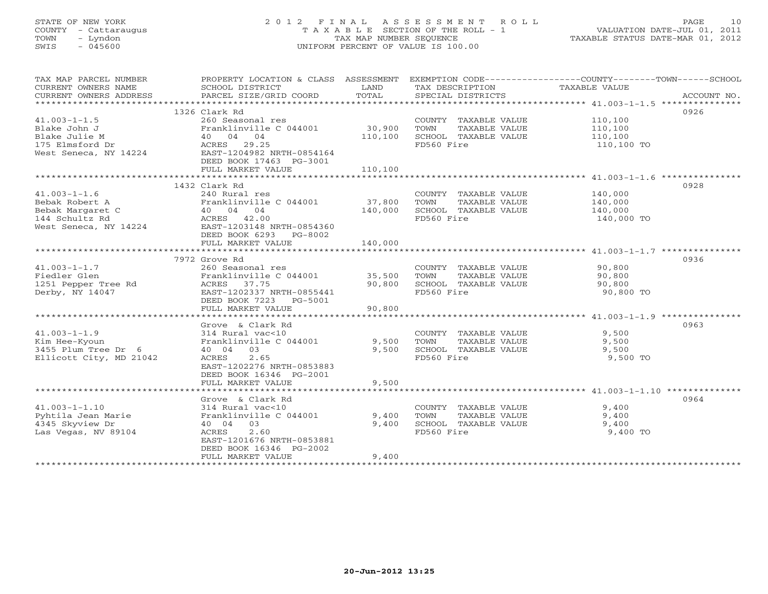STATE OF NEW YORK
COUNTY - Cattaraugus
TOWN - Lyndon
SWIS - 045600

# 2012 FINAL ASSESSMENT ROLL

TAXABLE SECTION OF THE ROLL - 1
TAX MAP NUMBER SEQUENCE
UNIFORM PERCENT OF VALUE IS 100.00

VALUATION DATE-JUL 01, 2011
TAXABLE STATUS DATE-MAR 01, 2012

| TAX MAP PARCEL NUMBER / CURRENT OWNERS NAME / CURRENT OWNERS ADDRESS | PROPERTY LOCATION & CLASS / SCHOOL DISTRICT / PARCEL SIZE/GRID COORD | ASSESSMENT LAND / TOTAL | EXEMPTION CODE / TAX DESCRIPTION / SPECIAL DISTRICTS | COUNTY--------TOWN------SCHOOL TAXABLE VALUE | ACCOUNT NO. |
|---|---|---|---|---|---|
| 41.003-1-1.5 | 1326 Clark Rd | | | | 0926 |
| | 260 Seasonal res | | COUNTY TAXABLE VALUE | 110,100 | |
| Blake John J | Franklinville C 044001 | 30,900 | TOWN TAXABLE VALUE | 110,100 | |
| Blake Julie M | 40 04 04 | 110,100 | SCHOOL TAXABLE VALUE | 110,100 | |
| 175 Elmsford Dr | ACRES 29.25 | | FD560 Fire | 110,100 TO | |
| West Seneca, NY 14224 | EAST-1204982 NRTH-0854164 | | | | |
| | DEED BOOK 17463 PG-3001 | | | | |
| | FULL MARKET VALUE | 110,100 | | | |
| 41.003-1-1.6 | 1432 Clark Rd | | | | 0928 |
| | 240 Rural res | | COUNTY TAXABLE VALUE | 140,000 | |
| Bebak Robert A | Franklinville C 044001 | 37,800 | TOWN TAXABLE VALUE | 140,000 | |
| Bebak Margaret C | 40 04 04 | 140,000 | SCHOOL TAXABLE VALUE | 140,000 | |
| 144 Schultz Rd | ACRES 42.00 | | FD560 Fire | 140,000 TO | |
| West Seneca, NY 14224 | EAST-1203148 NRTH-0854360 | | | | |
| | DEED BOOK 6293 PG-8002 | | | | |
| | FULL MARKET VALUE | 140,000 | | | |
| 41.003-1-1.7 | 7972 Grove Rd | | | | 0936 |
| | 260 Seasonal res | | COUNTY TAXABLE VALUE | 90,800 | |
| Fiedler Glen | Franklinville C 044001 | 35,500 | TOWN TAXABLE VALUE | 90,800 | |
| 1251 Pepper Tree Rd | ACRES 37.75 | 90,800 | SCHOOL TAXABLE VALUE | 90,800 | |
| Derby, NY 14047 | EAST-1202337 NRTH-0855441 | | FD560 Fire | 90,800 TO | |
| | DEED BOOK 7223 PG-5001 | | | | |
| | FULL MARKET VALUE | 90,800 | | | |
| 41.003-1-1.9 | Grove & Clark Rd | | | | 0963 |
| | 314 Rural vac<10 | | COUNTY TAXABLE VALUE | 9,500 | |
| Kim Hee-Kyoun | Franklinville C 044001 | 9,500 | TOWN TAXABLE VALUE | 9,500 | |
| 3455 Plum Tree Dr 6 | 40 04 03 | 9,500 | SCHOOL TAXABLE VALUE | 9,500 | |
| Ellicott City, MD 21042 | ACRES 2.65 | | FD560 Fire | 9,500 TO | |
| | EAST-1202276 NRTH-0853883 | | | | |
| | DEED BOOK 16346 PG-2001 | | | | |
| | FULL MARKET VALUE | 9,500 | | | |
| 41.003-1-1.10 | Grove & Clark Rd | | | | 0964 |
| | 314 Rural vac<10 | | COUNTY TAXABLE VALUE | 9,400 | |
| Pyhtila Jean Marie | Franklinville C 044001 | 9,400 | TOWN TAXABLE VALUE | 9,400 | |
| 4345 Skyview Dr | 40 04 03 | 9,400 | SCHOOL TAXABLE VALUE | 9,400 | |
| Las Vegas, NV 89104 | ACRES 2.60 | | FD560 Fire | 9,400 TO | |
| | EAST-1201676 NRTH-0853881 | | | | |
| | DEED BOOK 16346 PG-2002 | | | | |
| | FULL MARKET VALUE | 9,400 | | | |

20-Jun-2012 13:25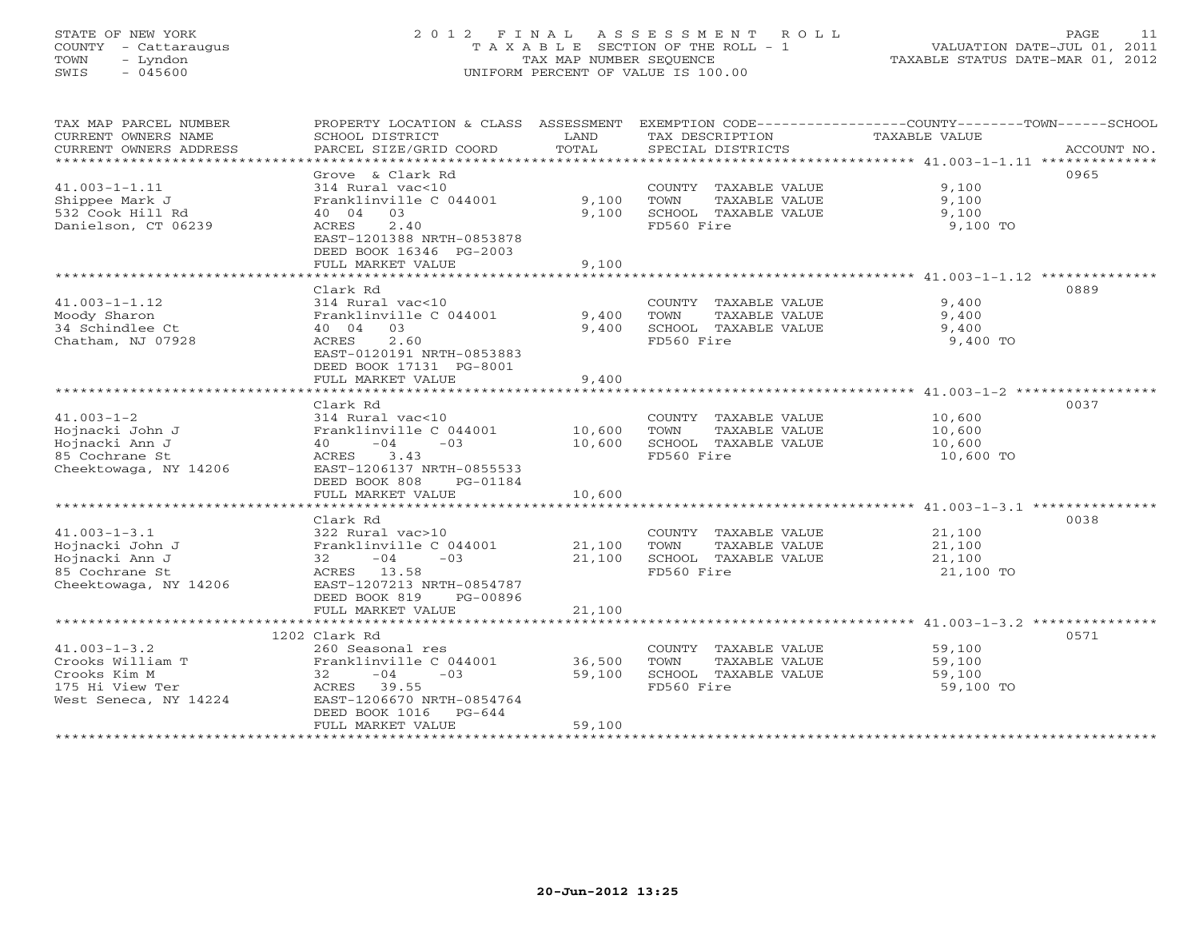STATE OF NEW YORK
COUNTY - Cattaraugus
TOWN - Lyndon
SWIS - 045600

# 2012 FINAL ASSESSMENT ROLL
TAXABLE SECTION OF THE ROLL - 1
TAX MAP NUMBER SEQUENCE
UNIFORM PERCENT OF VALUE IS 100.00

VALUATION DATE-JUL 01, 2011
TAXABLE STATUS DATE-MAR 01, 2012

| TAX MAP PARCEL NUMBER / CURRENT OWNERS NAME / CURRENT OWNERS ADDRESS | PROPERTY LOCATION & CLASS / SCHOOL DISTRICT / PARCEL SIZE/GRID COORD | ASSESSMENT LAND | TOTAL | EXEMPTION CODE / TAX DESCRIPTION / SPECIAL DISTRICTS | COUNTY--------TOWN------SCHOOL TAXABLE VALUE | ACCOUNT NO. |
|---|---|---|---|---|---|---|
| 41.003-1-1.11 | Grove & Clark Rd | | | | | 0965 |
| Shippee Mark J | 314 Rural vac<10 | | | COUNTY TAXABLE VALUE | 9,100 | |
| 532 Cook Hill Rd | Franklinville C 044001 | 9,100 | | TOWN TAXABLE VALUE | 9,100 | |
| Danielson, CT 06239 | 40 04 03 | | 9,100 | SCHOOL TAXABLE VALUE | 9,100 | |
| | ACRES 2.40 | | | FD560 Fire | 9,100 TO | |
| | EAST-1201388 NRTH-0853878 | | | | | |
| | DEED BOOK 16346 PG-2003 | | | | | |
| | FULL MARKET VALUE | | 9,100 | | | |
| 41.003-1-1.12 | Clark Rd | | | | | 0889 |
| Moody Sharon | 314 Rural vac<10 | | | COUNTY TAXABLE VALUE | 9,400 | |
| 34 Schindlee Ct | Franklinville C 044001 | 9,400 | | TOWN TAXABLE VALUE | 9,400 | |
| Chatham, NJ 07928 | 40 04 03 | | 9,400 | SCHOOL TAXABLE VALUE | 9,400 | |
| | ACRES 2.60 | | | FD560 Fire | 9,400 TO | |
| | EAST-0120191 NRTH-0853883 | | | | | |
| | DEED BOOK 17131 PG-8001 | | | | | |
| | FULL MARKET VALUE | | 9,400 | | | |
| 41.003-1-2 | Clark Rd | | | | | 0037 |
| Hojnacki John J | 314 Rural vac<10 | | | COUNTY TAXABLE VALUE | 10,600 | |
| Hojnacki Ann J | Franklinville C 044001 | 10,600 | | TOWN TAXABLE VALUE | 10,600 | |
| 85 Cochrane St | 40 -04 -03 | | 10,600 | SCHOOL TAXABLE VALUE | 10,600 | |
| Cheektowaga, NY 14206 | ACRES 3.43 | | | FD560 Fire | 10,600 TO | |
| | EAST-1206137 NRTH-0855533 | | | | | |
| | DEED BOOK 808 PG-01184 | | | | | |
| | FULL MARKET VALUE | | 10,600 | | | |
| 41.003-1-3.1 | Clark Rd | | | | | 0038 |
| Hojnacki John J | 322 Rural vac>10 | | | COUNTY TAXABLE VALUE | 21,100 | |
| Hojnacki Ann J | Franklinville C 044001 | 21,100 | | TOWN TAXABLE VALUE | 21,100 | |
| 85 Cochrane St | 32 -04 -03 | | 21,100 | SCHOOL TAXABLE VALUE | 21,100 | |
| Cheektowaga, NY 14206 | ACRES 13.58 | | | FD560 Fire | 21,100 TO | |
| | EAST-1207213 NRTH-0854787 | | | | | |
| | DEED BOOK 819 PG-00896 | | | | | |
| | FULL MARKET VALUE | | 21,100 | | | |
| 41.003-1-3.2 | 1202 Clark Rd | | | | | 0571 |
| Crooks William T | 260 Seasonal res | | | COUNTY TAXABLE VALUE | 59,100 | |
| Crooks Kim M | Franklinville C 044001 | 36,500 | | TOWN TAXABLE VALUE | 59,100 | |
| 175 Hi View Ter | 32 -04 -03 | | 59,100 | SCHOOL TAXABLE VALUE | 59,100 | |
| West Seneca, NY 14224 | ACRES 39.55 | | | FD560 Fire | 59,100 TO | |
| | EAST-1206670 NRTH-0854764 | | | | | |
| | DEED BOOK 1016 PG-644 | | | | | |
| | FULL MARKET VALUE | | 59,100 | | | |

20-Jun-2012 13:25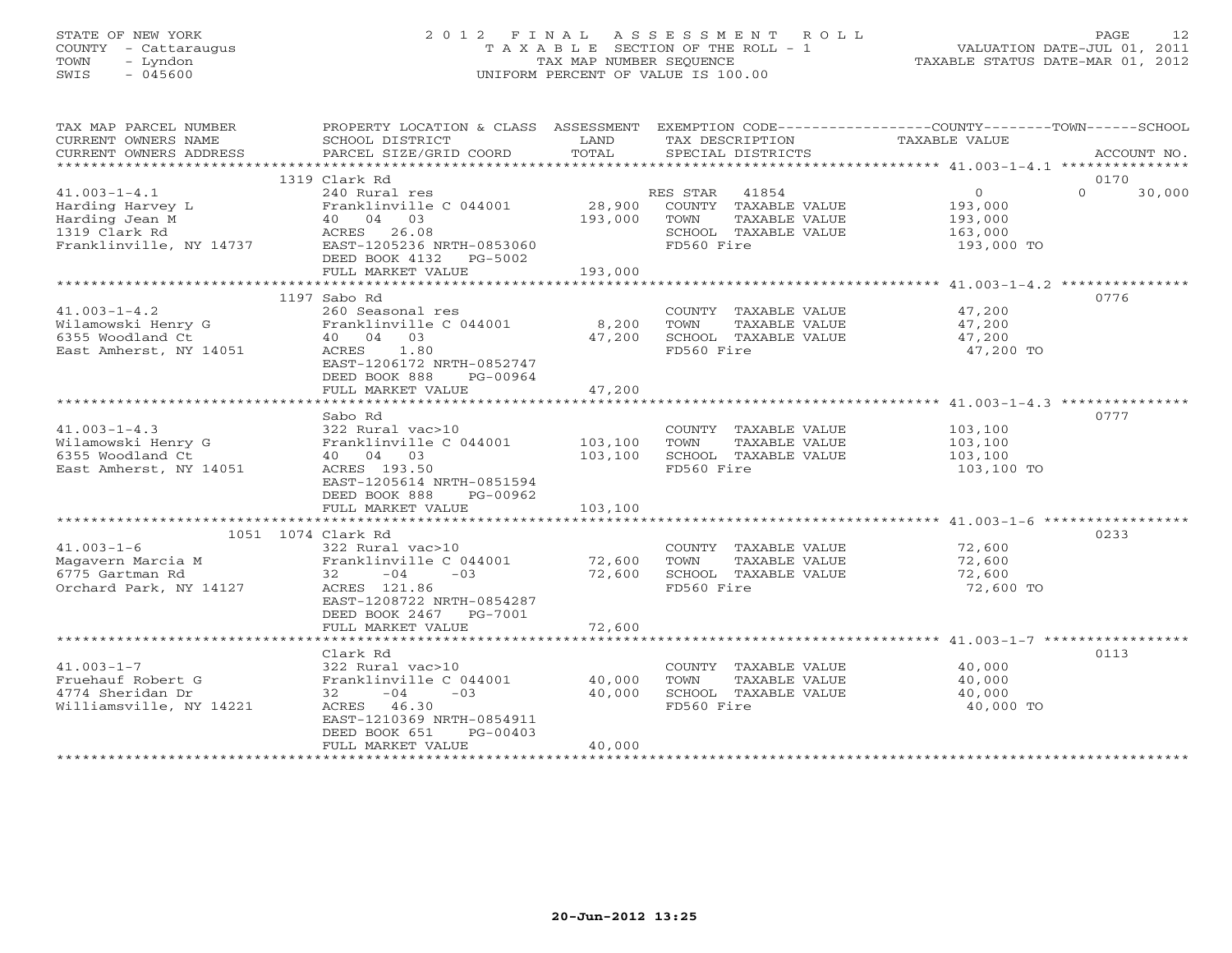STATE OF NEW YORK
COUNTY - Cattaraugus
TOWN - Lyndon
SWIS - 045600

# 2012 FINAL ASSESSMENT ROLL

TAXABLE SECTION OF THE ROLL - 1
TAX MAP NUMBER SEQUENCE
UNIFORM PERCENT OF VALUE IS 100.00

VALUATION DATE-JUL 01, 2011
TAXABLE STATUS DATE-MAR 01, 2012

| TAX MAP PARCEL NUMBER / CURRENT OWNERS NAME / CURRENT OWNERS ADDRESS | PROPERTY LOCATION & CLASS / SCHOOL DISTRICT / PARCEL SIZE/GRID COORD | ASSESSMENT LAND / TOTAL | EXEMPTION CODE / TAX DESCRIPTION / SPECIAL DISTRICTS | COUNTY TAXABLE VALUE | TOWN | SCHOOL | ACCOUNT NO. |
|---|---|---|---|---|---|---|---|
| **41.003-1-4.1** | 1319 Clark Rd | | | | | | 0170 |
| 41.003-1-4.1 | 240 Rural res | | RES STAR 41854 | 0 | 0 | 30,000 | |
| Harding Harvey L | Franklinville C 044001 | 28,900 | COUNTY TAXABLE VALUE | 193,000 | | | |
| Harding Jean M | 40 04 03 | 193,000 | TOWN TAXABLE VALUE | 193,000 | | | |
| 1319 Clark Rd | ACRES 26.08 | | SCHOOL TAXABLE VALUE | 163,000 | | | |
| Franklinville, NY 14737 | EAST-1205236 NRTH-0853060 | | FD560 Fire | 193,000 TO | | | |
| | DEED BOOK 4132 PG-5002 | | | | | | |
| | FULL MARKET VALUE | 193,000 | | | | | |
| **41.003-1-4.2** | 1197 Sabo Rd | | | | | | 0776 |
| 41.003-1-4.2 | 260 Seasonal res | | COUNTY TAXABLE VALUE | 47,200 | | | |
| Wilamowski Henry G | Franklinville C 044001 | 8,200 | TOWN TAXABLE VALUE | 47,200 | | | |
| 6355 Woodland Ct | 40 04 03 | 47,200 | SCHOOL TAXABLE VALUE | 47,200 | | | |
| East Amherst, NY 14051 | ACRES 1.80 | | FD560 Fire | 47,200 TO | | | |
| | EAST-1206172 NRTH-0852747 | | | | | | |
| | DEED BOOK 888 PG-00964 | | | | | | |
| | FULL MARKET VALUE | 47,200 | | | | | |
| **41.003-1-4.3** | Sabo Rd | | | | | | 0777 |
| 41.003-1-4.3 | 322 Rural vac>10 | | COUNTY TAXABLE VALUE | 103,100 | | | |
| Wilamowski Henry G | Franklinville C 044001 | 103,100 | TOWN TAXABLE VALUE | 103,100 | | | |
| 6355 Woodland Ct | 40 04 03 | 103,100 | SCHOOL TAXABLE VALUE | 103,100 | | | |
| East Amherst, NY 14051 | ACRES 193.50 | | FD560 Fire | 103,100 TO | | | |
| | EAST-1205614 NRTH-0851594 | | | | | | |
| | DEED BOOK 888 PG-00962 | | | | | | |
| | FULL MARKET VALUE | 103,100 | | | | | |
| **41.003-1-6** | 1051 1074 Clark Rd | | | | | | 0233 |
| 41.003-1-6 | 322 Rural vac>10 | | COUNTY TAXABLE VALUE | 72,600 | | | |
| Magavern Marcia M | Franklinville C 044001 | 72,600 | TOWN TAXABLE VALUE | 72,600 | | | |
| 6775 Gartman Rd | 32 -04 -03 | 72,600 | SCHOOL TAXABLE VALUE | 72,600 | | | |
| Orchard Park, NY 14127 | ACRES 121.86 | | FD560 Fire | 72,600 TO | | | |
| | EAST-1208722 NRTH-0854287 | | | | | | |
| | DEED BOOK 2467 PG-7001 | | | | | | |
| | FULL MARKET VALUE | 72,600 | | | | | |
| **41.003-1-7** | Clark Rd | | | | | | 0113 |
| 41.003-1-7 | 322 Rural vac>10 | | COUNTY TAXABLE VALUE | 40,000 | | | |
| Fruehauf Robert G | Franklinville C 044001 | 40,000 | TOWN TAXABLE VALUE | 40,000 | | | |
| 4774 Sheridan Dr | 32 -04 -03 | 40,000 | SCHOOL TAXABLE VALUE | 40,000 | | | |
| Williamsville, NY 14221 | ACRES 46.30 | | FD560 Fire | 40,000 TO | | | |
| | EAST-1210369 NRTH-0854911 | | | | | | |
| | DEED BOOK 651 PG-00403 | | | | | | |
| | FULL MARKET VALUE | 40,000 | | | | | |

20-Jun-2012 13:25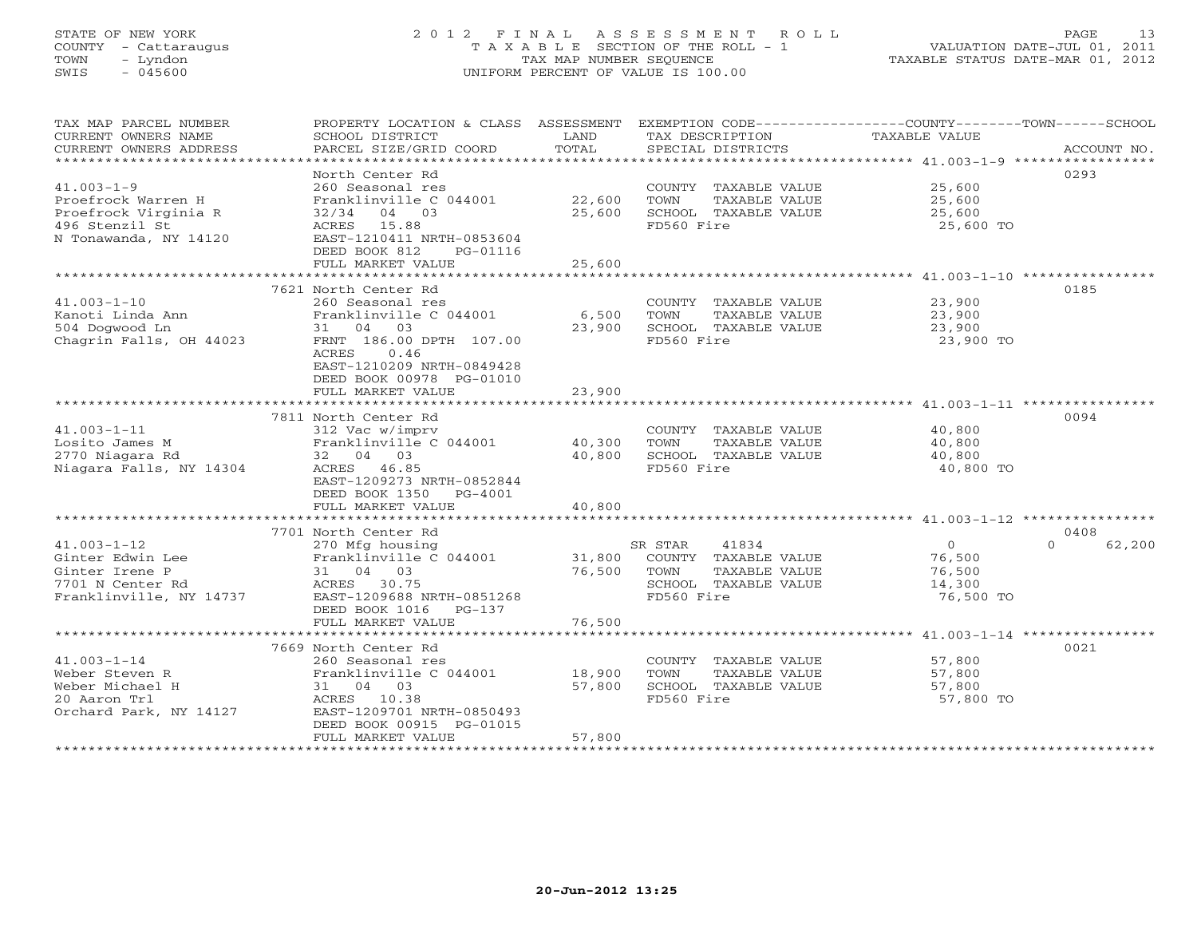STATE OF NEW YORK
COUNTY - Cattaraugus
TOWN - Lyndon
SWIS - 045600

# 2012 FINAL ASSESSMENT ROLL
TAXABLE SECTION OF THE ROLL - 1
TAX MAP NUMBER SEQUENCE
UNIFORM PERCENT OF VALUE IS 100.00

VALUATION DATE-JUL 01, 2011
TAXABLE STATUS DATE-MAR 01, 2012

| TAX MAP PARCEL NUMBER / CURRENT OWNERS NAME / CURRENT OWNERS ADDRESS | PROPERTY LOCATION & CLASS / SCHOOL DISTRICT / PARCEL SIZE/GRID COORD | ASSESSMENT LAND | TOTAL | EXEMPTION CODE / TAX DESCRIPTION / SPECIAL DISTRICTS | COUNTY TAXABLE VALUE | TOWN | SCHOOL | ACCOUNT NO. |
|---|---|---|---|---|---|---|---|---|
| 41.003-1-9 | North Center Rd | | | | | | | 0293 |
| 41.003-1-9 | 260 Seasonal res | | | COUNTY TAXABLE VALUE | 25,600 | | | |
| Proefrock Warren H | Franklinville C 044001 | 22,600 | | TOWN TAXABLE VALUE | 25,600 | | | |
| Proefrock Virginia R | 32/34 04 03 | | 25,600 | SCHOOL TAXABLE VALUE | 25,600 | | | |
| 496 Stenzil St | ACRES 15.88 | | | FD560 Fire | 25,600 TO | | | |
| N Tonawanda, NY 14120 | EAST-1210411 NRTH-0853604 | | | | | | | |
| | DEED BOOK 812 PG-01116 | | | | | | | |
| | FULL MARKET VALUE | | 25,600 | | | | | |
| 41.003-1-10 | 7621 North Center Rd | | | | | | | 0185 |
| 41.003-1-10 | 260 Seasonal res | | | COUNTY TAXABLE VALUE | 23,900 | | | |
| Kanoti Linda Ann | Franklinville C 044001 | 6,500 | | TOWN TAXABLE VALUE | 23,900 | | | |
| 504 Dogwood Ln | 31 04 03 | | 23,900 | SCHOOL TAXABLE VALUE | 23,900 | | | |
| Chagrin Falls, OH 44023 | FRNT 186.00 DPTH 107.00 | | | FD560 Fire | 23,900 TO | | | |
| | ACRES 0.46 | | | | | | | |
| | EAST-1210209 NRTH-0849428 | | | | | | | |
| | DEED BOOK 00978 PG-01010 | | | | | | | |
| | FULL MARKET VALUE | | 23,900 | | | | | |
| 41.003-1-11 | 7811 North Center Rd | | | | | | | 0094 |
| 41.003-1-11 | 312 Vac w/imprv | | | COUNTY TAXABLE VALUE | 40,800 | | | |
| Losito James M | Franklinville C 044001 | 40,300 | | TOWN TAXABLE VALUE | 40,800 | | | |
| 2770 Niagara Rd | 32 04 03 | | 40,800 | SCHOOL TAXABLE VALUE | 40,800 | | | |
| Niagara Falls, NY 14304 | ACRES 46.85 | | | FD560 Fire | 40,800 TO | | | |
| | EAST-1209273 NRTH-0852844 | | | | | | | |
| | DEED BOOK 1350 PG-4001 | | | | | | | |
| | FULL MARKET VALUE | | 40,800 | | | | | |
| 41.003-1-12 | 7701 North Center Rd | | | | | | | 0408 |
| 41.003-1-12 | 270 Mfg housing | | | SR STAR 41834 | 0 | | 0 | 62,200 |
| Ginter Edwin Lee | Franklinville C 044001 | 31,800 | | COUNTY TAXABLE VALUE | 76,500 | | | |
| Ginter Irene P | 31 04 03 | | 76,500 | TOWN TAXABLE VALUE | 76,500 | | | |
| 7701 N Center Rd | ACRES 30.75 | | | SCHOOL TAXABLE VALUE | 14,300 | | | |
| Franklinville, NY 14737 | EAST-1209688 NRTH-0851268 | | | FD560 Fire | 76,500 TO | | | |
| | DEED BOOK 1016 PG-137 | | | | | | | |
| | FULL MARKET VALUE | | 76,500 | | | | | |
| 41.003-1-14 | 7669 North Center Rd | | | | | | | 0021 |
| 41.003-1-14 | 260 Seasonal res | | | COUNTY TAXABLE VALUE | 57,800 | | | |
| Weber Steven R | Franklinville C 044001 | 18,900 | | TOWN TAXABLE VALUE | 57,800 | | | |
| Weber Michael H | 31 04 03 | | 57,800 | SCHOOL TAXABLE VALUE | 57,800 | | | |
| 20 Aaron Trl | ACRES 10.38 | | | FD560 Fire | 57,800 TO | | | |
| Orchard Park, NY 14127 | EAST-1209701 NRTH-0850493 | | | | | | | |
| | DEED BOOK 00915 PG-01015 | | | | | | | |
| | FULL MARKET VALUE | | 57,800 | | | | | |

20-Jun-2012 13:25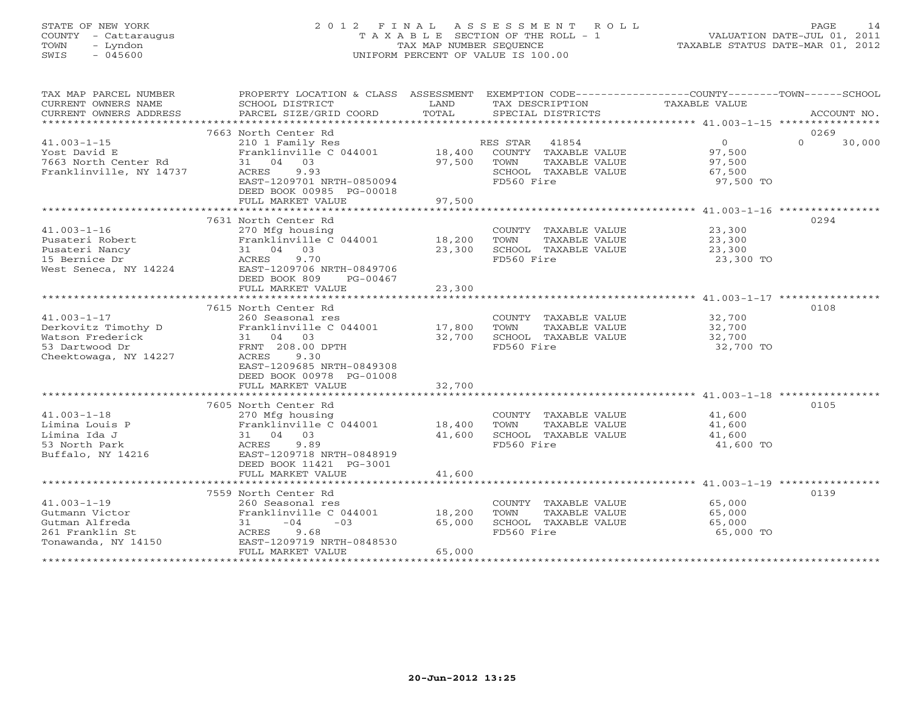STATE OF NEW YORK
COUNTY - Cattaraugus
TOWN - Lyndon
SWIS - 045600

2012 FINAL ASSESSMENT ROLL
TAXABLE SECTION OF THE ROLL - 1
TAX MAP NUMBER SEQUENCE
UNIFORM PERCENT OF VALUE IS 100.00

VALUATION DATE-JUL 01, 2011
TAXABLE STATUS DATE-MAR 01, 2012

| TAX MAP PARCEL NUMBER / CURRENT OWNERS NAME / CURRENT OWNERS ADDRESS | PROPERTY LOCATION & CLASS / SCHOOL DISTRICT / PARCEL SIZE/GRID COORD | ASSESSMENT LAND / TOTAL | EXEMPTION CODE / TAX DESCRIPTION / SPECIAL DISTRICTS | COUNTY / TOWN / SCHOOL TAXABLE VALUE | ACCOUNT NO. |
|---|---|---|---|---|---|
| 41.003-1-15<br>Yost David E<br>7663 North Center Rd<br>Franklinville, NY 14737 | 7663 North Center Rd<br>210 1 Family Res<br>Franklinville C 044001<br>31 04 03<br>ACRES 9.93<br>EAST-1209701 NRTH-0850094<br>DEED BOOK 00985 PG-00018<br>FULL MARKET VALUE 97,500 | 18,400<br>97,500 | RES STAR 41854<br>COUNTY TAXABLE VALUE<br>TOWN TAXABLE VALUE<br>SCHOOL TAXABLE VALUE<br>FD560 Fire | 0 / 0 / 30,000<br>97,500<br>97,500<br>67,500<br>97,500 TO | 0269 |
| 41.003-1-16<br>Pusateri Robert<br>Pusateri Nancy<br>15 Bernice Dr<br>West Seneca, NY 14224 | 7631 North Center Rd<br>270 Mfg housing<br>Franklinville C 044001<br>31 04 03<br>ACRES 9.70<br>EAST-1209706 NRTH-0849706<br>DEED BOOK 809 PG-00467<br>FULL MARKET VALUE 23,300 | 18,200<br>23,300 | COUNTY TAXABLE VALUE<br>TOWN TAXABLE VALUE<br>SCHOOL TAXABLE VALUE<br>FD560 Fire | 23,300<br>23,300<br>23,300<br>23,300 TO | 0294 |
| 41.003-1-17<br>Derkovitz Timothy D<br>Watson Frederick<br>53 Dartwood Dr<br>Cheektowaga, NY 14227 | 7615 North Center Rd<br>260 Seasonal res<br>Franklinville C 044001<br>31 04 03<br>FRNT 208.00 DPTH<br>ACRES 9.30<br>EAST-1209685 NRTH-0849308<br>DEED BOOK 00978 PG-01008<br>FULL MARKET VALUE 32,700 | 17,800<br>32,700 | COUNTY TAXABLE VALUE<br>TOWN TAXABLE VALUE<br>SCHOOL TAXABLE VALUE<br>FD560 Fire | 32,700<br>32,700<br>32,700<br>32,700 TO | 0108 |
| 41.003-1-18<br>Limina Louis P<br>Limina Ida J<br>53 North Park<br>Buffalo, NY 14216 | 7605 North Center Rd<br>270 Mfg housing<br>Franklinville C 044001<br>31 04 03<br>ACRES 9.89<br>EAST-1209718 NRTH-0848919<br>DEED BOOK 11421 PG-3001<br>FULL MARKET VALUE 41,600 | 18,400<br>41,600 | COUNTY TAXABLE VALUE<br>TOWN TAXABLE VALUE<br>SCHOOL TAXABLE VALUE<br>FD560 Fire | 41,600<br>41,600<br>41,600<br>41,600 TO | 0105 |
| 41.003-1-19<br>Gutmann Victor<br>Gutman Alfreda<br>261 Franklin St<br>Tonawanda, NY 14150 | 7559 North Center Rd<br>260 Seasonal res<br>Franklinville C 044001<br>31 -04 -03<br>ACRES 9.68<br>EAST-1209719 NRTH-0848530<br>FULL MARKET VALUE 65,000 | 18,200<br>65,000 | COUNTY TAXABLE VALUE<br>TOWN TAXABLE VALUE<br>SCHOOL TAXABLE VALUE<br>FD560 Fire | 65,000<br>65,000<br>65,000<br>65,000 TO | 0139 |

20-Jun-2012 13:25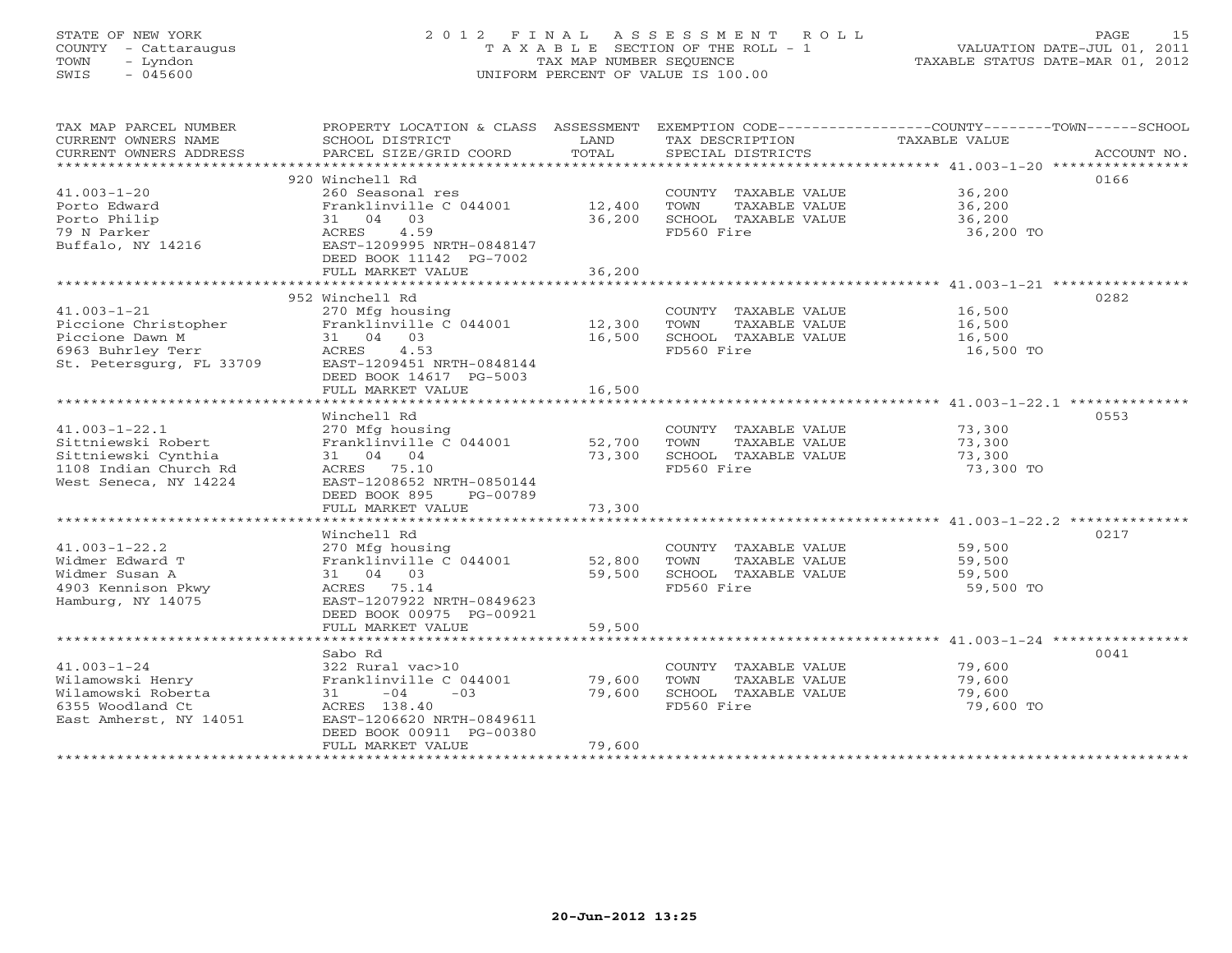STATE OF NEW YORK
COUNTY - Cattaraugus
TOWN - Lyndon
SWIS - 045600

2012 FINAL ASSESSMENT ROLL
TAXABLE SECTION OF THE ROLL - 1
TAX MAP NUMBER SEQUENCE
UNIFORM PERCENT OF VALUE IS 100.00

VALUATION DATE-JUL 01, 2011
TAXABLE STATUS DATE-MAR 01, 2012

| TAX MAP PARCEL NUMBER / CURRENT OWNERS NAME / CURRENT OWNERS ADDRESS | PROPERTY LOCATION & CLASS / SCHOOL DISTRICT / PARCEL SIZE/GRID COORD | ASSESSMENT LAND / TOTAL | EXEMPTION CODE / TAX DESCRIPTION / SPECIAL DISTRICTS | COUNTY--------TOWN------SCHOOL TAXABLE VALUE | ACCOUNT NO. |
|---|---|---|---|---|---|
| 41.003-1-20 | 920 Winchell Rd | | | | 0166 |
| | 260 Seasonal res | | COUNTY TAXABLE VALUE | 36,200 | |
| Porto Edward | Franklinville C 044001 | 12,400 | TOWN TAXABLE VALUE | 36,200 | |
| Porto Philip | 31 04 03 | 36,200 | SCHOOL TAXABLE VALUE | 36,200 | |
| 79 N Parker | ACRES 4.59 | | FD560 Fire | 36,200 TO | |
| Buffalo, NY 14216 | EAST-1209995 NRTH-0848147 | | | | |
| | DEED BOOK 11142 PG-7002 | | | | |
| | FULL MARKET VALUE | 36,200 | | | |
| 41.003-1-21 | 952 Winchell Rd | | | | 0282 |
| | 270 Mfg housing | | COUNTY TAXABLE VALUE | 16,500 | |
| Piccione Christopher | Franklinville C 044001 | 12,300 | TOWN TAXABLE VALUE | 16,500 | |
| Piccione Dawn M | 31 04 03 | 16,500 | SCHOOL TAXABLE VALUE | 16,500 | |
| 6963 Buhrley Terr | ACRES 4.53 | | FD560 Fire | 16,500 TO | |
| St. Petersgurg, FL 33709 | EAST-1209451 NRTH-0848144 | | | | |
| | DEED BOOK 14617 PG-5003 | | | | |
| | FULL MARKET VALUE | 16,500 | | | |
| 41.003-1-22.1 | Winchell Rd | | | | 0553 |
| | 270 Mfg housing | | COUNTY TAXABLE VALUE | 73,300 | |
| Sittniewski Robert | Franklinville C 044001 | 52,700 | TOWN TAXABLE VALUE | 73,300 | |
| Sittniewski Cynthia | 31 04 04 | 73,300 | SCHOOL TAXABLE VALUE | 73,300 | |
| 1108 Indian Church Rd | ACRES 75.10 | | FD560 Fire | 73,300 TO | |
| West Seneca, NY 14224 | EAST-1208652 NRTH-0850144 | | | | |
| | DEED BOOK 895 PG-00789 | | | | |
| | FULL MARKET VALUE | 73,300 | | | |
| 41.003-1-22.2 | Winchell Rd | | | | 0217 |
| | 270 Mfg housing | | COUNTY TAXABLE VALUE | 59,500 | |
| Widmer Edward T | Franklinville C 044001 | 52,800 | TOWN TAXABLE VALUE | 59,500 | |
| Widmer Susan A | 31 04 03 | 59,500 | SCHOOL TAXABLE VALUE | 59,500 | |
| 4903 Kennison Pkwy | ACRES 75.14 | | FD560 Fire | 59,500 TO | |
| Hamburg, NY 14075 | EAST-1207922 NRTH-0849623 | | | | |
| | DEED BOOK 00975 PG-00921 | | | | |
| | FULL MARKET VALUE | 59,500 | | | |
| 41.003-1-24 | Sabo Rd | | | | 0041 |
| | 322 Rural vac>10 | | COUNTY TAXABLE VALUE | 79,600 | |
| Wilamowski Henry | Franklinville C 044001 | 79,600 | TOWN TAXABLE VALUE | 79,600 | |
| Wilamowski Roberta | 31 -04 -03 | 79,600 | SCHOOL TAXABLE VALUE | 79,600 | |
| 6355 Woodland Ct | ACRES 138.40 | | FD560 Fire | 79,600 TO | |
| East Amherst, NY 14051 | EAST-1206620 NRTH-0849611 | | | | |
| | DEED BOOK 00911 PG-00380 | | | | |
| | FULL MARKET VALUE | 79,600 | | | |

20-Jun-2012 13:25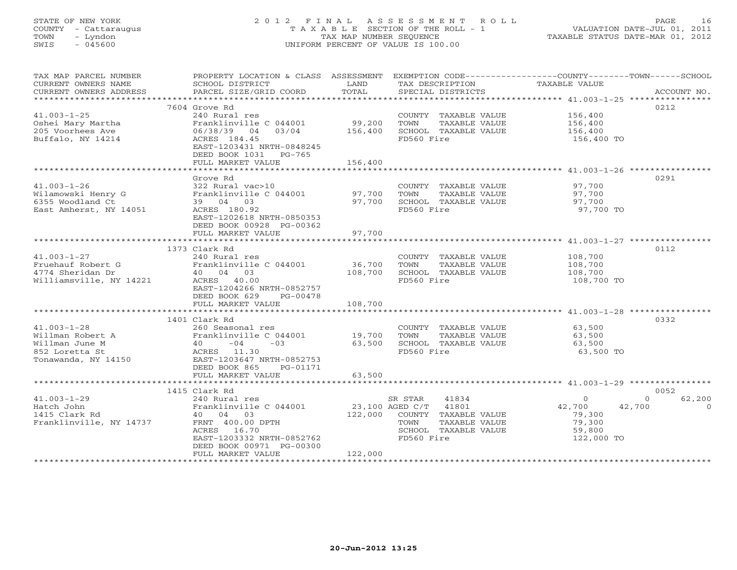STATE OF NEW YORK
COUNTY - Cattaraugus
TOWN - Lyndon
SWIS - 045600

# 2012 FINAL ASSESSMENT ROLL
TAXABLE SECTION OF THE ROLL - 1
TAX MAP NUMBER SEQUENCE
UNIFORM PERCENT OF VALUE IS 100.00

VALUATION DATE-JUL 01, 2011
TAXABLE STATUS DATE-MAR 01, 2012

| TAX MAP PARCEL NUMBER / CURRENT OWNERS NAME / CURRENT OWNERS ADDRESS | PROPERTY LOCATION & CLASS / SCHOOL DISTRICT / PARCEL SIZE/GRID COORD | ASSESSMENT LAND | TOTAL | EXEMPTION CODE / TAX DESCRIPTION / SPECIAL DISTRICTS | COUNTY TAXABLE VALUE | TOWN | SCHOOL | ACCOUNT NO. |
|---|---|---|---|---|---|---|---|---|
| 41.003-1-25 | 7604 Grove Rd | | | | | | | 0212 |
| Oshei Mary Martha | 240 Rural res | | | COUNTY TAXABLE VALUE | 156,400 | | | |
| 205 Voorhees Ave | Franklinville C 044001 | 99,200 | | TOWN TAXABLE VALUE | 156,400 | | | |
| Buffalo, NY 14214 | 06/38/39 04 03/04 | | 156,400 | SCHOOL TAXABLE VALUE | 156,400 | | | |
| | ACRES 184.45 | | | FD560 Fire | 156,400 TO | | | |
| | EAST-1203431 NRTH-0848245 | | | | | | | |
| | DEED BOOK 1031 PG-765 | | | | | | | |
| | FULL MARKET VALUE | | 156,400 | | | | | |
| 41.003-1-26 | Grove Rd | | | | | | | 0291 |
| Wilamowski Henry G | 322 Rural vac>10 | | | COUNTY TAXABLE VALUE | 97,700 | | | |
| 6355 Woodland Ct | Franklinville C 044001 | 97,700 | | TOWN TAXABLE VALUE | 97,700 | | | |
| East Amherst, NY 14051 | 39 04 03 | | 97,700 | SCHOOL TAXABLE VALUE | 97,700 | | | |
| | ACRES 180.92 | | | FD560 Fire | 97,700 TO | | | |
| | EAST-1202618 NRTH-0850353 | | | | | | | |
| | DEED BOOK 00928 PG-00362 | | | | | | | |
| | FULL MARKET VALUE | | 97,700 | | | | | |
| 41.003-1-27 | 1373 Clark Rd | | | | | | | 0112 |
| Fruehauf Robert G | 240 Rural res | | | COUNTY TAXABLE VALUE | 108,700 | | | |
| 4774 Sheridan Dr | Franklinville C 044001 | 36,700 | | TOWN TAXABLE VALUE | 108,700 | | | |
| Williamsville, NY 14221 | 40 04 03 | | 108,700 | SCHOOL TAXABLE VALUE | 108,700 | | | |
| | ACRES 40.00 | | | FD560 Fire | 108,700 TO | | | |
| | EAST-1204266 NRTH-0852757 | | | | | | | |
| | DEED BOOK 629 PG-00478 | | | | | | | |
| | FULL MARKET VALUE | | 108,700 | | | | | |
| 41.003-1-28 | 1401 Clark Rd | | | | | | | 0332 |
| Willman Robert A | 260 Seasonal res | | | COUNTY TAXABLE VALUE | 63,500 | | | |
| Willman June M | Franklinville C 044001 | 19,700 | | TOWN TAXABLE VALUE | 63,500 | | | |
| 852 Loretta St | 40 -04 -03 | | 63,500 | SCHOOL TAXABLE VALUE | 63,500 | | | |
| Tonawanda, NY 14150 | ACRES 11.30 | | | FD560 Fire | 63,500 TO | | | |
| | EAST-1203647 NRTH-0852753 | | | | | | | |
| | DEED BOOK 865 PG-01171 | | | | | | | |
| | FULL MARKET VALUE | | 63,500 | | | | | |
| 41.003-1-29 | 1415 Clark Rd | | | | | | | 0052 |
| Hatch John | 240 Rural res | | | SR STAR 41834 | 0 | 0 | 62,200 | |
| 1415 Clark Rd | Franklinville C 044001 | 23,100 | | AGED C/T 41801 | 42,700 | 42,700 | 0 | |
| Franklinville, NY 14737 | 40 04 03 | | 122,000 | COUNTY TAXABLE VALUE | 79,300 | | | |
| | FRNT 400.00 DPTH | | | TOWN TAXABLE VALUE | 79,300 | | | |
| | ACRES 16.70 | | | SCHOOL TAXABLE VALUE | 59,800 | | | |
| | EAST-1203332 NRTH-0852762 | | | FD560 Fire | 122,000 TO | | | |
| | DEED BOOK 00971 PG-00300 | | | | | | | |
| | FULL MARKET VALUE | | 122,000 | | | | | |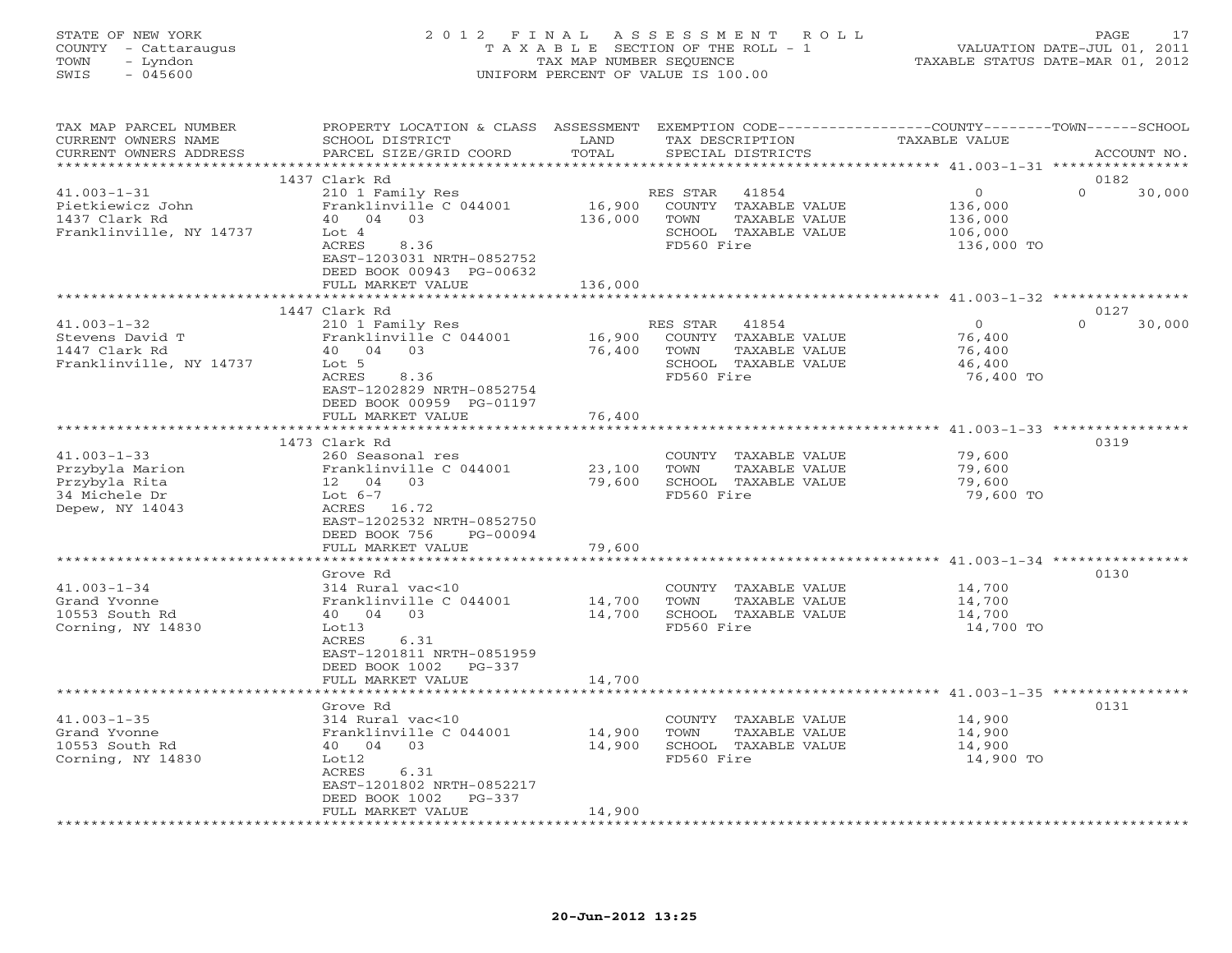STATE OF NEW YORK
COUNTY - Cattaraugus
TOWN - Lyndon
SWIS - 045600

2012 FINAL ASSESSMENT ROLL
TAXABLE SECTION OF THE ROLL - 1
TAX MAP NUMBER SEQUENCE
UNIFORM PERCENT OF VALUE IS 100.00

VALUATION DATE-JUL 01, 2011
TAXABLE STATUS DATE-MAR 01, 2012

| TAX MAP PARCEL NUMBER / CURRENT OWNERS NAME / CURRENT OWNERS ADDRESS | PROPERTY LOCATION & CLASS / SCHOOL DISTRICT / PARCEL SIZE/GRID COORD | ASSESSMENT LAND / TOTAL | EXEMPTION CODE / TAX DESCRIPTION / SPECIAL DISTRICTS | COUNTY / TOWN / SCHOOL TAXABLE VALUE | ACCOUNT NO. |
|---|---|---|---|---|---|
| | 1437 Clark Rd | | | | 0182 |
| 41.003-1-31 | 210 1 Family Res | | RES STAR 41854 | 0 | 0 30,000 |
| Pietkiewicz John | Franklinville C 044001 | 16,900 | COUNTY TAXABLE VALUE | 136,000 | |
| 1437 Clark Rd | 40 04 03 | 136,000 | TOWN TAXABLE VALUE | 136,000 | |
| Franklinville, NY 14737 | Lot 4 | | SCHOOL TAXABLE VALUE | 106,000 | |
| | ACRES 8.36 | | FD560 Fire | 136,000 TO | |
| | EAST-1203031 NRTH-0852752 | | | | |
| | DEED BOOK 00943 PG-00632 | | | | |
| | FULL MARKET VALUE | 136,000 | | | |
| | 1447 Clark Rd | | | | 0127 |
| 41.003-1-32 | 210 1 Family Res | | RES STAR 41854 | 0 | 0 30,000 |
| Stevens David T | Franklinville C 044001 | 16,900 | COUNTY TAXABLE VALUE | 76,400 | |
| 1447 Clark Rd | 40 04 03 | 76,400 | TOWN TAXABLE VALUE | 76,400 | |
| Franklinville, NY 14737 | Lot 5 | | SCHOOL TAXABLE VALUE | 46,400 | |
| | ACRES 8.36 | | FD560 Fire | 76,400 TO | |
| | EAST-1202829 NRTH-0852754 | | | | |
| | DEED BOOK 00959 PG-01197 | | | | |
| | FULL MARKET VALUE | 76,400 | | | |
| | 1473 Clark Rd | | | | 0319 |
| 41.003-1-33 | 260 Seasonal res | | COUNTY TAXABLE VALUE | 79,600 | |
| Przybyla Marion | Franklinville C 044001 | 23,100 | TOWN TAXABLE VALUE | 79,600 | |
| Przybyla Rita | 12 04 03 | 79,600 | SCHOOL TAXABLE VALUE | 79,600 | |
| 34 Michele Dr | Lot 6-7 | | FD560 Fire | 79,600 TO | |
| Depew, NY 14043 | ACRES 16.72 | | | | |
| | EAST-1202532 NRTH-0852750 | | | | |
| | DEED BOOK 756 PG-00094 | | | | |
| | FULL MARKET VALUE | 79,600 | | | |
| | Grove Rd | | | | 0130 |
| 41.003-1-34 | 314 Rural vac<10 | | COUNTY TAXABLE VALUE | 14,700 | |
| Grand Yvonne | Franklinville C 044001 | 14,700 | TOWN TAXABLE VALUE | 14,700 | |
| 10553 South Rd | 40 04 03 | 14,700 | SCHOOL TAXABLE VALUE | 14,700 | |
| Corning, NY 14830 | Lot13 | | FD560 Fire | 14,700 TO | |
| | ACRES 6.31 | | | | |
| | EAST-1201811 NRTH-0851959 | | | | |
| | DEED BOOK 1002 PG-337 | | | | |
| | FULL MARKET VALUE | 14,700 | | | |
| | Grove Rd | | | | 0131 |
| 41.003-1-35 | 314 Rural vac<10 | | COUNTY TAXABLE VALUE | 14,900 | |
| Grand Yvonne | Franklinville C 044001 | 14,900 | TOWN TAXABLE VALUE | 14,900 | |
| 10553 South Rd | 40 04 03 | 14,900 | SCHOOL TAXABLE VALUE | 14,900 | |
| Corning, NY 14830 | Lot12 | | FD560 Fire | 14,900 TO | |
| | ACRES 6.31 | | | | |
| | EAST-1201802 NRTH-0852217 | | | | |
| | DEED BOOK 1002 PG-337 | | | | |
| | FULL MARKET VALUE | 14,900 | | | |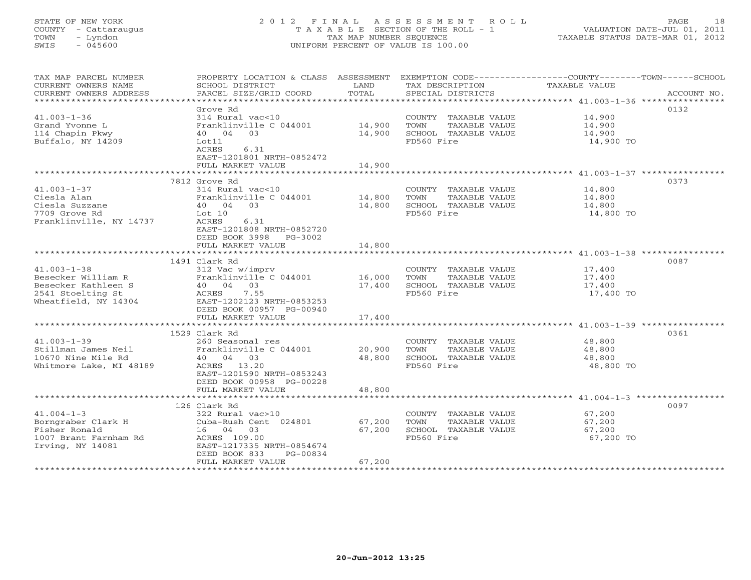STATE OF NEW YORK
COUNTY - Cattaraugus
TOWN - Lyndon
SWIS - 045600

# 2012 FINAL ASSESSMENT ROLL

TAXABLE SECTION OF THE ROLL - 1
TAX MAP NUMBER SEQUENCE
UNIFORM PERCENT OF VALUE IS 100.00

VALUATION DATE-JUL 01, 2011
TAXABLE STATUS DATE-MAR 01, 2012

| TAX MAP PARCEL NUMBER / CURRENT OWNERS NAME / CURRENT OWNERS ADDRESS | PROPERTY LOCATION & CLASS / SCHOOL DISTRICT / PARCEL SIZE/GRID COORD | ASSESSMENT LAND | TOTAL | EXEMPTION CODE / TAX DESCRIPTION / SPECIAL DISTRICTS | COUNTY--------TOWN------SCHOOL TAXABLE VALUE | ACCOUNT NO. |
|---|---|---|---|---|---|---|
| 41.003-1-36 | Grove Rd | | | | | 0132 |
| | 314 Rural vac<10 | | | COUNTY TAXABLE VALUE | 14,900 | |
| Grand Yvonne L | Franklinville C 044001 | 14,900 | | TOWN TAXABLE VALUE | 14,900 | |
| 114 Chapin Pkwy | 40 04 03 | | 14,900 | SCHOOL TAXABLE VALUE | 14,900 | |
| Buffalo, NY 14209 | Lot11 | | | FD560 Fire | 14,900 TO | |
| | ACRES 6.31 | | | | | |
| | EAST-1201801 NRTH-0852472 | | | | | |
| | FULL MARKET VALUE | | 14,900 | | | |
| 41.003-1-37 | 7812 Grove Rd | | | | | 0373 |
| | 314 Rural vac<10 | | | COUNTY TAXABLE VALUE | 14,800 | |
| Ciesla Alan | Franklinville C 044001 | 14,800 | | TOWN TAXABLE VALUE | 14,800 | |
| Ciesla Suzzane | 40 04 03 | | 14,800 | SCHOOL TAXABLE VALUE | 14,800 | |
| 7709 Grove Rd | Lot 10 | | | FD560 Fire | 14,800 TO | |
| Franklinville, NY 14737 | ACRES 6.31 | | | | | |
| | EAST-1201808 NRTH-0852720 | | | | | |
| | DEED BOOK 3998 PG-3002 | | | | | |
| | FULL MARKET VALUE | | 14,800 | | | |
| 41.003-1-38 | 1491 Clark Rd | | | | | 0087 |
| | 312 Vac w/imprv | | | COUNTY TAXABLE VALUE | 17,400 | |
| Besecker William R | Franklinville C 044001 | 16,000 | | TOWN TAXABLE VALUE | 17,400 | |
| Besecker Kathleen S | 40 04 03 | | 17,400 | SCHOOL TAXABLE VALUE | 17,400 | |
| 2541 Stoelting St | ACRES 7.55 | | | FD560 Fire | 17,400 TO | |
| Wheatfield, NY 14304 | EAST-1202123 NRTH-0853253 | | | | | |
| | DEED BOOK 00957 PG-00940 | | | | | |
| | FULL MARKET VALUE | | 17,400 | | | |
| 41.003-1-39 | 1529 Clark Rd | | | | | 0361 |
| | 260 Seasonal res | | | COUNTY TAXABLE VALUE | 48,800 | |
| Stillman James Neil | Franklinville C 044001 | 20,900 | | TOWN TAXABLE VALUE | 48,800 | |
| 10670 Nine Mile Rd | 40 04 03 | | 48,800 | SCHOOL TAXABLE VALUE | 48,800 | |
| Whitmore Lake, MI 48189 | ACRES 13.20 | | | FD560 Fire | 48,800 TO | |
| | EAST-1201590 NRTH-0853243 | | | | | |
| | DEED BOOK 00958 PG-00228 | | | | | |
| | FULL MARKET VALUE | | 48,800 | | | |
| 41.004-1-3 | 126 Clark Rd | | | | | 0097 |
| | 322 Rural vac>10 | | | COUNTY TAXABLE VALUE | 67,200 | |
| Borngraber Clark H | Cuba-Rush Cent 024801 | 67,200 | | TOWN TAXABLE VALUE | 67,200 | |
| Fisher Ronald | 16 04 03 | | 67,200 | SCHOOL TAXABLE VALUE | 67,200 | |
| 1007 Brant Farnham Rd | ACRES 109.00 | | | FD560 Fire | 67,200 TO | |
| Irving, NY 14081 | EAST-1217335 NRTH-0854674 | | | | | |
| | DEED BOOK 833 PG-00834 | | | | | |
| | FULL MARKET VALUE | | 67,200 | | | |

20-Jun-2012 13:25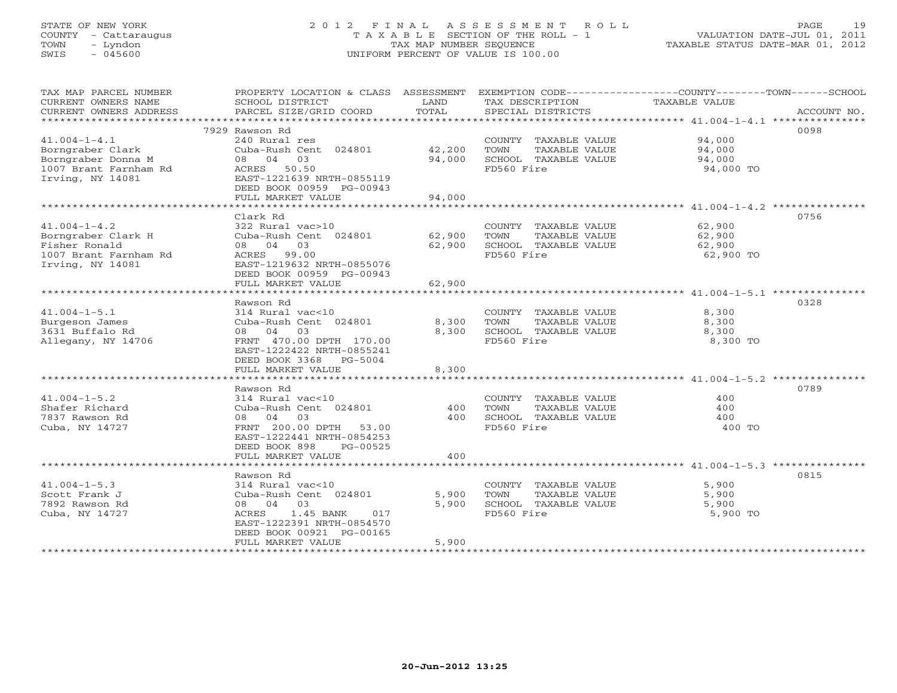STATE OF NEW YORK
COUNTY - Cattaraugus
TOWN - Lyndon
SWIS - 045600

2012 FINAL ASSESSMENT ROLL
TAXABLE SECTION OF THE ROLL - 1
TAX MAP NUMBER SEQUENCE
UNIFORM PERCENT OF VALUE IS 100.00

VALUATION DATE-JUL 01, 2011
TAXABLE STATUS DATE-MAR 01, 2012

| TAX MAP PARCEL NUMBER / CURRENT OWNERS NAME / CURRENT OWNERS ADDRESS | PROPERTY LOCATION & CLASS / SCHOOL DISTRICT / PARCEL SIZE/GRID COORD | ASSESSMENT LAND / TOTAL | EXEMPTION CODE / TAX DESCRIPTION / SPECIAL DISTRICTS | TAXABLE VALUE (COUNTY / TOWN / SCHOOL) | ACCOUNT NO. |
|---|---|---|---|---|---|
| 41.004-1-4.1 | 7929 Rawson Rd | | | | 0098 |
| Borngraber Clark | 240 Rural res | | COUNTY TAXABLE VALUE | 94,000 | |
| Borngraber Donna M | Cuba-Rush Cent 024801 | 42,200 | TOWN TAXABLE VALUE | 94,000 | |
| 1007 Brant Farnham Rd | 08 04 03 | 94,000 | SCHOOL TAXABLE VALUE | 94,000 | |
| Irving, NY 14081 | ACRES 50.50 | | FD560 Fire | 94,000 TO | |
| | EAST-1221639 NRTH-0855119 | | | | |
| | DEED BOOK 00959 PG-00943 | | | | |
| | FULL MARKET VALUE | 94,000 | | | |
| 41.004-1-4.2 | Clark Rd | | | | 0756 |
| Borngraber Clark H | 322 Rural vac>10 | | COUNTY TAXABLE VALUE | 62,900 | |
| Fisher Ronald | Cuba-Rush Cent 024801 | 62,900 | TOWN TAXABLE VALUE | 62,900 | |
| 1007 Brant Farnham Rd | 08 04 03 | 62,900 | SCHOOL TAXABLE VALUE | 62,900 | |
| Irving, NY 14081 | ACRES 99.00 | | FD560 Fire | 62,900 TO | |
| | EAST-1219632 NRTH-0855076 | | | | |
| | DEED BOOK 00959 PG-00943 | | | | |
| | FULL MARKET VALUE | 62,900 | | | |
| 41.004-1-5.1 | Rawson Rd | | | | 0328 |
| Burgeson James | 314 Rural vac<10 | | COUNTY TAXABLE VALUE | 8,300 | |
| 3631 Buffalo Rd | Cuba-Rush Cent 024801 | 8,300 | TOWN TAXABLE VALUE | 8,300 | |
| Allegany, NY 14706 | 08 04 03 | 8,300 | SCHOOL TAXABLE VALUE | 8,300 | |
| | FRNT 470.00 DPTH 170.00 | | FD560 Fire | 8,300 TO | |
| | EAST-1222422 NRTH-0855241 | | | | |
| | DEED BOOK 3368 PG-5004 | | | | |
| | FULL MARKET VALUE | 8,300 | | | |
| 41.004-1-5.2 | Rawson Rd | | | | 0789 |
| Shafer Richard | 314 Rural vac<10 | | COUNTY TAXABLE VALUE | 400 | |
| 7837 Rawson Rd | Cuba-Rush Cent 024801 | 400 | TOWN TAXABLE VALUE | 400 | |
| Cuba, NY 14727 | 08 04 03 | 400 | SCHOOL TAXABLE VALUE | 400 | |
| | FRNT 200.00 DPTH 53.00 | | FD560 Fire | 400 TO | |
| | EAST-1222441 NRTH-0854253 | | | | |
| | DEED BOOK 898 PG-00525 | | | | |
| | FULL MARKET VALUE | 400 | | | |
| 41.004-1-5.3 | Rawson Rd | | | | 0815 |
| Scott Frank J | 314 Rural vac<10 | | COUNTY TAXABLE VALUE | 5,900 | |
| 7892 Rawson Rd | Cuba-Rush Cent 024801 | 5,900 | TOWN TAXABLE VALUE | 5,900 | |
| Cuba, NY 14727 | 08 04 03 | 5,900 | SCHOOL TAXABLE VALUE | 5,900 | |
| | ACRES 1.45 BANK 017 | | FD560 Fire | 5,900 TO | |
| | EAST-1222391 NRTH-0854570 | | | | |
| | DEED BOOK 00921 PG-00165 | | | | |
| | FULL MARKET VALUE | 5,900 | | | |

20-Jun-2012 13:25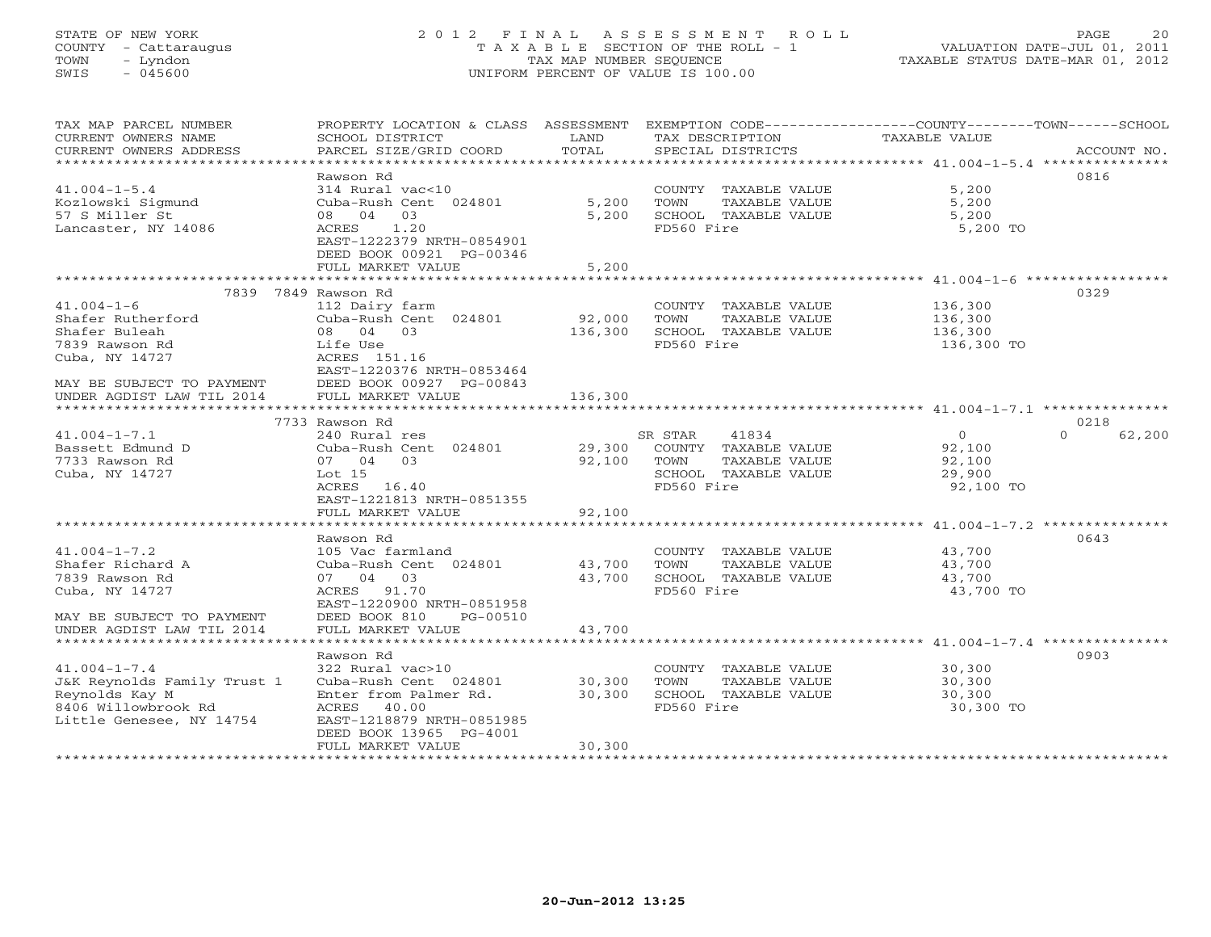STATE OF NEW YORK | COUNTY - Cattaraugus | TOWN - Lyndon | SWIS - 045600

# 2012 FINAL ASSESSMENT ROLL

TAXABLE SECTION OF THE ROLL - 1
TAX MAP NUMBER SEQUENCE
UNIFORM PERCENT OF VALUE IS 100.00

VALUATION DATE-JUL 01, 2011
TAXABLE STATUS DATE-MAR 01, 2012

| TAX MAP PARCEL NUMBER / CURRENT OWNERS NAME / CURRENT OWNERS ADDRESS | PROPERTY LOCATION & CLASS / SCHOOL DISTRICT / PARCEL SIZE/GRID COORD | ASSESSMENT LAND / TOTAL | EXEMPTION CODE / TAX DESCRIPTION / SPECIAL DISTRICTS | COUNTY / TOWN / SCHOOL TAXABLE VALUE | ACCOUNT NO. |
|---|---|---|---|---|---|
| **41.004-1-5.4** | Rawson Rd | | | | 0816 |
| | 314 Rural vac<10 | | COUNTY TAXABLE VALUE | 5,200 | |
| Kozlowski Sigmund | Cuba-Rush Cent 024801 | 5,200 | TOWN TAXABLE VALUE | 5,200 | |
| 57 S Miller St | 08 04 03 | 5,200 | SCHOOL TAXABLE VALUE | 5,200 | |
| Lancaster, NY 14086 | ACRES 1.20 | | FD560 Fire | 5,200 TO | |
| | EAST-1222379 NRTH-0854901 | | | | |
| | DEED BOOK 00921 PG-00346 | | | | |
| | FULL MARKET VALUE | 5,200 | | | |
| **41.004-1-6** | 7839 7849 Rawson Rd | | | | 0329 |
| | 112 Dairy farm | | COUNTY TAXABLE VALUE | 136,300 | |
| Shafer Rutherford | Cuba-Rush Cent 024801 | 92,000 | TOWN TAXABLE VALUE | 136,300 | |
| Shafer Buleah | 08 04 03 | 136,300 | SCHOOL TAXABLE VALUE | 136,300 | |
| 7839 Rawson Rd | Life Use | | FD560 Fire | 136,300 TO | |
| Cuba, NY 14727 | ACRES 151.16 | | | | |
| | EAST-1220376 NRTH-0853464 | | | | |
| MAY BE SUBJECT TO PAYMENT | DEED BOOK 00927 PG-00843 | | | | |
| UNDER AGDIST LAW TIL 2014 | FULL MARKET VALUE | 136,300 | | | |
| **41.004-1-7.1** | 7733 Rawson Rd | | | | 0218 |
| | 240 Rural res | | SR STAR 41834 | 0 / 0 / 62,200 | |
| Bassett Edmund D | Cuba-Rush Cent 024801 | 29,300 | COUNTY TAXABLE VALUE | 92,100 | |
| 7733 Rawson Rd | 07 04 03 | 92,100 | TOWN TAXABLE VALUE | 92,100 | |
| Cuba, NY 14727 | Lot 15 | | SCHOOL TAXABLE VALUE | 29,900 | |
| | ACRES 16.40 | | FD560 Fire | 92,100 TO | |
| | EAST-1221813 NRTH-0851355 | | | | |
| | FULL MARKET VALUE | 92,100 | | | |
| **41.004-1-7.2** | Rawson Rd | | | | 0643 |
| | 105 Vac farmland | | COUNTY TAXABLE VALUE | 43,700 | |
| Shafer Richard A | Cuba-Rush Cent 024801 | 43,700 | TOWN TAXABLE VALUE | 43,700 | |
| 7839 Rawson Rd | 07 04 03 | 43,700 | SCHOOL TAXABLE VALUE | 43,700 | |
| Cuba, NY 14727 | ACRES 91.70 | | FD560 Fire | 43,700 TO | |
| | EAST-1220900 NRTH-0851958 | | | | |
| MAY BE SUBJECT TO PAYMENT | DEED BOOK 810 PG-00510 | | | | |
| UNDER AGDIST LAW TIL 2014 | FULL MARKET VALUE | 43,700 | | | |
| **41.004-1-7.4** | Rawson Rd | | | | 0903 |
| | 322 Rural vac>10 | | COUNTY TAXABLE VALUE | 30,300 | |
| J&K Reynolds Family Trust 1 | Cuba-Rush Cent 024801 | 30,300 | TOWN TAXABLE VALUE | 30,300 | |
| Reynolds Kay M | Enter from Palmer Rd. | 30,300 | SCHOOL TAXABLE VALUE | 30,300 | |
| 8406 Willowbrook Rd | ACRES 40.00 | | FD560 Fire | 30,300 TO | |
| Little Genesee, NY 14754 | EAST-1218879 NRTH-0851985 | | | | |
| | DEED BOOK 13965 PG-4001 | | | | |
| | FULL MARKET VALUE | 30,300 | | | |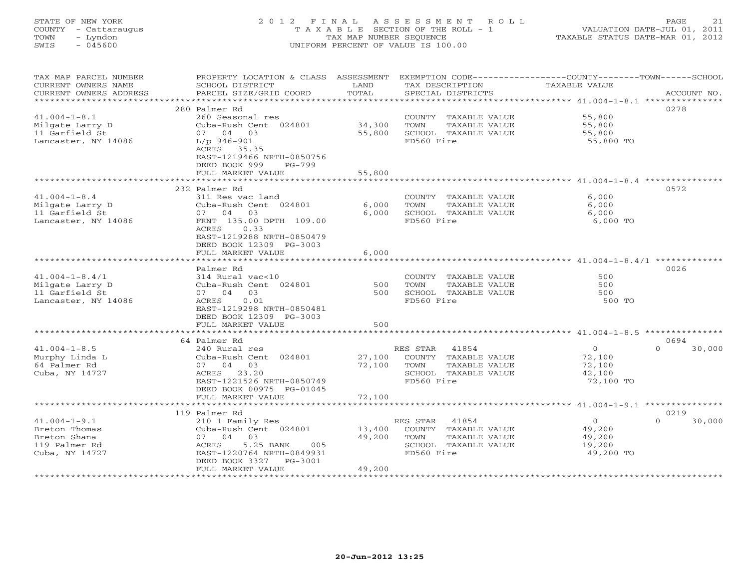STATE OF NEW YORK
COUNTY - Cattaraugus
TOWN - Lyndon
SWIS - 045600

# 2012 FINAL ASSESSMENT ROLL

TAXABLE SECTION OF THE ROLL - 1
TAX MAP NUMBER SEQUENCE
UNIFORM PERCENT OF VALUE IS 100.00

VALUATION DATE-JUL 01, 2011
TAXABLE STATUS DATE-MAR 01, 2012

| TAX MAP PARCEL NUMBER / CURRENT OWNERS NAME / CURRENT OWNERS ADDRESS | PROPERTY LOCATION & CLASS / SCHOOL DISTRICT / PARCEL SIZE/GRID COORD | ASSESSMENT LAND / TOTAL | EXEMPTION CODE / TAX DESCRIPTION / SPECIAL DISTRICTS | COUNTY / TOWN / SCHOOL TAXABLE VALUE | ACCOUNT NO. |
|---|---|---|---|---|---|
| 41.004-1-8.1 | 280 Palmer Rd | | | | 0278 |
| Milgate Larry D | 260 Seasonal res | | COUNTY TAXABLE VALUE | 55,800 | |
| 11 Garfield St | Cuba-Rush Cent 024801 | 34,300 | TOWN TAXABLE VALUE | 55,800 | |
| Lancaster, NY 14086 | 07 04 03 | 55,800 | SCHOOL TAXABLE VALUE | 55,800 | |
| | L/p 946-901 | | FD560 Fire | 55,800 TO | |
| | ACRES 35.35 | | | | |
| | EAST-1219466 NRTH-0850756 | | | | |
| | DEED BOOK 999 PG-799 | | | | |
| | FULL MARKET VALUE | 55,800 | | | |
| 41.004-1-8.4 | 232 Palmer Rd | | | | 0572 |
| Milgate Larry D | 311 Res vac land | | COUNTY TAXABLE VALUE | 6,000 | |
| 11 Garfield St | Cuba-Rush Cent 024801 | 6,000 | TOWN TAXABLE VALUE | 6,000 | |
| Lancaster, NY 14086 | 07 04 03 | 6,000 | SCHOOL TAXABLE VALUE | 6,000 | |
| | FRNT 135.00 DPTH 109.00 | | FD560 Fire | 6,000 TO | |
| | ACRES 0.33 | | | | |
| | EAST-1219288 NRTH-0850479 | | | | |
| | DEED BOOK 12309 PG-3003 | | | | |
| | FULL MARKET VALUE | 6,000 | | | |
| 41.004-1-8.4/1 | Palmer Rd | | | | 0026 |
| Milgate Larry D | 314 Rural vac<10 | | COUNTY TAXABLE VALUE | 500 | |
| 11 Garfield St | Cuba-Rush Cent 024801 | 500 | TOWN TAXABLE VALUE | 500 | |
| Lancaster, NY 14086 | 07 04 03 | 500 | SCHOOL TAXABLE VALUE | 500 | |
| | ACRES 0.01 | | FD560 Fire | 500 TO | |
| | EAST-1219298 NRTH-0850481 | | | | |
| | DEED BOOK 12309 PG-3003 | | | | |
| | FULL MARKET VALUE | 500 | | | |
| 41.004-1-8.5 | 64 Palmer Rd | | | | 0694 |
| Murphy Linda L | 240 Rural res | | RES STAR 41854 | 0 / 0 / 30,000 | |
| 64 Palmer Rd | Cuba-Rush Cent 024801 | 27,100 | COUNTY TAXABLE VALUE | 72,100 | |
| Cuba, NY 14727 | 07 04 03 | 72,100 | TOWN TAXABLE VALUE | 72,100 | |
| | ACRES 23.20 | | SCHOOL TAXABLE VALUE | 42,100 | |
| | EAST-1221526 NRTH-0850749 | | FD560 Fire | 72,100 TO | |
| | DEED BOOK 00975 PG-01045 | | | | |
| | FULL MARKET VALUE | 72,100 | | | |
| 41.004-1-9.1 | 119 Palmer Rd | | | | 0219 |
| Breton Thomas | 210 1 Family Res | | RES STAR 41854 | 0 / 0 / 30,000 | |
| Breton Shana | Cuba-Rush Cent 024801 | 13,400 | COUNTY TAXABLE VALUE | 49,200 | |
| 119 Palmer Rd | 07 04 03 | 49,200 | TOWN TAXABLE VALUE | 49,200 | |
| Cuba, NY 14727 | ACRES 5.25 BANK 005 | | SCHOOL TAXABLE VALUE | 19,200 | |
| | EAST-1220764 NRTH-0849931 | | FD560 Fire | 49,200 TO | |
| | DEED BOOK 3327 PG-3001 | | | | |
| | FULL MARKET VALUE | 49,200 | | | |

20-Jun-2012 13:25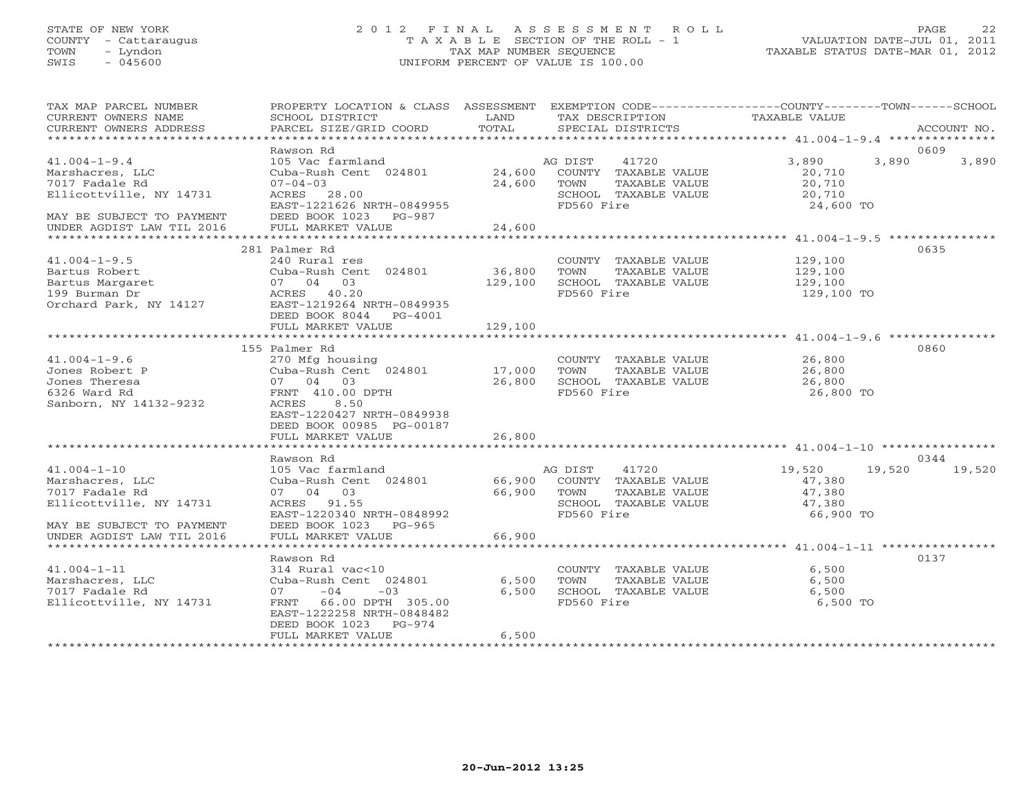STATE OF NEW YORK
COUNTY - Cattaraugus
TOWN - Lyndon
SWIS - 045600

2012 FINAL ASSESSMENT ROLL
TAXABLE SECTION OF THE ROLL - 1
TAX MAP NUMBER SEQUENCE
UNIFORM PERCENT OF VALUE IS 100.00

VALUATION DATE-JUL 01, 2011
TAXABLE STATUS DATE-MAR 01, 2012

| TAX MAP PARCEL NUMBER / CURRENT OWNERS NAME / CURRENT OWNERS ADDRESS | PROPERTY LOCATION & CLASS / SCHOOL DISTRICT / PARCEL SIZE/GRID COORD | ASSESSMENT LAND | TOTAL | EXEMPTION CODE / TAX DESCRIPTION / SPECIAL DISTRICTS | COUNTY TAXABLE VALUE | TOWN | SCHOOL | ACCOUNT NO. |
|---|---|---|---|---|---|---|---|---|
| 41.004-1-9.4 | Rawson Rd | | | | | | | 0609 |
| | 105 Vac farmland | | | AG DIST 41720 | 3,890 | 3,890 | 3,890 | |
| Marshacres, LLC | Cuba-Rush Cent 024801 | 24,600 | | COUNTY TAXABLE VALUE | 20,710 | | | |
| 7017 Fadale Rd | 07-04-03 | | 24,600 | TOWN TAXABLE VALUE | 20,710 | | | |
| Ellicottville, NY 14731 | ACRES 28.00 | | | SCHOOL TAXABLE VALUE | 20,710 | | | |
| | EAST-1221626 NRTH-0849955 | | | FD560 Fire | 24,600 TO | | | |
| MAY BE SUBJECT TO PAYMENT | DEED BOOK 1023 PG-987 | | | | | | | |
| UNDER AGDIST LAW TIL 2016 | FULL MARKET VALUE | | 24,600 | | | | | |
| 41.004-1-9.5 | 281 Palmer Rd | | | | | | | 0635 |
| | 240 Rural res | | | COUNTY TAXABLE VALUE | 129,100 | | | |
| Bartus Robert | Cuba-Rush Cent 024801 | 36,800 | | TOWN TAXABLE VALUE | 129,100 | | | |
| Bartus Margaret | 07 04 03 | | 129,100 | SCHOOL TAXABLE VALUE | 129,100 | | | |
| 199 Burman Dr | ACRES 40.20 | | | FD560 Fire | 129,100 TO | | | |
| Orchard Park, NY 14127 | EAST-1219264 NRTH-0849935 | | | | | | | |
| | DEED BOOK 8044 PG-4001 | | | | | | | |
| | FULL MARKET VALUE | | 129,100 | | | | | |
| 41.004-1-9.6 | 155 Palmer Rd | | | | | | | 0860 |
| | 270 Mfg housing | | | COUNTY TAXABLE VALUE | 26,800 | | | |
| Jones Robert P | Cuba-Rush Cent 024801 | 17,000 | | TOWN TAXABLE VALUE | 26,800 | | | |
| Jones Theresa | 07 04 03 | | 26,800 | SCHOOL TAXABLE VALUE | 26,800 | | | |
| 6326 Ward Rd | FRNT 410.00 DPTH | | | FD560 Fire | 26,800 TO | | | |
| Sanborn, NY 14132-9232 | ACRES 8.50 | | | | | | | |
| | EAST-1220427 NRTH-0849938 | | | | | | | |
| | DEED BOOK 00985 PG-00187 | | | | | | | |
| | FULL MARKET VALUE | | 26,800 | | | | | |
| 41.004-1-10 | Rawson Rd | | | | | | | 0344 |
| | 105 Vac farmland | | | AG DIST 41720 | 19,520 | 19,520 | 19,520 | |
| Marshacres, LLC | Cuba-Rush Cent 024801 | 66,900 | | COUNTY TAXABLE VALUE | 47,380 | | | |
| 7017 Fadale Rd | 07 04 03 | | 66,900 | TOWN TAXABLE VALUE | 47,380 | | | |
| Ellicottville, NY 14731 | ACRES 91.55 | | | SCHOOL TAXABLE VALUE | 47,380 | | | |
| | EAST-1220340 NRTH-0848992 | | | FD560 Fire | 66,900 TO | | | |
| MAY BE SUBJECT TO PAYMENT | DEED BOOK 1023 PG-965 | | | | | | | |
| UNDER AGDIST LAW TIL 2016 | FULL MARKET VALUE | | 66,900 | | | | | |
| 41.004-1-11 | Rawson Rd | | | | | | | 0137 |
| | 314 Rural vac<10 | | | COUNTY TAXABLE VALUE | 6,500 | | | |
| Marshacres, LLC | Cuba-Rush Cent 024801 | 6,500 | | TOWN TAXABLE VALUE | 6,500 | | | |
| 7017 Fadale Rd | 07 -04 -03 | | 6,500 | SCHOOL TAXABLE VALUE | 6,500 | | | |
| Ellicottville, NY 14731 | FRNT 66.00 DPTH 305.00 | | | FD560 Fire | 6,500 TO | | | |
| | EAST-1222258 NRTH-0848482 | | | | | | | |
| | DEED BOOK 1023 PG-974 | | | | | | | |
| | FULL MARKET VALUE | | 6,500 | | | | | |

20-Jun-2012 13:25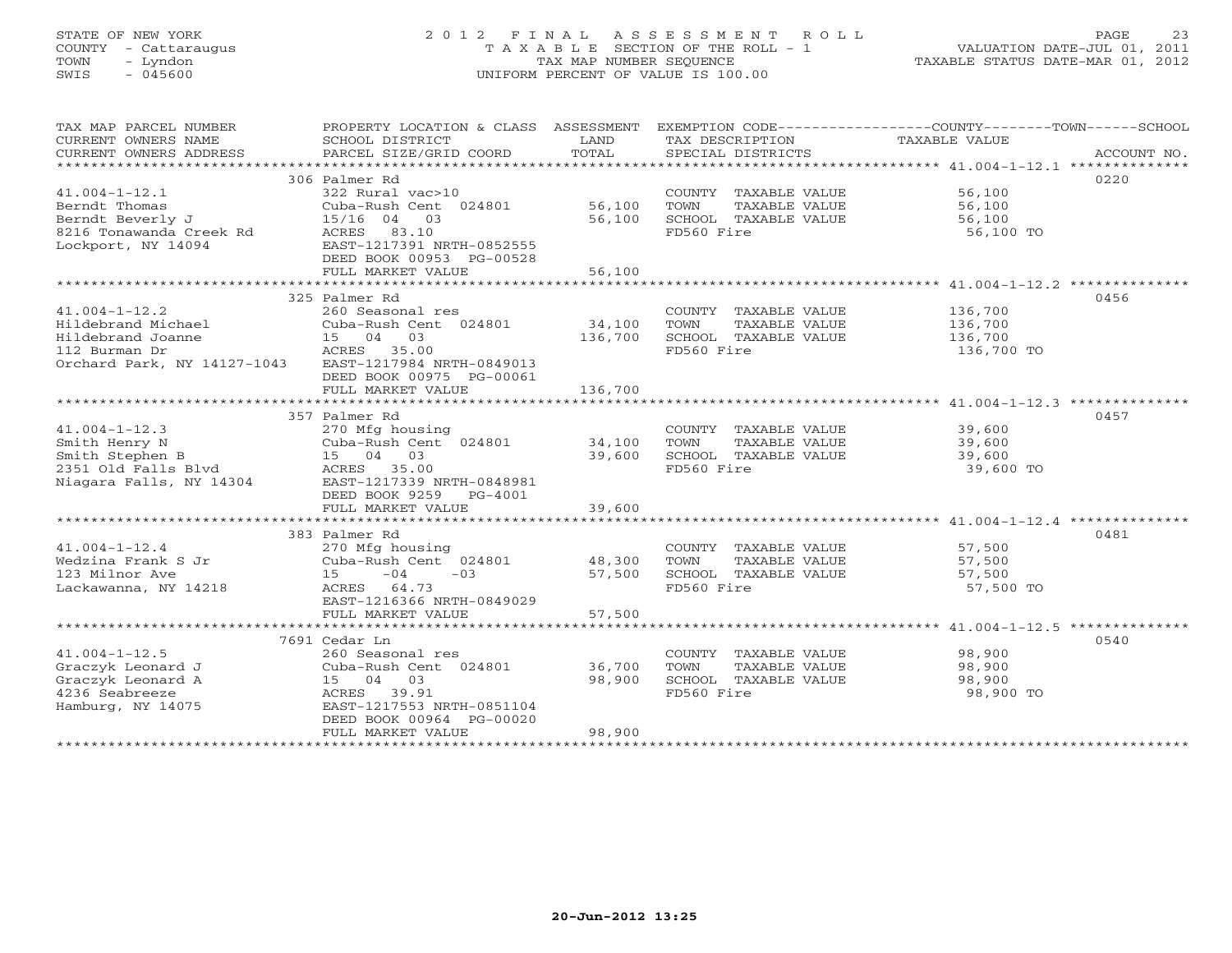STATE OF NEW YORK
COUNTY - Cattaraugus
TOWN - Lyndon
SWIS - 045600

# 2012 FINAL ASSESSMENT ROLL
TAXABLE SECTION OF THE ROLL - 1
TAX MAP NUMBER SEQUENCE
UNIFORM PERCENT OF VALUE IS 100.00

VALUATION DATE-JUL 01, 2011
TAXABLE STATUS DATE-MAR 01, 2012

| TAX MAP PARCEL NUMBER / CURRENT OWNERS NAME / CURRENT OWNERS ADDRESS | PROPERTY LOCATION & CLASS / SCHOOL DISTRICT / PARCEL SIZE/GRID COORD | ASSESSMENT LAND | TOTAL | EXEMPTION CODE / TAX DESCRIPTION / SPECIAL DISTRICTS | COUNTY--------TOWN------SCHOOL TAXABLE VALUE | ACCOUNT NO. |
|---|---|---|---|---|---|---|
| 41.004-1-12.1 | 306 Palmer Rd | | | | | 0220 |
| Berndt Thomas | 322 Rural vac>10 | | | COUNTY TAXABLE VALUE | 56,100 | |
| Berndt Beverly J | Cuba-Rush Cent 024801 | 56,100 | | TOWN TAXABLE VALUE | 56,100 | |
| 8216 Tonawanda Creek Rd | 15/16 04 03 | | 56,100 | SCHOOL TAXABLE VALUE | 56,100 | |
| Lockport, NY 14094 | ACRES 83.10 | | | FD560 Fire | 56,100 TO | |
| | EAST-1217391 NRTH-0852555 | | | | | |
| | DEED BOOK 00953 PG-00528 | | | | | |
| | FULL MARKET VALUE | | 56,100 | | | |
| 41.004-1-12.2 | 325 Palmer Rd | | | | | 0456 |
| Hildebrand Michael | 260 Seasonal res | | | COUNTY TAXABLE VALUE | 136,700 | |
| Hildebrand Joanne | Cuba-Rush Cent 024801 | 34,100 | | TOWN TAXABLE VALUE | 136,700 | |
| 112 Burman Dr | 15 04 03 | | 136,700 | SCHOOL TAXABLE VALUE | 136,700 | |
| Orchard Park, NY 14127-1043 | ACRES 35.00 | | | FD560 Fire | 136,700 TO | |
| | EAST-1217984 NRTH-0849013 | | | | | |
| | DEED BOOK 00975 PG-00061 | | | | | |
| | FULL MARKET VALUE | | 136,700 | | | |
| 41.004-1-12.3 | 357 Palmer Rd | | | | | 0457 |
| Smith Henry N | 270 Mfg housing | | | COUNTY TAXABLE VALUE | 39,600 | |
| Smith Stephen B | Cuba-Rush Cent 024801 | 34,100 | | TOWN TAXABLE VALUE | 39,600 | |
| 2351 Old Falls Blvd | 15 04 03 | | 39,600 | SCHOOL TAXABLE VALUE | 39,600 | |
| Niagara Falls, NY 14304 | ACRES 35.00 | | | FD560 Fire | 39,600 TO | |
| | EAST-1217339 NRTH-0848981 | | | | | |
| | DEED BOOK 9259 PG-4001 | | | | | |
| | FULL MARKET VALUE | | 39,600 | | | |
| 41.004-1-12.4 | 383 Palmer Rd | | | | | 0481 |
| Wedzina Frank S Jr | 270 Mfg housing | | | COUNTY TAXABLE VALUE | 57,500 | |
| 123 Milnor Ave | Cuba-Rush Cent 024801 | 48,300 | | TOWN TAXABLE VALUE | 57,500 | |
| Lackawanna, NY 14218 | 15 -04 -03 | | 57,500 | SCHOOL TAXABLE VALUE | 57,500 | |
| | ACRES 64.73 | | | FD560 Fire | 57,500 TO | |
| | EAST-1216366 NRTH-0849029 | | | | | |
| | FULL MARKET VALUE | | 57,500 | | | |
| 41.004-1-12.5 | 7691 Cedar Ln | | | | | 0540 |
| Graczyk Leonard J | 260 Seasonal res | | | COUNTY TAXABLE VALUE | 98,900 | |
| Graczyk Leonard A | Cuba-Rush Cent 024801 | 36,700 | | TOWN TAXABLE VALUE | 98,900 | |
| 4236 Seabreeze | 15 04 03 | | 98,900 | SCHOOL TAXABLE VALUE | 98,900 | |
| Hamburg, NY 14075 | ACRES 39.91 | | | FD560 Fire | 98,900 TO | |
| | EAST-1217553 NRTH-0851104 | | | | | |
| | DEED BOOK 00964 PG-00020 | | | | | |
| | FULL MARKET VALUE | | 98,900 | | | |

20-Jun-2012 13:25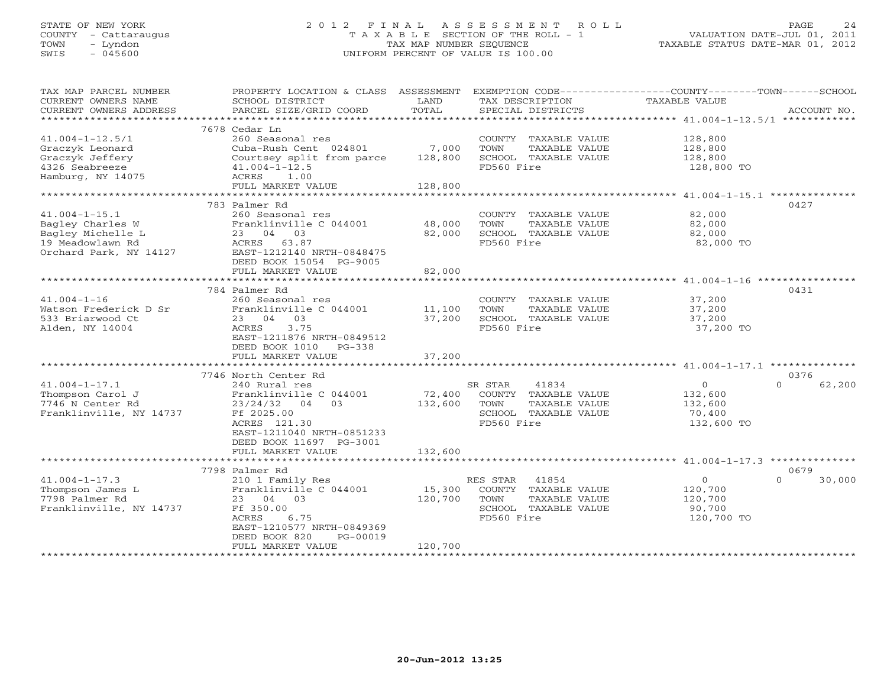STATE OF NEW YORK
COUNTY - Cattaraugus
TOWN - Lyndon
SWIS - 045600

# 2012 FINAL ASSESSMENT ROLL
TAXABLE SECTION OF THE ROLL - 1
TAX MAP NUMBER SEQUENCE
UNIFORM PERCENT OF VALUE IS 100.00

VALUATION DATE-JUL 01, 2011
TAXABLE STATUS DATE-MAR 01, 2012

| TAX MAP PARCEL NUMBER / CURRENT OWNERS NAME / CURRENT OWNERS ADDRESS | PROPERTY LOCATION & CLASS / SCHOOL DISTRICT / PARCEL SIZE/GRID COORD | ASSESSMENT LAND | TOTAL | EXEMPTION CODE / TAX DESCRIPTION / SPECIAL DISTRICTS | COUNTY TAXABLE VALUE | TOWN | SCHOOL | ACCOUNT NO. |
|---|---|---|---|---|---|---|---|---|
| 41.004-1-12.5/1 | 7678 Cedar Ln | | | | | | | |
| 41.004-1-12.5/1 | 260 Seasonal res | | | COUNTY TAXABLE VALUE | 128,800 | | | |
| Graczyk Leonard | Cuba-Rush Cent 024801 | 7,000 | | TOWN TAXABLE VALUE | 128,800 | | | |
| Graczyk Jeffery | Courtsey split from parce | | 128,800 | SCHOOL TAXABLE VALUE | 128,800 | | | |
| 4326 Seabreeze | 41.004-1-12.5 | | | FD560 Fire | 128,800 TO | | | |
| Hamburg, NY 14075 | ACRES 1.00 | | | | | | | |
| | FULL MARKET VALUE | | 128,800 | | | | | |
| 41.004-1-15.1 | 783 Palmer Rd | | | | | | | 0427 |
| 41.004-1-15.1 | 260 Seasonal res | | | COUNTY TAXABLE VALUE | 82,000 | | | |
| Bagley Charles W | Franklinville C 044001 | 48,000 | | TOWN TAXABLE VALUE | 82,000 | | | |
| Bagley Michelle L | 23 04 03 | | 82,000 | SCHOOL TAXABLE VALUE | 82,000 | | | |
| 19 Meadowlawn Rd | ACRES 63.87 | | | FD560 Fire | 82,000 TO | | | |
| Orchard Park, NY 14127 | EAST-1212140 NRTH-0848475 | | | | | | | |
| | DEED BOOK 15054 PG-9005 | | | | | | | |
| | FULL MARKET VALUE | | 82,000 | | | | | |
| 41.004-1-16 | 784 Palmer Rd | | | | | | | 0431 |
| 41.004-1-16 | 260 Seasonal res | | | COUNTY TAXABLE VALUE | 37,200 | | | |
| Watson Frederick D Sr | Franklinville C 044001 | 11,100 | | TOWN TAXABLE VALUE | 37,200 | | | |
| 533 Briarwood Ct | 23 04 03 | | 37,200 | SCHOOL TAXABLE VALUE | 37,200 | | | |
| Alden, NY 14004 | ACRES 3.75 | | | FD560 Fire | 37,200 TO | | | |
| | EAST-1211876 NRTH-0849512 | | | | | | | |
| | DEED BOOK 1010 PG-338 | | | | | | | |
| | FULL MARKET VALUE | | 37,200 | | | | | |
| 41.004-1-17.1 | 7746 North Center Rd | | | | | | | 0376 |
| 41.004-1-17.1 | 240 Rural res | | | SR STAR 41834 | 0 | | 0 | 62,200 |
| Thompson Carol J | Franklinville C 044001 | 72,400 | | COUNTY TAXABLE VALUE | 132,600 | | | |
| 7746 N Center Rd | 23/24/32 04 03 | | 132,600 | TOWN TAXABLE VALUE | 132,600 | | | |
| Franklinville, NY 14737 | Ff 2025.00 | | | SCHOOL TAXABLE VALUE | 70,400 | | | |
| | ACRES 121.30 | | | FD560 Fire | 132,600 TO | | | |
| | EAST-1211040 NRTH-0851233 | | | | | | | |
| | DEED BOOK 11697 PG-3001 | | | | | | | |
| | FULL MARKET VALUE | | 132,600 | | | | | |
| 41.004-1-17.3 | 7798 Palmer Rd | | | | | | | 0679 |
| 41.004-1-17.3 | 210 1 Family Res | | | RES STAR 41854 | 0 | | 0 | 30,000 |
| Thompson James L | Franklinville C 044001 | 15,300 | | COUNTY TAXABLE VALUE | 120,700 | | | |
| 7798 Palmer Rd | 23 04 03 | | 120,700 | TOWN TAXABLE VALUE | 120,700 | | | |
| Franklinville, NY 14737 | Ff 350.00 | | | SCHOOL TAXABLE VALUE | 90,700 | | | |
| | ACRES 6.75 | | | FD560 Fire | 120,700 TO | | | |
| | EAST-1210577 NRTH-0849369 | | | | | | | |
| | DEED BOOK 820 PG-00019 | | | | | | | |
| | FULL MARKET VALUE | | 120,700 | | | | | |

20-Jun-2012 13:25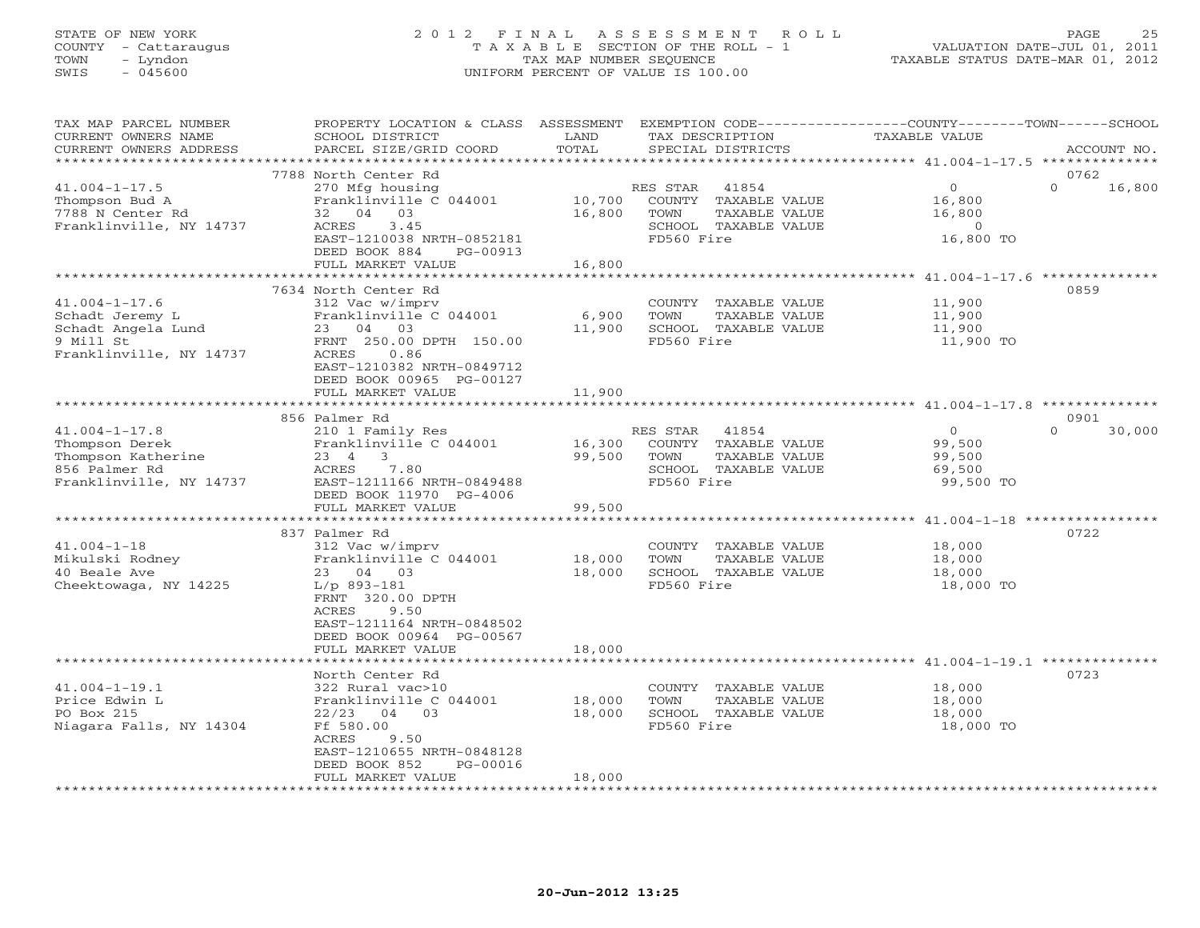STATE OF NEW YORK
COUNTY - Cattaraugus
TOWN - Lyndon
SWIS - 045600

# 2012 FINAL ASSESSMENT ROLL

TAXABLE SECTION OF THE ROLL - 1
TAX MAP NUMBER SEQUENCE
UNIFORM PERCENT OF VALUE IS 100.00

VALUATION DATE-JUL 01, 2011
TAXABLE STATUS DATE-MAR 01, 2012

| TAX MAP PARCEL NUMBER / CURRENT OWNERS NAME / CURRENT OWNERS ADDRESS | PROPERTY LOCATION & CLASS / SCHOOL DISTRICT / PARCEL SIZE/GRID COORD | ASSESSMENT LAND | ASSESSMENT TOTAL | EXEMPTION CODE / TAX DESCRIPTION / SPECIAL DISTRICTS | COUNTY TAXABLE VALUE | TOWN | SCHOOL | ACCOUNT NO. |
|---|---|---|---|---|---|---|---|---|
| 41.004-1-17.5 | 7788 North Center Rd | | | | | | | 0762 |
| Thompson Bud A | 270 Mfg housing | | | RES STAR 41854 | 0 | | 16,800 | |
| 7788 N Center Rd | Franklinville C 044001 | 10,700 | | COUNTY TAXABLE VALUE | 16,800 | | | |
| Franklinville, NY 14737 | 32 04 03 | | 16,800 | TOWN TAXABLE VALUE | 16,800 | | | |
| | ACRES 3.45 | | | SCHOOL TAXABLE VALUE | 0 | | | |
| | EAST-1210038 NRTH-0852181 | | | FD560 Fire | 16,800 TO | | | |
| | DEED BOOK 884 PG-00913 | | | | | | | |
| | FULL MARKET VALUE | | 16,800 | | | | | |
| 41.004-1-17.6 | 7634 North Center Rd | | | | | | | 0859 |
| Schadt Jeremy L | 312 Vac w/imprv | | | COUNTY TAXABLE VALUE | 11,900 | | | |
| Schadt Angela Lund | Franklinville C 044001 | 6,900 | | TOWN TAXABLE VALUE | 11,900 | | | |
| 9 Mill St | 23 04 03 | | 11,900 | SCHOOL TAXABLE VALUE | 11,900 | | | |
| Franklinville, NY 14737 | FRNT 250.00 DPTH 150.00 | | | FD560 Fire | 11,900 TO | | | |
| | ACRES 0.86 | | | | | | | |
| | EAST-1210382 NRTH-0849712 | | | | | | | |
| | DEED BOOK 00965 PG-00127 | | | | | | | |
| | FULL MARKET VALUE | | 11,900 | | | | | |
| 41.004-1-17.8 | 856 Palmer Rd | | | | | | | 0901 |
| Thompson Derek | 210 1 Family Res | | | RES STAR 41854 | 0 | | 30,000 | |
| Thompson Katherine | Franklinville C 044001 | 16,300 | | COUNTY TAXABLE VALUE | 99,500 | | | |
| 856 Palmer Rd | 23 4 3 | | 99,500 | TOWN TAXABLE VALUE | 99,500 | | | |
| Franklinville, NY 14737 | ACRES 7.80 | | | SCHOOL TAXABLE VALUE | 69,500 | | | |
| | EAST-1211166 NRTH-0849488 | | | FD560 Fire | 99,500 TO | | | |
| | DEED BOOK 11970 PG-4006 | | | | | | | |
| | FULL MARKET VALUE | | 99,500 | | | | | |
| 41.004-1-18 | 837 Palmer Rd | | | | | | | 0722 |
| Mikulski Rodney | 312 Vac w/imprv | | | COUNTY TAXABLE VALUE | 18,000 | | | |
| 40 Beale Ave | Franklinville C 044001 | 18,000 | | TOWN TAXABLE VALUE | 18,000 | | | |
| Cheektowaga, NY 14225 | 23 04 03 | | 18,000 | SCHOOL TAXABLE VALUE | 18,000 | | | |
| | L/p 893-181 | | | FD560 Fire | 18,000 TO | | | |
| | FRNT 320.00 DPTH | | | | | | | |
| | ACRES 9.50 | | | | | | | |
| | EAST-1211164 NRTH-0848502 | | | | | | | |
| | DEED BOOK 00964 PG-00567 | | | | | | | |
| | FULL MARKET VALUE | | 18,000 | | | | | |
| 41.004-1-19.1 | North Center Rd | | | | | | | 0723 |
| Price Edwin L | 322 Rural vac>10 | | | COUNTY TAXABLE VALUE | 18,000 | | | |
| PO Box 215 | Franklinville C 044001 | 18,000 | | TOWN TAXABLE VALUE | 18,000 | | | |
| Niagara Falls, NY 14304 | 22/23 04 03 | | 18,000 | SCHOOL TAXABLE VALUE | 18,000 | | | |
| | Ff 580.00 | | | FD560 Fire | 18,000 TO | | | |
| | ACRES 9.50 | | | | | | | |
| | EAST-1210655 NRTH-0848128 | | | | | | | |
| | DEED BOOK 852 PG-00016 | | | | | | | |
| | FULL MARKET VALUE | | 18,000 | | | | | |

20-Jun-2012 13:25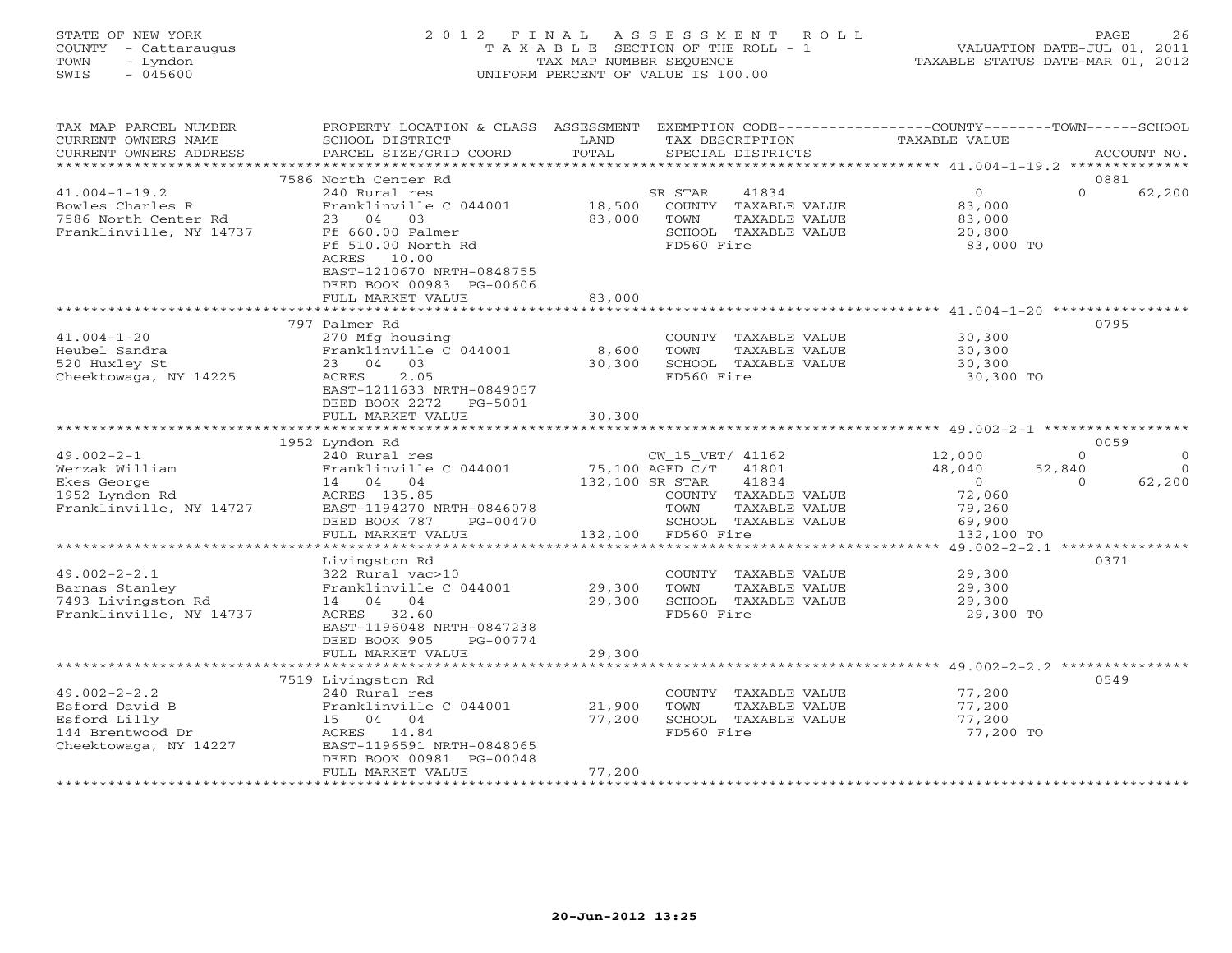STATE OF NEW YORK
COUNTY - Cattaraugus
TOWN - Lyndon
SWIS - 045600

# 2012 FINAL ASSESSMENT ROLL

TAXABLE SECTION OF THE ROLL - 1
TAX MAP NUMBER SEQUENCE
UNIFORM PERCENT OF VALUE IS 100.00

VALUATION DATE-JUL 01, 2011
TAXABLE STATUS DATE-MAR 01, 2012

| TAX MAP PARCEL NUMBER / CURRENT OWNERS NAME / CURRENT OWNERS ADDRESS | PROPERTY LOCATION & CLASS / SCHOOL DISTRICT / PARCEL SIZE/GRID COORD | ASSESSMENT LAND | TOTAL | EXEMPTION CODE / TAX DESCRIPTION / SPECIAL DISTRICTS | COUNTY TAXABLE VALUE | TOWN | SCHOOL | ACCOUNT NO. |
|---|---|---|---|---|---|---|---|---|
| 41.004-1-19.2 | 7586 North Center Rd | | | | | | | 0881 |
| 41.004-1-19.2 | 240 Rural res | | | SR STAR 41834 | 0 | 0 | 62,200 | |
| Bowles Charles R | Franklinville C 044001 | 18,500 | | COUNTY TAXABLE VALUE | 83,000 | | | |
| 7586 North Center Rd | 23 04 03 | | 83,000 | TOWN TAXABLE VALUE | 83,000 | | | |
| Franklinville, NY 14737 | Ff 660.00 Palmer | | | SCHOOL TAXABLE VALUE | 20,800 | | | |
| | Ff 510.00 North Rd | | | FD560 Fire | 83,000 TO | | | |
| | ACRES 10.00 | | | | | | | |
| | EAST-1210670 NRTH-0848755 | | | | | | | |
| | DEED BOOK 00983 PG-00606 | | | | | | | |
| | FULL MARKET VALUE | | 83,000 | | | | | |
| 41.004-1-20 | 797 Palmer Rd | | | | | | | 0795 |
| 41.004-1-20 | 270 Mfg housing | | | COUNTY TAXABLE VALUE | 30,300 | | | |
| Heubel Sandra | Franklinville C 044001 | 8,600 | | TOWN TAXABLE VALUE | 30,300 | | | |
| 520 Huxley St | 23 04 03 | | 30,300 | SCHOOL TAXABLE VALUE | 30,300 | | | |
| Cheektowaga, NY 14225 | ACRES 2.05 | | | FD560 Fire | 30,300 TO | | | |
| | EAST-1211633 NRTH-0849057 | | | | | | | |
| | DEED BOOK 2272 PG-5001 | | | | | | | |
| | FULL MARKET VALUE | | 30,300 | | | | | |
| 49.002-2-1 | 1952 Lyndon Rd | | | | | | | 0059 |
| 49.002-2-1 | 240 Rural res | | | CW_15_VET/ 41162 | 12,000 | 0 | 0 | |
| Werzak William | Franklinville C 044001 | 75,100 | | AGED C/T 41801 | 48,040 | 52,840 | 0 | |
| Ekes George | 14 04 04 | | 132,100 | SR STAR 41834 | 0 | 0 | 62,200 | |
| 1952 Lyndon Rd | ACRES 135.85 | | | COUNTY TAXABLE VALUE | 72,060 | | | |
| Franklinville, NY 14727 | EAST-1194270 NRTH-0846078 | | | TOWN TAXABLE VALUE | 79,260 | | | |
| | DEED BOOK 787 PG-00470 | | | SCHOOL TAXABLE VALUE | 69,900 | | | |
| | FULL MARKET VALUE | | 132,100 | FD560 Fire | 132,100 TO | | | |
| 49.002-2-2.1 | Livingston Rd | | | | | | | 0371 |
| 49.002-2-2.1 | 322 Rural vac>10 | | | COUNTY TAXABLE VALUE | 29,300 | | | |
| Barnas Stanley | Franklinville C 044001 | 29,300 | | TOWN TAXABLE VALUE | 29,300 | | | |
| 7493 Livingston Rd | 14 04 04 | | 29,300 | SCHOOL TAXABLE VALUE | 29,300 | | | |
| Franklinville, NY 14737 | ACRES 32.60 | | | FD560 Fire | 29,300 TO | | | |
| | EAST-1196048 NRTH-0847238 | | | | | | | |
| | DEED BOOK 905 PG-00774 | | | | | | | |
| | FULL MARKET VALUE | | 29,300 | | | | | |
| 49.002-2-2.2 | 7519 Livingston Rd | | | | | | | 0549 |
| 49.002-2-2.2 | 240 Rural res | | | COUNTY TAXABLE VALUE | 77,200 | | | |
| Esford David B | Franklinville C 044001 | 21,900 | | TOWN TAXABLE VALUE | 77,200 | | | |
| Esford Lilly | 15 04 04 | | 77,200 | SCHOOL TAXABLE VALUE | 77,200 | | | |
| 144 Brentwood Dr | ACRES 14.84 | | | FD560 Fire | 77,200 TO | | | |
| Cheektowaga, NY 14227 | EAST-1196591 NRTH-0848065 | | | | | | | |
| | DEED BOOK 00981 PG-00048 | | | | | | | |
| | FULL MARKET VALUE | | 77,200 | | | | | |

20-Jun-2012 13:25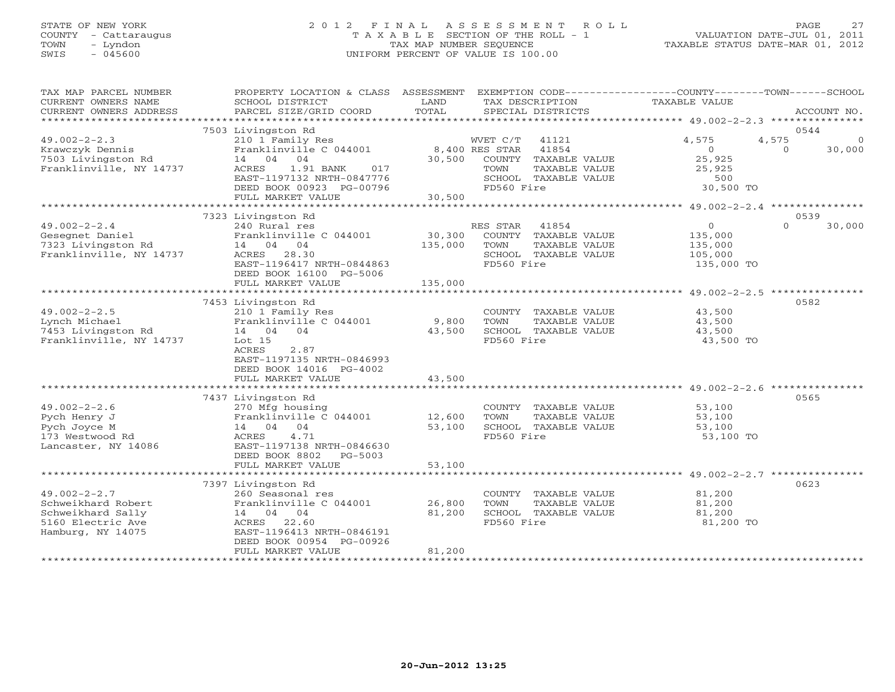STATE OF NEW YORK
COUNTY - Cattaraugus
TOWN - Lyndon
SWIS - 045600

# 2012 FINAL ASSESSMENT ROLL
TAXABLE SECTION OF THE ROLL - 1
TAX MAP NUMBER SEQUENCE
UNIFORM PERCENT OF VALUE IS 100.00

VALUATION DATE-JUL 01, 2011
TAXABLE STATUS DATE-MAR 01, 2012

| TAX MAP PARCEL NUMBER / CURRENT OWNERS NAME / CURRENT OWNERS ADDRESS | PROPERTY LOCATION & CLASS / SCHOOL DISTRICT / PARCEL SIZE/GRID COORD | ASSESSMENT LAND | TOTAL | EXEMPTION CODE / TAX DESCRIPTION / SPECIAL DISTRICTS | COUNTY TAXABLE VALUE | TOWN | SCHOOL | ACCOUNT NO. |
|---|---|---|---|---|---|---|---|---|
| 49.002-2-2.3 | 7503 Livingston Rd | | | | | | | 0544 |
| Krawczyk Dennis | 210 1 Family Res | | | WVET C/T 41121 | 4,575 | 4,575 | 0 | |
| 7503 Livingston Rd | Franklinville C 044001 | 8,400 | | RES STAR 41854 | 0 | 0 | 30,000 | |
| Franklinville, NY 14737 | 14 04 04 | | 30,500 | COUNTY TAXABLE VALUE | 25,925 | | | |
| | ACRES 1.91 BANK 017 | | | TOWN TAXABLE VALUE | 25,925 | | | |
| | EAST-1197132 NRTH-0847776 | | | SCHOOL TAXABLE VALUE | 500 | | | |
| | DEED BOOK 00923 PG-00796 | | | FD560 Fire | 30,500 TO | | | |
| | FULL MARKET VALUE | | 30,500 | | | | | |
| 49.002-2-2.4 | 7323 Livingston Rd | | | | | | | 0539 |
| Gesegnet Daniel | 240 Rural res | | | RES STAR 41854 | 0 | 0 | 30,000 | |
| 7323 Livingston Rd | Franklinville C 044001 | 30,300 | | COUNTY TAXABLE VALUE | 135,000 | | | |
| Franklinville, NY 14737 | 14 04 04 | | 135,000 | TOWN TAXABLE VALUE | 135,000 | | | |
| | ACRES 28.30 | | | SCHOOL TAXABLE VALUE | 105,000 | | | |
| | EAST-1196417 NRTH-0844863 | | | FD560 Fire | 135,000 TO | | | |
| | DEED BOOK 16100 PG-5006 | | | | | | | |
| | FULL MARKET VALUE | | 135,000 | | | | | |
| 49.002-2-2.5 | 7453 Livingston Rd | | | | | | | 0582 |
| Lynch Michael | 210 1 Family Res | | | COUNTY TAXABLE VALUE | 43,500 | | | |
| 7453 Livingston Rd | Franklinville C 044001 | 9,800 | | TOWN TAXABLE VALUE | 43,500 | | | |
| Franklinville, NY 14737 | 14 04 04 | | 43,500 | SCHOOL TAXABLE VALUE | 43,500 | | | |
| | Lot 15 | | | FD560 Fire | 43,500 TO | | | |
| | ACRES 2.87 | | | | | | | |
| | EAST-1197135 NRTH-0846993 | | | | | | | |
| | DEED BOOK 14016 PG-4002 | | | | | | | |
| | FULL MARKET VALUE | | 43,500 | | | | | |
| 49.002-2-2.6 | 7437 Livingston Rd | | | | | | | 0565 |
| Pych Henry J | 270 Mfg housing | | | COUNTY TAXABLE VALUE | 53,100 | | | |
| Pych Joyce M | Franklinville C 044001 | 12,600 | | TOWN TAXABLE VALUE | 53,100 | | | |
| 173 Westwood Rd | 14 04 04 | | 53,100 | SCHOOL TAXABLE VALUE | 53,100 | | | |
| Lancaster, NY 14086 | ACRES 4.71 | | | FD560 Fire | 53,100 TO | | | |
| | EAST-1197138 NRTH-0846630 | | | | | | | |
| | DEED BOOK 8802 PG-5003 | | | | | | | |
| | FULL MARKET VALUE | | 53,100 | | | | | |
| 49.002-2-2.7 | 7397 Livingston Rd | | | | | | | 0623 |
| Schweikhard Robert | 260 Seasonal res | | | COUNTY TAXABLE VALUE | 81,200 | | | |
| Schweikhard Sally | Franklinville C 044001 | 26,800 | | TOWN TAXABLE VALUE | 81,200 | | | |
| 5160 Electric Ave | 14 04 04 | | 81,200 | SCHOOL TAXABLE VALUE | 81,200 | | | |
| Hamburg, NY 14075 | ACRES 22.60 | | | FD560 Fire | 81,200 TO | | | |
| | EAST-1196413 NRTH-0846191 | | | | | | | |
| | DEED BOOK 00954 PG-00926 | | | | | | | |
| | FULL MARKET VALUE | | 81,200 | | | | | |

20-Jun-2012 13:25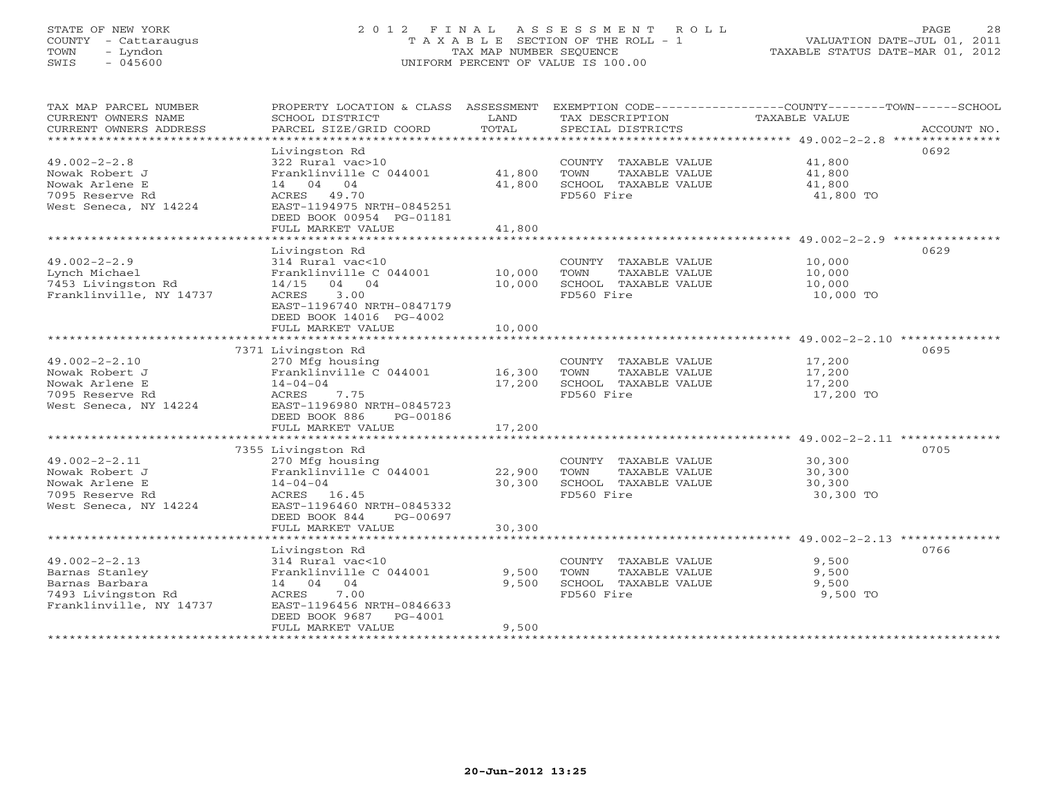STATE OF NEW YORK
COUNTY - Cattaraugus
TOWN - Lyndon
SWIS - 045600

# 2012 FINAL ASSESSMENT ROLL

TAXABLE SECTION OF THE ROLL - 1
TAX MAP NUMBER SEQUENCE
UNIFORM PERCENT OF VALUE IS 100.00

VALUATION DATE-JUL 01, 2011
TAXABLE STATUS DATE-MAR 01, 2012

| TAX MAP PARCEL NUMBER / CURRENT OWNERS NAME / CURRENT OWNERS ADDRESS | PROPERTY LOCATION & CLASS / SCHOOL DISTRICT / PARCEL SIZE/GRID COORD | ASSESSMENT LAND | ASSESSMENT TOTAL | EXEMPTION CODE / TAX DESCRIPTION / SPECIAL DISTRICTS | TAXABLE VALUE (COUNTY / TOWN / SCHOOL) | ACCOUNT NO. |
|---|---|---|---|---|---|---|
| 49.002-2-2.8 | Livingston Rd | | | | | 0692 |
| | 322 Rural vac>10 | | | COUNTY TAXABLE VALUE | 41,800 | |
| Nowak Robert J | Franklinville C 044001 | 41,800 | | TOWN TAXABLE VALUE | 41,800 | |
| Nowak Arlene E | 14 04 04 | | 41,800 | SCHOOL TAXABLE VALUE | 41,800 | |
| 7095 Reserve Rd | ACRES 49.70 | | | FD560 Fire | 41,800 TO | |
| West Seneca, NY 14224 | EAST-1194975 NRTH-0845251 | | | | | |
| | DEED BOOK 00954 PG-01181 | | | | | |
| | FULL MARKET VALUE | | 41,800 | | | |
| 49.002-2-2.9 | Livingston Rd | | | | | 0629 |
| | 314 Rural vac<10 | | | COUNTY TAXABLE VALUE | 10,000 | |
| Lynch Michael | Franklinville C 044001 | 10,000 | | TOWN TAXABLE VALUE | 10,000 | |
| 7453 Livingston Rd | 14/15 04 04 | | 10,000 | SCHOOL TAXABLE VALUE | 10,000 | |
| Franklinville, NY 14737 | ACRES 3.00 | | | FD560 Fire | 10,000 TO | |
| | EAST-1196740 NRTH-0847179 | | | | | |
| | DEED BOOK 14016 PG-4002 | | | | | |
| | FULL MARKET VALUE | | 10,000 | | | |
| 49.002-2-2.10 | 7371 Livingston Rd | | | | | 0695 |
| | 270 Mfg housing | | | COUNTY TAXABLE VALUE | 17,200 | |
| Nowak Robert J | Franklinville C 044001 | 16,300 | | TOWN TAXABLE VALUE | 17,200 | |
| Nowak Arlene E | 14-04-04 | | 17,200 | SCHOOL TAXABLE VALUE | 17,200 | |
| 7095 Reserve Rd | ACRES 7.75 | | | FD560 Fire | 17,200 TO | |
| West Seneca, NY 14224 | EAST-1196980 NRTH-0845723 | | | | | |
| | DEED BOOK 886 PG-00186 | | | | | |
| | FULL MARKET VALUE | | 17,200 | | | |
| 49.002-2-2.11 | 7355 Livingston Rd | | | | | 0705 |
| | 270 Mfg housing | | | COUNTY TAXABLE VALUE | 30,300 | |
| Nowak Robert J | Franklinville C 044001 | 22,900 | | TOWN TAXABLE VALUE | 30,300 | |
| Nowak Arlene E | 14-04-04 | | 30,300 | SCHOOL TAXABLE VALUE | 30,300 | |
| 7095 Reserve Rd | ACRES 16.45 | | | FD560 Fire | 30,300 TO | |
| West Seneca, NY 14224 | EAST-1196460 NRTH-0845332 | | | | | |
| | DEED BOOK 844 PG-00697 | | | | | |
| | FULL MARKET VALUE | | 30,300 | | | |
| 49.002-2-2.13 | Livingston Rd | | | | | 0766 |
| | 314 Rural vac<10 | | | COUNTY TAXABLE VALUE | 9,500 | |
| Barnas Stanley | Franklinville C 044001 | 9,500 | | TOWN TAXABLE VALUE | 9,500 | |
| Barnas Barbara | 14 04 04 | | 9,500 | SCHOOL TAXABLE VALUE | 9,500 | |
| 7493 Livingston Rd | ACRES 7.00 | | | FD560 Fire | 9,500 TO | |
| Franklinville, NY 14737 | EAST-1196456 NRTH-0846633 | | | | | |
| | DEED BOOK 9687 PG-4001 | | | | | |
| | FULL MARKET VALUE | | 9,500 | | | |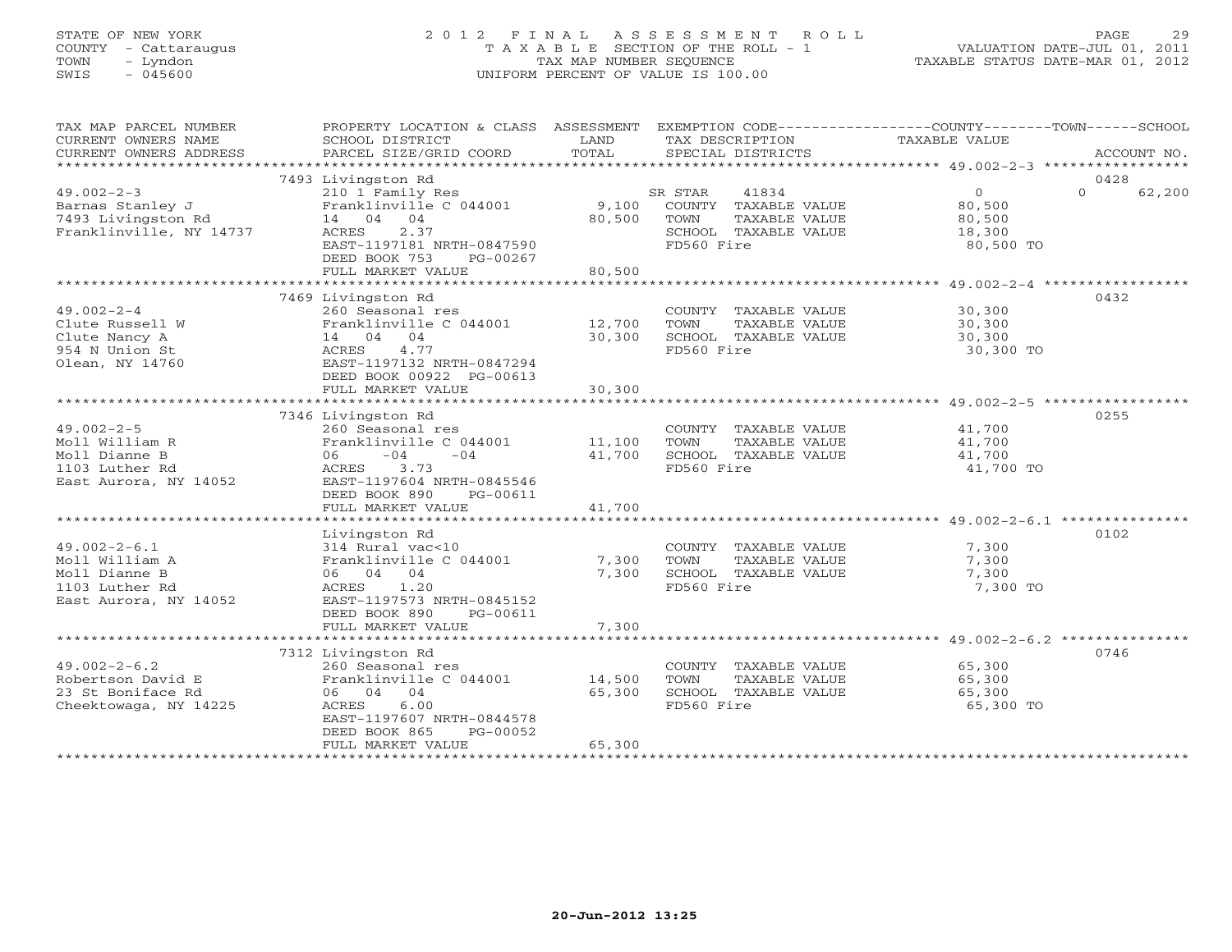STATE OF NEW YORK
COUNTY - Cattaraugus
TOWN - Lyndon
SWIS - 045600

# 2012 FINAL ASSESSMENT ROLL

TAXABLE SECTION OF THE ROLL - 1
TAX MAP NUMBER SEQUENCE
UNIFORM PERCENT OF VALUE IS 100.00

VALUATION DATE-JUL 01, 2011
TAXABLE STATUS DATE-MAR 01, 2012

| TAX MAP PARCEL NUMBER / CURRENT OWNERS NAME / CURRENT OWNERS ADDRESS | PROPERTY LOCATION & CLASS / SCHOOL DISTRICT / PARCEL SIZE/GRID COORD | ASSESSMENT LAND | ASSESSMENT TOTAL | EXEMPTION CODE / TAX DESCRIPTION / SPECIAL DISTRICTS | COUNTY TAXABLE VALUE | TOWN | SCHOOL | ACCOUNT NO. |
|---|---|---|---|---|---|---|---|---|
| **49.002-2-3** | 7493 Livingston Rd | | | | | | | 0428 |
| Barnas Stanley J | 210 1 Family Res | | | SR STAR 41834 | 0 | 0 | 62,200 | |
| 7493 Livingston Rd | Franklinville C 044001 | 9,100 | | COUNTY TAXABLE VALUE | 80,500 | | | |
| Franklinville, NY 14737 | 14 04 04 | | 80,500 | TOWN TAXABLE VALUE | 80,500 | | | |
| | ACRES 2.37 | | | SCHOOL TAXABLE VALUE | 18,300 | | | |
| | EAST-1197181 NRTH-0847590 | | | FD560 Fire | 80,500 TO | | | |
| | DEED BOOK 753 PG-00267 | | | | | | | |
| | FULL MARKET VALUE | | 80,500 | | | | | |
| **49.002-2-4** | 7469 Livingston Rd | | | | | | | 0432 |
| Clute Russell W | 260 Seasonal res | | | COUNTY TAXABLE VALUE | 30,300 | | | |
| Clute Nancy A | Franklinville C 044001 | 12,700 | | TOWN TAXABLE VALUE | 30,300 | | | |
| 954 N Union St | 14 04 04 | | 30,300 | SCHOOL TAXABLE VALUE | 30,300 | | | |
| Olean, NY 14760 | ACRES 4.77 | | | FD560 Fire | 30,300 TO | | | |
| | EAST-1197132 NRTH-0847294 | | | | | | | |
| | DEED BOOK 00922 PG-00613 | | | | | | | |
| | FULL MARKET VALUE | | 30,300 | | | | | |
| **49.002-2-5** | 7346 Livingston Rd | | | | | | | 0255 |
| Moll William R | 260 Seasonal res | | | COUNTY TAXABLE VALUE | 41,700 | | | |
| Moll Dianne B | Franklinville C 044001 | 11,100 | | TOWN TAXABLE VALUE | 41,700 | | | |
| 1103 Luther Rd | 06 -04 -04 | | 41,700 | SCHOOL TAXABLE VALUE | 41,700 | | | |
| East Aurora, NY 14052 | ACRES 3.73 | | | FD560 Fire | 41,700 TO | | | |
| | EAST-1197604 NRTH-0845546 | | | | | | | |
| | DEED BOOK 890 PG-00611 | | | | | | | |
| | FULL MARKET VALUE | | 41,700 | | | | | |
| **49.002-2-6.1** | Livingston Rd | | | | | | | 0102 |
| Moll William A | 314 Rural vac<10 | | | COUNTY TAXABLE VALUE | 7,300 | | | |
| Moll Dianne B | Franklinville C 044001 | 7,300 | | TOWN TAXABLE VALUE | 7,300 | | | |
| 1103 Luther Rd | 06 04 04 | | 7,300 | SCHOOL TAXABLE VALUE | 7,300 | | | |
| East Aurora, NY 14052 | ACRES 1.20 | | | FD560 Fire | 7,300 TO | | | |
| | EAST-1197573 NRTH-0845152 | | | | | | | |
| | DEED BOOK 890 PG-00611 | | | | | | | |
| | FULL MARKET VALUE | | 7,300 | | | | | |
| **49.002-2-6.2** | 7312 Livingston Rd | | | | | | | 0746 |
| Robertson David E | 260 Seasonal res | | | COUNTY TAXABLE VALUE | 65,300 | | | |
| 23 St Boniface Rd | Franklinville C 044001 | 14,500 | | TOWN TAXABLE VALUE | 65,300 | | | |
| Cheektowaga, NY 14225 | 06 04 04 | | 65,300 | SCHOOL TAXABLE VALUE | 65,300 | | | |
| | ACRES 6.00 | | | FD560 Fire | 65,300 TO | | | |
| | EAST-1197607 NRTH-0844578 | | | | | | | |
| | DEED BOOK 865 PG-00052 | | | | | | | |
| | FULL MARKET VALUE | | 65,300 | | | | | |

20-Jun-2012 13:25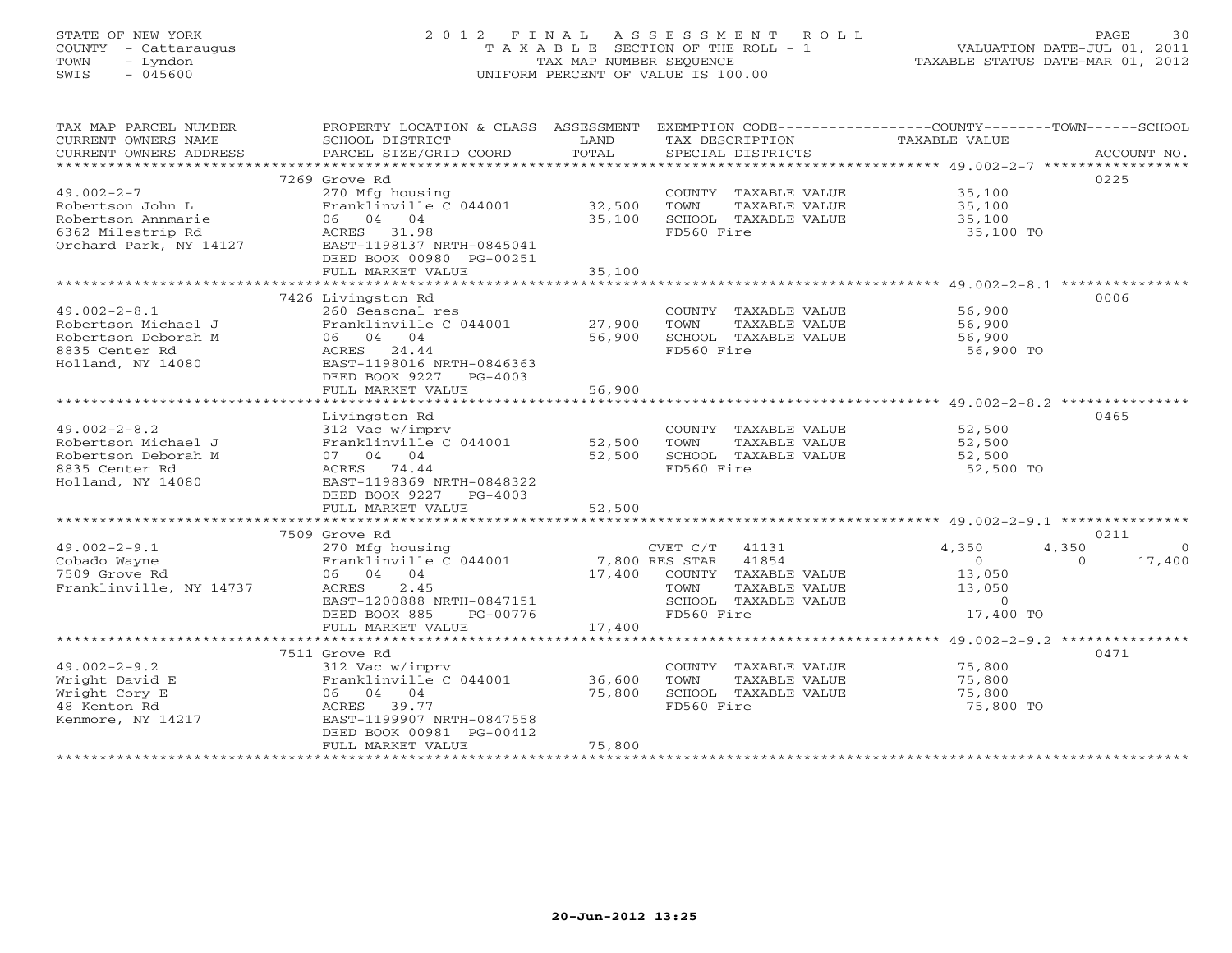STATE OF NEW YORK
COUNTY - Cattaraugus
TOWN - Lyndon
SWIS - 045600

# 2012 FINAL ASSESSMENT ROLL
TAXABLE SECTION OF THE ROLL - 1
TAX MAP NUMBER SEQUENCE
UNIFORM PERCENT OF VALUE IS 100.00

VALUATION DATE-JUL 01, 2011
TAXABLE STATUS DATE-MAR 01, 2012

| TAX MAP PARCEL NUMBER / CURRENT OWNERS NAME / CURRENT OWNERS ADDRESS | PROPERTY LOCATION & CLASS / SCHOOL DISTRICT / PARCEL SIZE/GRID COORD | ASSESSMENT LAND | TOTAL | EXEMPTION CODE / TAX DESCRIPTION / SPECIAL DISTRICTS | COUNTY TAXABLE VALUE | TOWN | SCHOOL | ACCOUNT NO. |
|---|---|---|---|---|---|---|---|---|
| **49.002-2-7** | 7269 Grove Rd | | | | | | | 0225 |
| 49.002-2-7 | 270 Mfg housing | | | COUNTY TAXABLE VALUE | 35,100 | | | |
| Robertson John L | Franklinville C 044001 | 32,500 | | TOWN TAXABLE VALUE | 35,100 | | | |
| Robertson Annmarie | 06 04 04 | | 35,100 | SCHOOL TAXABLE VALUE | 35,100 | | | |
| 6362 Milestrip Rd | ACRES 31.98 | | | FD560 Fire | 35,100 TO | | | |
| Orchard Park, NY 14127 | EAST-1198137 NRTH-0845041 | | | | | | | |
| | DEED BOOK 00980 PG-00251 | | | | | | | |
| | FULL MARKET VALUE | | 35,100 | | | | | |
| **49.002-2-8.1** | 7426 Livingston Rd | | | | | | | 0006 |
| 49.002-2-8.1 | 260 Seasonal res | | | COUNTY TAXABLE VALUE | 56,900 | | | |
| Robertson Michael J | Franklinville C 044001 | 27,900 | | TOWN TAXABLE VALUE | 56,900 | | | |
| Robertson Deborah M | 06 04 04 | | 56,900 | SCHOOL TAXABLE VALUE | 56,900 | | | |
| 8835 Center Rd | ACRES 24.44 | | | FD560 Fire | 56,900 TO | | | |
| Holland, NY 14080 | EAST-1198016 NRTH-0846363 | | | | | | | |
| | DEED BOOK 9227 PG-4003 | | | | | | | |
| | FULL MARKET VALUE | | 56,900 | | | | | |
| **49.002-2-8.2** | Livingston Rd | | | | | | | 0465 |
| 49.002-2-8.2 | 312 Vac w/imprv | | | COUNTY TAXABLE VALUE | 52,500 | | | |
| Robertson Michael J | Franklinville C 044001 | 52,500 | | TOWN TAXABLE VALUE | 52,500 | | | |
| Robertson Deborah M | 07 04 04 | | 52,500 | SCHOOL TAXABLE VALUE | 52,500 | | | |
| 8835 Center Rd | ACRES 74.44 | | | FD560 Fire | 52,500 TO | | | |
| Holland, NY 14080 | EAST-1198369 NRTH-0848322 | | | | | | | |
| | DEED BOOK 9227 PG-4003 | | | | | | | |
| | FULL MARKET VALUE | | 52,500 | | | | | |
| **49.002-2-9.1** | 7509 Grove Rd | | | | | | | 0211 |
| 49.002-2-9.1 | 270 Mfg housing | | | CVET C/T 41131 | 4,350 | 4,350 | 0 | |
| Cobado Wayne | Franklinville C 044001 | 7,800 | | RES STAR 41854 | 0 | 0 | 17,400 | |
| 7509 Grove Rd | 06 04 04 | | 17,400 | COUNTY TAXABLE VALUE | 13,050 | | | |
| Franklinville, NY 14737 | ACRES 2.45 | | | TOWN TAXABLE VALUE | 13,050 | | | |
| | EAST-1200888 NRTH-0847151 | | | SCHOOL TAXABLE VALUE | 0 | | | |
| | DEED BOOK 885 PG-00776 | | | FD560 Fire | 17,400 TO | | | |
| | FULL MARKET VALUE | | 17,400 | | | | | |
| **49.002-2-9.2** | 7511 Grove Rd | | | | | | | 0471 |
| 49.002-2-9.2 | 312 Vac w/imprv | | | COUNTY TAXABLE VALUE | 75,800 | | | |
| Wright David E | Franklinville C 044001 | 36,600 | | TOWN TAXABLE VALUE | 75,800 | | | |
| Wright Cory E | 06 04 04 | | 75,800 | SCHOOL TAXABLE VALUE | 75,800 | | | |
| 48 Kenton Rd | ACRES 39.77 | | | FD560 Fire | 75,800 TO | | | |
| Kenmore, NY 14217 | EAST-1199907 NRTH-0847558 | | | | | | | |
| | DEED BOOK 00981 PG-00412 | | | | | | | |
| | FULL MARKET VALUE | | 75,800 | | | | | |

20-Jun-2012 13:25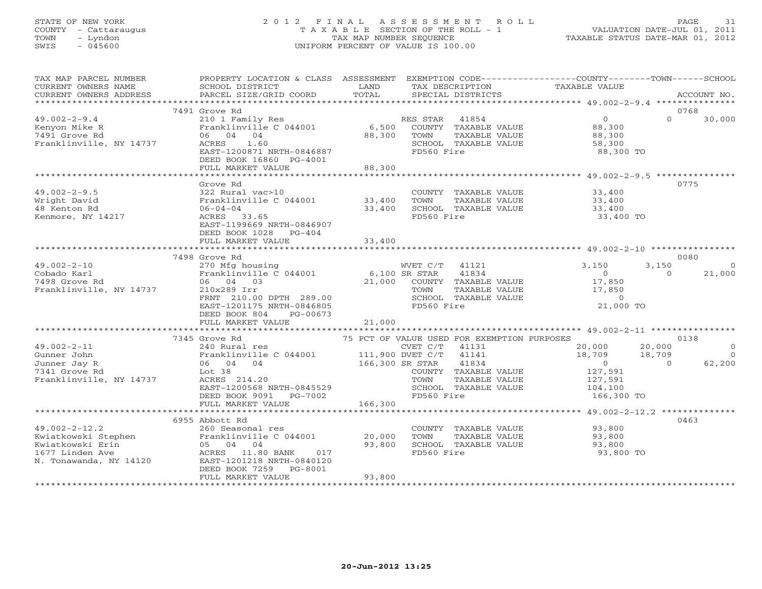STATE OF NEW YORK
COUNTY - Cattaraugus
TOWN - Lyndon
SWIS - 045600

# 2012 FINAL ASSESSMENT ROLL
TAXABLE SECTION OF THE ROLL - 1
TAX MAP NUMBER SEQUENCE
UNIFORM PERCENT OF VALUE IS 100.00

VALUATION DATE-JUL 01, 2011
TAXABLE STATUS DATE-MAR 01, 2012

```
TAX MAP PARCEL NUMBER          PROPERTY LOCATION & CLASS  ASSESSMENT  EXEMPTION CODE------------------COUNTY--------TOWN------SCHOOL
CURRENT OWNERS NAME            SCHOOL DISTRICT               LAND      TAX DESCRIPTION              TAXABLE VALUE
CURRENT OWNERS ADDRESS         PARCEL SIZE/GRID COORD        TOTAL     SPECIAL DISTRICTS                                        ACCOUNT NO.
******************************************************************************************************* 49.002-2-9.4 ***************
                               7491 Grove Rd                                                                                  0768
49.002-2-9.4                   210 1 Family Res                      RES STAR   41854              0              0         30,000
Kenyon Mike R                  Franklinville C 044001        6,500    COUNTY  TAXABLE VALUE            88,300
7491 Grove Rd                  06  04  04                   88,300    TOWN    TAXABLE VALUE            88,300
Franklinville, NY 14737        ACRES     1.60                         SCHOOL  TAXABLE VALUE            58,300
                               EAST-1200871 NRTH-0846887              FD560 Fire                        88,300 TO
                               DEED BOOK 16860  PG-4001
                               FULL MARKET VALUE            88,300
******************************************************************************************************* 49.002-2-9.5 ***************
                               Grove Rd                                                                                       0775
49.002-2-9.5                   322 Rural vac>10                       COUNTY  TAXABLE VALUE            33,400
Wright David                   Franklinville C 044001       33,400    TOWN    TAXABLE VALUE            33,400
48 Kenton Rd                   06-04-04                     33,400    SCHOOL  TAXABLE VALUE            33,400
Kenmore, NY 14217              ACRES    33.65                         FD560 Fire                        33,400 TO
                               EAST-1199669 NRTH-0846907
                               DEED BOOK 1028    PG-404
                               FULL MARKET VALUE            33,400
******************************************************************************************************* 49.002-2-10 ****************
                               7498 Grove Rd                                                                                  0080
49.002-2-10                    270 Mfg housing                        WVET C/T   41121          3,150          3,150             0
Cobado Karl                    Franklinville C 044001        6,100 SR STAR     41834              0              0         21,000
7498 Grove Rd                  06  04  03                   21,000    COUNTY  TAXABLE VALUE            17,850
Franklinville, NY 14737        210x289 Irr                            TOWN    TAXABLE VALUE            17,850
                               FRNT 210.00 DPTH 289.00                SCHOOL  TAXABLE VALUE                 0
                               EAST-1201175 NRTH-0846805              FD560 Fire                        21,000 TO
                               DEED BOOK 804     PG-00673
                               FULL MARKET VALUE            21,000
******************************************************************************************************* 49.002-2-11 ****************
                               7345 Grove Rd                   75 PCT OF VALUE USED FOR EXEMPTION PURPOSES                    0138
49.002-2-11                    240 Rural res                          CVET C/T   41131         20,000         20,000             0
Gunner John                    Franklinville C 044001      111,900 DVET C/T    41141         18,709         18,709             0
Junner Jay R                   06  04  04                  166,300 SR STAR     41834              0              0         62,200
7341 Grove Rd                  Lot 38                                 COUNTY  TAXABLE VALUE           127,591
Franklinville, NY 14737        ACRES   214.20                         TOWN    TAXABLE VALUE           127,591
                               EAST-1200568 NRTH-0845529              SCHOOL  TAXABLE VALUE           104,100
                               DEED BOOK 9091    PG-7002              FD560 Fire                       166,300 TO
                               FULL MARKET VALUE           166,300
******************************************************************************************************* 49.002-2-12.2 **************
                               6955 Abbott Rd                                                                                 0463
49.002-2-12.2                  260 Seasonal res                       COUNTY  TAXABLE VALUE            93,800
Kwiatkowski Stephen            Franklinville C 044001       20,000    TOWN    TAXABLE VALUE            93,800
Kwiatkowski Erin               05  04  04                   93,800    SCHOOL  TAXABLE VALUE            93,800
1677 Linden Ave                ACRES    11.80 BANK     017            FD560 Fire                        93,800 TO
N. Tonawanda, NY 14120         EAST-1201218 NRTH-0840120
                               DEED BOOK 7259    PG-8001
                               FULL MARKET VALUE            93,800
************************************************************************************************************************************
```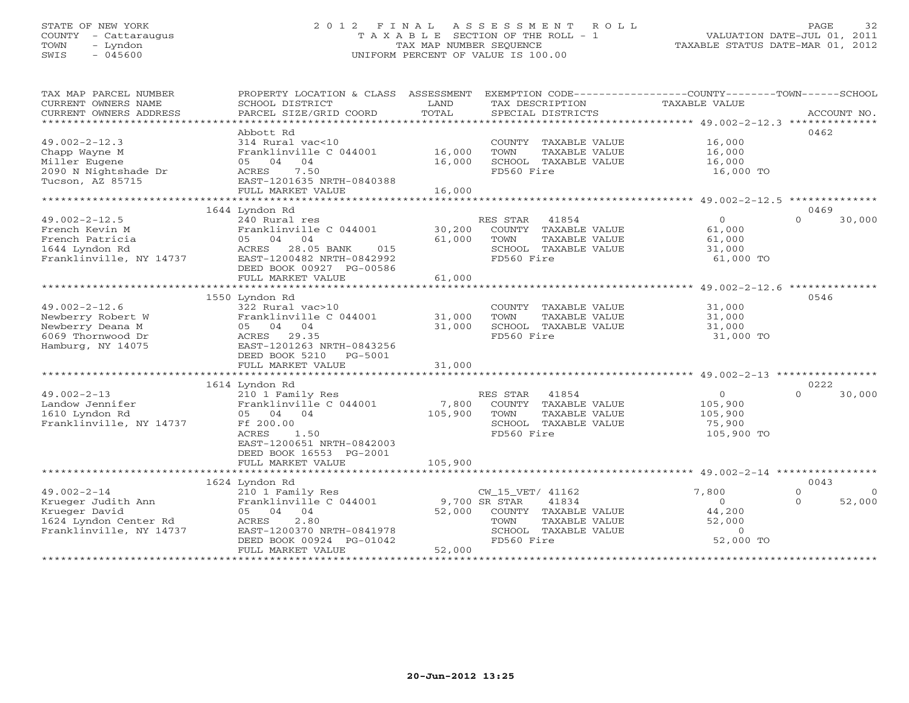STATE OF NEW YORK
COUNTY - Cattaraugus
TOWN - Lyndon
SWIS - 045600

# 2012 FINAL ASSESSMENT ROLL
TAXABLE SECTION OF THE ROLL - 1
TAX MAP NUMBER SEQUENCE
UNIFORM PERCENT OF VALUE IS 100.00

VALUATION DATE-JUL 01, 2011
TAXABLE STATUS DATE-MAR 01, 2012

| TAX MAP PARCEL NUMBER / CURRENT OWNERS NAME / CURRENT OWNERS ADDRESS | PROPERTY LOCATION & CLASS / SCHOOL DISTRICT / PARCEL SIZE/GRID COORD | ASSESSMENT LAND | TOTAL | EXEMPTION CODE / TAX DESCRIPTION / SPECIAL DISTRICTS | COUNTY TAXABLE VALUE | TOWN | SCHOOL | ACCOUNT NO. |
|---|---|---|---|---|---|---|---|---|
| 49.002-2-12.3 | Abbott Rd | | | | | | | 0462 |
| 49.002-2-12.3 | 314 Rural vac<10 | | | COUNTY TAXABLE VALUE | 16,000 | | | |
| Chapp Wayne M | Franklinville C 044001 | 16,000 | | TOWN TAXABLE VALUE | 16,000 | | | |
| Miller Eugene | 05 04 04 | | 16,000 | SCHOOL TAXABLE VALUE | 16,000 | | | |
| 2090 N Nightshade Dr | ACRES 7.50 | | | FD560 Fire | 16,000 TO | | | |
| Tucson, AZ 85715 | EAST-1201635 NRTH-0840388 | | | | | | | |
| | FULL MARKET VALUE | | 16,000 | | | | | |
| 49.002-2-12.5 | 1644 Lyndon Rd | | | | | | | 0469 |
| 49.002-2-12.5 | 240 Rural res | | | RES STAR 41854 | 0 | 0 | 30,000 | |
| French Kevin M | Franklinville C 044001 | 30,200 | | COUNTY TAXABLE VALUE | 61,000 | | | |
| French Patricia | 05 04 04 | | 61,000 | TOWN TAXABLE VALUE | 61,000 | | | |
| 1644 Lyndon Rd | ACRES 28.05 BANK 015 | | | SCHOOL TAXABLE VALUE | 31,000 | | | |
| Franklinville, NY 14737 | EAST-1200482 NRTH-0842992 | | | FD560 Fire | 61,000 TO | | | |
| | DEED BOOK 00927 PG-00586 | | | | | | | |
| | FULL MARKET VALUE | | 61,000 | | | | | |
| 49.002-2-12.6 | 1550 Lyndon Rd | | | | | | | 0546 |
| 49.002-2-12.6 | 322 Rural vac>10 | | | COUNTY TAXABLE VALUE | 31,000 | | | |
| Newberry Robert W | Franklinville C 044001 | 31,000 | | TOWN TAXABLE VALUE | 31,000 | | | |
| Newberry Deana M | 05 04 04 | | 31,000 | SCHOOL TAXABLE VALUE | 31,000 | | | |
| 6069 Thornwood Dr | ACRES 29.35 | | | FD560 Fire | 31,000 TO | | | |
| Hamburg, NY 14075 | EAST-1201263 NRTH-0843256 | | | | | | | |
| | DEED BOOK 5210 PG-5001 | | | | | | | |
| | FULL MARKET VALUE | | 31,000 | | | | | |
| 49.002-2-13 | 1614 Lyndon Rd | | | | | | | 0222 |
| 49.002-2-13 | 210 1 Family Res | | | RES STAR 41854 | 0 | 0 | 30,000 | |
| Landow Jennifer | Franklinville C 044001 | 7,800 | | COUNTY TAXABLE VALUE | 105,900 | | | |
| 1610 Lyndon Rd | 05 04 04 | | 105,900 | TOWN TAXABLE VALUE | 105,900 | | | |
| Franklinville, NY 14737 | Ff 200.00 | | | SCHOOL TAXABLE VALUE | 75,900 | | | |
| | ACRES 1.50 | | | FD560 Fire | 105,900 TO | | | |
| | EAST-1200651 NRTH-0842003 | | | | | | | |
| | DEED BOOK 16553 PG-2001 | | | | | | | |
| | FULL MARKET VALUE | | 105,900 | | | | | |
| 49.002-2-14 | 1624 Lyndon Rd | | | | | | | 0043 |
| 49.002-2-14 | 210 1 Family Res | | | CW_15_VET/ 41162 | 7,800 | 0 | 0 | |
| Krueger Judith Ann | Franklinville C 044001 | 9,700 | | SR STAR 41834 | 0 | 0 | 52,000 | |
| Krueger David | 05 04 04 | | 52,000 | COUNTY TAXABLE VALUE | 44,200 | | | |
| 1624 Lyndon Center Rd | ACRES 2.80 | | | TOWN TAXABLE VALUE | 52,000 | | | |
| Franklinville, NY 14737 | EAST-1200370 NRTH-0841978 | | | SCHOOL TAXABLE VALUE | 0 | | | |
| | DEED BOOK 00924 PG-01042 | | | FD560 Fire | 52,000 TO | | | |
| | FULL MARKET VALUE | | 52,000 | | | | | |

20-Jun-2012 13:25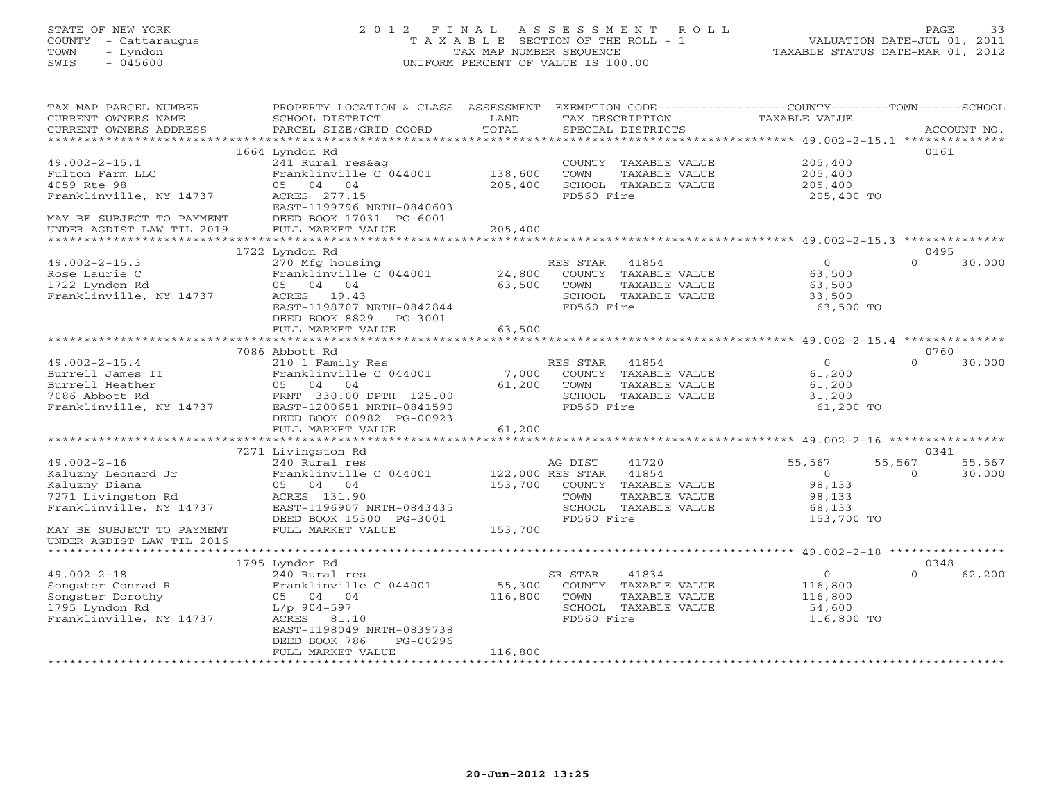STATE OF NEW YORK
COUNTY - Cattaraugus
TOWN - Lyndon
SWIS - 045600

# 2012 FINAL ASSESSMENT ROLL

TAXABLE SECTION OF THE ROLL - 1
TAX MAP NUMBER SEQUENCE
UNIFORM PERCENT OF VALUE IS 100.00

VALUATION DATE-JUL 01, 2011
TAXABLE STATUS DATE-MAR 01, 2012

| TAX MAP PARCEL NUMBER / CURRENT OWNERS NAME / CURRENT OWNERS ADDRESS | PROPERTY LOCATION & CLASS / SCHOOL DISTRICT / PARCEL SIZE/GRID COORD | ASSESSMENT LAND / TOTAL | EXEMPTION CODE / TAX DESCRIPTION / SPECIAL DISTRICTS | COUNTY TAXABLE VALUE | TOWN | SCHOOL | ACCOUNT NO. |
|---|---|---|---|---|---|---|---|
| **49.002-2-15.1** | 1664 Lyndon Rd | | | | | | 0161 |
| Fulton Farm LLC | 241 Rural res&ag | | COUNTY TAXABLE VALUE | 205,400 | | | |
| 4059 Rte 98 | Franklinville C 044001 | 138,600 | TOWN TAXABLE VALUE | 205,400 | | | |
| Franklinville, NY 14737 | 05 04 04 | 205,400 | SCHOOL TAXABLE VALUE | 205,400 | | | |
| | ACRES 277.15 | | FD560 Fire | 205,400 TO | | | |
| | EAST-1199796 NRTH-0840603 | | | | | | |
| MAY BE SUBJECT TO PAYMENT | DEED BOOK 17031 PG-6001 | | | | | | |
| UNDER AGDIST LAW TIL 2019 | FULL MARKET VALUE | 205,400 | | | | | |
| **49.002-2-15.3** | 1722 Lyndon Rd | | | | | | 0495 |
| Rose Laurie C | 270 Mfg housing | | RES STAR 41854 | 0 | 0 | 30,000 | |
| 1722 Lyndon Rd | Franklinville C 044001 | 24,800 | COUNTY TAXABLE VALUE | 63,500 | | | |
| Franklinville, NY 14737 | 05 04 04 | 63,500 | TOWN TAXABLE VALUE | 63,500 | | | |
| | ACRES 19.43 | | SCHOOL TAXABLE VALUE | 33,500 | | | |
| | EAST-1198707 NRTH-0842844 | | FD560 Fire | 63,500 TO | | | |
| | DEED BOOK 8829 PG-3001 | | | | | | |
| | FULL MARKET VALUE | 63,500 | | | | | |
| **49.002-2-15.4** | 7086 Abbott Rd | | | | | | 0760 |
| Burrell James II | 210 1 Family Res | | RES STAR 41854 | 0 | 0 | 30,000 | |
| Burrell Heather | Franklinville C 044001 | 7,000 | COUNTY TAXABLE VALUE | 61,200 | | | |
| 7086 Abbott Rd | 05 04 04 | 61,200 | TOWN TAXABLE VALUE | 61,200 | | | |
| Franklinville, NY 14737 | FRNT 330.00 DPTH 125.00 | | SCHOOL TAXABLE VALUE | 31,200 | | | |
| | EAST-1200651 NRTH-0841590 | | FD560 Fire | 61,200 TO | | | |
| | DEED BOOK 00982 PG-00923 | | | | | | |
| | FULL MARKET VALUE | 61,200 | | | | | |
| **49.002-2-16** | 7271 Livingston Rd | | | | | | 0341 |
| Kaluzny Leonard Jr | 240 Rural res | | AG DIST 41720 | 55,567 | 55,567 | 55,567 | |
| Kaluzny Diana | Franklinville C 044001 | 122,000 | RES STAR 41854 | 0 | 0 | 30,000 | |
| 7271 Livingston Rd | 05 04 04 | 153,700 | COUNTY TAXABLE VALUE | 98,133 | | | |
| Franklinville, NY 14737 | ACRES 131.90 | | TOWN TAXABLE VALUE | 98,133 | | | |
| | EAST-1196907 NRTH-0843435 | | SCHOOL TAXABLE VALUE | 68,133 | | | |
| | DEED BOOK 15300 PG-3001 | | FD560 Fire | 153,700 TO | | | |
| MAY BE SUBJECT TO PAYMENT | FULL MARKET VALUE | 153,700 | | | | | |
| UNDER AGDIST LAW TIL 2016 | | | | | | | |
| **49.002-2-18** | 1795 Lyndon Rd | | | | | | 0348 |
| Songster Conrad R | 240 Rural res | | SR STAR 41834 | 0 | 0 | 62,200 | |
| Songster Dorothy | Franklinville C 044001 | 55,300 | COUNTY TAXABLE VALUE | 116,800 | | | |
| 1795 Lyndon Rd | 05 04 04 | 116,800 | TOWN TAXABLE VALUE | 116,800 | | | |
| Franklinville, NY 14737 | L/p 904-597 | | SCHOOL TAXABLE VALUE | 54,600 | | | |
| | ACRES 81.10 | | FD560 Fire | 116,800 TO | | | |
| | EAST-1198049 NRTH-0839738 | | | | | | |
| | DEED BOOK 786 PG-00296 | | | | | | |
| | FULL MARKET VALUE | 116,800 | | | | | |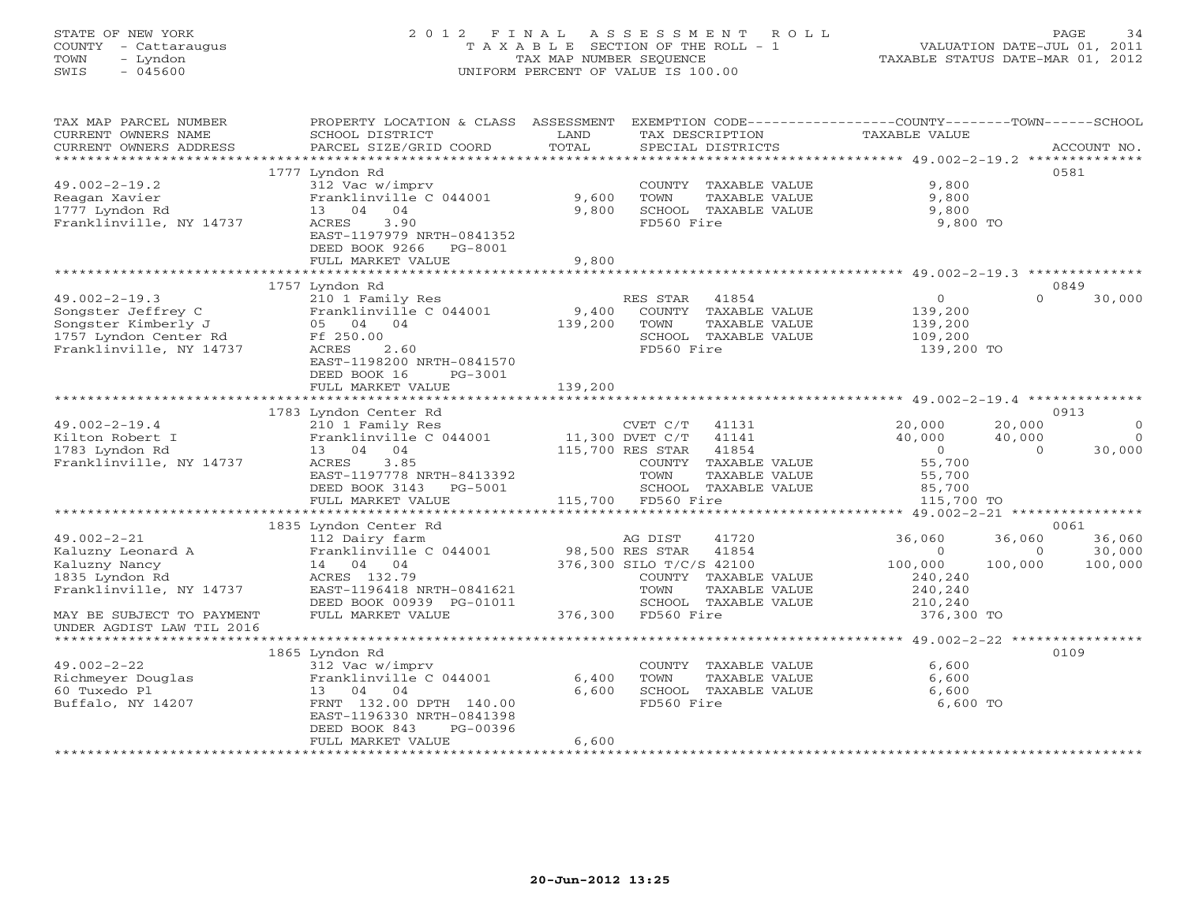STATE OF NEW YORK
COUNTY - Cattaraugus
TOWN - Lyndon
SWIS - 045600

# 2012 FINAL ASSESSMENT ROLL
TAXABLE SECTION OF THE ROLL - 1
TAX MAP NUMBER SEQUENCE
UNIFORM PERCENT OF VALUE IS 100.00

VALUATION DATE-JUL 01, 2011
TAXABLE STATUS DATE-MAR 01, 2012

| TAX MAP PARCEL NUMBER / CURRENT OWNERS NAME / CURRENT OWNERS ADDRESS | PROPERTY LOCATION & CLASS / SCHOOL DISTRICT / PARCEL SIZE/GRID COORD | ASSESSMENT LAND / TOTAL | EXEMPTION CODE / TAX DESCRIPTION / SPECIAL DISTRICTS | COUNTY TAXABLE VALUE | TOWN | SCHOOL | ACCOUNT NO. |
|---|---|---|---|---|---|---|---|
| 49.002-2-19.2 | 1777 Lyndon Rd | | | | | | 0581 |
| Reagan Xavier | 312 Vac w/imprv | | COUNTY TAXABLE VALUE | 9,800 | | | |
| 1777 Lyndon Rd | Franklinville C 044001 | 9,600 | TOWN TAXABLE VALUE | 9,800 | | | |
| Franklinville, NY 14737 | 13 04 04 | 9,800 | SCHOOL TAXABLE VALUE | 9,800 | | | |
| | ACRES 3.90 | | FD560 Fire | 9,800 TO | | | |
| | EAST-1197979 NRTH-0841352 | | | | | | |
| | DEED BOOK 9266 PG-8001 | | | | | | |
| | FULL MARKET VALUE | 9,800 | | | | | |
| 49.002-2-19.3 | 1757 Lyndon Rd | | | | | | 0849 |
| Songster Jeffrey C | 210 1 Family Res | | RES STAR 41854 | 0 | 0 | 30,000 | |
| Songster Kimberly J | Franklinville C 044001 | 9,400 | COUNTY TAXABLE VALUE | 139,200 | | | |
| 1757 Lyndon Center Rd | 05 04 04 | 139,200 | TOWN TAXABLE VALUE | 139,200 | | | |
| Franklinville, NY 14737 | Ff 250.00 | | SCHOOL TAXABLE VALUE | 109,200 | | | |
| | ACRES 2.60 | | FD560 Fire | 139,200 TO | | | |
| | EAST-1198200 NRTH-0841570 | | | | | | |
| | DEED BOOK 16 PG-3001 | | | | | | |
| | FULL MARKET VALUE | 139,200 | | | | | |
| 49.002-2-19.4 | 1783 Lyndon Center Rd | | | | | | 0913 |
| Kilton Robert I | 210 1 Family Res | | CVET C/T 41131 | 20,000 | 20,000 | 0 | |
| 1783 Lyndon Rd | Franklinville C 044001 | 11,300 | DVET C/T 41141 | 40,000 | 40,000 | 0 | |
| Franklinville, NY 14737 | 13 04 04 | 115,700 | RES STAR 41854 | 0 | 0 | 30,000 | |
| | ACRES 3.85 | | COUNTY TAXABLE VALUE | 55,700 | | | |
| | EAST-1197778 NRTH-8413392 | | TOWN TAXABLE VALUE | 55,700 | | | |
| | DEED BOOK 3143 PG-5001 | | SCHOOL TAXABLE VALUE | 85,700 | | | |
| | FULL MARKET VALUE | 115,700 | FD560 Fire | 115,700 TO | | | |
| 49.002-2-21 | 1835 Lyndon Center Rd | | | | | | 0061 |
| Kaluzny Leonard A | 112 Dairy farm | | AG DIST 41720 | 36,060 | 36,060 | 36,060 | |
| Kaluzny Nancy | Franklinville C 044001 | 98,500 | RES STAR 41854 | 0 | 0 | 30,000 | |
| 1835 Lyndon Rd | 14 04 04 | 376,300 | SILO T/C/S 42100 | 100,000 | 100,000 | 100,000 | |
| Franklinville, NY 14737 | ACRES 132.79 | | COUNTY TAXABLE VALUE | 240,240 | | | |
| | EAST-1196418 NRTH-0841621 | | TOWN TAXABLE VALUE | 240,240 | | | |
| | DEED BOOK 00939 PG-01011 | | SCHOOL TAXABLE VALUE | 210,240 | | | |
| MAY BE SUBJECT TO PAYMENT UNDER AGDIST LAW TIL 2016 | FULL MARKET VALUE | 376,300 | FD560 Fire | 376,300 TO | | | |
| 49.002-2-22 | 1865 Lyndon Rd | | | | | | 0109 |
| Richmeyer Douglas | 312 Vac w/imprv | | COUNTY TAXABLE VALUE | 6,600 | | | |
| 60 Tuxedo Pl | Franklinville C 044001 | 6,400 | TOWN TAXABLE VALUE | 6,600 | | | |
| Buffalo, NY 14207 | 13 04 04 | 6,600 | SCHOOL TAXABLE VALUE | 6,600 | | | |
| | FRNT 132.00 DPTH 140.00 | | FD560 Fire | 6,600 TO | | | |
| | EAST-1196330 NRTH-0841398 | | | | | | |
| | DEED BOOK 843 PG-00396 | | | | | | |
| | FULL MARKET VALUE | 6,600 | | | | | |

20-Jun-2012 13:25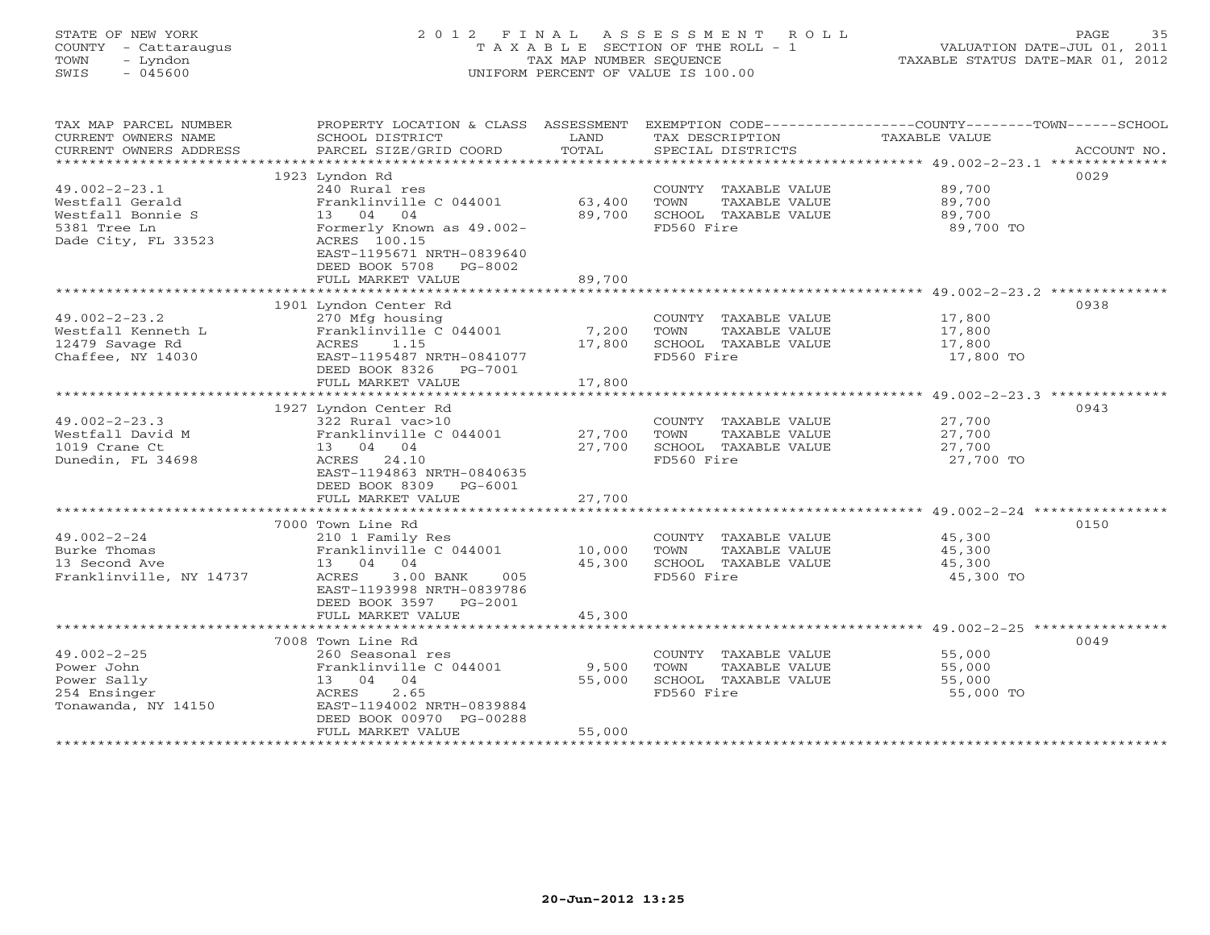STATE OF NEW YORK
COUNTY - Cattaraugus
TOWN - Lyndon
SWIS - 045600

# 2012 FINAL ASSESSMENT ROLL
TAXABLE SECTION OF THE ROLL - 1
TAX MAP NUMBER SEQUENCE
UNIFORM PERCENT OF VALUE IS 100.00

VALUATION DATE-JUL 01, 2011
TAXABLE STATUS DATE-MAR 01, 2012

| TAX MAP PARCEL NUMBER / CURRENT OWNERS NAME / CURRENT OWNERS ADDRESS | PROPERTY LOCATION & CLASS / SCHOOL DISTRICT / PARCEL SIZE/GRID COORD | ASSESSMENT LAND / TOTAL | EXEMPTION CODE / TAX DESCRIPTION / SPECIAL DISTRICTS | TAXABLE VALUE (COUNTY / TOWN / SCHOOL) | ACCOUNT NO. |
|---|---|---|---|---|---|
| 49.002-2-23.1 | 1923 Lyndon Rd | | | | 0029 |
| Westfall Gerald | 240 Rural res | | COUNTY TAXABLE VALUE | 89,700 | |
| Westfall Bonnie S | Franklinville C 044001 | 63,400 | TOWN TAXABLE VALUE | 89,700 | |
| 5381 Tree Ln | 13 04 04 | 89,700 | SCHOOL TAXABLE VALUE | 89,700 | |
| Dade City, FL 33523 | Formerly Known as 49.002- | | FD560 Fire | 89,700 TO | |
| | ACRES 100.15 | | | | |
| | EAST-1195671 NRTH-0839640 | | | | |
| | DEED BOOK 5708 PG-8002 | | | | |
| | FULL MARKET VALUE | 89,700 | | | |
| 49.002-2-23.2 | 1901 Lyndon Center Rd | | | | 0938 |
| Westfall Kenneth L | 270 Mfg housing | | COUNTY TAXABLE VALUE | 17,800 | |
| 12479 Savage Rd | Franklinville C 044001 | 7,200 | TOWN TAXABLE VALUE | 17,800 | |
| Chaffee, NY 14030 | ACRES 1.15 | 17,800 | SCHOOL TAXABLE VALUE | 17,800 | |
| | EAST-1195487 NRTH-0841077 | | FD560 Fire | 17,800 TO | |
| | DEED BOOK 8326 PG-7001 | | | | |
| | FULL MARKET VALUE | 17,800 | | | |
| 49.002-2-23.3 | 1927 Lyndon Center Rd | | | | 0943 |
| Westfall David M | 322 Rural vac>10 | | COUNTY TAXABLE VALUE | 27,700 | |
| 1019 Crane Ct | Franklinville C 044001 | 27,700 | TOWN TAXABLE VALUE | 27,700 | |
| Dunedin, FL 34698 | 13 04 04 | 27,700 | SCHOOL TAXABLE VALUE | 27,700 | |
| | ACRES 24.10 | | FD560 Fire | 27,700 TO | |
| | EAST-1194863 NRTH-0840635 | | | | |
| | DEED BOOK 8309 PG-6001 | | | | |
| | FULL MARKET VALUE | 27,700 | | | |
| 49.002-2-24 | 7000 Town Line Rd | | | | 0150 |
| Burke Thomas | 210 1 Family Res | | COUNTY TAXABLE VALUE | 45,300 | |
| 13 Second Ave | Franklinville C 044001 | 10,000 | TOWN TAXABLE VALUE | 45,300 | |
| Franklinville, NY 14737 | 13 04 04 | 45,300 | SCHOOL TAXABLE VALUE | 45,300 | |
| | ACRES 3.00 BANK 005 | | FD560 Fire | 45,300 TO | |
| | EAST-1193998 NRTH-0839786 | | | | |
| | DEED BOOK 3597 PG-2001 | | | | |
| | FULL MARKET VALUE | 45,300 | | | |
| 49.002-2-25 | 7008 Town Line Rd | | | | 0049 |
| Power John | 260 Seasonal res | | COUNTY TAXABLE VALUE | 55,000 | |
| Power Sally | Franklinville C 044001 | 9,500 | TOWN TAXABLE VALUE | 55,000 | |
| 254 Ensinger | 13 04 04 | 55,000 | SCHOOL TAXABLE VALUE | 55,000 | |
| Tonawanda, NY 14150 | ACRES 2.65 | | FD560 Fire | 55,000 TO | |
| | EAST-1194002 NRTH-0839884 | | | | |
| | DEED BOOK 00970 PG-00288 | | | | |
| | FULL MARKET VALUE | 55,000 | | | |

20-Jun-2012 13:25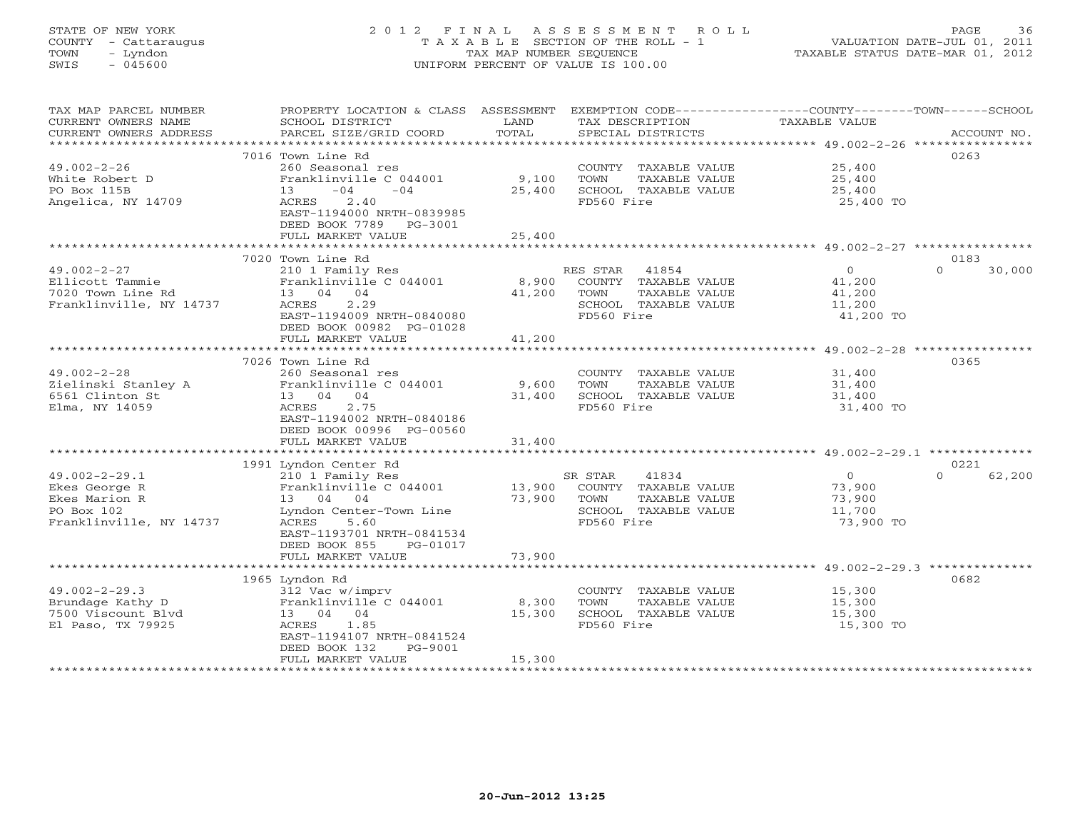STATE OF NEW YORK
COUNTY - Cattaraugus
TOWN - Lyndon
SWIS - 045600

# 2012 FINAL ASSESSMENT ROLL

TAXABLE SECTION OF THE ROLL - 1
TAX MAP NUMBER SEQUENCE
UNIFORM PERCENT OF VALUE IS 100.00

VALUATION DATE-JUL 01, 2011
TAXABLE STATUS DATE-MAR 01, 2012

| TAX MAP PARCEL NUMBER / CURRENT OWNERS NAME / CURRENT OWNERS ADDRESS | PROPERTY LOCATION & CLASS / SCHOOL DISTRICT / PARCEL SIZE/GRID COORD | ASSESSMENT LAND / TOTAL | EXEMPTION CODE / TAX DESCRIPTION / SPECIAL DISTRICTS | COUNTY / TOWN / SCHOOL TAXABLE VALUE | ACCOUNT NO. |
|---|---|---|---|---|---|
| 49.002-2-26 | 7016 Town Line Rd | | | | 0263 |
| White Robert D | 260 Seasonal res | | COUNTY TAXABLE VALUE | 25,400 | |
| PO Box 115B | Franklinville C 044001 | 9,100 | TOWN TAXABLE VALUE | 25,400 | |
| Angelica, NY 14709 | 13 -04 -04 | 25,400 | SCHOOL TAXABLE VALUE | 25,400 | |
| | ACRES 2.40 | | FD560 Fire | 25,400 TO | |
| | EAST-1194000 NRTH-0839985 | | | | |
| | DEED BOOK 7789 PG-3001 | | | | |
| | FULL MARKET VALUE | 25,400 | | | |
| 49.002-2-27 | 7020 Town Line Rd | | | | 0183 |
| Ellicott Tammie | 210 1 Family Res | | RES STAR 41854 | 0 / 0 / 30,000 | |
| 7020 Town Line Rd | Franklinville C 044001 | 8,900 | COUNTY TAXABLE VALUE | 41,200 | |
| Franklinville, NY 14737 | 13 04 04 | 41,200 | TOWN TAXABLE VALUE | 41,200 | |
| | ACRES 2.29 | | SCHOOL TAXABLE VALUE | 11,200 | |
| | EAST-1194009 NRTH-0840080 | | FD560 Fire | 41,200 TO | |
| | DEED BOOK 00982 PG-01028 | | | | |
| | FULL MARKET VALUE | 41,200 | | | |
| 49.002-2-28 | 7026 Town Line Rd | | | | 0365 |
| Zielinski Stanley A | 260 Seasonal res | | COUNTY TAXABLE VALUE | 31,400 | |
| 6561 Clinton St | Franklinville C 044001 | 9,600 | TOWN TAXABLE VALUE | 31,400 | |
| Elma, NY 14059 | 13 04 04 | 31,400 | SCHOOL TAXABLE VALUE | 31,400 | |
| | ACRES 2.75 | | FD560 Fire | 31,400 TO | |
| | EAST-1194002 NRTH-0840186 | | | | |
| | DEED BOOK 00996 PG-00560 | | | | |
| | FULL MARKET VALUE | 31,400 | | | |
| 49.002-2-29.1 | 1991 Lyndon Center Rd | | | | 0221 |
| Ekes George R | 210 1 Family Res | | SR STAR 41834 | 0 / 0 / 62,200 | |
| Ekes Marion R | Franklinville C 044001 | 13,900 | COUNTY TAXABLE VALUE | 73,900 | |
| PO Box 102 | 13 04 04 | 73,900 | TOWN TAXABLE VALUE | 73,900 | |
| Franklinville, NY 14737 | Lyndon Center-Town Line | | SCHOOL TAXABLE VALUE | 11,700 | |
| | ACRES 5.60 | | FD560 Fire | 73,900 TO | |
| | EAST-1193701 NRTH-0841534 | | | | |
| | DEED BOOK 855 PG-01017 | | | | |
| | FULL MARKET VALUE | 73,900 | | | |
| 49.002-2-29.3 | 1965 Lyndon Rd | | | | 0682 |
| Brundage Kathy D | 312 Vac w/imprv | | COUNTY TAXABLE VALUE | 15,300 | |
| 7500 Viscount Blvd | Franklinville C 044001 | 8,300 | TOWN TAXABLE VALUE | 15,300 | |
| El Paso, TX 79925 | 13 04 04 | 15,300 | SCHOOL TAXABLE VALUE | 15,300 | |
| | ACRES 1.85 | | FD560 Fire | 15,300 TO | |
| | EAST-1194107 NRTH-0841524 | | | | |
| | DEED BOOK 132 PG-9001 | | | | |
| | FULL MARKET VALUE | 15,300 | | | |

20-Jun-2012 13:25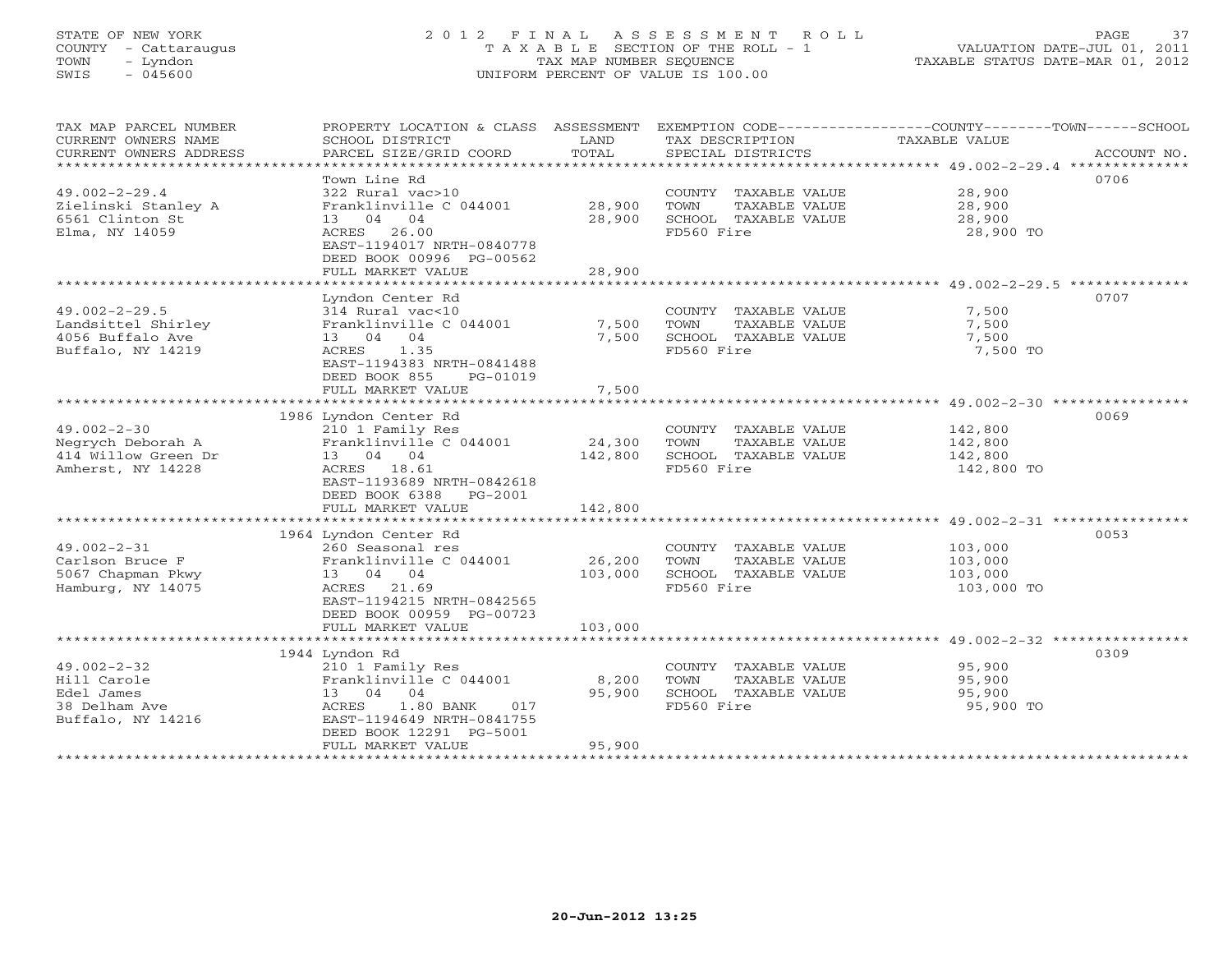STATE OF NEW YORK
COUNTY - Cattaraugus
TOWN - Lyndon
SWIS - 045600

# 2012 FINAL ASSESSMENT ROLL
TAXABLE SECTION OF THE ROLL - 1
TAX MAP NUMBER SEQUENCE
UNIFORM PERCENT OF VALUE IS 100.00

VALUATION DATE-JUL 01, 2011
TAXABLE STATUS DATE-MAR 01, 2012

| TAX MAP PARCEL NUMBER / CURRENT OWNERS NAME / CURRENT OWNERS ADDRESS | PROPERTY LOCATION & CLASS / SCHOOL DISTRICT / PARCEL SIZE/GRID COORD | ASSESSMENT LAND / TOTAL | EXEMPTION CODE / TAX DESCRIPTION / SPECIAL DISTRICTS | TAXABLE VALUE | ACCOUNT NO. |
|---|---|---|---|---|---|
| 49.002-2-29.4 | Town Line Rd | | | | 0706 |
| | 322 Rural vac>10 | | COUNTY TAXABLE VALUE | 28,900 | |
| Zielinski Stanley A | Franklinville C 044001 | 28,900 | TOWN TAXABLE VALUE | 28,900 | |
| 6561 Clinton St | 13 04 04 | 28,900 | SCHOOL TAXABLE VALUE | 28,900 | |
| Elma, NY 14059 | ACRES 26.00 | | FD560 Fire | 28,900 TO | |
| | EAST-1194017 NRTH-0840778 | | | | |
| | DEED BOOK 00996 PG-00562 | | | | |
| | FULL MARKET VALUE | 28,900 | | | |
| 49.002-2-29.5 | Lyndon Center Rd | | | | 0707 |
| | 314 Rural vac<10 | | COUNTY TAXABLE VALUE | 7,500 | |
| Landsittel Shirley | Franklinville C 044001 | 7,500 | TOWN TAXABLE VALUE | 7,500 | |
| 4056 Buffalo Ave | 13 04 04 | 7,500 | SCHOOL TAXABLE VALUE | 7,500 | |
| Buffalo, NY 14219 | ACRES 1.35 | | FD560 Fire | 7,500 TO | |
| | EAST-1194383 NRTH-0841488 | | | | |
| | DEED BOOK 855 PG-01019 | | | | |
| | FULL MARKET VALUE | 7,500 | | | |
| 49.002-2-30 | 1986 Lyndon Center Rd | | | | 0069 |
| | 210 1 Family Res | | COUNTY TAXABLE VALUE | 142,800 | |
| Negrych Deborah A | Franklinville C 044001 | 24,300 | TOWN TAXABLE VALUE | 142,800 | |
| 414 Willow Green Dr | 13 04 04 | 142,800 | SCHOOL TAXABLE VALUE | 142,800 | |
| Amherst, NY 14228 | ACRES 18.61 | | FD560 Fire | 142,800 TO | |
| | EAST-1193689 NRTH-0842618 | | | | |
| | DEED BOOK 6388 PG-2001 | | | | |
| | FULL MARKET VALUE | 142,800 | | | |
| 49.002-2-31 | 1964 Lyndon Center Rd | | | | 0053 |
| | 260 Seasonal res | | COUNTY TAXABLE VALUE | 103,000 | |
| Carlson Bruce F | Franklinville C 044001 | 26,200 | TOWN TAXABLE VALUE | 103,000 | |
| 5067 Chapman Pkwy | 13 04 04 | 103,000 | SCHOOL TAXABLE VALUE | 103,000 | |
| Hamburg, NY 14075 | ACRES 21.69 | | FD560 Fire | 103,000 TO | |
| | EAST-1194215 NRTH-0842565 | | | | |
| | DEED BOOK 00959 PG-00723 | | | | |
| | FULL MARKET VALUE | 103,000 | | | |
| 49.002-2-32 | 1944 Lyndon Rd | | | | 0309 |
| | 210 1 Family Res | | COUNTY TAXABLE VALUE | 95,900 | |
| Hill Carole | Franklinville C 044001 | 8,200 | TOWN TAXABLE VALUE | 95,900 | |
| Edel James | 13 04 04 | 95,900 | SCHOOL TAXABLE VALUE | 95,900 | |
| 38 Delham Ave | ACRES 1.80 BANK 017 | | FD560 Fire | 95,900 TO | |
| Buffalo, NY 14216 | EAST-1194649 NRTH-0841755 | | | | |
| | DEED BOOK 12291 PG-5001 | | | | |
| | FULL MARKET VALUE | 95,900 | | | |

20-Jun-2012 13:25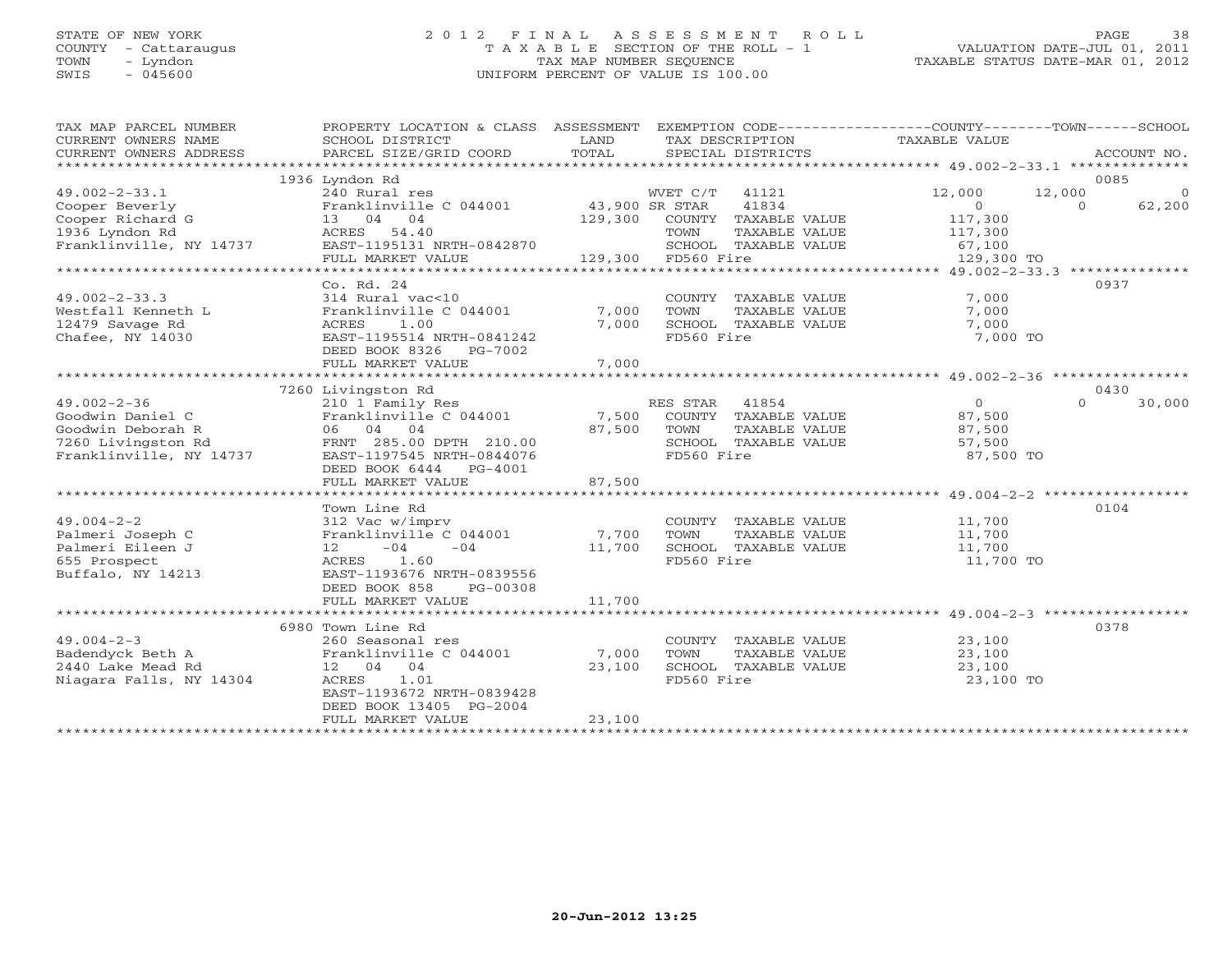STATE OF NEW YORK
COUNTY - Cattaraugus
TOWN - Lyndon
SWIS - 045600

# 2012 FINAL ASSESSMENT ROLL

TAXABLE SECTION OF THE ROLL - 1
TAX MAP NUMBER SEQUENCE
UNIFORM PERCENT OF VALUE IS 100.00

VALUATION DATE-JUL 01, 2011
TAXABLE STATUS DATE-MAR 01, 2012

| TAX MAP PARCEL NUMBER / CURRENT OWNERS NAME / CURRENT OWNERS ADDRESS | PROPERTY LOCATION & CLASS / SCHOOL DISTRICT / PARCEL SIZE/GRID COORD | ASSESSMENT LAND / TOTAL | EXEMPTION CODE / TAX DESCRIPTION / SPECIAL DISTRICTS | COUNTY TAXABLE VALUE | TOWN | SCHOOL | ACCOUNT NO. |
|---|---|---|---|---|---|---|---|
| | 1936 Lyndon Rd | | | | | | 0085 |
| 49.002-2-33.1 | 240 Rural res | | WVET C/T 41121 | 12,000 | 12,000 | 0 | |
| Cooper Beverly | Franklinville C 044001 | 43,900 | SR STAR 41834 | 0 | 0 | 62,200 | |
| Cooper Richard G | 13 04 04 | 129,300 | COUNTY TAXABLE VALUE | 117,300 | | | |
| 1936 Lyndon Rd | ACRES 54.40 | | TOWN TAXABLE VALUE | 117,300 | | | |
| Franklinville, NY 14737 | EAST-1195131 NRTH-0842870 | | SCHOOL TAXABLE VALUE | 67,100 | | | |
| | FULL MARKET VALUE | 129,300 | FD560 Fire | 129,300 TO | | | |
| | Co. Rd. 24 | | | | | | 0937 |
| 49.002-2-33.3 | 314 Rural vac<10 | | COUNTY TAXABLE VALUE | 7,000 | | | |
| Westfall Kenneth L | Franklinville C 044001 | 7,000 | TOWN TAXABLE VALUE | 7,000 | | | |
| 12479 Savage Rd | ACRES 1.00 | 7,000 | SCHOOL TAXABLE VALUE | 7,000 | | | |
| Chafee, NY 14030 | EAST-1195514 NRTH-0841242 | | FD560 Fire | 7,000 TO | | | |
| | DEED BOOK 8326 PG-7002 | | | | | | |
| | FULL MARKET VALUE | 7,000 | | | | | |
| | 7260 Livingston Rd | | | | | | 0430 |
| 49.002-2-36 | 210 1 Family Res | | RES STAR 41854 | 0 | 0 | 30,000 | |
| Goodwin Daniel C | Franklinville C 044001 | 7,500 | COUNTY TAXABLE VALUE | 87,500 | | | |
| Goodwin Deborah R | 06 04 04 | 87,500 | TOWN TAXABLE VALUE | 87,500 | | | |
| 7260 Livingston Rd | FRNT 285.00 DPTH 210.00 | | SCHOOL TAXABLE VALUE | 57,500 | | | |
| Franklinville, NY 14737 | EAST-1197545 NRTH-0844076 | | FD560 Fire | 87,500 TO | | | |
| | DEED BOOK 6444 PG-4001 | | | | | | |
| | FULL MARKET VALUE | 87,500 | | | | | |
| | Town Line Rd | | | | | | 0104 |
| 49.004-2-2 | 312 Vac w/imprv | | COUNTY TAXABLE VALUE | 11,700 | | | |
| Palmeri Joseph C | Franklinville C 044001 | 7,700 | TOWN TAXABLE VALUE | 11,700 | | | |
| Palmeri Eileen J | 12 -04 -04 | 11,700 | SCHOOL TAXABLE VALUE | 11,700 | | | |
| 655 Prospect | ACRES 1.60 | | FD560 Fire | 11,700 TO | | | |
| Buffalo, NY 14213 | EAST-1193676 NRTH-0839556 | | | | | | |
| | DEED BOOK 858 PG-00308 | | | | | | |
| | FULL MARKET VALUE | 11,700 | | | | | |
| | 6980 Town Line Rd | | | | | | 0378 |
| 49.004-2-3 | 260 Seasonal res | | COUNTY TAXABLE VALUE | 23,100 | | | |
| Badendyck Beth A | Franklinville C 044001 | 7,000 | TOWN TAXABLE VALUE | 23,100 | | | |
| 2440 Lake Mead Rd | 12 04 04 | 23,100 | SCHOOL TAXABLE VALUE | 23,100 | | | |
| Niagara Falls, NY 14304 | ACRES 1.01 | | FD560 Fire | 23,100 TO | | | |
| | EAST-1193672 NRTH-0839428 | | | | | | |
| | DEED BOOK 13405 PG-2004 | | | | | | |
| | FULL MARKET VALUE | 23,100 | | | | | |

20-Jun-2012 13:25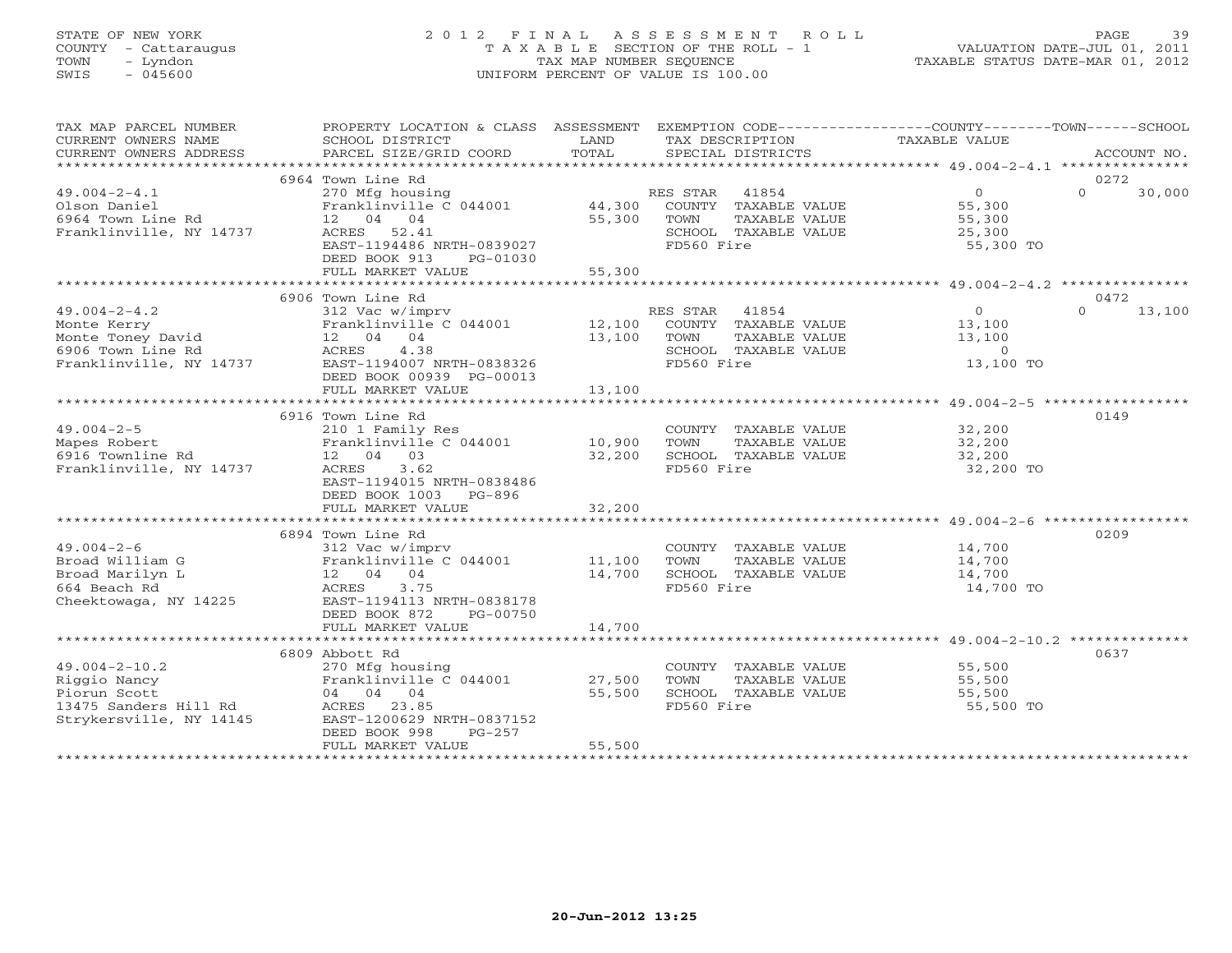STATE OF NEW YORK
COUNTY - Cattaraugus
TOWN - Lyndon
SWIS - 045600

# 2012 FINAL ASSESSMENT ROLL
TAXABLE SECTION OF THE ROLL - 1
TAX MAP NUMBER SEQUENCE
UNIFORM PERCENT OF VALUE IS 100.00

VALUATION DATE-JUL 01, 2011
TAXABLE STATUS DATE-MAR 01, 2012

| TAX MAP PARCEL NUMBER / CURRENT OWNERS NAME / CURRENT OWNERS ADDRESS | PROPERTY LOCATION & CLASS / SCHOOL DISTRICT / PARCEL SIZE/GRID COORD | ASSESSMENT LAND / TOTAL | EXEMPTION CODE / TAX DESCRIPTION / SPECIAL DISTRICTS | COUNTY TAXABLE VALUE | TOWN | SCHOOL | ACCOUNT NO. |
|---|---|---|---|---|---|---|---|
| **49.004-2-4.1** | 6964 Town Line Rd | | | | | | 0272 |
| 49.004-2-4.1 | 270 Mfg housing | | RES STAR 41854 | 0 | 0 | 30,000 | |
| Olson Daniel | Franklinville C 044001 | 44,300 | COUNTY TAXABLE VALUE | 55,300 | | | |
| 6964 Town Line Rd | 12 04 04 | 55,300 | TOWN TAXABLE VALUE | 55,300 | | | |
| Franklinville, NY 14737 | ACRES 52.41 | | SCHOOL TAXABLE VALUE | 25,300 | | | |
| | EAST-1194486 NRTH-0839027 | | FD560 Fire | 55,300 TO | | | |
| | DEED BOOK 913 PG-01030 | | | | | | |
| | FULL MARKET VALUE | 55,300 | | | | | |
| **49.004-2-4.2** | 6906 Town Line Rd | | | | | | 0472 |
| 49.004-2-4.2 | 312 Vac w/imprv | | RES STAR 41854 | 0 | 0 | 13,100 | |
| Monte Kerry | Franklinville C 044001 | 12,100 | COUNTY TAXABLE VALUE | 13,100 | | | |
| Monte Toney David | 12 04 04 | 13,100 | TOWN TAXABLE VALUE | 13,100 | | | |
| 6906 Town Line Rd | ACRES 4.38 | | SCHOOL TAXABLE VALUE | 0 | | | |
| Franklinville, NY 14737 | EAST-1194007 NRTH-0838326 | | FD560 Fire | 13,100 TO | | | |
| | DEED BOOK 00939 PG-00013 | | | | | | |
| | FULL MARKET VALUE | 13,100 | | | | | |
| **49.004-2-5** | 6916 Town Line Rd | | | | | | 0149 |
| 49.004-2-5 | 210 1 Family Res | | COUNTY TAXABLE VALUE | 32,200 | | | |
| Mapes Robert | Franklinville C 044001 | 10,900 | TOWN TAXABLE VALUE | 32,200 | | | |
| 6916 Townline Rd | 12 04 03 | 32,200 | SCHOOL TAXABLE VALUE | 32,200 | | | |
| Franklinville, NY 14737 | ACRES 3.62 | | FD560 Fire | 32,200 TO | | | |
| | EAST-1194015 NRTH-0838486 | | | | | | |
| | DEED BOOK 1003 PG-896 | | | | | | |
| | FULL MARKET VALUE | 32,200 | | | | | |
| **49.004-2-6** | 6894 Town Line Rd | | | | | | 0209 |
| 49.004-2-6 | 312 Vac w/imprv | | COUNTY TAXABLE VALUE | 14,700 | | | |
| Broad William G | Franklinville C 044001 | 11,100 | TOWN TAXABLE VALUE | 14,700 | | | |
| Broad Marilyn L | 12 04 04 | 14,700 | SCHOOL TAXABLE VALUE | 14,700 | | | |
| 664 Beach Rd | ACRES 3.75 | | FD560 Fire | 14,700 TO | | | |
| Cheektowaga, NY 14225 | EAST-1194113 NRTH-0838178 | | | | | | |
| | DEED BOOK 872 PG-00750 | | | | | | |
| | FULL MARKET VALUE | 14,700 | | | | | |
| **49.004-2-10.2** | 6809 Abbott Rd | | | | | | 0637 |
| 49.004-2-10.2 | 270 Mfg housing | | COUNTY TAXABLE VALUE | 55,500 | | | |
| Riggio Nancy | Franklinville C 044001 | 27,500 | TOWN TAXABLE VALUE | 55,500 | | | |
| Piorun Scott | 04 04 04 | 55,500 | SCHOOL TAXABLE VALUE | 55,500 | | | |
| 13475 Sanders Hill Rd | ACRES 23.85 | | FD560 Fire | 55,500 TO | | | |
| Strykersville, NY 14145 | EAST-1200629 NRTH-0837152 | | | | | | |
| | DEED BOOK 998 PG-257 | | | | | | |
| | FULL MARKET VALUE | 55,500 | | | | | |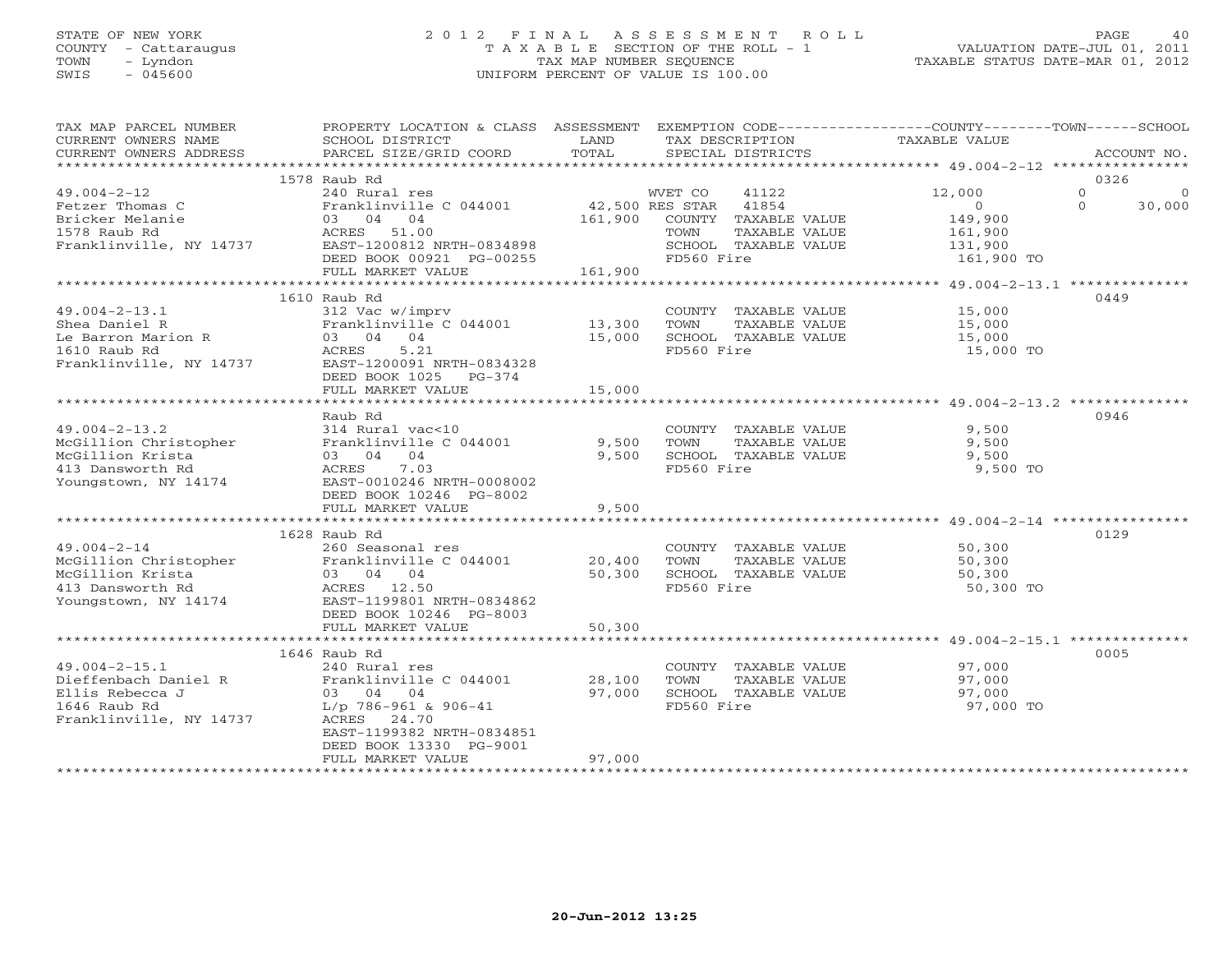STATE OF NEW YORK
COUNTY - Cattaraugus
TOWN - Lyndon
SWIS - 045600

2012 FINAL ASSESSMENT ROLL
TAXABLE SECTION OF THE ROLL - 1
TAX MAP NUMBER SEQUENCE
UNIFORM PERCENT OF VALUE IS 100.00

VALUATION DATE-JUL 01, 2011
TAXABLE STATUS DATE-MAR 01, 2012

| TAX MAP PARCEL NUMBER / CURRENT OWNERS NAME / CURRENT OWNERS ADDRESS | PROPERTY LOCATION & CLASS / SCHOOL DISTRICT / PARCEL SIZE/GRID COORD | ASSESSMENT LAND | TOTAL | EXEMPTION CODE / TAX DESCRIPTION / SPECIAL DISTRICTS | COUNTY TAXABLE VALUE | TOWN | SCHOOL | ACCOUNT NO. |
|---|---|---|---|---|---|---|---|---|
| | 1578 Raub Rd | | | | | | | 0326 |
| 49.004-2-12 | 240 Rural res | | | WVET CO 41122 | 12,000 | 0 | 0 | |
| Fetzer Thomas C | Franklinville C 044001 | 42,500 | | RES STAR 41854 | 0 | 0 | 30,000 | |
| Bricker Melanie | 03 04 04 | | 161,900 | COUNTY TAXABLE VALUE | 149,900 | | | |
| 1578 Raub Rd | ACRES 51.00 | | | TOWN TAXABLE VALUE | 161,900 | | | |
| Franklinville, NY 14737 | EAST-1200812 NRTH-0834898 | | | SCHOOL TAXABLE VALUE | 131,900 | | | |
| | DEED BOOK 00921 PG-00255 | | | FD560 Fire | 161,900 TO | | | |
| | FULL MARKET VALUE | | 161,900 | | | | | |
| | 1610 Raub Rd | | | | | | | 0449 |
| 49.004-2-13.1 | 312 Vac w/imprv | | | COUNTY TAXABLE VALUE | 15,000 | | | |
| Shea Daniel R | Franklinville C 044001 | 13,300 | | TOWN TAXABLE VALUE | 15,000 | | | |
| Le Barron Marion R | 03 04 04 | | 15,000 | SCHOOL TAXABLE VALUE | 15,000 | | | |
| 1610 Raub Rd | ACRES 5.21 | | | FD560 Fire | 15,000 TO | | | |
| Franklinville, NY 14737 | EAST-1200091 NRTH-0834328 | | | | | | | |
| | DEED BOOK 1025 PG-374 | | | | | | | |
| | FULL MARKET VALUE | | 15,000 | | | | | |
| | Raub Rd | | | | | | | 0946 |
| 49.004-2-13.2 | 314 Rural vac<10 | | | COUNTY TAXABLE VALUE | 9,500 | | | |
| McGillion Christopher | Franklinville C 044001 | 9,500 | | TOWN TAXABLE VALUE | 9,500 | | | |
| McGillion Krista | 03 04 04 | | 9,500 | SCHOOL TAXABLE VALUE | 9,500 | | | |
| 413 Dansworth Rd | ACRES 7.03 | | | FD560 Fire | 9,500 TO | | | |
| Youngstown, NY 14174 | EAST-0010246 NRTH-0008002 | | | | | | | |
| | DEED BOOK 10246 PG-8002 | | | | | | | |
| | FULL MARKET VALUE | | 9,500 | | | | | |
| | 1628 Raub Rd | | | | | | | 0129 |
| 49.004-2-14 | 260 Seasonal res | | | COUNTY TAXABLE VALUE | 50,300 | | | |
| McGillion Christopher | Franklinville C 044001 | 20,400 | | TOWN TAXABLE VALUE | 50,300 | | | |
| McGillion Krista | 03 04 04 | | 50,300 | SCHOOL TAXABLE VALUE | 50,300 | | | |
| 413 Dansworth Rd | ACRES 12.50 | | | FD560 Fire | 50,300 TO | | | |
| Youngstown, NY 14174 | EAST-1199801 NRTH-0834862 | | | | | | | |
| | DEED BOOK 10246 PG-8003 | | | | | | | |
| | FULL MARKET VALUE | | 50,300 | | | | | |
| | 1646 Raub Rd | | | | | | | 0005 |
| 49.004-2-15.1 | 240 Rural res | | | COUNTY TAXABLE VALUE | 97,000 | | | |
| Dieffenbach Daniel R | Franklinville C 044001 | 28,100 | | TOWN TAXABLE VALUE | 97,000 | | | |
| Ellis Rebecca J | 03 04 04 | | 97,000 | SCHOOL TAXABLE VALUE | 97,000 | | | |
| 1646 Raub Rd | L/p 786-961 & 906-41 | | | FD560 Fire | 97,000 TO | | | |
| Franklinville, NY 14737 | ACRES 24.70 | | | | | | | |
| | EAST-1199382 NRTH-0834851 | | | | | | | |
| | DEED BOOK 13330 PG-9001 | | | | | | | |
| | FULL MARKET VALUE | | 97,000 | | | | | |

20-Jun-2012 13:25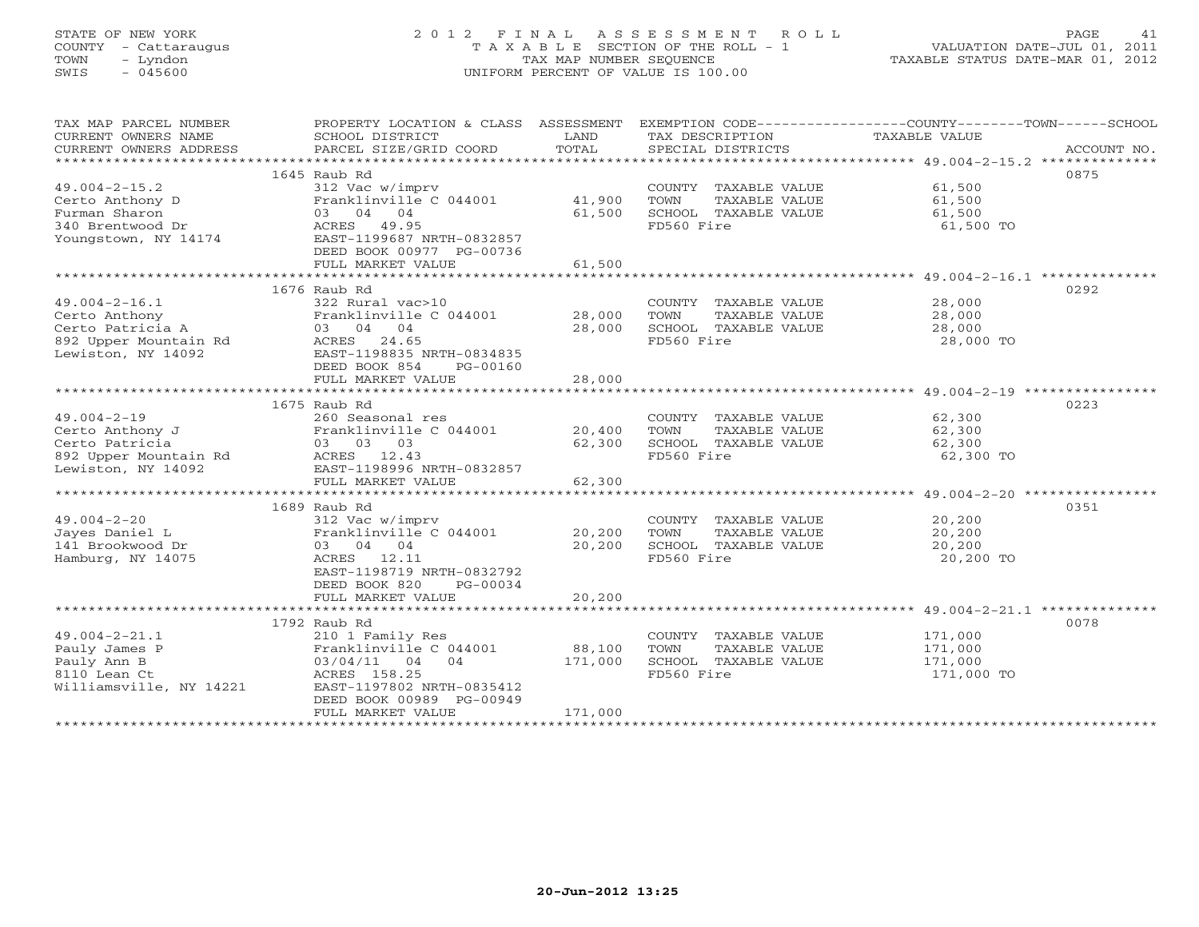STATE OF NEW YORK
COUNTY - Cattaraugus
TOWN - Lyndon
SWIS - 045600

# 2012 FINAL ASSESSMENT ROLL
TAXABLE SECTION OF THE ROLL - 1
TAX MAP NUMBER SEQUENCE
UNIFORM PERCENT OF VALUE IS 100.00

VALUATION DATE-JUL 01, 2011
TAXABLE STATUS DATE-MAR 01, 2012

| TAX MAP PARCEL NUMBER / CURRENT OWNERS NAME / CURRENT OWNERS ADDRESS | PROPERTY LOCATION & CLASS / SCHOOL DISTRICT / PARCEL SIZE/GRID COORD | ASSESSMENT LAND | TOTAL | EXEMPTION CODE / TAX DESCRIPTION / SPECIAL DISTRICTS | TAXABLE VALUE (COUNTY/TOWN/SCHOOL) | ACCOUNT NO. |
|---|---|---|---|---|---|---|
| 49.004-2-15.2 | 1645 Raub Rd | | | | | 0875 |
| Certo Anthony D | 312 Vac w/imprv | | | COUNTY TAXABLE VALUE | 61,500 | |
| Furman Sharon | Franklinville C 044001 | 41,900 | | TOWN TAXABLE VALUE | 61,500 | |
| 340 Brentwood Dr | 03 04 04 | | 61,500 | SCHOOL TAXABLE VALUE | 61,500 | |
| Youngstown, NY 14174 | ACRES 49.95 | | | FD560 Fire | 61,500 TO | |
| | EAST-1199687 NRTH-0832857 | | | | | |
| | DEED BOOK 00977 PG-00736 | | | | | |
| | FULL MARKET VALUE | | 61,500 | | | |
| 49.004-2-16.1 | 1676 Raub Rd | | | | | 0292 |
| Certo Anthony | 322 Rural vac>10 | | | COUNTY TAXABLE VALUE | 28,000 | |
| Certo Patricia A | Franklinville C 044001 | 28,000 | | TOWN TAXABLE VALUE | 28,000 | |
| 892 Upper Mountain Rd | 03 04 04 | | 28,000 | SCHOOL TAXABLE VALUE | 28,000 | |
| Lewiston, NY 14092 | ACRES 24.65 | | | FD560 Fire | 28,000 TO | |
| | EAST-1198835 NRTH-0834835 | | | | | |
| | DEED BOOK 854 PG-00160 | | | | | |
| | FULL MARKET VALUE | | 28,000 | | | |
| 49.004-2-19 | 1675 Raub Rd | | | | | 0223 |
| Certo Anthony J | 260 Seasonal res | | | COUNTY TAXABLE VALUE | 62,300 | |
| Certo Patricia | Franklinville C 044001 | 20,400 | | TOWN TAXABLE VALUE | 62,300 | |
| 892 Upper Mountain Rd | 03 03 03 | | 62,300 | SCHOOL TAXABLE VALUE | 62,300 | |
| Lewiston, NY 14092 | ACRES 12.43 | | | FD560 Fire | 62,300 TO | |
| | EAST-1198996 NRTH-0832857 | | | | | |
| | FULL MARKET VALUE | | 62,300 | | | |
| 49.004-2-20 | 1689 Raub Rd | | | | | 0351 |
| Jayes Daniel L | 312 Vac w/imprv | | | COUNTY TAXABLE VALUE | 20,200 | |
| 141 Brookwood Dr | Franklinville C 044001 | 20,200 | | TOWN TAXABLE VALUE | 20,200 | |
| Hamburg, NY 14075 | 03 04 04 | | 20,200 | SCHOOL TAXABLE VALUE | 20,200 | |
| | ACRES 12.11 | | | FD560 Fire | 20,200 TO | |
| | EAST-1198719 NRTH-0832792 | | | | | |
| | DEED BOOK 820 PG-00034 | | | | | |
| | FULL MARKET VALUE | | 20,200 | | | |
| 49.004-2-21.1 | 1792 Raub Rd | | | | | 0078 |
| Pauly James P | 210 1 Family Res | | | COUNTY TAXABLE VALUE | 171,000 | |
| Pauly Ann B | Franklinville C 044001 | 88,100 | | TOWN TAXABLE VALUE | 171,000 | |
| 8110 Lean Ct | 03/04/11 04 04 | | 171,000 | SCHOOL TAXABLE VALUE | 171,000 | |
| Williamsville, NY 14221 | ACRES 158.25 | | | FD560 Fire | 171,000 TO | |
| | EAST-1197802 NRTH-0835412 | | | | | |
| | DEED BOOK 00989 PG-00949 | | | | | |
| | FULL MARKET VALUE | | 171,000 | | | |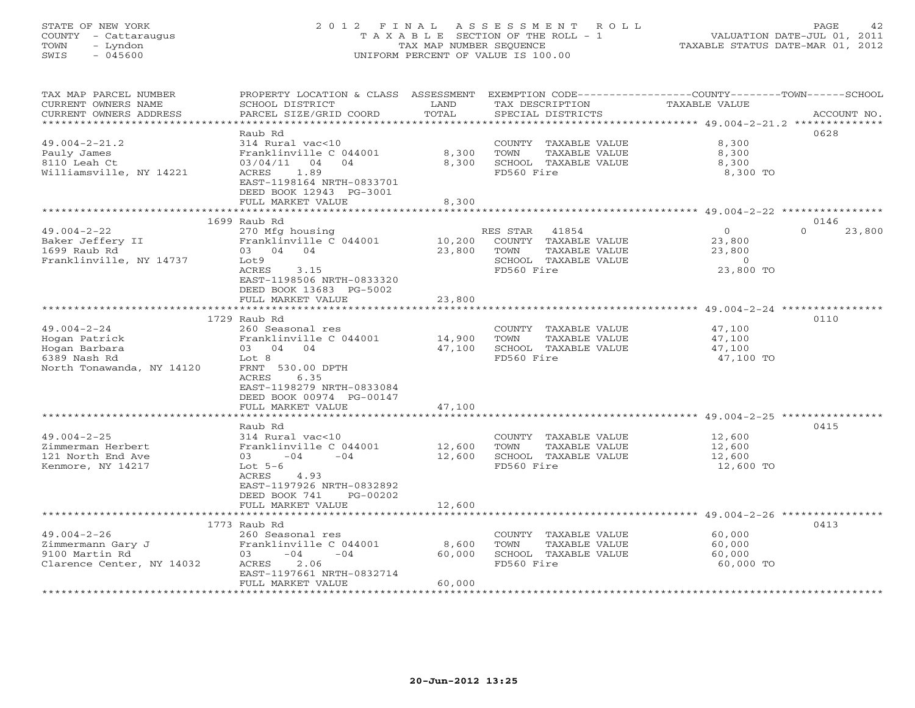STATE OF NEW YORK
COUNTY - Cattaraugus
TOWN - Lyndon
SWIS - 045600

# 2012 FINAL ASSESSMENT ROLL

TAXABLE SECTION OF THE ROLL - 1
TAX MAP NUMBER SEQUENCE
UNIFORM PERCENT OF VALUE IS 100.00

VALUATION DATE-JUL 01, 2011
TAXABLE STATUS DATE-MAR 01, 2012

| TAX MAP PARCEL NUMBER / CURRENT OWNERS NAME / CURRENT OWNERS ADDRESS | PROPERTY LOCATION & CLASS / SCHOOL DISTRICT / PARCEL SIZE/GRID COORD | ASSESSMENT LAND | TOTAL | EXEMPTION CODE / TAX DESCRIPTION / SPECIAL DISTRICTS | COUNTY / TOWN TAXABLE VALUE | SCHOOL | ACCOUNT NO. |
|---|---|---|---|---|---|---|---|
| **49.004-2-21.2** | Raub Rd | | | | | | 0628 |
| 49.004-2-21.2 | 314 Rural vac<10 | | | COUNTY TAXABLE VALUE | 8,300 | | |
| Pauly James | Franklinville C 044001 | 8,300 | | TOWN TAXABLE VALUE | 8,300 | | |
| 8110 Leah Ct | 03/04/11 04 04 | | 8,300 | SCHOOL TAXABLE VALUE | 8,300 | | |
| Williamsville, NY 14221 | ACRES 1.89 | | | FD560 Fire | 8,300 TO | | |
| | EAST-1198164 NRTH-0833701 | | | | | | |
| | DEED BOOK 12943 PG-3001 | | | | | | |
| | FULL MARKET VALUE | | 8,300 | | | | |
| **49.004-2-22** | 1699 Raub Rd | | | | | | 0146 |
| 49.004-2-22 | 270 Mfg housing | | | RES STAR 41854 | 0 | 0 23,800 | |
| Baker Jeffery II | Franklinville C 044001 | 10,200 | | COUNTY TAXABLE VALUE | 23,800 | | |
| 1699 Raub Rd | 03 04 04 | | 23,800 | TOWN TAXABLE VALUE | 23,800 | | |
| Franklinville, NY 14737 | Lot9 | | | SCHOOL TAXABLE VALUE | 0 | | |
| | ACRES 3.15 | | | FD560 Fire | 23,800 TO | | |
| | EAST-1198506 NRTH-0833320 | | | | | | |
| | DEED BOOK 13683 PG-5002 | | | | | | |
| | FULL MARKET VALUE | | 23,800 | | | | |
| **49.004-2-24** | 1729 Raub Rd | | | | | | 0110 |
| 49.004-2-24 | 260 Seasonal res | | | COUNTY TAXABLE VALUE | 47,100 | | |
| Hogan Patrick | Franklinville C 044001 | 14,900 | | TOWN TAXABLE VALUE | 47,100 | | |
| Hogan Barbara | 03 04 04 | | 47,100 | SCHOOL TAXABLE VALUE | 47,100 | | |
| 6389 Nash Rd | Lot 8 | | | FD560 Fire | 47,100 TO | | |
| North Tonawanda, NY 14120 | FRNT 530.00 DPTH | | | | | | |
| | ACRES 6.35 | | | | | | |
| | EAST-1198279 NRTH-0833084 | | | | | | |
| | DEED BOOK 00974 PG-00147 | | | | | | |
| | FULL MARKET VALUE | | 47,100 | | | | |
| **49.004-2-25** | Raub Rd | | | | | | 0415 |
| 49.004-2-25 | 314 Rural vac<10 | | | COUNTY TAXABLE VALUE | 12,600 | | |
| Zimmerman Herbert | Franklinville C 044001 | 12,600 | | TOWN TAXABLE VALUE | 12,600 | | |
| 121 North End Ave | 03 -04 -04 | | 12,600 | SCHOOL TAXABLE VALUE | 12,600 | | |
| Kenmore, NY 14217 | Lot 5-6 | | | FD560 Fire | 12,600 TO | | |
| | ACRES 4.93 | | | | | | |
| | EAST-1197926 NRTH-0832892 | | | | | | |
| | DEED BOOK 741 PG-00202 | | | | | | |
| | FULL MARKET VALUE | | 12,600 | | | | |
| **49.004-2-26** | 1773 Raub Rd | | | | | | 0413 |
| 49.004-2-26 | 260 Seasonal res | | | COUNTY TAXABLE VALUE | 60,000 | | |
| Zimmermann Gary J | Franklinville C 044001 | 8,600 | | TOWN TAXABLE VALUE | 60,000 | | |
| 9100 Martin Rd | 03 -04 -04 | | 60,000 | SCHOOL TAXABLE VALUE | 60,000 | | |
| Clarence Center, NY 14032 | ACRES 2.06 | | | FD560 Fire | 60,000 TO | | |
| | EAST-1197661 NRTH-0832714 | | | | | | |
| | FULL MARKET VALUE | | 60,000 | | | | |

20-Jun-2012 13:25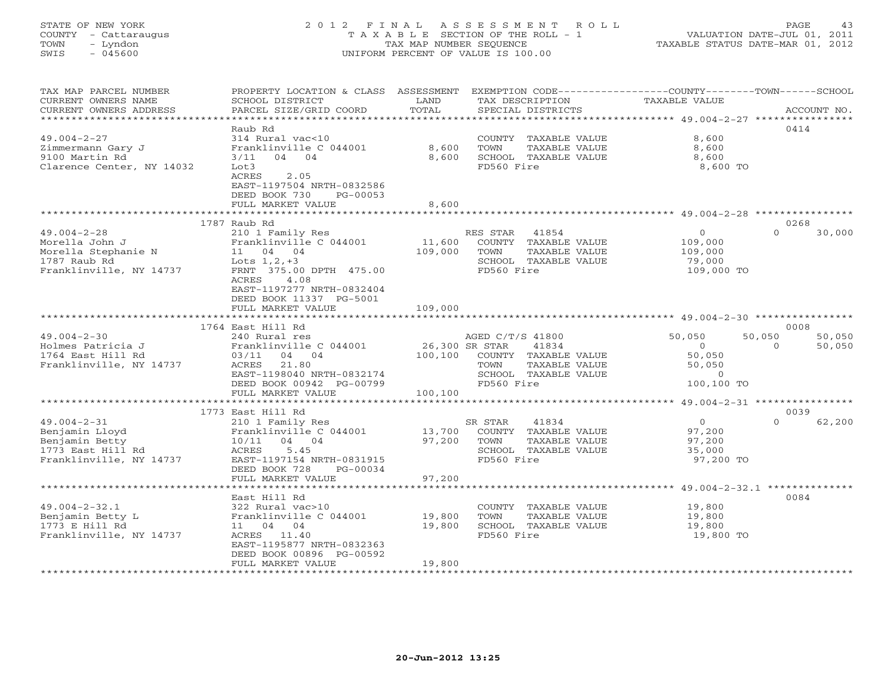STATE OF NEW YORK
COUNTY - Cattaraugus
TOWN - Lyndon
SWIS - 045600

# 2012 FINAL ASSESSMENT ROLL

TAXABLE SECTION OF THE ROLL - 1
TAX MAP NUMBER SEQUENCE
UNIFORM PERCENT OF VALUE IS 100.00

VALUATION DATE-JUL 01, 2011
TAXABLE STATUS DATE-MAR 01, 2012

| TAX MAP PARCEL NUMBER / CURRENT OWNERS NAME / CURRENT OWNERS ADDRESS | PROPERTY LOCATION & CLASS / SCHOOL DISTRICT / PARCEL SIZE/GRID COORD | ASSESSMENT LAND / TOTAL | EXEMPTION CODE / TAX DESCRIPTION / SPECIAL DISTRICTS | COUNTY TAXABLE VALUE | TOWN | SCHOOL | ACCOUNT NO. |
|---|---|---|---|---|---|---|---|
| **49.004-2-27** | Raub Rd | | | | | | 0414 |
| Zimmermann Gary J | 314 Rural vac<10 | | COUNTY TAXABLE VALUE | 8,600 | | | |
| 9100 Martin Rd | Franklinville C 044001 | 8,600 | TOWN TAXABLE VALUE | 8,600 | | | |
| Clarence Center, NY 14032 | 3/11 04 04 | 8,600 | SCHOOL TAXABLE VALUE | 8,600 | | | |
| | Lot3 | | FD560 Fire | 8,600 TO | | | |
| | ACRES 2.05 | | | | | | |
| | EAST-1197504 NRTH-0832586 | | | | | | |
| | DEED BOOK 730 PG-00053 | | | | | | |
| | FULL MARKET VALUE | 8,600 | | | | | |
| **49.004-2-28** | 1787 Raub Rd | | | | | | 0268 |
| Morella John J | 210 1 Family Res | | RES STAR 41854 | 0 | 0 | 30,000 | |
| Morella Stephanie N | Franklinville C 044001 | 11,600 | COUNTY TAXABLE VALUE | 109,000 | | | |
| 1787 Raub Rd | 11 04 04 | 109,000 | TOWN TAXABLE VALUE | 109,000 | | | |
| Franklinville, NY 14737 | Lots 1,2,+3 | | SCHOOL TAXABLE VALUE | 79,000 | | | |
| | FRNT 375.00 DPTH 475.00 | | FD560 Fire | 109,000 TO | | | |
| | ACRES 4.08 | | | | | | |
| | EAST-1197277 NRTH-0832404 | | | | | | |
| | DEED BOOK 11337 PG-5001 | | | | | | |
| | FULL MARKET VALUE | 109,000 | | | | | |
| **49.004-2-30** | 1764 East Hill Rd | | | | | | 0008 |
| Holmes Patricia J | 240 Rural res | | AGED C/T/S 41800 | 50,050 | 50,050 | 50,050 | |
| 1764 East Hill Rd | Franklinville C 044001 | 26,300 | SR STAR 41834 | 0 | 0 | 50,050 | |
| Franklinville, NY 14737 | 03/11 04 04 | 100,100 | COUNTY TAXABLE VALUE | 50,050 | | | |
| | ACRES 21.80 | | TOWN TAXABLE VALUE | 50,050 | | | |
| | EAST-1198040 NRTH-0832174 | | SCHOOL TAXABLE VALUE | 0 | | | |
| | DEED BOOK 00942 PG-00799 | | FD560 Fire | 100,100 TO | | | |
| | FULL MARKET VALUE | 100,100 | | | | | |
| **49.004-2-31** | 1773 East Hill Rd | | | | | | 0039 |
| Benjamin Lloyd | 210 1 Family Res | | SR STAR 41834 | 0 | 0 | 62,200 | |
| Benjamin Betty | Franklinville C 044001 | 13,700 | COUNTY TAXABLE VALUE | 97,200 | | | |
| 1773 East Hill Rd | 10/11 04 04 | 97,200 | TOWN TAXABLE VALUE | 97,200 | | | |
| Franklinville, NY 14737 | ACRES 5.45 | | SCHOOL TAXABLE VALUE | 35,000 | | | |
| | EAST-1197154 NRTH-0831915 | | FD560 Fire | 97,200 TO | | | |
| | DEED BOOK 728 PG-00034 | | | | | | |
| | FULL MARKET VALUE | 97,200 | | | | | |
| **49.004-2-32.1** | East Hill Rd | | | | | | 0084 |
| Benjamin Betty L | 322 Rural vac>10 | | COUNTY TAXABLE VALUE | 19,800 | | | |
| 1773 E Hill Rd | Franklinville C 044001 | 19,800 | TOWN TAXABLE VALUE | 19,800 | | | |
| Franklinville, NY 14737 | 11 04 04 | 19,800 | SCHOOL TAXABLE VALUE | 19,800 | | | |
| | ACRES 11.40 | | FD560 Fire | 19,800 TO | | | |
| | EAST-1195877 NRTH-0832363 | | | | | | |
| | DEED BOOK 00896 PG-00592 | | | | | | |
| | FULL MARKET VALUE | 19,800 | | | | | |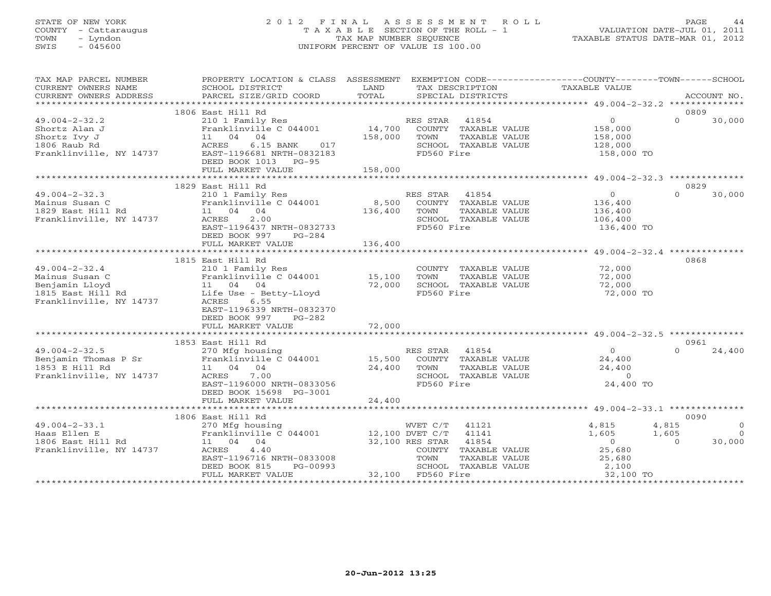STATE OF NEW YORK
COUNTY - Cattaraugus
TOWN - Lyndon
SWIS - 045600

# 2012 FINAL ASSESSMENT ROLL
TAXABLE SECTION OF THE ROLL - 1
TAX MAP NUMBER SEQUENCE
UNIFORM PERCENT OF VALUE IS 100.00

VALUATION DATE-JUL 01, 2011
TAXABLE STATUS DATE-MAR 01, 2012

| TAX MAP PARCEL NUMBER / CURRENT OWNERS NAME / CURRENT OWNERS ADDRESS | PROPERTY LOCATION & CLASS / SCHOOL DISTRICT / PARCEL SIZE/GRID COORD | ASSESSMENT LAND / TOTAL | EXEMPTION CODE / TAX DESCRIPTION / SPECIAL DISTRICTS | COUNTY TAXABLE VALUE | TOWN | SCHOOL / ACCOUNT NO. |
|---|---|---|---|---|---|---|
| **49.004-2-32.2** | 1806 East Hill Rd | | | | | 0809 |
| Shortz Alan J | 210 1 Family Res | | RES STAR 41854 | 0 | 0 | 30,000 |
| Shortz Ivy J | Franklinville C 044001 | 14,700 | COUNTY TAXABLE VALUE | 158,000 | | |
| 1806 Raub Rd | 11 04 04 | 158,000 | TOWN TAXABLE VALUE | 158,000 | | |
| Franklinville, NY 14737 | ACRES 6.15 BANK 017 | | SCHOOL TAXABLE VALUE | 128,000 | | |
| | EAST-1196681 NRTH-0832183 | | FD560 Fire | 158,000 TO | | |
| | DEED BOOK 1013 PG-95 | | | | | |
| | FULL MARKET VALUE | 158,000 | | | | |
| **49.004-2-32.3** | 1829 East Hill Rd | | | | | 0829 |
| Mainus Susan C | 210 1 Family Res | | RES STAR 41854 | 0 | 0 | 30,000 |
| 1829 East Hill Rd | Franklinville C 044001 | 8,500 | COUNTY TAXABLE VALUE | 136,400 | | |
| Franklinville, NY 14737 | 11 04 04 | 136,400 | TOWN TAXABLE VALUE | 136,400 | | |
| | ACRES 2.00 | | SCHOOL TAXABLE VALUE | 106,400 | | |
| | EAST-1196437 NRTH-0832733 | | FD560 Fire | 136,400 TO | | |
| | DEED BOOK 997 PG-284 | | | | | |
| | FULL MARKET VALUE | 136,400 | | | | |
| **49.004-2-32.4** | 1815 East Hill Rd | | | | | 0868 |
| Mainus Susan C | 210 1 Family Res | | COUNTY TAXABLE VALUE | 72,000 | | |
| Benjamin Lloyd | Franklinville C 044001 | 15,100 | TOWN TAXABLE VALUE | 72,000 | | |
| 1815 East Hill Rd | 11 04 04 | 72,000 | SCHOOL TAXABLE VALUE | 72,000 | | |
| Franklinville, NY 14737 | Life Use - Betty-Lloyd | | FD560 Fire | 72,000 TO | | |
| | ACRES 6.55 | | | | | |
| | EAST-1196339 NRTH-0832370 | | | | | |
| | DEED BOOK 997 PG-282 | | | | | |
| | FULL MARKET VALUE | 72,000 | | | | |
| **49.004-2-32.5** | 1853 East Hill Rd | | | | | 0961 |
| Benjamin Thomas P Sr | 270 Mfg housing | | RES STAR 41854 | 0 | 0 | 24,400 |
| 1853 E Hill Rd | Franklinville C 044001 | 15,500 | COUNTY TAXABLE VALUE | 24,400 | | |
| Franklinville, NY 14737 | 11 04 04 | 24,400 | TOWN TAXABLE VALUE | 24,400 | | |
| | ACRES 7.00 | | SCHOOL TAXABLE VALUE | 0 | | |
| | EAST-1196000 NRTH-0833056 | | FD560 Fire | 24,400 TO | | |
| | DEED BOOK 15698 PG-3001 | | | | | |
| | FULL MARKET VALUE | 24,400 | | | | |
| **49.004-2-33.1** | 1806 East Hill Rd | | | | | 0090 |
| Haas Ellen E | 270 Mfg housing | | WVET C/T 41121 | 4,815 | 4,815 | 0 |
| 1806 East Hill Rd | Franklinville C 044001 | 12,100 | DVET C/T 41141 | 1,605 | 1,605 | 0 |
| Franklinville, NY 14737 | 11 04 04 | 32,100 | RES STAR 41854 | 0 | 0 | 30,000 |
| | ACRES 4.40 | | COUNTY TAXABLE VALUE | 25,680 | | |
| | EAST-1196716 NRTH-0833008 | | TOWN TAXABLE VALUE | 25,680 | | |
| | DEED BOOK 815 PG-00993 | | SCHOOL TAXABLE VALUE | 2,100 | | |
| | FULL MARKET VALUE | 32,100 | FD560 Fire | 32,100 TO | | |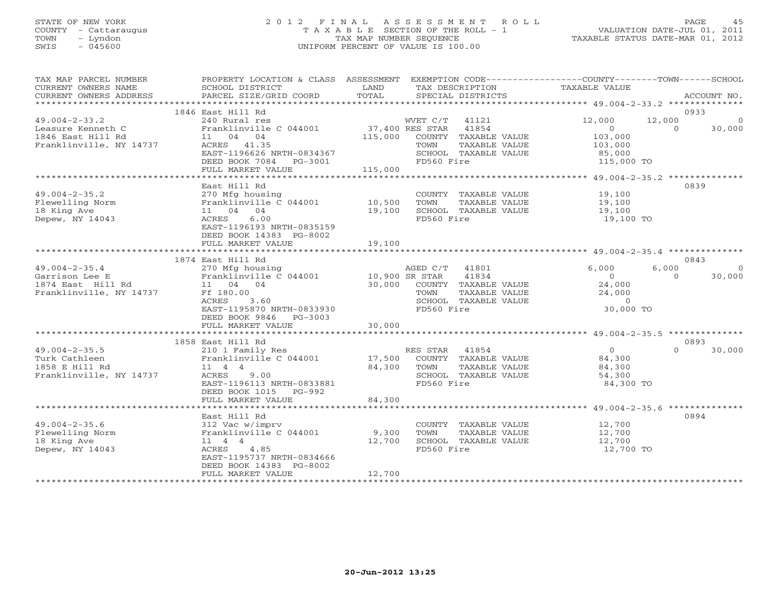STATE OF NEW YORK
COUNTY - Cattaraugus
TOWN - Lyndon
SWIS - 045600

# 2012 FINAL ASSESSMENT ROLL
TAXABLE SECTION OF THE ROLL - 1
TAX MAP NUMBER SEQUENCE
UNIFORM PERCENT OF VALUE IS 100.00

VALUATION DATE-JUL 01, 2011
TAXABLE STATUS DATE-MAR 01, 2012

| TAX MAP PARCEL NUMBER / CURRENT OWNERS NAME / CURRENT OWNERS ADDRESS | PROPERTY LOCATION & CLASS / SCHOOL DISTRICT / PARCEL SIZE/GRID COORD | ASSESSMENT LAND | TOTAL | EXEMPTION CODE / TAX DESCRIPTION / SPECIAL DISTRICTS | COUNTY TAXABLE VALUE | TOWN | SCHOOL | ACCOUNT NO. |
|---|---|---|---|---|---|---|---|---|
| 49.004-2-33.2 | 1846 East Hill Rd | | | | | | | 0933 |
| Leasure Kenneth C | 240 Rural res | | | WVET C/T 41121 | 12,000 | 12,000 | 0 | |
| 1846 East Hill Rd | Franklinville C 044001 | 37,400 | | RES STAR 41854 | 0 | 0 | 30,000 | |
| Franklinville, NY 14737 | 11 04 04 | | 115,000 | COUNTY TAXABLE VALUE | 103,000 | | | |
| | ACRES 41.35 | | | TOWN TAXABLE VALUE | 103,000 | | | |
| | EAST-1196626 NRTH-0834367 | | | SCHOOL TAXABLE VALUE | 85,000 | | | |
| | DEED BOOK 7084 PG-3001 | | | FD560 Fire | 115,000 TO | | | |
| | FULL MARKET VALUE | | 115,000 | | | | | |
| 49.004-2-35.2 | East Hill Rd | | | | | | | 0839 |
| Flewelling Norm | 270 Mfg housing | | | COUNTY TAXABLE VALUE | 19,100 | | | |
| 18 King Ave | Franklinville C 044001 | 10,500 | | TOWN TAXABLE VALUE | 19,100 | | | |
| Depew, NY 14043 | 11 04 04 | | 19,100 | SCHOOL TAXABLE VALUE | 19,100 | | | |
| | ACRES 6.00 | | | FD560 Fire | 19,100 TO | | | |
| | EAST-1196193 NRTH-0835159 | | | | | | | |
| | DEED BOOK 14383 PG-8002 | | | | | | | |
| | FULL MARKET VALUE | | 19,100 | | | | | |
| 49.004-2-35.4 | 1874 East Hill Rd | | | | | | | 0843 |
| Garrison Lee E | 270 Mfg housing | | | AGED C/T 41801 | 6,000 | 6,000 | 0 | |
| 1874 East Hill Rd | Franklinville C 044001 | 10,900 | | SR STAR 41834 | 0 | 0 | 30,000 | |
| Franklinville, NY 14737 | 11 04 04 | | 30,000 | COUNTY TAXABLE VALUE | 24,000 | | | |
| | Ff 180.00 | | | TOWN TAXABLE VALUE | 24,000 | | | |
| | ACRES 3.60 | | | SCHOOL TAXABLE VALUE | 0 | | | |
| | EAST-1195870 NRTH-0833930 | | | FD560 Fire | 30,000 TO | | | |
| | DEED BOOK 9846 PG-3003 | | | | | | | |
| | FULL MARKET VALUE | | 30,000 | | | | | |
| 49.004-2-35.5 | 1858 East Hill Rd | | | | | | | 0893 |
| Turk Cathleen | 210 1 Family Res | | | RES STAR 41854 | 0 | 0 | 30,000 | |
| 1858 E Hill Rd | Franklinville C 044001 | 17,500 | | COUNTY TAXABLE VALUE | 84,300 | | | |
| Franklinville, NY 14737 | 11 4 4 | | 84,300 | TOWN TAXABLE VALUE | 84,300 | | | |
| | ACRES 9.00 | | | SCHOOL TAXABLE VALUE | 54,300 | | | |
| | EAST-1196113 NRTH-0833881 | | | FD560 Fire | 84,300 TO | | | |
| | DEED BOOK 1015 PG-992 | | | | | | | |
| | FULL MARKET VALUE | | 84,300 | | | | | |
| 49.004-2-35.6 | East Hill Rd | | | | | | | 0894 |
| Flewelling Norm | 312 Vac w/imprv | | | COUNTY TAXABLE VALUE | 12,700 | | | |
| 18 King Ave | Franklinville C 044001 | 9,300 | | TOWN TAXABLE VALUE | 12,700 | | | |
| Depew, NY 14043 | 11 4 4 | | 12,700 | SCHOOL TAXABLE VALUE | 12,700 | | | |
| | ACRES 4.85 | | | FD560 Fire | 12,700 TO | | | |
| | EAST-1195737 NRTH-0834666 | | | | | | | |
| | DEED BOOK 14383 PG-8002 | | | | | | | |
| | FULL MARKET VALUE | | 12,700 | | | | | |

20-Jun-2012 13:25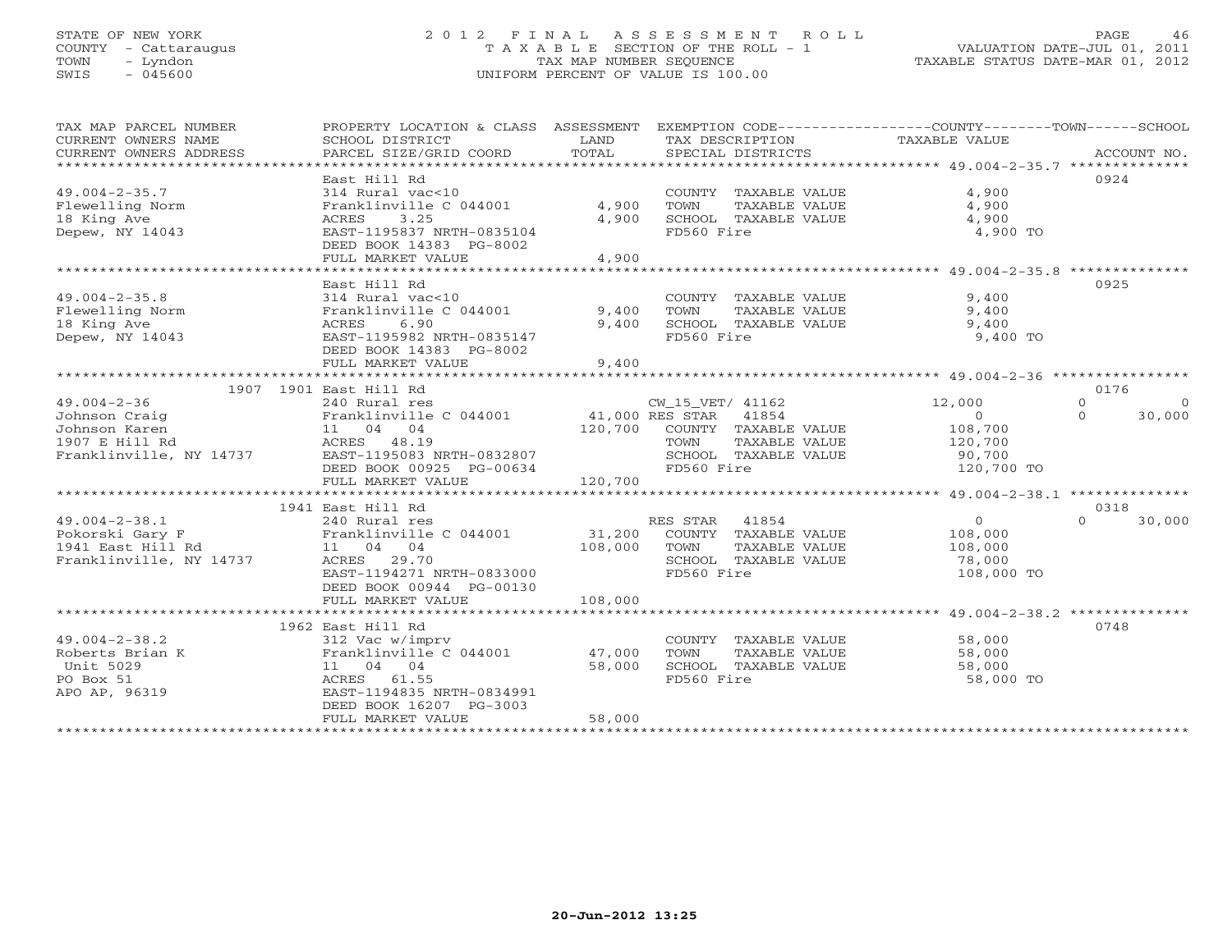STATE OF NEW YORK
COUNTY - Cattaraugus
TOWN - Lyndon
SWIS - 045600

# 2012 FINAL ASSESSMENT ROLL
TAXABLE SECTION OF THE ROLL - 1
TAX MAP NUMBER SEQUENCE
UNIFORM PERCENT OF VALUE IS 100.00

VALUATION DATE-JUL 01, 2011
TAXABLE STATUS DATE-MAR 01, 2012

| TAX MAP PARCEL NUMBER / CURRENT OWNERS NAME / CURRENT OWNERS ADDRESS | PROPERTY LOCATION & CLASS / SCHOOL DISTRICT / PARCEL SIZE/GRID COORD | ASSESSMENT LAND | TOTAL | EXEMPTION CODE / TAX DESCRIPTION / SPECIAL DISTRICTS | COUNTY TAXABLE VALUE | TOWN | SCHOOL | ACCOUNT NO. |
|---|---|---|---|---|---|---|---|---|
| 49.004-2-35.7 | East Hill Rd | | | | | | | 0924 |
| Flewelling Norm | 314 Rural vac<10 | | | COUNTY TAXABLE VALUE | 4,900 | | | |
| 18 King Ave | Franklinville C 044001 | 4,900 | | TOWN TAXABLE VALUE | 4,900 | | | |
| Depew, NY 14043 | ACRES 3.25 | | 4,900 | SCHOOL TAXABLE VALUE | 4,900 | | | |
| | EAST-1195837 NRTH-0835104 | | | FD560 Fire | 4,900 TO | | | |
| | DEED BOOK 14383 PG-8002 | | | | | | | |
| | FULL MARKET VALUE | | 4,900 | | | | | |
| 49.004-2-35.8 | East Hill Rd | | | | | | | 0925 |
| Flewelling Norm | 314 Rural vac<10 | | | COUNTY TAXABLE VALUE | 9,400 | | | |
| 18 King Ave | Franklinville C 044001 | 9,400 | | TOWN TAXABLE VALUE | 9,400 | | | |
| Depew, NY 14043 | ACRES 6.90 | | 9,400 | SCHOOL TAXABLE VALUE | 9,400 | | | |
| | EAST-1195982 NRTH-0835147 | | | FD560 Fire | 9,400 TO | | | |
| | DEED BOOK 14383 PG-8002 | | | | | | | |
| | FULL MARKET VALUE | | 9,400 | | | | | |
| 49.004-2-36 | 1907 1901 East Hill Rd | | | | | | | 0176 |
| Johnson Craig | 240 Rural res | | | CW_15_VET/ 41162 | 12,000 | 0 | 0 | |
| Johnson Karen | Franklinville C 044001 | 41,000 | | RES STAR 41854 | 0 | 0 | 30,000 | |
| 1907 E Hill Rd | 11 04 04 | | 120,700 | COUNTY TAXABLE VALUE | 108,700 | | | |
| Franklinville, NY 14737 | ACRES 48.19 | | | TOWN TAXABLE VALUE | 120,700 | | | |
| | EAST-1195083 NRTH-0832807 | | | SCHOOL TAXABLE VALUE | 90,700 | | | |
| | DEED BOOK 00925 PG-00634 | | | FD560 Fire | 120,700 TO | | | |
| | FULL MARKET VALUE | | 120,700 | | | | | |
| 49.004-2-38.1 | 1941 East Hill Rd | | | | | | | 0318 |
| Pokorski Gary F | 240 Rural res | | | RES STAR 41854 | 0 | 0 | 30,000 | |
| 1941 East Hill Rd | Franklinville C 044001 | 31,200 | | COUNTY TAXABLE VALUE | 108,000 | | | |
| Franklinville, NY 14737 | 11 04 04 | | 108,000 | TOWN TAXABLE VALUE | 108,000 | | | |
| | ACRES 29.70 | | | SCHOOL TAXABLE VALUE | 78,000 | | | |
| | EAST-1194271 NRTH-0833000 | | | FD560 Fire | 108,000 TO | | | |
| | DEED BOOK 00944 PG-00130 | | | | | | | |
| | FULL MARKET VALUE | | 108,000 | | | | | |
| 49.004-2-38.2 | 1962 East Hill Rd | | | | | | | 0748 |
| Roberts Brian K | 312 Vac w/imprv | | | COUNTY TAXABLE VALUE | 58,000 | | | |
| Unit 5029 | Franklinville C 044001 | 47,000 | | TOWN TAXABLE VALUE | 58,000 | | | |
| PO Box 51 | 11 04 04 | | 58,000 | SCHOOL TAXABLE VALUE | 58,000 | | | |
| APO AP, 96319 | ACRES 61.55 | | | FD560 Fire | 58,000 TO | | | |
| | EAST-1194835 NRTH-0834991 | | | | | | | |
| | DEED BOOK 16207 PG-3003 | | | | | | | |
| | FULL MARKET VALUE | | 58,000 | | | | | |

20-Jun-2012 13:25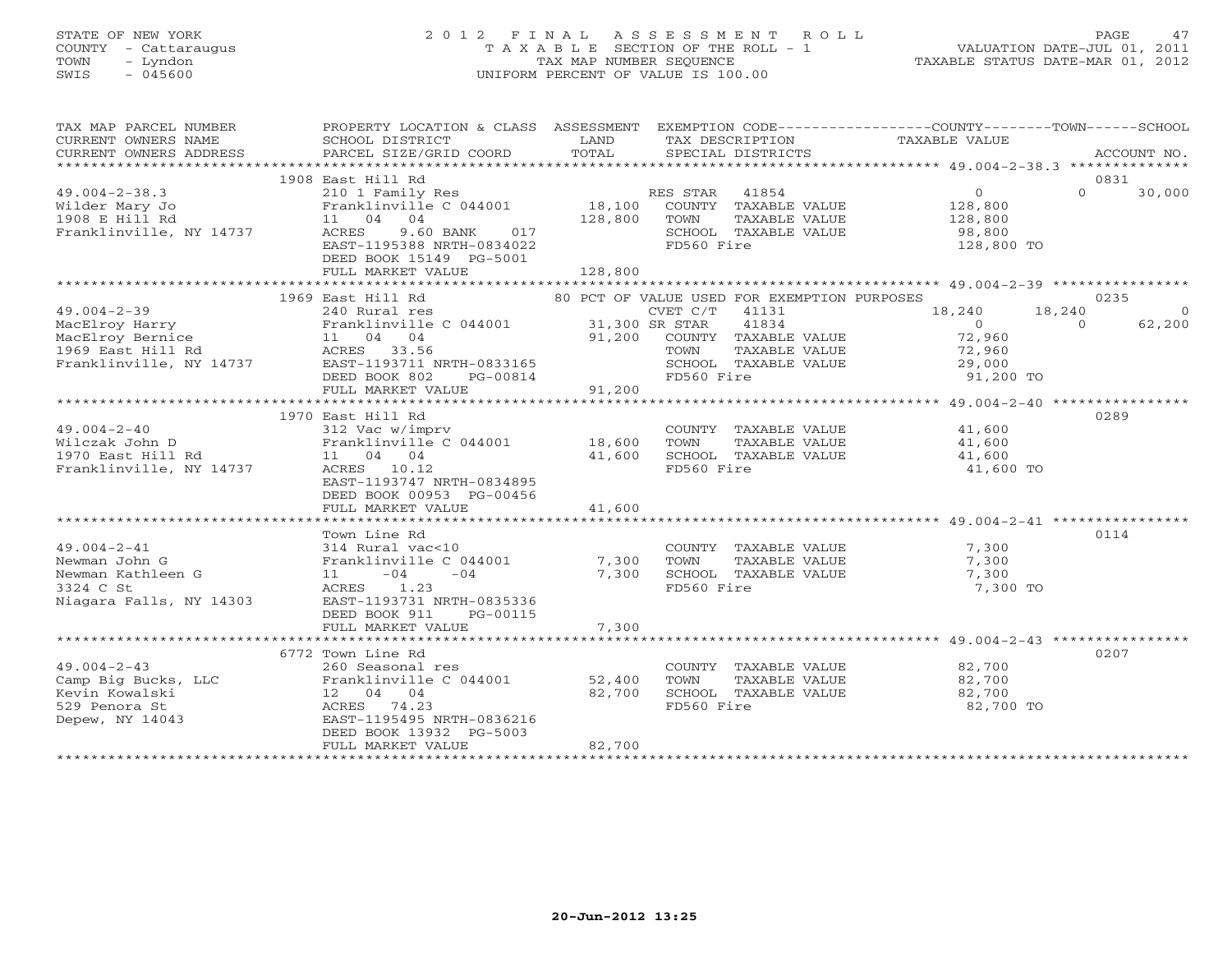STATE OF NEW YORK
COUNTY - Cattaraugus
TOWN - Lyndon
SWIS - 045600

# 2012 FINAL ASSESSMENT ROLL
TAXABLE SECTION OF THE ROLL - 1
TAX MAP NUMBER SEQUENCE
UNIFORM PERCENT OF VALUE IS 100.00

VALUATION DATE-JUL 01, 2011
TAXABLE STATUS DATE-MAR 01, 2012

| TAX MAP PARCEL NUMBER / CURRENT OWNERS NAME / CURRENT OWNERS ADDRESS | PROPERTY LOCATION & CLASS / SCHOOL DISTRICT / PARCEL SIZE/GRID COORD | ASSESSMENT LAND / TOTAL | EXEMPTION CODE / TAX DESCRIPTION / SPECIAL DISTRICTS | COUNTY TAXABLE VALUE | TOWN | SCHOOL | ACCOUNT NO. |
|---|---|---|---|---|---|---|---|
| 49.004-2-38.3 | 1908 East Hill Rd | | | | | | 0831 |
| Wilder Mary Jo | 210 1 Family Res | | RES STAR 41854 | 0 | 0 | 30,000 | |
| 1908 E Hill Rd | Franklinville C 044001 | 18,100 | COUNTY TAXABLE VALUE | 128,800 | | | |
| Franklinville, NY 14737 | 11 04 04 | 128,800 | TOWN TAXABLE VALUE | 128,800 | | | |
| | ACRES 9.60 BANK 017 | | SCHOOL TAXABLE VALUE | 98,800 | | | |
| | EAST-1195388 NRTH-0834022 | | FD560 Fire | 128,800 TO | | | |
| | DEED BOOK 15149 PG-5001 | | | | | | |
| | FULL MARKET VALUE | 128,800 | | | | | |
| 49.004-2-39 | 1969 East Hill Rd | | 80 PCT OF VALUE USED FOR EXEMPTION PURPOSES | | | | 0235 |
| MacElroy Harry | 240 Rural res | | CVET C/T 41131 | 18,240 | 18,240 | 0 | |
| MacElroy Bernice | Franklinville C 044001 | 31,300 | SR STAR 41834 | 0 | 0 | 62,200 | |
| 1969 East Hill Rd | 11 04 04 | 91,200 | COUNTY TAXABLE VALUE | 72,960 | | | |
| Franklinville, NY 14737 | ACRES 33.56 | | TOWN TAXABLE VALUE | 72,960 | | | |
| | EAST-1193711 NRTH-0833165 | | SCHOOL TAXABLE VALUE | 29,000 | | | |
| | DEED BOOK 802 PG-00814 | | FD560 Fire | 91,200 TO | | | |
| | FULL MARKET VALUE | 91,200 | | | | | |
| 49.004-2-40 | 1970 East Hill Rd | | | | | | 0289 |
| Wilczak John D | 312 Vac w/imprv | | COUNTY TAXABLE VALUE | 41,600 | | | |
| 1970 East Hill Rd | Franklinville C 044001 | 18,600 | TOWN TAXABLE VALUE | 41,600 | | | |
| Franklinville, NY 14737 | 11 04 04 | 41,600 | SCHOOL TAXABLE VALUE | 41,600 | | | |
| | ACRES 10.12 | | FD560 Fire | 41,600 TO | | | |
| | EAST-1193747 NRTH-0834895 | | | | | | |
| | DEED BOOK 00953 PG-00456 | | | | | | |
| | FULL MARKET VALUE | 41,600 | | | | | |
| 49.004-2-41 | Town Line Rd | | | | | | 0114 |
| Newman John G | 314 Rural vac<10 | | COUNTY TAXABLE VALUE | 7,300 | | | |
| Newman Kathleen G | Franklinville C 044001 | 7,300 | TOWN TAXABLE VALUE | 7,300 | | | |
| 3324 C St | 11 -04 -04 | 7,300 | SCHOOL TAXABLE VALUE | 7,300 | | | |
| Niagara Falls, NY 14303 | ACRES 1.23 | | FD560 Fire | 7,300 TO | | | |
| | EAST-1193731 NRTH-0835336 | | | | | | |
| | DEED BOOK 911 PG-00115 | | | | | | |
| | FULL MARKET VALUE | 7,300 | | | | | |
| 49.004-2-43 | 6772 Town Line Rd | | | | | | 0207 |
| Camp Big Bucks, LLC | 260 Seasonal res | | COUNTY TAXABLE VALUE | 82,700 | | | |
| Kevin Kowalski | Franklinville C 044001 | 52,400 | TOWN TAXABLE VALUE | 82,700 | | | |
| 529 Penora St | 12 04 04 | 82,700 | SCHOOL TAXABLE VALUE | 82,700 | | | |
| Depew, NY 14043 | ACRES 74.23 | | FD560 Fire | 82,700 TO | | | |
| | EAST-1195495 NRTH-0836216 | | | | | | |
| | DEED BOOK 13932 PG-5003 | | | | | | |
| | FULL MARKET VALUE | 82,700 | | | | | |

20-Jun-2012 13:25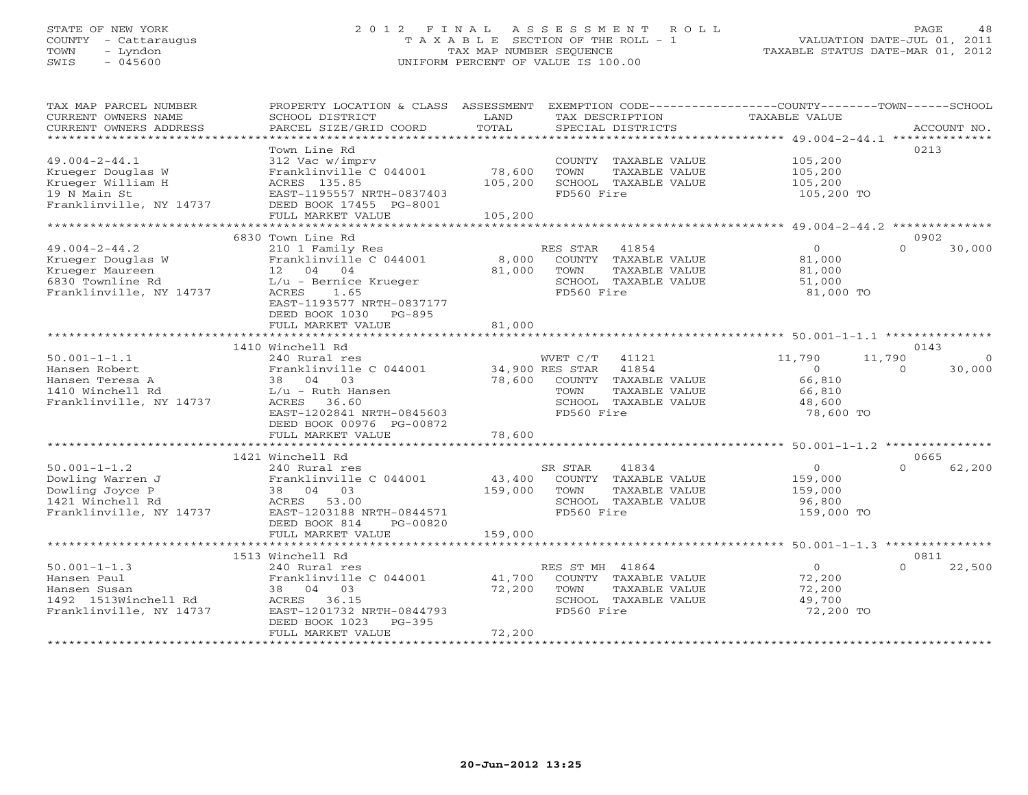STATE OF NEW YORK
COUNTY - Cattaraugus
TOWN - Lyndon
SWIS - 045600

# 2012 FINAL ASSESSMENT ROLL

TAXABLE SECTION OF THE ROLL - 1
TAX MAP NUMBER SEQUENCE
UNIFORM PERCENT OF VALUE IS 100.00

VALUATION DATE-JUL 01, 2011
TAXABLE STATUS DATE-MAR 01, 2012

| TAX MAP PARCEL NUMBER / CURRENT OWNERS NAME / CURRENT OWNERS ADDRESS | PROPERTY LOCATION & CLASS / SCHOOL DISTRICT / PARCEL SIZE/GRID COORD | ASSESSMENT LAND | TOTAL | EXEMPTION CODE / TAX DESCRIPTION / SPECIAL DISTRICTS | COUNTY TAXABLE VALUE | TOWN | SCHOOL | ACCOUNT NO. |
|---|---|---|---|---|---|---|---|---|
| 49.004-2-44.1 | Town Line Rd | | | | | | | 0213 |
| Krueger Douglas W | 312 Vac w/imprv | | | COUNTY TAXABLE VALUE | 105,200 | | | |
| Krueger William H | Franklinville C 044001 | 78,600 | | TOWN TAXABLE VALUE | 105,200 | | | |
| 19 N Main St | ACRES 135.85 | | 105,200 | SCHOOL TAXABLE VALUE | 105,200 | | | |
| Franklinville, NY 14737 | EAST-1195557 NRTH-0837403 | | | FD560 Fire | 105,200 TO | | | |
| | DEED BOOK 17455 PG-8001 | | | | | | | |
| | FULL MARKET VALUE | | 105,200 | | | | | |
| 49.004-2-44.2 | 6830 Town Line Rd | | | | | | | 0902 |
| Krueger Douglas W | 210 1 Family Res | | | RES STAR 41854 | 0 | 0 | 30,000 | |
| Krueger Maureen | Franklinville C 044001 | 8,000 | | COUNTY TAXABLE VALUE | 81,000 | | | |
| 6830 Townline Rd | 12 04 04 | | 81,000 | TOWN TAXABLE VALUE | 81,000 | | | |
| Franklinville, NY 14737 | L/u - Bernice Krueger | | | SCHOOL TAXABLE VALUE | 51,000 | | | |
| | ACRES 1.65 | | | FD560 Fire | 81,000 TO | | | |
| | EAST-1193577 NRTH-0837177 | | | | | | | |
| | DEED BOOK 1030 PG-895 | | | | | | | |
| | FULL MARKET VALUE | | 81,000 | | | | | |
| 50.001-1-1.1 | 1410 Winchell Rd | | | | | | | 0143 |
| Hansen Robert | 240 Rural res | | | WVET C/T 41121 | 11,790 | 11,790 | 0 | |
| Hansen Teresa A | Franklinville C 044001 | 34,900 | | RES STAR 41854 | 0 | 0 | 30,000 | |
| 1410 Winchell Rd | 38 04 03 | | 78,600 | COUNTY TAXABLE VALUE | 66,810 | | | |
| Franklinville, NY 14737 | L/u - Ruth Hansen | | | TOWN TAXABLE VALUE | 66,810 | | | |
| | ACRES 36.60 | | | SCHOOL TAXABLE VALUE | 48,600 | | | |
| | EAST-1202841 NRTH-0845603 | | | FD560 Fire | 78,600 TO | | | |
| | DEED BOOK 00976 PG-00872 | | | | | | | |
| | FULL MARKET VALUE | | 78,600 | | | | | |
| 50.001-1-1.2 | 1421 Winchell Rd | | | | | | | 0665 |
| Dowling Warren J | 240 Rural res | | | SR STAR 41834 | 0 | 0 | 62,200 | |
| Dowling Joyce P | Franklinville C 044001 | 43,400 | | COUNTY TAXABLE VALUE | 159,000 | | | |
| 1421 Winchell Rd | 38 04 03 | | 159,000 | TOWN TAXABLE VALUE | 159,000 | | | |
| Franklinville, NY 14737 | ACRES 53.00 | | | SCHOOL TAXABLE VALUE | 96,800 | | | |
| | EAST-1203188 NRTH-0844571 | | | FD560 Fire | 159,000 TO | | | |
| | DEED BOOK 814 PG-00820 | | | | | | | |
| | FULL MARKET VALUE | | 159,000 | | | | | |
| 50.001-1-1.3 | 1513 Winchell Rd | | | | | | | 0811 |
| Hansen Paul | 240 Rural res | | | RES ST MH 41864 | 0 | 0 | 22,500 | |
| Hansen Susan | Franklinville C 044001 | 41,700 | | COUNTY TAXABLE VALUE | 72,200 | | | |
| 1492 1513Winchell Rd | 38 04 03 | | 72,200 | TOWN TAXABLE VALUE | 72,200 | | | |
| Franklinville, NY 14737 | ACRES 36.15 | | | SCHOOL TAXABLE VALUE | 49,700 | | | |
| | EAST-1201732 NRTH-0844793 | | | FD560 Fire | 72,200 TO | | | |
| | DEED BOOK 1023 PG-395 | | | | | | | |
| | FULL MARKET VALUE | | 72,200 | | | | | |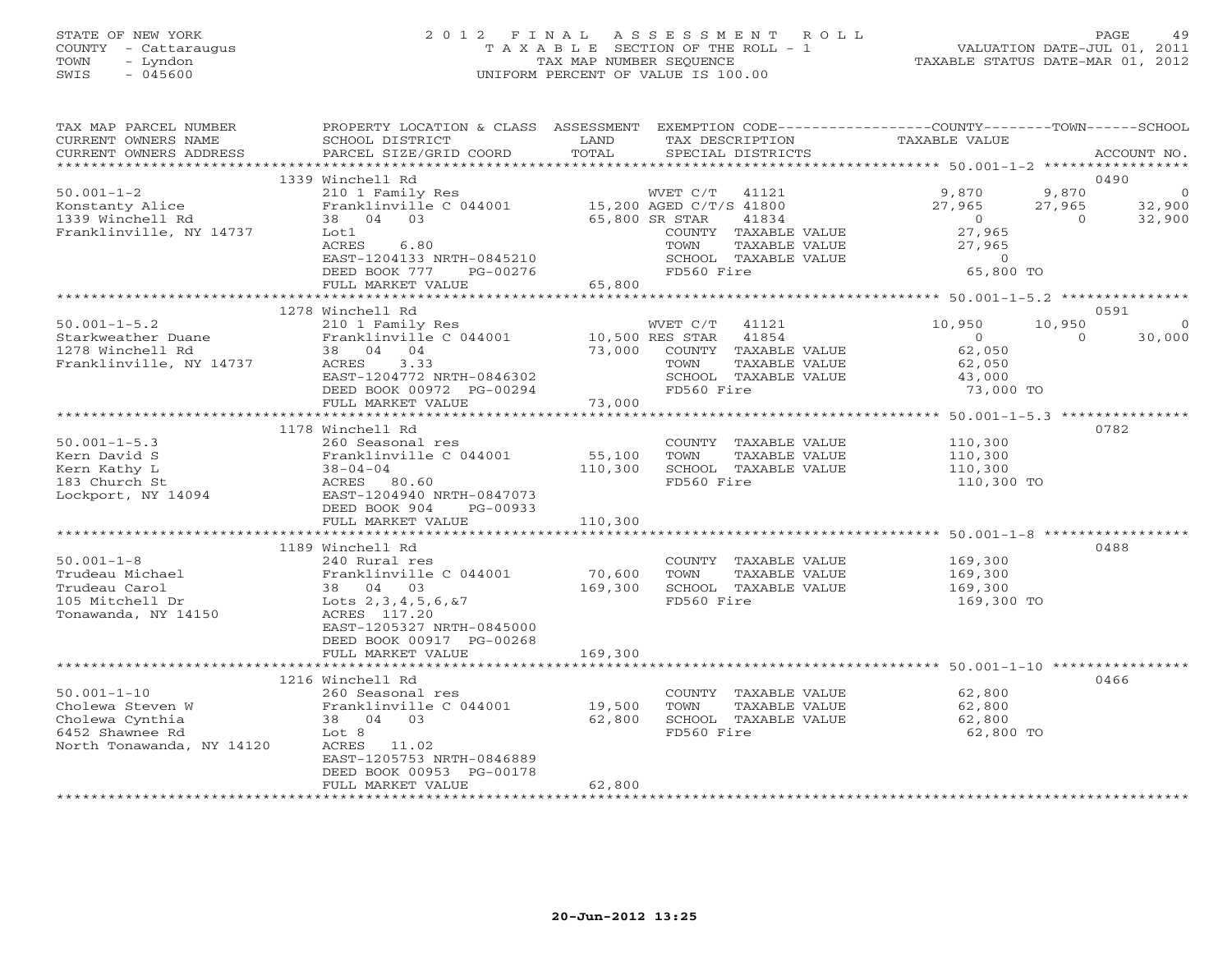STATE OF NEW YORK
COUNTY - Cattaraugus
TOWN - Lyndon
SWIS - 045600

2012 FINAL ASSESSMENT ROLL
TAXABLE SECTION OF THE ROLL - 1
TAX MAP NUMBER SEQUENCE
UNIFORM PERCENT OF VALUE IS 100.00

VALUATION DATE-JUL 01, 2011
TAXABLE STATUS DATE-MAR 01, 2012

| TAX MAP PARCEL NUMBER / CURRENT OWNERS NAME / CURRENT OWNERS ADDRESS | PROPERTY LOCATION & CLASS / SCHOOL DISTRICT / PARCEL SIZE/GRID COORD | ASSESSMENT LAND / TOTAL | EXEMPTION CODE / TAX DESCRIPTION / SPECIAL DISTRICTS | COUNTY TAXABLE VALUE | TOWN | SCHOOL / ACCOUNT NO. |
|---|---|---|---|---|---|---|
| 50.001-1-2 | 1339 Winchell Rd | | | | | 0490 |
| | 210 1 Family Res | | WVET C/T 41121 | 9,870 | 9,870 | 0 |
| Konstanty Alice | Franklinville C 044001 | 15,200 | AGED C/T/S 41800 | 27,965 | 27,965 | 32,900 |
| 1339 Winchell Rd | 38 04 03 | 65,800 | SR STAR 41834 | 0 | 0 | 32,900 |
| Franklinville, NY 14737 | Lot1 | | COUNTY TAXABLE VALUE | 27,965 | | |
| | ACRES 6.80 | | TOWN TAXABLE VALUE | 27,965 | | |
| | EAST-1204133 NRTH-0845210 | | SCHOOL TAXABLE VALUE | 0 | | |
| | DEED BOOK 777 PG-00276 | | FD560 Fire | 65,800 TO | | |
| | FULL MARKET VALUE | 65,800 | | | | |
| 50.001-1-5.2 | 1278 Winchell Rd | | | | | 0591 |
| | 210 1 Family Res | | WVET C/T 41121 | 10,950 | 10,950 | 0 |
| Starkweather Duane | Franklinville C 044001 | 10,500 | RES STAR 41854 | 0 | 0 | 30,000 |
| 1278 Winchell Rd | 38 04 04 | 73,000 | COUNTY TAXABLE VALUE | 62,050 | | |
| Franklinville, NY 14737 | ACRES 3.33 | | TOWN TAXABLE VALUE | 62,050 | | |
| | EAST-1204772 NRTH-0846302 | | SCHOOL TAXABLE VALUE | 43,000 | | |
| | DEED BOOK 00972 PG-00294 | | FD560 Fire | 73,000 TO | | |
| | FULL MARKET VALUE | 73,000 | | | | |
| 50.001-1-5.3 | 1178 Winchell Rd | | | | | 0782 |
| | 260 Seasonal res | | COUNTY TAXABLE VALUE | 110,300 | | |
| Kern David S | Franklinville C 044001 | 55,100 | TOWN TAXABLE VALUE | 110,300 | | |
| Kern Kathy L | 38-04-04 | 110,300 | SCHOOL TAXABLE VALUE | 110,300 | | |
| 183 Church St | ACRES 80.60 | | FD560 Fire | 110,300 TO | | |
| Lockport, NY 14094 | EAST-1204940 NRTH-0847073 | | | | | |
| | DEED BOOK 904 PG-00933 | | | | | |
| | FULL MARKET VALUE | 110,300 | | | | |
| 50.001-1-8 | 1189 Winchell Rd | | | | | 0488 |
| | 240 Rural res | | COUNTY TAXABLE VALUE | 169,300 | | |
| Trudeau Michael | Franklinville C 044001 | 70,600 | TOWN TAXABLE VALUE | 169,300 | | |
| Trudeau Carol | 38 04 03 | 169,300 | SCHOOL TAXABLE VALUE | 169,300 | | |
| 105 Mitchell Dr | Lots 2,3,4,5,6,&7 | | FD560 Fire | 169,300 TO | | |
| Tonawanda, NY 14150 | ACRES 117.20 | | | | | |
| | EAST-1205327 NRTH-0845000 | | | | | |
| | DEED BOOK 00917 PG-00268 | | | | | |
| | FULL MARKET VALUE | 169,300 | | | | |
| 50.001-1-10 | 1216 Winchell Rd | | | | | 0466 |
| | 260 Seasonal res | | COUNTY TAXABLE VALUE | 62,800 | | |
| Cholewa Steven W | Franklinville C 044001 | 19,500 | TOWN TAXABLE VALUE | 62,800 | | |
| Cholewa Cynthia | 38 04 03 | 62,800 | SCHOOL TAXABLE VALUE | 62,800 | | |
| 6452 Shawnee Rd | Lot 8 | | FD560 Fire | 62,800 TO | | |
| North Tonawanda, NY 14120 | ACRES 11.02 | | | | | |
| | EAST-1205753 NRTH-0846889 | | | | | |
| | DEED BOOK 00953 PG-00178 | | | | | |
| | FULL MARKET VALUE | 62,800 | | | | |

20-Jun-2012 13:25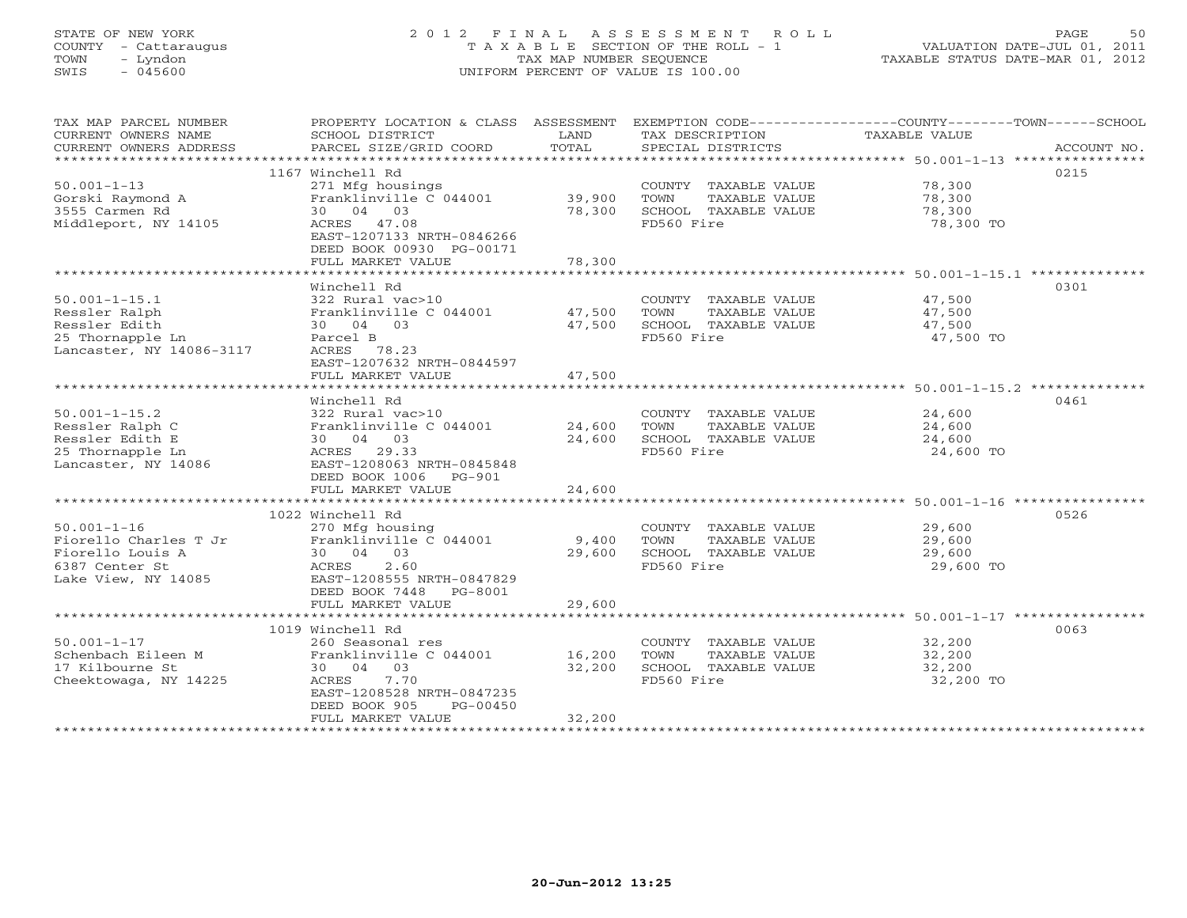STATE OF NEW YORK
COUNTY - Cattaraugus
TOWN - Lyndon
SWIS - 045600

2012 FINAL ASSESSMENT ROLL
TAXABLE SECTION OF THE ROLL - 1
TAX MAP NUMBER SEQUENCE
UNIFORM PERCENT OF VALUE IS 100.00

VALUATION DATE-JUL 01, 2011
TAXABLE STATUS DATE-MAR 01, 2012

| TAX MAP PARCEL NUMBER / CURRENT OWNERS NAME / CURRENT OWNERS ADDRESS | PROPERTY LOCATION & CLASS / SCHOOL DISTRICT / PARCEL SIZE/GRID COORD | ASSESSMENT LAND / TOTAL | EXEMPTION CODE / TAX DESCRIPTION / SPECIAL DISTRICTS | TAXABLE VALUE (COUNTY / TOWN / SCHOOL) | ACCOUNT NO. |
|---|---|---|---|---|---|
| 50.001-1-13 | 1167 Winchell Rd | | | | 0215 |
| Gorski Raymond A | 271 Mfg housings | | COUNTY TAXABLE VALUE | 78,300 | |
| 3555 Carmen Rd | Franklinville C 044001 | 39,900 | TOWN TAXABLE VALUE | 78,300 | |
| Middleport, NY 14105 | 30 04 03 | 78,300 | SCHOOL TAXABLE VALUE | 78,300 | |
| | ACRES 47.08 | | FD560 Fire | 78,300 TO | |
| | EAST-1207133 NRTH-0846266 | | | | |
| | DEED BOOK 00930 PG-00171 | | | | |
| | FULL MARKET VALUE | 78,300 | | | |
| 50.001-1-15.1 | Winchell Rd | | | | 0301 |
| Ressler Ralph | 322 Rural vac>10 | | COUNTY TAXABLE VALUE | 47,500 | |
| Ressler Edith | Franklinville C 044001 | 47,500 | TOWN TAXABLE VALUE | 47,500 | |
| 25 Thornapple Ln | 30 04 03 | 47,500 | SCHOOL TAXABLE VALUE | 47,500 | |
| Lancaster, NY 14086-3117 | Parcel B | | FD560 Fire | 47,500 TO | |
| | ACRES 78.23 | | | | |
| | EAST-1207632 NRTH-0844597 | | | | |
| | FULL MARKET VALUE | 47,500 | | | |
| 50.001-1-15.2 | Winchell Rd | | | | 0461 |
| Ressler Ralph C | 322 Rural vac>10 | | COUNTY TAXABLE VALUE | 24,600 | |
| Ressler Edith E | Franklinville C 044001 | 24,600 | TOWN TAXABLE VALUE | 24,600 | |
| 25 Thornapple Ln | 30 04 03 | 24,600 | SCHOOL TAXABLE VALUE | 24,600 | |
| Lancaster, NY 14086 | ACRES 29.33 | | FD560 Fire | 24,600 TO | |
| | EAST-1208063 NRTH-0845848 | | | | |
| | DEED BOOK 1006 PG-901 | | | | |
| | FULL MARKET VALUE | 24,600 | | | |
| 50.001-1-16 | 1022 Winchell Rd | | | | 0526 |
| Fiorello Charles T Jr | 270 Mfg housing | | COUNTY TAXABLE VALUE | 29,600 | |
| Fiorello Louis A | Franklinville C 044001 | 9,400 | TOWN TAXABLE VALUE | 29,600 | |
| 6387 Center St | 30 04 03 | 29,600 | SCHOOL TAXABLE VALUE | 29,600 | |
| Lake View, NY 14085 | ACRES 2.60 | | FD560 Fire | 29,600 TO | |
| | EAST-1208555 NRTH-0847829 | | | | |
| | DEED BOOK 7448 PG-8001 | | | | |
| | FULL MARKET VALUE | 29,600 | | | |
| 50.001-1-17 | 1019 Winchell Rd | | | | 0063 |
| Schenbach Eileen M | 260 Seasonal res | | COUNTY TAXABLE VALUE | 32,200 | |
| 17 Kilbourne St | Franklinville C 044001 | 16,200 | TOWN TAXABLE VALUE | 32,200 | |
| Cheektowaga, NY 14225 | 30 04 03 | 32,200 | SCHOOL TAXABLE VALUE | 32,200 | |
| | ACRES 7.70 | | FD560 Fire | 32,200 TO | |
| | EAST-1208528 NRTH-0847235 | | | | |
| | DEED BOOK 905 PG-00450 | | | | |
| | FULL MARKET VALUE | 32,200 | | | |

20-Jun-2012 13:25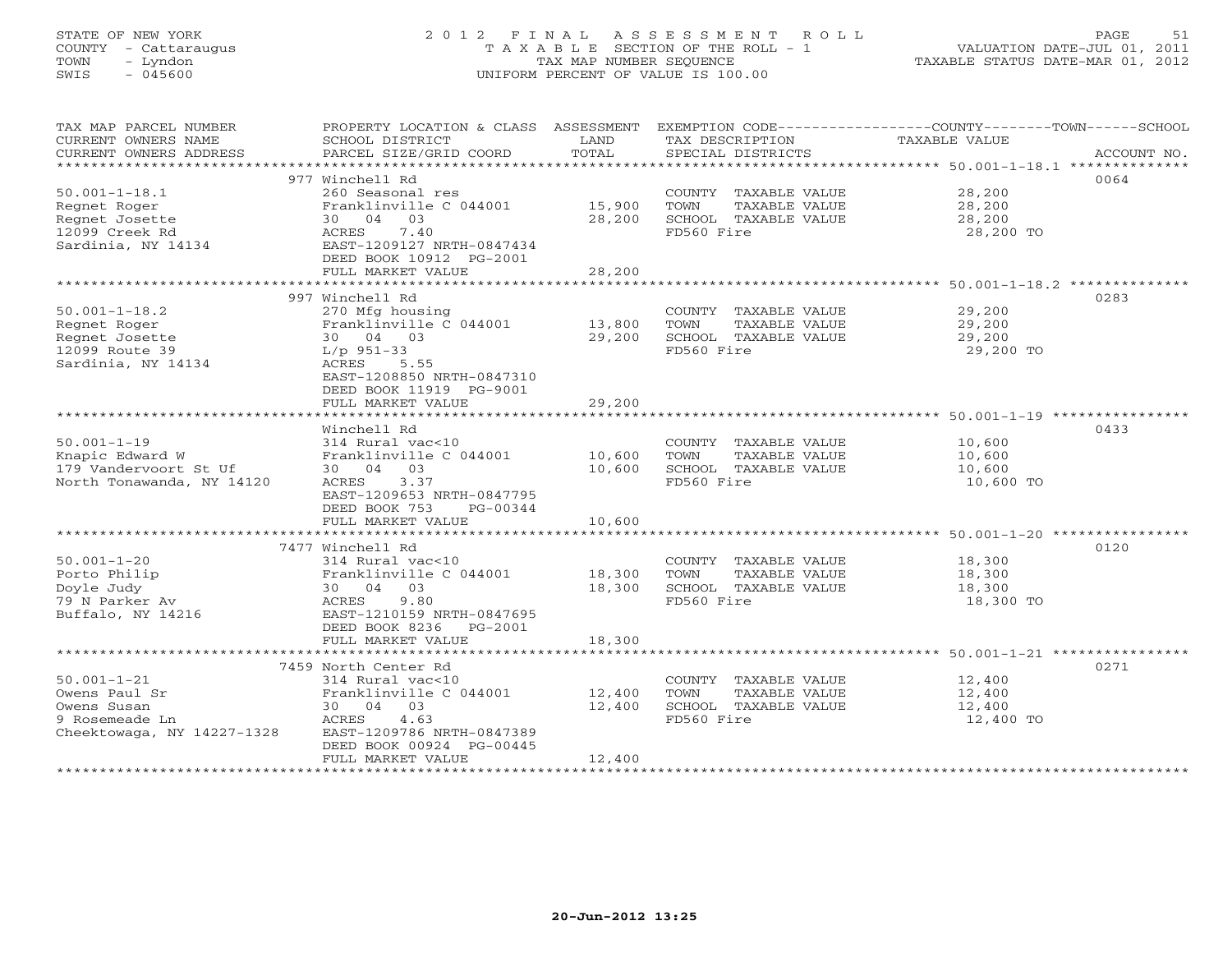STATE OF NEW YORK
COUNTY - Cattaraugus
TOWN - Lyndon
SWIS - 045600

# 2012 FINAL ASSESSMENT ROLL

TAXABLE SECTION OF THE ROLL - 1
TAX MAP NUMBER SEQUENCE
UNIFORM PERCENT OF VALUE IS 100.00

VALUATION DATE-JUL 01, 2011
TAXABLE STATUS DATE-MAR 01, 2012

| TAX MAP PARCEL NUMBER / CURRENT OWNERS NAME / CURRENT OWNERS ADDRESS | PROPERTY LOCATION & CLASS / SCHOOL DISTRICT / PARCEL SIZE/GRID COORD | ASSESSMENT LAND / TOTAL | EXEMPTION CODE / TAX DESCRIPTION / SPECIAL DISTRICTS | COUNTY--------TOWN------SCHOOL TAXABLE VALUE | ACCOUNT NO. |
|---|---|---|---|---|---|
| 50.001-1-18.1 | 977 Winchell Rd | | | | 0064 |
| 50.001-1-18.1 | 260 Seasonal res | | COUNTY TAXABLE VALUE | 28,200 | |
| Regnet Roger | Franklinville C 044001 | 15,900 | TOWN TAXABLE VALUE | 28,200 | |
| Regnet Josette | 30 04 03 | 28,200 | SCHOOL TAXABLE VALUE | 28,200 | |
| 12099 Creek Rd | ACRES 7.40 | | FD560 Fire | 28,200 TO | |
| Sardinia, NY 14134 | EAST-1209127 NRTH-0847434 | | | | |
| | DEED BOOK 10912 PG-2001 | | | | |
| | FULL MARKET VALUE | 28,200 | | | |
| 50.001-1-18.2 | 997 Winchell Rd | | | | 0283 |
| 50.001-1-18.2 | 270 Mfg housing | | COUNTY TAXABLE VALUE | 29,200 | |
| Regnet Roger | Franklinville C 044001 | 13,800 | TOWN TAXABLE VALUE | 29,200 | |
| Regnet Josette | 30 04 03 | 29,200 | SCHOOL TAXABLE VALUE | 29,200 | |
| 12099 Route 39 | L/p 951-33 | | FD560 Fire | 29,200 TO | |
| Sardinia, NY 14134 | ACRES 5.55 | | | | |
| | EAST-1208850 NRTH-0847310 | | | | |
| | DEED BOOK 11919 PG-9001 | | | | |
| | FULL MARKET VALUE | 29,200 | | | |
| 50.001-1-19 | Winchell Rd | | | | 0433 |
| 50.001-1-19 | 314 Rural vac<10 | | COUNTY TAXABLE VALUE | 10,600 | |
| Knapic Edward W | Franklinville C 044001 | 10,600 | TOWN TAXABLE VALUE | 10,600 | |
| 179 Vandervoort St Uf | 30 04 03 | 10,600 | SCHOOL TAXABLE VALUE | 10,600 | |
| North Tonawanda, NY 14120 | ACRES 3.37 | | FD560 Fire | 10,600 TO | |
| | EAST-1209653 NRTH-0847795 | | | | |
| | DEED BOOK 753 PG-00344 | | | | |
| | FULL MARKET VALUE | 10,600 | | | |
| 50.001-1-20 | 7477 Winchell Rd | | | | 0120 |
| 50.001-1-20 | 314 Rural vac<10 | | COUNTY TAXABLE VALUE | 18,300 | |
| Porto Philip | Franklinville C 044001 | 18,300 | TOWN TAXABLE VALUE | 18,300 | |
| Doyle Judy | 30 04 03 | 18,300 | SCHOOL TAXABLE VALUE | 18,300 | |
| 79 N Parker Av | ACRES 9.80 | | FD560 Fire | 18,300 TO | |
| Buffalo, NY 14216 | EAST-1210159 NRTH-0847695 | | | | |
| | DEED BOOK 8236 PG-2001 | | | | |
| | FULL MARKET VALUE | 18,300 | | | |
| 50.001-1-21 | 7459 North Center Rd | | | | 0271 |
| 50.001-1-21 | 314 Rural vac<10 | | COUNTY TAXABLE VALUE | 12,400 | |
| Owens Paul Sr | Franklinville C 044001 | 12,400 | TOWN TAXABLE VALUE | 12,400 | |
| Owens Susan | 30 04 03 | 12,400 | SCHOOL TAXABLE VALUE | 12,400 | |
| 9 Rosemeade Ln | ACRES 4.63 | | FD560 Fire | 12,400 TO | |
| Cheektowaga, NY 14227-1328 | EAST-1209786 NRTH-0847389 | | | | |
| | DEED BOOK 00924 PG-00445 | | | | |
| | FULL MARKET VALUE | 12,400 | | | |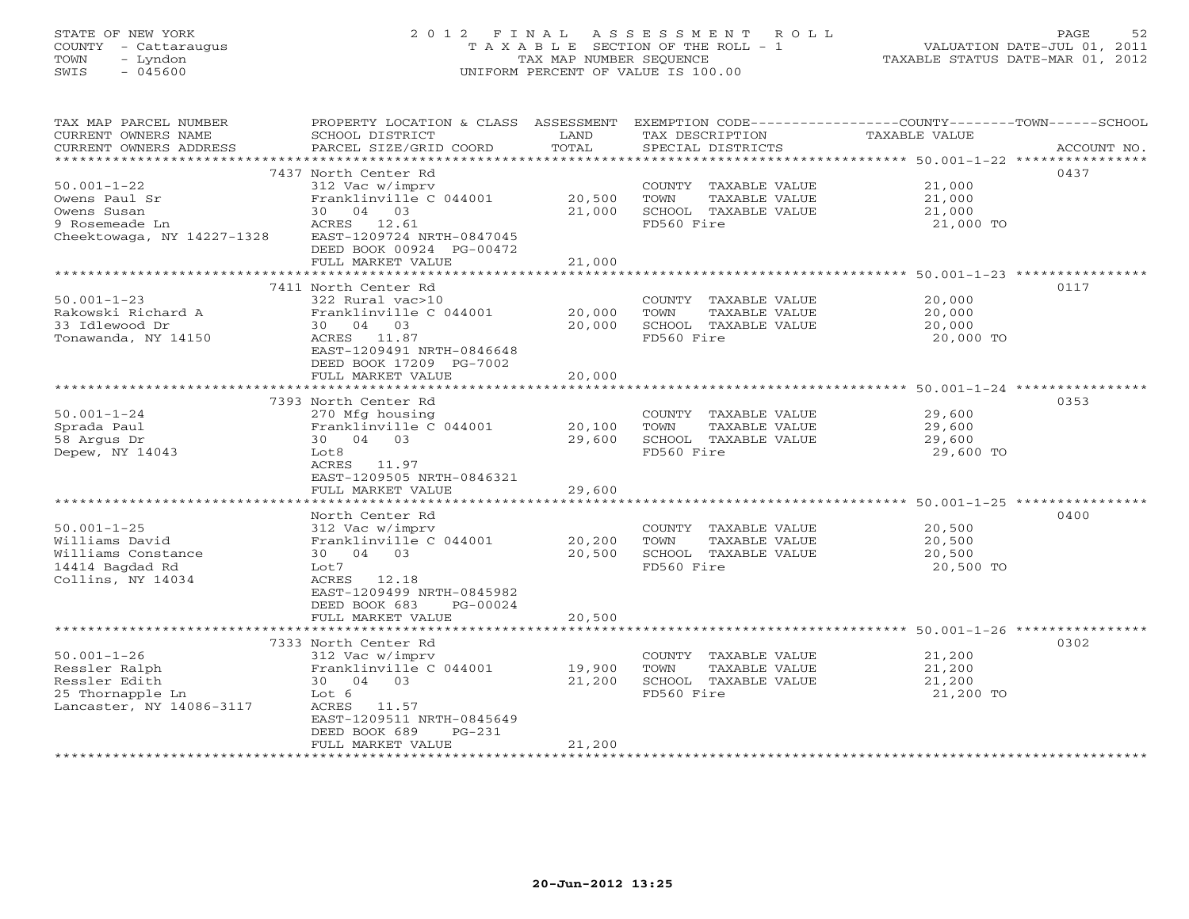STATE OF NEW YORK
COUNTY - Cattaraugus
TOWN - Lyndon
SWIS - 045600

# 2012 FINAL ASSESSMENT ROLL

TAXABLE SECTION OF THE ROLL - 1
TAX MAP NUMBER SEQUENCE
UNIFORM PERCENT OF VALUE IS 100.00

VALUATION DATE-JUL 01, 2011
TAXABLE STATUS DATE-MAR 01, 2012

| TAX MAP PARCEL NUMBER / CURRENT OWNERS NAME / CURRENT OWNERS ADDRESS | PROPERTY LOCATION & CLASS / SCHOOL DISTRICT / PARCEL SIZE/GRID COORD | ASSESSMENT LAND / TOTAL | EXEMPTION CODE / TAX DESCRIPTION / SPECIAL DISTRICTS | TAXABLE VALUE (COUNTY / TOWN / SCHOOL) | ACCOUNT NO. |
|---|---|---|---|---|---|
| 50.001-1-22 | 7437 North Center Rd | | | | 0437 |
| Owens Paul Sr | 312 Vac w/imprv | | COUNTY TAXABLE VALUE | 21,000 | |
| Owens Susan | Franklinville C 044001 | 20,500 | TOWN TAXABLE VALUE | 21,000 | |
| 9 Rosemeade Ln | 30 04 03 | 21,000 | SCHOOL TAXABLE VALUE | 21,000 | |
| Cheektowaga, NY 14227-1328 | ACRES 12.61 | | FD560 Fire | 21,000 TO | |
| | EAST-1209724 NRTH-0847045 | | | | |
| | DEED BOOK 00924 PG-00472 | | | | |
| | FULL MARKET VALUE | 21,000 | | | |
| 50.001-1-23 | 7411 North Center Rd | | | | 0117 |
| Rakowski Richard A | 322 Rural vac>10 | | COUNTY TAXABLE VALUE | 20,000 | |
| 33 Idlewood Dr | Franklinville C 044001 | 20,000 | TOWN TAXABLE VALUE | 20,000 | |
| Tonawanda, NY 14150 | 30 04 03 | 20,000 | SCHOOL TAXABLE VALUE | 20,000 | |
| | ACRES 11.87 | | FD560 Fire | 20,000 TO | |
| | EAST-1209491 NRTH-0846648 | | | | |
| | DEED BOOK 17209 PG-7002 | | | | |
| | FULL MARKET VALUE | 20,000 | | | |
| 50.001-1-24 | 7393 North Center Rd | | | | 0353 |
| Sprada Paul | 270 Mfg housing | | COUNTY TAXABLE VALUE | 29,600 | |
| 58 Argus Dr | Franklinville C 044001 | 20,100 | TOWN TAXABLE VALUE | 29,600 | |
| Depew, NY 14043 | 30 04 03 | 29,600 | SCHOOL TAXABLE VALUE | 29,600 | |
| | Lot8 | | FD560 Fire | 29,600 TO | |
| | ACRES 11.97 | | | | |
| | EAST-1209505 NRTH-0846321 | | | | |
| | FULL MARKET VALUE | 29,600 | | | |
| 50.001-1-25 | North Center Rd | | | | 0400 |
| Williams David | 312 Vac w/imprv | | COUNTY TAXABLE VALUE | 20,500 | |
| Williams Constance | Franklinville C 044001 | 20,200 | TOWN TAXABLE VALUE | 20,500 | |
| 14414 Bagdad Rd | 30 04 03 | 20,500 | SCHOOL TAXABLE VALUE | 20,500 | |
| Collins, NY 14034 | Lot7 | | FD560 Fire | 20,500 TO | |
| | ACRES 12.18 | | | | |
| | EAST-1209499 NRTH-0845982 | | | | |
| | DEED BOOK 683 PG-00024 | | | | |
| | FULL MARKET VALUE | 20,500 | | | |
| 50.001-1-26 | 7333 North Center Rd | | | | 0302 |
| Ressler Ralph | 312 Vac w/imprv | | COUNTY TAXABLE VALUE | 21,200 | |
| Ressler Edith | Franklinville C 044001 | 19,900 | TOWN TAXABLE VALUE | 21,200 | |
| 25 Thornapple Ln | 30 04 03 | 21,200 | SCHOOL TAXABLE VALUE | 21,200 | |
| Lancaster, NY 14086-3117 | Lot 6 | | FD560 Fire | 21,200 TO | |
| | ACRES 11.57 | | | | |
| | EAST-1209511 NRTH-0845649 | | | | |
| | DEED BOOK 689 PG-231 | | | | |
| | FULL MARKET VALUE | 21,200 | | | |

20-Jun-2012 13:25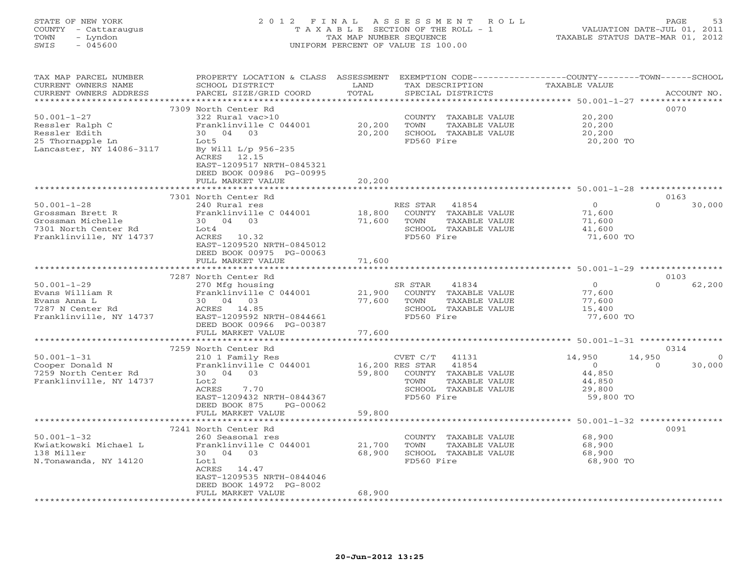STATE OF NEW YORK
COUNTY - Cattaraugus
TOWN - Lyndon
SWIS - 045600

2 0 1 2 F I N A L A S S E S S M E N T R O L L
T A X A B L E SECTION OF THE ROLL - 1
TAX MAP NUMBER SEQUENCE
UNIFORM PERCENT OF VALUE IS 100.00

VALUATION DATE-JUL 01, 2011
TAXABLE STATUS DATE-MAR 01, 2012

| TAX MAP PARCEL NUMBER / CURRENT OWNERS NAME / CURRENT OWNERS ADDRESS | PROPERTY LOCATION & CLASS / SCHOOL DISTRICT / PARCEL SIZE/GRID COORD | ASSESSMENT LAND / TOTAL | EXEMPTION CODE / TAX DESCRIPTION / SPECIAL DISTRICTS | COUNTY TAXABLE VALUE | TOWN | SCHOOL | ACCOUNT NO. |
|---|---|---|---|---|---|---|---|
| | 7309 North Center Rd | | | | | | 0070 |
| 50.001-1-27 | 322 Rural vac>10 | | COUNTY TAXABLE VALUE | 20,200 | | | |
| Ressler Ralph C | Franklinville C 044001 | 20,200 | TOWN TAXABLE VALUE | 20,200 | | | |
| Ressler Edith | 30 04 03 | 20,200 | SCHOOL TAXABLE VALUE | 20,200 | | | |
| 25 Thornapple Ln | Lot5 | | FD560 Fire | 20,200 TO | | | |
| Lancaster, NY 14086-3117 | By Will L/p 956-235 | | | | | | |
| | ACRES 12.15 | | | | | | |
| | EAST-1209517 NRTH-0845321 | | | | | | |
| | DEED BOOK 00986 PG-00995 | | | | | | |
| | FULL MARKET VALUE | 20,200 | | | | | |
| | 7301 North Center Rd | | | | | | 0163 |
| 50.001-1-28 | 240 Rural res | | RES STAR 41854 | 0 | 0 | 30,000 | |
| Grossman Brett R | Franklinville C 044001 | 18,800 | COUNTY TAXABLE VALUE | 71,600 | | | |
| Grossman Michelle | 30 04 03 | 71,600 | TOWN TAXABLE VALUE | 71,600 | | | |
| 7301 North Center Rd | Lot4 | | SCHOOL TAXABLE VALUE | 41,600 | | | |
| Franklinville, NY 14737 | ACRES 10.32 | | FD560 Fire | 71,600 TO | | | |
| | EAST-1209520 NRTH-0845012 | | | | | | |
| | DEED BOOK 00975 PG-00063 | | | | | | |
| | FULL MARKET VALUE | 71,600 | | | | | |
| | 7287 North Center Rd | | | | | | 0103 |
| 50.001-1-29 | 270 Mfg housing | | SR STAR 41834 | 0 | 0 | 62,200 | |
| Evans William R | Franklinville C 044001 | 21,900 | COUNTY TAXABLE VALUE | 77,600 | | | |
| Evans Anna L | 30 04 03 | 77,600 | TOWN TAXABLE VALUE | 77,600 | | | |
| 7287 N Center Rd | ACRES 14.85 | | SCHOOL TAXABLE VALUE | 15,400 | | | |
| Franklinville, NY 14737 | EAST-1209592 NRTH-0844661 | | FD560 Fire | 77,600 TO | | | |
| | DEED BOOK 00966 PG-00387 | | | | | | |
| | FULL MARKET VALUE | 77,600 | | | | | |
| | 7259 North Center Rd | | | | | | 0314 |
| 50.001-1-31 | 210 1 Family Res | | CVET C/T 41131 | 14,950 | 14,950 | 0 | |
| Cooper Donald N | Franklinville C 044001 | 16,200 | RES STAR 41854 | 0 | 0 | 30,000 | |
| 7259 North Center Rd | 30 04 03 | 59,800 | COUNTY TAXABLE VALUE | 44,850 | | | |
| Franklinville, NY 14737 | Lot2 | | TOWN TAXABLE VALUE | 44,850 | | | |
| | ACRES 7.70 | | SCHOOL TAXABLE VALUE | 29,800 | | | |
| | EAST-1209432 NRTH-0844367 | | FD560 Fire | 59,800 TO | | | |
| | DEED BOOK 875 PG-00062 | | | | | | |
| | FULL MARKET VALUE | 59,800 | | | | | |
| | 7241 North Center Rd | | | | | | 0091 |
| 50.001-1-32 | 260 Seasonal res | | COUNTY TAXABLE VALUE | 68,900 | | | |
| Kwiatkowski Michael L | Franklinville C 044001 | 21,700 | TOWN TAXABLE VALUE | 68,900 | | | |
| 138 Miller | 30 04 03 | 68,900 | SCHOOL TAXABLE VALUE | 68,900 | | | |
| N.Tonawanda, NY 14120 | Lot1 | | FD560 Fire | 68,900 TO | | | |
| | ACRES 14.47 | | | | | | |
| | EAST-1209535 NRTH-0844046 | | | | | | |
| | DEED BOOK 14972 PG-8002 | | | | | | |
| | FULL MARKET VALUE | 68,900 | | | | | |

20-Jun-2012 13:25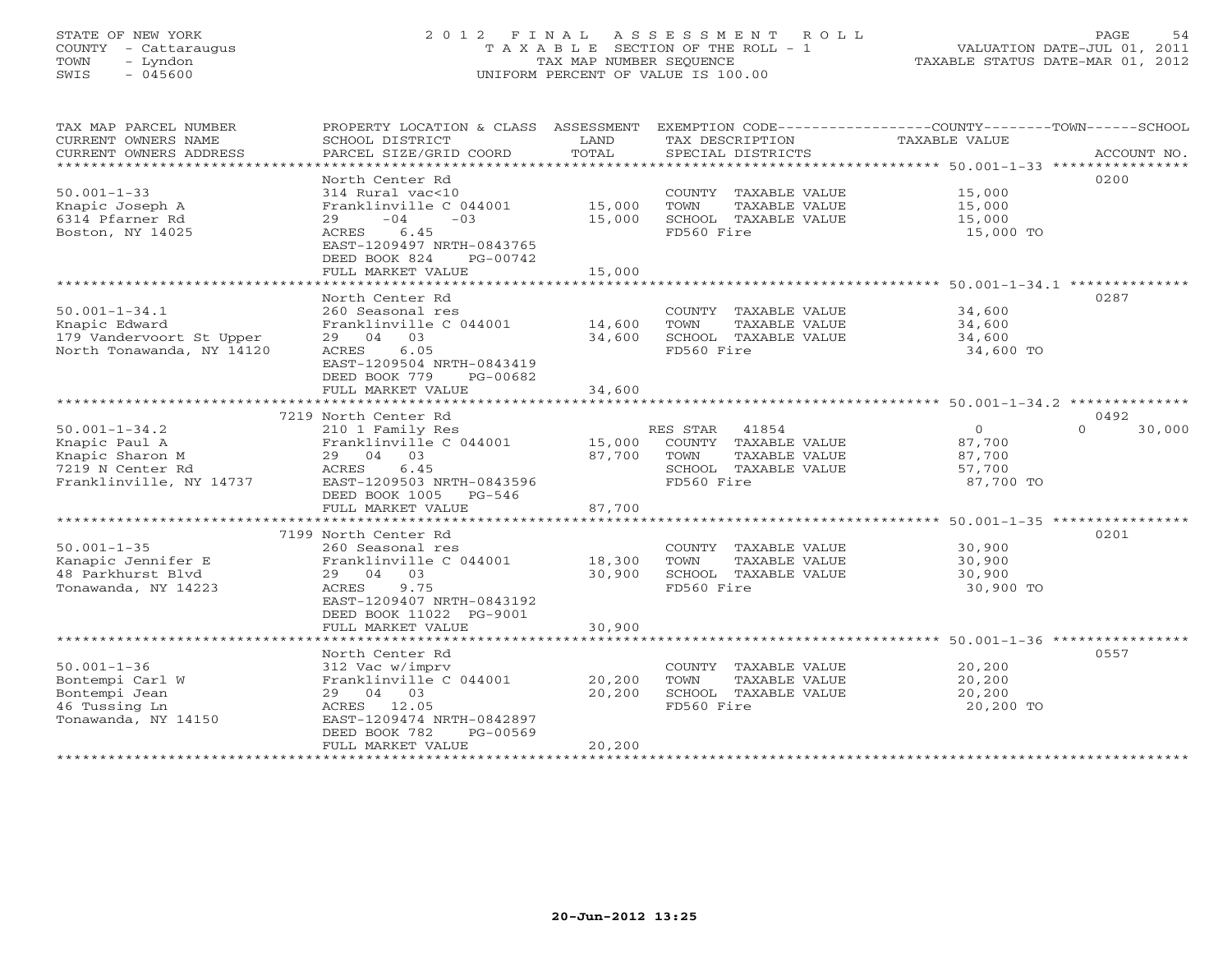STATE OF NEW YORK
COUNTY - Cattaraugus
TOWN - Lyndon
SWIS - 045600

2012 FINAL ASSESSMENT ROLL
TAXABLE SECTION OF THE ROLL - 1
TAX MAP NUMBER SEQUENCE
UNIFORM PERCENT OF VALUE IS 100.00

VALUATION DATE-JUL 01, 2011
TAXABLE STATUS DATE-MAR 01, 2012

| TAX MAP PARCEL NUMBER / CURRENT OWNERS NAME / CURRENT OWNERS ADDRESS | PROPERTY LOCATION & CLASS / SCHOOL DISTRICT / PARCEL SIZE/GRID COORD | ASSESSMENT LAND | TOTAL | EXEMPTION CODE / TAX DESCRIPTION / SPECIAL DISTRICTS | COUNTY TAXABLE VALUE | TOWN | SCHOOL | ACCOUNT NO. |
|---|---|---|---|---|---|---|---|---|
| 50.001-1-33 | North Center Rd | | | | | | | 0200 |
| Knapic Joseph A | 314 Rural vac<10 | | | COUNTY TAXABLE VALUE | 15,000 | | | |
| 6314 Pfarner Rd | Franklinville C 044001 | 15,000 | | TOWN TAXABLE VALUE | 15,000 | | | |
| Boston, NY 14025 | 29 -04 -03 | | 15,000 | SCHOOL TAXABLE VALUE | 15,000 | | | |
| | ACRES 6.45 | | | FD560 Fire | 15,000 TO | | | |
| | EAST-1209497 NRTH-0843765 | | | | | | | |
| | DEED BOOK 824 PG-00742 | | | | | | | |
| | FULL MARKET VALUE | | 15,000 | | | | | |
| 50.001-1-34.1 | North Center Rd | | | | | | | 0287 |
| Knapic Edward | 260 Seasonal res | | | COUNTY TAXABLE VALUE | 34,600 | | | |
| 179 Vandervoort St Upper | Franklinville C 044001 | 14,600 | | TOWN TAXABLE VALUE | 34,600 | | | |
| North Tonawanda, NY 14120 | 29 04 03 | | 34,600 | SCHOOL TAXABLE VALUE | 34,600 | | | |
| | ACRES 6.05 | | | FD560 Fire | 34,600 TO | | | |
| | EAST-1209504 NRTH-0843419 | | | | | | | |
| | DEED BOOK 779 PG-00682 | | | | | | | |
| | FULL MARKET VALUE | | 34,600 | | | | | |
| 50.001-1-34.2 | 7219 North Center Rd | | | | | | | 0492 |
| Knapic Paul A | 210 1 Family Res | | | RES STAR 41854 | 0 | | 0 30,000 | |
| Knapic Sharon M | Franklinville C 044001 | 15,000 | | COUNTY TAXABLE VALUE | 87,700 | | | |
| 7219 N Center Rd | 29 04 03 | | 87,700 | TOWN TAXABLE VALUE | 87,700 | | | |
| Franklinville, NY 14737 | ACRES 6.45 | | | SCHOOL TAXABLE VALUE | 57,700 | | | |
| | EAST-1209503 NRTH-0843596 | | | FD560 Fire | 87,700 TO | | | |
| | DEED BOOK 1005 PG-546 | | | | | | | |
| | FULL MARKET VALUE | | 87,700 | | | | | |
| 50.001-1-35 | 7199 North Center Rd | | | | | | | 0201 |
| Kanapic Jennifer E | 260 Seasonal res | | | COUNTY TAXABLE VALUE | 30,900 | | | |
| 48 Parkhurst Blvd | Franklinville C 044001 | 18,300 | | TOWN TAXABLE VALUE | 30,900 | | | |
| Tonawanda, NY 14223 | 29 04 03 | | 30,900 | SCHOOL TAXABLE VALUE | 30,900 | | | |
| | ACRES 9.75 | | | FD560 Fire | 30,900 TO | | | |
| | EAST-1209407 NRTH-0843192 | | | | | | | |
| | DEED BOOK 11022 PG-9001 | | | | | | | |
| | FULL MARKET VALUE | | 30,900 | | | | | |
| 50.001-1-36 | North Center Rd | | | | | | | 0557 |
| Bontempi Carl W | 312 Vac w/imprv | | | COUNTY TAXABLE VALUE | 20,200 | | | |
| Bontempi Jean | Franklinville C 044001 | 20,200 | | TOWN TAXABLE VALUE | 20,200 | | | |
| 46 Tussing Ln | 29 04 03 | | 20,200 | SCHOOL TAXABLE VALUE | 20,200 | | | |
| Tonawanda, NY 14150 | ACRES 12.05 | | | FD560 Fire | 20,200 TO | | | |
| | EAST-1209474 NRTH-0842897 | | | | | | | |
| | DEED BOOK 782 PG-00569 | | | | | | | |
| | FULL MARKET VALUE | | 20,200 | | | | | |

20-Jun-2012 13:25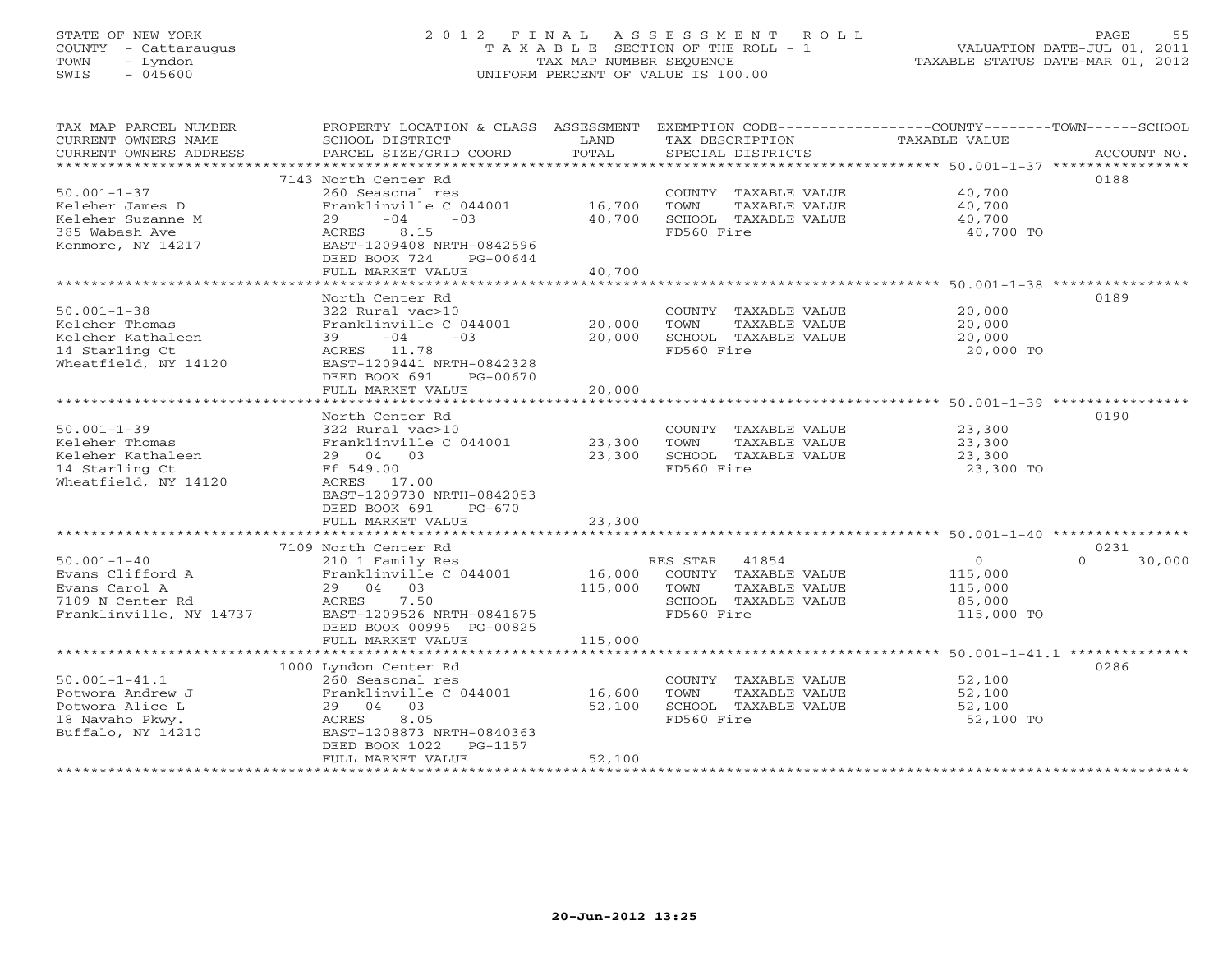STATE OF NEW YORK
COUNTY - Cattaraugus
TOWN - Lyndon
SWIS - 045600

# 2012 FINAL ASSESSMENT ROLL
TAXABLE SECTION OF THE ROLL - 1
TAX MAP NUMBER SEQUENCE
UNIFORM PERCENT OF VALUE IS 100.00

VALUATION DATE-JUL 01, 2011
TAXABLE STATUS DATE-MAR 01, 2012

| TAX MAP PARCEL NUMBER / CURRENT OWNERS NAME / CURRENT OWNERS ADDRESS | PROPERTY LOCATION & CLASS / SCHOOL DISTRICT / PARCEL SIZE/GRID COORD | ASSESSMENT LAND / TOTAL | EXEMPTION CODE / TAX DESCRIPTION / SPECIAL DISTRICTS | COUNTY / TOWN / SCHOOL TAXABLE VALUE | ACCOUNT NO. |
|---|---|---|---|---|---|
| 50.001-1-37 | 7143 North Center Rd | | | | 0188 |
| Keleher James D | 260 Seasonal res | | COUNTY TAXABLE VALUE | 40,700 | |
| Keleher Suzanne M | Franklinville C 044001 | 16,700 | TOWN TAXABLE VALUE | 40,700 | |
| 385 Wabash Ave | 29 -04 -03 | 40,700 | SCHOOL TAXABLE VALUE | 40,700 | |
| Kenmore, NY 14217 | ACRES 8.15 | | FD560 Fire | 40,700 TO | |
| | EAST-1209408 NRTH-0842596 | | | | |
| | DEED BOOK 724 PG-00644 | | | | |
| | FULL MARKET VALUE | 40,700 | | | |
| 50.001-1-38 | North Center Rd | | | | 0189 |
| Keleher Thomas | 322 Rural vac>10 | | COUNTY TAXABLE VALUE | 20,000 | |
| Keleher Kathaleen | Franklinville C 044001 | 20,000 | TOWN TAXABLE VALUE | 20,000 | |
| 14 Starling Ct | 39 -04 -03 | 20,000 | SCHOOL TAXABLE VALUE | 20,000 | |
| Wheatfield, NY 14120 | ACRES 11.78 | | FD560 Fire | 20,000 TO | |
| | EAST-1209441 NRTH-0842328 | | | | |
| | DEED BOOK 691 PG-00670 | | | | |
| | FULL MARKET VALUE | 20,000 | | | |
| 50.001-1-39 | North Center Rd | | | | 0190 |
| Keleher Thomas | 322 Rural vac>10 | | COUNTY TAXABLE VALUE | 23,300 | |
| Keleher Kathaleen | Franklinville C 044001 | 23,300 | TOWN TAXABLE VALUE | 23,300 | |
| 14 Starling Ct | 29 04 03 | 23,300 | SCHOOL TAXABLE VALUE | 23,300 | |
| Wheatfield, NY 14120 | Ff 549.00 | | FD560 Fire | 23,300 TO | |
| | ACRES 17.00 | | | | |
| | EAST-1209730 NRTH-0842053 | | | | |
| | DEED BOOK 691 PG-670 | | | | |
| | FULL MARKET VALUE | 23,300 | | | |
| 50.001-1-40 | 7109 North Center Rd | | | | 0231 |
| Evans Clifford A | 210 1 Family Res | | RES STAR 41854 | 0 / 0 / 30,000 | |
| Evans Carol A | Franklinville C 044001 | 16,000 | COUNTY TAXABLE VALUE | 115,000 | |
| 7109 N Center Rd | 29 04 03 | 115,000 | TOWN TAXABLE VALUE | 115,000 | |
| Franklinville, NY 14737 | ACRES 7.50 | | SCHOOL TAXABLE VALUE | 85,000 | |
| | EAST-1209526 NRTH-0841675 | | FD560 Fire | 115,000 TO | |
| | DEED BOOK 00995 PG-00825 | | | | |
| | FULL MARKET VALUE | 115,000 | | | |
| 50.001-1-41.1 | 1000 Lyndon Center Rd | | | | 0286 |
| Potwora Andrew J | 260 Seasonal res | | COUNTY TAXABLE VALUE | 52,100 | |
| Potwora Alice L | Franklinville C 044001 | 16,600 | TOWN TAXABLE VALUE | 52,100 | |
| 18 Navaho Pkwy. | 29 04 03 | 52,100 | SCHOOL TAXABLE VALUE | 52,100 | |
| Buffalo, NY 14210 | ACRES 8.05 | | FD560 Fire | 52,100 TO | |
| | EAST-1208873 NRTH-0840363 | | | | |
| | DEED BOOK 1022 PG-1157 | | | | |
| | FULL MARKET VALUE | 52,100 | | | |

20-Jun-2012 13:25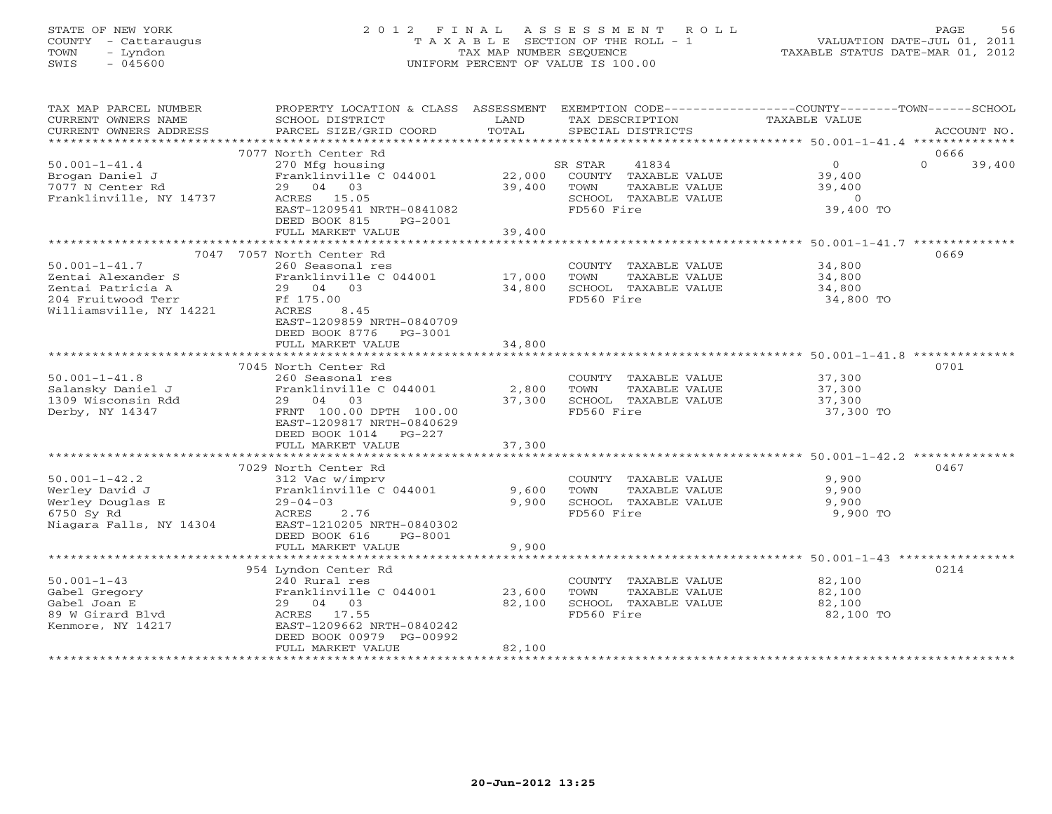STATE OF NEW YORK
COUNTY - Cattaraugus
TOWN - Lyndon
SWIS - 045600

# 2012 FINAL ASSESSMENT ROLL

TAXABLE SECTION OF THE ROLL - 1
TAX MAP NUMBER SEQUENCE
UNIFORM PERCENT OF VALUE IS 100.00

VALUATION DATE-JUL 01, 2011
TAXABLE STATUS DATE-MAR 01, 2012

| TAX MAP PARCEL NUMBER / CURRENT OWNERS NAME / CURRENT OWNERS ADDRESS | PROPERTY LOCATION & CLASS / SCHOOL DISTRICT / PARCEL SIZE/GRID COORD | LAND / ASSESSMENT TOTAL | EXEMPTION CODE / TAX DESCRIPTION / SPECIAL DISTRICTS | COUNTY / TOWN TAXABLE VALUE | SCHOOL / ACCOUNT NO. |
|---|---|---|---|---|---|
| **50.001-1-41.4** | 7077 North Center Rd | | | | 0666 |
| 50.001-1-41.4 | 270 Mfg housing | | SR STAR 41834 | 0 | 0 39,400 |
| Brogan Daniel J | Franklinville C 044001 | 22,000 | COUNTY TAXABLE VALUE | 39,400 | |
| 7077 N Center Rd | 29 04 03 | 39,400 | TOWN TAXABLE VALUE | 39,400 | |
| Franklinville, NY 14737 | ACRES 15.05 | | SCHOOL TAXABLE VALUE | 0 | |
| | EAST-1209541 NRTH-0841082 | | FD560 Fire | 39,400 TO | |
| | DEED BOOK 815 PG-2001 | | | | |
| | FULL MARKET VALUE | 39,400 | | | |
| **50.001-1-41.7** | 7047 7057 North Center Rd | | | | 0669 |
| 50.001-1-41.7 | 260 Seasonal res | | COUNTY TAXABLE VALUE | 34,800 | |
| Zentai Alexander S | Franklinville C 044001 | 17,000 | TOWN TAXABLE VALUE | 34,800 | |
| Zentai Patricia A | 29 04 03 | 34,800 | SCHOOL TAXABLE VALUE | 34,800 | |
| 204 Fruitwood Terr | Ff 175.00 | | FD560 Fire | 34,800 TO | |
| Williamsville, NY 14221 | ACRES 8.45 | | | | |
| | EAST-1209859 NRTH-0840709 | | | | |
| | DEED BOOK 8776 PG-3001 | | | | |
| | FULL MARKET VALUE | 34,800 | | | |
| **50.001-1-41.8** | 7045 North Center Rd | | | | 0701 |
| 50.001-1-41.8 | 260 Seasonal res | | COUNTY TAXABLE VALUE | 37,300 | |
| Salansky Daniel J | Franklinville C 044001 | 2,800 | TOWN TAXABLE VALUE | 37,300 | |
| 1309 Wisconsin Rdd | 29 04 03 | 37,300 | SCHOOL TAXABLE VALUE | 37,300 | |
| Derby, NY 14347 | FRNT 100.00 DPTH 100.00 | | FD560 Fire | 37,300 TO | |
| | EAST-1209817 NRTH-0840629 | | | | |
| | DEED BOOK 1014 PG-227 | | | | |
| | FULL MARKET VALUE | 37,300 | | | |
| **50.001-1-42.2** | 7029 North Center Rd | | | | 0467 |
| 50.001-1-42.2 | 312 Vac w/imprv | | COUNTY TAXABLE VALUE | 9,900 | |
| Werley David J | Franklinville C 044001 | 9,600 | TOWN TAXABLE VALUE | 9,900 | |
| Werley Douglas E | 29-04-03 | 9,900 | SCHOOL TAXABLE VALUE | 9,900 | |
| 6750 Sy Rd | ACRES 2.76 | | FD560 Fire | 9,900 TO | |
| Niagara Falls, NY 14304 | EAST-1210205 NRTH-0840302 | | | | |
| | DEED BOOK 616 PG-8001 | | | | |
| | FULL MARKET VALUE | 9,900 | | | |
| **50.001-1-43** | 954 Lyndon Center Rd | | | | 0214 |
| 50.001-1-43 | 240 Rural res | | COUNTY TAXABLE VALUE | 82,100 | |
| Gabel Gregory | Franklinville C 044001 | 23,600 | TOWN TAXABLE VALUE | 82,100 | |
| Gabel Joan E | 29 04 03 | 82,100 | SCHOOL TAXABLE VALUE | 82,100 | |
| 89 W Girard Blvd | ACRES 17.55 | | FD560 Fire | 82,100 TO | |
| Kenmore, NY 14217 | EAST-1209662 NRTH-0840242 | | | | |
| | DEED BOOK 00979 PG-00992 | | | | |
| | FULL MARKET VALUE | 82,100 | | | |

20-Jun-2012 13:25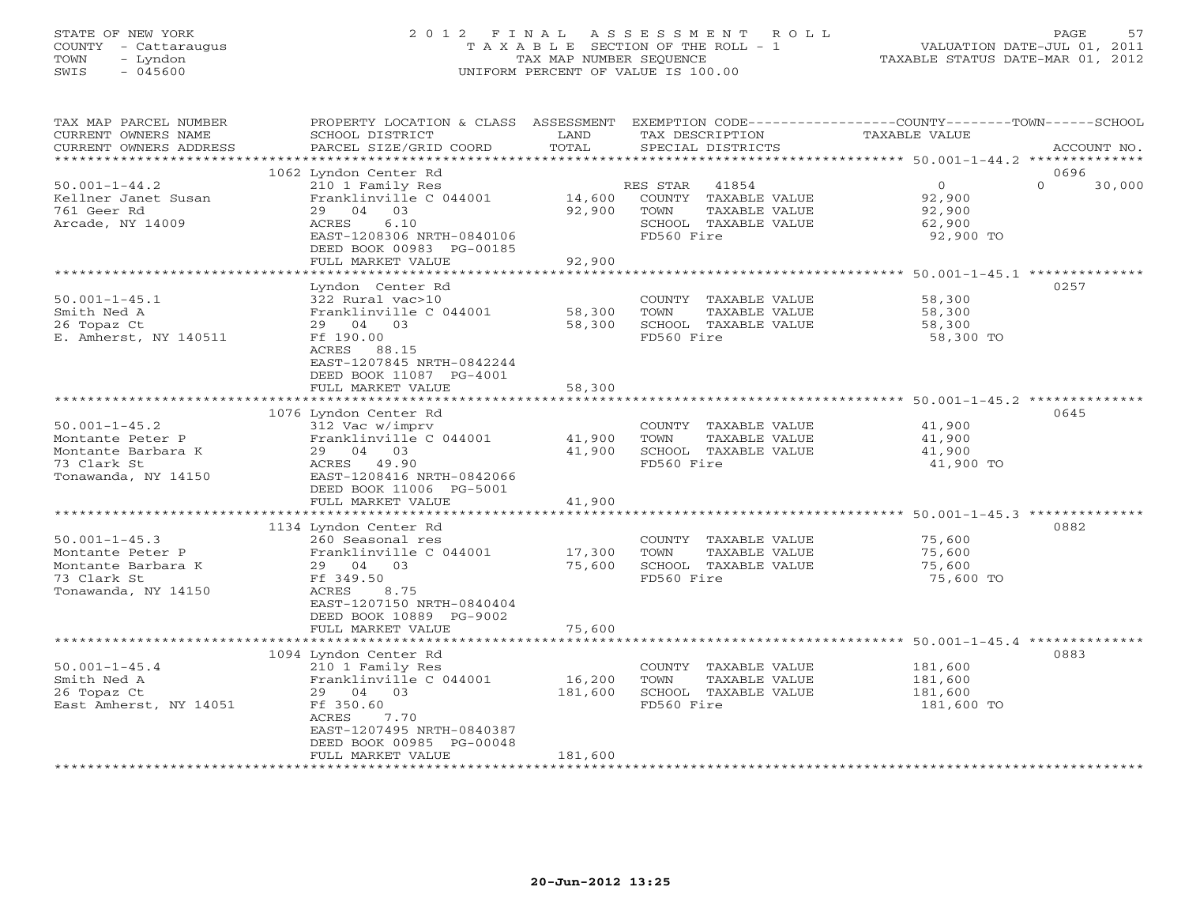STATE OF NEW YORK
COUNTY - Cattaraugus
TOWN - Lyndon
SWIS - 045600

2012 FINAL ASSESSMENT ROLL
TAXABLE SECTION OF THE ROLL - 1
TAX MAP NUMBER SEQUENCE
UNIFORM PERCENT OF VALUE IS 100.00

VALUATION DATE-JUL 01, 2011
TAXABLE STATUS DATE-MAR 01, 2012

| TAX MAP PARCEL NUMBER / CURRENT OWNERS NAME / CURRENT OWNERS ADDRESS | PROPERTY LOCATION & CLASS / SCHOOL DISTRICT / PARCEL SIZE/GRID COORD | ASSESSMENT LAND / TOTAL | EXEMPTION CODE / TAX DESCRIPTION / SPECIAL DISTRICTS | COUNTY TAXABLE VALUE | TOWN | SCHOOL | ACCOUNT NO. |
|---|---|---|---|---|---|---|---|
| 50.001-1-44.2 | 1062 Lyndon Center Rd | | | | | | 0696 |
| Kellner Janet Susan | 210 1 Family Res | | RES STAR 41854 | 0 | 0 | 30,000 | |
| 761 Geer Rd | Franklinville C 044001 | 14,600 | COUNTY TAXABLE VALUE | 92,900 | | | |
| Arcade, NY 14009 | 29 04 03 | 92,900 | TOWN TAXABLE VALUE | 92,900 | | | |
| | ACRES 6.10 | | SCHOOL TAXABLE VALUE | 62,900 | | | |
| | EAST-1208306 NRTH-0840106 | | FD560 Fire | 92,900 TO | | | |
| | DEED BOOK 00983 PG-00185 | | | | | | |
| | FULL MARKET VALUE | 92,900 | | | | | |
| 50.001-1-45.1 | Lyndon Center Rd | | | | | | 0257 |
| Smith Ned A | 322 Rural vac>10 | | COUNTY TAXABLE VALUE | 58,300 | | | |
| 26 Topaz Ct | Franklinville C 044001 | 58,300 | TOWN TAXABLE VALUE | 58,300 | | | |
| E. Amherst, NY 140511 | 29 04 03 | 58,300 | SCHOOL TAXABLE VALUE | 58,300 | | | |
| | Ff 190.00 | | FD560 Fire | 58,300 TO | | | |
| | ACRES 88.15 | | | | | | |
| | EAST-1207845 NRTH-0842244 | | | | | | |
| | DEED BOOK 11087 PG-4001 | | | | | | |
| | FULL MARKET VALUE | 58,300 | | | | | |
| 50.001-1-45.2 | 1076 Lyndon Center Rd | | | | | | 0645 |
| Montante Peter P | 312 Vac w/imprv | | COUNTY TAXABLE VALUE | 41,900 | | | |
| Montante Barbara K | Franklinville C 044001 | 41,900 | TOWN TAXABLE VALUE | 41,900 | | | |
| 73 Clark St | 29 04 03 | 41,900 | SCHOOL TAXABLE VALUE | 41,900 | | | |
| Tonawanda, NY 14150 | ACRES 49.90 | | FD560 Fire | 41,900 TO | | | |
| | EAST-1208416 NRTH-0842066 | | | | | | |
| | DEED BOOK 11006 PG-5001 | | | | | | |
| | FULL MARKET VALUE | 41,900 | | | | | |
| 50.001-1-45.3 | 1134 Lyndon Center Rd | | | | | | 0882 |
| Montante Peter P | 260 Seasonal res | | COUNTY TAXABLE VALUE | 75,600 | | | |
| Montante Barbara K | Franklinville C 044001 | 17,300 | TOWN TAXABLE VALUE | 75,600 | | | |
| 73 Clark St | 29 04 03 | 75,600 | SCHOOL TAXABLE VALUE | 75,600 | | | |
| Tonawanda, NY 14150 | Ff 349.50 | | FD560 Fire | 75,600 TO | | | |
| | ACRES 8.75 | | | | | | |
| | EAST-1207150 NRTH-0840404 | | | | | | |
| | DEED BOOK 10889 PG-9002 | | | | | | |
| | FULL MARKET VALUE | 75,600 | | | | | |
| 50.001-1-45.4 | 1094 Lyndon Center Rd | | | | | | 0883 |
| Smith Ned A | 210 1 Family Res | | COUNTY TAXABLE VALUE | 181,600 | | | |
| 26 Topaz Ct | Franklinville C 044001 | 16,200 | TOWN TAXABLE VALUE | 181,600 | | | |
| East Amherst, NY 14051 | 29 04 03 | 181,600 | SCHOOL TAXABLE VALUE | 181,600 | | | |
| | Ff 350.60 | | FD560 Fire | 181,600 TO | | | |
| | ACRES 7.70 | | | | | | |
| | EAST-1207495 NRTH-0840387 | | | | | | |
| | DEED BOOK 00985 PG-00048 | | | | | | |
| | FULL MARKET VALUE | 181,600 | | | | | |

20-Jun-2012 13:25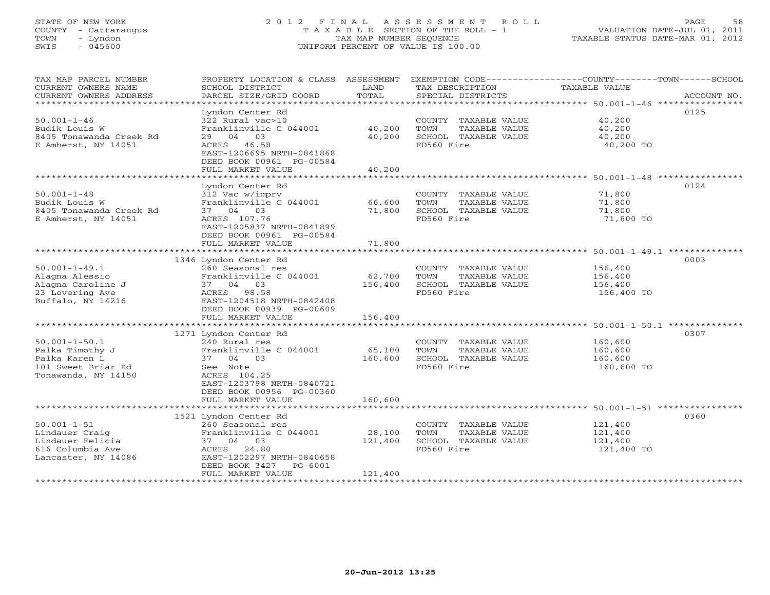STATE OF NEW YORK
COUNTY - Cattaraugus
TOWN - Lyndon
SWIS - 045600

# 2012 FINAL ASSESSMENT ROLL

TAXABLE SECTION OF THE ROLL - 1
TAX MAP NUMBER SEQUENCE
UNIFORM PERCENT OF VALUE IS 100.00

VALUATION DATE-JUL 01, 2011
TAXABLE STATUS DATE-MAR 01, 2012

| TAX MAP PARCEL NUMBER / CURRENT OWNERS NAME / CURRENT OWNERS ADDRESS | PROPERTY LOCATION & CLASS / SCHOOL DISTRICT / PARCEL SIZE/GRID COORD | ASSESSMENT LAND / TOTAL | EXEMPTION CODE / TAX DESCRIPTION / SPECIAL DISTRICTS | TAXABLE VALUE (COUNTY/TOWN/SCHOOL) | ACCOUNT NO. |
|---|---|---|---|---|---|
| **50.001-1-46** | Lyndon Center Rd | | | | 0125 |
| | 322 Rural vac>10 | | COUNTY TAXABLE VALUE | 40,200 | |
| Budik Louis W | Franklinville C 044001 | 40,200 | TOWN TAXABLE VALUE | 40,200 | |
| 8405 Tonawanda Creek Rd | 29 04 03 | 40,200 | SCHOOL TAXABLE VALUE | 40,200 | |
| E Amherst, NY 14051 | ACRES 46.58 | | FD560 Fire | 40,200 TO | |
| | EAST-1206695 NRTH-0841868 | | | | |
| | DEED BOOK 00961 PG-00584 | | | | |
| | FULL MARKET VALUE | 40,200 | | | |
| **50.001-1-48** | Lyndon Center Rd | | | | 0124 |
| | 312 Vac w/imprv | | COUNTY TAXABLE VALUE | 71,800 | |
| Budik Louis W | Franklinville C 044001 | 66,600 | TOWN TAXABLE VALUE | 71,800 | |
| 8405 Tonawanda Creek Rd | 37 04 03 | 71,800 | SCHOOL TAXABLE VALUE | 71,800 | |
| E Amherst, NY 14051 | ACRES 107.76 | | FD560 Fire | 71,800 TO | |
| | EAST-1205837 NRTH-0841899 | | | | |
| | DEED BOOK 00961 PG-00584 | | | | |
| | FULL MARKET VALUE | 71,800 | | | |
| **50.001-1-49.1** | 1346 Lyndon Center Rd | | | | 0003 |
| | 260 Seasonal res | | COUNTY TAXABLE VALUE | 156,400 | |
| Alagna Alessio | Franklinville C 044001 | 62,700 | TOWN TAXABLE VALUE | 156,400 | |
| Alagna Caroline J | 37 04 03 | 156,400 | SCHOOL TAXABLE VALUE | 156,400 | |
| 23 Lovering Ave | ACRES 98.58 | | FD560 Fire | 156,400 TO | |
| Buffalo, NY 14216 | EAST-1204518 NRTH-0842408 | | | | |
| | DEED BOOK 00939 PG-00609 | | | | |
| | FULL MARKET VALUE | 156,400 | | | |
| **50.001-1-50.1** | 1271 Lyndon Center Rd | | | | 0307 |
| | 240 Rural res | | COUNTY TAXABLE VALUE | 160,600 | |
| Palka Timothy J | Franklinville C 044001 | 65,100 | TOWN TAXABLE VALUE | 160,600 | |
| Palka Karen L | 37 04 03 | 160,600 | SCHOOL TAXABLE VALUE | 160,600 | |
| 101 Sweet Briar Rd | See Note | | FD560 Fire | 160,600 TO | |
| Tonawanda, NY 14150 | ACRES 104.25 | | | | |
| | EAST-1203798 NRTH-0840721 | | | | |
| | DEED BOOK 00956 PG-00360 | | | | |
| | FULL MARKET VALUE | 160,600 | | | |
| **50.001-1-51** | 1521 Lyndon Center Rd | | | | 0360 |
| | 260 Seasonal res | | COUNTY TAXABLE VALUE | 121,400 | |
| Lindauer Craig | Franklinville C 044001 | 28,100 | TOWN TAXABLE VALUE | 121,400 | |
| Lindauer Felicia | 37 04 03 | 121,400 | SCHOOL TAXABLE VALUE | 121,400 | |
| 616 Columbia Ave | ACRES 24.80 | | FD560 Fire | 121,400 TO | |
| Lancaster, NY 14086 | EAST-1202297 NRTH-0840658 | | | | |
| | DEED BOOK 3427 PG-6001 | | | | |
| | FULL MARKET VALUE | 121,400 | | | |

20-Jun-2012 13:25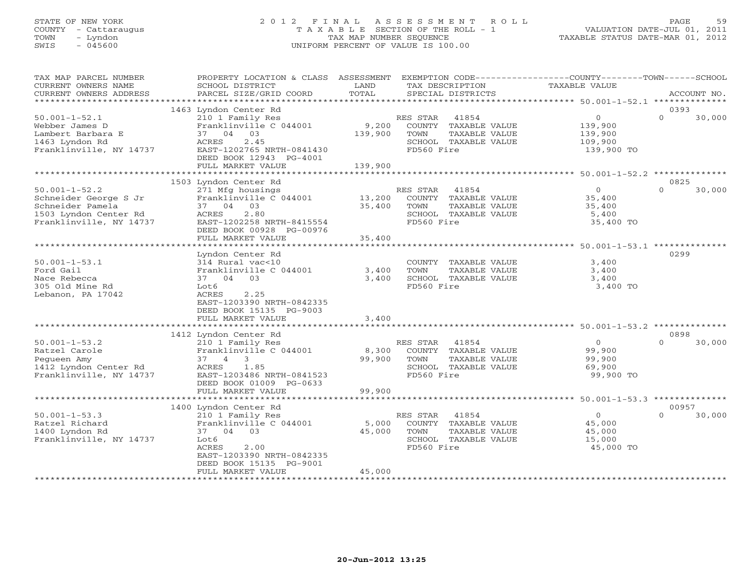STATE OF NEW YORK
COUNTY - Cattaraugus
TOWN - Lyndon
SWIS - 045600

2012 FINAL ASSESSMENT ROLL
TAXABLE SECTION OF THE ROLL - 1
TAX MAP NUMBER SEQUENCE
UNIFORM PERCENT OF VALUE IS 100.00

VALUATION DATE-JUL 01, 2011
TAXABLE STATUS DATE-MAR 01, 2012

| TAX MAP PARCEL NUMBER / CURRENT OWNERS NAME / CURRENT OWNERS ADDRESS | PROPERTY LOCATION & CLASS / SCHOOL DISTRICT / PARCEL SIZE/GRID COORD | ASSESSMENT LAND / TOTAL | EXEMPTION CODE / TAX DESCRIPTION / SPECIAL DISTRICTS | COUNTY / TOWN / SCHOOL TAXABLE VALUE | ACCOUNT NO. |
|---|---|---|---|---|---|
| 50.001-1-52.1 | 1463 Lyndon Center Rd | | | | 0393 |
| Webber James D | 210 1 Family Res | | RES STAR 41854 | 0 | 0 30,000 |
| Lambert Barbara E | Franklinville C 044001 | 9,200 | COUNTY TAXABLE VALUE | 139,900 | |
| 1463 Lyndon Rd | 37 04 03 | 139,900 | TOWN TAXABLE VALUE | 139,900 | |
| Franklinville, NY 14737 | ACRES 2.45 | | SCHOOL TAXABLE VALUE | 109,900 | |
| | EAST-1202765 NRTH-0841430 | | FD560 Fire | 139,900 TO | |
| | DEED BOOK 12943 PG-4001 | | | | |
| | FULL MARKET VALUE | 139,900 | | | |
| 50.001-1-52.2 | 1503 Lyndon Center Rd | | | | 0825 |
| Schneider George S Jr | 271 Mfg housings | | RES STAR 41854 | 0 | 0 30,000 |
| Schneider Pamela | Franklinville C 044001 | 13,200 | COUNTY TAXABLE VALUE | 35,400 | |
| 1503 Lyndon Center Rd | 37 04 03 | 35,400 | TOWN TAXABLE VALUE | 35,400 | |
| Franklinville, NY 14737 | ACRES 2.80 | | SCHOOL TAXABLE VALUE | 5,400 | |
| | EAST-1202258 NRTH-8415554 | | FD560 Fire | 35,400 TO | |
| | DEED BOOK 00928 PG-00976 | | | | |
| | FULL MARKET VALUE | 35,400 | | | |
| 50.001-1-53.1 | Lyndon Center Rd | | | | 0299 |
| Ford Gail | 314 Rural vac<10 | | COUNTY TAXABLE VALUE | 3,400 | |
| Nace Rebecca | Franklinville C 044001 | 3,400 | TOWN TAXABLE VALUE | 3,400 | |
| 305 Old Mine Rd | 37 04 03 | 3,400 | SCHOOL TAXABLE VALUE | 3,400 | |
| Lebanon, PA 17042 | Lot6 | | FD560 Fire | 3,400 TO | |
| | ACRES 2.25 | | | | |
| | EAST-1203390 NRTH-0842335 | | | | |
| | DEED BOOK 15135 PG-9003 | | | | |
| | FULL MARKET VALUE | 3,400 | | | |
| 50.001-1-53.2 | 1412 Lyndon Center Rd | | | | 0898 |
| Ratzel Carole | 210 1 Family Res | | RES STAR 41854 | 0 | 0 30,000 |
| Pegueen Amy | Franklinville C 044001 | 8,300 | COUNTY TAXABLE VALUE | 99,900 | |
| 1412 Lyndon Center Rd | 37 4 3 | 99,900 | TOWN TAXABLE VALUE | 99,900 | |
| Franklinville, NY 14737 | ACRES 1.85 | | SCHOOL TAXABLE VALUE | 69,900 | |
| | EAST-1203486 NRTH-0841523 | | FD560 Fire | 99,900 TO | |
| | DEED BOOK 01009 PG-0633 | | | | |
| | FULL MARKET VALUE | 99,900 | | | |
| 50.001-1-53.3 | 1400 Lyndon Center Rd | | | | 00957 |
| Ratzel Richard | 210 1 Family Res | | RES STAR 41854 | 0 | 0 30,000 |
| 1400 Lyndon Rd | Franklinville C 044001 | 5,000 | COUNTY TAXABLE VALUE | 45,000 | |
| Franklinville, NY 14737 | 37 04 03 | 45,000 | TOWN TAXABLE VALUE | 45,000 | |
| | Lot6 | | SCHOOL TAXABLE VALUE | 15,000 | |
| | ACRES 2.00 | | FD560 Fire | 45,000 TO | |
| | EAST-1203390 NRTH-0842335 | | | | |
| | DEED BOOK 15135 PG-9001 | | | | |
| | FULL MARKET VALUE | 45,000 | | | |

20-Jun-2012 13:25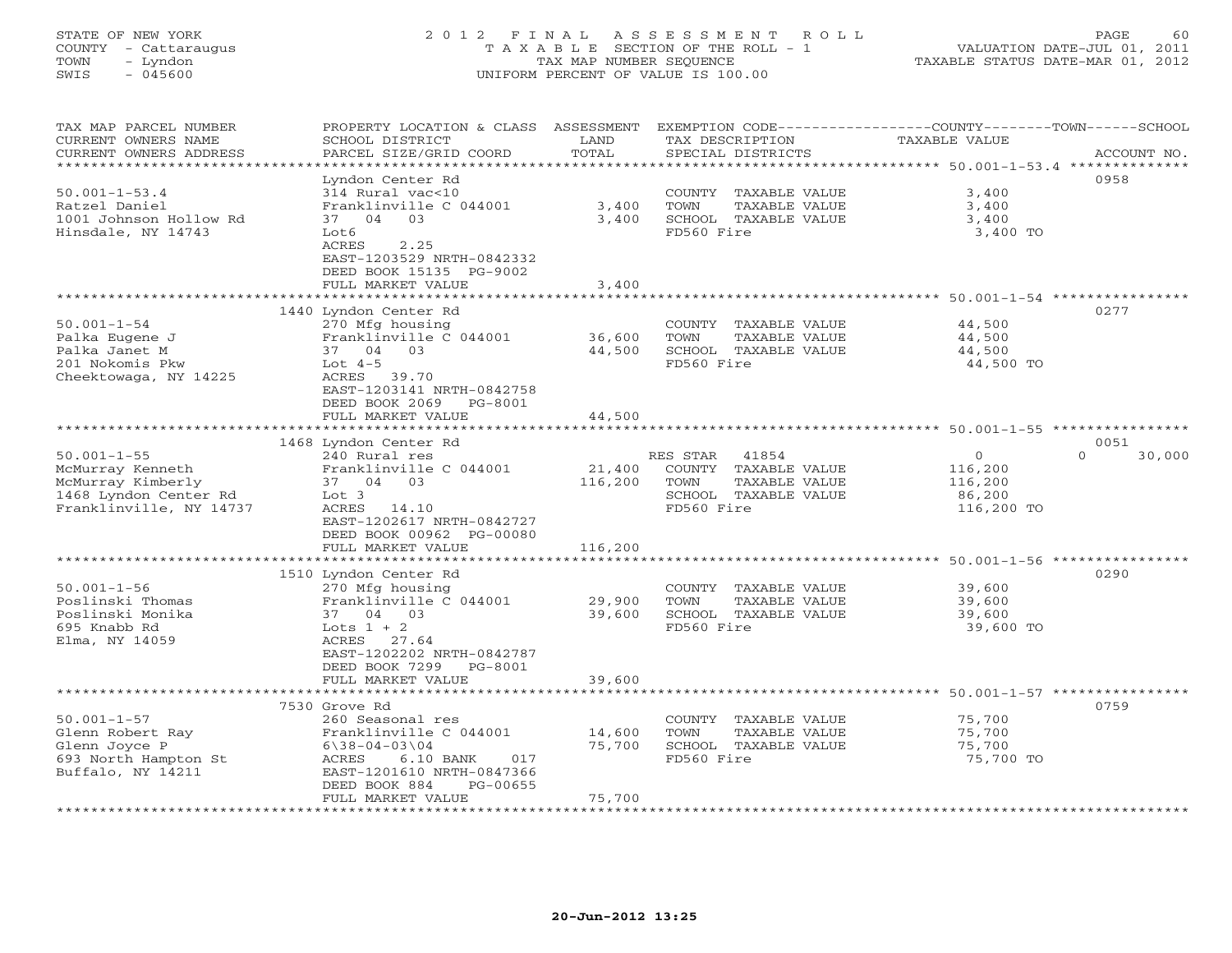STATE OF NEW YORK
COUNTY - Cattaraugus
TOWN - Lyndon
SWIS - 045600

2012 FINAL ASSESSMENT ROLL
TAXABLE SECTION OF THE ROLL - 1
TAX MAP NUMBER SEQUENCE
UNIFORM PERCENT OF VALUE IS 100.00

VALUATION DATE-JUL 01, 2011
TAXABLE STATUS DATE-MAR 01, 2012

| TAX MAP PARCEL NUMBER / CURRENT OWNERS NAME / CURRENT OWNERS ADDRESS | PROPERTY LOCATION & CLASS / SCHOOL DISTRICT / PARCEL SIZE/GRID COORD | ASSESSMENT LAND / TOTAL | EXEMPTION CODE / TAX DESCRIPTION / SPECIAL DISTRICTS | COUNTY / TOWN / SCHOOL TAXABLE VALUE | ACCOUNT NO. |
|---|---|---|---|---|---|
| 50.001-1-53.4 | Lyndon Center Rd | | | | 0958 |
| | 314 Rural vac<10 | | COUNTY TAXABLE VALUE | 3,400 | |
| Ratzel Daniel | Franklinville C 044001 | 3,400 | TOWN TAXABLE VALUE | 3,400 | |
| 1001 Johnson Hollow Rd | 37 04 03 | 3,400 | SCHOOL TAXABLE VALUE | 3,400 | |
| Hinsdale, NY 14743 | Lot6 | | FD560 Fire | 3,400 TO | |
| | ACRES 2.25 | | | | |
| | EAST-1203529 NRTH-0842332 | | | | |
| | DEED BOOK 15135 PG-9002 | | | | |
| | FULL MARKET VALUE | 3,400 | | | |
| 50.001-1-54 | 1440 Lyndon Center Rd | | | | 0277 |
| | 270 Mfg housing | | COUNTY TAXABLE VALUE | 44,500 | |
| Palka Eugene J | Franklinville C 044001 | 36,600 | TOWN TAXABLE VALUE | 44,500 | |
| Palka Janet M | 37 04 03 | 44,500 | SCHOOL TAXABLE VALUE | 44,500 | |
| 201 Nokomis Pkw | Lot 4-5 | | FD560 Fire | 44,500 TO | |
| Cheektowaga, NY 14225 | ACRES 39.70 | | | | |
| | EAST-1203141 NRTH-0842758 | | | | |
| | DEED BOOK 2069 PG-8001 | | | | |
| | FULL MARKET VALUE | 44,500 | | | |
| 50.001-1-55 | 1468 Lyndon Center Rd | | | | 0051 |
| | 240 Rural res | | RES STAR 41854 | 0 / 0 / 30,000 | |
| McMurray Kenneth | Franklinville C 044001 | 21,400 | COUNTY TAXABLE VALUE | 116,200 | |
| McMurray Kimberly | 37 04 03 | 116,200 | TOWN TAXABLE VALUE | 116,200 | |
| 1468 Lyndon Center Rd | Lot 3 | | SCHOOL TAXABLE VALUE | 86,200 | |
| Franklinville, NY 14737 | ACRES 14.10 | | FD560 Fire | 116,200 TO | |
| | EAST-1202617 NRTH-0842727 | | | | |
| | DEED BOOK 00962 PG-00080 | | | | |
| | FULL MARKET VALUE | 116,200 | | | |
| 50.001-1-56 | 1510 Lyndon Center Rd | | | | 0290 |
| | 270 Mfg housing | | COUNTY TAXABLE VALUE | 39,600 | |
| Poslinski Thomas | Franklinville C 044001 | 29,900 | TOWN TAXABLE VALUE | 39,600 | |
| Poslinski Monika | 37 04 03 | 39,600 | SCHOOL TAXABLE VALUE | 39,600 | |
| 695 Knabb Rd | Lots 1 + 2 | | FD560 Fire | 39,600 TO | |
| Elma, NY 14059 | ACRES 27.64 | | | | |
| | EAST-1202202 NRTH-0842787 | | | | |
| | DEED BOOK 7299 PG-8001 | | | | |
| | FULL MARKET VALUE | 39,600 | | | |
| 50.001-1-57 | 7530 Grove Rd | | | | 0759 |
| | 260 Seasonal res | | COUNTY TAXABLE VALUE | 75,700 | |
| Glenn Robert Ray | Franklinville C 044001 | 14,600 | TOWN TAXABLE VALUE | 75,700 | |
| Glenn Joyce P | 6\38-04-03\04 | 75,700 | SCHOOL TAXABLE VALUE | 75,700 | |
| 693 North Hampton St | ACRES 6.10 BANK 017 | | FD560 Fire | 75,700 TO | |
| Buffalo, NY 14211 | EAST-1201610 NRTH-0847366 | | | | |
| | DEED BOOK 884 PG-00655 | | | | |
| | FULL MARKET VALUE | 75,700 | | | |

20-Jun-2012 13:25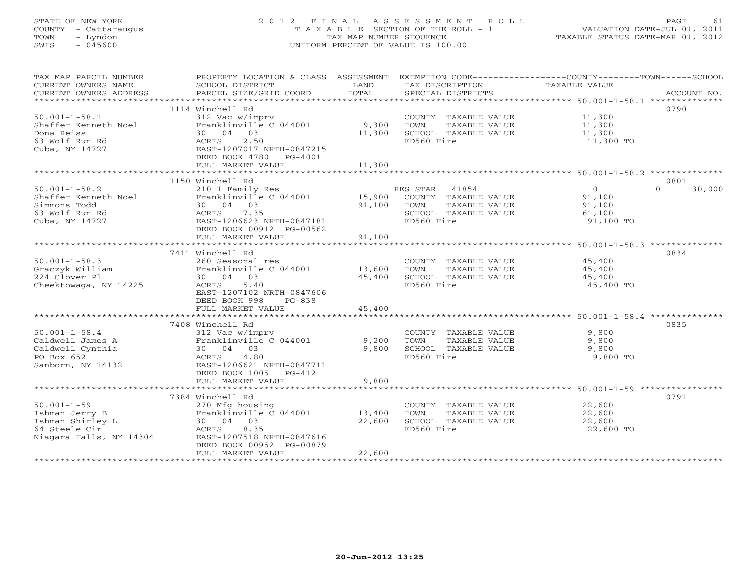STATE OF NEW YORK
COUNTY - Cattaraugus
TOWN - Lyndon
SWIS - 045600

# 2012 FINAL ASSESSMENT ROLL
TAXABLE SECTION OF THE ROLL - 1
TAX MAP NUMBER SEQUENCE
UNIFORM PERCENT OF VALUE IS 100.00

VALUATION DATE-JUL 01, 2011
TAXABLE STATUS DATE-MAR 01, 2012

| TAX MAP PARCEL NUMBER / CURRENT OWNERS NAME / CURRENT OWNERS ADDRESS | PROPERTY LOCATION & CLASS / SCHOOL DISTRICT / PARCEL SIZE/GRID COORD | ASSESSMENT LAND | TOTAL | EXEMPTION CODE / TAX DESCRIPTION / SPECIAL DISTRICTS | COUNTY TAXABLE VALUE | TOWN | SCHOOL | ACCOUNT NO. |
|---|---|---|---|---|---|---|---|---|
| 50.001-1-58.1 | 1114 Winchell Rd | | | | | | | 0790 |
| Shaffer Kenneth Noel | 312 Vac w/imprv | | | COUNTY TAXABLE VALUE | 11,300 | | | |
| Dona Reiss | Franklinville C 044001 | 9,300 | | TOWN TAXABLE VALUE | 11,300 | | | |
| 63 Wolf Run Rd | 30 04 03 | | 11,300 | SCHOOL TAXABLE VALUE | 11,300 | | | |
| Cuba, NY 14727 | ACRES 2.50 | | | FD560 Fire | 11,300 TO | | | |
| | EAST-1207017 NRTH-0847215 | | | | | | | |
| | DEED BOOK 4780 PG-4001 | | | | | | | |
| | FULL MARKET VALUE | | 11,300 | | | | | |
| 50.001-1-58.2 | 1150 Winchell Rd | | | | | | | 0801 |
| Shaffer Kenneth Noel | 210 1 Family Res | | | RES STAR 41854 | 0 | | 0 | 30,000 |
| Simmons Todd | Franklinville C 044001 | 15,900 | | COUNTY TAXABLE VALUE | 91,100 | | | |
| 63 Wolf Run Rd | 30 04 03 | | 91,100 | TOWN TAXABLE VALUE | 91,100 | | | |
| Cuba, NY 14727 | ACRES 7.35 | | | SCHOOL TAXABLE VALUE | 61,100 | | | |
| | EAST-1206623 NRTH-0847181 | | | FD560 Fire | 91,100 TO | | | |
| | DEED BOOK 00912 PG-00562 | | | | | | | |
| | FULL MARKET VALUE | | 91,100 | | | | | |
| 50.001-1-58.3 | 7411 Winchell Rd | | | | | | | 0834 |
| Graczyk William | 260 Seasonal res | | | COUNTY TAXABLE VALUE | 45,400 | | | |
| 224 Clover Pl | Franklinville C 044001 | 13,600 | | TOWN TAXABLE VALUE | 45,400 | | | |
| Cheektowaga, NY 14225 | 30 04 03 | | 45,400 | SCHOOL TAXABLE VALUE | 45,400 | | | |
| | ACRES 5.40 | | | FD560 Fire | 45,400 TO | | | |
| | EAST-1207102 NRTH-0847606 | | | | | | | |
| | DEED BOOK 998 PG-838 | | | | | | | |
| | FULL MARKET VALUE | | 45,400 | | | | | |
| 50.001-1-58.4 | 7408 Winchell Rd | | | | | | | 0835 |
| Caldwell James A | 312 Vac w/imprv | | | COUNTY TAXABLE VALUE | 9,800 | | | |
| Caldwell Cynthia | Franklinville C 044001 | 9,200 | | TOWN TAXABLE VALUE | 9,800 | | | |
| PO Box 652 | 30 04 03 | | 9,800 | SCHOOL TAXABLE VALUE | 9,800 | | | |
| Sanborn, NY 14132 | ACRES 4.80 | | | FD560 Fire | 9,800 TO | | | |
| | EAST-1206621 NRTH-0847711 | | | | | | | |
| | DEED BOOK 1005 PG-412 | | | | | | | |
| | FULL MARKET VALUE | | 9,800 | | | | | |
| 50.001-1-59 | 7384 Winchell Rd | | | | | | | 0791 |
| Ishman Jerry B | 270 Mfg housing | | | COUNTY TAXABLE VALUE | 22,600 | | | |
| Ishman Shirley L | Franklinville C 044001 | 13,400 | | TOWN TAXABLE VALUE | 22,600 | | | |
| 64 Steele Cir | 30 04 03 | | 22,600 | SCHOOL TAXABLE VALUE | 22,600 | | | |
| Niagara Falls, NY 14304 | ACRES 8.35 | | | FD560 Fire | 22,600 TO | | | |
| | EAST-1207518 NRTH-0847616 | | | | | | | |
| | DEED BOOK 00952 PG-00879 | | | | | | | |
| | FULL MARKET VALUE | | 22,600 | | | | | |

20-Jun-2012 13:25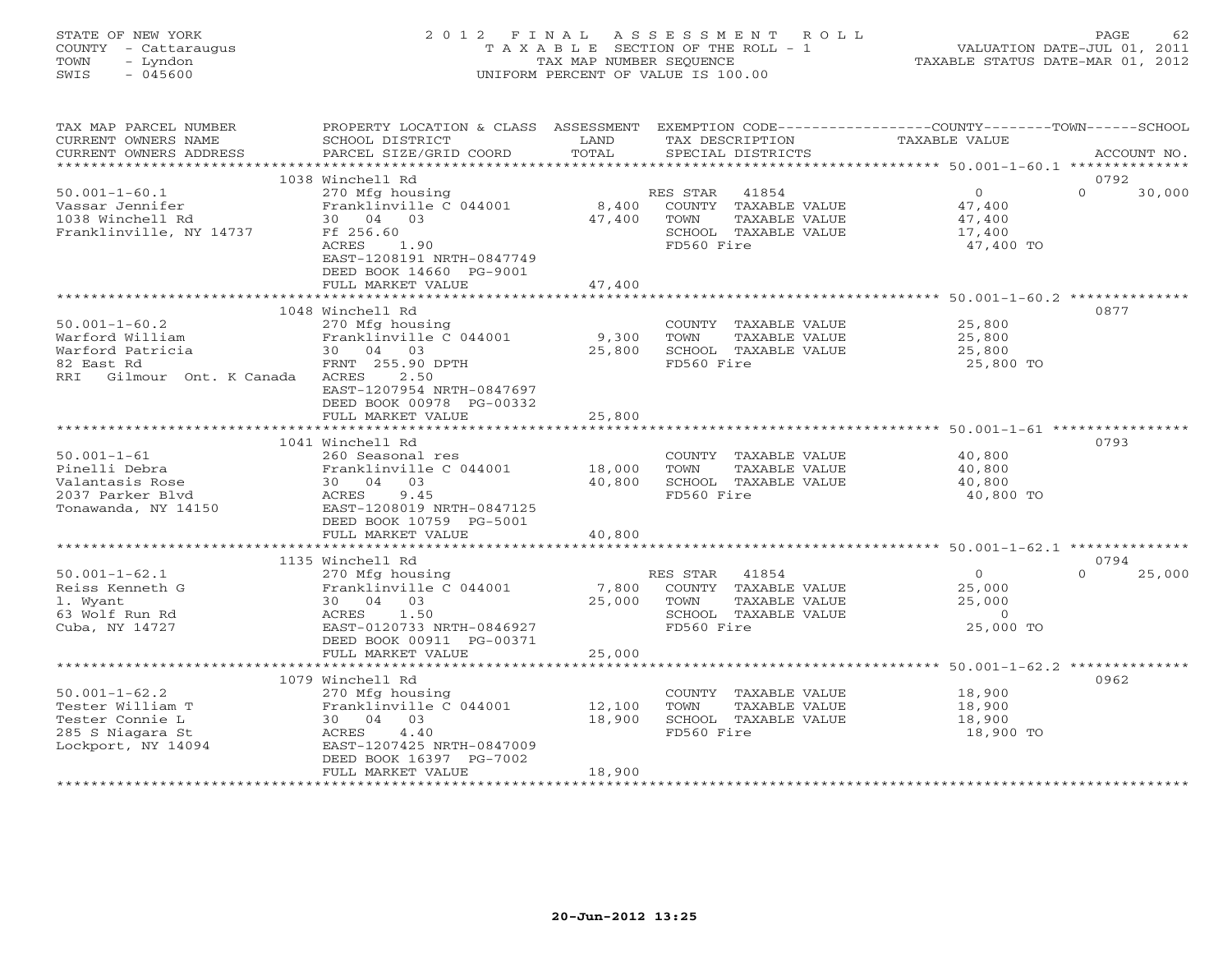STATE OF NEW YORK
COUNTY - Cattaraugus
TOWN - Lyndon
SWIS - 045600

# 2012 FINAL ASSESSMENT ROLL

TAXABLE SECTION OF THE ROLL - 1
TAX MAP NUMBER SEQUENCE
UNIFORM PERCENT OF VALUE IS 100.00

VALUATION DATE-JUL 01, 2011
TAXABLE STATUS DATE-MAR 01, 2012

| TAX MAP PARCEL NUMBER / CURRENT OWNERS NAME / CURRENT OWNERS ADDRESS | PROPERTY LOCATION & CLASS / SCHOOL DISTRICT / PARCEL SIZE/GRID COORD | ASSESSMENT LAND | TOTAL | EXEMPTION CODE / TAX DESCRIPTION / SPECIAL DISTRICTS | COUNTY | TOWN | SCHOOL | ACCOUNT NO. |
|---|---|---|---|---|---|---|---|---|
| 50.001-1-60.1 | 1038 Winchell Rd | | | | | | | 0792 |
| Vassar Jennifer | 270 Mfg housing | | | RES STAR 41854 | 0 | | 30,000 | |
| 1038 Winchell Rd | Franklinville C 044001 | 8,400 | | COUNTY TAXABLE VALUE | 47,400 | | | |
| Franklinville, NY 14737 | 30 04 03 | | 47,400 | TOWN TAXABLE VALUE | | 47,400 | | |
| | Ff 256.60 | | | SCHOOL TAXABLE VALUE | | | 17,400 | |
| | ACRES 1.90 | | | FD560 Fire | 47,400 TO | | | |
| | EAST-1208191 NRTH-0847749 | | | | | | | |
| | DEED BOOK 14660 PG-9001 | | | | | | | |
| | FULL MARKET VALUE | | 47,400 | | | | | |
| 50.001-1-60.2 | 1048 Winchell Rd | | | | | | | 0877 |
| Warford William | 270 Mfg housing | | | COUNTY TAXABLE VALUE | 25,800 | | | |
| Warford Patricia | Franklinville C 044001 | 9,300 | | TOWN TAXABLE VALUE | | 25,800 | | |
| 82 East Rd | 30 04 03 | | 25,800 | SCHOOL TAXABLE VALUE | | | 25,800 | |
| RRI Gilmour Ont. K Canada | FRNT 255.90 DPTH | | | FD560 Fire | 25,800 TO | | | |
| | ACRES 2.50 | | | | | | | |
| | EAST-1207954 NRTH-0847697 | | | | | | | |
| | DEED BOOK 00978 PG-00332 | | | | | | | |
| | FULL MARKET VALUE | | 25,800 | | | | | |
| 50.001-1-61 | 1041 Winchell Rd | | | | | | | 0793 |
| Pinelli Debra | 260 Seasonal res | | | COUNTY TAXABLE VALUE | 40,800 | | | |
| Valantasis Rose | Franklinville C 044001 | 18,000 | | TOWN TAXABLE VALUE | | 40,800 | | |
| 2037 Parker Blvd | 30 04 03 | | 40,800 | SCHOOL TAXABLE VALUE | | | 40,800 | |
| Tonawanda, NY 14150 | ACRES 9.45 | | | FD560 Fire | 40,800 TO | | | |
| | EAST-1208019 NRTH-0847125 | | | | | | | |
| | DEED BOOK 10759 PG-5001 | | | | | | | |
| | FULL MARKET VALUE | | 40,800 | | | | | |
| 50.001-1-62.1 | 1135 Winchell Rd | | | | | | | 0794 |
| Reiss Kenneth G | 270 Mfg housing | | | RES STAR 41854 | 0 | | 25,000 | |
| l. Wyant | Franklinville C 044001 | 7,800 | | COUNTY TAXABLE VALUE | 25,000 | | | |
| 63 Wolf Run Rd | 30 04 03 | | 25,000 | TOWN TAXABLE VALUE | | 25,000 | | |
| Cuba, NY 14727 | ACRES 1.50 | | | SCHOOL TAXABLE VALUE | | | 0 | |
| | EAST-0120733 NRTH-0846927 | | | FD560 Fire | 25,000 TO | | | |
| | DEED BOOK 00911 PG-00371 | | | | | | | |
| | FULL MARKET VALUE | | 25,000 | | | | | |
| 50.001-1-62.2 | 1079 Winchell Rd | | | | | | | 0962 |
| Tester William T | 270 Mfg housing | | | COUNTY TAXABLE VALUE | 18,900 | | | |
| Tester Connie L | Franklinville C 044001 | 12,100 | | TOWN TAXABLE VALUE | | 18,900 | | |
| 285 S Niagara St | 30 04 03 | | 18,900 | SCHOOL TAXABLE VALUE | | | 18,900 | |
| Lockport, NY 14094 | ACRES 4.40 | | | FD560 Fire | 18,900 TO | | | |
| | EAST-1207425 NRTH-0847009 | | | | | | | |
| | DEED BOOK 16397 PG-7002 | | | | | | | |
| | FULL MARKET VALUE | | 18,900 | | | | | |

20-Jun-2012 13:25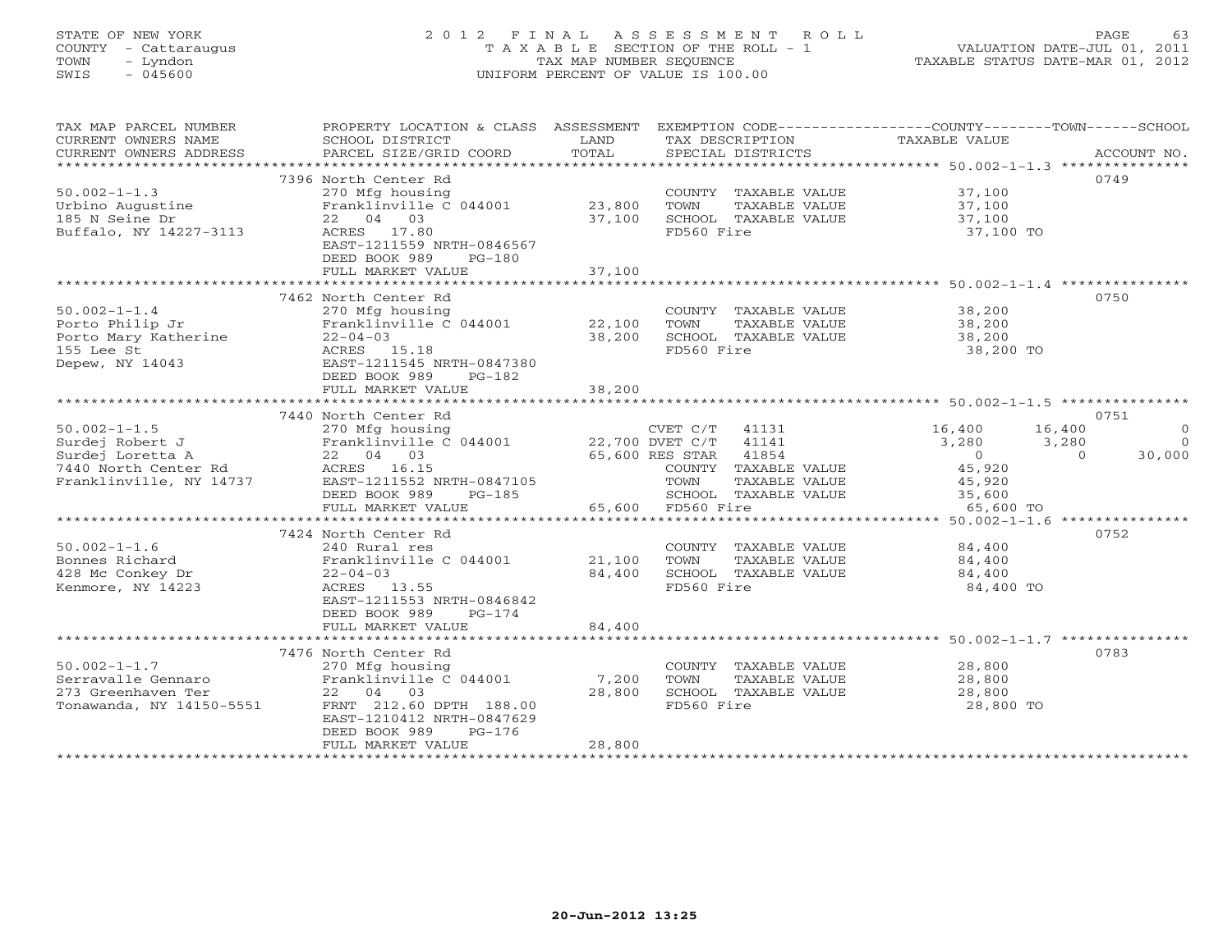STATE OF NEW YORK
COUNTY - Cattaraugus
TOWN - Lyndon
SWIS - 045600

# 2012 FINAL ASSESSMENT ROLL
TAXABLE SECTION OF THE ROLL - 1
TAX MAP NUMBER SEQUENCE
UNIFORM PERCENT OF VALUE IS 100.00

VALUATION DATE-JUL 01, 2011
TAXABLE STATUS DATE-MAR 01, 2012

| TAX MAP PARCEL NUMBER / CURRENT OWNERS NAME / CURRENT OWNERS ADDRESS | PROPERTY LOCATION & CLASS / SCHOOL DISTRICT / PARCEL SIZE/GRID COORD | ASSESSMENT LAND | TOTAL | EXEMPTION CODE / TAX DESCRIPTION / SPECIAL DISTRICTS | COUNTY TAXABLE VALUE | TOWN | SCHOOL | ACCOUNT NO. |
|---|---|---|---|---|---|---|---|---|
| 50.002-1-1.3 | 7396 North Center Rd | | | | | | | 0749 |
| Urbino Augustine | 270 Mfg housing | | | COUNTY TAXABLE VALUE | 37,100 | | | |
| 185 N Seine Dr | Franklinville C 044001 | 23,800 | | TOWN TAXABLE VALUE | 37,100 | | | |
| Buffalo, NY 14227-3113 | 22 04 03 | | 37,100 | SCHOOL TAXABLE VALUE | 37,100 | | | |
| | ACRES 17.80 | | | FD560 Fire | 37,100 TO | | | |
| | EAST-1211559 NRTH-0846567 | | | | | | | |
| | DEED BOOK 989 PG-180 | | | | | | | |
| | FULL MARKET VALUE | | 37,100 | | | | | |
| 50.002-1-1.4 | 7462 North Center Rd | | | | | | | 0750 |
| Porto Philip Jr | 270 Mfg housing | | | COUNTY TAXABLE VALUE | 38,200 | | | |
| Porto Mary Katherine | Franklinville C 044001 | 22,100 | | TOWN TAXABLE VALUE | 38,200 | | | |
| 155 Lee St | 22-04-03 | | 38,200 | SCHOOL TAXABLE VALUE | 38,200 | | | |
| Depew, NY 14043 | ACRES 15.18 | | | FD560 Fire | 38,200 TO | | | |
| | EAST-1211545 NRTH-0847380 | | | | | | | |
| | DEED BOOK 989 PG-182 | | | | | | | |
| | FULL MARKET VALUE | | 38,200 | | | | | |
| 50.002-1-1.5 | 7440 North Center Rd | | | | | | | 0751 |
| Surdej Robert J | 270 Mfg housing | | | CVET C/T 41131 | 16,400 | 16,400 | 0 | |
| Surdej Loretta A | Franklinville C 044001 | 22,700 | | DVET C/T 41141 | 3,280 | 3,280 | 0 | |
| 7440 North Center Rd | 22 04 03 | | 65,600 | RES STAR 41854 | 0 | 0 | 30,000 | |
| Franklinville, NY 14737 | ACRES 16.15 | | | COUNTY TAXABLE VALUE | 45,920 | | | |
| | EAST-1211552 NRTH-0847105 | | | TOWN TAXABLE VALUE | 45,920 | | | |
| | DEED BOOK 989 PG-185 | | | SCHOOL TAXABLE VALUE | 35,600 | | | |
| | FULL MARKET VALUE | | 65,600 | FD560 Fire | 65,600 TO | | | |
| 50.002-1-1.6 | 7424 North Center Rd | | | | | | | 0752 |
| Bonnes Richard | 240 Rural res | | | COUNTY TAXABLE VALUE | 84,400 | | | |
| 428 Mc Conkey Dr | Franklinville C 044001 | 21,100 | | TOWN TAXABLE VALUE | 84,400 | | | |
| Kenmore, NY 14223 | 22-04-03 | | 84,400 | SCHOOL TAXABLE VALUE | 84,400 | | | |
| | ACRES 13.55 | | | FD560 Fire | 84,400 TO | | | |
| | EAST-1211553 NRTH-0846842 | | | | | | | |
| | DEED BOOK 989 PG-174 | | | | | | | |
| | FULL MARKET VALUE | | 84,400 | | | | | |
| 50.002-1-1.7 | 7476 North Center Rd | | | | | | | 0783 |
| Serravalle Gennaro | 270 Mfg housing | | | COUNTY TAXABLE VALUE | 28,800 | | | |
| 273 Greenhaven Ter | Franklinville C 044001 | 7,200 | | TOWN TAXABLE VALUE | 28,800 | | | |
| Tonawanda, NY 14150-5551 | 22 04 03 | | 28,800 | SCHOOL TAXABLE VALUE | 28,800 | | | |
| | FRNT 212.60 DPTH 188.00 | | | FD560 Fire | 28,800 TO | | | |
| | EAST-1210412 NRTH-0847629 | | | | | | | |
| | DEED BOOK 989 PG-176 | | | | | | | |
| | FULL MARKET VALUE | | 28,800 | | | | | |

20-Jun-2012 13:25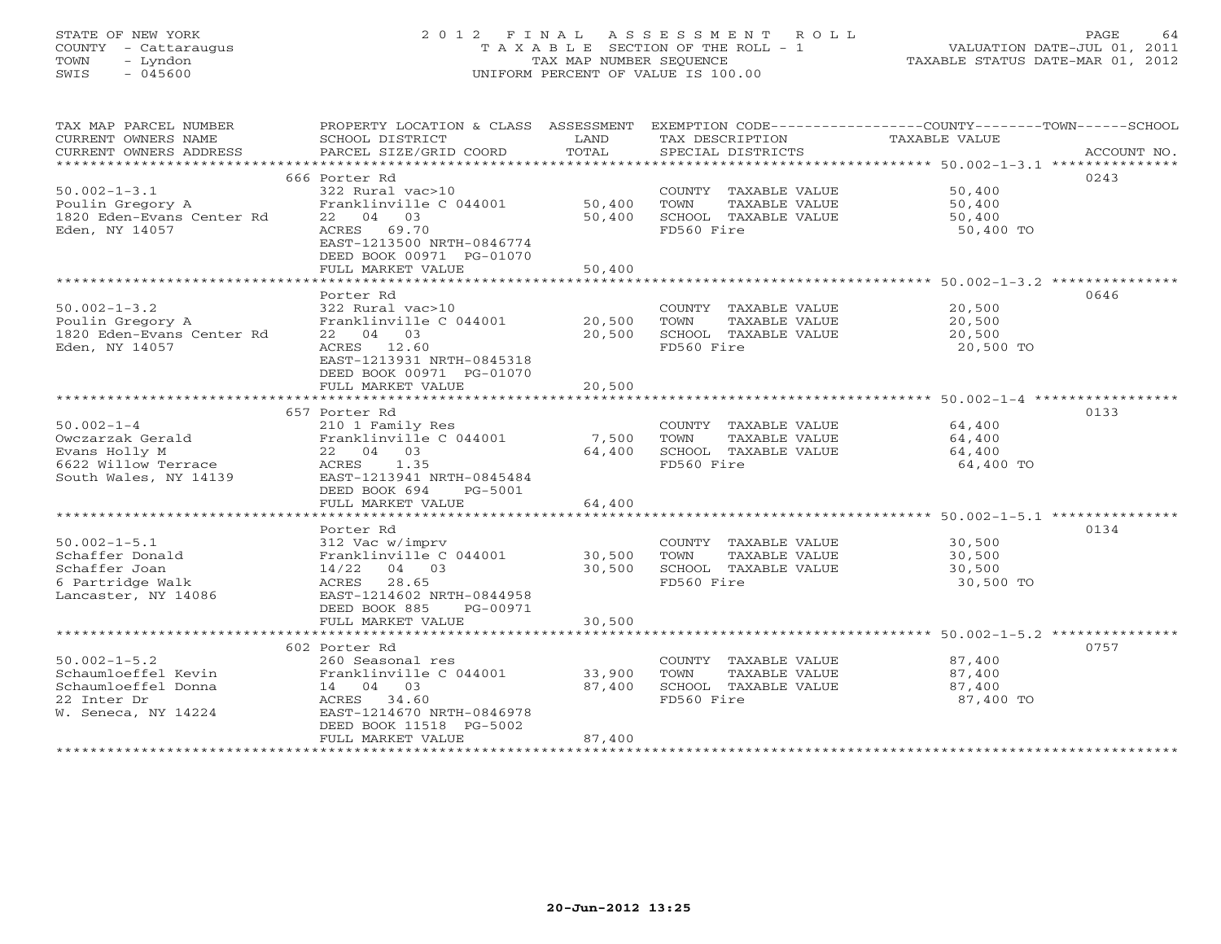STATE OF NEW YORK
COUNTY - Cattaraugus
TOWN - Lyndon
SWIS - 045600

2012 FINAL ASSESSMENT ROLL
TAXABLE SECTION OF THE ROLL - 1
TAX MAP NUMBER SEQUENCE
UNIFORM PERCENT OF VALUE IS 100.00

VALUATION DATE-JUL 01, 2011
TAXABLE STATUS DATE-MAR 01, 2012

| TAX MAP PARCEL NUMBER / CURRENT OWNERS NAME / CURRENT OWNERS ADDRESS | PROPERTY LOCATION & CLASS / SCHOOL DISTRICT / PARCEL SIZE/GRID COORD | ASSESSMENT LAND | TOTAL | EXEMPTION CODE / TAX DESCRIPTION / SPECIAL DISTRICTS | TAXABLE VALUE (COUNTY/TOWN/SCHOOL) | ACCOUNT NO. |
|---|---|---|---|---|---|---|
| 50.002-1-3.1 | 666 Porter Rd | | | | | 0243 |
| | 322 Rural vac>10 | | | COUNTY TAXABLE VALUE | 50,400 | |
| Poulin Gregory A | Franklinville C 044001 | 50,400 | | TOWN TAXABLE VALUE | 50,400 | |
| 1820 Eden-Evans Center Rd | 22 04 03 | | 50,400 | SCHOOL TAXABLE VALUE | 50,400 | |
| Eden, NY 14057 | ACRES 69.70 | | | FD560 Fire | 50,400 TO | |
| | EAST-1213500 NRTH-0846774 | | | | | |
| | DEED BOOK 00971 PG-01070 | | | | | |
| | FULL MARKET VALUE | | 50,400 | | | |
| 50.002-1-3.2 | Porter Rd | | | | | 0646 |
| | 322 Rural vac>10 | | | COUNTY TAXABLE VALUE | 20,500 | |
| Poulin Gregory A | Franklinville C 044001 | 20,500 | | TOWN TAXABLE VALUE | 20,500 | |
| 1820 Eden-Evans Center Rd | 22 04 03 | | 20,500 | SCHOOL TAXABLE VALUE | 20,500 | |
| Eden, NY 14057 | ACRES 12.60 | | | FD560 Fire | 20,500 TO | |
| | EAST-1213931 NRTH-0845318 | | | | | |
| | DEED BOOK 00971 PG-01070 | | | | | |
| | FULL MARKET VALUE | | 20,500 | | | |
| 50.002-1-4 | 657 Porter Rd | | | | | 0133 |
| | 210 1 Family Res | | | COUNTY TAXABLE VALUE | 64,400 | |
| Owczarzak Gerald | Franklinville C 044001 | 7,500 | | TOWN TAXABLE VALUE | 64,400 | |
| Evans Holly M | 22 04 03 | | 64,400 | SCHOOL TAXABLE VALUE | 64,400 | |
| 6622 Willow Terrace | ACRES 1.35 | | | FD560 Fire | 64,400 TO | |
| South Wales, NY 14139 | EAST-1213941 NRTH-0845484 | | | | | |
| | DEED BOOK 694 PG-5001 | | | | | |
| | FULL MARKET VALUE | | 64,400 | | | |
| 50.002-1-5.1 | Porter Rd | | | | | 0134 |
| | 312 Vac w/imprv | | | COUNTY TAXABLE VALUE | 30,500 | |
| Schaffer Donald | Franklinville C 044001 | 30,500 | | TOWN TAXABLE VALUE | 30,500 | |
| Schaffer Joan | 14/22 04 03 | | 30,500 | SCHOOL TAXABLE VALUE | 30,500 | |
| 6 Partridge Walk | ACRES 28.65 | | | FD560 Fire | 30,500 TO | |
| Lancaster, NY 14086 | EAST-1214602 NRTH-0844958 | | | | | |
| | DEED BOOK 885 PG-00971 | | | | | |
| | FULL MARKET VALUE | | 30,500 | | | |
| 50.002-1-5.2 | 602 Porter Rd | | | | | 0757 |
| | 260 Seasonal res | | | COUNTY TAXABLE VALUE | 87,400 | |
| Schaumloeffel Kevin | Franklinville C 044001 | 33,900 | | TOWN TAXABLE VALUE | 87,400 | |
| Schaumloeffel Donna | 14 04 03 | | 87,400 | SCHOOL TAXABLE VALUE | 87,400 | |
| 22 Inter Dr | ACRES 34.60 | | | FD560 Fire | 87,400 TO | |
| W. Seneca, NY 14224 | EAST-1214670 NRTH-0846978 | | | | | |
| | DEED BOOK 11518 PG-5002 | | | | | |
| | FULL MARKET VALUE | | 87,400 | | | |

20-Jun-2012 13:25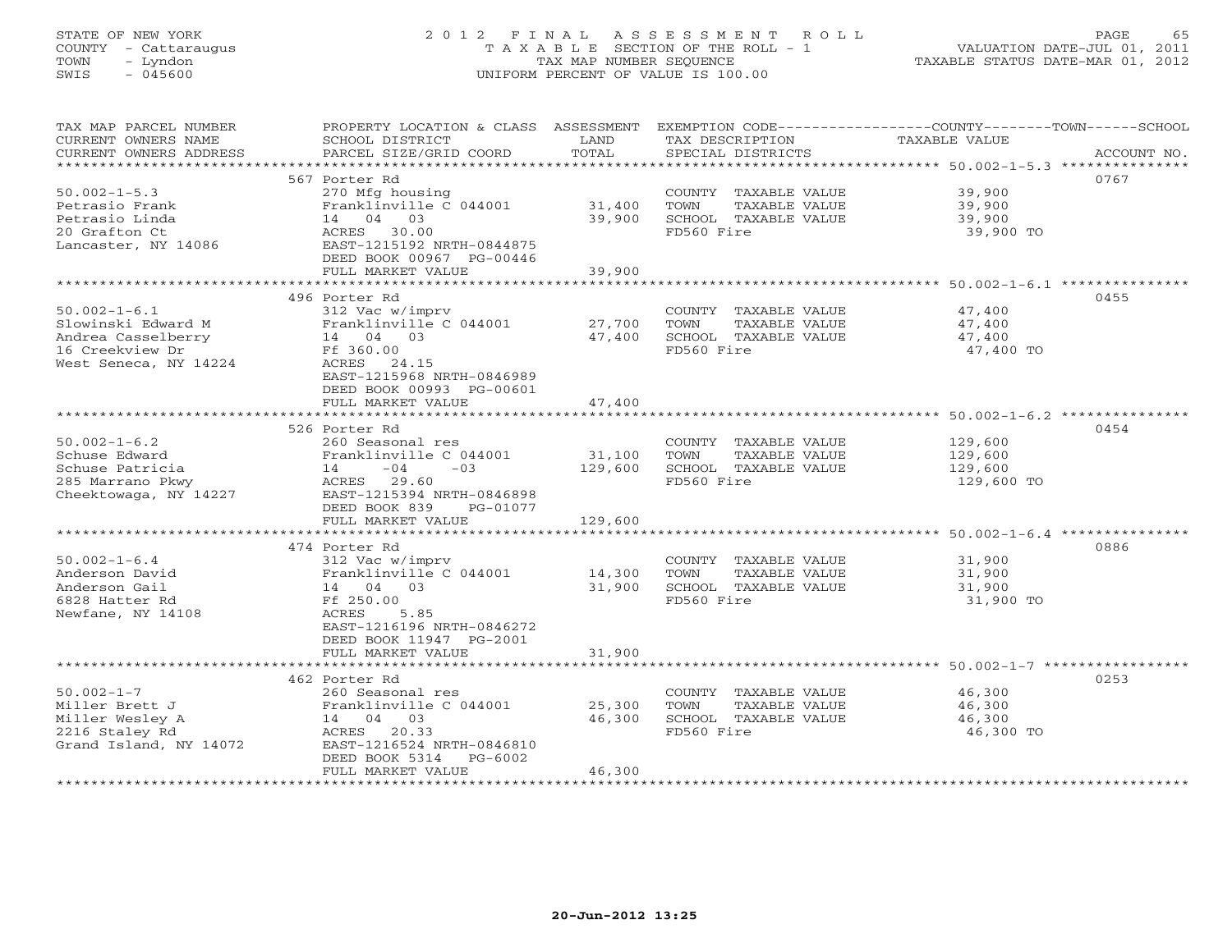STATE OF NEW YORK
COUNTY - Cattaraugus
TOWN - Lyndon
SWIS - 045600

2 0 1 2 F I N A L A S S E S S M E N T R O L L
T A X A B L E SECTION OF THE ROLL - 1
TAX MAP NUMBER SEQUENCE
UNIFORM PERCENT OF VALUE IS 100.00

VALUATION DATE-JUL 01, 2011
TAXABLE STATUS DATE-MAR 01, 2012

| TAX MAP PARCEL NUMBER / CURRENT OWNERS NAME / CURRENT OWNERS ADDRESS | PROPERTY LOCATION & CLASS / SCHOOL DISTRICT / PARCEL SIZE/GRID COORD | ASSESSMENT LAND | TOTAL | EXEMPTION CODE / TAX DESCRIPTION / SPECIAL DISTRICTS | COUNTY--------TOWN------SCHOOL TAXABLE VALUE | ACCOUNT NO. |
|---|---|---|---|---|---|---|
| 50.002-1-5.3 | 567 Porter Rd | | | | | 0767 |
| Petrasio Frank | 270 Mfg housing | | | COUNTY TAXABLE VALUE | 39,900 | |
| Petrasio Linda | Franklinville C 044001 | 31,400 | | TOWN TAXABLE VALUE | 39,900 | |
| 20 Grafton Ct | 14 04 03 | | 39,900 | SCHOOL TAXABLE VALUE | 39,900 | |
| Lancaster, NY 14086 | ACRES 30.00 | | | FD560 Fire | 39,900 TO | |
| | EAST-1215192 NRTH-0844875 | | | | | |
| | DEED BOOK 00967 PG-00446 | | | | | |
| | FULL MARKET VALUE | | 39,900 | | | |
| 50.002-1-6.1 | 496 Porter Rd | | | | | 0455 |
| Slowinski Edward M | 312 Vac w/imprv | | | COUNTY TAXABLE VALUE | 47,400 | |
| Andrea Casselberry | Franklinville C 044001 | 27,700 | | TOWN TAXABLE VALUE | 47,400 | |
| 16 Creekview Dr | 14 04 03 | | 47,400 | SCHOOL TAXABLE VALUE | 47,400 | |
| West Seneca, NY 14224 | Ff 360.00 | | | FD560 Fire | 47,400 TO | |
| | ACRES 24.15 | | | | | |
| | EAST-1215968 NRTH-0846989 | | | | | |
| | DEED BOOK 00993 PG-00601 | | | | | |
| | FULL MARKET VALUE | | 47,400 | | | |
| 50.002-1-6.2 | 526 Porter Rd | | | | | 0454 |
| Schuse Edward | 260 Seasonal res | | | COUNTY TAXABLE VALUE | 129,600 | |
| Schuse Patricia | Franklinville C 044001 | 31,100 | | TOWN TAXABLE VALUE | 129,600 | |
| 285 Marrano Pkwy | 14 -04 -03 | | 129,600 | SCHOOL TAXABLE VALUE | 129,600 | |
| Cheektowaga, NY 14227 | ACRES 29.60 | | | FD560 Fire | 129,600 TO | |
| | EAST-1215394 NRTH-0846898 | | | | | |
| | DEED BOOK 839 PG-01077 | | | | | |
| | FULL MARKET VALUE | | 129,600 | | | |
| 50.002-1-6.4 | 474 Porter Rd | | | | | 0886 |
| Anderson David | 312 Vac w/imprv | | | COUNTY TAXABLE VALUE | 31,900 | |
| Anderson Gail | Franklinville C 044001 | 14,300 | | TOWN TAXABLE VALUE | 31,900 | |
| 6828 Hatter Rd | 14 04 03 | | 31,900 | SCHOOL TAXABLE VALUE | 31,900 | |
| Newfane, NY 14108 | Ff 250.00 | | | FD560 Fire | 31,900 TO | |
| | ACRES 5.85 | | | | | |
| | EAST-1216196 NRTH-0846272 | | | | | |
| | DEED BOOK 11947 PG-2001 | | | | | |
| | FULL MARKET VALUE | | 31,900 | | | |
| 50.002-1-7 | 462 Porter Rd | | | | | 0253 |
| Miller Brett J | 260 Seasonal res | | | COUNTY TAXABLE VALUE | 46,300 | |
| Miller Wesley A | Franklinville C 044001 | 25,300 | | TOWN TAXABLE VALUE | 46,300 | |
| 2216 Staley Rd | 14 04 03 | | 46,300 | SCHOOL TAXABLE VALUE | 46,300 | |
| Grand Island, NY 14072 | ACRES 20.33 | | | FD560 Fire | 46,300 TO | |
| | EAST-1216524 NRTH-0846810 | | | | | |
| | DEED BOOK 5314 PG-6002 | | | | | |
| | FULL MARKET VALUE | | 46,300 | | | |

20-Jun-2012 13:25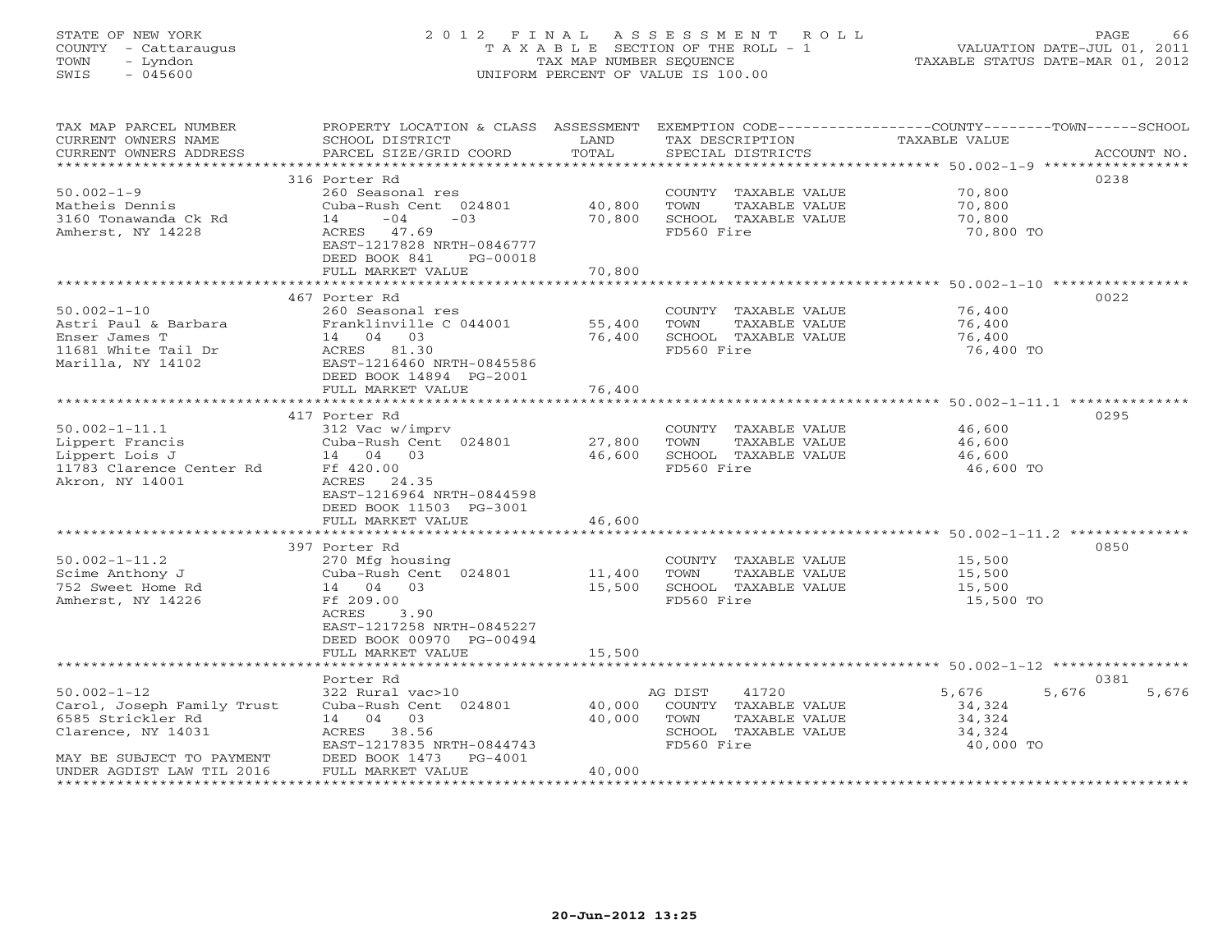STATE OF NEW YORK
COUNTY - Cattaraugus
TOWN - Lyndon
SWIS - 045600

# 2012 FINAL ASSESSMENT ROLL

TAXABLE SECTION OF THE ROLL - 1
TAX MAP NUMBER SEQUENCE
UNIFORM PERCENT OF VALUE IS 100.00

VALUATION DATE-JUL 01, 2011
TAXABLE STATUS DATE-MAR 01, 2012

| TAX MAP PARCEL NUMBER / CURRENT OWNERS NAME / CURRENT OWNERS ADDRESS | PROPERTY LOCATION & CLASS / SCHOOL DISTRICT / PARCEL SIZE/GRID COORD | ASSESSMENT LAND / TOTAL | EXEMPTION CODE / TAX DESCRIPTION / SPECIAL DISTRICTS | COUNTY / TOWN / SCHOOL TAXABLE VALUE | ACCOUNT NO. |
|---|---|---|---|---|---|
| 50.002-1-9 | 316 Porter Rd | | | | 0238 |
| Matheis Dennis | 260 Seasonal res | | COUNTY TAXABLE VALUE | 70,800 | |
| 3160 Tonawanda Ck Rd | Cuba-Rush Cent 024801 | 40,800 | TOWN TAXABLE VALUE | 70,800 | |
| Amherst, NY 14228 | 14 -04 -03 | 70,800 | SCHOOL TAXABLE VALUE | 70,800 | |
| | ACRES 47.69 | | FD560 Fire | 70,800 TO | |
| | EAST-1217828 NRTH-0846777 | | | | |
| | DEED BOOK 841 PG-00018 | | | | |
| | FULL MARKET VALUE | 70,800 | | | |
| 50.002-1-10 | 467 Porter Rd | | | | 0022 |
| Astri Paul & Barbara | 260 Seasonal res | | COUNTY TAXABLE VALUE | 76,400 | |
| Enser James T | Franklinville C 044001 | 55,400 | TOWN TAXABLE VALUE | 76,400 | |
| 11681 White Tail Dr | 14 04 03 | 76,400 | SCHOOL TAXABLE VALUE | 76,400 | |
| Marilla, NY 14102 | ACRES 81.30 | | FD560 Fire | 76,400 TO | |
| | EAST-1216460 NRTH-0845586 | | | | |
| | DEED BOOK 14894 PG-2001 | | | | |
| | FULL MARKET VALUE | 76,400 | | | |
| 50.002-1-11.1 | 417 Porter Rd | | | | 0295 |
| Lippert Francis | 312 Vac w/imprv | | COUNTY TAXABLE VALUE | 46,600 | |
| Lippert Lois J | Cuba-Rush Cent 024801 | 27,800 | TOWN TAXABLE VALUE | 46,600 | |
| 11783 Clarence Center Rd | 14 04 03 | 46,600 | SCHOOL TAXABLE VALUE | 46,600 | |
| Akron, NY 14001 | Ff 420.00 | | FD560 Fire | 46,600 TO | |
| | ACRES 24.35 | | | | |
| | EAST-1216964 NRTH-0844598 | | | | |
| | DEED BOOK 11503 PG-3001 | | | | |
| | FULL MARKET VALUE | 46,600 | | | |
| 50.002-1-11.2 | 397 Porter Rd | | | | 0850 |
| Scime Anthony J | 270 Mfg housing | | COUNTY TAXABLE VALUE | 15,500 | |
| 752 Sweet Home Rd | Cuba-Rush Cent 024801 | 11,400 | TOWN TAXABLE VALUE | 15,500 | |
| Amherst, NY 14226 | 14 04 03 | 15,500 | SCHOOL TAXABLE VALUE | 15,500 | |
| | Ff 209.00 | | FD560 Fire | 15,500 TO | |
| | ACRES 3.90 | | | | |
| | EAST-1217258 NRTH-0845227 | | | | |
| | DEED BOOK 00970 PG-00494 | | | | |
| | FULL MARKET VALUE | 15,500 | | | |
| 50.002-1-12 | Porter Rd | | | | 0381 |
| Carol, Joseph Family Trust | 322 Rural vac>10 | | AG DIST 41720 | 5,676 5,676 5,676 | |
| 6585 Strickler Rd | Cuba-Rush Cent 024801 | 40,000 | COUNTY TAXABLE VALUE | 34,324 | |
| Clarence, NY 14031 | 14 04 03 | 40,000 | TOWN TAXABLE VALUE | 34,324 | |
| | ACRES 38.56 | | SCHOOL TAXABLE VALUE | 34,324 | |
| | EAST-1217835 NRTH-0844743 | | FD560 Fire | 40,000 TO | |
| MAY BE SUBJECT TO PAYMENT | DEED BOOK 1473 PG-4001 | | | | |
| UNDER AGDIST LAW TIL 2016 | FULL MARKET VALUE | 40,000 | | | |

20-Jun-2012 13:25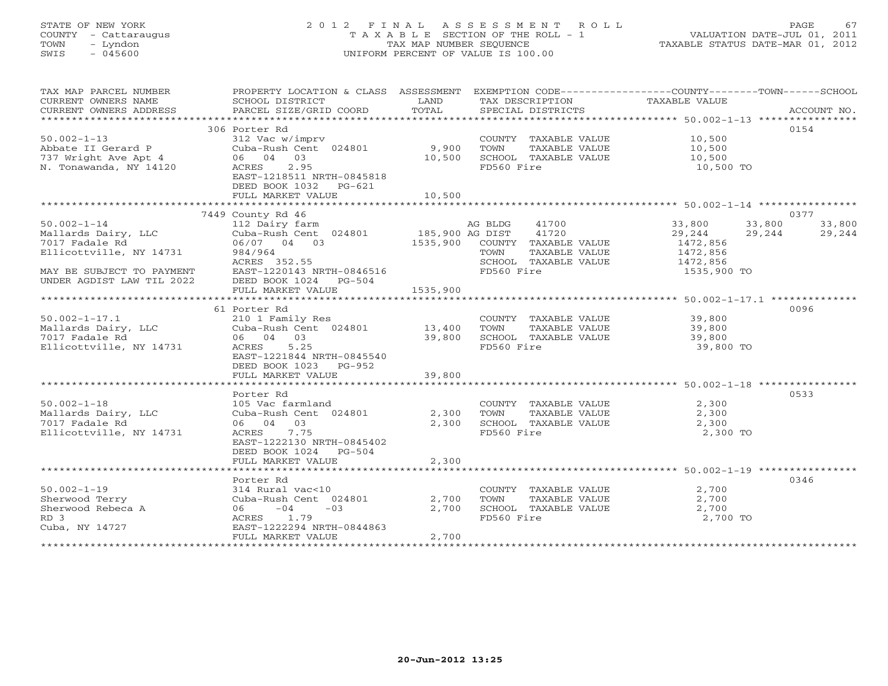STATE OF NEW YORK
COUNTY - Cattaraugus
TOWN - Lyndon
SWIS - 045600

# 2012 FINAL ASSESSMENT ROLL

TAXABLE SECTION OF THE ROLL - 1
TAX MAP NUMBER SEQUENCE
UNIFORM PERCENT OF VALUE IS 100.00

VALUATION DATE-JUL 01, 2011
TAXABLE STATUS DATE-MAR 01, 2012

| TAX MAP PARCEL NUMBER / CURRENT OWNERS NAME / CURRENT OWNERS ADDRESS | PROPERTY LOCATION & CLASS / SCHOOL DISTRICT / PARCEL SIZE/GRID COORD | ASSESSMENT LAND / TOTAL | EXEMPTION CODE / TAX DESCRIPTION / SPECIAL DISTRICTS | COUNTY TAXABLE VALUE | TOWN | SCHOOL | ACCOUNT NO. |
|---|---|---|---|---|---|---|---|
| | 306 Porter Rd | | | | | | 0154 |
| 50.002-1-13 | 312 Vac w/imprv | | COUNTY TAXABLE VALUE | 10,500 | | | |
| Abbate II Gerard P | Cuba-Rush Cent 024801 | 9,900 | TOWN TAXABLE VALUE | 10,500 | | | |
| 737 Wright Ave Apt 4 | 06 04 03 | 10,500 | SCHOOL TAXABLE VALUE | 10,500 | | | |
| N. Tonawanda, NY 14120 | ACRES 2.95 | | FD560 Fire | 10,500 TO | | | |
| | EAST-1218511 NRTH-0845818 | | | | | | |
| | DEED BOOK 1032 PG-621 | | | | | | |
| | FULL MARKET VALUE | 10,500 | | | | | |
| | 7449 County Rd 46 | | | | | | 0377 |
| 50.002-1-14 | 112 Dairy farm | | AG BLDG 41700 | 33,800 | 33,800 | 33,800 | |
| Mallards Dairy, LLC | Cuba-Rush Cent 024801 | 185,900 | AG DIST 41720 | 29,244 | 29,244 | 29,244 | |
| 7017 Fadale Rd | 06/07 04 03 | 1535,900 | COUNTY TAXABLE VALUE | 1472,856 | | | |
| Ellicottville, NY 14731 | 984/964 | | TOWN TAXABLE VALUE | 1472,856 | | | |
| | ACRES 352.55 | | SCHOOL TAXABLE VALUE | 1472,856 | | | |
| MAY BE SUBJECT TO PAYMENT | EAST-1220143 NRTH-0846516 | | FD560 Fire | 1535,900 TO | | | |
| UNDER AGDIST LAW TIL 2022 | DEED BOOK 1024 PG-504 | | | | | | |
| | FULL MARKET VALUE | 1535,900 | | | | | |
| | 61 Porter Rd | | | | | | 0096 |
| 50.002-1-17.1 | 210 1 Family Res | | COUNTY TAXABLE VALUE | 39,800 | | | |
| Mallards Dairy, LLC | Cuba-Rush Cent 024801 | 13,400 | TOWN TAXABLE VALUE | 39,800 | | | |
| 7017 Fadale Rd | 06 04 03 | 39,800 | SCHOOL TAXABLE VALUE | 39,800 | | | |
| Ellicottville, NY 14731 | ACRES 5.25 | | FD560 Fire | 39,800 TO | | | |
| | EAST-1221844 NRTH-0845540 | | | | | | |
| | DEED BOOK 1023 PG-952 | | | | | | |
| | FULL MARKET VALUE | 39,800 | | | | | |
| | Porter Rd | | | | | | 0533 |
| 50.002-1-18 | 105 Vac farmland | | COUNTY TAXABLE VALUE | 2,300 | | | |
| Mallards Dairy, LLC | Cuba-Rush Cent 024801 | 2,300 | TOWN TAXABLE VALUE | 2,300 | | | |
| 7017 Fadale Rd | 06 04 03 | 2,300 | SCHOOL TAXABLE VALUE | 2,300 | | | |
| Ellicottville, NY 14731 | ACRES 7.75 | | FD560 Fire | 2,300 TO | | | |
| | EAST-1222130 NRTH-0845402 | | | | | | |
| | DEED BOOK 1024 PG-504 | | | | | | |
| | FULL MARKET VALUE | 2,300 | | | | | |
| | Porter Rd | | | | | | 0346 |
| 50.002-1-19 | 314 Rural vac<10 | | COUNTY TAXABLE VALUE | 2,700 | | | |
| Sherwood Terry | Cuba-Rush Cent 024801 | 2,700 | TOWN TAXABLE VALUE | 2,700 | | | |
| Sherwood Rebeca A | 06 -04 -03 | 2,700 | SCHOOL TAXABLE VALUE | 2,700 | | | |
| RD 3 | ACRES 1.79 | | FD560 Fire | 2,700 TO | | | |
| Cuba, NY 14727 | EAST-1222294 NRTH-0844863 | | | | | | |
| | FULL MARKET VALUE | 2,700 | | | | | |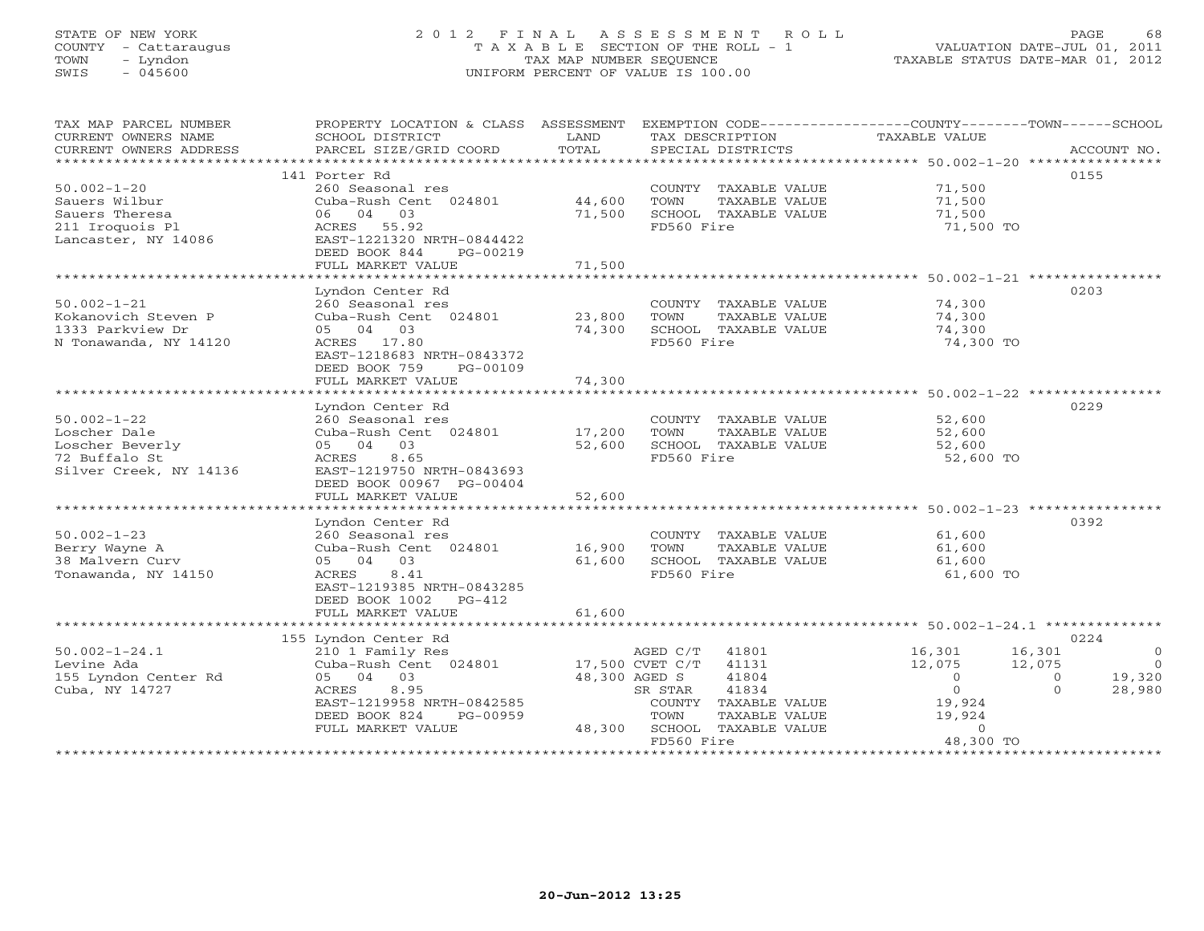STATE OF NEW YORK
COUNTY - Cattaraugus
TOWN - Lyndon
SWIS - 045600

# 2012 FINAL ASSESSMENT ROLL

TAXABLE SECTION OF THE ROLL - 1
TAX MAP NUMBER SEQUENCE
UNIFORM PERCENT OF VALUE IS 100.00

VALUATION DATE-JUL 01, 2011
TAXABLE STATUS DATE-MAR 01, 2012

| TAX MAP PARCEL NUMBER / CURRENT OWNERS NAME / CURRENT OWNERS ADDRESS | PROPERTY LOCATION & CLASS / SCHOOL DISTRICT / PARCEL SIZE/GRID COORD | ASSESSMENT LAND | TOTAL | EXEMPTION CODE / TAX DESCRIPTION / SPECIAL DISTRICTS | COUNTY TAXABLE VALUE | TOWN | SCHOOL | ACCOUNT NO. |
|---|---|---|---|---|---|---|---|---|
| **50.002-1-20** | 141 Porter Rd | | | | | | | 0155 |
| 50.002-1-20 | 260 Seasonal res | | | COUNTY TAXABLE VALUE | 71,500 | | | |
| Sauers Wilbur | Cuba-Rush Cent 024801 | 44,600 | | TOWN TAXABLE VALUE | 71,500 | | | |
| Sauers Theresa | 06 04 03 | | 71,500 | SCHOOL TAXABLE VALUE | 71,500 | | | |
| 211 Iroquois Pl | ACRES 55.92 | | | FD560 Fire | 71,500 TO | | | |
| Lancaster, NY 14086 | EAST-1221320 NRTH-0844422 | | | | | | | |
| | DEED BOOK 844 PG-00219 | | | | | | | |
| | FULL MARKET VALUE | | 71,500 | | | | | |
| **50.002-1-21** | Lyndon Center Rd | | | | | | | 0203 |
| 50.002-1-21 | 260 Seasonal res | | | COUNTY TAXABLE VALUE | 74,300 | | | |
| Kokanovich Steven P | Cuba-Rush Cent 024801 | 23,800 | | TOWN TAXABLE VALUE | 74,300 | | | |
| 1333 Parkview Dr | 05 04 03 | | 74,300 | SCHOOL TAXABLE VALUE | 74,300 | | | |
| N Tonawanda, NY 14120 | ACRES 17.80 | | | FD560 Fire | 74,300 TO | | | |
| | EAST-1218683 NRTH-0843372 | | | | | | | |
| | DEED BOOK 759 PG-00109 | | | | | | | |
| | FULL MARKET VALUE | | 74,300 | | | | | |
| **50.002-1-22** | Lyndon Center Rd | | | | | | | 0229 |
| 50.002-1-22 | 260 Seasonal res | | | COUNTY TAXABLE VALUE | 52,600 | | | |
| Loscher Dale | Cuba-Rush Cent 024801 | 17,200 | | TOWN TAXABLE VALUE | 52,600 | | | |
| Loscher Beverly | 05 04 03 | | 52,600 | SCHOOL TAXABLE VALUE | 52,600 | | | |
| 72 Buffalo St | ACRES 8.65 | | | FD560 Fire | 52,600 TO | | | |
| Silver Creek, NY 14136 | EAST-1219750 NRTH-0843693 | | | | | | | |
| | DEED BOOK 00967 PG-00404 | | | | | | | |
| | FULL MARKET VALUE | | 52,600 | | | | | |
| **50.002-1-23** | Lyndon Center Rd | | | | | | | 0392 |
| 50.002-1-23 | 260 Seasonal res | | | COUNTY TAXABLE VALUE | 61,600 | | | |
| Berry Wayne A | Cuba-Rush Cent 024801 | 16,900 | | TOWN TAXABLE VALUE | 61,600 | | | |
| 38 Malvern Curv | 05 04 03 | | 61,600 | SCHOOL TAXABLE VALUE | 61,600 | | | |
| Tonawanda, NY 14150 | ACRES 8.41 | | | FD560 Fire | 61,600 TO | | | |
| | EAST-1219385 NRTH-0843285 | | | | | | | |
| | DEED BOOK 1002 PG-412 | | | | | | | |
| | FULL MARKET VALUE | | 61,600 | | | | | |
| **50.002-1-24.1** | 155 Lyndon Center Rd | | | | | | | 0224 |
| 50.002-1-24.1 | 210 1 Family Res | | | AGED C/T 41801 | 16,301 | 16,301 | 0 | |
| Levine Ada | Cuba-Rush Cent 024801 | 17,500 | | CVET C/T 41131 | 12,075 | 12,075 | 0 | |
| 155 Lyndon Center Rd | 05 04 03 | | 48,300 | AGED S 41804 | 0 | 0 | 19,320 | |
| Cuba, NY 14727 | ACRES 8.95 | | | SR STAR 41834 | 0 | 0 | 28,980 | |
| | EAST-1219958 NRTH-0842585 | | | COUNTY TAXABLE VALUE | 19,924 | | | |
| | DEED BOOK 824 PG-00959 | | | TOWN TAXABLE VALUE | 19,924 | | | |
| | FULL MARKET VALUE | | 48,300 | SCHOOL TAXABLE VALUE | 0 | | | |
| | | | | FD560 Fire | 48,300 TO | | | |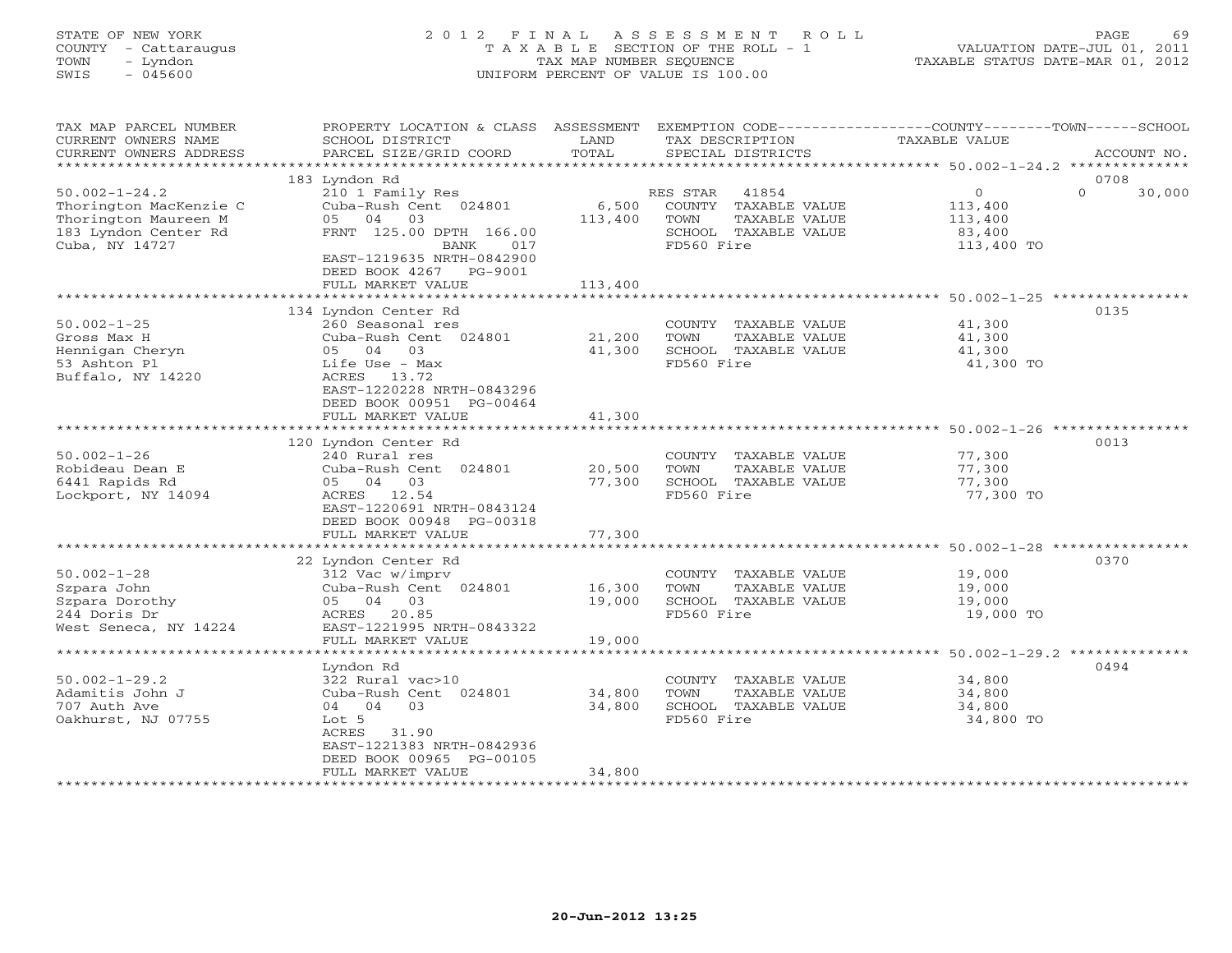STATE OF NEW YORK
COUNTY - Cattaraugus
TOWN - Lyndon
SWIS - 045600

# 2012 FINAL ASSESSMENT ROLL

TAXABLE SECTION OF THE ROLL - 1
TAX MAP NUMBER SEQUENCE
UNIFORM PERCENT OF VALUE IS 100.00

VALUATION DATE-JUL 01, 2011
TAXABLE STATUS DATE-MAR 01, 2012

| TAX MAP PARCEL NUMBER / CURRENT OWNERS NAME / CURRENT OWNERS ADDRESS | PROPERTY LOCATION & CLASS / SCHOOL DISTRICT / PARCEL SIZE/GRID COORD | ASSESSMENT LAND | TOTAL | EXEMPTION CODE / TAX DESCRIPTION / SPECIAL DISTRICTS | COUNTY TAXABLE VALUE | TOWN | SCHOOL | ACCOUNT NO. |
|---|---|---|---|---|---|---|---|---|
| | 183 Lyndon Rd | | | | | | | 0708 |
| 50.002-1-24.2 | 210 1 Family Res | | | RES STAR 41854 | 0 | | 0 30,000 | |
| Thorington MacKenzie C | Cuba-Rush Cent 024801 | 6,500 | | COUNTY TAXABLE VALUE | 113,400 | | | |
| Thorington Maureen M | 05 04 03 | | 113,400 | TOWN TAXABLE VALUE | 113,400 | | | |
| 183 Lyndon Center Rd | FRNT 125.00 DPTH 166.00 | | | SCHOOL TAXABLE VALUE | 83,400 | | | |
| Cuba, NY 14727 | BANK 017 | | | FD560 Fire | 113,400 TO | | | |
| | EAST-1219635 NRTH-0842900 | | | | | | | |
| | DEED BOOK 4267 PG-9001 | | | | | | | |
| | FULL MARKET VALUE | | 113,400 | | | | | |
| | 134 Lyndon Center Rd | | | | | | | 0135 |
| 50.002-1-25 | 260 Seasonal res | | | COUNTY TAXABLE VALUE | 41,300 | | | |
| Gross Max H | Cuba-Rush Cent 024801 | 21,200 | | TOWN TAXABLE VALUE | 41,300 | | | |
| Hennigan Cheryn | 05 04 03 | | 41,300 | SCHOOL TAXABLE VALUE | 41,300 | | | |
| 53 Ashton Pl | Life Use - Max | | | FD560 Fire | 41,300 TO | | | |
| Buffalo, NY 14220 | ACRES 13.72 | | | | | | | |
| | EAST-1220228 NRTH-0843296 | | | | | | | |
| | DEED BOOK 00951 PG-00464 | | | | | | | |
| | FULL MARKET VALUE | | 41,300 | | | | | |
| | 120 Lyndon Center Rd | | | | | | | 0013 |
| 50.002-1-26 | 240 Rural res | | | COUNTY TAXABLE VALUE | 77,300 | | | |
| Robideau Dean E | Cuba-Rush Cent 024801 | 20,500 | | TOWN TAXABLE VALUE | 77,300 | | | |
| 6441 Rapids Rd | 05 04 03 | | 77,300 | SCHOOL TAXABLE VALUE | 77,300 | | | |
| Lockport, NY 14094 | ACRES 12.54 | | | FD560 Fire | 77,300 TO | | | |
| | EAST-1220691 NRTH-0843124 | | | | | | | |
| | DEED BOOK 00948 PG-00318 | | | | | | | |
| | FULL MARKET VALUE | | 77,300 | | | | | |
| | 22 Lyndon Center Rd | | | | | | | 0370 |
| 50.002-1-28 | 312 Vac w/imprv | | | COUNTY TAXABLE VALUE | 19,000 | | | |
| Szpara John | Cuba-Rush Cent 024801 | 16,300 | | TOWN TAXABLE VALUE | 19,000 | | | |
| Szpara Dorothy | 05 04 03 | | 19,000 | SCHOOL TAXABLE VALUE | 19,000 | | | |
| 244 Doris Dr | ACRES 20.85 | | | FD560 Fire | 19,000 TO | | | |
| West Seneca, NY 14224 | EAST-1221995 NRTH-0843322 | | | | | | | |
| | FULL MARKET VALUE | | 19,000 | | | | | |
| | Lyndon Rd | | | | | | | 0494 |
| 50.002-1-29.2 | 322 Rural vac>10 | | | COUNTY TAXABLE VALUE | 34,800 | | | |
| Adamitis John J | Cuba-Rush Cent 024801 | 34,800 | | TOWN TAXABLE VALUE | 34,800 | | | |
| 707 Auth Ave | 04 04 03 | | 34,800 | SCHOOL TAXABLE VALUE | 34,800 | | | |
| Oakhurst, NJ 07755 | Lot 5 | | | FD560 Fire | 34,800 TO | | | |
| | ACRES 31.90 | | | | | | | |
| | EAST-1221383 NRTH-0842936 | | | | | | | |
| | DEED BOOK 00965 PG-00105 | | | | | | | |
| | FULL MARKET VALUE | | 34,800 | | | | | |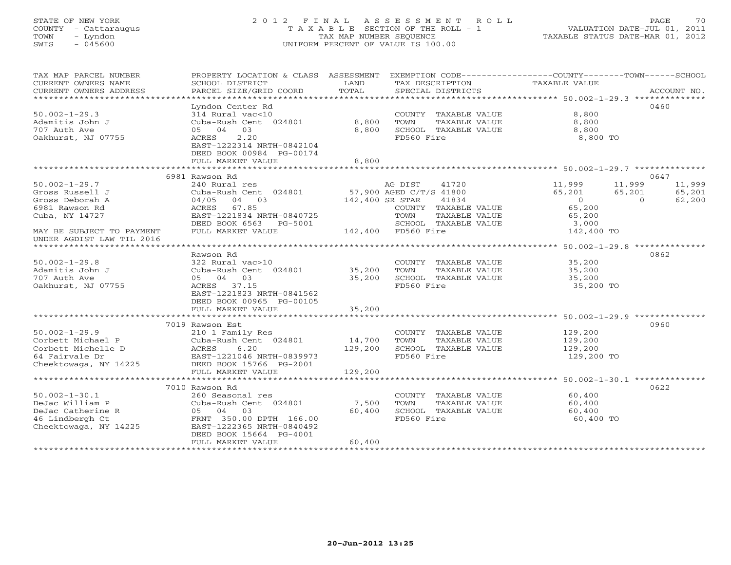STATE OF NEW YORK
COUNTY - Cattaraugus
TOWN - Lyndon
SWIS - 045600

# 2012 FINAL ASSESSMENT ROLL
TAXABLE SECTION OF THE ROLL - 1
TAX MAP NUMBER SEQUENCE
UNIFORM PERCENT OF VALUE IS 100.00

VALUATION DATE-JUL 01, 2011
TAXABLE STATUS DATE-MAR 01, 2012

| TAX MAP PARCEL NUMBER / CURRENT OWNERS NAME / CURRENT OWNERS ADDRESS | PROPERTY LOCATION & CLASS / SCHOOL DISTRICT / PARCEL SIZE/GRID COORD | ASSESSMENT LAND / TOTAL | EXEMPTION CODE / TAX DESCRIPTION / SPECIAL DISTRICTS | COUNTY TAXABLE VALUE | TOWN | SCHOOL | ACCOUNT NO. |
|---|---|---|---|---|---|---|---|
| **50.002-1-29.3** | Lyndon Center Rd | | | | | | 0460 |
| 50.002-1-29.3 | 314 Rural vac<10 | | COUNTY TAXABLE VALUE | 8,800 | | | |
| Adamitis John J | Cuba-Rush Cent 024801 | 8,800 | TOWN TAXABLE VALUE | 8,800 | | | |
| 707 Auth Ave | 05 04 03 | 8,800 | SCHOOL TAXABLE VALUE | 8,800 | | | |
| Oakhurst, NJ 07755 | ACRES 2.20 | | FD560 Fire | 8,800 TO | | | |
| | EAST-1222314 NRTH-0842104 | | | | | | |
| | DEED BOOK 00984 PG-00174 | | | | | | |
| | FULL MARKET VALUE | 8,800 | | | | | |
| **50.002-1-29.7** | 6981 Rawson Rd | | | | | | 0647 |
| 50.002-1-29.7 | 240 Rural res | | AG DIST 41720 | 11,999 | 11,999 | 11,999 | |
| Gross Russell J | Cuba-Rush Cent 024801 | 57,900 | AGED C/T/S 41800 | 65,201 | 65,201 | 65,201 | |
| Gross Deborah A | 04/05 04 03 | 142,400 | SR STAR 41834 | 0 | 0 | 62,200 | |
| 6981 Rawson Rd | ACRES 67.85 | | COUNTY TAXABLE VALUE | 65,200 | | | |
| Cuba, NY 14727 | EAST-1221834 NRTH-0840725 | | TOWN TAXABLE VALUE | 65,200 | | | |
| | DEED BOOK 6563 PG-5001 | | SCHOOL TAXABLE VALUE | 3,000 | | | |
| MAY BE SUBJECT TO PAYMENT | FULL MARKET VALUE | 142,400 | FD560 Fire | 142,400 TO | | | |
| UNDER AGDIST LAW TIL 2016 | | | | | | | |
| **50.002-1-29.8** | Rawson Rd | | | | | | 0862 |
| 50.002-1-29.8 | 322 Rural vac>10 | | COUNTY TAXABLE VALUE | 35,200 | | | |
| Adamitis John J | Cuba-Rush Cent 024801 | 35,200 | TOWN TAXABLE VALUE | 35,200 | | | |
| 707 Auth Ave | 05 04 03 | 35,200 | SCHOOL TAXABLE VALUE | 35,200 | | | |
| Oakhurst, NJ 07755 | ACRES 37.15 | | FD560 Fire | 35,200 TO | | | |
| | EAST-1221823 NRTH-0841562 | | | | | | |
| | DEED BOOK 00965 PG-00105 | | | | | | |
| | FULL MARKET VALUE | 35,200 | | | | | |
| **50.002-1-29.9** | 7019 Rawson Est | | | | | | 0960 |
| 50.002-1-29.9 | 210 1 Family Res | | COUNTY TAXABLE VALUE | 129,200 | | | |
| Corbett Michael P | Cuba-Rush Cent 024801 | 14,700 | TOWN TAXABLE VALUE | 129,200 | | | |
| Corbett Michelle D | ACRES 6.20 | 129,200 | SCHOOL TAXABLE VALUE | 129,200 | | | |
| 64 Fairvale Dr | EAST-1221046 NRTH-0839973 | | FD560 Fire | 129,200 TO | | | |
| Cheektowaga, NY 14225 | DEED BOOK 15766 PG-2001 | | | | | | |
| | FULL MARKET VALUE | 129,200 | | | | | |
| **50.002-1-30.1** | 7010 Rawson Rd | | | | | | 0622 |
| 50.002-1-30.1 | 260 Seasonal res | | COUNTY TAXABLE VALUE | 60,400 | | | |
| DeJac William P | Cuba-Rush Cent 024801 | 7,500 | TOWN TAXABLE VALUE | 60,400 | | | |
| DeJac Catherine R | 05 04 03 | 60,400 | SCHOOL TAXABLE VALUE | 60,400 | | | |
| 46 Lindbergh Ct | FRNT 350.00 DPTH 166.00 | | FD560 Fire | 60,400 TO | | | |
| Cheektowaga, NY 14225 | EAST-1222365 NRTH-0840492 | | | | | | |
| | DEED BOOK 15664 PG-4001 | | | | | | |
| | FULL MARKET VALUE | 60,400 | | | | | |

20-Jun-2012 13:25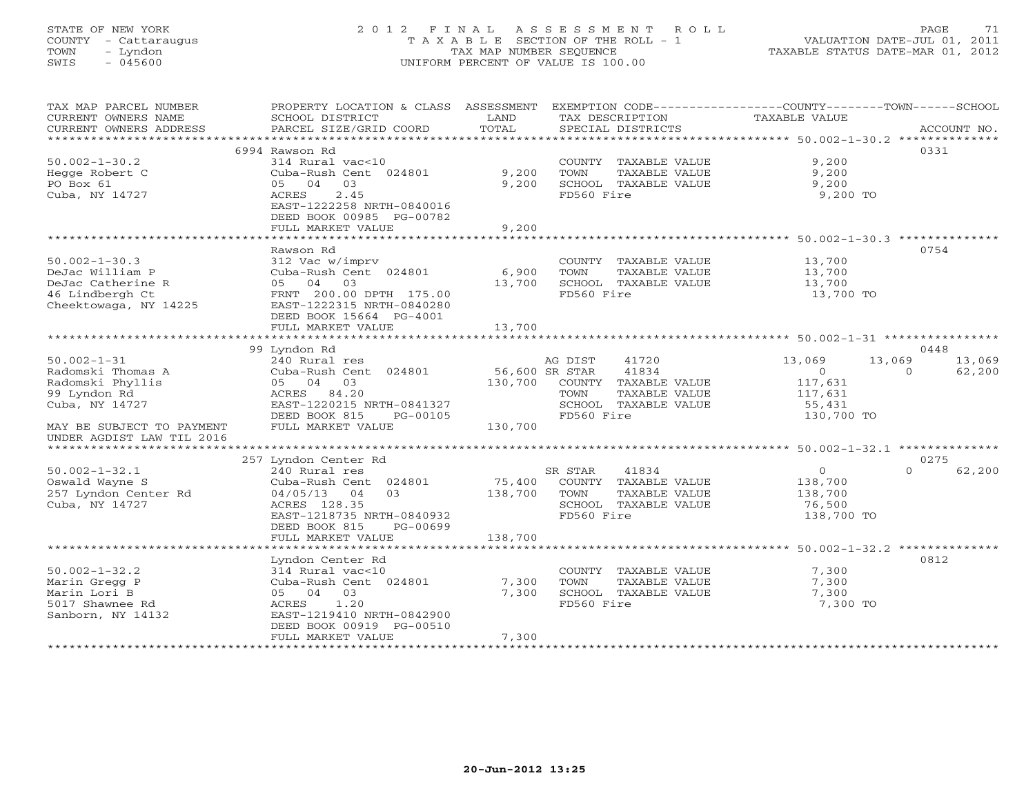STATE OF NEW YORK
COUNTY - Cattaraugus
TOWN - Lyndon
SWIS - 045600

# 2012 FINAL ASSESSMENT ROLL

TAXABLE SECTION OF THE ROLL - 1
TAX MAP NUMBER SEQUENCE
UNIFORM PERCENT OF VALUE IS 100.00

VALUATION DATE-JUL 01, 2011
TAXABLE STATUS DATE-MAR 01, 2012

| TAX MAP PARCEL NUMBER / CURRENT OWNERS NAME / CURRENT OWNERS ADDRESS | PROPERTY LOCATION & CLASS / SCHOOL DISTRICT / PARCEL SIZE/GRID COORD | ASSESSMENT LAND / TOTAL | EXEMPTION CODE / TAX DESCRIPTION / SPECIAL DISTRICTS | COUNTY TAXABLE VALUE | TOWN | SCHOOL / ACCOUNT NO. |
|---|---|---|---|---|---|---|
| | 6994 Rawson Rd | | | | | 0331 |
| 50.002-1-30.2 | 314 Rural vac<10 | | COUNTY TAXABLE VALUE | 9,200 | | |
| Hegge Robert C | Cuba-Rush Cent 024801 | 9,200 | TOWN TAXABLE VALUE | 9,200 | | |
| PO Box 61 | 05 04 03 | 9,200 | SCHOOL TAXABLE VALUE | 9,200 | | |
| Cuba, NY 14727 | ACRES 2.45 | | FD560 Fire | 9,200 TO | | |
| | EAST-1222258 NRTH-0840016 | | | | | |
| | DEED BOOK 00985 PG-00782 | | | | | |
| | FULL MARKET VALUE | 9,200 | | | | |
| | Rawson Rd | | | | | 0754 |
| 50.002-1-30.3 | 312 Vac w/imprv | | COUNTY TAXABLE VALUE | 13,700 | | |
| DeJac William P | Cuba-Rush Cent 024801 | 6,900 | TOWN TAXABLE VALUE | 13,700 | | |
| DeJac Catherine R | 05 04 03 | 13,700 | SCHOOL TAXABLE VALUE | 13,700 | | |
| 46 Lindbergh Ct | FRNT 200.00 DPTH 175.00 | | FD560 Fire | 13,700 TO | | |
| Cheektowaga, NY 14225 | EAST-1222315 NRTH-0840280 | | | | | |
| | DEED BOOK 15664 PG-4001 | | | | | |
| | FULL MARKET VALUE | 13,700 | | | | |
| | 99 Lyndon Rd | | | | | 0448 |
| 50.002-1-31 | 240 Rural res | | AG DIST 41720 | 13,069 | 13,069 | 13,069 |
| Radomski Thomas A | Cuba-Rush Cent 024801 | 56,600 | SR STAR 41834 | 0 | 0 | 62,200 |
| Radomski Phyllis | 05 04 03 | 130,700 | COUNTY TAXABLE VALUE | 117,631 | | |
| 99 Lyndon Rd | ACRES 84.20 | | TOWN TAXABLE VALUE | 117,631 | | |
| Cuba, NY 14727 | EAST-1220215 NRTH-0841327 | | SCHOOL TAXABLE VALUE | 55,431 | | |
| | DEED BOOK 815 PG-00105 | | FD560 Fire | 130,700 TO | | |
| MAY BE SUBJECT TO PAYMENT | FULL MARKET VALUE | 130,700 | | | | |
| UNDER AGDIST LAW TIL 2016 | | | | | | |
| | 257 Lyndon Center Rd | | | | | 0275 |
| 50.002-1-32.1 | 240 Rural res | | SR STAR 41834 | 0 | 0 | 62,200 |
| Oswald Wayne S | Cuba-Rush Cent 024801 | 75,400 | COUNTY TAXABLE VALUE | 138,700 | | |
| 257 Lyndon Center Rd | 04/05/13 04 03 | 138,700 | TOWN TAXABLE VALUE | 138,700 | | |
| Cuba, NY 14727 | ACRES 128.35 | | SCHOOL TAXABLE VALUE | 76,500 | | |
| | EAST-1218735 NRTH-0840932 | | FD560 Fire | 138,700 TO | | |
| | DEED BOOK 815 PG-00699 | | | | | |
| | FULL MARKET VALUE | 138,700 | | | | |
| | Lyndon Center Rd | | | | | 0812 |
| 50.002-1-32.2 | 314 Rural vac<10 | | COUNTY TAXABLE VALUE | 7,300 | | |
| Marin Gregg P | Cuba-Rush Cent 024801 | 7,300 | TOWN TAXABLE VALUE | 7,300 | | |
| Marin Lori B | 05 04 03 | 7,300 | SCHOOL TAXABLE VALUE | 7,300 | | |
| 5017 Shawnee Rd | ACRES 1.20 | | FD560 Fire | 7,300 TO | | |
| Sanborn, NY 14132 | EAST-1219410 NRTH-0842900 | | | | | |
| | DEED BOOK 00919 PG-00510 | | | | | |
| | FULL MARKET VALUE | 7,300 | | | | |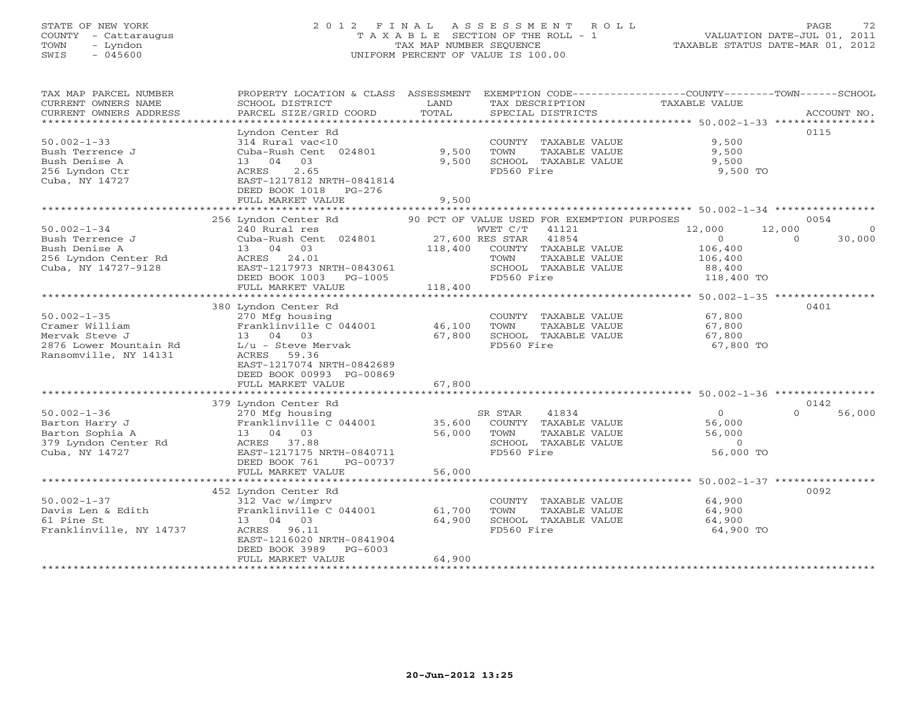STATE OF NEW YORK
COUNTY - Cattaraugus
TOWN - Lyndon
SWIS - 045600

# 2012 FINAL ASSESSMENT ROLL

TAXABLE SECTION OF THE ROLL - 1
TAX MAP NUMBER SEQUENCE
UNIFORM PERCENT OF VALUE IS 100.00

VALUATION DATE-JUL 01, 2011
TAXABLE STATUS DATE-MAR 01, 2012

| TAX MAP PARCEL NUMBER / CURRENT OWNERS NAME / CURRENT OWNERS ADDRESS | PROPERTY LOCATION & CLASS / SCHOOL DISTRICT / PARCEL SIZE/GRID COORD | ASSESSMENT LAND / TOTAL | EXEMPTION CODE / TAX DESCRIPTION / SPECIAL DISTRICTS | COUNTY TAXABLE VALUE | TOWN | SCHOOL | ACCOUNT NO. |
|---|---|---|---|---|---|---|---|
| 50.002-1-33 | Lyndon Center Rd | | | | | | 0115 |
| | 314 Rural vac<10 | | COUNTY TAXABLE VALUE | 9,500 | | | |
| Bush Terrence J | Cuba-Rush Cent 024801 | 9,500 | TOWN TAXABLE VALUE | 9,500 | | | |
| Bush Denise A | 13 04 03 | 9,500 | SCHOOL TAXABLE VALUE | 9,500 | | | |
| 256 Lyndon Ctr | ACRES 2.65 | | FD560 Fire | 9,500 TO | | | |
| Cuba, NY 14727 | EAST-1217812 NRTH-0841814 | | | | | | |
| | DEED BOOK 1018 PG-276 | | | | | | |
| | FULL MARKET VALUE | 9,500 | | | | | |
| 50.002-1-34 | 256 Lyndon Center Rd | | 90 PCT OF VALUE USED FOR EXEMPTION PURPOSES | | | | 0054 |
| | 240 Rural res | | WVET C/T 41121 | 12,000 | 12,000 | 0 | |
| Bush Terrence J | Cuba-Rush Cent 024801 | 27,600 | RES STAR 41854 | 0 | 0 | 30,000 | |
| Bush Denise A | 13 04 03 | 118,400 | COUNTY TAXABLE VALUE | 106,400 | | | |
| 256 Lyndon Center Rd | ACRES 24.01 | | TOWN TAXABLE VALUE | 106,400 | | | |
| Cuba, NY 14727-9128 | EAST-1217973 NRTH-0843061 | | SCHOOL TAXABLE VALUE | 88,400 | | | |
| | DEED BOOK 1003 PG-1005 | | FD560 Fire | 118,400 TO | | | |
| | FULL MARKET VALUE | 118,400 | | | | | |
| 50.002-1-35 | 380 Lyndon Center Rd | | | | | | 0401 |
| | 270 Mfg housing | | COUNTY TAXABLE VALUE | 67,800 | | | |
| Cramer William | Franklinville C 044001 | 46,100 | TOWN TAXABLE VALUE | 67,800 | | | |
| Mervak Steve J | 13 04 03 | 67,800 | SCHOOL TAXABLE VALUE | 67,800 | | | |
| 2876 Lower Mountain Rd | L/u - Steve Mervak | | FD560 Fire | 67,800 TO | | | |
| Ransomville, NY 14131 | ACRES 59.36 | | | | | | |
| | EAST-1217074 NRTH-0842689 | | | | | | |
| | DEED BOOK 00993 PG-00869 | | | | | | |
| | FULL MARKET VALUE | 67,800 | | | | | |
| 50.002-1-36 | 379 Lyndon Center Rd | | | | | | 0142 |
| | 270 Mfg housing | | SR STAR 41834 | 0 | 0 | 56,000 | |
| Barton Harry J | Franklinville C 044001 | 35,600 | COUNTY TAXABLE VALUE | 56,000 | | | |
| Barton Sophia A | 13 04 03 | 56,000 | TOWN TAXABLE VALUE | 56,000 | | | |
| 379 Lyndon Center Rd | ACRES 37.88 | | SCHOOL TAXABLE VALUE | 0 | | | |
| Cuba, NY 14727 | EAST-1217175 NRTH-0840711 | | FD560 Fire | 56,000 TO | | | |
| | DEED BOOK 761 PG-00737 | | | | | | |
| | FULL MARKET VALUE | 56,000 | | | | | |
| 50.002-1-37 | 452 Lyndon Center Rd | | | | | | 0092 |
| | 312 Vac w/imprv | | COUNTY TAXABLE VALUE | 64,900 | | | |
| Davis Len & Edith | Franklinville C 044001 | 61,700 | TOWN TAXABLE VALUE | 64,900 | | | |
| 61 Pine St | 13 04 03 | 64,900 | SCHOOL TAXABLE VALUE | 64,900 | | | |
| Franklinville, NY 14737 | ACRES 96.11 | | FD560 Fire | 64,900 TO | | | |
| | EAST-1216020 NRTH-0841904 | | | | | | |
| | DEED BOOK 3989 PG-6003 | | | | | | |
| | FULL MARKET VALUE | 64,900 | | | | | |

20-Jun-2012 13:25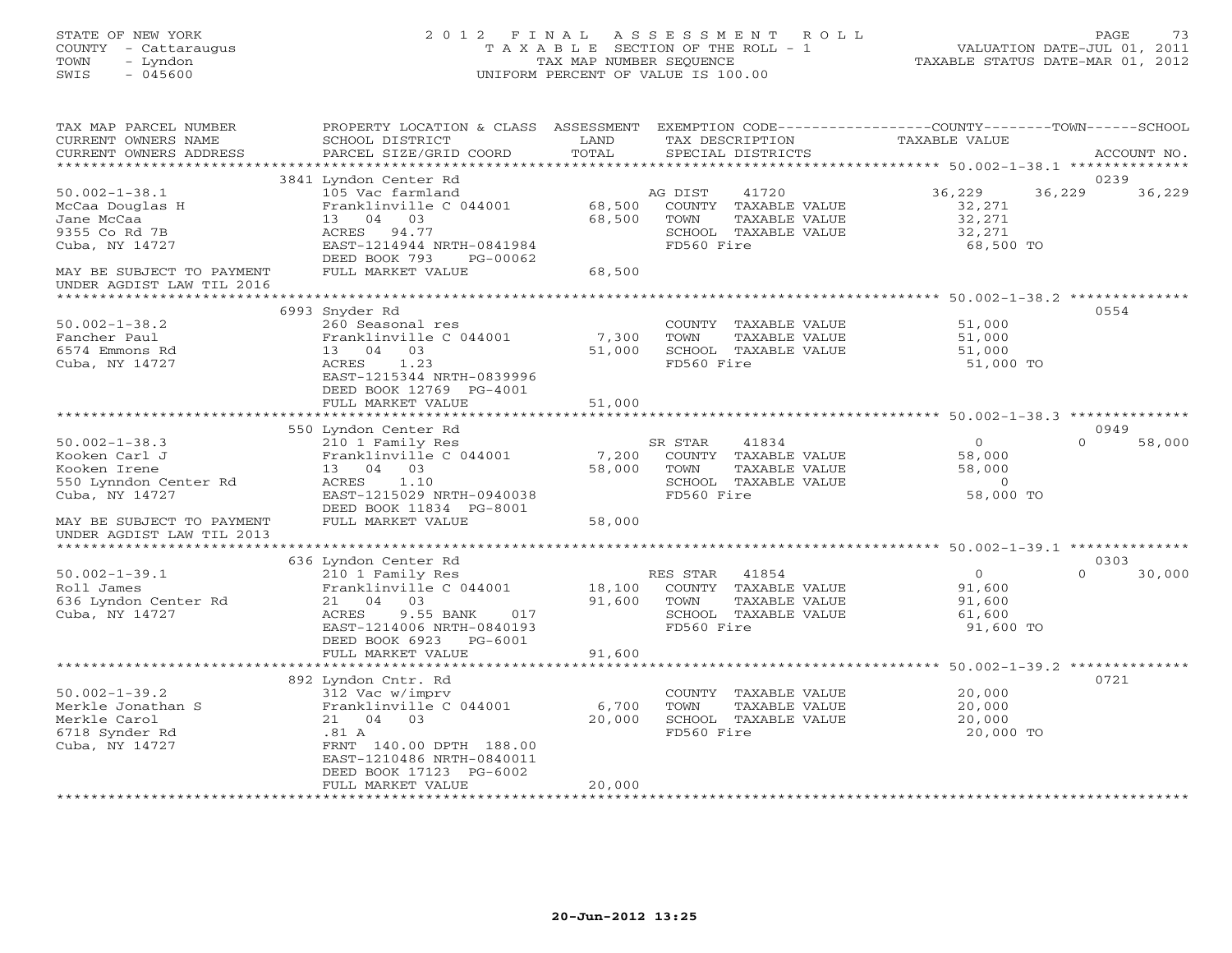STATE OF NEW YORK
COUNTY - Cattaraugus
TOWN - Lyndon
SWIS - 045600

# 2012 FINAL ASSESSMENT ROLL
TAXABLE SECTION OF THE ROLL - 1
TAX MAP NUMBER SEQUENCE
UNIFORM PERCENT OF VALUE IS 100.00

VALUATION DATE-JUL 01, 2011
TAXABLE STATUS DATE-MAR 01, 2012

| TAX MAP PARCEL NUMBER / CURRENT OWNERS NAME / CURRENT OWNERS ADDRESS | PROPERTY LOCATION & CLASS / SCHOOL DISTRICT / PARCEL SIZE/GRID COORD | ASSESSMENT LAND / TOTAL | EXEMPTION CODE / TAX DESCRIPTION / SPECIAL DISTRICTS | COUNTY TAXABLE VALUE | TOWN | SCHOOL | ACCOUNT NO. |
|---|---|---|---|---|---|---|---|
| **50.002-1-38.1** | 3841 Lyndon Center Rd | | | | | | 0239 |
| McCaa Douglas H | 105 Vac farmland | | AG DIST 41720 | 36,229 | 36,229 | 36,229 | |
| Jane McCaa | Franklinville C 044001 | 68,500 | COUNTY TAXABLE VALUE | 32,271 | | | |
| 9355 Co Rd 7B | 13 04 03 | 68,500 | TOWN TAXABLE VALUE | 32,271 | | | |
| Cuba, NY 14727 | ACRES 94.77 | | SCHOOL TAXABLE VALUE | 32,271 | | | |
| | EAST-1214944 NRTH-0841984 | | FD560 Fire | 68,500 TO | | | |
| | DEED BOOK 793 PG-00062 | | | | | | |
| MAY BE SUBJECT TO PAYMENT UNDER AGDIST LAW TIL 2016 | FULL MARKET VALUE | 68,500 | | | | | |
| **50.002-1-38.2** | 6993 Snyder Rd | | | | | | 0554 |
| Fancher Paul | 260 Seasonal res | | COUNTY TAXABLE VALUE | 51,000 | | | |
| 6574 Emmons Rd | Franklinville C 044001 | 7,300 | TOWN TAXABLE VALUE | 51,000 | | | |
| Cuba, NY 14727 | 13 04 03 | 51,000 | SCHOOL TAXABLE VALUE | 51,000 | | | |
| | ACRES 1.23 | | FD560 Fire | 51,000 TO | | | |
| | EAST-1215344 NRTH-0839996 | | | | | | |
| | DEED BOOK 12769 PG-4001 | | | | | | |
| | FULL MARKET VALUE | 51,000 | | | | | |
| **50.002-1-38.3** | 550 Lyndon Center Rd | | | | | | 0949 |
| Kooken Carl J | 210 1 Family Res | | SR STAR 41834 | 0 | | 0 | 58,000 |
| Kooken Irene | Franklinville C 044001 | 7,200 | COUNTY TAXABLE VALUE | 58,000 | | | |
| 550 Lynndon Center Rd | 13 04 03 | 58,000 | TOWN TAXABLE VALUE | 58,000 | | | |
| Cuba, NY 14727 | ACRES 1.10 | | SCHOOL TAXABLE VALUE | 0 | | | |
| | EAST-1215029 NRTH-0940038 | | FD560 Fire | 58,000 TO | | | |
| | DEED BOOK 11834 PG-8001 | | | | | | |
| MAY BE SUBJECT TO PAYMENT UNDER AGDIST LAW TIL 2013 | FULL MARKET VALUE | 58,000 | | | | | |
| **50.002-1-39.1** | 636 Lyndon Center Rd | | | | | | 0303 |
| Roll James | 210 1 Family Res | | RES STAR 41854 | 0 | | 0 | 30,000 |
| 636 Lyndon Center Rd | Franklinville C 044001 | 18,100 | COUNTY TAXABLE VALUE | 91,600 | | | |
| Cuba, NY 14727 | 21 04 03 | 91,600 | TOWN TAXABLE VALUE | 91,600 | | | |
| | ACRES 9.55 BANK 017 | | SCHOOL TAXABLE VALUE | 61,600 | | | |
| | EAST-1214006 NRTH-0840193 | | FD560 Fire | 91,600 TO | | | |
| | DEED BOOK 6923 PG-6001 | | | | | | |
| | FULL MARKET VALUE | 91,600 | | | | | |
| **50.002-1-39.2** | 892 Lyndon Cntr. Rd | | | | | | 0721 |
| Merkle Jonathan S | 312 Vac w/imprv | | COUNTY TAXABLE VALUE | 20,000 | | | |
| Merkle Carol | Franklinville C 044001 | 6,700 | TOWN TAXABLE VALUE | 20,000 | | | |
| 6718 Synder Rd | 21 04 03 | 20,000 | SCHOOL TAXABLE VALUE | 20,000 | | | |
| Cuba, NY 14727 | .81 A | | FD560 Fire | 20,000 TO | | | |
| | FRNT 140.00 DPTH 188.00 | | | | | | |
| | EAST-1210486 NRTH-0840011 | | | | | | |
| | DEED BOOK 17123 PG-6002 | | | | | | |
| | FULL MARKET VALUE | 20,000 | | | | | |

20-Jun-2012 13:25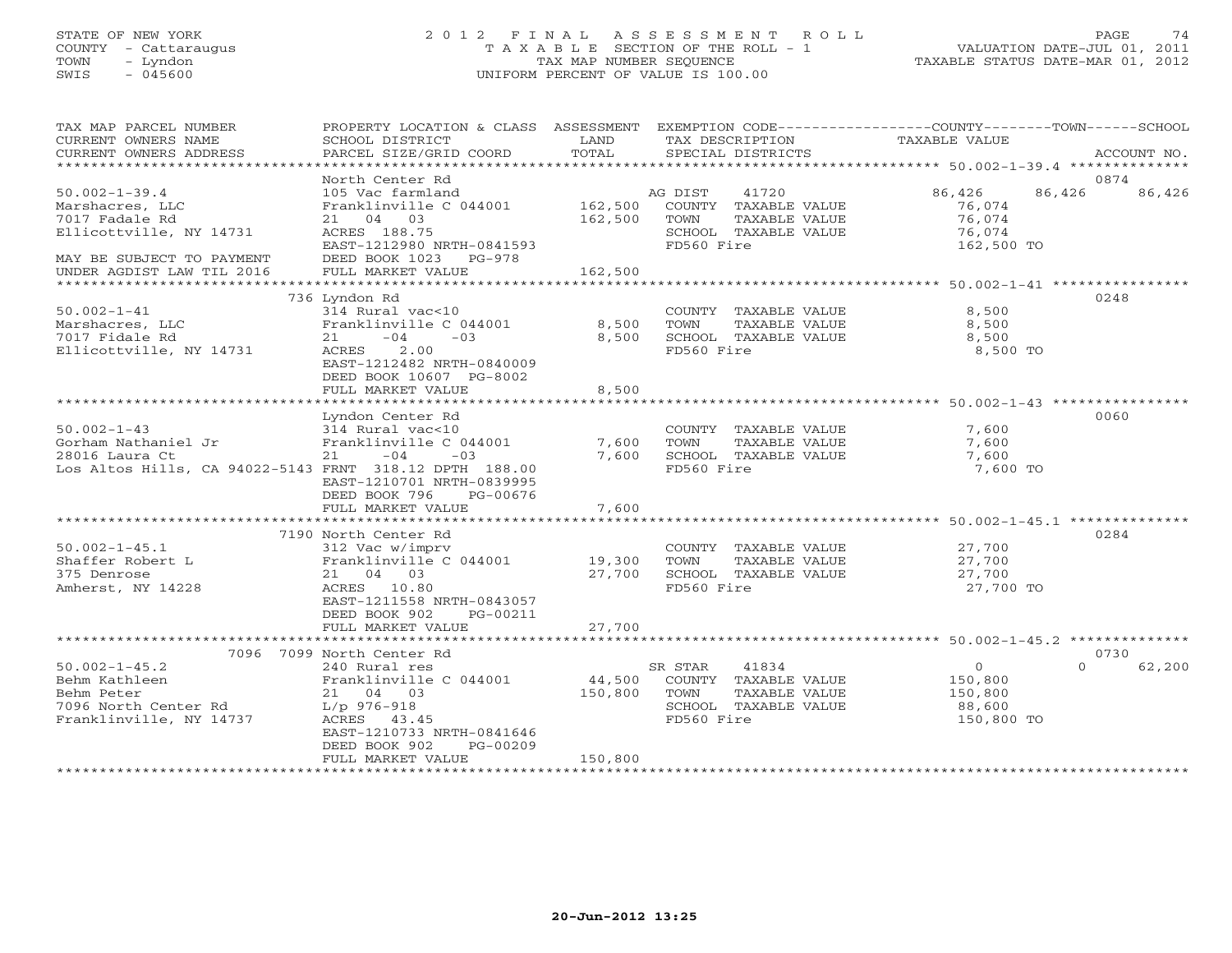STATE OF NEW YORK
COUNTY - Cattaraugus
TOWN - Lyndon
SWIS - 045600

2012 FINAL ASSESSMENT ROLL
TAXABLE SECTION OF THE ROLL - 1
TAX MAP NUMBER SEQUENCE
UNIFORM PERCENT OF VALUE IS 100.00

VALUATION DATE-JUL 01, 2011
TAXABLE STATUS DATE-MAR 01, 2012

| TAX MAP PARCEL NUMBER / CURRENT OWNERS NAME / CURRENT OWNERS ADDRESS | PROPERTY LOCATION & CLASS / SCHOOL DISTRICT / PARCEL SIZE/GRID COORD | ASSESSMENT LAND / TOTAL | EXEMPTION CODE / TAX DESCRIPTION / SPECIAL DISTRICTS | COUNTY TAXABLE VALUE | TOWN | SCHOOL | ACCOUNT NO. |
|---|---|---|---|---|---|---|---|
| 50.002-1-39.4 | North Center Rd | | | | | | 0874 |
| Marshacres, LLC | 105 Vac farmland | | AG DIST 41720 | 86,426 | 86,426 | 86,426 | |
| 7017 Fadale Rd | Franklinville C 044001 | 162,500 | COUNTY TAXABLE VALUE | 76,074 | | | |
| Ellicottville, NY 14731 | 21 04 03 | 162,500 | TOWN TAXABLE VALUE | 76,074 | | | |
| | ACRES 188.75 | | SCHOOL TAXABLE VALUE | 76,074 | | | |
| | EAST-1212980 NRTH-0841593 | | FD560 Fire | 162,500 TO | | | |
| MAY BE SUBJECT TO PAYMENT | DEED BOOK 1023 PG-978 | | | | | | |
| UNDER AGDIST LAW TIL 2016 | FULL MARKET VALUE | 162,500 | | | | | |
| 50.002-1-41 | 736 Lyndon Rd | | | | | | 0248 |
| Marshacres, LLC | 314 Rural vac<10 | | COUNTY TAXABLE VALUE | 8,500 | | | |
| 7017 Fidale Rd | Franklinville C 044001 | 8,500 | TOWN TAXABLE VALUE | 8,500 | | | |
| Ellicottville, NY 14731 | 21 -04 -03 | 8,500 | SCHOOL TAXABLE VALUE | 8,500 | | | |
| | ACRES 2.00 | | FD560 Fire | 8,500 TO | | | |
| | EAST-1212482 NRTH-0840009 | | | | | | |
| | DEED BOOK 10607 PG-8002 | | | | | | |
| | FULL MARKET VALUE | 8,500 | | | | | |
| 50.002-1-43 | Lyndon Center Rd | | | | | | 0060 |
| Gorham Nathaniel Jr | 314 Rural vac<10 | | COUNTY TAXABLE VALUE | 7,600 | | | |
| 28016 Laura Ct | Franklinville C 044001 | 7,600 | TOWN TAXABLE VALUE | 7,600 | | | |
| Los Altos Hills, CA 94022-5143 | 21 -04 -03 | 7,600 | SCHOOL TAXABLE VALUE | 7,600 | | | |
| | FRNT 318.12 DPTH 188.00 | | FD560 Fire | 7,600 TO | | | |
| | EAST-1210701 NRTH-0839995 | | | | | | |
| | DEED BOOK 796 PG-00676 | | | | | | |
| | FULL MARKET VALUE | 7,600 | | | | | |
| 50.002-1-45.1 | 7190 North Center Rd | | | | | | 0284 |
| Shaffer Robert L | 312 Vac w/imprv | | COUNTY TAXABLE VALUE | 27,700 | | | |
| 375 Denrose | Franklinville C 044001 | 19,300 | TOWN TAXABLE VALUE | 27,700 | | | |
| Amherst, NY 14228 | 21 04 03 | 27,700 | SCHOOL TAXABLE VALUE | 27,700 | | | |
| | ACRES 10.80 | | FD560 Fire | 27,700 TO | | | |
| | EAST-1211558 NRTH-0843057 | | | | | | |
| | DEED BOOK 902 PG-00211 | | | | | | |
| | FULL MARKET VALUE | 27,700 | | | | | |
| 50.002-1-45.2 | 7096 7099 North Center Rd | | | | | | 0730 |
| Behm Kathleen | 240 Rural res | | SR STAR 41834 | 0 | | 0 | 62,200 |
| Behm Peter | Franklinville C 044001 | 44,500 | COUNTY TAXABLE VALUE | 150,800 | | | |
| 7096 North Center Rd | 21 04 03 | 150,800 | TOWN TAXABLE VALUE | 150,800 | | | |
| Franklinville, NY 14737 | L/p 976-918 | | SCHOOL TAXABLE VALUE | 88,600 | | | |
| | ACRES 43.45 | | FD560 Fire | 150,800 TO | | | |
| | EAST-1210733 NRTH-0841646 | | | | | | |
| | DEED BOOK 902 PG-00209 | | | | | | |
| | FULL MARKET VALUE | 150,800 | | | | | |

20-Jun-2012 13:25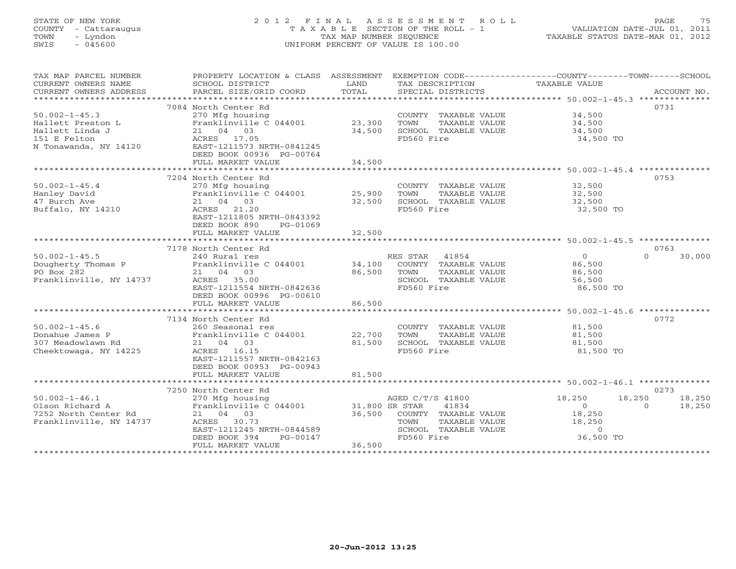STATE OF NEW YORK
COUNTY - Cattaraugus
TOWN - Lyndon
SWIS - 045600

# 2012 FINAL ASSESSMENT ROLL

TAXABLE SECTION OF THE ROLL - 1
TAX MAP NUMBER SEQUENCE
UNIFORM PERCENT OF VALUE IS 100.00

VALUATION DATE-JUL 01, 2011
TAXABLE STATUS DATE-MAR 01, 2012

| TAX MAP PARCEL NUMBER / CURRENT OWNERS NAME / CURRENT OWNERS ADDRESS | PROPERTY LOCATION & CLASS / SCHOOL DISTRICT / PARCEL SIZE/GRID COORD | ASSESSMENT LAND / TOTAL | EXEMPTION CODE / TAX DESCRIPTION / SPECIAL DISTRICTS | COUNTY | TOWN | SCHOOL | ACCOUNT NO. |
|---|---|---|---|---|---|---|---|
| 50.002-1-45.3 | 7084 North Center Rd | | | | | | 0731 |
| Hallett Preston L | 270 Mfg housing | | COUNTY TAXABLE VALUE | 34,500 | | | |
| Hallett Linda J | Franklinville C 044001 | 23,300 | TOWN TAXABLE VALUE | | 34,500 | | |
| 151 E Felton | 21 04 03 | 34,500 | SCHOOL TAXABLE VALUE | | | 34,500 | |
| N Tonawanda, NY 14120 | ACRES 17.05 | | FD560 Fire | 34,500 TO | | | |
| | EAST-1211573 NRTH-0841245 | | | | | | |
| | DEED BOOK 00936 PG-00764 | | | | | | |
| | FULL MARKET VALUE | 34,500 | | | | | |
| 50.002-1-45.4 | 7204 North Center Rd | | | | | | 0753 |
| Hanley David | 270 Mfg housing | | COUNTY TAXABLE VALUE | 32,500 | | | |
| 47 Burch Ave | Franklinville C 044001 | 25,900 | TOWN TAXABLE VALUE | | 32,500 | | |
| Buffalo, NY 14210 | 21 04 03 | 32,500 | SCHOOL TAXABLE VALUE | | | 32,500 | |
| | ACRES 21.20 | | FD560 Fire | 32,500 TO | | | |
| | EAST-1211805 NRTH-0843392 | | | | | | |
| | DEED BOOK 890 PG-01069 | | | | | | |
| | FULL MARKET VALUE | 32,500 | | | | | |
| 50.002-1-45.5 | 7178 North Center Rd | | | | | | 0763 |
| Dougherty Thomas P | 240 Rural res | | RES STAR 41854 | 0 | 0 | 30,000 | |
| PO Box 282 | Franklinville C 044001 | 34,100 | COUNTY TAXABLE VALUE | 86,500 | | | |
| Franklinville, NY 14737 | 21 04 03 | 86,500 | TOWN TAXABLE VALUE | | 86,500 | | |
| | ACRES 35.00 | | SCHOOL TAXABLE VALUE | | | 56,500 | |
| | EAST-1211554 NRTH-0842636 | | FD560 Fire | 86,500 TO | | | |
| | DEED BOOK 00996 PG-00610 | | | | | | |
| | FULL MARKET VALUE | 86,500 | | | | | |
| 50.002-1-45.6 | 7134 North Center Rd | | | | | | 0772 |
| Donahue James P | 260 Seasonal res | | COUNTY TAXABLE VALUE | 81,500 | | | |
| 307 Meadowlawn Rd | Franklinville C 044001 | 22,700 | TOWN TAXABLE VALUE | | 81,500 | | |
| Cheektowaga, NY 14225 | 21 04 03 | 81,500 | SCHOOL TAXABLE VALUE | | | 81,500 | |
| | ACRES 16.15 | | FD560 Fire | 81,500 TO | | | |
| | EAST-1211557 NRTH-0842163 | | | | | | |
| | DEED BOOK 00953 PG-00943 | | | | | | |
| | FULL MARKET VALUE | 81,500 | | | | | |
| 50.002-1-46.1 | 7250 North Center Rd | | | | | | 0273 |
| Olson Richard A | 270 Mfg housing | | AGED C/T/S 41800 | 18,250 | 18,250 | 18,250 | |
| 7252 North Center Rd | Franklinville C 044001 | 31,800 | SR STAR 41834 | 0 | 0 | 18,250 | |
| Franklinville, NY 14737 | 21 04 03 | 36,500 | COUNTY TAXABLE VALUE | 18,250 | | | |
| | ACRES 30.73 | | TOWN TAXABLE VALUE | | 18,250 | | |
| | EAST-1211245 NRTH-0844589 | | SCHOOL TAXABLE VALUE | | | 0 | |
| | DEED BOOK 394 PG-00147 | | FD560 Fire | 36,500 TO | | | |
| | FULL MARKET VALUE | 36,500 | | | | | |

20-Jun-2012 13:25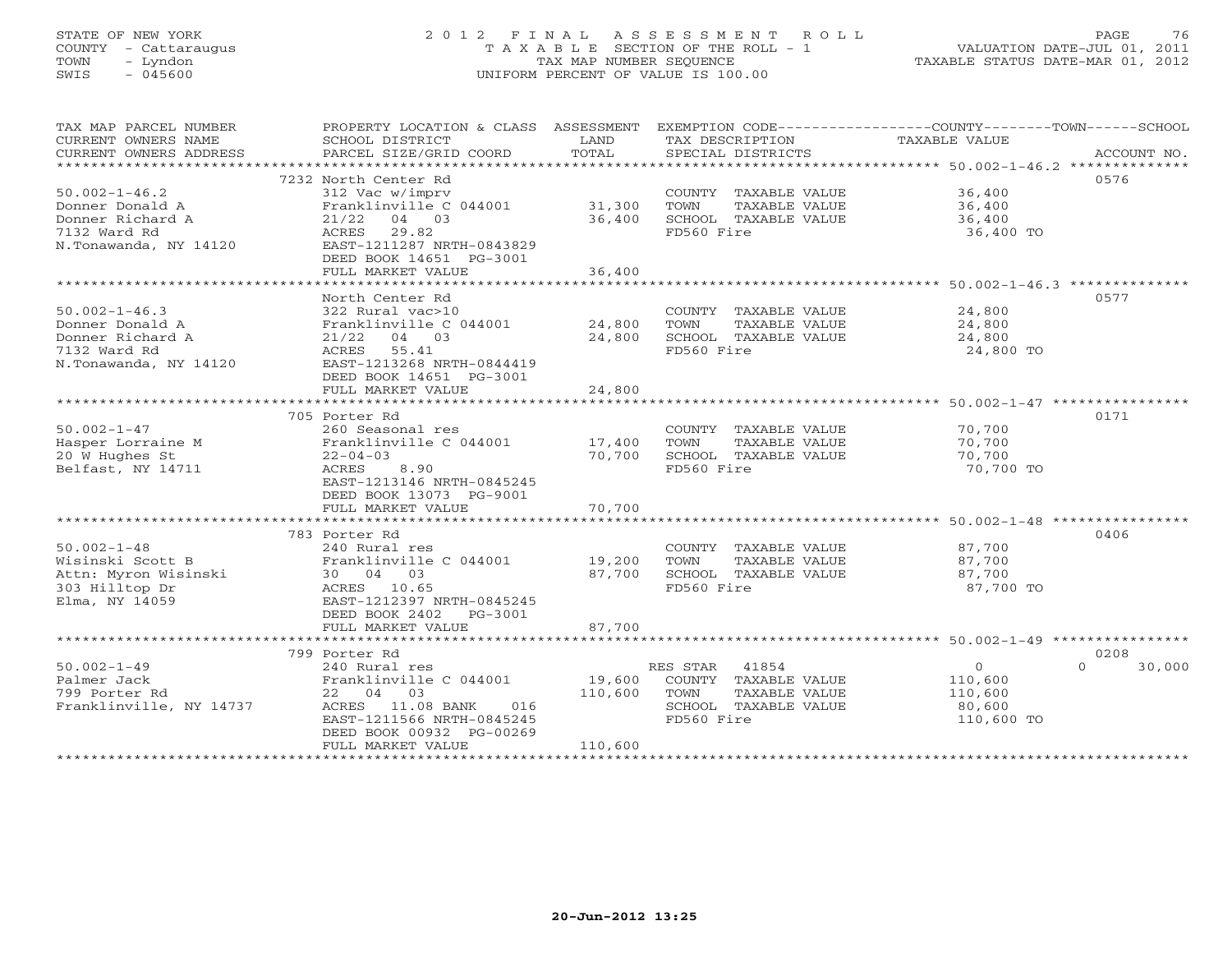STATE OF NEW YORK
COUNTY - Cattaraugus
TOWN - Lyndon
SWIS - 045600

2 0 1 2 F I N A L A S S E S S M E N T R O L L
T A X A B L E SECTION OF THE ROLL - 1
TAX MAP NUMBER SEQUENCE
UNIFORM PERCENT OF VALUE IS 100.00

VALUATION DATE-JUL 01, 2011
TAXABLE STATUS DATE-MAR 01, 2012

| TAX MAP PARCEL NUMBER / CURRENT OWNERS NAME / CURRENT OWNERS ADDRESS | PROPERTY LOCATION & CLASS / SCHOOL DISTRICT / PARCEL SIZE/GRID COORD | ASSESSMENT LAND / TOTAL | EXEMPTION CODE / TAX DESCRIPTION / SPECIAL DISTRICTS | COUNTY / TOWN / SCHOOL TAXABLE VALUE | ACCOUNT NO. |
|---|---|---|---|---|---|
| 50.002-1-46.2 | 7232 North Center Rd | | | | 0576 |
| | 312 Vac w/imprv | | COUNTY TAXABLE VALUE | 36,400 | |
| Donner Donald A | Franklinville C 044001 | 31,300 | TOWN TAXABLE VALUE | 36,400 | |
| Donner Richard A | 21/22 04 03 | 36,400 | SCHOOL TAXABLE VALUE | 36,400 | |
| 7132 Ward Rd | ACRES 29.82 | | FD560 Fire | 36,400 TO | |
| N.Tonawanda, NY 14120 | EAST-1211287 NRTH-0843829 | | | | |
| | DEED BOOK 14651 PG-3001 | | | | |
| | FULL MARKET VALUE | 36,400 | | | |
| 50.002-1-46.3 | North Center Rd | | | | 0577 |
| | 322 Rural vac>10 | | COUNTY TAXABLE VALUE | 24,800 | |
| Donner Donald A | Franklinville C 044001 | 24,800 | TOWN TAXABLE VALUE | 24,800 | |
| Donner Richard A | 21/22 04 03 | 24,800 | SCHOOL TAXABLE VALUE | 24,800 | |
| 7132 Ward Rd | ACRES 55.41 | | FD560 Fire | 24,800 TO | |
| N.Tonawanda, NY 14120 | EAST-1213268 NRTH-0844419 | | | | |
| | DEED BOOK 14651 PG-3001 | | | | |
| | FULL MARKET VALUE | 24,800 | | | |
| 50.002-1-47 | 705 Porter Rd | | | | 0171 |
| | 260 Seasonal res | | COUNTY TAXABLE VALUE | 70,700 | |
| Hasper Lorraine M | Franklinville C 044001 | 17,400 | TOWN TAXABLE VALUE | 70,700 | |
| 20 W Hughes St | 22-04-03 | 70,700 | SCHOOL TAXABLE VALUE | 70,700 | |
| Belfast, NY 14711 | ACRES 8.90 | | FD560 Fire | 70,700 TO | |
| | EAST-1213146 NRTH-0845245 | | | | |
| | DEED BOOK 13073 PG-9001 | | | | |
| | FULL MARKET VALUE | 70,700 | | | |
| 50.002-1-48 | 783 Porter Rd | | | | 0406 |
| | 240 Rural res | | COUNTY TAXABLE VALUE | 87,700 | |
| Wisinski Scott B | Franklinville C 044001 | 19,200 | TOWN TAXABLE VALUE | 87,700 | |
| Attn: Myron Wisinski | 30 04 03 | 87,700 | SCHOOL TAXABLE VALUE | 87,700 | |
| 303 Hilltop Dr | ACRES 10.65 | | FD560 Fire | 87,700 TO | |
| Elma, NY 14059 | EAST-1212397 NRTH-0845245 | | | | |
| | DEED BOOK 2402 PG-3001 | | | | |
| | FULL MARKET VALUE | 87,700 | | | |
| 50.002-1-49 | 799 Porter Rd | | | | 0208 |
| | 240 Rural res | | RES STAR 41854 | 0 / 0 / 30,000 | |
| Palmer Jack | Franklinville C 044001 | 19,600 | COUNTY TAXABLE VALUE | 110,600 | |
| 799 Porter Rd | 22 04 03 | 110,600 | TOWN TAXABLE VALUE | 110,600 | |
| Franklinville, NY 14737 | ACRES 11.08 BANK 016 | | SCHOOL TAXABLE VALUE | 80,600 | |
| | EAST-1211566 NRTH-0845245 | | FD560 Fire | 110,600 TO | |
| | DEED BOOK 00932 PG-00269 | | | | |
| | FULL MARKET VALUE | 110,600 | | | |

20-Jun-2012 13:25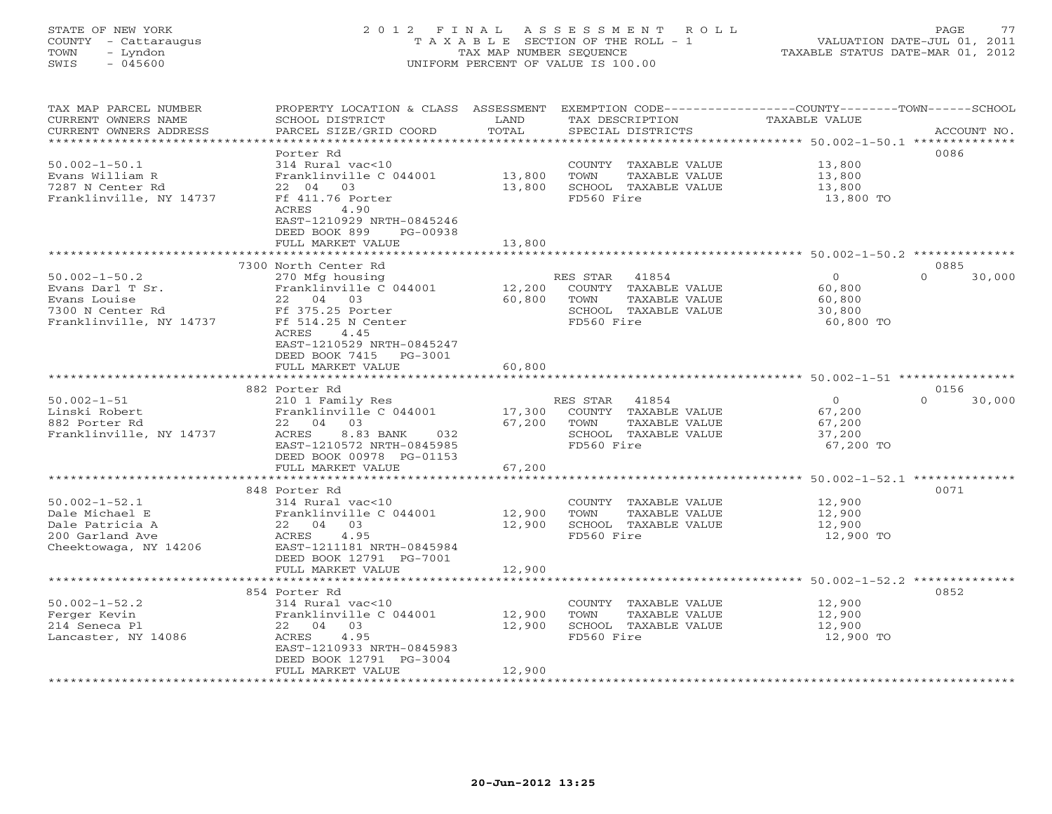STATE OF NEW YORK
COUNTY - Cattaraugus
TOWN - Lyndon
SWIS - 045600

2 0 1 2 F I N A L A S S E S S M E N T R O L L
T A X A B L E SECTION OF THE ROLL - 1
TAX MAP NUMBER SEQUENCE
UNIFORM PERCENT OF VALUE IS 100.00

VALUATION DATE-JUL 01, 2011
TAXABLE STATUS DATE-MAR 01, 2012

| TAX MAP PARCEL NUMBER / CURRENT OWNERS NAME / CURRENT OWNERS ADDRESS | PROPERTY LOCATION & CLASS / SCHOOL DISTRICT / PARCEL SIZE/GRID COORD | ASSESSMENT LAND / TOTAL | EXEMPTION CODE / TAX DESCRIPTION / SPECIAL DISTRICTS | COUNTY TAXABLE VALUE | TOWN | SCHOOL / ACCOUNT NO. |
|---|---|---|---|---|---|---|
| **50.002-1-50.1** | Porter Rd | | | | | 0086 |
| 50.002-1-50.1 | 314 Rural vac<10 | | COUNTY TAXABLE VALUE | 13,800 | | |
| Evans William R | Franklinville C 044001 | 13,800 | TOWN TAXABLE VALUE | 13,800 | | |
| 7287 N Center Rd | 22 04 03 | 13,800 | SCHOOL TAXABLE VALUE | 13,800 | | |
| Franklinville, NY 14737 | Ff 411.76 Porter | | FD560 Fire | 13,800 TO | | |
| | ACRES 4.90 | | | | | |
| | EAST-1210929 NRTH-0845246 | | | | | |
| | DEED BOOK 899 PG-00938 | | | | | |
| | FULL MARKET VALUE | 13,800 | | | | |
| **50.002-1-50.2** | 7300 North Center Rd | | | | | 0885 |
| 50.002-1-50.2 | 270 Mfg housing | | RES STAR 41854 | 0 | 0 | 30,000 |
| Evans Darl T Sr. | Franklinville C 044001 | 12,200 | COUNTY TAXABLE VALUE | 60,800 | | |
| Evans Louise | 22 04 03 | 60,800 | TOWN TAXABLE VALUE | 60,800 | | |
| 7300 N Center Rd | Ff 375.25 Porter | | SCHOOL TAXABLE VALUE | 30,800 | | |
| Franklinville, NY 14737 | Ff 514.25 N Center | | FD560 Fire | 60,800 TO | | |
| | ACRES 4.45 | | | | | |
| | EAST-1210529 NRTH-0845247 | | | | | |
| | DEED BOOK 7415 PG-3001 | | | | | |
| | FULL MARKET VALUE | 60,800 | | | | |
| **50.002-1-51** | 882 Porter Rd | | | | | 0156 |
| 50.002-1-51 | 210 1 Family Res | | RES STAR 41854 | 0 | 0 | 30,000 |
| Linski Robert | Franklinville C 044001 | 17,300 | COUNTY TAXABLE VALUE | 67,200 | | |
| 882 Porter Rd | 22 04 03 | 67,200 | TOWN TAXABLE VALUE | 67,200 | | |
| Franklinville, NY 14737 | ACRES 8.83 BANK 032 | | SCHOOL TAXABLE VALUE | 37,200 | | |
| | EAST-1210572 NRTH-0845985 | | FD560 Fire | 67,200 TO | | |
| | DEED BOOK 00978 PG-01153 | | | | | |
| | FULL MARKET VALUE | 67,200 | | | | |
| **50.002-1-52.1** | 848 Porter Rd | | | | | 0071 |
| 50.002-1-52.1 | 314 Rural vac<10 | | COUNTY TAXABLE VALUE | 12,900 | | |
| Dale Michael E | Franklinville C 044001 | 12,900 | TOWN TAXABLE VALUE | 12,900 | | |
| Dale Patricia A | 22 04 03 | 12,900 | SCHOOL TAXABLE VALUE | 12,900 | | |
| 200 Garland Ave | ACRES 4.95 | | FD560 Fire | 12,900 TO | | |
| Cheektowaga, NY 14206 | EAST-1211181 NRTH-0845984 | | | | | |
| | DEED BOOK 12791 PG-7001 | | | | | |
| | FULL MARKET VALUE | 12,900 | | | | |
| **50.002-1-52.2** | 854 Porter Rd | | | | | 0852 |
| 50.002-1-52.2 | 314 Rural vac<10 | | COUNTY TAXABLE VALUE | 12,900 | | |
| Ferger Kevin | Franklinville C 044001 | 12,900 | TOWN TAXABLE VALUE | 12,900 | | |
| 214 Seneca Pl | 22 04 03 | 12,900 | SCHOOL TAXABLE VALUE | 12,900 | | |
| Lancaster, NY 14086 | ACRES 4.95 | | FD560 Fire | 12,900 TO | | |
| | EAST-1210933 NRTH-0845983 | | | | | |
| | DEED BOOK 12791 PG-3004 | | | | | |
| | FULL MARKET VALUE | 12,900 | | | | |

20-Jun-2012 13:25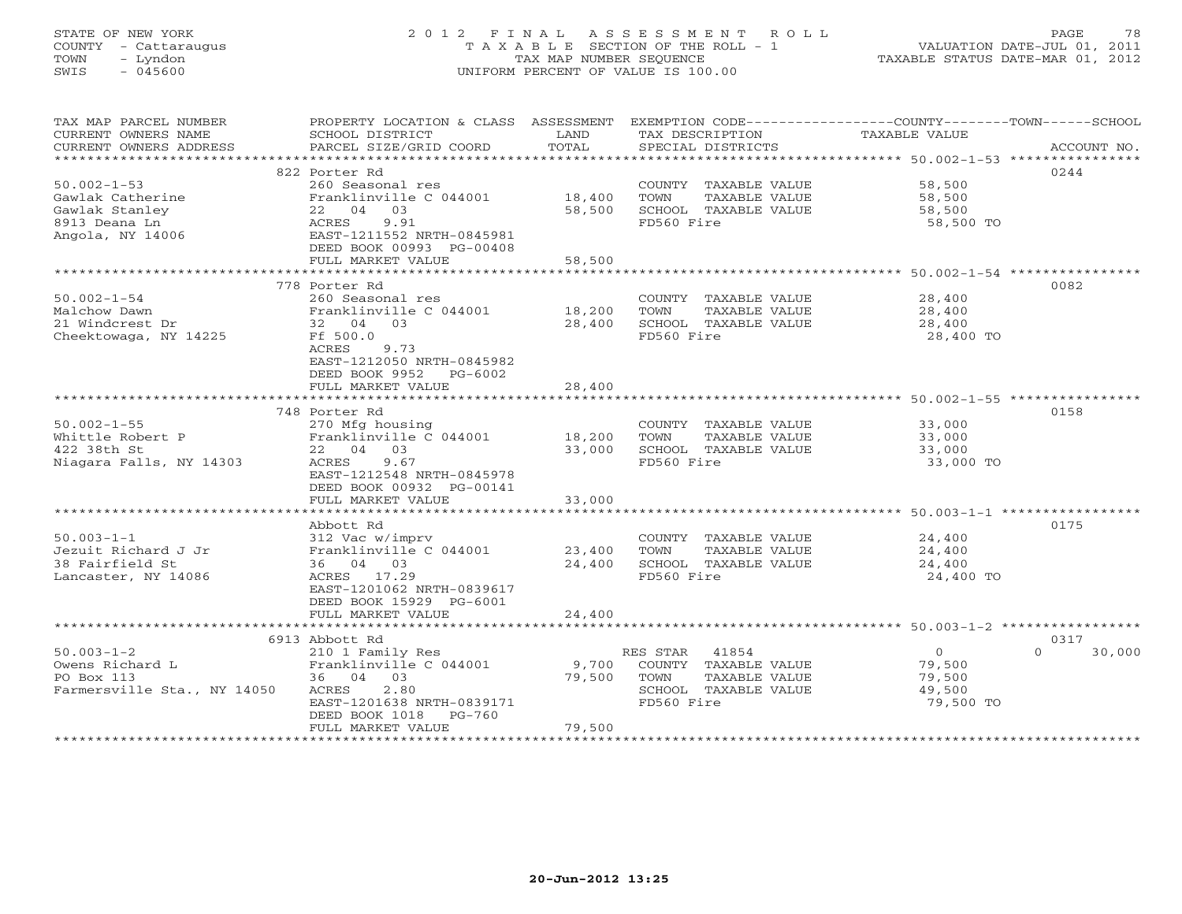STATE OF NEW YORK
COUNTY - Cattaraugus
TOWN - Lyndon
SWIS - 045600

# 2012 FINAL ASSESSMENT ROLL

TAXABLE SECTION OF THE ROLL - 1
TAX MAP NUMBER SEQUENCE
UNIFORM PERCENT OF VALUE IS 100.00

VALUATION DATE-JUL 01, 2011
TAXABLE STATUS DATE-MAR 01, 2012

| TAX MAP PARCEL NUMBER / CURRENT OWNERS NAME / CURRENT OWNERS ADDRESS | PROPERTY LOCATION & CLASS / SCHOOL DISTRICT / PARCEL SIZE/GRID COORD | ASSESSMENT LAND | TOTAL | EXEMPTION CODE / TAX DESCRIPTION / SPECIAL DISTRICTS | COUNTY TAXABLE VALUE | TOWN | SCHOOL | ACCOUNT NO. |
|---|---|---|---|---|---|---|---|---|
| **50.002-1-53** | 822 Porter Rd | | | | | | | 0244 |
| Gawlak Catherine | 260 Seasonal res | | | COUNTY TAXABLE VALUE | 58,500 | | | |
| Gawlak Stanley | Franklinville C 044001 | 18,400 | | TOWN TAXABLE VALUE | 58,500 | | | |
| 8913 Deana Ln | 22 04 03 | | 58,500 | SCHOOL TAXABLE VALUE | 58,500 | | | |
| Angola, NY 14006 | ACRES 9.91 | | | FD560 Fire | 58,500 TO | | | |
| | EAST-1211552 NRTH-0845981 | | | | | | | |
| | DEED BOOK 00993 PG-00408 | | | | | | | |
| | FULL MARKET VALUE | | 58,500 | | | | | |
| **50.002-1-54** | 778 Porter Rd | | | | | | | 0082 |
| Malchow Dawn | 260 Seasonal res | | | COUNTY TAXABLE VALUE | 28,400 | | | |
| 21 Windcrest Dr | Franklinville C 044001 | 18,200 | | TOWN TAXABLE VALUE | 28,400 | | | |
| Cheektowaga, NY 14225 | 32 04 03 | | 28,400 | SCHOOL TAXABLE VALUE | 28,400 | | | |
| | Ff 500.0 | | | FD560 Fire | 28,400 TO | | | |
| | ACRES 9.73 | | | | | | | |
| | EAST-1212050 NRTH-0845982 | | | | | | | |
| | DEED BOOK 9952 PG-6002 | | | | | | | |
| | FULL MARKET VALUE | | 28,400 | | | | | |
| **50.002-1-55** | 748 Porter Rd | | | | | | | 0158 |
| Whittle Robert P | 270 Mfg housing | | | COUNTY TAXABLE VALUE | 33,000 | | | |
| 422 38th St | Franklinville C 044001 | 18,200 | | TOWN TAXABLE VALUE | 33,000 | | | |
| Niagara Falls, NY 14303 | 22 04 03 | | 33,000 | SCHOOL TAXABLE VALUE | 33,000 | | | |
| | ACRES 9.67 | | | FD560 Fire | 33,000 TO | | | |
| | EAST-1212548 NRTH-0845978 | | | | | | | |
| | DEED BOOK 00932 PG-00141 | | | | | | | |
| | FULL MARKET VALUE | | 33,000 | | | | | |
| **50.003-1-1** | Abbott Rd | | | | | | | 0175 |
| Jezuit Richard J Jr | 312 Vac w/imprv | | | COUNTY TAXABLE VALUE | 24,400 | | | |
| 38 Fairfield St | Franklinville C 044001 | 23,400 | | TOWN TAXABLE VALUE | 24,400 | | | |
| Lancaster, NY 14086 | 36 04 03 | | 24,400 | SCHOOL TAXABLE VALUE | 24,400 | | | |
| | ACRES 17.29 | | | FD560 Fire | 24,400 TO | | | |
| | EAST-1201062 NRTH-0839617 | | | | | | | |
| | DEED BOOK 15929 PG-6001 | | | | | | | |
| | FULL MARKET VALUE | | 24,400 | | | | | |
| **50.003-1-2** | 6913 Abbott Rd | | | | | | | 0317 |
| Owens Richard L | 210 1 Family Res | | | RES STAR 41854 | 0 | | 0 | 30,000 |
| PO Box 113 | Franklinville C 044001 | 9,700 | | COUNTY TAXABLE VALUE | 79,500 | | | |
| Farmersville Sta., NY 14050 | 36 04 03 | | 79,500 | TOWN TAXABLE VALUE | 79,500 | | | |
| | ACRES 2.80 | | | SCHOOL TAXABLE VALUE | 49,500 | | | |
| | EAST-1201638 NRTH-0839171 | | | FD560 Fire | 79,500 TO | | | |
| | DEED BOOK 1018 PG-760 | | | | | | | |
| | FULL MARKET VALUE | | 79,500 | | | | | |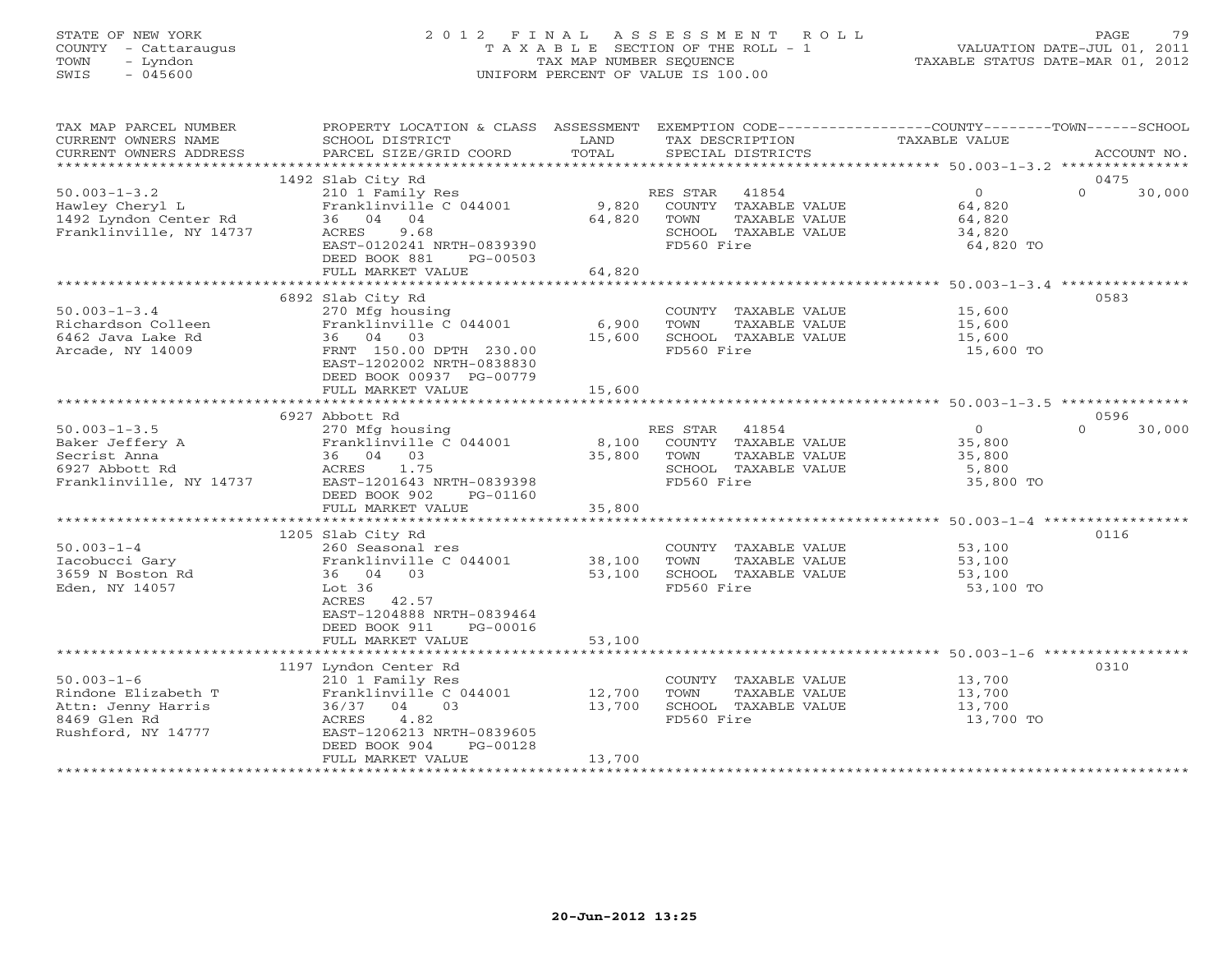STATE OF NEW YORK
COUNTY - Cattaraugus
TOWN - Lyndon
SWIS - 045600

2012 FINAL ASSESSMENT ROLL
TAXABLE SECTION OF THE ROLL - 1
TAX MAP NUMBER SEQUENCE
UNIFORM PERCENT OF VALUE IS 100.00

VALUATION DATE-JUL 01, 2011
TAXABLE STATUS DATE-MAR 01, 2012

| TAX MAP PARCEL NUMBER / CURRENT OWNERS NAME / CURRENT OWNERS ADDRESS | PROPERTY LOCATION & CLASS / SCHOOL DISTRICT / PARCEL SIZE/GRID COORD | ASSESSMENT LAND / TOTAL | EXEMPTION CODE / TAX DESCRIPTION / SPECIAL DISTRICTS | COUNTY / TOWN / SCHOOL TAXABLE VALUE | ACCOUNT NO. |
|---|---|---|---|---|---|
| **50.003-1-3.2** | 1492 Slab City Rd | | | | 0475 |
| 50.003-1-3.2 | 210 1 Family Res | | RES STAR 41854 | 0 / 0 / 30,000 | |
| Hawley Cheryl L | Franklinville C 044001 | 9,820 | COUNTY TAXABLE VALUE | 64,820 | |
| 1492 Lyndon Center Rd | 36 04 04 | 64,820 | TOWN TAXABLE VALUE | 64,820 | |
| Franklinville, NY 14737 | ACRES 9.68 | | SCHOOL TAXABLE VALUE | 34,820 | |
| | EAST-0120241 NRTH-0839390 | | FD560 Fire | 64,820 TO | |
| | DEED BOOK 881 PG-00503 | | | | |
| | FULL MARKET VALUE | 64,820 | | | |
| **50.003-1-3.4** | 6892 Slab City Rd | | | | 0583 |
| 50.003-1-3.4 | 270 Mfg housing | | COUNTY TAXABLE VALUE | 15,600 | |
| Richardson Colleen | Franklinville C 044001 | 6,900 | TOWN TAXABLE VALUE | 15,600 | |
| 6462 Java Lake Rd | 36 04 03 | 15,600 | SCHOOL TAXABLE VALUE | 15,600 | |
| Arcade, NY 14009 | FRNT 150.00 DPTH 230.00 | | FD560 Fire | 15,600 TO | |
| | EAST-1202002 NRTH-0838830 | | | | |
| | DEED BOOK 00937 PG-00779 | | | | |
| | FULL MARKET VALUE | 15,600 | | | |
| **50.003-1-3.5** | 6927 Abbott Rd | | | | 0596 |
| 50.003-1-3.5 | 270 Mfg housing | | RES STAR 41854 | 0 / 0 / 30,000 | |
| Baker Jeffery A | Franklinville C 044001 | 8,100 | COUNTY TAXABLE VALUE | 35,800 | |
| Secrist Anna | 36 04 03 | 35,800 | TOWN TAXABLE VALUE | 35,800 | |
| 6927 Abbott Rd | ACRES 1.75 | | SCHOOL TAXABLE VALUE | 5,800 | |
| Franklinville, NY 14737 | EAST-1201643 NRTH-0839398 | | FD560 Fire | 35,800 TO | |
| | DEED BOOK 902 PG-01160 | | | | |
| | FULL MARKET VALUE | 35,800 | | | |
| **50.003-1-4** | 1205 Slab City Rd | | | | 0116 |
| 50.003-1-4 | 260 Seasonal res | | COUNTY TAXABLE VALUE | 53,100 | |
| Iacobucci Gary | Franklinville C 044001 | 38,100 | TOWN TAXABLE VALUE | 53,100 | |
| 3659 N Boston Rd | 36 04 03 | 53,100 | SCHOOL TAXABLE VALUE | 53,100 | |
| Eden, NY 14057 | Lot 36 | | FD560 Fire | 53,100 TO | |
| | ACRES 42.57 | | | | |
| | EAST-1204888 NRTH-0839464 | | | | |
| | DEED BOOK 911 PG-00016 | | | | |
| | FULL MARKET VALUE | 53,100 | | | |
| **50.003-1-6** | 1197 Lyndon Center Rd | | | | 0310 |
| 50.003-1-6 | 210 1 Family Res | | COUNTY TAXABLE VALUE | 13,700 | |
| Rindone Elizabeth T | Franklinville C 044001 | 12,700 | TOWN TAXABLE VALUE | 13,700 | |
| Attn: Jenny Harris | 36/37 04 03 | 13,700 | SCHOOL TAXABLE VALUE | 13,700 | |
| 8469 Glen Rd | ACRES 4.82 | | FD560 Fire | 13,700 TO | |
| Rushford, NY 14777 | EAST-1206213 NRTH-0839605 | | | | |
| | DEED BOOK 904 PG-00128 | | | | |
| | FULL MARKET VALUE | 13,700 | | | |

20-Jun-2012 13:25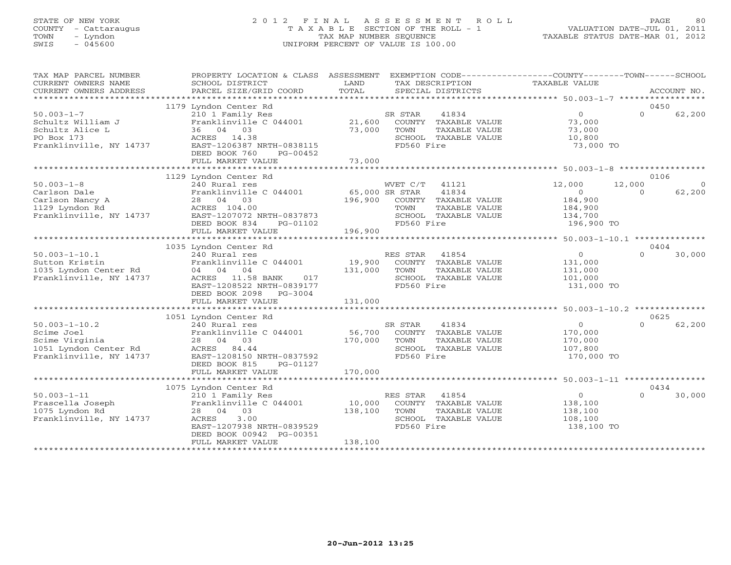STATE OF NEW YORK
COUNTY - Cattaraugus
TOWN - Lyndon
SWIS - 045600

# 2012 FINAL ASSESSMENT ROLL

TAXABLE SECTION OF THE ROLL - 1
TAX MAP NUMBER SEQUENCE
UNIFORM PERCENT OF VALUE IS 100.00

VALUATION DATE-JUL 01, 2011
TAXABLE STATUS DATE-MAR 01, 2012

| TAX MAP PARCEL NUMBER / CURRENT OWNERS NAME / CURRENT OWNERS ADDRESS | PROPERTY LOCATION & CLASS / SCHOOL DISTRICT / PARCEL SIZE/GRID COORD | ASSESSMENT LAND / TOTAL | EXEMPTION CODE / TAX DESCRIPTION / SPECIAL DISTRICTS | COUNTY TAXABLE VALUE | TOWN | SCHOOL / ACCOUNT NO. |
|---|---|---|---|---|---|---|
| 50.003-1-7 | 1179 Lyndon Center Rd | | | | | 0450 |
| Schultz William J | 210 1 Family Res | | SR STAR 41834 | 0 | 0 | 62,200 |
| Schultz Alice L | Franklinville C 044001 | 21,600 | COUNTY TAXABLE VALUE | 73,000 | | |
| PO Box 173 | 36 04 03 | 73,000 | TOWN TAXABLE VALUE | 73,000 | | |
| Franklinville, NY 14737 | ACRES 14.38 | | SCHOOL TAXABLE VALUE | 10,800 | | |
| | EAST-1206387 NRTH-0838115 | | FD560 Fire | 73,000 TO | | |
| | DEED BOOK 760 PG-00452 | | | | | |
| | FULL MARKET VALUE | 73,000 | | | | |
| 50.003-1-8 | 1129 Lyndon Center Rd | | | | | 0106 |
| Carlson Dale | 240 Rural res | | WVET C/T 41121 | 12,000 | 12,000 | 0 |
| Carlson Nancy A | Franklinville C 044001 | 65,000 | SR STAR 41834 | 0 | 0 | 62,200 |
| 1129 Lyndon Rd | 28 04 03 | 196,900 | COUNTY TAXABLE VALUE | 184,900 | | |
| Franklinville, NY 14737 | ACRES 104.00 | | TOWN TAXABLE VALUE | 184,900 | | |
| | EAST-1207072 NRTH-0837873 | | SCHOOL TAXABLE VALUE | 134,700 | | |
| | DEED BOOK 834 PG-01102 | | FD560 Fire | 196,900 TO | | |
| | FULL MARKET VALUE | 196,900 | | | | |
| 50.003-1-10.1 | 1035 Lyndon Center Rd | | | | | 0404 |
| Sutton Kristin | 240 Rural res | | RES STAR 41854 | 0 | 0 | 30,000 |
| 1035 Lyndon Center Rd | Franklinville C 044001 | 19,900 | COUNTY TAXABLE VALUE | 131,000 | | |
| Franklinville, NY 14737 | 04 04 04 | 131,000 | TOWN TAXABLE VALUE | 131,000 | | |
| | ACRES 11.58 BANK 017 | | SCHOOL TAXABLE VALUE | 101,000 | | |
| | EAST-1208522 NRTH-0839177 | | FD560 Fire | 131,000 TO | | |
| | DEED BOOK 2098 PG-3004 | | | | | |
| | FULL MARKET VALUE | 131,000 | | | | |
| 50.003-1-10.2 | 1051 Lyndon Center Rd | | | | | 0625 |
| Scime Joel | 240 Rural res | | SR STAR 41834 | 0 | 0 | 62,200 |
| Scime Virginia | Franklinville C 044001 | 56,700 | COUNTY TAXABLE VALUE | 170,000 | | |
| 1051 Lyndon Center Rd | 28 04 03 | 170,000 | TOWN TAXABLE VALUE | 170,000 | | |
| Franklinville, NY 14737 | ACRES 84.44 | | SCHOOL TAXABLE VALUE | 107,800 | | |
| | EAST-1208150 NRTH-0837592 | | FD560 Fire | 170,000 TO | | |
| | DEED BOOK 815 PG-01127 | | | | | |
| | FULL MARKET VALUE | 170,000 | | | | |
| 50.003-1-11 | 1075 Lyndon Center Rd | | | | | 0434 |
| Frascella Joseph | 210 1 Family Res | | RES STAR 41854 | 0 | 0 | 30,000 |
| 1075 Lyndon Rd | Franklinville C 044001 | 10,000 | COUNTY TAXABLE VALUE | 138,100 | | |
| Franklinville, NY 14737 | 28 04 03 | 138,100 | TOWN TAXABLE VALUE | 138,100 | | |
| | ACRES 3.00 | | SCHOOL TAXABLE VALUE | 108,100 | | |
| | EAST-1207938 NRTH-0839529 | | FD560 Fire | 138,100 TO | | |
| | DEED BOOK 00942 PG-00351 | | | | | |
| | FULL MARKET VALUE | 138,100 | | | | |

20-Jun-2012 13:25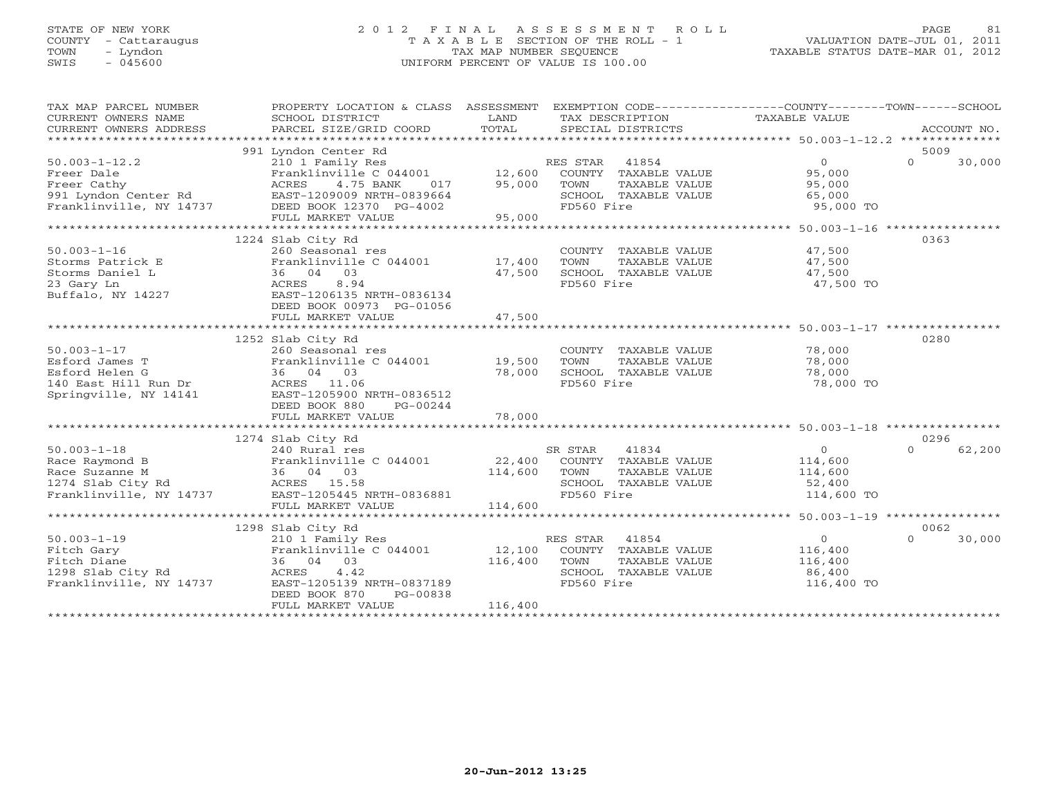STATE OF NEW YORK
COUNTY - Cattaraugus
TOWN - Lyndon
SWIS - 045600

2012 FINAL ASSESSMENT ROLL
TAXABLE SECTION OF THE ROLL - 1
TAX MAP NUMBER SEQUENCE
UNIFORM PERCENT OF VALUE IS 100.00

VALUATION DATE-JUL 01, 2011
TAXABLE STATUS DATE-MAR 01, 2012

| TAX MAP PARCEL NUMBER / CURRENT OWNERS NAME / CURRENT OWNERS ADDRESS | PROPERTY LOCATION & CLASS / SCHOOL DISTRICT / PARCEL SIZE/GRID COORD | ASSESSMENT LAND | TOTAL | EXEMPTION CODE / TAX DESCRIPTION / SPECIAL DISTRICTS | COUNTY TAXABLE VALUE | TOWN | SCHOOL | ACCOUNT NO. |
|---|---|---|---|---|---|---|---|---|
| 50.003-1-12.2 | 991 Lyndon Center Rd | | | | | | | 5009 |
| Freer Dale | 210 1 Family Res | | | RES STAR 41854 | 0 | 0 | 30,000 | |
| Freer Cathy | Franklinville C 044001 | 12,600 | | COUNTY TAXABLE VALUE | 95,000 | | | |
| 991 Lyndon Center Rd | ACRES 4.75 BANK 017 | | 95,000 | TOWN TAXABLE VALUE | 95,000 | | | |
| Franklinville, NY 14737 | EAST-1209009 NRTH-0839664 | | | SCHOOL TAXABLE VALUE | 65,000 | | | |
| | DEED BOOK 12370 PG-4002 | | | FD560 Fire | 95,000 TO | | | |
| | FULL MARKET VALUE | | 95,000 | | | | | |
| 50.003-1-16 | 1224 Slab City Rd | | | | | | | 0363 |
| Storms Patrick E | 260 Seasonal res | | | COUNTY TAXABLE VALUE | 47,500 | | | |
| Storms Daniel L | Franklinville C 044001 | 17,400 | | TOWN TAXABLE VALUE | 47,500 | | | |
| 23 Gary Ln | 36 04 03 | | 47,500 | SCHOOL TAXABLE VALUE | 47,500 | | | |
| Buffalo, NY 14227 | ACRES 8.94 | | | FD560 Fire | 47,500 TO | | | |
| | EAST-1206135 NRTH-0836134 | | | | | | | |
| | DEED BOOK 00973 PG-01056 | | | | | | | |
| | FULL MARKET VALUE | | 47,500 | | | | | |
| 50.003-1-17 | 1252 Slab City Rd | | | | | | | 0280 |
| Esford James T | 260 Seasonal res | | | COUNTY TAXABLE VALUE | 78,000 | | | |
| Esford Helen G | Franklinville C 044001 | 19,500 | | TOWN TAXABLE VALUE | 78,000 | | | |
| 140 East Hill Run Dr | 36 04 03 | | 78,000 | SCHOOL TAXABLE VALUE | 78,000 | | | |
| Springville, NY 14141 | ACRES 11.06 | | | FD560 Fire | 78,000 TO | | | |
| | EAST-1205900 NRTH-0836512 | | | | | | | |
| | DEED BOOK 880 PG-00244 | | | | | | | |
| | FULL MARKET VALUE | | 78,000 | | | | | |
| 50.003-1-18 | 1274 Slab City Rd | | | | | | | 0296 |
| Race Raymond B | 240 Rural res | | | SR STAR 41834 | 0 | 0 | 62,200 | |
| Race Suzanne M | Franklinville C 044001 | 22,400 | | COUNTY TAXABLE VALUE | 114,600 | | | |
| 1274 Slab City Rd | 36 04 03 | | 114,600 | TOWN TAXABLE VALUE | 114,600 | | | |
| Franklinville, NY 14737 | ACRES 15.58 | | | SCHOOL TAXABLE VALUE | 52,400 | | | |
| | EAST-1205445 NRTH-0836881 | | | FD560 Fire | 114,600 TO | | | |
| | FULL MARKET VALUE | | 114,600 | | | | | |
| 50.003-1-19 | 1298 Slab City Rd | | | | | | | 0062 |
| Fitch Gary | 210 1 Family Res | | | RES STAR 41854 | 0 | 0 | 30,000 | |
| Fitch Diane | Franklinville C 044001 | 12,100 | | COUNTY TAXABLE VALUE | 116,400 | | | |
| 1298 Slab City Rd | 36 04 03 | | 116,400 | TOWN TAXABLE VALUE | 116,400 | | | |
| Franklinville, NY 14737 | ACRES 4.42 | | | SCHOOL TAXABLE VALUE | 86,400 | | | |
| | EAST-1205139 NRTH-0837189 | | | FD560 Fire | 116,400 TO | | | |
| | DEED BOOK 870 PG-00838 | | | | | | | |
| | FULL MARKET VALUE | | 116,400 | | | | | |

20-Jun-2012 13:25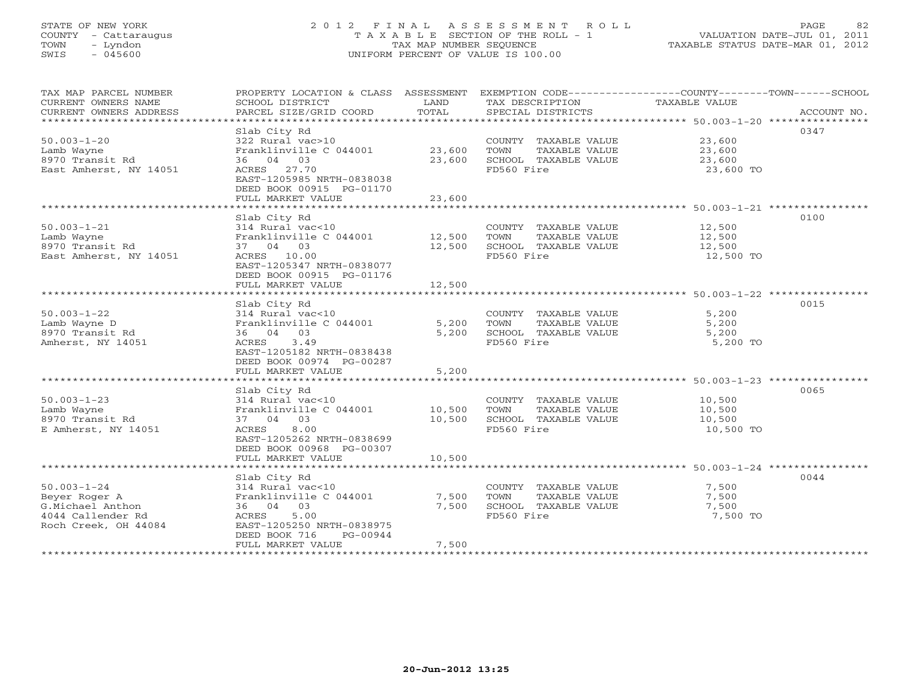STATE OF NEW YORK
COUNTY - Cattaraugus
TOWN - Lyndon
SWIS - 045600

# 2012 FINAL ASSESSMENT ROLL
TAXABLE SECTION OF THE ROLL - 1
TAX MAP NUMBER SEQUENCE
UNIFORM PERCENT OF VALUE IS 100.00

VALUATION DATE-JUL 01, 2011
TAXABLE STATUS DATE-MAR 01, 2012

| TAX MAP PARCEL NUMBER / CURRENT OWNERS NAME / CURRENT OWNERS ADDRESS | PROPERTY LOCATION & CLASS / SCHOOL DISTRICT / PARCEL SIZE/GRID COORD | ASSESSMENT LAND | ASSESSMENT TOTAL | EXEMPTION CODE / TAX DESCRIPTION / SPECIAL DISTRICTS | TAXABLE VALUE | ACCOUNT NO. |
|---|---|---|---|---|---|---|
| 50.003-1-20 | Slab City Rd | | | | | 0347 |
| Lamb Wayne | 322 Rural vac>10 | | | COUNTY TAXABLE VALUE | 23,600 | |
| 8970 Transit Rd | Franklinville C 044001 | 23,600 | | TOWN TAXABLE VALUE | 23,600 | |
| East Amherst, NY 14051 | 36 04 03 | | 23,600 | SCHOOL TAXABLE VALUE | 23,600 | |
| | ACRES 27.70 | | | FD560 Fire | 23,600 TO | |
| | EAST-1205985 NRTH-0838038 | | | | | |
| | DEED BOOK 00915 PG-01170 | | | | | |
| | FULL MARKET VALUE | | 23,600 | | | |
| 50.003-1-21 | Slab City Rd | | | | | 0100 |
| Lamb Wayne | 314 Rural vac<10 | | | COUNTY TAXABLE VALUE | 12,500 | |
| 8970 Transit Rd | Franklinville C 044001 | 12,500 | | TOWN TAXABLE VALUE | 12,500 | |
| East Amherst, NY 14051 | 37 04 03 | | 12,500 | SCHOOL TAXABLE VALUE | 12,500 | |
| | ACRES 10.00 | | | FD560 Fire | 12,500 TO | |
| | EAST-1205347 NRTH-0838077 | | | | | |
| | DEED BOOK 00915 PG-01176 | | | | | |
| | FULL MARKET VALUE | | 12,500 | | | |
| 50.003-1-22 | Slab City Rd | | | | | 0015 |
| Lamb Wayne D | 314 Rural vac<10 | | | COUNTY TAXABLE VALUE | 5,200 | |
| 8970 Transit Rd | Franklinville C 044001 | 5,200 | | TOWN TAXABLE VALUE | 5,200 | |
| Amherst, NY 14051 | 36 04 03 | | 5,200 | SCHOOL TAXABLE VALUE | 5,200 | |
| | ACRES 3.49 | | | FD560 Fire | 5,200 TO | |
| | EAST-1205182 NRTH-0838438 | | | | | |
| | DEED BOOK 00974 PG-00287 | | | | | |
| | FULL MARKET VALUE | | 5,200 | | | |
| 50.003-1-23 | Slab City Rd | | | | | 0065 |
| Lamb Wayne | 314 Rural vac<10 | | | COUNTY TAXABLE VALUE | 10,500 | |
| 8970 Transit Rd | Franklinville C 044001 | 10,500 | | TOWN TAXABLE VALUE | 10,500 | |
| E Amherst, NY 14051 | 37 04 03 | | 10,500 | SCHOOL TAXABLE VALUE | 10,500 | |
| | ACRES 8.00 | | | FD560 Fire | 10,500 TO | |
| | EAST-1205262 NRTH-0838699 | | | | | |
| | DEED BOOK 00968 PG-00307 | | | | | |
| | FULL MARKET VALUE | | 10,500 | | | |
| 50.003-1-24 | Slab City Rd | | | | | 0044 |
| Beyer Roger A | 314 Rural vac<10 | | | COUNTY TAXABLE VALUE | 7,500 | |
| G.Michael Anthon | Franklinville C 044001 | 7,500 | | TOWN TAXABLE VALUE | 7,500 | |
| 4044 Callender Rd | 36 04 03 | | 7,500 | SCHOOL TAXABLE VALUE | 7,500 | |
| Roch Creek, OH 44084 | ACRES 5.00 | | | FD560 Fire | 7,500 TO | |
| | EAST-1205250 NRTH-0838975 | | | | | |
| | DEED BOOK 716 PG-00944 | | | | | |
| | FULL MARKET VALUE | | 7,500 | | | |

20-Jun-2012 13:25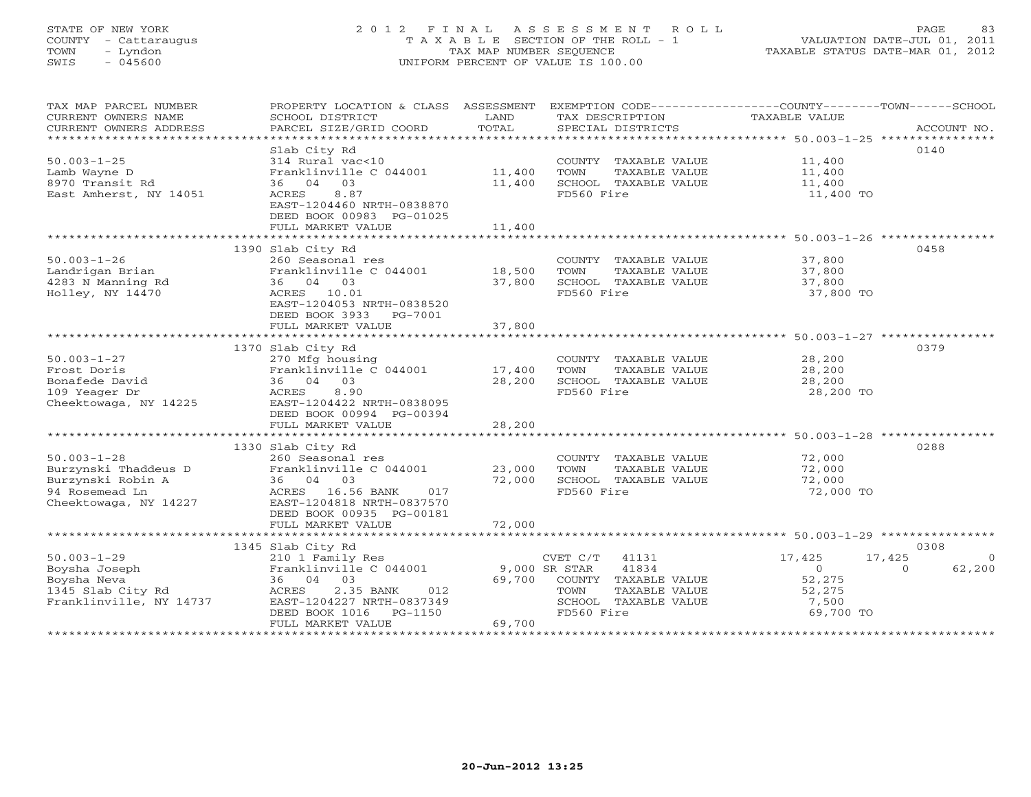STATE OF NEW YORK
COUNTY - Cattaraugus
TOWN - Lyndon
SWIS - 045600

2 0 1 2 F I N A L A S S E S S M E N T R O L L
T A X A B L E SECTION OF THE ROLL - 1
TAX MAP NUMBER SEQUENCE
UNIFORM PERCENT OF VALUE IS 100.00

VALUATION DATE-JUL 01, 2011
TAXABLE STATUS DATE-MAR 01, 2012

| TAX MAP PARCEL NUMBER / CURRENT OWNERS NAME / CURRENT OWNERS ADDRESS | PROPERTY LOCATION & CLASS / SCHOOL DISTRICT / PARCEL SIZE/GRID COORD | ASSESSMENT LAND | TOTAL | EXEMPTION CODE / TAX DESCRIPTION / SPECIAL DISTRICTS | COUNTY TAXABLE VALUE | TOWN | SCHOOL | ACCOUNT NO. |
|---|---|---|---|---|---|---|---|---|
| 50.003-1-25 | Slab City Rd | | | | | | | 0140 |
| Lamb Wayne D | 314 Rural vac<10 | | | COUNTY TAXABLE VALUE | 11,400 | | | |
| 8970 Transit Rd | Franklinville C 044001 | 11,400 | | TOWN TAXABLE VALUE | 11,400 | | | |
| East Amherst, NY 14051 | 36 04 03 | | 11,400 | SCHOOL TAXABLE VALUE | 11,400 | | | |
| | ACRES 8.87 | | | FD560 Fire | 11,400 TO | | | |
| | EAST-1204460 NRTH-0838870 | | | | | | | |
| | DEED BOOK 00983 PG-01025 | | | | | | | |
| | FULL MARKET VALUE | | 11,400 | | | | | |
| 50.003-1-26 | 1390 Slab City Rd | | | | | | | 0458 |
| Landrigan Brian | 260 Seasonal res | | | COUNTY TAXABLE VALUE | 37,800 | | | |
| 4283 N Manning Rd | Franklinville C 044001 | 18,500 | | TOWN TAXABLE VALUE | 37,800 | | | |
| Holley, NY 14470 | 36 04 03 | | 37,800 | SCHOOL TAXABLE VALUE | 37,800 | | | |
| | ACRES 10.01 | | | FD560 Fire | 37,800 TO | | | |
| | EAST-1204053 NRTH-0838520 | | | | | | | |
| | DEED BOOK 3933 PG-7001 | | | | | | | |
| | FULL MARKET VALUE | | 37,800 | | | | | |
| 50.003-1-27 | 1370 Slab City Rd | | | | | | | 0379 |
| Frost Doris | 270 Mfg housing | | | COUNTY TAXABLE VALUE | 28,200 | | | |
| Bonafede David | Franklinville C 044001 | 17,400 | | TOWN TAXABLE VALUE | 28,200 | | | |
| 109 Yeager Dr | 36 04 03 | | 28,200 | SCHOOL TAXABLE VALUE | 28,200 | | | |
| Cheektowaga, NY 14225 | ACRES 8.90 | | | FD560 Fire | 28,200 TO | | | |
| | EAST-1204422 NRTH-0838095 | | | | | | | |
| | DEED BOOK 00994 PG-00394 | | | | | | | |
| | FULL MARKET VALUE | | 28,200 | | | | | |
| 50.003-1-28 | 1330 Slab City Rd | | | | | | | 0288 |
| Burzynski Thaddeus D | 260 Seasonal res | | | COUNTY TAXABLE VALUE | 72,000 | | | |
| Burzynski Robin A | Franklinville C 044001 | 23,000 | | TOWN TAXABLE VALUE | 72,000 | | | |
| 94 Rosemead Ln | 36 04 03 | | 72,000 | SCHOOL TAXABLE VALUE | 72,000 | | | |
| Cheektowaga, NY 14227 | ACRES 16.56 BANK 017 | | | FD560 Fire | 72,000 TO | | | |
| | EAST-1204818 NRTH-0837570 | | | | | | | |
| | DEED BOOK 00935 PG-00181 | | | | | | | |
| | FULL MARKET VALUE | | 72,000 | | | | | |
| 50.003-1-29 | 1345 Slab City Rd | | | | | | | 0308 |
| Boysha Joseph | 210 1 Family Res | | | CVET C/T 41131 | 17,425 | 17,425 | 0 | |
| Boysha Neva | Franklinville C 044001 | 9,000 | | SR STAR 41834 | 0 | 0 | 62,200 | |
| 1345 Slab City Rd | 36 04 03 | | 69,700 | COUNTY TAXABLE VALUE | 52,275 | | | |
| Franklinville, NY 14737 | ACRES 2.35 BANK 012 | | | TOWN TAXABLE VALUE | 52,275 | | | |
| | EAST-1204227 NRTH-0837349 | | | SCHOOL TAXABLE VALUE | 7,500 | | | |
| | DEED BOOK 1016 PG-1150 | | | FD560 Fire | 69,700 TO | | | |
| | FULL MARKET VALUE | | 69,700 | | | | | |

20-Jun-2012 13:25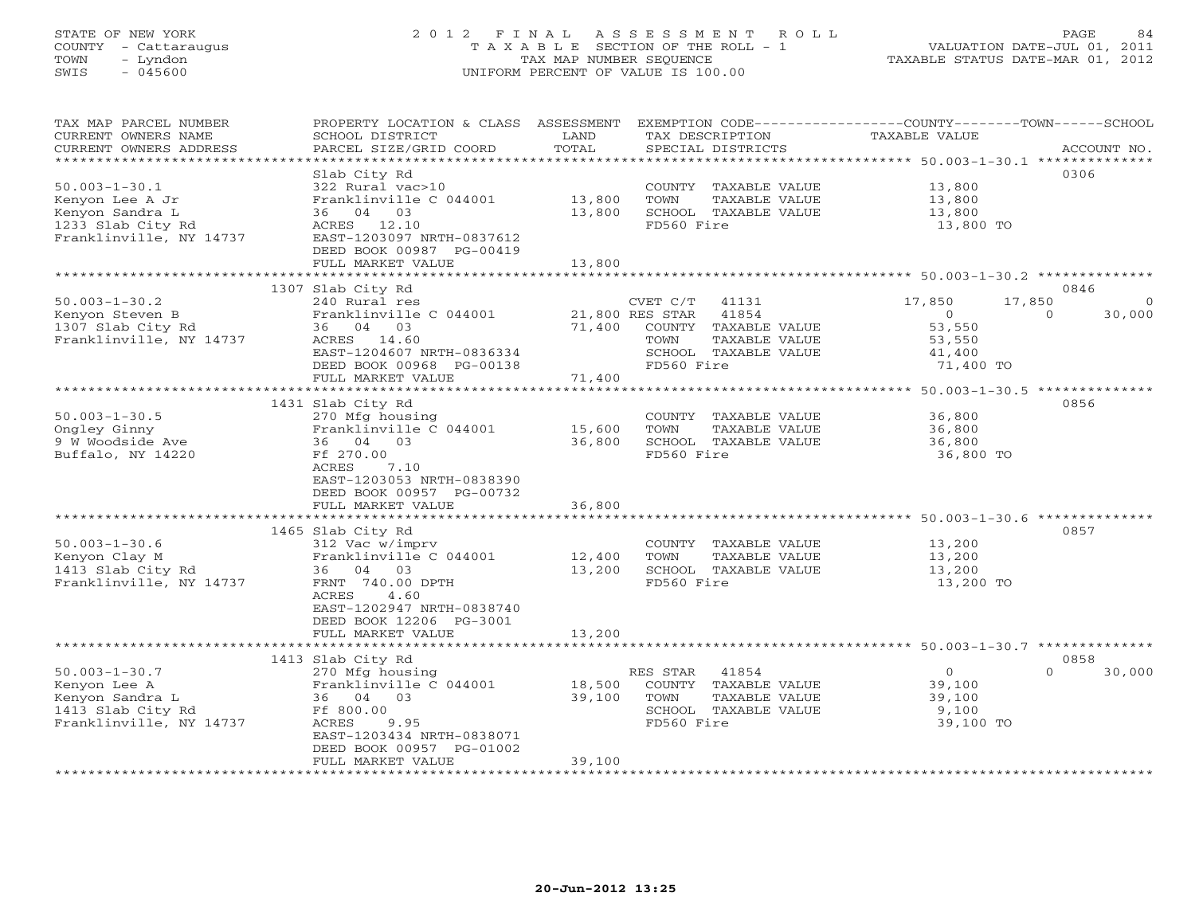STATE OF NEW YORK
COUNTY - Cattaraugus
TOWN - Lyndon
SWIS - 045600

# 2012 FINAL ASSESSMENT ROLL
TAXABLE SECTION OF THE ROLL - 1
TAX MAP NUMBER SEQUENCE
UNIFORM PERCENT OF VALUE IS 100.00

VALUATION DATE-JUL 01, 2011
TAXABLE STATUS DATE-MAR 01, 2012

| TAX MAP PARCEL NUMBER / CURRENT OWNERS NAME / CURRENT OWNERS ADDRESS | PROPERTY LOCATION & CLASS / SCHOOL DISTRICT / PARCEL SIZE/GRID COORD | ASSESSMENT LAND | TOTAL | EXEMPTION CODE / TAX DESCRIPTION / SPECIAL DISTRICTS | COUNTY | TOWN | SCHOOL | ACCOUNT NO. |
|---|---|---|---|---|---|---|---|---|
| 50.003-1-30.1 | Slab City Rd | | | | | | | 0306 |
| Kenyon Lee A Jr | 322 Rural vac>10 | | | COUNTY TAXABLE VALUE | 13,800 | | | |
| Kenyon Sandra L | Franklinville C 044001 | 13,800 | | TOWN TAXABLE VALUE | | 13,800 | | |
| 1233 Slab City Rd | 36 04 03 | | 13,800 | SCHOOL TAXABLE VALUE | | | 13,800 | |
| Franklinville, NY 14737 | ACRES 12.10 | | | FD560 Fire | 13,800 TO | | | |
| | EAST-1203097 NRTH-0837612 | | | | | | | |
| | DEED BOOK 00987 PG-00419 | | | | | | | |
| | FULL MARKET VALUE | | 13,800 | | | | | |
| 50.003-1-30.2 | 1307 Slab City Rd | | | | | | | 0846 |
| Kenyon Steven B | 240 Rural res | | | CVET C/T 41131 | 17,850 | 17,850 | 0 | |
| 1307 Slab City Rd | Franklinville C 044001 | 21,800 | | RES STAR 41854 | 0 | 0 | 30,000 | |
| Franklinville, NY 14737 | 36 04 03 | | 71,400 | COUNTY TAXABLE VALUE | 53,550 | | | |
| | ACRES 14.60 | | | TOWN TAXABLE VALUE | | 53,550 | | |
| | EAST-1204607 NRTH-0836334 | | | SCHOOL TAXABLE VALUE | | | 41,400 | |
| | DEED BOOK 00968 PG-00138 | | | FD560 Fire | 71,400 TO | | | |
| | FULL MARKET VALUE | | 71,400 | | | | | |
| 50.003-1-30.5 | 1431 Slab City Rd | | | | | | | 0856 |
| Ongley Ginny | 270 Mfg housing | | | COUNTY TAXABLE VALUE | 36,800 | | | |
| 9 W Woodside Ave | Franklinville C 044001 | 15,600 | | TOWN TAXABLE VALUE | | 36,800 | | |
| Buffalo, NY 14220 | 36 04 03 | | 36,800 | SCHOOL TAXABLE VALUE | | | 36,800 | |
| | Ff 270.00 | | | FD560 Fire | 36,800 TO | | | |
| | ACRES 7.10 | | | | | | | |
| | EAST-1203053 NRTH-0838390 | | | | | | | |
| | DEED BOOK 00957 PG-00732 | | | | | | | |
| | FULL MARKET VALUE | | 36,800 | | | | | |
| 50.003-1-30.6 | 1465 Slab City Rd | | | | | | | 0857 |
| Kenyon Clay M | 312 Vac w/imprv | | | COUNTY TAXABLE VALUE | 13,200 | | | |
| 1413 Slab City Rd | Franklinville C 044001 | 12,400 | | TOWN TAXABLE VALUE | | 13,200 | | |
| Franklinville, NY 14737 | 36 04 03 | | 13,200 | SCHOOL TAXABLE VALUE | | | 13,200 | |
| | FRNT 740.00 DPTH | | | FD560 Fire | 13,200 TO | | | |
| | ACRES 4.60 | | | | | | | |
| | EAST-1202947 NRTH-0838740 | | | | | | | |
| | DEED BOOK 12206 PG-3001 | | | | | | | |
| | FULL MARKET VALUE | | 13,200 | | | | | |
| 50.003-1-30.7 | 1413 Slab City Rd | | | | | | | 0858 |
| Kenyon Lee A | 270 Mfg housing | | | RES STAR 41854 | 0 | 0 | 30,000 | |
| Kenyon Sandra L | Franklinville C 044001 | 18,500 | | COUNTY TAXABLE VALUE | 39,100 | | | |
| 1413 Slab City Rd | 36 04 03 | | 39,100 | TOWN TAXABLE VALUE | | 39,100 | | |
| Franklinville, NY 14737 | Ff 800.00 | | | SCHOOL TAXABLE VALUE | | | 9,100 | |
| | ACRES 9.95 | | | FD560 Fire | 39,100 TO | | | |
| | EAST-1203434 NRTH-0838071 | | | | | | | |
| | DEED BOOK 00957 PG-01002 | | | | | | | |
| | FULL MARKET VALUE | | 39,100 | | | | | |

20-Jun-2012 13:25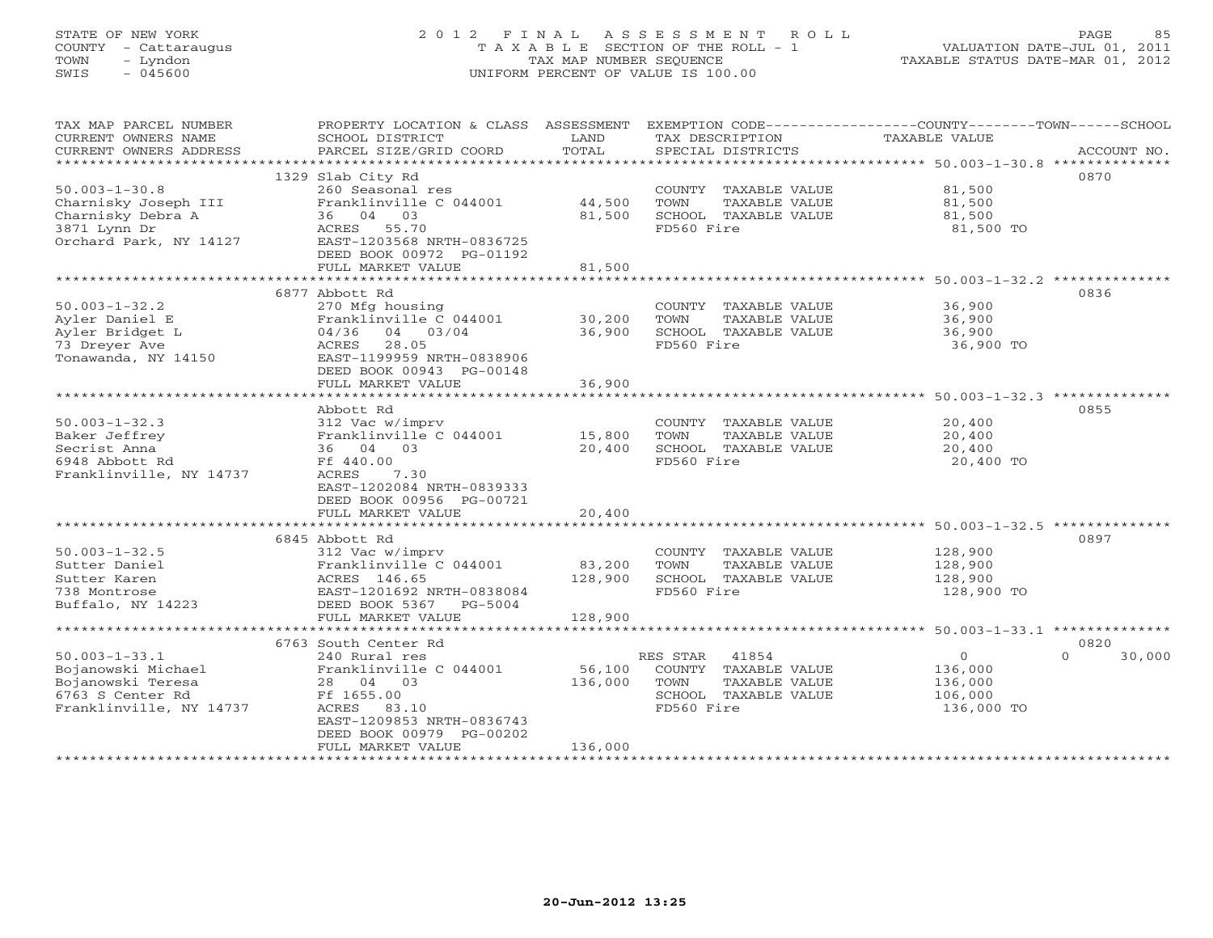STATE OF NEW YORK
COUNTY - Cattaraugus
TOWN - Lyndon
SWIS - 045600

# 2012 FINAL ASSESSMENT ROLL
TAXABLE SECTION OF THE ROLL - 1
TAX MAP NUMBER SEQUENCE
UNIFORM PERCENT OF VALUE IS 100.00

VALUATION DATE-JUL 01, 2011
TAXABLE STATUS DATE-MAR 01, 2012

| TAX MAP PARCEL NUMBER / CURRENT OWNERS NAME / CURRENT OWNERS ADDRESS | PROPERTY LOCATION & CLASS / SCHOOL DISTRICT / PARCEL SIZE/GRID COORD | ASSESSMENT LAND | TOTAL | EXEMPTION CODE / TAX DESCRIPTION / SPECIAL DISTRICTS | COUNTY / TOWN / SCHOOL TAXABLE VALUE | ACCOUNT NO. |
|---|---|---|---|---|---|---|
| 50.003-1-30.8 | 1329 Slab City Rd | | | | | 0870 |
| 50.003-1-30.8 | 260 Seasonal res | | | COUNTY TAXABLE VALUE | 81,500 | |
| Charnisky Joseph III | Franklinville C 044001 | 44,500 | | TOWN TAXABLE VALUE | 81,500 | |
| Charnisky Debra A | 36 04 03 | | 81,500 | SCHOOL TAXABLE VALUE | 81,500 | |
| 3871 Lynn Dr | ACRES 55.70 | | | FD560 Fire | 81,500 TO | |
| Orchard Park, NY 14127 | EAST-1203568 NRTH-0836725 | | | | | |
| | DEED BOOK 00972 PG-01192 | | | | | |
| | FULL MARKET VALUE | | 81,500 | | | |
| 50.003-1-32.2 | 6877 Abbott Rd | | | | | 0836 |
| 50.003-1-32.2 | 270 Mfg housing | | | COUNTY TAXABLE VALUE | 36,900 | |
| Ayler Daniel E | Franklinville C 044001 | 30,200 | | TOWN TAXABLE VALUE | 36,900 | |
| Ayler Bridget L | 04/36 04 03/04 | | 36,900 | SCHOOL TAXABLE VALUE | 36,900 | |
| 73 Dreyer Ave | ACRES 28.05 | | | FD560 Fire | 36,900 TO | |
| Tonawanda, NY 14150 | EAST-1199959 NRTH-0838906 | | | | | |
| | DEED BOOK 00943 PG-00148 | | | | | |
| | FULL MARKET VALUE | | 36,900 | | | |
| 50.003-1-32.3 | Abbott Rd | | | | | 0855 |
| 50.003-1-32.3 | 312 Vac w/imprv | | | COUNTY TAXABLE VALUE | 20,400 | |
| Baker Jeffrey | Franklinville C 044001 | 15,800 | | TOWN TAXABLE VALUE | 20,400 | |
| Secrist Anna | 36 04 03 | | 20,400 | SCHOOL TAXABLE VALUE | 20,400 | |
| 6948 Abbott Rd | Ff 440.00 | | | FD560 Fire | 20,400 TO | |
| Franklinville, NY 14737 | ACRES 7.30 | | | | | |
| | EAST-1202084 NRTH-0839333 | | | | | |
| | DEED BOOK 00956 PG-00721 | | | | | |
| | FULL MARKET VALUE | | 20,400 | | | |
| 50.003-1-32.5 | 6845 Abbott Rd | | | | | 0897 |
| 50.003-1-32.5 | 312 Vac w/imprv | | | COUNTY TAXABLE VALUE | 128,900 | |
| Sutter Daniel | Franklinville C 044001 | 83,200 | | TOWN TAXABLE VALUE | 128,900 | |
| Sutter Karen | ACRES 146.65 | | 128,900 | SCHOOL TAXABLE VALUE | 128,900 | |
| 738 Montrose | EAST-1201692 NRTH-0838084 | | | FD560 Fire | 128,900 TO | |
| Buffalo, NY 14223 | DEED BOOK 5367 PG-5004 | | | | | |
| | FULL MARKET VALUE | | 128,900 | | | |
| 50.003-1-33.1 | 6763 South Center Rd | | | | | 0820 |
| 50.003-1-33.1 | 240 Rural res | | | RES STAR 41854 | 0 / 0 / 30,000 | |
| Bojanowski Michael | Franklinville C 044001 | 56,100 | | COUNTY TAXABLE VALUE | 136,000 | |
| Bojanowski Teresa | 28 04 03 | | 136,000 | TOWN TAXABLE VALUE | 136,000 | |
| 6763 S Center Rd | Ff 1655.00 | | | SCHOOL TAXABLE VALUE | 106,000 | |
| Franklinville, NY 14737 | ACRES 83.10 | | | FD560 Fire | 136,000 TO | |
| | EAST-1209853 NRTH-0836743 | | | | | |
| | DEED BOOK 00979 PG-00202 | | | | | |
| | FULL MARKET VALUE | | 136,000 | | | |

20-Jun-2012 13:25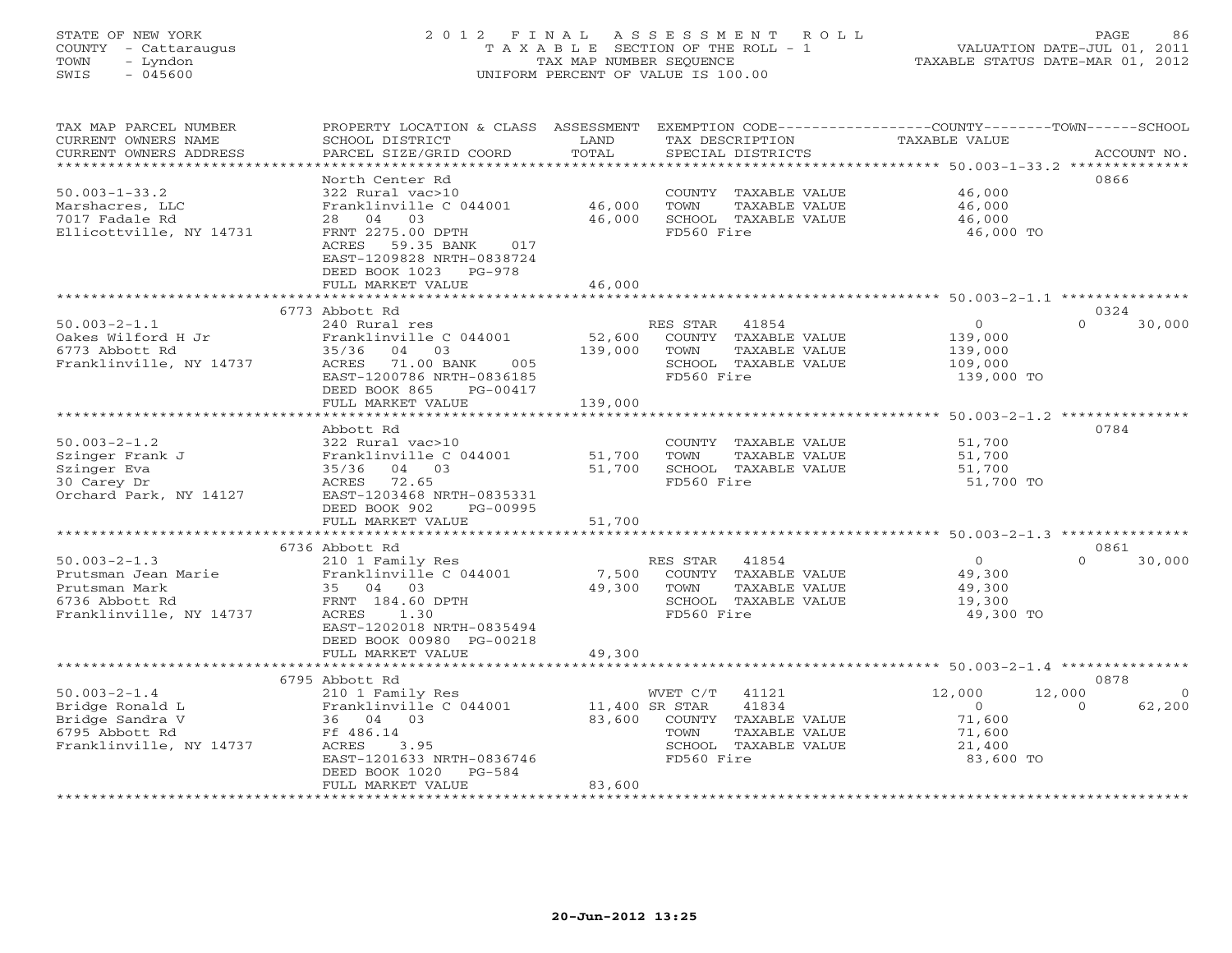STATE OF NEW YORK
COUNTY - Cattaraugus
TOWN - Lyndon
SWIS - 045600

# 2012 FINAL ASSESSMENT ROLL

TAXABLE SECTION OF THE ROLL - 1
TAX MAP NUMBER SEQUENCE
UNIFORM PERCENT OF VALUE IS 100.00

VALUATION DATE-JUL 01, 2011
TAXABLE STATUS DATE-MAR 01, 2012

| TAX MAP PARCEL NUMBER / CURRENT OWNERS NAME / CURRENT OWNERS ADDRESS | PROPERTY LOCATION & CLASS / SCHOOL DISTRICT / PARCEL SIZE/GRID COORD | ASSESSMENT LAND | TOTAL | EXEMPTION CODE / TAX DESCRIPTION / SPECIAL DISTRICTS | COUNTY TAXABLE VALUE | TOWN | SCHOOL | ACCOUNT NO. |
|---|---|---|---|---|---|---|---|---|
| | North Center Rd | | | | | | | 0866 |
| 50.003-1-33.2 | 322 Rural vac>10 | | | COUNTY TAXABLE VALUE | 46,000 | | | |
| Marshacres, LLC | Franklinville C 044001 | 46,000 | | TOWN TAXABLE VALUE | 46,000 | | | |
| 7017 Fadale Rd | 28 04 03 | | 46,000 | SCHOOL TAXABLE VALUE | 46,000 | | | |
| Ellicottville, NY 14731 | FRNT 2275.00 DPTH | | | FD560 Fire | 46,000 TO | | | |
| | ACRES 59.35 BANK 017 | | | | | | | |
| | EAST-1209828 NRTH-0838724 | | | | | | | |
| | DEED BOOK 1023 PG-978 | | | | | | | |
| | FULL MARKET VALUE | | 46,000 | | | | | |
| | 6773 Abbott Rd | | | | | | | 0324 |
| 50.003-2-1.1 | 240 Rural res | | | RES STAR 41854 | 0 | 0 | 30,000 | |
| Oakes Wilford H Jr | Franklinville C 044001 | 52,600 | | COUNTY TAXABLE VALUE | 139,000 | | | |
| 6773 Abbott Rd | 35/36 04 03 | | 139,000 | TOWN TAXABLE VALUE | 139,000 | | | |
| Franklinville, NY 14737 | ACRES 71.00 BANK 005 | | | SCHOOL TAXABLE VALUE | 109,000 | | | |
| | EAST-1200786 NRTH-0836185 | | | FD560 Fire | 139,000 TO | | | |
| | DEED BOOK 865 PG-00417 | | | | | | | |
| | FULL MARKET VALUE | | 139,000 | | | | | |
| | Abbott Rd | | | | | | | 0784 |
| 50.003-2-1.2 | 322 Rural vac>10 | | | COUNTY TAXABLE VALUE | 51,700 | | | |
| Szinger Frank J | Franklinville C 044001 | 51,700 | | TOWN TAXABLE VALUE | 51,700 | | | |
| Szinger Eva | 35/36 04 03 | | 51,700 | SCHOOL TAXABLE VALUE | 51,700 | | | |
| 30 Carey Dr | ACRES 72.65 | | | FD560 Fire | 51,700 TO | | | |
| Orchard Park, NY 14127 | EAST-1203468 NRTH-0835331 | | | | | | | |
| | DEED BOOK 902 PG-00995 | | | | | | | |
| | FULL MARKET VALUE | | 51,700 | | | | | |
| | 6736 Abbott Rd | | | | | | | 0861 |
| 50.003-2-1.3 | 210 1 Family Res | | | RES STAR 41854 | 0 | 0 | 30,000 | |
| Prutsman Jean Marie | Franklinville C 044001 | 7,500 | | COUNTY TAXABLE VALUE | 49,300 | | | |
| Prutsman Mark | 35 04 03 | | 49,300 | TOWN TAXABLE VALUE | 49,300 | | | |
| 6736 Abbott Rd | FRNT 184.60 DPTH | | | SCHOOL TAXABLE VALUE | 19,300 | | | |
| Franklinville, NY 14737 | ACRES 1.30 | | | FD560 Fire | 49,300 TO | | | |
| | EAST-1202018 NRTH-0835494 | | | | | | | |
| | DEED BOOK 00980 PG-00218 | | | | | | | |
| | FULL MARKET VALUE | | 49,300 | | | | | |
| | 6795 Abbott Rd | | | | | | | 0878 |
| 50.003-2-1.4 | 210 1 Family Res | | | WVET C/T 41121 | 12,000 | 12,000 | 0 | |
| Bridge Ronald L | Franklinville C 044001 | 11,400 | | SR STAR 41834 | 0 | 0 | 62,200 | |
| Bridge Sandra V | 36 04 03 | | 83,600 | COUNTY TAXABLE VALUE | 71,600 | | | |
| 6795 Abbott Rd | Ff 486.14 | | | TOWN TAXABLE VALUE | 71,600 | | | |
| Franklinville, NY 14737 | ACRES 3.95 | | | SCHOOL TAXABLE VALUE | 21,400 | | | |
| | EAST-1201633 NRTH-0836746 | | | FD560 Fire | 83,600 TO | | | |
| | DEED BOOK 1020 PG-584 | | | | | | | |
| | FULL MARKET VALUE | | 83,600 | | | | | |

20-Jun-2012 13:25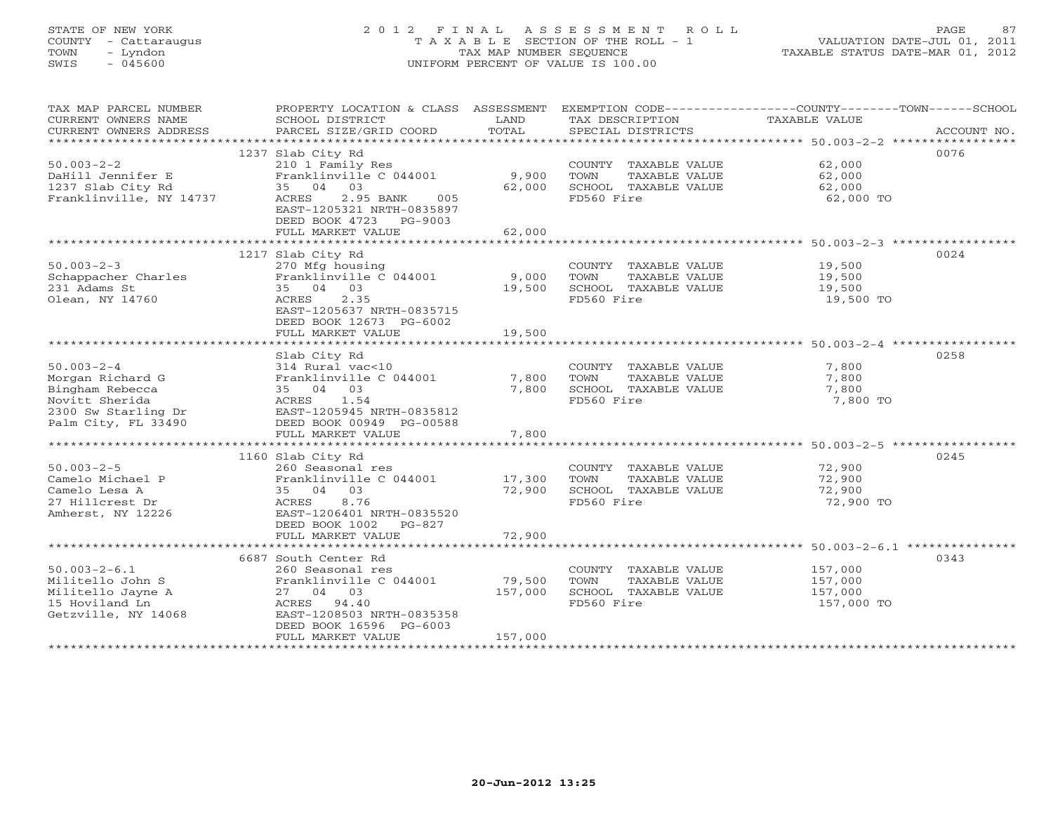STATE OF NEW YORK
COUNTY - Cattaraugus
TOWN - Lyndon
SWIS - 045600

# 2012 FINAL ASSESSMENT ROLL

TAXABLE SECTION OF THE ROLL - 1
TAX MAP NUMBER SEQUENCE
UNIFORM PERCENT OF VALUE IS 100.00

VALUATION DATE-JUL 01, 2011
TAXABLE STATUS DATE-MAR 01, 2012

| TAX MAP PARCEL NUMBER / CURRENT OWNERS NAME / CURRENT OWNERS ADDRESS | PROPERTY LOCATION & CLASS / SCHOOL DISTRICT / PARCEL SIZE/GRID COORD | ASSESSMENT LAND | TOTAL | EXEMPTION CODE / TAX DESCRIPTION / SPECIAL DISTRICTS | COUNTY--------TOWN------SCHOOL TAXABLE VALUE | ACCOUNT NO. |
|---|---|---|---|---|---|---|
| 50.003-2-2 | 1237 Slab City Rd | | | | | 0076 |
| DaHill Jennifer E | 210 1 Family Res | | | COUNTY TAXABLE VALUE | 62,000 | |
| 1237 Slab City Rd | Franklinville C 044001 | 9,900 | | TOWN TAXABLE VALUE | 62,000 | |
| Franklinville, NY 14737 | 35 04 03 | | 62,000 | SCHOOL TAXABLE VALUE | 62,000 | |
| | ACRES 2.95 BANK 005 | | | FD560 Fire | 62,000 TO | |
| | EAST-1205321 NRTH-0835897 | | | | | |
| | DEED BOOK 4723 PG-9003 | | | | | |
| | FULL MARKET VALUE | | 62,000 | | | |
| 50.003-2-3 | 1217 Slab City Rd | | | | | 0024 |
| Schappacher Charles | 270 Mfg housing | | | COUNTY TAXABLE VALUE | 19,500 | |
| 231 Adams St | Franklinville C 044001 | 9,000 | | TOWN TAXABLE VALUE | 19,500 | |
| Olean, NY 14760 | 35 04 03 | | 19,500 | SCHOOL TAXABLE VALUE | 19,500 | |
| | ACRES 2.35 | | | FD560 Fire | 19,500 TO | |
| | EAST-1205637 NRTH-0835715 | | | | | |
| | DEED BOOK 12673 PG-6002 | | | | | |
| | FULL MARKET VALUE | | 19,500 | | | |
| 50.003-2-4 | Slab City Rd | | | | | 0258 |
| Morgan Richard G | 314 Rural vac<10 | | | COUNTY TAXABLE VALUE | 7,800 | |
| Bingham Rebecca | Franklinville C 044001 | 7,800 | | TOWN TAXABLE VALUE | 7,800 | |
| Novitt Sherida | 35 04 03 | | 7,800 | SCHOOL TAXABLE VALUE | 7,800 | |
| 2300 Sw Starling Dr | ACRES 1.54 | | | FD560 Fire | 7,800 TO | |
| Palm City, FL 33490 | EAST-1205945 NRTH-0835812 | | | | | |
| | DEED BOOK 00949 PG-00588 | | | | | |
| | FULL MARKET VALUE | | 7,800 | | | |
| 50.003-2-5 | 1160 Slab City Rd | | | | | 0245 |
| Camelo Michael P | 260 Seasonal res | | | COUNTY TAXABLE VALUE | 72,900 | |
| Camelo Lesa A | Franklinville C 044001 | 17,300 | | TOWN TAXABLE VALUE | 72,900 | |
| 27 Hillcrest Dr | 35 04 03 | | 72,900 | SCHOOL TAXABLE VALUE | 72,900 | |
| Amherst, NY 12226 | ACRES 8.76 | | | FD560 Fire | 72,900 TO | |
| | EAST-1206401 NRTH-0835520 | | | | | |
| | DEED BOOK 1002 PG-827 | | | | | |
| | FULL MARKET VALUE | | 72,900 | | | |
| 50.003-2-6.1 | 6687 South Center Rd | | | | | 0343 |
| Militello John S | 260 Seasonal res | | | COUNTY TAXABLE VALUE | 157,000 | |
| Militello Jayne A | Franklinville C 044001 | 79,500 | | TOWN TAXABLE VALUE | 157,000 | |
| 15 Hoviland Ln | 27 04 03 | | 157,000 | SCHOOL TAXABLE VALUE | 157,000 | |
| Getzville, NY 14068 | ACRES 94.40 | | | FD560 Fire | 157,000 TO | |
| | EAST-1208503 NRTH-0835358 | | | | | |
| | DEED BOOK 16596 PG-6003 | | | | | |
| | FULL MARKET VALUE | | 157,000 | | | |

20-Jun-2012 13:25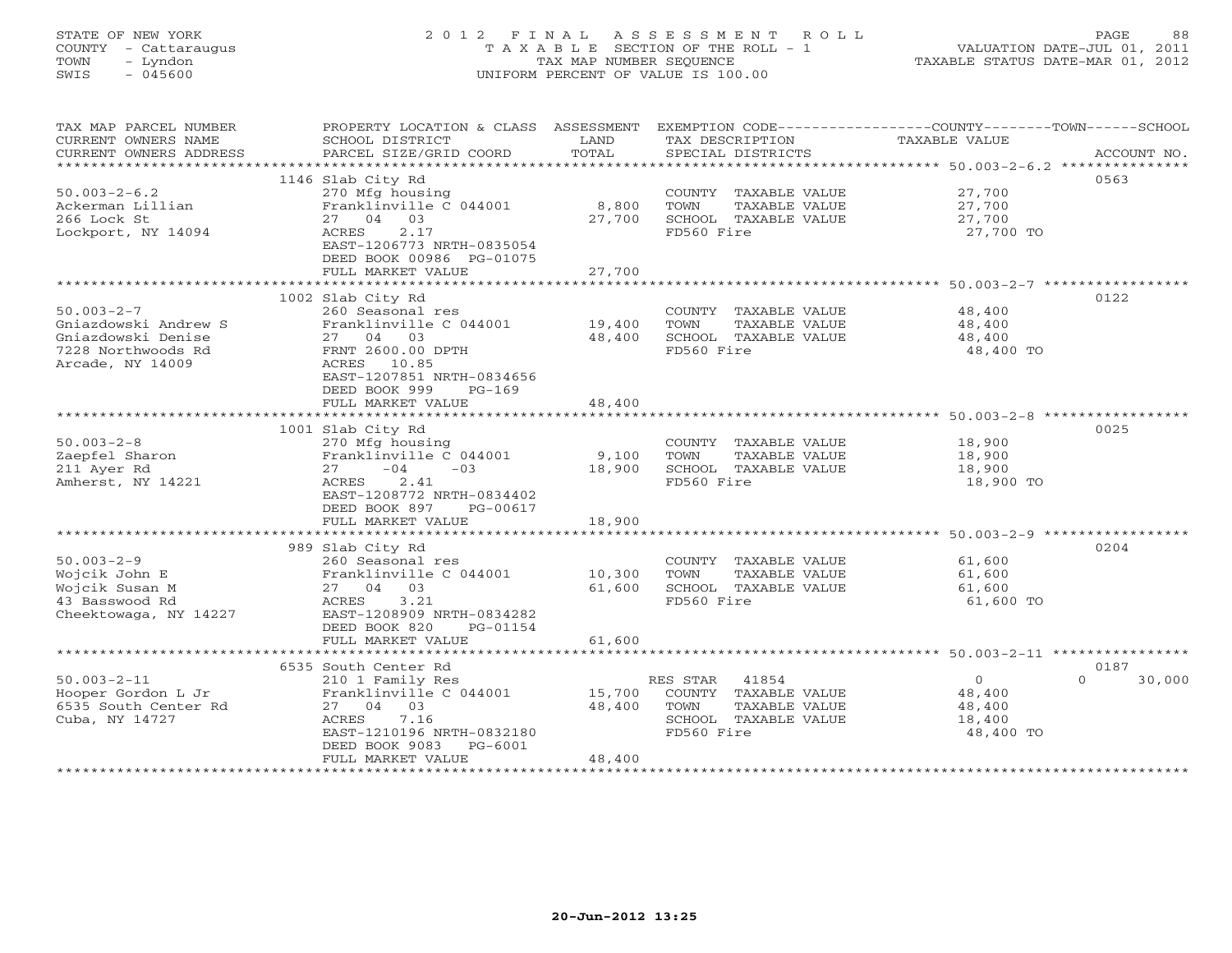STATE OF NEW YORK
COUNTY - Cattaraugus
TOWN - Lyndon
SWIS - 045600

2012 FINAL ASSESSMENT ROLL
TAXABLE SECTION OF THE ROLL - 1
TAX MAP NUMBER SEQUENCE
UNIFORM PERCENT OF VALUE IS 100.00

VALUATION DATE-JUL 01, 2011
TAXABLE STATUS DATE-MAR 01, 2012

| TAX MAP PARCEL NUMBER / CURRENT OWNERS NAME / CURRENT OWNERS ADDRESS | PROPERTY LOCATION & CLASS / SCHOOL DISTRICT / PARCEL SIZE/GRID COORD | ASSESSMENT LAND / TOTAL | EXEMPTION CODE / TAX DESCRIPTION / SPECIAL DISTRICTS | COUNTY / TOWN / SCHOOL TAXABLE VALUE | ACCOUNT NO. |
|---|---|---|---|---|---|
| **50.003-2-6.2** | 1146 Slab City Rd | | | | 0563 |
| 50.003-2-6.2 | 270 Mfg housing | | COUNTY TAXABLE VALUE | 27,700 | |
| Ackerman Lillian | Franklinville C 044001 | 8,800 | TOWN TAXABLE VALUE | 27,700 | |
| 266 Lock St | 27 04 03 | 27,700 | SCHOOL TAXABLE VALUE | 27,700 | |
| Lockport, NY 14094 | ACRES 2.17 | | FD560 Fire | 27,700 TO | |
| | EAST-1206773 NRTH-0835054 | | | | |
| | DEED BOOK 00986 PG-01075 | | | | |
| | FULL MARKET VALUE | 27,700 | | | |
| **50.003-2-7** | 1002 Slab City Rd | | | | 0122 |
| 50.003-2-7 | 260 Seasonal res | | COUNTY TAXABLE VALUE | 48,400 | |
| Gniazdowski Andrew S | Franklinville C 044001 | 19,400 | TOWN TAXABLE VALUE | 48,400 | |
| Gniazdowski Denise | 27 04 03 | 48,400 | SCHOOL TAXABLE VALUE | 48,400 | |
| 7228 Northwoods Rd | FRNT 2600.00 DPTH | | FD560 Fire | 48,400 TO | |
| Arcade, NY 14009 | ACRES 10.85 | | | | |
| | EAST-1207851 NRTH-0834656 | | | | |
| | DEED BOOK 999 PG-169 | | | | |
| | FULL MARKET VALUE | 48,400 | | | |
| **50.003-2-8** | 1001 Slab City Rd | | | | 0025 |
| 50.003-2-8 | 270 Mfg housing | | COUNTY TAXABLE VALUE | 18,900 | |
| Zaepfel Sharon | Franklinville C 044001 | 9,100 | TOWN TAXABLE VALUE | 18,900 | |
| 211 Ayer Rd | 27 -04 -03 | 18,900 | SCHOOL TAXABLE VALUE | 18,900 | |
| Amherst, NY 14221 | ACRES 2.41 | | FD560 Fire | 18,900 TO | |
| | EAST-1208772 NRTH-0834402 | | | | |
| | DEED BOOK 897 PG-00617 | | | | |
| | FULL MARKET VALUE | 18,900 | | | |
| **50.003-2-9** | 989 Slab City Rd | | | | 0204 |
| 50.003-2-9 | 260 Seasonal res | | COUNTY TAXABLE VALUE | 61,600 | |
| Wojcik John E | Franklinville C 044001 | 10,300 | TOWN TAXABLE VALUE | 61,600 | |
| Wojcik Susan M | 27 04 03 | 61,600 | SCHOOL TAXABLE VALUE | 61,600 | |
| 43 Basswood Rd | ACRES 3.21 | | FD560 Fire | 61,600 TO | |
| Cheektowaga, NY 14227 | EAST-1208909 NRTH-0834282 | | | | |
| | DEED BOOK 820 PG-01154 | | | | |
| | FULL MARKET VALUE | 61,600 | | | |
| **50.003-2-11** | 6535 South Center Rd | | | | 0187 |
| 50.003-2-11 | 210 1 Family Res | | RES STAR 41854 | 0 / 0 / 30,000 | |
| Hooper Gordon L Jr | Franklinville C 044001 | 15,700 | COUNTY TAXABLE VALUE | 48,400 | |
| 6535 South Center Rd | 27 04 03 | 48,400 | TOWN TAXABLE VALUE | 48,400 | |
| Cuba, NY 14727 | ACRES 7.16 | | SCHOOL TAXABLE VALUE | 18,400 | |
| | EAST-1210196 NRTH-0832180 | | FD560 Fire | 48,400 TO | |
| | DEED BOOK 9083 PG-6001 | | | | |
| | FULL MARKET VALUE | 48,400 | | | |

20-Jun-2012 13:25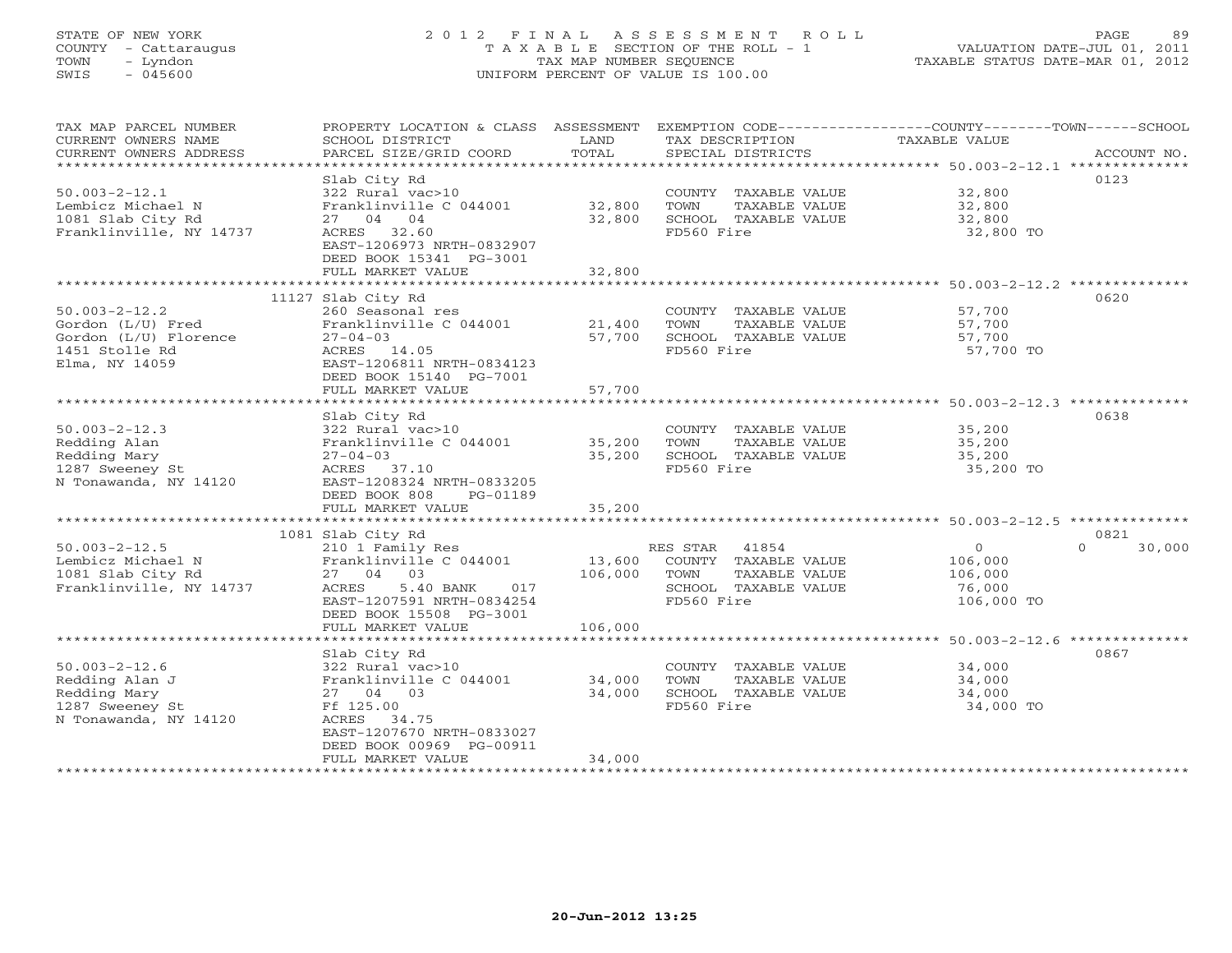STATE OF NEW YORK
COUNTY - Cattaraugus
TOWN - Lyndon
SWIS - 045600

# 2012 FINAL ASSESSMENT ROLL

TAXABLE SECTION OF THE ROLL - 1
TAX MAP NUMBER SEQUENCE
UNIFORM PERCENT OF VALUE IS 100.00

VALUATION DATE-JUL 01, 2011
TAXABLE STATUS DATE-MAR 01, 2012

| TAX MAP PARCEL NUMBER / CURRENT OWNERS NAME / CURRENT OWNERS ADDRESS | PROPERTY LOCATION & CLASS / SCHOOL DISTRICT / PARCEL SIZE/GRID COORD | ASSESSMENT LAND | TOTAL | EXEMPTION CODE / TAX DESCRIPTION / SPECIAL DISTRICTS | COUNTY / TOWN / SCHOOL TAXABLE VALUE | ACCOUNT NO. |
|---|---|---|---|---|---|---|
| **50.003-2-12.1** | Slab City Rd | | | | | 0123 |
| 50.003-2-12.1 | 322 Rural vac>10 | | | COUNTY TAXABLE VALUE | 32,800 | |
| Lembicz Michael N | Franklinville C 044001 | 32,800 | | TOWN TAXABLE VALUE | 32,800 | |
| 1081 Slab City Rd | 27 04 04 | | 32,800 | SCHOOL TAXABLE VALUE | 32,800 | |
| Franklinville, NY 14737 | ACRES 32.60 | | | FD560 Fire | 32,800 TO | |
| | EAST-1206973 NRTH-0832907 | | | | | |
| | DEED BOOK 15341 PG-3001 | | | | | |
| | FULL MARKET VALUE | | 32,800 | | | |
| **50.003-2-12.2** | 11127 Slab City Rd | | | | | 0620 |
| 50.003-2-12.2 | 260 Seasonal res | | | COUNTY TAXABLE VALUE | 57,700 | |
| Gordon (L/U) Fred | Franklinville C 044001 | 21,400 | | TOWN TAXABLE VALUE | 57,700 | |
| Gordon (L/U) Florence | 27-04-03 | | 57,700 | SCHOOL TAXABLE VALUE | 57,700 | |
| 1451 Stolle Rd | ACRES 14.05 | | | FD560 Fire | 57,700 TO | |
| Elma, NY 14059 | EAST-1206811 NRTH-0834123 | | | | | |
| | DEED BOOK 15140 PG-7001 | | | | | |
| | FULL MARKET VALUE | | 57,700 | | | |
| **50.003-2-12.3** | Slab City Rd | | | | | 0638 |
| 50.003-2-12.3 | 322 Rural vac>10 | | | COUNTY TAXABLE VALUE | 35,200 | |
| Redding Alan | Franklinville C 044001 | 35,200 | | TOWN TAXABLE VALUE | 35,200 | |
| Redding Mary | 27-04-03 | | 35,200 | SCHOOL TAXABLE VALUE | 35,200 | |
| 1287 Sweeney St | ACRES 37.10 | | | FD560 Fire | 35,200 TO | |
| N Tonawanda, NY 14120 | EAST-1208324 NRTH-0833205 | | | | | |
| | DEED BOOK 808 PG-01189 | | | | | |
| | FULL MARKET VALUE | | 35,200 | | | |
| **50.003-2-12.5** | 1081 Slab City Rd | | | | | 0821 |
| 50.003-2-12.5 | 210 1 Family Res | | | RES STAR 41854 | 0 / 0 / 30,000 | |
| Lembicz Michael N | Franklinville C 044001 | 13,600 | | COUNTY TAXABLE VALUE | 106,000 | |
| 1081 Slab City Rd | 27 04 03 | | 106,000 | TOWN TAXABLE VALUE | 106,000 | |
| Franklinville, NY 14737 | ACRES 5.40 BANK 017 | | | SCHOOL TAXABLE VALUE | 76,000 | |
| | EAST-1207591 NRTH-0834254 | | | FD560 Fire | 106,000 TO | |
| | DEED BOOK 15508 PG-3001 | | | | | |
| | FULL MARKET VALUE | | 106,000 | | | |
| **50.003-2-12.6** | Slab City Rd | | | | | 0867 |
| 50.003-2-12.6 | 322 Rural vac>10 | | | COUNTY TAXABLE VALUE | 34,000 | |
| Redding Alan J | Franklinville C 044001 | 34,000 | | TOWN TAXABLE VALUE | 34,000 | |
| Redding Mary | 27 04 03 | | 34,000 | SCHOOL TAXABLE VALUE | 34,000 | |
| 1287 Sweeney St | Ff 125.00 | | | FD560 Fire | 34,000 TO | |
| N Tonawanda, NY 14120 | ACRES 34.75 | | | | | |
| | EAST-1207670 NRTH-0833027 | | | | | |
| | DEED BOOK 00969 PG-00911 | | | | | |
| | FULL MARKET VALUE | | 34,000 | | | |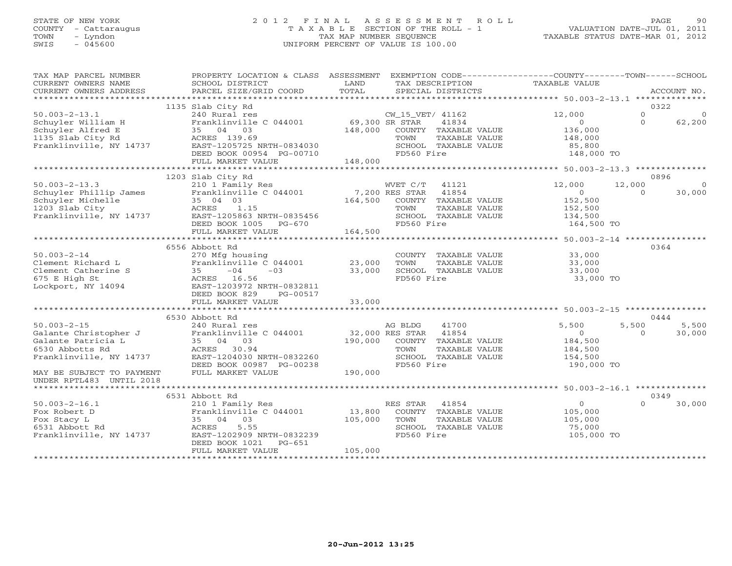STATE OF NEW YORK
COUNTY - Cattaraugus
TOWN - Lyndon
SWIS - 045600

# 2012 FINAL ASSESSMENT ROLL
TAXABLE SECTION OF THE ROLL - 1
TAX MAP NUMBER SEQUENCE
UNIFORM PERCENT OF VALUE IS 100.00

VALUATION DATE-JUL 01, 2011
TAXABLE STATUS DATE-MAR 01, 2012

| TAX MAP PARCEL NUMBER / CURRENT OWNERS NAME / CURRENT OWNERS ADDRESS | PROPERTY LOCATION & CLASS / SCHOOL DISTRICT / PARCEL SIZE/GRID COORD | ASSESSMENT LAND / TOTAL | EXEMPTION CODE / TAX DESCRIPTION / SPECIAL DISTRICTS | COUNTY TAXABLE VALUE | TOWN | SCHOOL / ACCOUNT NO. |
|---|---|---|---|---|---|---|
| | 1135 Slab City Rd | | | | | 0322 |
| 50.003-2-13.1 | 240 Rural res | | CW_15_VET/ 41162 | 12,000 | 0 | 0 |
| Schuyler William H | Franklinville C 044001 | 69,300 | SR STAR 41834 | 0 | 0 | 62,200 |
| Schuyler Alfred E | 35 04 03 | 148,000 | COUNTY TAXABLE VALUE | 136,000 | | |
| 1135 Slab City Rd | ACRES 139.69 | | TOWN TAXABLE VALUE | 148,000 | | |
| Franklinville, NY 14737 | EAST-1205725 NRTH-0834030 | | SCHOOL TAXABLE VALUE | 85,800 | | |
| | DEED BOOK 00954 PG-00710 | | FD560 Fire | 148,000 TO | | |
| | FULL MARKET VALUE | 148,000 | | | | |
| | 1203 Slab City Rd | | | | | 0896 |
| 50.003-2-13.3 | 210 1 Family Res | | WVET C/T 41121 | 12,000 | 12,000 | 0 |
| Schuyler Phillip James | Franklinville C 044001 | 7,200 | RES STAR 41854 | 0 | 0 | 30,000 |
| Schuyler Michelle | 35 04 03 | 164,500 | COUNTY TAXABLE VALUE | 152,500 | | |
| 1203 Slab City | ACRES 1.15 | | TOWN TAXABLE VALUE | 152,500 | | |
| Franklinville, NY 14737 | EAST-1205863 NRTH-0835456 | | SCHOOL TAXABLE VALUE | 134,500 | | |
| | DEED BOOK 1005 PG-670 | | FD560 Fire | 164,500 TO | | |
| | FULL MARKET VALUE | 164,500 | | | | |
| | 6556 Abbott Rd | | | | | 0364 |
| 50.003-2-14 | 270 Mfg housing | | COUNTY TAXABLE VALUE | 33,000 | | |
| Clement Richard L | Franklinville C 044001 | 23,000 | TOWN TAXABLE VALUE | 33,000 | | |
| Clement Catherine S | 35 -04 -03 | 33,000 | SCHOOL TAXABLE VALUE | 33,000 | | |
| 675 E High St | ACRES 16.56 | | FD560 Fire | 33,000 TO | | |
| Lockport, NY 14094 | EAST-1203972 NRTH-0832811 | | | | | |
| | DEED BOOK 829 PG-00517 | | | | | |
| | FULL MARKET VALUE | 33,000 | | | | |
| | 6530 Abbott Rd | | | | | 0444 |
| 50.003-2-15 | 240 Rural res | | AG BLDG 41700 | 5,500 | 5,500 | 5,500 |
| Galante Christopher J | Franklinville C 044001 | 32,000 | RES STAR 41854 | 0 | 0 | 30,000 |
| Galante Patricia L | 35 04 03 | 190,000 | COUNTY TAXABLE VALUE | 184,500 | | |
| 6530 Abbotts Rd | ACRES 30.94 | | TOWN TAXABLE VALUE | 184,500 | | |
| Franklinville, NY 14737 | EAST-1204030 NRTH-0832260 | | SCHOOL TAXABLE VALUE | 154,500 | | |
| | DEED BOOK 00987 PG-00238 | | FD560 Fire | 190,000 TO | | |
| MAY BE SUBJECT TO PAYMENT | FULL MARKET VALUE | 190,000 | | | | |
| UNDER RPTL483 UNTIL 2018 | | | | | | |
| | 6531 Abbott Rd | | | | | 0349 |
| 50.003-2-16.1 | 210 1 Family Res | | RES STAR 41854 | 0 | 0 | 30,000 |
| Fox Robert D | Franklinville C 044001 | 13,800 | COUNTY TAXABLE VALUE | 105,000 | | |
| Fox Stacy L | 35 04 03 | 105,000 | TOWN TAXABLE VALUE | 105,000 | | |
| 6531 Abbott Rd | ACRES 5.55 | | SCHOOL TAXABLE VALUE | 75,000 | | |
| Franklinville, NY 14737 | EAST-1202909 NRTH-0832239 | | FD560 Fire | 105,000 TO | | |
| | DEED BOOK 1021 PG-651 | | | | | |
| | FULL MARKET VALUE | 105,000 | | | | |

20-Jun-2012 13:25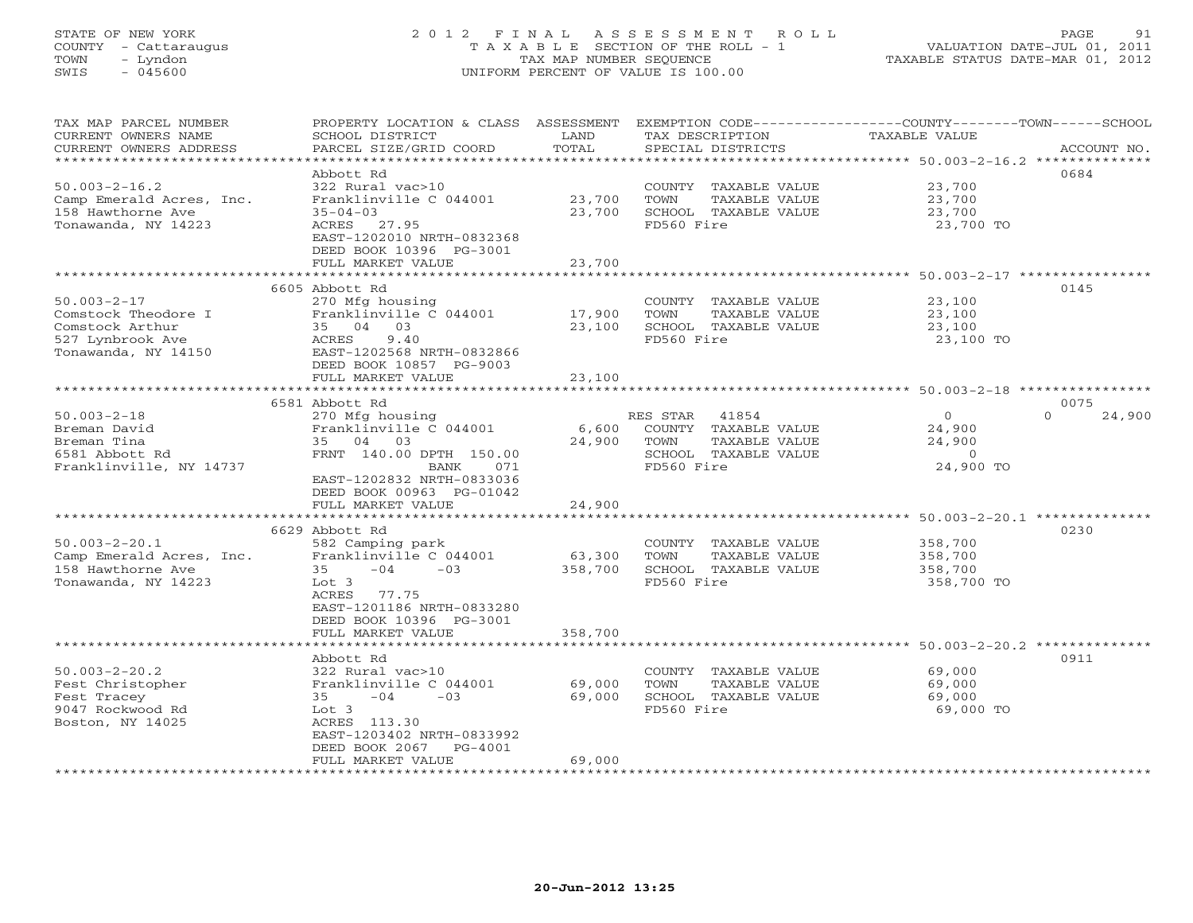STATE OF NEW YORK
COUNTY - Cattaraugus
TOWN - Lyndon
SWIS - 045600

# 2012 FINAL ASSESSMENT ROLL
TAXABLE SECTION OF THE ROLL - 1
TAX MAP NUMBER SEQUENCE
UNIFORM PERCENT OF VALUE IS 100.00

VALUATION DATE-JUL 01, 2011
TAXABLE STATUS DATE-MAR 01, 2012

| TAX MAP PARCEL NUMBER / CURRENT OWNERS NAME / CURRENT OWNERS ADDRESS | PROPERTY LOCATION & CLASS / SCHOOL DISTRICT / PARCEL SIZE/GRID COORD | ASSESSMENT LAND / TOTAL | EXEMPTION CODE / TAX DESCRIPTION / SPECIAL DISTRICTS | COUNTY TAXABLE VALUE | TOWN | SCHOOL | ACCOUNT NO. |
|---|---|---|---|---|---|---|---|
| 50.003-2-16.2 | Abbott Rd | | | | | | 0684 |
| Camp Emerald Acres, Inc. | 322 Rural vac>10 | | COUNTY TAXABLE VALUE | 23,700 | | | |
| 158 Hawthorne Ave | Franklinville C 044001 | 23,700 | TOWN TAXABLE VALUE | 23,700 | | | |
| Tonawanda, NY 14223 | 35-04-03 | 23,700 | SCHOOL TAXABLE VALUE | 23,700 | | | |
| | ACRES 27.95 | | FD560 Fire | 23,700 TO | | | |
| | EAST-1202010 NRTH-0832368 | | | | | | |
| | DEED BOOK 10396 PG-3001 | | | | | | |
| | FULL MARKET VALUE | 23,700 | | | | | |
| 50.003-2-17 | 6605 Abbott Rd | | | | | | 0145 |
| Comstock Theodore I | 270 Mfg housing | | COUNTY TAXABLE VALUE | 23,100 | | | |
| Comstock Arthur | Franklinville C 044001 | 17,900 | TOWN TAXABLE VALUE | 23,100 | | | |
| 527 Lynbrook Ave | 35 04 03 | 23,100 | SCHOOL TAXABLE VALUE | 23,100 | | | |
| Tonawanda, NY 14150 | ACRES 9.40 | | FD560 Fire | 23,100 TO | | | |
| | EAST-1202568 NRTH-0832866 | | | | | | |
| | DEED BOOK 10857 PG-9003 | | | | | | |
| | FULL MARKET VALUE | 23,100 | | | | | |
| 50.003-2-18 | 6581 Abbott Rd | | | | | | 0075 |
| Breman David | 270 Mfg housing | | RES STAR 41854 | 0 | 0 | 24,900 | |
| Breman Tina | Franklinville C 044001 | 6,600 | COUNTY TAXABLE VALUE | 24,900 | | | |
| 6581 Abbott Rd | 35 04 03 | 24,900 | TOWN TAXABLE VALUE | 24,900 | | | |
| Franklinville, NY 14737 | FRNT 140.00 DPTH 150.00 | | SCHOOL TAXABLE VALUE | 0 | | | |
| | BANK 071 | | FD560 Fire | 24,900 TO | | | |
| | EAST-1202832 NRTH-0833036 | | | | | | |
| | DEED BOOK 00963 PG-01042 | | | | | | |
| | FULL MARKET VALUE | 24,900 | | | | | |
| 50.003-2-20.1 | 6629 Abbott Rd | | | | | | 0230 |
| Camp Emerald Acres, Inc. | 582 Camping park | | COUNTY TAXABLE VALUE | 358,700 | | | |
| 158 Hawthorne Ave | Franklinville C 044001 | 63,300 | TOWN TAXABLE VALUE | 358,700 | | | |
| Tonawanda, NY 14223 | 35 -04 -03 | 358,700 | SCHOOL TAXABLE VALUE | 358,700 | | | |
| | Lot 3 | | FD560 Fire | 358,700 TO | | | |
| | ACRES 77.75 | | | | | | |
| | EAST-1201186 NRTH-0833280 | | | | | | |
| | DEED BOOK 10396 PG-3001 | | | | | | |
| | FULL MARKET VALUE | 358,700 | | | | | |
| 50.003-2-20.2 | Abbott Rd | | | | | | 0911 |
| Fest Christopher | 322 Rural vac>10 | | COUNTY TAXABLE VALUE | 69,000 | | | |
| Fest Tracey | Franklinville C 044001 | 69,000 | TOWN TAXABLE VALUE | 69,000 | | | |
| 9047 Rockwood Rd | 35 -04 -03 | 69,000 | SCHOOL TAXABLE VALUE | 69,000 | | | |
| Boston, NY 14025 | Lot 3 | | FD560 Fire | 69,000 TO | | | |
| | ACRES 113.30 | | | | | | |
| | EAST-1203402 NRTH-0833992 | | | | | | |
| | DEED BOOK 2067 PG-4001 | | | | | | |
| | FULL MARKET VALUE | 69,000 | | | | | |

20-Jun-2012 13:25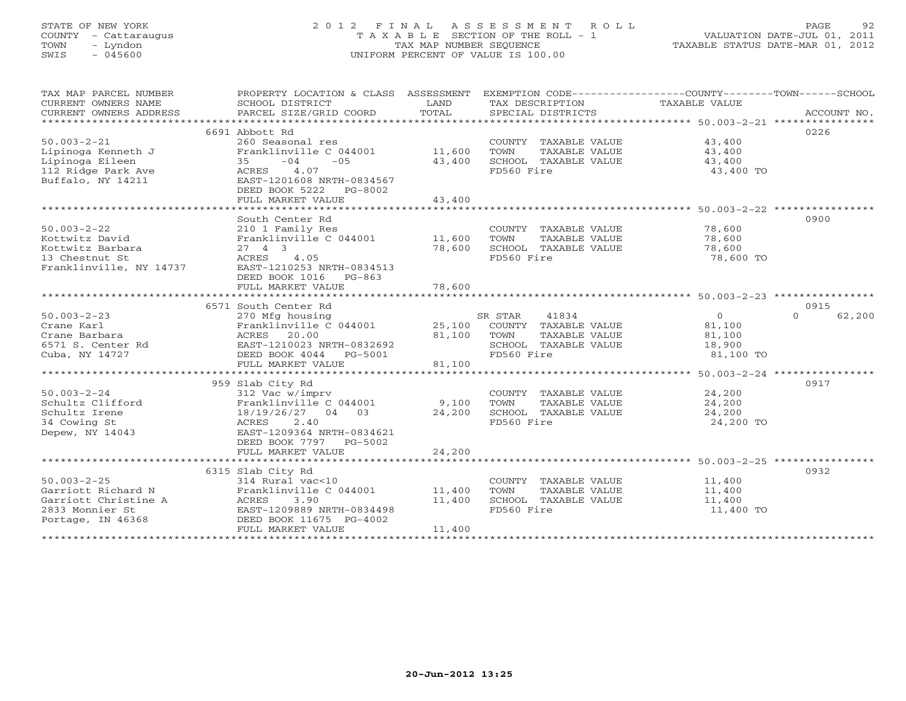STATE OF NEW YORK
COUNTY - Cattaraugus
TOWN - Lyndon
SWIS - 045600

# 2012 FINAL ASSESSMENT ROLL

TAXABLE SECTION OF THE ROLL - 1
TAX MAP NUMBER SEQUENCE
UNIFORM PERCENT OF VALUE IS 100.00

VALUATION DATE-JUL 01, 2011
TAXABLE STATUS DATE-MAR 01, 2012

| TAX MAP PARCEL NUMBER / CURRENT OWNERS NAME / CURRENT OWNERS ADDRESS | PROPERTY LOCATION & CLASS / SCHOOL DISTRICT / PARCEL SIZE/GRID COORD | ASSESSMENT LAND / TOTAL | EXEMPTION CODE / TAX DESCRIPTION / SPECIAL DISTRICTS | COUNTY / TOWN / SCHOOL TAXABLE VALUE | ACCOUNT NO. |
|---|---|---|---|---|---|
| 50.003-2-21 | 6691 Abbott Rd | | | | 0226 |
| | 260 Seasonal res | | COUNTY TAXABLE VALUE | 43,400 | |
| Lipinoga Kenneth J | Franklinville C 044001 | 11,600 | TOWN TAXABLE VALUE | 43,400 | |
| Lipinoga Eileen | 35 -04 -05 | 43,400 | SCHOOL TAXABLE VALUE | 43,400 | |
| 112 Ridge Park Ave | ACRES 4.07 | | FD560 Fire | 43,400 TO | |
| Buffalo, NY 14211 | EAST-1201608 NRTH-0834567 | | | | |
| | DEED BOOK 5222 PG-8002 | | | | |
| | FULL MARKET VALUE | 43,400 | | | |
| 50.003-2-22 | South Center Rd | | | | 0900 |
| | 210 1 Family Res | | COUNTY TAXABLE VALUE | 78,600 | |
| Kottwitz David | Franklinville C 044001 | 11,600 | TOWN TAXABLE VALUE | 78,600 | |
| Kottwitz Barbara | 27 4 3 | 78,600 | SCHOOL TAXABLE VALUE | 78,600 | |
| 13 Chestnut St | ACRES 4.05 | | FD560 Fire | 78,600 TO | |
| Franklinville, NY 14737 | EAST-1210253 NRTH-0834513 | | | | |
| | DEED BOOK 1016 PG-863 | | | | |
| | FULL MARKET VALUE | 78,600 | | | |
| 50.003-2-23 | 6571 South Center Rd | | | | 0915 |
| | 270 Mfg housing | | SR STAR 41834 | 0 / 0 / 62,200 | |
| Crane Karl | Franklinville C 044001 | 25,100 | COUNTY TAXABLE VALUE | 81,100 | |
| Crane Barbara | ACRES 20.00 | 81,100 | TOWN TAXABLE VALUE | 81,100 | |
| 6571 S. Center Rd | EAST-1210023 NRTH-0832692 | | SCHOOL TAXABLE VALUE | 18,900 | |
| Cuba, NY 14727 | DEED BOOK 4044 PG-5001 | | FD560 Fire | 81,100 TO | |
| | FULL MARKET VALUE | 81,100 | | | |
| 50.003-2-24 | 959 Slab City Rd | | | | 0917 |
| | 312 Vac w/imprv | | COUNTY TAXABLE VALUE | 24,200 | |
| Schultz Clifford | Franklinville C 044001 | 9,100 | TOWN TAXABLE VALUE | 24,200 | |
| Schultz Irene | 18/19/26/27 04 03 | 24,200 | SCHOOL TAXABLE VALUE | 24,200 | |
| 34 Cowing St | ACRES 2.40 | | FD560 Fire | 24,200 TO | |
| Depew, NY 14043 | EAST-1209364 NRTH-0834621 | | | | |
| | DEED BOOK 7797 PG-5002 | | | | |
| | FULL MARKET VALUE | 24,200 | | | |
| 50.003-2-25 | 6315 Slab City Rd | | | | 0932 |
| | 314 Rural vac<10 | | COUNTY TAXABLE VALUE | 11,400 | |
| Garriott Richard N | Franklinville C 044001 | 11,400 | TOWN TAXABLE VALUE | 11,400 | |
| Garriott Christine A | ACRES 3.90 | 11,400 | SCHOOL TAXABLE VALUE | 11,400 | |
| 2833 Monnier St | EAST-1209889 NRTH-0834498 | | FD560 Fire | 11,400 TO | |
| Portage, IN 46368 | DEED BOOK 11675 PG-4002 | | | | |
| | FULL MARKET VALUE | 11,400 | | | |

20-Jun-2012 13:25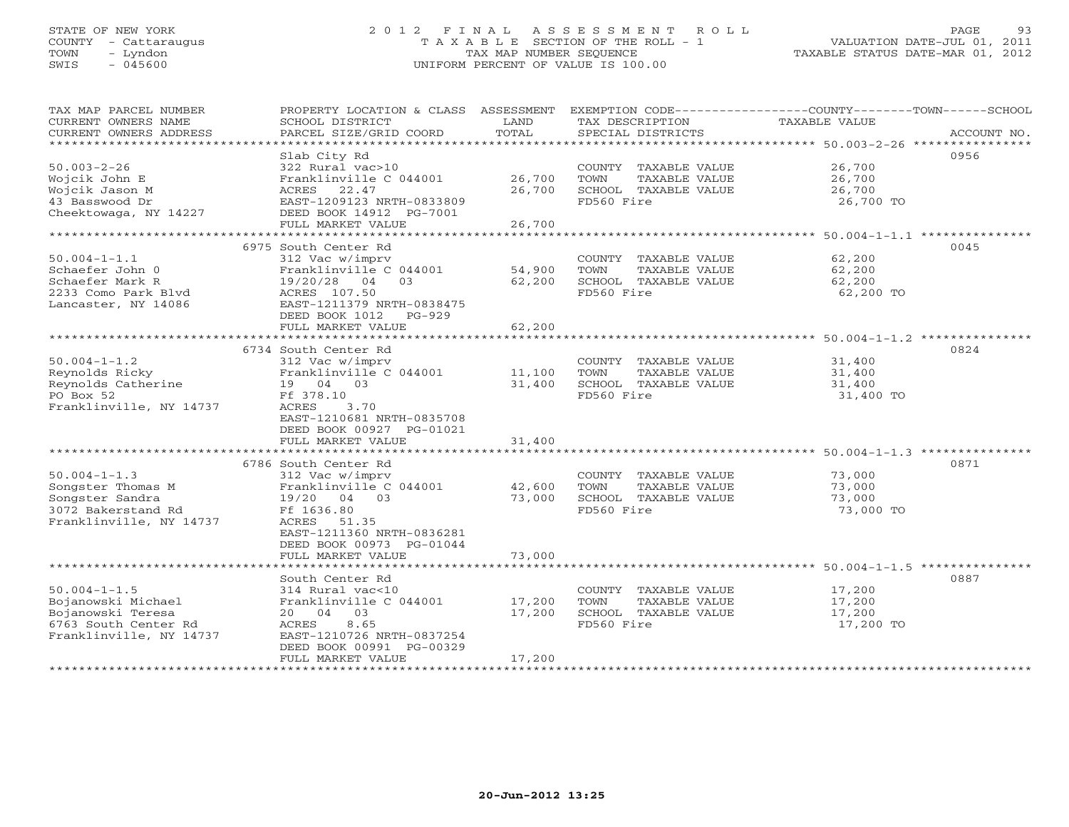STATE OF NEW YORK
COUNTY - Cattaraugus
TOWN - Lyndon
SWIS - 045600

# 2012 FINAL ASSESSMENT ROLL

TAXABLE SECTION OF THE ROLL - 1
TAX MAP NUMBER SEQUENCE
UNIFORM PERCENT OF VALUE IS 100.00

VALUATION DATE-JUL 01, 2011
TAXABLE STATUS DATE-MAR 01, 2012

| TAX MAP PARCEL NUMBER / CURRENT OWNERS NAME / CURRENT OWNERS ADDRESS | PROPERTY LOCATION & CLASS / SCHOOL DISTRICT / PARCEL SIZE/GRID COORD | ASSESSMENT LAND / TOTAL | EXEMPTION CODE / TAX DESCRIPTION / SPECIAL DISTRICTS | COUNTY--------TOWN------SCHOOL TAXABLE VALUE | ACCOUNT NO. |
|---|---|---|---|---|---|
| 50.003-2-26 | Slab City Rd | | | | 0956 |
| 50.003-2-26 | 322 Rural vac>10 | | COUNTY TAXABLE VALUE | 26,700 | |
| Wojcik John E | Franklinville C 044001 | 26,700 | TOWN TAXABLE VALUE | 26,700 | |
| Wojcik Jason M | ACRES 22.47 | 26,700 | SCHOOL TAXABLE VALUE | 26,700 | |
| 43 Basswood Dr | EAST-1209123 NRTH-0833809 | | FD560 Fire | 26,700 TO | |
| Cheektowaga, NY 14227 | DEED BOOK 14912 PG-7001 | | | | |
| | FULL MARKET VALUE | 26,700 | | | |
| 50.004-1-1.1 | 6975 South Center Rd | | | | 0045 |
| 50.004-1-1.1 | 312 Vac w/imprv | | COUNTY TAXABLE VALUE | 62,200 | |
| Schaefer John O | Franklinville C 044001 | 54,900 | TOWN TAXABLE VALUE | 62,200 | |
| Schaefer Mark R | 19/20/28 04 03 | 62,200 | SCHOOL TAXABLE VALUE | 62,200 | |
| 2233 Como Park Blvd | ACRES 107.50 | | FD560 Fire | 62,200 TO | |
| Lancaster, NY 14086 | EAST-1211379 NRTH-0838475 | | | | |
| | DEED BOOK 1012 PG-929 | | | | |
| | FULL MARKET VALUE | 62,200 | | | |
| 50.004-1-1.2 | 6734 South Center Rd | | | | 0824 |
| 50.004-1-1.2 | 312 Vac w/imprv | | COUNTY TAXABLE VALUE | 31,400 | |
| Reynolds Ricky | Franklinville C 044001 | 11,100 | TOWN TAXABLE VALUE | 31,400 | |
| Reynolds Catherine | 19 04 03 | 31,400 | SCHOOL TAXABLE VALUE | 31,400 | |
| PO Box 52 | Ff 378.10 | | FD560 Fire | 31,400 TO | |
| Franklinville, NY 14737 | ACRES 3.70 | | | | |
| | EAST-1210681 NRTH-0835708 | | | | |
| | DEED BOOK 00927 PG-01021 | | | | |
| | FULL MARKET VALUE | 31,400 | | | |
| 50.004-1-1.3 | 6786 South Center Rd | | | | 0871 |
| 50.004-1-1.3 | 312 Vac w/imprv | | COUNTY TAXABLE VALUE | 73,000 | |
| Songster Thomas M | Franklinville C 044001 | 42,600 | TOWN TAXABLE VALUE | 73,000 | |
| Songster Sandra | 19/20 04 03 | 73,000 | SCHOOL TAXABLE VALUE | 73,000 | |
| 3072 Bakerstand Rd | Ff 1636.80 | | FD560 Fire | 73,000 TO | |
| Franklinville, NY 14737 | ACRES 51.35 | | | | |
| | EAST-1211360 NRTH-0836281 | | | | |
| | DEED BOOK 00973 PG-01044 | | | | |
| | FULL MARKET VALUE | 73,000 | | | |
| 50.004-1-1.5 | South Center Rd | | | | 0887 |
| 50.004-1-1.5 | 314 Rural vac<10 | | COUNTY TAXABLE VALUE | 17,200 | |
| Bojanowski Michael | Franklinville C 044001 | 17,200 | TOWN TAXABLE VALUE | 17,200 | |
| Bojanowski Teresa | 20 04 03 | 17,200 | SCHOOL TAXABLE VALUE | 17,200 | |
| 6763 South Center Rd | ACRES 8.65 | | FD560 Fire | 17,200 TO | |
| Franklinville, NY 14737 | EAST-1210726 NRTH-0837254 | | | | |
| | DEED BOOK 00991 PG-00329 | | | | |
| | FULL MARKET VALUE | 17,200 | | | |

20-Jun-2012 13:25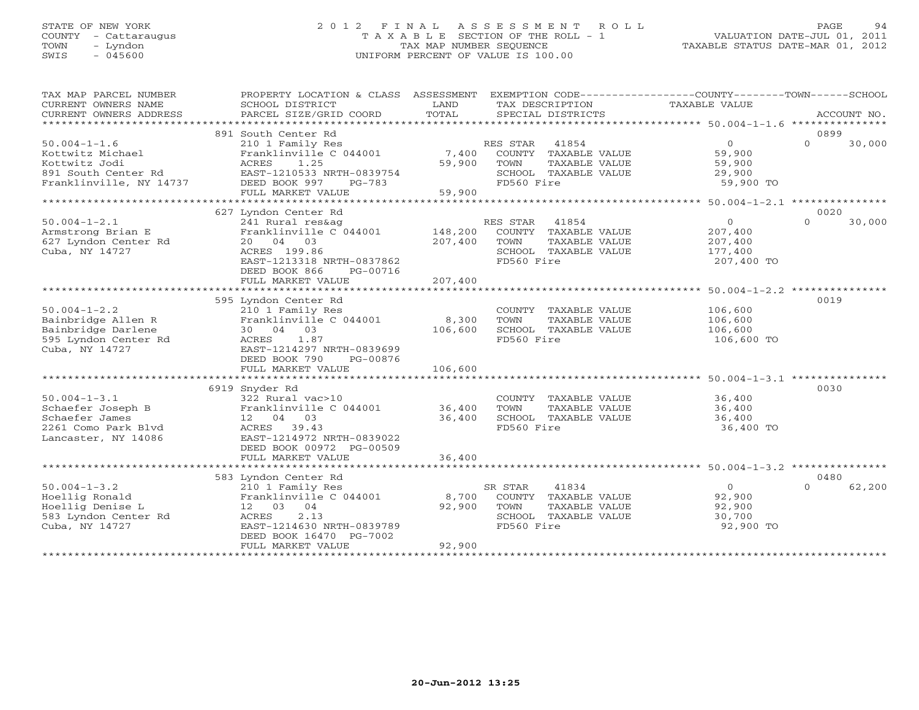STATE OF NEW YORK
COUNTY - Cattaraugus
TOWN - Lyndon
SWIS - 045600

# 2012 FINAL ASSESSMENT ROLL
TAXABLE SECTION OF THE ROLL - 1
TAX MAP NUMBER SEQUENCE
UNIFORM PERCENT OF VALUE IS 100.00

VALUATION DATE-JUL 01, 2011
TAXABLE STATUS DATE-MAR 01, 2012

| TAX MAP PARCEL NUMBER / CURRENT OWNERS NAME / CURRENT OWNERS ADDRESS | PROPERTY LOCATION & CLASS / SCHOOL DISTRICT / PARCEL SIZE/GRID COORD | ASSESSMENT LAND / TOTAL | EXEMPTION CODE / TAX DESCRIPTION / SPECIAL DISTRICTS | COUNTY / TOWN TAXABLE VALUE | SCHOOL / ACCOUNT NO. |
|---|---|---|---|---|---|
| 50.004-1-1.6 | 891 South Center Rd | | | | 0899 |
| Kottwitz Michael | 210 1 Family Res | | RES STAR 41854 | 0 | 0 30,000 |
| Kottwitz Jodi | Franklinville C 044001 | 7,400 | COUNTY TAXABLE VALUE | 59,900 | |
| 891 South Center Rd | ACRES 1.25 | 59,900 | TOWN TAXABLE VALUE | 59,900 | |
| Franklinville, NY 14737 | EAST-1210533 NRTH-0839754 | | SCHOOL TAXABLE VALUE | 29,900 | |
| | DEED BOOK 997 PG-783 | | FD560 Fire | 59,900 TO | |
| | FULL MARKET VALUE | 59,900 | | | |
| 50.004-1-2.1 | 627 Lyndon Center Rd | | | | 0020 |
| Armstrong Brian E | 241 Rural res&ag | | RES STAR 41854 | 0 | 0 30,000 |
| 627 Lyndon Center Rd | Franklinville C 044001 | 148,200 | COUNTY TAXABLE VALUE | 207,400 | |
| Cuba, NY 14727 | 20 04 03 | 207,400 | TOWN TAXABLE VALUE | 207,400 | |
| | ACRES 199.86 | | SCHOOL TAXABLE VALUE | 177,400 | |
| | EAST-1213318 NRTH-0837862 | | FD560 Fire | 207,400 TO | |
| | DEED BOOK 866 PG-00716 | | | | |
| | FULL MARKET VALUE | 207,400 | | | |
| 50.004-1-2.2 | 595 Lyndon Center Rd | | | | 0019 |
| Bainbridge Allen R | 210 1 Family Res | | COUNTY TAXABLE VALUE | 106,600 | |
| Bainbridge Darlene | Franklinville C 044001 | 8,300 | TOWN TAXABLE VALUE | 106,600 | |
| 595 Lyndon Center Rd | 30 04 03 | 106,600 | SCHOOL TAXABLE VALUE | 106,600 | |
| Cuba, NY 14727 | ACRES 1.87 | | FD560 Fire | 106,600 TO | |
| | EAST-1214297 NRTH-0839699 | | | | |
| | DEED BOOK 790 PG-00876 | | | | |
| | FULL MARKET VALUE | 106,600 | | | |
| 50.004-1-3.1 | 6919 Snyder Rd | | | | 0030 |
| Schaefer Joseph B | 322 Rural vac>10 | | COUNTY TAXABLE VALUE | 36,400 | |
| Schaefer James | Franklinville C 044001 | 36,400 | TOWN TAXABLE VALUE | 36,400 | |
| 2261 Como Park Blvd | 12 04 03 | 36,400 | SCHOOL TAXABLE VALUE | 36,400 | |
| Lancaster, NY 14086 | ACRES 39.43 | | FD560 Fire | 36,400 TO | |
| | EAST-1214972 NRTH-0839022 | | | | |
| | DEED BOOK 00972 PG-00509 | | | | |
| | FULL MARKET VALUE | 36,400 | | | |
| 50.004-1-3.2 | 583 Lyndon Center Rd | | | | 0480 |
| Hoellig Ronald | 210 1 Family Res | | SR STAR 41834 | 0 | 0 62,200 |
| Hoellig Denise L | Franklinville C 044001 | 8,700 | COUNTY TAXABLE VALUE | 92,900 | |
| 583 Lyndon Center Rd | 12 03 04 | 92,900 | TOWN TAXABLE VALUE | 92,900 | |
| Cuba, NY 14727 | ACRES 2.13 | | SCHOOL TAXABLE VALUE | 30,700 | |
| | EAST-1214630 NRTH-0839789 | | FD560 Fire | 92,900 TO | |
| | DEED BOOK 16470 PG-7002 | | | | |
| | FULL MARKET VALUE | 92,900 | | | |

20-Jun-2012 13:25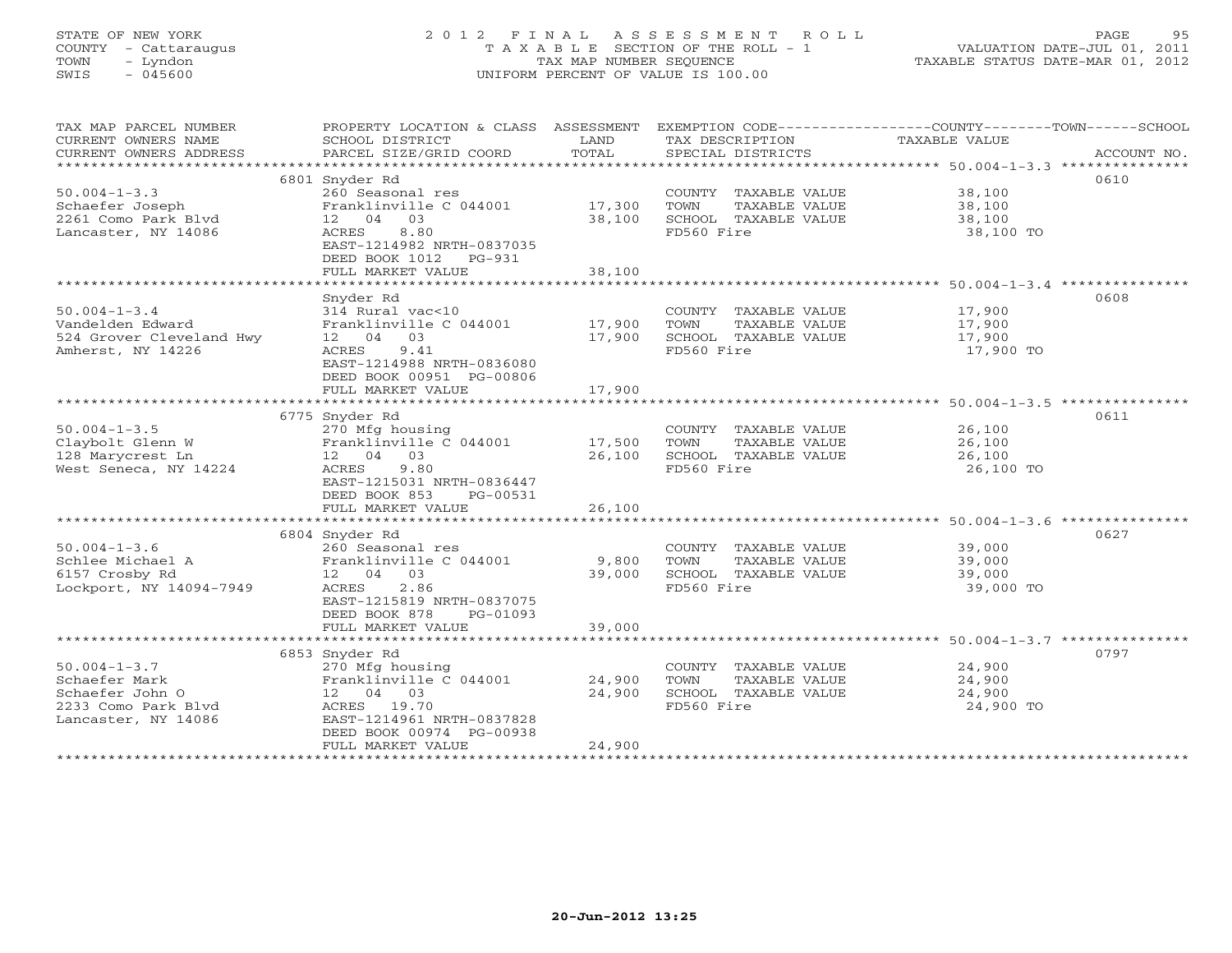STATE OF NEW YORK
COUNTY - Cattaraugus
TOWN - Lyndon
SWIS - 045600

# 2012 FINAL ASSESSMENT ROLL
TAXABLE SECTION OF THE ROLL - 1
TAX MAP NUMBER SEQUENCE
UNIFORM PERCENT OF VALUE IS 100.00

VALUATION DATE-JUL 01, 2011
TAXABLE STATUS DATE-MAR 01, 2012

| TAX MAP PARCEL NUMBER / CURRENT OWNERS NAME / CURRENT OWNERS ADDRESS | PROPERTY LOCATION & CLASS / SCHOOL DISTRICT / PARCEL SIZE/GRID COORD | ASSESSMENT LAND / TOTAL | EXEMPTION CODE / TAX DESCRIPTION / SPECIAL DISTRICTS | COUNTY / TOWN / SCHOOL TAXABLE VALUE | ACCOUNT NO. |
|---|---|---|---|---|---|
| 50.004-1-3.3 | 6801 Snyder Rd | | | | 0610 |
| Schaefer Joseph | 260 Seasonal res | | COUNTY TAXABLE VALUE | 38,100 | |
| 2261 Como Park Blvd | Franklinville C 044001 | 17,300 | TOWN TAXABLE VALUE | 38,100 | |
| Lancaster, NY 14086 | 12 04 03 | 38,100 | SCHOOL TAXABLE VALUE | 38,100 | |
| | ACRES 8.80 | | FD560 Fire | 38,100 TO | |
| | EAST-1214982 NRTH-0837035 | | | | |
| | DEED BOOK 1012 PG-931 | | | | |
| | FULL MARKET VALUE | 38,100 | | | |
| 50.004-1-3.4 | Snyder Rd | | | | 0608 |
| Vandelden Edward | 314 Rural vac<10 | | COUNTY TAXABLE VALUE | 17,900 | |
| 524 Grover Cleveland Hwy | Franklinville C 044001 | 17,900 | TOWN TAXABLE VALUE | 17,900 | |
| Amherst, NY 14226 | 12 04 03 | 17,900 | SCHOOL TAXABLE VALUE | 17,900 | |
| | ACRES 9.41 | | FD560 Fire | 17,900 TO | |
| | EAST-1214988 NRTH-0836080 | | | | |
| | DEED BOOK 00951 PG-00806 | | | | |
| | FULL MARKET VALUE | 17,900 | | | |
| 50.004-1-3.5 | 6775 Snyder Rd | | | | 0611 |
| Claybolt Glenn W | 270 Mfg housing | | COUNTY TAXABLE VALUE | 26,100 | |
| 128 Marycrest Ln | Franklinville C 044001 | 17,500 | TOWN TAXABLE VALUE | 26,100 | |
| West Seneca, NY 14224 | 12 04 03 | 26,100 | SCHOOL TAXABLE VALUE | 26,100 | |
| | ACRES 9.80 | | FD560 Fire | 26,100 TO | |
| | EAST-1215031 NRTH-0836447 | | | | |
| | DEED BOOK 853 PG-00531 | | | | |
| | FULL MARKET VALUE | 26,100 | | | |
| 50.004-1-3.6 | 6804 Snyder Rd | | | | 0627 |
| Schlee Michael A | 260 Seasonal res | | COUNTY TAXABLE VALUE | 39,000 | |
| 6157 Crosby Rd | Franklinville C 044001 | 9,800 | TOWN TAXABLE VALUE | 39,000 | |
| Lockport, NY 14094-7949 | 12 04 03 | 39,000 | SCHOOL TAXABLE VALUE | 39,000 | |
| | ACRES 2.86 | | FD560 Fire | 39,000 TO | |
| | EAST-1215819 NRTH-0837075 | | | | |
| | DEED BOOK 878 PG-01093 | | | | |
| | FULL MARKET VALUE | 39,000 | | | |
| 50.004-1-3.7 | 6853 Snyder Rd | | | | 0797 |
| Schaefer Mark | 270 Mfg housing | | COUNTY TAXABLE VALUE | 24,900 | |
| Schaefer John O | Franklinville C 044001 | 24,900 | TOWN TAXABLE VALUE | 24,900 | |
| 2233 Como Park Blvd | 12 04 03 | 24,900 | SCHOOL TAXABLE VALUE | 24,900 | |
| Lancaster, NY 14086 | ACRES 19.70 | | FD560 Fire | 24,900 TO | |
| | EAST-1214961 NRTH-0837828 | | | | |
| | DEED BOOK 00974 PG-00938 | | | | |
| | FULL MARKET VALUE | 24,900 | | | |

20-Jun-2012 13:25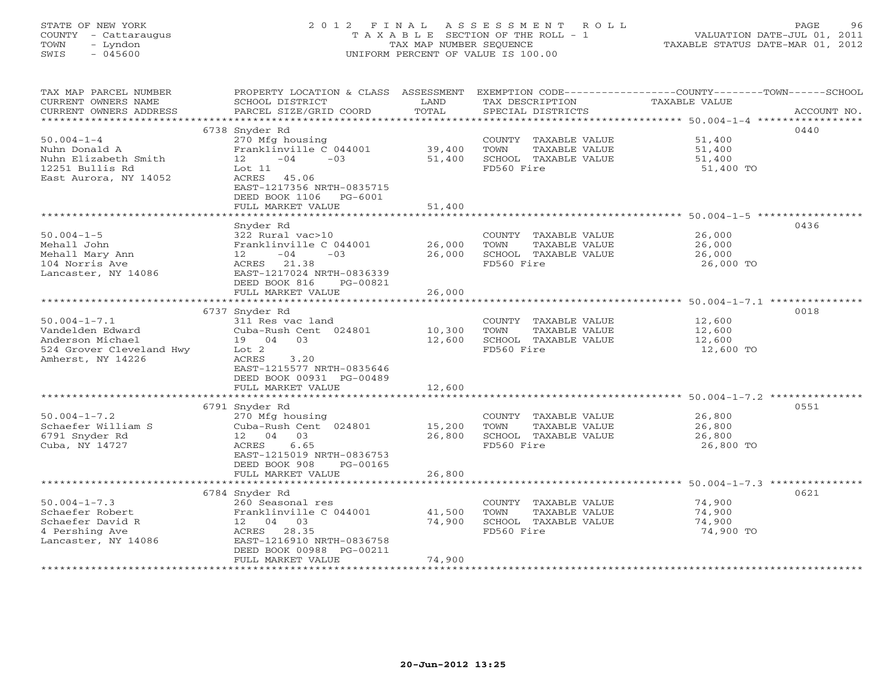STATE OF NEW YORK
COUNTY - Cattaraugus
TOWN - Lyndon
SWIS - 045600

# 2012 FINAL ASSESSMENT ROLL
TAXABLE SECTION OF THE ROLL - 1
TAX MAP NUMBER SEQUENCE
UNIFORM PERCENT OF VALUE IS 100.00

VALUATION DATE-JUL 01, 2011
TAXABLE STATUS DATE-MAR 01, 2012

| TAX MAP PARCEL NUMBER / CURRENT OWNERS NAME / CURRENT OWNERS ADDRESS | PROPERTY LOCATION & CLASS / SCHOOL DISTRICT / PARCEL SIZE/GRID COORD | ASSESSMENT LAND / TOTAL | EXEMPTION CODE / TAX DESCRIPTION / SPECIAL DISTRICTS | COUNTY--TOWN--SCHOOL TAXABLE VALUE | ACCOUNT NO. |
|---|---|---|---|---|---|
| 50.004-1-4 | 6738 Snyder Rd | | | | 0440 |
| 50.004-1-4 | 270 Mfg housing | | COUNTY TAXABLE VALUE | 51,400 | |
| Nuhn Donald A | Franklinville C 044001 | 39,400 | TOWN TAXABLE VALUE | 51,400 | |
| Nuhn Elizabeth Smith | 12 -04 -03 | 51,400 | SCHOOL TAXABLE VALUE | 51,400 | |
| 12251 Bullis Rd | Lot 11 | | FD560 Fire | 51,400 TO | |
| East Aurora, NY 14052 | ACRES 45.06 | | | | |
| | EAST-1217356 NRTH-0835715 | | | | |
| | DEED BOOK 1106 PG-6001 | | | | |
| | FULL MARKET VALUE | 51,400 | | | |
| 50.004-1-5 | Snyder Rd | | | | 0436 |
| 50.004-1-5 | 322 Rural vac>10 | | COUNTY TAXABLE VALUE | 26,000 | |
| Mehall John | Franklinville C 044001 | 26,000 | TOWN TAXABLE VALUE | 26,000 | |
| Mehall Mary Ann | 12 -04 -03 | 26,000 | SCHOOL TAXABLE VALUE | 26,000 | |
| 104 Norris Ave | ACRES 21.38 | | FD560 Fire | 26,000 TO | |
| Lancaster, NY 14086 | EAST-1217024 NRTH-0836339 | | | | |
| | DEED BOOK 816 PG-00821 | | | | |
| | FULL MARKET VALUE | 26,000 | | | |
| 50.004-1-7.1 | 6737 Snyder Rd | | | | 0018 |
| 50.004-1-7.1 | 311 Res vac land | | COUNTY TAXABLE VALUE | 12,600 | |
| Vandelden Edward | Cuba-Rush Cent 024801 | 10,300 | TOWN TAXABLE VALUE | 12,600 | |
| Anderson Michael | 19 04 03 | 12,600 | SCHOOL TAXABLE VALUE | 12,600 | |
| 524 Grover Cleveland Hwy | Lot 2 | | FD560 Fire | 12,600 TO | |
| Amherst, NY 14226 | ACRES 3.20 | | | | |
| | EAST-1215577 NRTH-0835646 | | | | |
| | DEED BOOK 00931 PG-00489 | | | | |
| | FULL MARKET VALUE | 12,600 | | | |
| 50.004-1-7.2 | 6791 Snyder Rd | | | | 0551 |
| 50.004-1-7.2 | 270 Mfg housing | | COUNTY TAXABLE VALUE | 26,800 | |
| Schaefer William S | Cuba-Rush Cent 024801 | 15,200 | TOWN TAXABLE VALUE | 26,800 | |
| 6791 Snyder Rd | 12 04 03 | 26,800 | SCHOOL TAXABLE VALUE | 26,800 | |
| Cuba, NY 14727 | ACRES 6.65 | | FD560 Fire | 26,800 TO | |
| | EAST-1215019 NRTH-0836753 | | | | |
| | DEED BOOK 908 PG-00165 | | | | |
| | FULL MARKET VALUE | 26,800 | | | |
| 50.004-1-7.3 | 6784 Snyder Rd | | | | 0621 |
| 50.004-1-7.3 | 260 Seasonal res | | COUNTY TAXABLE VALUE | 74,900 | |
| Schaefer Robert | Franklinville C 044001 | 41,500 | TOWN TAXABLE VALUE | 74,900 | |
| Schaefer David R | 12 04 03 | 74,900 | SCHOOL TAXABLE VALUE | 74,900 | |
| 4 Pershing Ave | ACRES 28.35 | | FD560 Fire | 74,900 TO | |
| Lancaster, NY 14086 | EAST-1216910 NRTH-0836758 | | | | |
| | DEED BOOK 00988 PG-00211 | | | | |
| | FULL MARKET VALUE | 74,900 | | | |

20-Jun-2012 13:25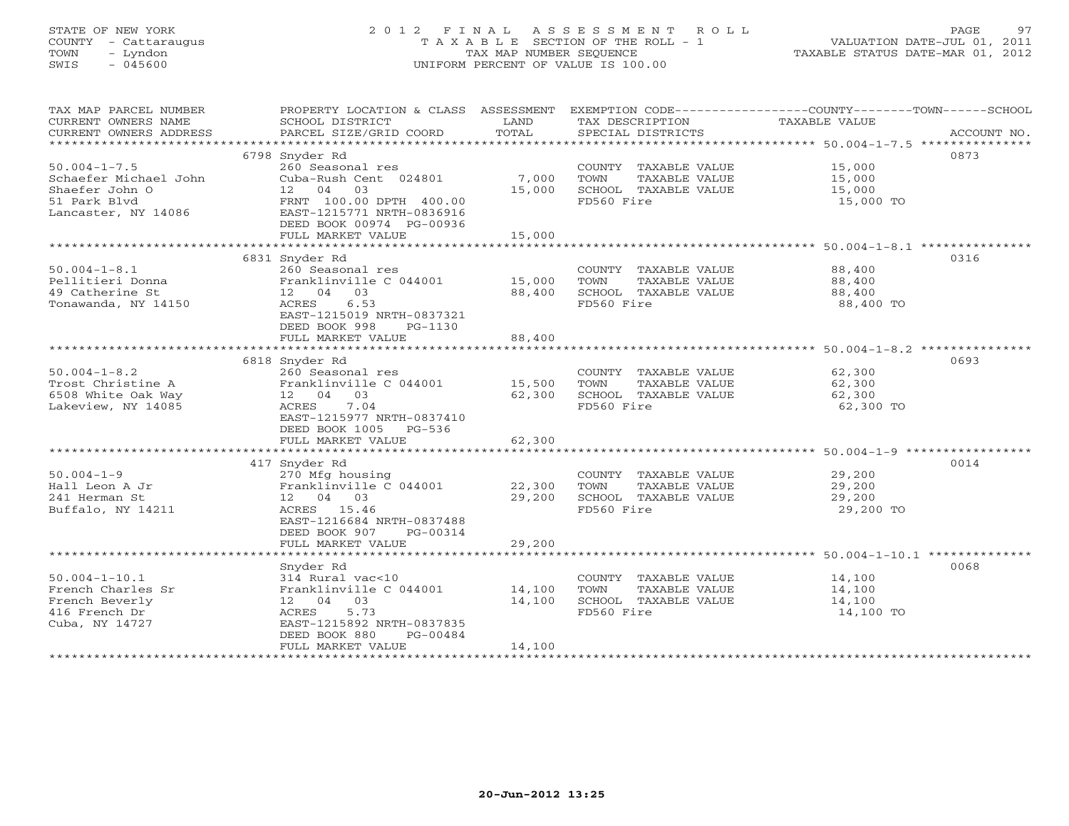STATE OF NEW YORK
COUNTY - Cattaraugus
TOWN - Lyndon
SWIS - 045600

2012 FINAL ASSESSMENT ROLL
TAXABLE SECTION OF THE ROLL - 1
TAX MAP NUMBER SEQUENCE
UNIFORM PERCENT OF VALUE IS 100.00

VALUATION DATE-JUL 01, 2011
TAXABLE STATUS DATE-MAR 01, 2012

| TAX MAP PARCEL NUMBER / CURRENT OWNERS NAME / CURRENT OWNERS ADDRESS | PROPERTY LOCATION & CLASS / SCHOOL DISTRICT / PARCEL SIZE/GRID COORD | ASSESSMENT LAND / TOTAL | EXEMPTION CODE / TAX DESCRIPTION / SPECIAL DISTRICTS | COUNTY--------TOWN------SCHOOL TAXABLE VALUE | ACCOUNT NO. |
|---|---|---|---|---|---|
| 50.004-1-7.5 | 6798 Snyder Rd | | | | 0873 |
| 50.004-1-7.5 | 260 Seasonal res | | COUNTY TAXABLE VALUE | 15,000 | |
| Schaefer Michael John | Cuba-Rush Cent 024801 | 7,000 | TOWN TAXABLE VALUE | 15,000 | |
| Shaefer John O | 12 04 03 | 15,000 | SCHOOL TAXABLE VALUE | 15,000 | |
| 51 Park Blvd | FRNT 100.00 DPTH 400.00 | | FD560 Fire | 15,000 TO | |
| Lancaster, NY 14086 | EAST-1215771 NRTH-0836916 | | | | |
| | DEED BOOK 00974 PG-00936 | | | | |
| | FULL MARKET VALUE | 15,000 | | | |
| 50.004-1-8.1 | 6831 Snyder Rd | | | | 0316 |
| 50.004-1-8.1 | 260 Seasonal res | | COUNTY TAXABLE VALUE | 88,400 | |
| Pellitieri Donna | Franklinville C 044001 | 15,000 | TOWN TAXABLE VALUE | 88,400 | |
| 49 Catherine St | 12 04 03 | 88,400 | SCHOOL TAXABLE VALUE | 88,400 | |
| Tonawanda, NY 14150 | ACRES 6.53 | | FD560 Fire | 88,400 TO | |
| | EAST-1215019 NRTH-0837321 | | | | |
| | DEED BOOK 998 PG-1130 | | | | |
| | FULL MARKET VALUE | 88,400 | | | |
| 50.004-1-8.2 | 6818 Snyder Rd | | | | 0693 |
| 50.004-1-8.2 | 260 Seasonal res | | COUNTY TAXABLE VALUE | 62,300 | |
| Trost Christine A | Franklinville C 044001 | 15,500 | TOWN TAXABLE VALUE | 62,300 | |
| 6508 White Oak Way | 12 04 03 | 62,300 | SCHOOL TAXABLE VALUE | 62,300 | |
| Lakeview, NY 14085 | ACRES 7.04 | | FD560 Fire | 62,300 TO | |
| | EAST-1215977 NRTH-0837410 | | | | |
| | DEED BOOK 1005 PG-536 | | | | |
| | FULL MARKET VALUE | 62,300 | | | |
| 50.004-1-9 | 417 Snyder Rd | | | | 0014 |
| 50.004-1-9 | 270 Mfg housing | | COUNTY TAXABLE VALUE | 29,200 | |
| Hall Leon A Jr | Franklinville C 044001 | 22,300 | TOWN TAXABLE VALUE | 29,200 | |
| 241 Herman St | 12 04 03 | 29,200 | SCHOOL TAXABLE VALUE | 29,200 | |
| Buffalo, NY 14211 | ACRES 15.46 | | FD560 Fire | 29,200 TO | |
| | EAST-1216684 NRTH-0837488 | | | | |
| | DEED BOOK 907 PG-00314 | | | | |
| | FULL MARKET VALUE | 29,200 | | | |
| 50.004-1-10.1 | Snyder Rd | | | | 0068 |
| 50.004-1-10.1 | 314 Rural vac<10 | | COUNTY TAXABLE VALUE | 14,100 | |
| French Charles Sr | Franklinville C 044001 | 14,100 | TOWN TAXABLE VALUE | 14,100 | |
| French Beverly | 12 04 03 | 14,100 | SCHOOL TAXABLE VALUE | 14,100 | |
| 416 French Dr | ACRES 5.73 | | FD560 Fire | 14,100 TO | |
| Cuba, NY 14727 | EAST-1215892 NRTH-0837835 | | | | |
| | DEED BOOK 880 PG-00484 | | | | |
| | FULL MARKET VALUE | 14,100 | | | |

20-Jun-2012 13:25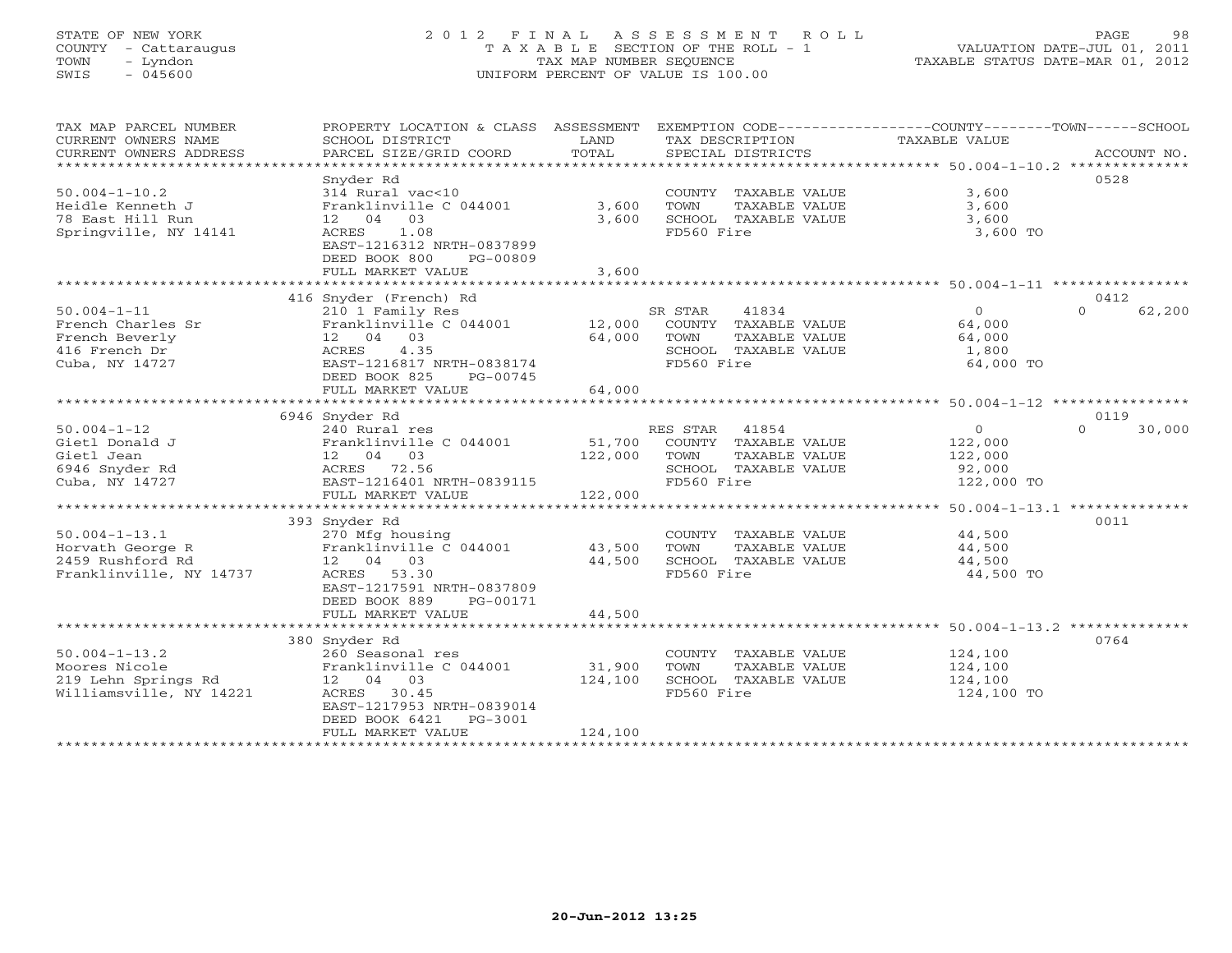STATE OF NEW YORK
COUNTY - Cattaraugus
TOWN - Lyndon
SWIS - 045600

# 2012 FINAL ASSESSMENT ROLL
TAXABLE SECTION OF THE ROLL - 1
TAX MAP NUMBER SEQUENCE
UNIFORM PERCENT OF VALUE IS 100.00

VALUATION DATE-JUL 01, 2011
TAXABLE STATUS DATE-MAR 01, 2012

| TAX MAP PARCEL NUMBER / CURRENT OWNERS NAME / CURRENT OWNERS ADDRESS | PROPERTY LOCATION & CLASS / SCHOOL DISTRICT / PARCEL SIZE/GRID COORD | ASSESSMENT LAND | TOTAL | EXEMPTION CODE / TAX DESCRIPTION / SPECIAL DISTRICTS | COUNTY / TOWN TAXABLE VALUE | SCHOOL | ACCOUNT NO. |
|---|---|---|---|---|---|---|---|
| 50.004-1-10.2 | Snyder Rd | | | | | | 0528 |
| | 314 Rural vac<10 | | | COUNTY TAXABLE VALUE | 3,600 | | |
| Heidle Kenneth J | Franklinville C 044001 | 3,600 | | TOWN TAXABLE VALUE | 3,600 | | |
| 78 East Hill Run | 12 04 03 | | 3,600 | SCHOOL TAXABLE VALUE | 3,600 | | |
| Springville, NY 14141 | ACRES 1.08 | | | FD560 Fire | 3,600 TO | | |
| | EAST-1216312 NRTH-0837899 | | | | | | |
| | DEED BOOK 800 PG-00809 | | | | | | |
| | FULL MARKET VALUE | | 3,600 | | | | |
| 50.004-1-11 | 416 Snyder (French) Rd | | | | | | 0412 |
| | 210 1 Family Res | | | SR STAR 41834 | 0 | 0 | 62,200 |
| French Charles Sr | Franklinville C 044001 | 12,000 | | COUNTY TAXABLE VALUE | 64,000 | | |
| French Beverly | 12 04 03 | | 64,000 | TOWN TAXABLE VALUE | 64,000 | | |
| 416 French Dr | ACRES 4.35 | | | SCHOOL TAXABLE VALUE | 1,800 | | |
| Cuba, NY 14727 | EAST-1216817 NRTH-0838174 | | | FD560 Fire | 64,000 TO | | |
| | DEED BOOK 825 PG-00745 | | | | | | |
| | FULL MARKET VALUE | | 64,000 | | | | |
| 50.004-1-12 | 6946 Snyder Rd | | | | | | 0119 |
| | 240 Rural res | | | RES STAR 41854 | 0 | 0 | 30,000 |
| Gietl Donald J | Franklinville C 044001 | 51,700 | | COUNTY TAXABLE VALUE | 122,000 | | |
| Gietl Jean | 12 04 03 | | 122,000 | TOWN TAXABLE VALUE | 122,000 | | |
| 6946 Snyder Rd | ACRES 72.56 | | | SCHOOL TAXABLE VALUE | 92,000 | | |
| Cuba, NY 14727 | EAST-1216401 NRTH-0839115 | | | FD560 Fire | 122,000 TO | | |
| | FULL MARKET VALUE | | 122,000 | | | | |
| 50.004-1-13.1 | 393 Snyder Rd | | | | | | 0011 |
| | 270 Mfg housing | | | COUNTY TAXABLE VALUE | 44,500 | | |
| Horvath George R | Franklinville C 044001 | 43,500 | | TOWN TAXABLE VALUE | 44,500 | | |
| 2459 Rushford Rd | 12 04 03 | | 44,500 | SCHOOL TAXABLE VALUE | 44,500 | | |
| Franklinville, NY 14737 | ACRES 53.30 | | | FD560 Fire | 44,500 TO | | |
| | EAST-1217591 NRTH-0837809 | | | | | | |
| | DEED BOOK 889 PG-00171 | | | | | | |
| | FULL MARKET VALUE | | 44,500 | | | | |
| 50.004-1-13.2 | 380 Snyder Rd | | | | | | 0764 |
| | 260 Seasonal res | | | COUNTY TAXABLE VALUE | 124,100 | | |
| Moores Nicole | Franklinville C 044001 | 31,900 | | TOWN TAXABLE VALUE | 124,100 | | |
| 219 Lehn Springs Rd | 12 04 03 | | 124,100 | SCHOOL TAXABLE VALUE | 124,100 | | |
| Williamsville, NY 14221 | ACRES 30.45 | | | FD560 Fire | 124,100 TO | | |
| | EAST-1217953 NRTH-0839014 | | | | | | |
| | DEED BOOK 6421 PG-3001 | | | | | | |
| | FULL MARKET VALUE | | 124,100 | | | | |

20-Jun-2012 13:25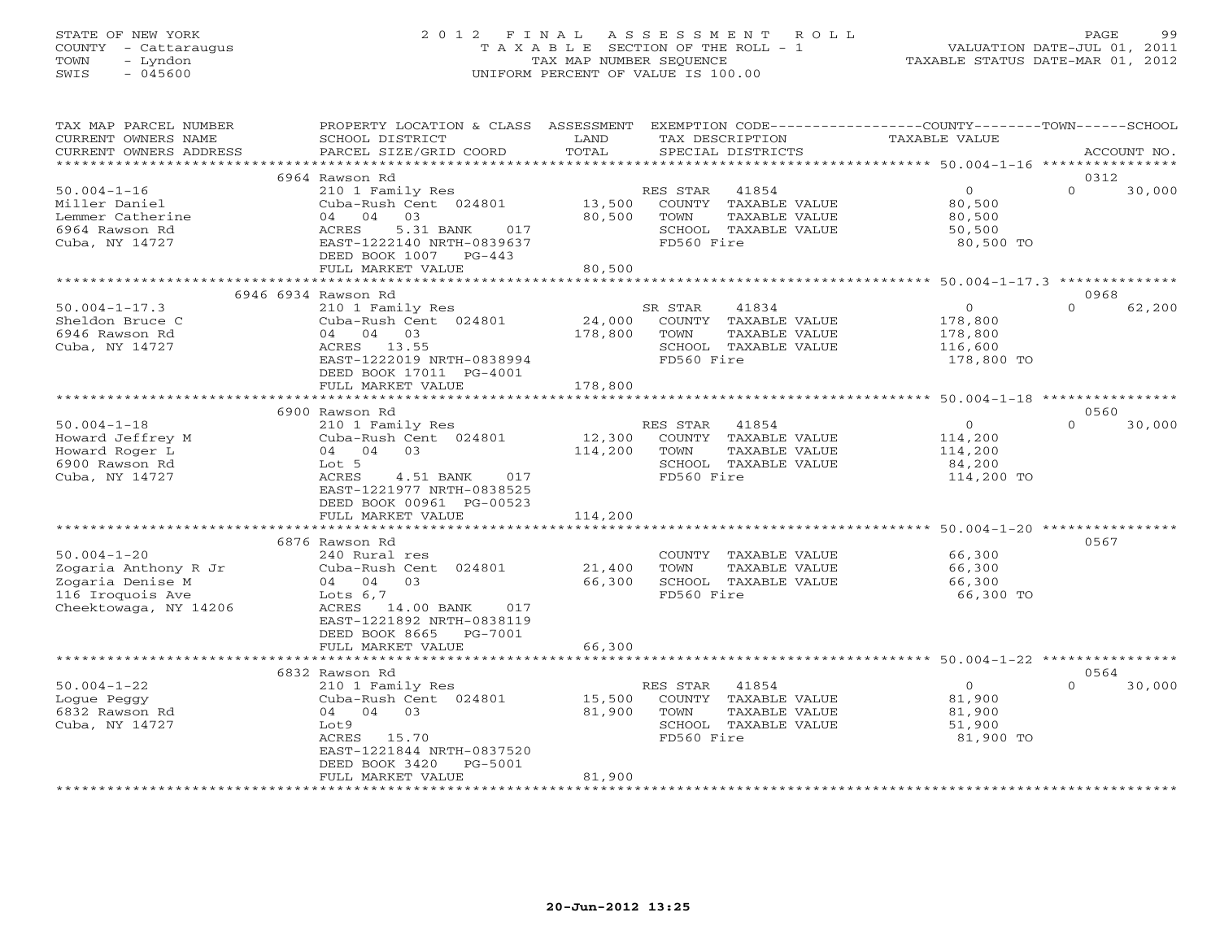STATE OF NEW YORK
COUNTY - Cattaraugus
TOWN - Lyndon
SWIS - 045600

# 2012 FINAL ASSESSMENT ROLL
TAXABLE SECTION OF THE ROLL - 1
TAX MAP NUMBER SEQUENCE
UNIFORM PERCENT OF VALUE IS 100.00

VALUATION DATE-JUL 01, 2011
TAXABLE STATUS DATE-MAR 01, 2012

| TAX MAP PARCEL NUMBER / CURRENT OWNERS NAME / CURRENT OWNERS ADDRESS | PROPERTY LOCATION & CLASS / SCHOOL DISTRICT / PARCEL SIZE/GRID COORD | ASSESSMENT LAND | TOTAL | EXEMPTION CODE / TAX DESCRIPTION / SPECIAL DISTRICTS | COUNTY | TOWN | SCHOOL | ACCOUNT NO. |
|---|---|---|---|---|---|---|---|---|
| 50.004-1-16 | 6964 Rawson Rd | | | | | | | 0312 |
| Miller Daniel | 210 1 Family Res | | | RES STAR 41854 | 0 | 0 | 30,000 | |
| Lemmer Catherine | Cuba-Rush Cent 024801 | 13,500 | | COUNTY TAXABLE VALUE | 80,500 | | | |
| 6964 Rawson Rd | 04 04 03 | | 80,500 | TOWN TAXABLE VALUE | | 80,500 | | |
| Cuba, NY 14727 | ACRES 5.31 BANK 017 | | | SCHOOL TAXABLE VALUE | | | 50,500 | |
| | EAST-1222140 NRTH-0839637 | | | FD560 Fire | 80,500 TO | | | |
| | DEED BOOK 1007 PG-443 | | | | | | | |
| | FULL MARKET VALUE | | 80,500 | | | | | |
| 50.004-1-17.3 | 6946 6934 Rawson Rd | | | | | | | 0968 |
| Sheldon Bruce C | 210 1 Family Res | | | SR STAR 41834 | 0 | 0 | 62,200 | |
| 6946 Rawson Rd | Cuba-Rush Cent 024801 | 24,000 | | COUNTY TAXABLE VALUE | 178,800 | | | |
| Cuba, NY 14727 | 04 04 03 | | 178,800 | TOWN TAXABLE VALUE | | 178,800 | | |
| | ACRES 13.55 | | | SCHOOL TAXABLE VALUE | | | 116,600 | |
| | EAST-1222019 NRTH-0838994 | | | FD560 Fire | 178,800 TO | | | |
| | DEED BOOK 17011 PG-4001 | | | | | | | |
| | FULL MARKET VALUE | | 178,800 | | | | | |
| 50.004-1-18 | 6900 Rawson Rd | | | | | | | 0560 |
| Howard Jeffrey M | 210 1 Family Res | | | RES STAR 41854 | 0 | 0 | 30,000 | |
| Howard Roger L | Cuba-Rush Cent 024801 | 12,300 | | COUNTY TAXABLE VALUE | 114,200 | | | |
| 6900 Rawson Rd | 04 04 03 | | 114,200 | TOWN TAXABLE VALUE | | 114,200 | | |
| Cuba, NY 14727 | Lot 5 | | | SCHOOL TAXABLE VALUE | | | 84,200 | |
| | ACRES 4.51 BANK 017 | | | FD560 Fire | 114,200 TO | | | |
| | EAST-1221977 NRTH-0838525 | | | | | | | |
| | DEED BOOK 00961 PG-00523 | | | | | | | |
| | FULL MARKET VALUE | | 114,200 | | | | | |
| 50.004-1-20 | 6876 Rawson Rd | | | | | | | 0567 |
| Zogaria Anthony R Jr | 240 Rural res | | | COUNTY TAXABLE VALUE | 66,300 | | | |
| Zogaria Denise M | Cuba-Rush Cent 024801 | 21,400 | | TOWN TAXABLE VALUE | | 66,300 | | |
| 116 Iroquois Ave | 04 04 03 | | 66,300 | SCHOOL TAXABLE VALUE | | | 66,300 | |
| Cheektowaga, NY 14206 | Lots 6,7 | | | FD560 Fire | 66,300 TO | | | |
| | ACRES 14.00 BANK 017 | | | | | | | |
| | EAST-1221892 NRTH-0838119 | | | | | | | |
| | DEED BOOK 8665 PG-7001 | | | | | | | |
| | FULL MARKET VALUE | | 66,300 | | | | | |
| 50.004-1-22 | 6832 Rawson Rd | | | | | | | 0564 |
| Logue Peggy | 210 1 Family Res | | | RES STAR 41854 | 0 | 0 | 30,000 | |
| 6832 Rawson Rd | Cuba-Rush Cent 024801 | 15,500 | | COUNTY TAXABLE VALUE | 81,900 | | | |
| Cuba, NY 14727 | 04 04 03 | | 81,900 | TOWN TAXABLE VALUE | | 81,900 | | |
| | Lot9 | | | SCHOOL TAXABLE VALUE | | | 51,900 | |
| | ACRES 15.70 | | | FD560 Fire | 81,900 TO | | | |
| | EAST-1221844 NRTH-0837520 | | | | | | | |
| | DEED BOOK 3420 PG-5001 | | | | | | | |
| | FULL MARKET VALUE | | 81,900 | | | | | |

20-Jun-2012 13:25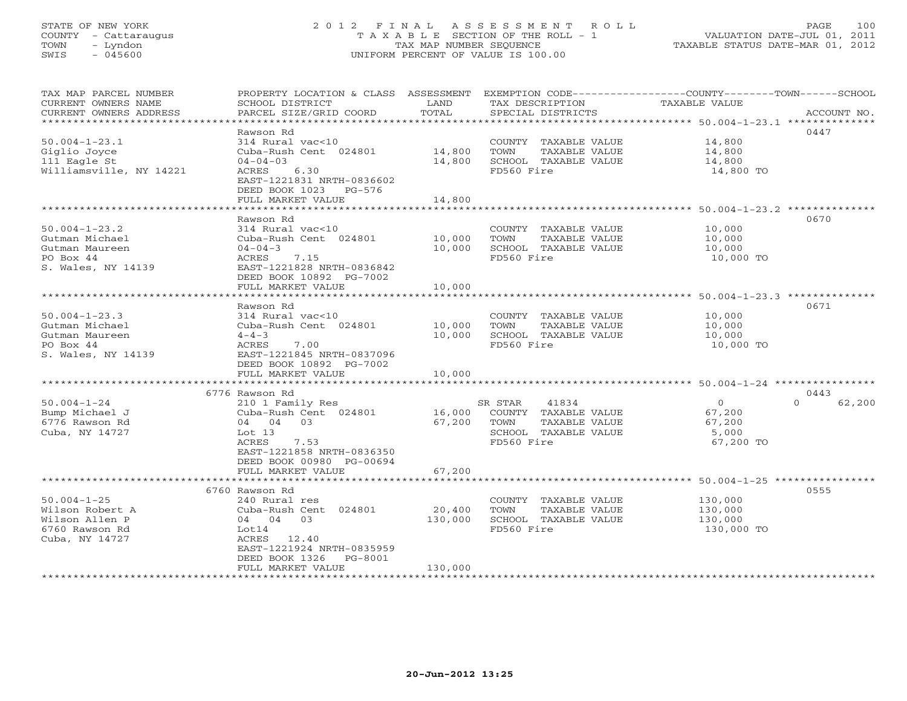STATE OF NEW YORK
COUNTY - Cattaraugus
TOWN - Lyndon
SWIS - 045600

# 2012 FINAL ASSESSMENT ROLL

TAXABLE SECTION OF THE ROLL - 1
TAX MAP NUMBER SEQUENCE
UNIFORM PERCENT OF VALUE IS 100.00

VALUATION DATE-JUL 01, 2011
TAXABLE STATUS DATE-MAR 01, 2012

| TAX MAP PARCEL NUMBER / CURRENT OWNERS NAME / CURRENT OWNERS ADDRESS | PROPERTY LOCATION & CLASS / SCHOOL DISTRICT / PARCEL SIZE/GRID COORD | ASSESSMENT LAND | TOTAL | EXEMPTION CODE / TAX DESCRIPTION / SPECIAL DISTRICTS | COUNTY TAXABLE VALUE | TOWN | SCHOOL | ACCOUNT NO. |
|---|---|---|---|---|---|---|---|---|
| **50.004-1-23.1** | Rawson Rd | | | | | | | 0447 |
| 50.004-1-23.1 | 314 Rural vac<10 | | | COUNTY TAXABLE VALUE | 14,800 | | | |
| Giglio Joyce | Cuba-Rush Cent 024801 | 14,800 | | TOWN TAXABLE VALUE | 14,800 | | | |
| 111 Eagle St | 04-04-03 | | 14,800 | SCHOOL TAXABLE VALUE | 14,800 | | | |
| Williamsville, NY 14221 | ACRES 6.30 | | | FD560 Fire | 14,800 TO | | | |
| | EAST-1221831 NRTH-0836602 | | | | | | | |
| | DEED BOOK 1023 PG-576 | | | | | | | |
| | FULL MARKET VALUE | | 14,800 | | | | | |
| **50.004-1-23.2** | Rawson Rd | | | | | | | 0670 |
| 50.004-1-23.2 | 314 Rural vac<10 | | | COUNTY TAXABLE VALUE | 10,000 | | | |
| Gutman Michael | Cuba-Rush Cent 024801 | 10,000 | | TOWN TAXABLE VALUE | 10,000 | | | |
| Gutman Maureen | 04-04-3 | | 10,000 | SCHOOL TAXABLE VALUE | 10,000 | | | |
| PO Box 44 | ACRES 7.15 | | | FD560 Fire | 10,000 TO | | | |
| S. Wales, NY 14139 | EAST-1221828 NRTH-0836842 | | | | | | | |
| | DEED BOOK 10892 PG-7002 | | | | | | | |
| | FULL MARKET VALUE | | 10,000 | | | | | |
| **50.004-1-23.3** | Rawson Rd | | | | | | | 0671 |
| 50.004-1-23.3 | 314 Rural vac<10 | | | COUNTY TAXABLE VALUE | 10,000 | | | |
| Gutman Michael | Cuba-Rush Cent 024801 | 10,000 | | TOWN TAXABLE VALUE | 10,000 | | | |
| Gutman Maureen | 4-4-3 | | 10,000 | SCHOOL TAXABLE VALUE | 10,000 | | | |
| PO Box 44 | ACRES 7.00 | | | FD560 Fire | 10,000 TO | | | |
| S. Wales, NY 14139 | EAST-1221845 NRTH-0837096 | | | | | | | |
| | DEED BOOK 10892 PG-7002 | | | | | | | |
| | FULL MARKET VALUE | | 10,000 | | | | | |
| **50.004-1-24** | 6776 Rawson Rd | | | | | | | 0443 |
| 50.004-1-24 | 210 1 Family Res | | | SR STAR 41834 | 0 | 0 | 62,200 | |
| Bump Michael J | Cuba-Rush Cent 024801 | 16,000 | | COUNTY TAXABLE VALUE | 67,200 | | | |
| 6776 Rawson Rd | 04 04 03 | | 67,200 | TOWN TAXABLE VALUE | 67,200 | | | |
| Cuba, NY 14727 | Lot 13 | | | SCHOOL TAXABLE VALUE | 5,000 | | | |
| | ACRES 7.53 | | | FD560 Fire | 67,200 TO | | | |
| | EAST-1221858 NRTH-0836350 | | | | | | | |
| | DEED BOOK 00980 PG-00694 | | | | | | | |
| | FULL MARKET VALUE | | 67,200 | | | | | |
| **50.004-1-25** | 6760 Rawson Rd | | | | | | | 0555 |
| 50.004-1-25 | 240 Rural res | | | COUNTY TAXABLE VALUE | 130,000 | | | |
| Wilson Robert A | Cuba-Rush Cent 024801 | 20,400 | | TOWN TAXABLE VALUE | 130,000 | | | |
| Wilson Allen P | 04 04 03 | | 130,000 | SCHOOL TAXABLE VALUE | 130,000 | | | |
| 6760 Rawson Rd | Lot14 | | | FD560 Fire | 130,000 TO | | | |
| Cuba, NY 14727 | ACRES 12.40 | | | | | | | |
| | EAST-1221924 NRTH-0835959 | | | | | | | |
| | DEED BOOK 1326 PG-8001 | | | | | | | |
| | FULL MARKET VALUE | | 130,000 | | | | | |

20-Jun-2012 13:25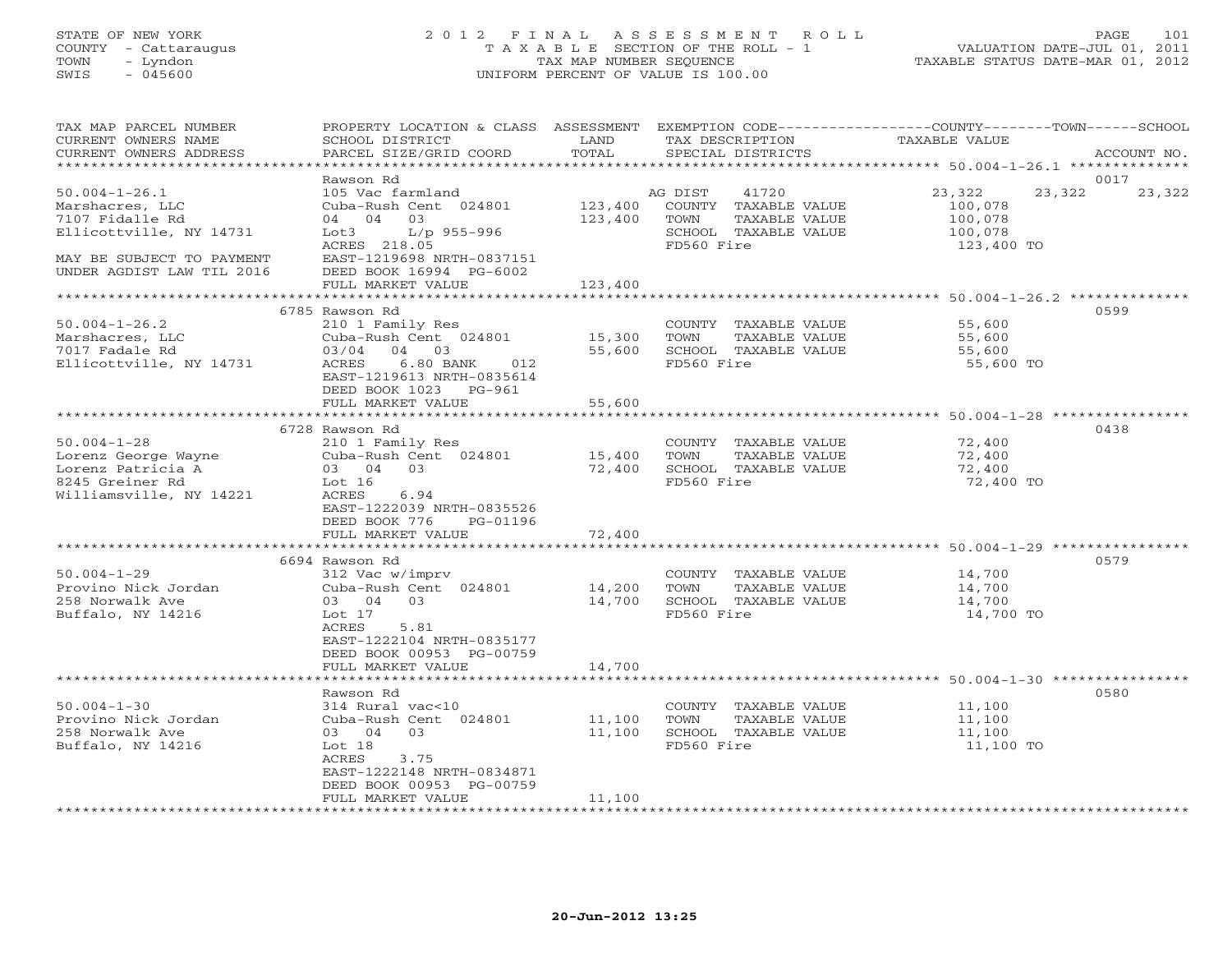STATE OF NEW YORK
COUNTY - Cattaraugus
TOWN - Lyndon
SWIS - 045600

# 2012 FINAL ASSESSMENT ROLL
TAXABLE SECTION OF THE ROLL - 1
TAX MAP NUMBER SEQUENCE
UNIFORM PERCENT OF VALUE IS 100.00

VALUATION DATE-JUL 01, 2011
TAXABLE STATUS DATE-MAR 01, 2012

| TAX MAP PARCEL NUMBER / CURRENT OWNERS NAME / CURRENT OWNERS ADDRESS | PROPERTY LOCATION & CLASS / SCHOOL DISTRICT / PARCEL SIZE/GRID COORD | ASSESSMENT LAND / TOTAL | EXEMPTION CODE / TAX DESCRIPTION / SPECIAL DISTRICTS | COUNTY | TOWN | SCHOOL | ACCOUNT NO. |
|---|---|---|---|---|---|---|---|
| **50.004-1-26.1** | Rawson Rd | | | | | | 0017 |
| 50.004-1-26.1 | 105 Vac farmland | | AG DIST 41720 | 23,322 | 23,322 | 23,322 | |
| Marshacres, LLC | Cuba-Rush Cent 024801 | 123,400 | COUNTY TAXABLE VALUE | 100,078 | | | |
| 7107 Fidalle Rd | 04 04 03 | 123,400 | TOWN TAXABLE VALUE | | 100,078 | | |
| Ellicottville, NY 14731 | Lot3 L/p 955-996 | | SCHOOL TAXABLE VALUE | | | 100,078 | |
| | ACRES 218.05 | | FD560 Fire | 123,400 TO | | | |
| MAY BE SUBJECT TO PAYMENT | EAST-1219698 NRTH-0837151 | | | | | | |
| UNDER AGDIST LAW TIL 2016 | DEED BOOK 16994 PG-6002 | | | | | | |
| | FULL MARKET VALUE | 123,400 | | | | | |
| **50.004-1-26.2** | 6785 Rawson Rd | | | | | | 0599 |
| 50.004-1-26.2 | 210 1 Family Res | | COUNTY TAXABLE VALUE | 55,600 | | | |
| Marshacres, LLC | Cuba-Rush Cent 024801 | 15,300 | TOWN TAXABLE VALUE | | 55,600 | | |
| 7017 Fadale Rd | 03/04 04 03 | 55,600 | SCHOOL TAXABLE VALUE | | | 55,600 | |
| Ellicottville, NY 14731 | ACRES 6.80 BANK 012 | | FD560 Fire | 55,600 TO | | | |
| | EAST-1219613 NRTH-0835614 | | | | | | |
| | DEED BOOK 1023 PG-961 | | | | | | |
| | FULL MARKET VALUE | 55,600 | | | | | |
| **50.004-1-28** | 6728 Rawson Rd | | | | | | 0438 |
| 50.004-1-28 | 210 1 Family Res | | COUNTY TAXABLE VALUE | 72,400 | | | |
| Lorenz George Wayne | Cuba-Rush Cent 024801 | 15,400 | TOWN TAXABLE VALUE | | 72,400 | | |
| Lorenz Patricia A | 03 04 03 | 72,400 | SCHOOL TAXABLE VALUE | | | 72,400 | |
| 8245 Greiner Rd | Lot 16 | | FD560 Fire | 72,400 TO | | | |
| Williamsville, NY 14221 | ACRES 6.94 | | | | | | |
| | EAST-1222039 NRTH-0835526 | | | | | | |
| | DEED BOOK 776 PG-01196 | | | | | | |
| | FULL MARKET VALUE | 72,400 | | | | | |
| **50.004-1-29** | 6694 Rawson Rd | | | | | | 0579 |
| 50.004-1-29 | 312 Vac w/imprv | | COUNTY TAXABLE VALUE | 14,700 | | | |
| Provino Nick Jordan | Cuba-Rush Cent 024801 | 14,200 | TOWN TAXABLE VALUE | | 14,700 | | |
| 258 Norwalk Ave | 03 04 03 | 14,700 | SCHOOL TAXABLE VALUE | | | 14,700 | |
| Buffalo, NY 14216 | Lot 17 | | FD560 Fire | 14,700 TO | | | |
| | ACRES 5.81 | | | | | | |
| | EAST-1222104 NRTH-0835177 | | | | | | |
| | DEED BOOK 00953 PG-00759 | | | | | | |
| | FULL MARKET VALUE | 14,700 | | | | | |
| **50.004-1-30** | Rawson Rd | | | | | | 0580 |
| 50.004-1-30 | 314 Rural vac<10 | | COUNTY TAXABLE VALUE | 11,100 | | | |
| Provino Nick Jordan | Cuba-Rush Cent 024801 | 11,100 | TOWN TAXABLE VALUE | | 11,100 | | |
| 258 Norwalk Ave | 03 04 03 | 11,100 | SCHOOL TAXABLE VALUE | | | 11,100 | |
| Buffalo, NY 14216 | Lot 18 | | FD560 Fire | 11,100 TO | | | |
| | ACRES 3.75 | | | | | | |
| | EAST-1222148 NRTH-0834871 | | | | | | |
| | DEED BOOK 00953 PG-00759 | | | | | | |
| | FULL MARKET VALUE | 11,100 | | | | | |

20-Jun-2012 13:25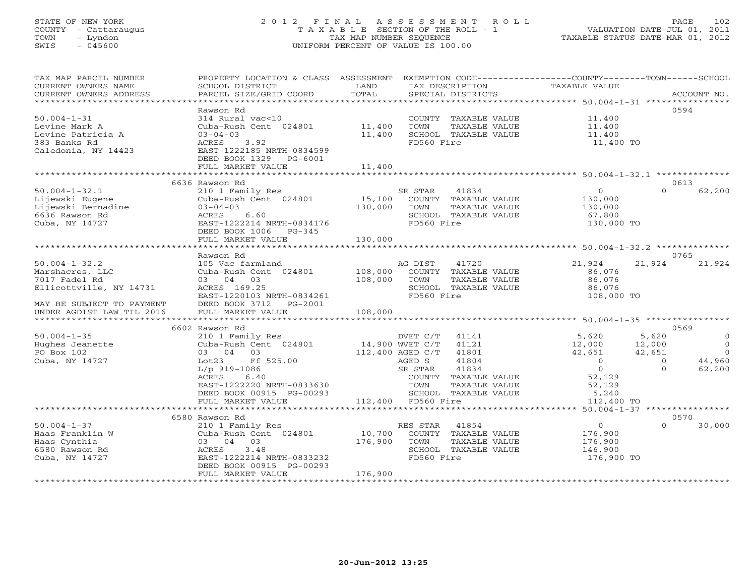STATE OF NEW YORK
COUNTY - Cattaraugus
TOWN - Lyndon
SWIS - 045600

2012 FINAL ASSESSMENT ROLL
TAXABLE SECTION OF THE ROLL - 1
TAX MAP NUMBER SEQUENCE
UNIFORM PERCENT OF VALUE IS 100.00

VALUATION DATE-JUL 01, 2011
TAXABLE STATUS DATE-MAR 01, 2012

| TAX MAP PARCEL NUMBER / CURRENT OWNERS NAME / CURRENT OWNERS ADDRESS | PROPERTY LOCATION & CLASS / SCHOOL DISTRICT / PARCEL SIZE/GRID COORD | ASSESSMENT LAND / TOTAL | EXEMPTION CODE / TAX DESCRIPTION / SPECIAL DISTRICTS | COUNTY TAXABLE VALUE | TOWN | SCHOOL | ACCOUNT NO. |
|---|---|---|---|---|---|---|---|
| 50.004-1-31 | Rawson Rd | | | | | | 0594 |
| Levine Mark A | 314 Rural vac<10 | | COUNTY TAXABLE VALUE | 11,400 | | | |
| Levine Patricia A | Cuba-Rush Cent 024801 | 11,400 | TOWN TAXABLE VALUE | 11,400 | | | |
| 383 Banks Rd | 03-04-03 | 11,400 | SCHOOL TAXABLE VALUE | 11,400 | | | |
| Caledonia, NY 14423 | ACRES 3.92 | | FD560 Fire | 11,400 TO | | | |
| | EAST-1222185 NRTH-0834599 | | | | | | |
| | DEED BOOK 1329 PG-6001 | | | | | | |
| | FULL MARKET VALUE | 11,400 | | | | | |
| 50.004-1-32.1 | 6636 Rawson Rd | | | | | | 0613 |
| Lijewski Eugene | 210 1 Family Res | | SR STAR 41834 | 0 | 0 | 62,200 | |
| Lijewski Bernadine | Cuba-Rush Cent 024801 | 15,100 | COUNTY TAXABLE VALUE | 130,000 | | | |
| 6636 Rawson Rd | 03-04-03 | 130,000 | TOWN TAXABLE VALUE | 130,000 | | | |
| Cuba, NY 14727 | ACRES 6.60 | | SCHOOL TAXABLE VALUE | 67,800 | | | |
| | EAST-1222214 NRTH-0834176 | | FD560 Fire | 130,000 TO | | | |
| | DEED BOOK 1006 PG-345 | | | | | | |
| | FULL MARKET VALUE | 130,000 | | | | | |
| 50.004-1-32.2 | Rawson Rd | | | | | | 0765 |
| Marshacres, LLC | 105 Vac farmland | | AG DIST 41720 | 21,924 | 21,924 | 21,924 | |
| 7017 Fadel Rd | Cuba-Rush Cent 024801 | 108,000 | COUNTY TAXABLE VALUE | 86,076 | | | |
| Ellicottville, NY 14731 | 03 04 03 | 108,000 | TOWN TAXABLE VALUE | 86,076 | | | |
| | ACRES 169.25 | | SCHOOL TAXABLE VALUE | 86,076 | | | |
| | EAST-1220103 NRTH-0834261 | | FD560 Fire | 108,000 TO | | | |
| MAY BE SUBJECT TO PAYMENT | DEED BOOK 3712 PG-2001 | | | | | | |
| UNDER AGDIST LAW TIL 2016 | FULL MARKET VALUE | 108,000 | | | | | |
| 50.004-1-35 | 6602 Rawson Rd | | | | | | 0569 |
| Hughes Jeanette | 210 1 Family Res | | DVET C/T 41141 | 5,620 | 5,620 | 0 | |
| PO Box 102 | Cuba-Rush Cent 024801 | 14,900 | WVET C/T 41121 | 12,000 | 12,000 | 0 | |
| Cuba, NY 14727 | 03 04 03 | 112,400 | AGED C/T 41801 | 42,651 | 42,651 | 0 | |
| | Lot23 Ff 525.00 | | AGED S 41804 | 0 | 0 | 44,960 | |
| | L/p 919-1086 | | SR STAR 41834 | 0 | 0 | 62,200 | |
| | ACRES 6.40 | | COUNTY TAXABLE VALUE | 52,129 | | | |
| | EAST-1222220 NRTH-0833630 | | TOWN TAXABLE VALUE | 52,129 | | | |
| | DEED BOOK 00915 PG-00293 | | SCHOOL TAXABLE VALUE | 5,240 | | | |
| | FULL MARKET VALUE | 112,400 | FD560 Fire | 112,400 TO | | | |
| 50.004-1-37 | 6580 Rawson Rd | | | | | | 0570 |
| Haas Franklin W | 210 1 Family Res | | RES STAR 41854 | 0 | 0 | 30,000 | |
| Haas Cynthia | Cuba-Rush Cent 024801 | 10,700 | COUNTY TAXABLE VALUE | 176,900 | | | |
| 6580 Rawson Rd | 03 04 03 | 176,900 | TOWN TAXABLE VALUE | 176,900 | | | |
| Cuba, NY 14727 | ACRES 3.48 | | SCHOOL TAXABLE VALUE | 146,900 | | | |
| | EAST-1222214 NRTH-0833232 | | FD560 Fire | 176,900 TO | | | |
| | DEED BOOK 00915 PG-00293 | | | | | | |
| | FULL MARKET VALUE | 176,900 | | | | | |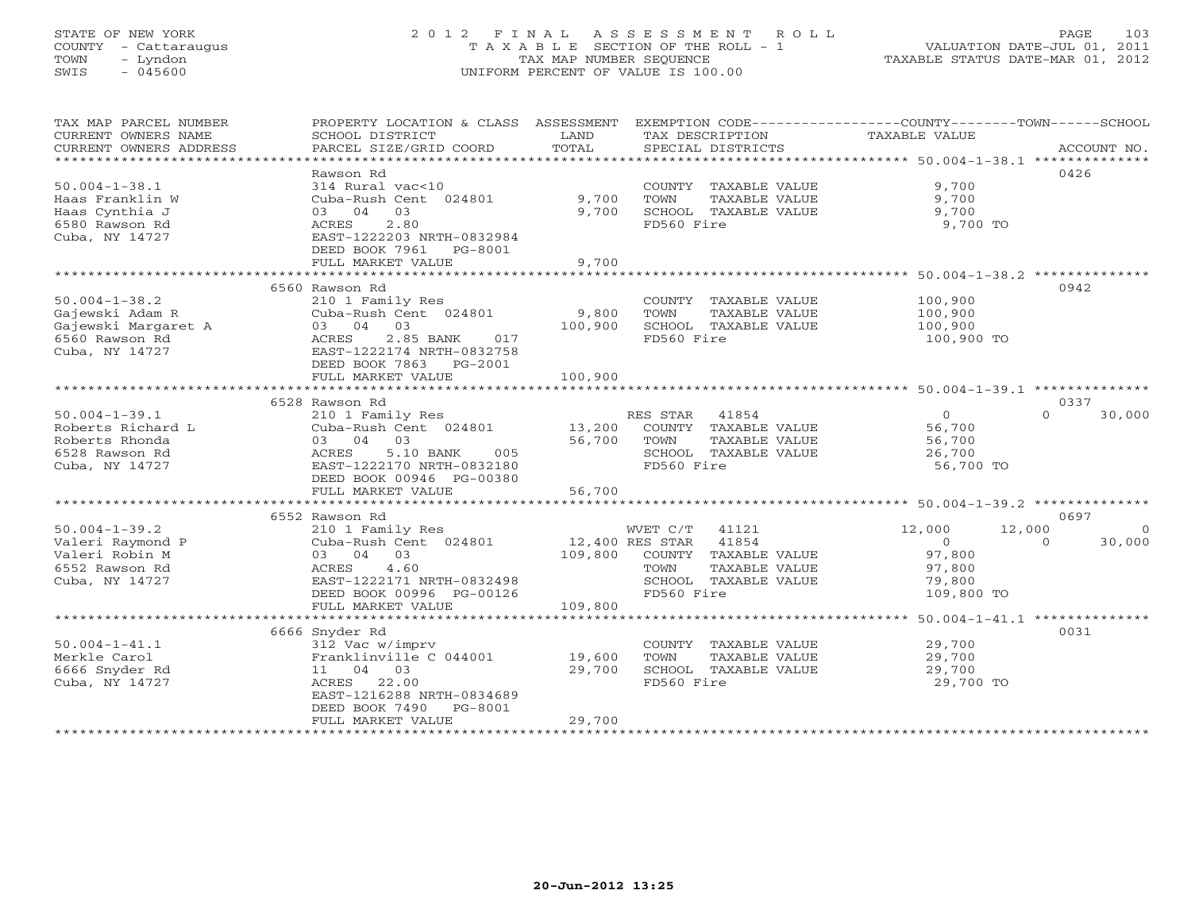STATE OF NEW YORK
COUNTY - Cattaraugus
TOWN - Lyndon
SWIS - 045600

# 2012 FINAL ASSESSMENT ROLL

TAXABLE SECTION OF THE ROLL - 1
TAX MAP NUMBER SEQUENCE
UNIFORM PERCENT OF VALUE IS 100.00

VALUATION DATE-JUL 01, 2011
TAXABLE STATUS DATE-MAR 01, 2012

| TAX MAP PARCEL NUMBER / CURRENT OWNERS NAME / CURRENT OWNERS ADDRESS | PROPERTY LOCATION & CLASS / SCHOOL DISTRICT / PARCEL SIZE/GRID COORD | ASSESSMENT LAND | TOTAL | EXEMPTION CODE / TAX DESCRIPTION / SPECIAL DISTRICTS | COUNTY TAXABLE VALUE | TOWN | SCHOOL | ACCOUNT NO. |
|---|---|---|---|---|---|---|---|---|
| 50.004-1-38.1 | Rawson Rd | | | | | | | 0426 |
| Haas Franklin W | 314 Rural vac<10 | | | COUNTY TAXABLE VALUE | 9,700 | | | |
| Haas Cynthia J | Cuba-Rush Cent 024801 | 9,700 | | TOWN TAXABLE VALUE | 9,700 | | | |
| 6580 Rawson Rd | 03 04 03 | | 9,700 | SCHOOL TAXABLE VALUE | 9,700 | | | |
| Cuba, NY 14727 | ACRES 2.80 | | | FD560 Fire | 9,700 TO | | | |
| | EAST-1222203 NRTH-0832984 | | | | | | | |
| | DEED BOOK 7961 PG-8001 | | | | | | | |
| | FULL MARKET VALUE | | 9,700 | | | | | |
| 50.004-1-38.2 | 6560 Rawson Rd | | | | | | | 0942 |
| Gajewski Adam R | 210 1 Family Res | | | COUNTY TAXABLE VALUE | 100,900 | | | |
| Gajewski Margaret A | Cuba-Rush Cent 024801 | 9,800 | | TOWN TAXABLE VALUE | 100,900 | | | |
| 6560 Rawson Rd | 03 04 03 | | 100,900 | SCHOOL TAXABLE VALUE | 100,900 | | | |
| Cuba, NY 14727 | ACRES 2.85 BANK 017 | | | FD560 Fire | 100,900 TO | | | |
| | EAST-1222174 NRTH-0832758 | | | | | | | |
| | DEED BOOK 7863 PG-2001 | | | | | | | |
| | FULL MARKET VALUE | | 100,900 | | | | | |
| 50.004-1-39.1 | 6528 Rawson Rd | | | | | | | 0337 |
| Roberts Richard L | 210 1 Family Res | | | RES STAR 41854 | 0 | 0 | 30,000 | |
| Roberts Rhonda | Cuba-Rush Cent 024801 | 13,200 | | COUNTY TAXABLE VALUE | 56,700 | | | |
| 6528 Rawson Rd | 03 04 03 | | 56,700 | TOWN TAXABLE VALUE | 56,700 | | | |
| Cuba, NY 14727 | ACRES 5.10 BANK 005 | | | SCHOOL TAXABLE VALUE | 26,700 | | | |
| | EAST-1222170 NRTH-0832180 | | | FD560 Fire | 56,700 TO | | | |
| | DEED BOOK 00946 PG-00380 | | | | | | | |
| | FULL MARKET VALUE | | 56,700 | | | | | |
| 50.004-1-39.2 | 6552 Rawson Rd | | | | | | | 0697 |
| Valeri Raymond P | 210 1 Family Res | | | WVET C/T 41121 | 12,000 | 12,000 | 0 | |
| Valeri Robin M | Cuba-Rush Cent 024801 | 12,400 | | RES STAR 41854 | 0 | 0 | 30,000 | |
| 6552 Rawson Rd | 03 04 03 | | 109,800 | COUNTY TAXABLE VALUE | 97,800 | | | |
| Cuba, NY 14727 | ACRES 4.60 | | | TOWN TAXABLE VALUE | 97,800 | | | |
| | EAST-1222171 NRTH-0832498 | | | SCHOOL TAXABLE VALUE | 79,800 | | | |
| | DEED BOOK 00996 PG-00126 | | | FD560 Fire | 109,800 TO | | | |
| | FULL MARKET VALUE | | 109,800 | | | | | |
| 50.004-1-41.1 | 6666 Snyder Rd | | | | | | | 0031 |
| Merkle Carol | 312 Vac w/imprv | | | COUNTY TAXABLE VALUE | 29,700 | | | |
| 6666 Snyder Rd | Franklinville C 044001 | 19,600 | | TOWN TAXABLE VALUE | 29,700 | | | |
| Cuba, NY 14727 | 11 04 03 | | 29,700 | SCHOOL TAXABLE VALUE | 29,700 | | | |
| | ACRES 22.00 | | | FD560 Fire | 29,700 TO | | | |
| | EAST-1216288 NRTH-0834689 | | | | | | | |
| | DEED BOOK 7490 PG-8001 | | | | | | | |
| | FULL MARKET VALUE | | 29,700 | | | | | |

20-Jun-2012 13:25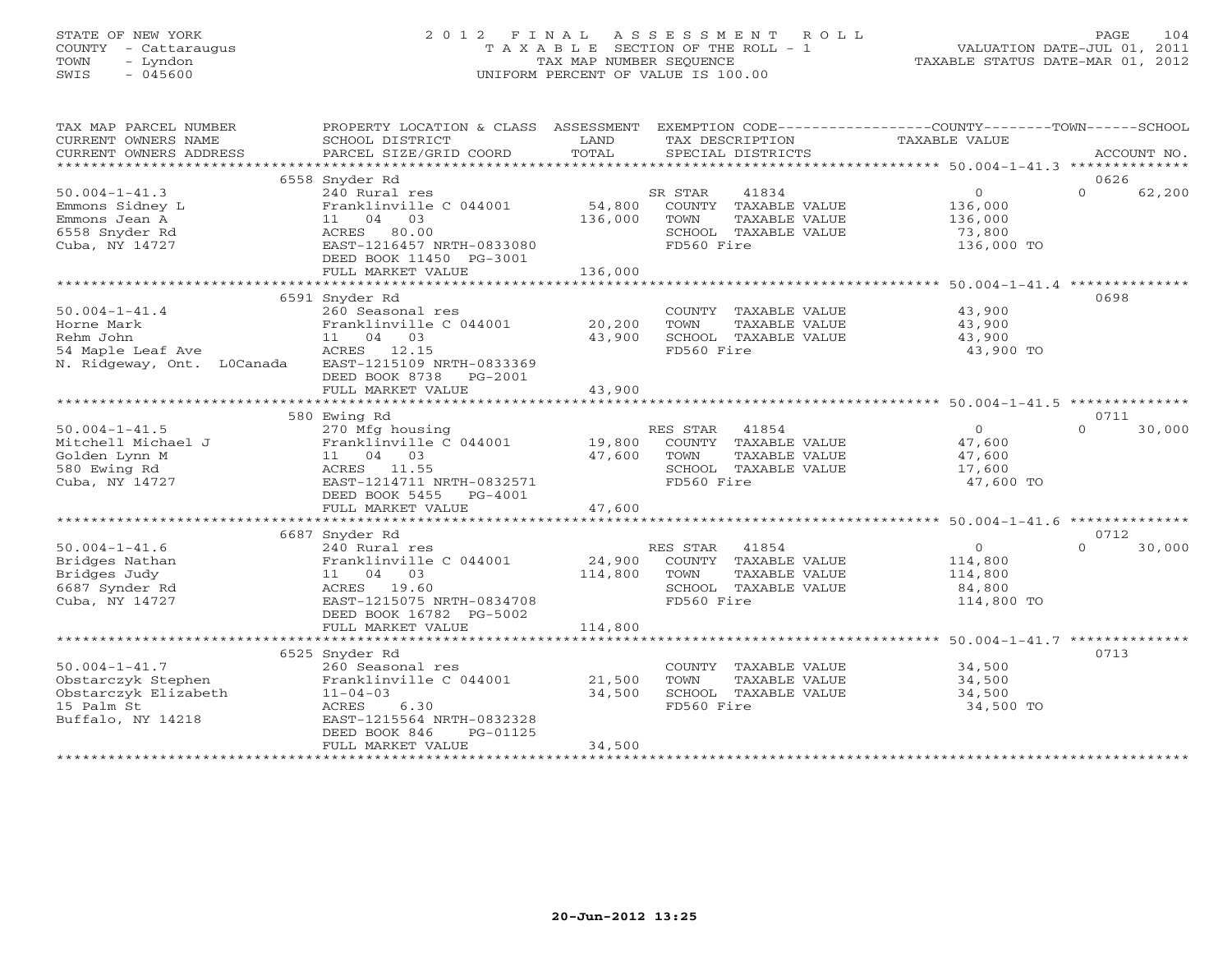STATE OF NEW YORK
COUNTY - Cattaraugus
TOWN - Lyndon
SWIS - 045600

# 2012 FINAL ASSESSMENT ROLL

TAXABLE SECTION OF THE ROLL - 1
TAX MAP NUMBER SEQUENCE
UNIFORM PERCENT OF VALUE IS 100.00

VALUATION DATE-JUL 01, 2011
TAXABLE STATUS DATE-MAR 01, 2012

| TAX MAP PARCEL NUMBER / CURRENT OWNERS NAME / CURRENT OWNERS ADDRESS | PROPERTY LOCATION & CLASS / SCHOOL DISTRICT / PARCEL SIZE/GRID COORD | ASSESSMENT LAND | TOTAL | EXEMPTION CODE / TAX DESCRIPTION / SPECIAL DISTRICTS | COUNTY TAXABLE VALUE | TOWN | SCHOOL | ACCOUNT NO. |
|---|---|---|---|---|---|---|---|---|
| 50.004-1-41.3 | 6558 Snyder Rd | | | | | | | 0626 |
| 50.004-1-41.3 | 240 Rural res | | | SR STAR 41834 | 0 | | 0 62,200 | |
| Emmons Sidney L | Franklinville C 044001 | 54,800 | | COUNTY TAXABLE VALUE | 136,000 | | | |
| Emmons Jean A | 11 04 03 | | 136,000 | TOWN TAXABLE VALUE | 136,000 | | | |
| 6558 Snyder Rd | ACRES 80.00 | | | SCHOOL TAXABLE VALUE | 73,800 | | | |
| Cuba, NY 14727 | EAST-1216457 NRTH-0833080 | | | FD560 Fire | 136,000 TO | | | |
| | DEED BOOK 11450 PG-3001 | | | | | | | |
| | FULL MARKET VALUE | | 136,000 | | | | | |
| 50.004-1-41.4 | 6591 Snyder Rd | | | | | | | 0698 |
| 50.004-1-41.4 | 260 Seasonal res | | | COUNTY TAXABLE VALUE | 43,900 | | | |
| Horne Mark | Franklinville C 044001 | 20,200 | | TOWN TAXABLE VALUE | 43,900 | | | |
| Rehm John | 11 04 03 | | 43,900 | SCHOOL TAXABLE VALUE | 43,900 | | | |
| 54 Maple Leaf Ave | ACRES 12.15 | | | FD560 Fire | 43,900 TO | | | |
| N. Ridgeway, Ont. L0Canada | EAST-1215109 NRTH-0833369 | | | | | | | |
| | DEED BOOK 8738 PG-2001 | | | | | | | |
| | FULL MARKET VALUE | | 43,900 | | | | | |
| 50.004-1-41.5 | 580 Ewing Rd | | | | | | | 0711 |
| 50.004-1-41.5 | 270 Mfg housing | | | RES STAR 41854 | 0 | | 0 30,000 | |
| Mitchell Michael J | Franklinville C 044001 | 19,800 | | COUNTY TAXABLE VALUE | 47,600 | | | |
| Golden Lynn M | 11 04 03 | | 47,600 | TOWN TAXABLE VALUE | 47,600 | | | |
| 580 Ewing Rd | ACRES 11.55 | | | SCHOOL TAXABLE VALUE | 17,600 | | | |
| Cuba, NY 14727 | EAST-1214711 NRTH-0832571 | | | FD560 Fire | 47,600 TO | | | |
| | DEED BOOK 5455 PG-4001 | | | | | | | |
| | FULL MARKET VALUE | | 47,600 | | | | | |
| 50.004-1-41.6 | 6687 Snyder Rd | | | | | | | 0712 |
| 50.004-1-41.6 | 240 Rural res | | | RES STAR 41854 | 0 | | 0 30,000 | |
| Bridges Nathan | Franklinville C 044001 | 24,900 | | COUNTY TAXABLE VALUE | 114,800 | | | |
| Bridges Judy | 11 04 03 | | 114,800 | TOWN TAXABLE VALUE | 114,800 | | | |
| 6687 Synder Rd | ACRES 19.60 | | | SCHOOL TAXABLE VALUE | 84,800 | | | |
| Cuba, NY 14727 | EAST-1215075 NRTH-0834708 | | | FD560 Fire | 114,800 TO | | | |
| | DEED BOOK 16782 PG-5002 | | | | | | | |
| | FULL MARKET VALUE | | 114,800 | | | | | |
| 50.004-1-41.7 | 6525 Snyder Rd | | | | | | | 0713 |
| 50.004-1-41.7 | 260 Seasonal res | | | COUNTY TAXABLE VALUE | 34,500 | | | |
| Obstarczyk Stephen | Franklinville C 044001 | 21,500 | | TOWN TAXABLE VALUE | 34,500 | | | |
| Obstarczyk Elizabeth | 11-04-03 | | 34,500 | SCHOOL TAXABLE VALUE | 34,500 | | | |
| 15 Palm St | ACRES 6.30 | | | FD560 Fire | 34,500 TO | | | |
| Buffalo, NY 14218 | EAST-1215564 NRTH-0832328 | | | | | | | |
| | DEED BOOK 846 PG-01125 | | | | | | | |
| | FULL MARKET VALUE | | 34,500 | | | | | |

20-Jun-2012 13:25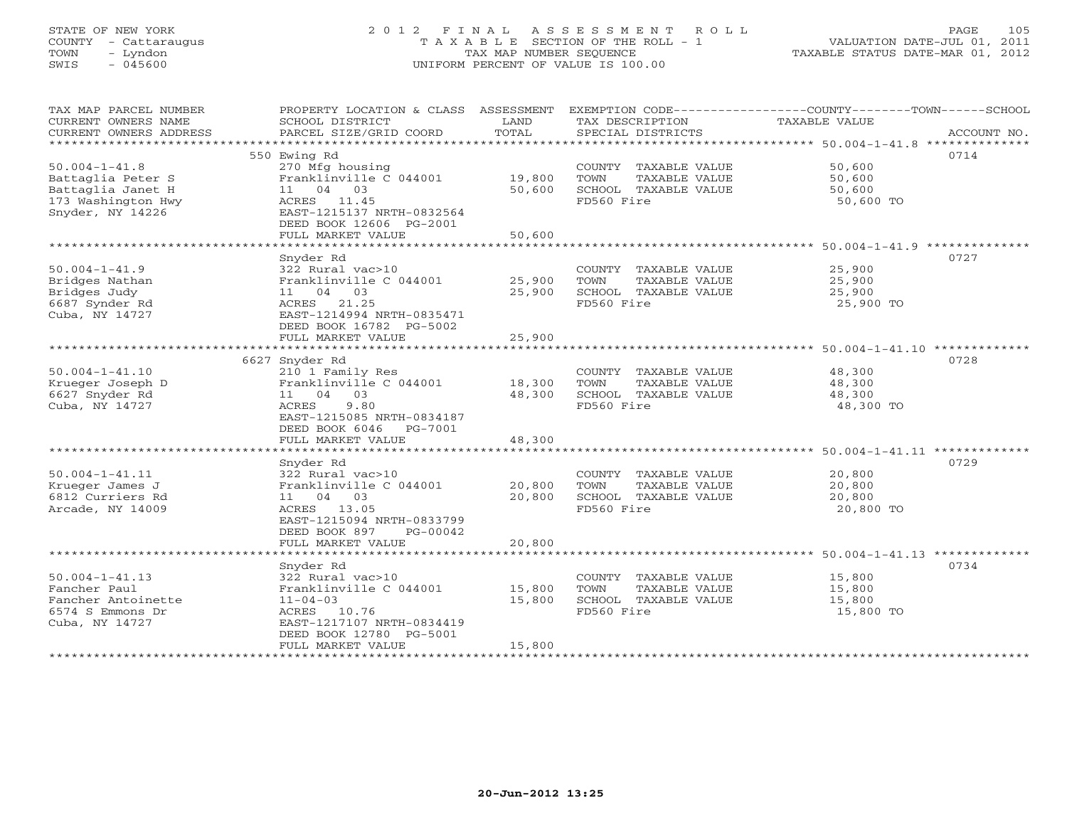STATE OF NEW YORK
COUNTY - Cattaraugus
TOWN - Lyndon
SWIS - 045600

2012 FINAL ASSESSMENT ROLL
TAXABLE SECTION OF THE ROLL - 1
TAX MAP NUMBER SEQUENCE
UNIFORM PERCENT OF VALUE IS 100.00

VALUATION DATE-JUL 01, 2011
TAXABLE STATUS DATE-MAR 01, 2012

| TAX MAP PARCEL NUMBER / CURRENT OWNERS NAME / CURRENT OWNERS ADDRESS | PROPERTY LOCATION & CLASS / SCHOOL DISTRICT / PARCEL SIZE/GRID COORD | ASSESSMENT LAND / TOTAL | EXEMPTION CODE / TAX DESCRIPTION / SPECIAL DISTRICTS | COUNTY--------TOWN------SCHOOL TAXABLE VALUE | ACCOUNT NO. |
|---|---|---|---|---|---|
| 50.004-1-41.8 | 550 Ewing Rd | | | | 0714 |
| | 270 Mfg housing | | COUNTY TAXABLE VALUE | 50,600 | |
| Battaglia Peter S | Franklinville C 044001 | 19,800 | TOWN TAXABLE VALUE | 50,600 | |
| Battaglia Janet H | 11 04 03 | 50,600 | SCHOOL TAXABLE VALUE | 50,600 | |
| 173 Washington Hwy | ACRES 11.45 | | FD560 Fire | 50,600 TO | |
| Snyder, NY 14226 | EAST-1215137 NRTH-0832564 | | | | |
| | DEED BOOK 12606 PG-2001 | | | | |
| | FULL MARKET VALUE | 50,600 | | | |
| 50.004-1-41.9 | Snyder Rd | | | | 0727 |
| | 322 Rural vac>10 | | COUNTY TAXABLE VALUE | 25,900 | |
| Bridges Nathan | Franklinville C 044001 | 25,900 | TOWN TAXABLE VALUE | 25,900 | |
| Bridges Judy | 11 04 03 | 25,900 | SCHOOL TAXABLE VALUE | 25,900 | |
| 6687 Synder Rd | ACRES 21.25 | | FD560 Fire | 25,900 TO | |
| Cuba, NY 14727 | EAST-1214994 NRTH-0835471 | | | | |
| | DEED BOOK 16782 PG-5002 | | | | |
| | FULL MARKET VALUE | 25,900 | | | |
| 50.004-1-41.10 | 6627 Snyder Rd | | | | 0728 |
| | 210 1 Family Res | | COUNTY TAXABLE VALUE | 48,300 | |
| Krueger Joseph D | Franklinville C 044001 | 18,300 | TOWN TAXABLE VALUE | 48,300 | |
| 6627 Snyder Rd | 11 04 03 | 48,300 | SCHOOL TAXABLE VALUE | 48,300 | |
| Cuba, NY 14727 | ACRES 9.80 | | FD560 Fire | 48,300 TO | |
| | EAST-1215085 NRTH-0834187 | | | | |
| | DEED BOOK 6046 PG-7001 | | | | |
| | FULL MARKET VALUE | 48,300 | | | |
| 50.004-1-41.11 | Snyder Rd | | | | 0729 |
| | 322 Rural vac>10 | | COUNTY TAXABLE VALUE | 20,800 | |
| Krueger James J | Franklinville C 044001 | 20,800 | TOWN TAXABLE VALUE | 20,800 | |
| 6812 Curriers Rd | 11 04 03 | 20,800 | SCHOOL TAXABLE VALUE | 20,800 | |
| Arcade, NY 14009 | ACRES 13.05 | | FD560 Fire | 20,800 TO | |
| | EAST-1215094 NRTH-0833799 | | | | |
| | DEED BOOK 897 PG-00042 | | | | |
| | FULL MARKET VALUE | 20,800 | | | |
| 50.004-1-41.13 | Snyder Rd | | | | 0734 |
| | 322 Rural vac>10 | | COUNTY TAXABLE VALUE | 15,800 | |
| Fancher Paul | Franklinville C 044001 | 15,800 | TOWN TAXABLE VALUE | 15,800 | |
| Fancher Antoinette | 11-04-03 | 15,800 | SCHOOL TAXABLE VALUE | 15,800 | |
| 6574 S Emmons Dr | ACRES 10.76 | | FD560 Fire | 15,800 TO | |
| Cuba, NY 14727 | EAST-1217107 NRTH-0834419 | | | | |
| | DEED BOOK 12780 PG-5001 | | | | |
| | FULL MARKET VALUE | 15,800 | | | |

20-Jun-2012 13:25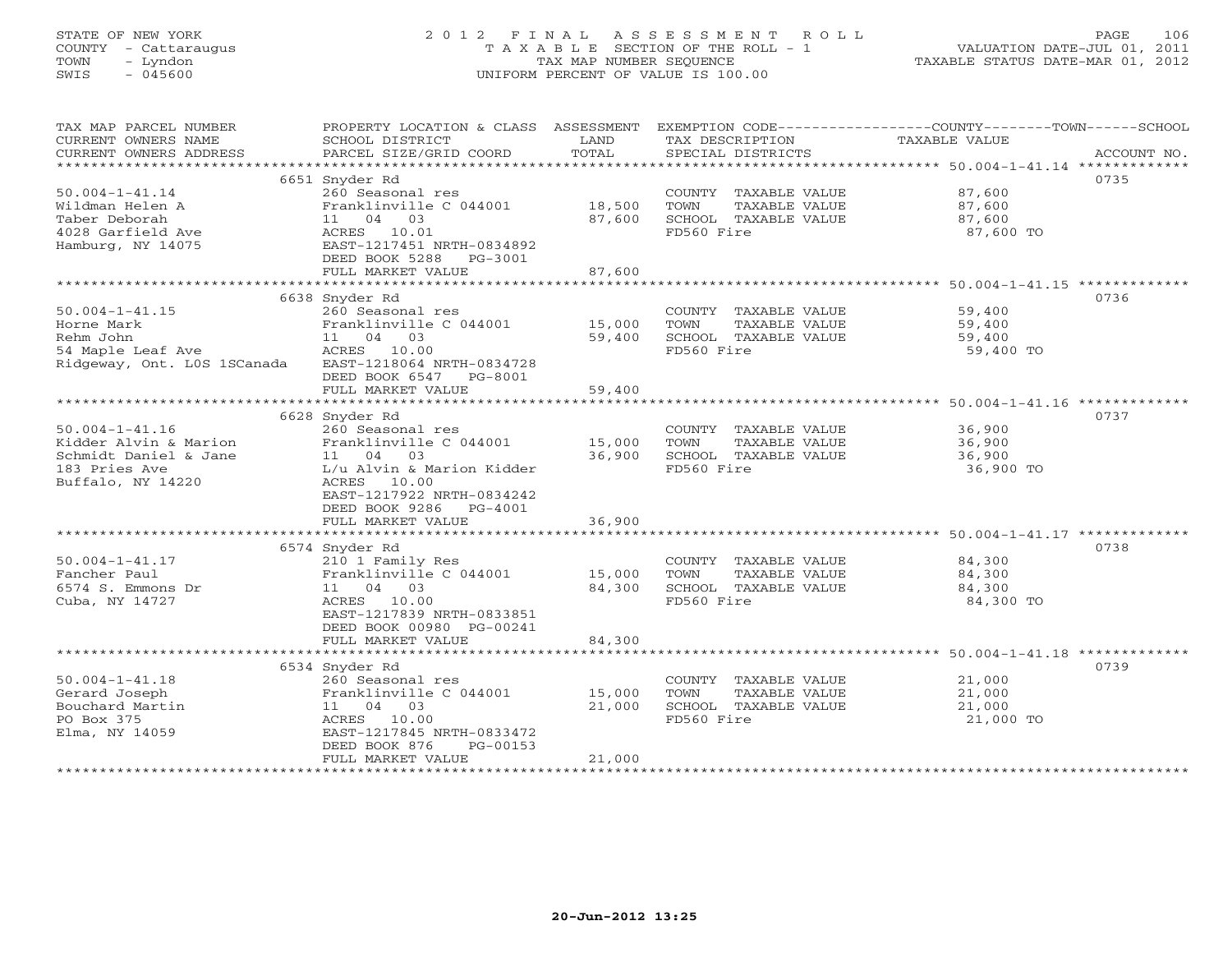STATE OF NEW YORK
COUNTY - Cattaraugus
TOWN - Lyndon
SWIS - 045600

2012 FINAL ASSESSMENT ROLL
TAXABLE SECTION OF THE ROLL - 1
TAX MAP NUMBER SEQUENCE
UNIFORM PERCENT OF VALUE IS 100.00

VALUATION DATE-JUL 01, 2011
TAXABLE STATUS DATE-MAR 01, 2012

| TAX MAP PARCEL NUMBER / CURRENT OWNERS NAME / CURRENT OWNERS ADDRESS | PROPERTY LOCATION & CLASS / SCHOOL DISTRICT / PARCEL SIZE/GRID COORD | ASSESSMENT LAND | TOTAL | EXEMPTION CODE / TAX DESCRIPTION / SPECIAL DISTRICTS | TAXABLE VALUE (COUNTY / TOWN / SCHOOL) | ACCOUNT NO. |
|---|---|---|---|---|---|---|
| 50.004-1-41.14 | 6651 Snyder Rd | | | | | 0735 |
| Wildman Helen A | 260 Seasonal res | | | COUNTY TAXABLE VALUE | 87,600 | |
| Taber Deborah | Franklinville C 044001 | 18,500 | | TOWN TAXABLE VALUE | 87,600 | |
| 4028 Garfield Ave | 11 04 03 | | 87,600 | SCHOOL TAXABLE VALUE | 87,600 | |
| Hamburg, NY 14075 | ACRES 10.01 | | | FD560 Fire | 87,600 TO | |
| | EAST-1217451 NRTH-0834892 | | | | | |
| | DEED BOOK 5288 PG-3001 | | | | | |
| | FULL MARKET VALUE | | 87,600 | | | |
| 50.004-1-41.15 | 6638 Snyder Rd | | | | | 0736 |
| Horne Mark | 260 Seasonal res | | | COUNTY TAXABLE VALUE | 59,400 | |
| Rehm John | Franklinville C 044001 | 15,000 | | TOWN TAXABLE VALUE | 59,400 | |
| 54 Maple Leaf Ave | 11 04 03 | | 59,400 | SCHOOL TAXABLE VALUE | 59,400 | |
| Ridgeway, Ont. L0S 1SCanada | ACRES 10.00 | | | FD560 Fire | 59,400 TO | |
| | EAST-1218064 NRTH-0834728 | | | | | |
| | DEED BOOK 6547 PG-8001 | | | | | |
| | FULL MARKET VALUE | | 59,400 | | | |
| 50.004-1-41.16 | 6628 Snyder Rd | | | | | 0737 |
| Kidder Alvin & Marion | 260 Seasonal res | | | COUNTY TAXABLE VALUE | 36,900 | |
| Schmidt Daniel & Jane | Franklinville C 044001 | 15,000 | | TOWN TAXABLE VALUE | 36,900 | |
| 183 Pries Ave | 11 04 03 | | 36,900 | SCHOOL TAXABLE VALUE | 36,900 | |
| Buffalo, NY 14220 | L/u Alvin & Marion Kidder | | | FD560 Fire | 36,900 TO | |
| | ACRES 10.00 | | | | | |
| | EAST-1217922 NRTH-0834242 | | | | | |
| | DEED BOOK 9286 PG-4001 | | | | | |
| | FULL MARKET VALUE | | 36,900 | | | |
| 50.004-1-41.17 | 6574 Snyder Rd | | | | | 0738 |
| Fancher Paul | 210 1 Family Res | | | COUNTY TAXABLE VALUE | 84,300 | |
| 6574 S. Emmons Dr | Franklinville C 044001 | 15,000 | | TOWN TAXABLE VALUE | 84,300 | |
| Cuba, NY 14727 | 11 04 03 | | 84,300 | SCHOOL TAXABLE VALUE | 84,300 | |
| | ACRES 10.00 | | | FD560 Fire | 84,300 TO | |
| | EAST-1217839 NRTH-0833851 | | | | | |
| | DEED BOOK 00980 PG-00241 | | | | | |
| | FULL MARKET VALUE | | 84,300 | | | |
| 50.004-1-41.18 | 6534 Snyder Rd | | | | | 0739 |
| Gerard Joseph | 260 Seasonal res | | | COUNTY TAXABLE VALUE | 21,000 | |
| Bouchard Martin | Franklinville C 044001 | 15,000 | | TOWN TAXABLE VALUE | 21,000 | |
| PO Box 375 | 11 04 03 | | 21,000 | SCHOOL TAXABLE VALUE | 21,000 | |
| Elma, NY 14059 | ACRES 10.00 | | | FD560 Fire | 21,000 TO | |
| | EAST-1217845 NRTH-0833472 | | | | | |
| | DEED BOOK 876 PG-00153 | | | | | |
| | FULL MARKET VALUE | | 21,000 | | | |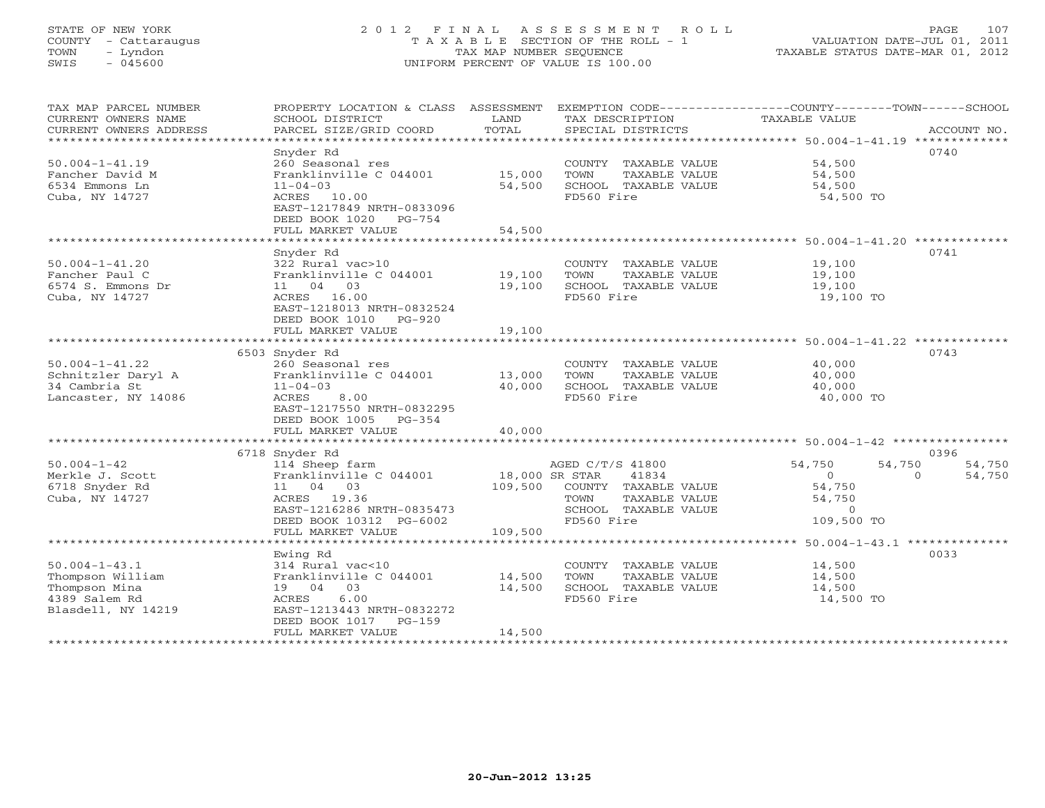STATE OF NEW YORK
COUNTY - Cattaraugus
TOWN - Lyndon
SWIS - 045600

# 2012 FINAL ASSESSMENT ROLL

TAXABLE SECTION OF THE ROLL - 1
TAX MAP NUMBER SEQUENCE
UNIFORM PERCENT OF VALUE IS 100.00

VALUATION DATE-JUL 01, 2011
TAXABLE STATUS DATE-MAR 01, 2012

| TAX MAP PARCEL NUMBER / CURRENT OWNERS NAME / CURRENT OWNERS ADDRESS | PROPERTY LOCATION & CLASS / SCHOOL DISTRICT / PARCEL SIZE/GRID COORD | ASSESSMENT LAND | TOTAL | EXEMPTION CODE / TAX DESCRIPTION / SPECIAL DISTRICTS | COUNTY TAXABLE VALUE | TOWN | SCHOOL | ACCOUNT NO. |
|---|---|---|---|---|---|---|---|---|
| **50.004-1-41.19** | Snyder Rd | | | | | | | 0740 |
| 50.004-1-41.19 | 260 Seasonal res | | | COUNTY TAXABLE VALUE | 54,500 | | | |
| Fancher David M | Franklinville C 044001 | 15,000 | | TOWN TAXABLE VALUE | 54,500 | | | |
| 6534 Emmons Ln | 11-04-03 | | 54,500 | SCHOOL TAXABLE VALUE | 54,500 | | | |
| Cuba, NY 14727 | ACRES 10.00 | | | FD560 Fire | 54,500 TO | | | |
| | EAST-1217849 NRTH-0833096 | | | | | | | |
| | DEED BOOK 1020 PG-754 | | | | | | | |
| | FULL MARKET VALUE | | 54,500 | | | | | |
| **50.004-1-41.20** | Snyder Rd | | | | | | | 0741 |
| 50.004-1-41.20 | 322 Rural vac>10 | | | COUNTY TAXABLE VALUE | 19,100 | | | |
| Fancher Paul C | Franklinville C 044001 | 19,100 | | TOWN TAXABLE VALUE | 19,100 | | | |
| 6574 S. Emmons Dr | 11 04 03 | | 19,100 | SCHOOL TAXABLE VALUE | 19,100 | | | |
| Cuba, NY 14727 | ACRES 16.00 | | | FD560 Fire | 19,100 TO | | | |
| | EAST-1218013 NRTH-0832524 | | | | | | | |
| | DEED BOOK 1010 PG-920 | | | | | | | |
| | FULL MARKET VALUE | | 19,100 | | | | | |
| **50.004-1-41.22** | 6503 Snyder Rd | | | | | | | 0743 |
| 50.004-1-41.22 | 260 Seasonal res | | | COUNTY TAXABLE VALUE | 40,000 | | | |
| Schnitzler Daryl A | Franklinville C 044001 | 13,000 | | TOWN TAXABLE VALUE | 40,000 | | | |
| 34 Cambria St | 11-04-03 | | 40,000 | SCHOOL TAXABLE VALUE | 40,000 | | | |
| Lancaster, NY 14086 | ACRES 8.00 | | | FD560 Fire | 40,000 TO | | | |
| | EAST-1217550 NRTH-0832295 | | | | | | | |
| | DEED BOOK 1005 PG-354 | | | | | | | |
| | FULL MARKET VALUE | | 40,000 | | | | | |
| **50.004-1-42** | 6718 Snyder Rd | | | | | | | 0396 |
| 50.004-1-42 | 114 Sheep farm | | | AGED C/T/S 41800 | 54,750 | 54,750 | 54,750 | |
| Merkle J. Scott | Franklinville C 044001 | 18,000 | | SR STAR 41834 | 0 | 0 | 54,750 | |
| 6718 Snyder Rd | 11 04 03 | | 109,500 | COUNTY TAXABLE VALUE | 54,750 | | | |
| Cuba, NY 14727 | ACRES 19.36 | | | TOWN TAXABLE VALUE | 54,750 | | | |
| | EAST-1216286 NRTH-0835473 | | | SCHOOL TAXABLE VALUE | 0 | | | |
| | DEED BOOK 10312 PG-6002 | | | FD560 Fire | 109,500 TO | | | |
| | FULL MARKET VALUE | | 109,500 | | | | | |
| **50.004-1-43.1** | Ewing Rd | | | | | | | 0033 |
| 50.004-1-43.1 | 314 Rural vac<10 | | | COUNTY TAXABLE VALUE | 14,500 | | | |
| Thompson William | Franklinville C 044001 | 14,500 | | TOWN TAXABLE VALUE | 14,500 | | | |
| Thompson Mina | 19 04 03 | | 14,500 | SCHOOL TAXABLE VALUE | 14,500 | | | |
| 4389 Salem Rd | ACRES 6.00 | | | FD560 Fire | 14,500 TO | | | |
| Blasdell, NY 14219 | EAST-1213443 NRTH-0832272 | | | | | | | |
| | DEED BOOK 1017 PG-159 | | | | | | | |
| | FULL MARKET VALUE | | 14,500 | | | | | |

20-Jun-2012 13:25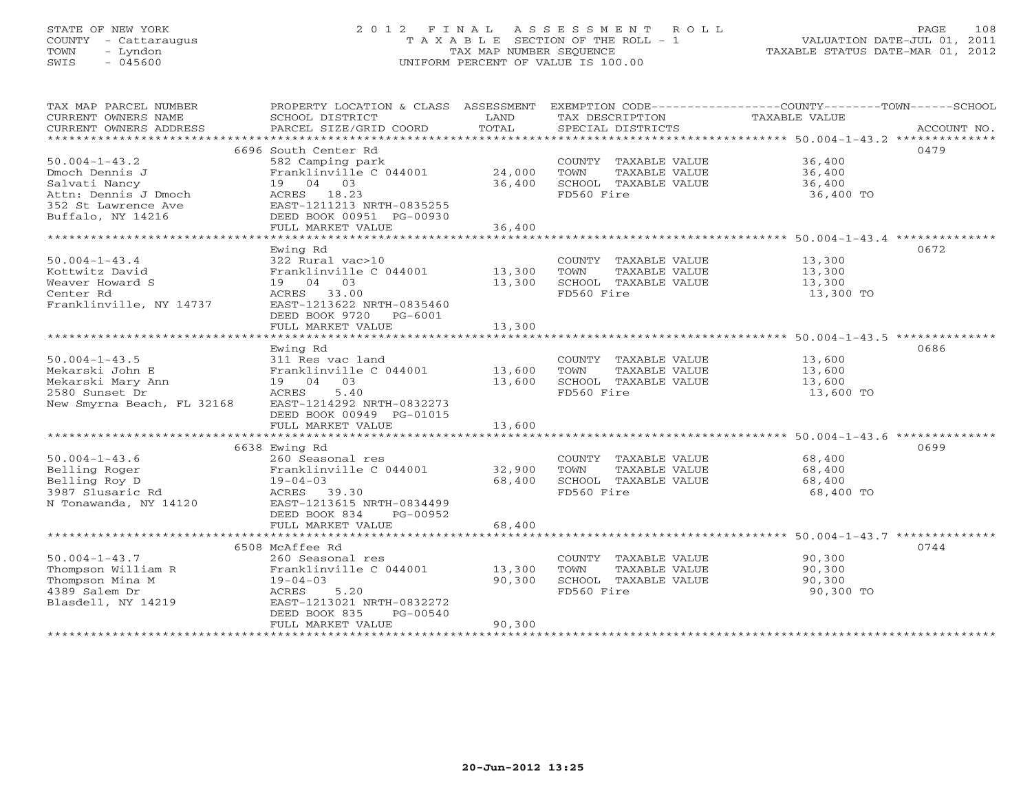STATE OF NEW YORK
COUNTY - Cattaraugus
TOWN - Lyndon
SWIS - 045600

# 2012 FINAL ASSESSMENT ROLL

TAXABLE SECTION OF THE ROLL - 1
TAX MAP NUMBER SEQUENCE
UNIFORM PERCENT OF VALUE IS 100.00

VALUATION DATE-JUL 01, 2011
TAXABLE STATUS DATE-MAR 01, 2012

| TAX MAP PARCEL NUMBER / CURRENT OWNERS NAME / CURRENT OWNERS ADDRESS | PROPERTY LOCATION & CLASS / SCHOOL DISTRICT / PARCEL SIZE/GRID COORD | ASSESSMENT LAND | TOTAL | EXEMPTION CODE / TAX DESCRIPTION / SPECIAL DISTRICTS | COUNTY--TOWN--SCHOOL TAXABLE VALUE | ACCOUNT NO. |
|---|---|---|---|---|---|---|
| **50.004-1-43.2** | 6696 South Center Rd | | | | | 0479 |
| 50.004-1-43.2 | 582 Camping park | | | COUNTY TAXABLE VALUE | 36,400 | |
| Dmoch Dennis J | Franklinville C 044001 | 24,000 | | TOWN TAXABLE VALUE | 36,400 | |
| Salvati Nancy | 19 04 03 | | 36,400 | SCHOOL TAXABLE VALUE | 36,400 | |
| Attn: Dennis J Dmoch | ACRES 18.23 | | | FD560 Fire | 36,400 TO | |
| 352 St Lawrence Ave | EAST-1211213 NRTH-0835255 | | | | | |
| Buffalo, NY 14216 | DEED BOOK 00951 PG-00930 | | | | | |
| | FULL MARKET VALUE | | 36,400 | | | |
| **50.004-1-43.4** | Ewing Rd | | | | | 0672 |
| 50.004-1-43.4 | 322 Rural vac>10 | | | COUNTY TAXABLE VALUE | 13,300 | |
| Kottwitz David | Franklinville C 044001 | 13,300 | | TOWN TAXABLE VALUE | 13,300 | |
| Weaver Howard S | 19 04 03 | | 13,300 | SCHOOL TAXABLE VALUE | 13,300 | |
| Center Rd | ACRES 33.00 | | | FD560 Fire | 13,300 TO | |
| Franklinville, NY 14737 | EAST-1213622 NRTH-0835460 | | | | | |
| | DEED BOOK 9720 PG-6001 | | | | | |
| | FULL MARKET VALUE | | 13,300 | | | |
| **50.004-1-43.5** | Ewing Rd | | | | | 0686 |
| 50.004-1-43.5 | 311 Res vac land | | | COUNTY TAXABLE VALUE | 13,600 | |
| Mekarski John E | Franklinville C 044001 | 13,600 | | TOWN TAXABLE VALUE | 13,600 | |
| Mekarski Mary Ann | 19 04 03 | | 13,600 | SCHOOL TAXABLE VALUE | 13,600 | |
| 2580 Sunset Dr | ACRES 5.40 | | | FD560 Fire | 13,600 TO | |
| New Smyrna Beach, FL 32168 | EAST-1214292 NRTH-0832273 | | | | | |
| | DEED BOOK 00949 PG-01015 | | | | | |
| | FULL MARKET VALUE | | 13,600 | | | |
| **50.004-1-43.6** | 6638 Ewing Rd | | | | | 0699 |
| 50.004-1-43.6 | 260 Seasonal res | | | COUNTY TAXABLE VALUE | 68,400 | |
| Belling Roger | Franklinville C 044001 | 32,900 | | TOWN TAXABLE VALUE | 68,400 | |
| Belling Roy D | 19-04-03 | | 68,400 | SCHOOL TAXABLE VALUE | 68,400 | |
| 3987 Slusaric Rd | ACRES 39.30 | | | FD560 Fire | 68,400 TO | |
| N Tonawanda, NY 14120 | EAST-1213615 NRTH-0834499 | | | | | |
| | DEED BOOK 834 PG-00952 | | | | | |
| | FULL MARKET VALUE | | 68,400 | | | |
| **50.004-1-43.7** | 6508 McAffee Rd | | | | | 0744 |
| 50.004-1-43.7 | 260 Seasonal res | | | COUNTY TAXABLE VALUE | 90,300 | |
| Thompson William R | Franklinville C 044001 | 13,300 | | TOWN TAXABLE VALUE | 90,300 | |
| Thompson Mina M | 19-04-03 | | 90,300 | SCHOOL TAXABLE VALUE | 90,300 | |
| 4389 Salem Dr | ACRES 5.20 | | | FD560 Fire | 90,300 TO | |
| Blasdell, NY 14219 | EAST-1213021 NRTH-0832272 | | | | | |
| | DEED BOOK 835 PG-00540 | | | | | |
| | FULL MARKET VALUE | | 90,300 | | | |

20-Jun-2012 13:25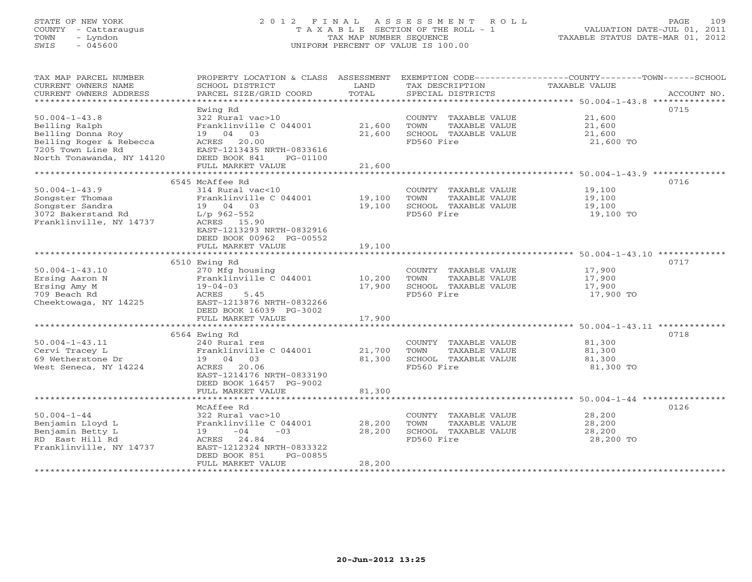STATE OF NEW YORK
COUNTY - Cattaraugus
TOWN - Lyndon
SWIS - 045600

# 2012 FINAL ASSESSMENT ROLL

TAXABLE SECTION OF THE ROLL - 1
TAX MAP NUMBER SEQUENCE
UNIFORM PERCENT OF VALUE IS 100.00

VALUATION DATE-JUL 01, 2011
TAXABLE STATUS DATE-MAR 01, 2012

| TAX MAP PARCEL NUMBER / CURRENT OWNERS NAME / CURRENT OWNERS ADDRESS | PROPERTY LOCATION & CLASS / SCHOOL DISTRICT / PARCEL SIZE/GRID COORD | ASSESSMENT LAND | ASSESSMENT TOTAL | EXEMPTION CODE / TAX DESCRIPTION / SPECIAL DISTRICTS | TAXABLE VALUE (COUNTY--TOWN--SCHOOL) | ACCOUNT NO. |
|---|---|---|---|---|---|---|
| 50.004-1-43.8 | Ewing Rd | | | | | 0715 |
| | 322 Rural vac>10 | | | COUNTY TAXABLE VALUE | 21,600 | |
| Belling Ralph | Franklinville C 044001 | 21,600 | | TOWN TAXABLE VALUE | 21,600 | |
| Belling Donna Roy | 19 04 03 | | 21,600 | SCHOOL TAXABLE VALUE | 21,600 | |
| Belling Roger & Rebecca | ACRES 20.00 | | | FD560 Fire | 21,600 TO | |
| 7205 Town Line Rd | EAST-1213435 NRTH-0833616 | | | | | |
| North Tonawanda, NY 14120 | DEED BOOK 841 PG-01100 | | | | | |
| | FULL MARKET VALUE | | 21,600 | | | |
| 50.004-1-43.9 | 6545 McAffee Rd | | | | | 0716 |
| | 314 Rural vac<10 | | | COUNTY TAXABLE VALUE | 19,100 | |
| Songster Thomas | Franklinville C 044001 | 19,100 | | TOWN TAXABLE VALUE | 19,100 | |
| Songster Sandra | 19 04 03 | | 19,100 | SCHOOL TAXABLE VALUE | 19,100 | |
| 3072 Bakerstand Rd | L/p 962-552 | | | FD560 Fire | 19,100 TO | |
| Franklinville, NY 14737 | ACRES 15.90 | | | | | |
| | EAST-1213293 NRTH-0832916 | | | | | |
| | DEED BOOK 00962 PG-00552 | | | | | |
| | FULL MARKET VALUE | | 19,100 | | | |
| 50.004-1-43.10 | 6510 Ewing Rd | | | | | 0717 |
| | 270 Mfg housing | | | COUNTY TAXABLE VALUE | 17,900 | |
| Ersing Aaron N | Franklinville C 044001 | 10,200 | | TOWN TAXABLE VALUE | 17,900 | |
| Ersing Amy M | 19-04-03 | | 17,900 | SCHOOL TAXABLE VALUE | 17,900 | |
| 709 Beach Rd | ACRES 5.45 | | | FD560 Fire | 17,900 TO | |
| Cheektowaga, NY 14225 | EAST-1213876 NRTH-0832266 | | | | | |
| | DEED BOOK 16039 PG-3002 | | | | | |
| | FULL MARKET VALUE | | 17,900 | | | |
| 50.004-1-43.11 | 6564 Ewing Rd | | | | | 0718 |
| | 240 Rural res | | | COUNTY TAXABLE VALUE | 81,300 | |
| Cervi Tracey L | Franklinville C 044001 | 21,700 | | TOWN TAXABLE VALUE | 81,300 | |
| 69 Wetherstone Dr | 19 04 03 | | 81,300 | SCHOOL TAXABLE VALUE | 81,300 | |
| West Seneca, NY 14224 | ACRES 20.06 | | | FD560 Fire | 81,300 TO | |
| | EAST-1214176 NRTH-0833190 | | | | | |
| | DEED BOOK 16457 PG-9002 | | | | | |
| | FULL MARKET VALUE | | 81,300 | | | |
| 50.004-1-44 | McAffee Rd | | | | | 0126 |
| | 322 Rural vac>10 | | | COUNTY TAXABLE VALUE | 28,200 | |
| Benjamin Lloyd L | Franklinville C 044001 | 28,200 | | TOWN TAXABLE VALUE | 28,200 | |
| Benjamin Betty L | 19 -04 -03 | | 28,200 | SCHOOL TAXABLE VALUE | 28,200 | |
| RD East Hill Rd | ACRES 24.84 | | | FD560 Fire | 28,200 TO | |
| Franklinville, NY 14737 | EAST-1212324 NRTH-0833322 | | | | | |
| | DEED BOOK 851 PG-00855 | | | | | |
| | FULL MARKET VALUE | | 28,200 | | | |

20-Jun-2012 13:25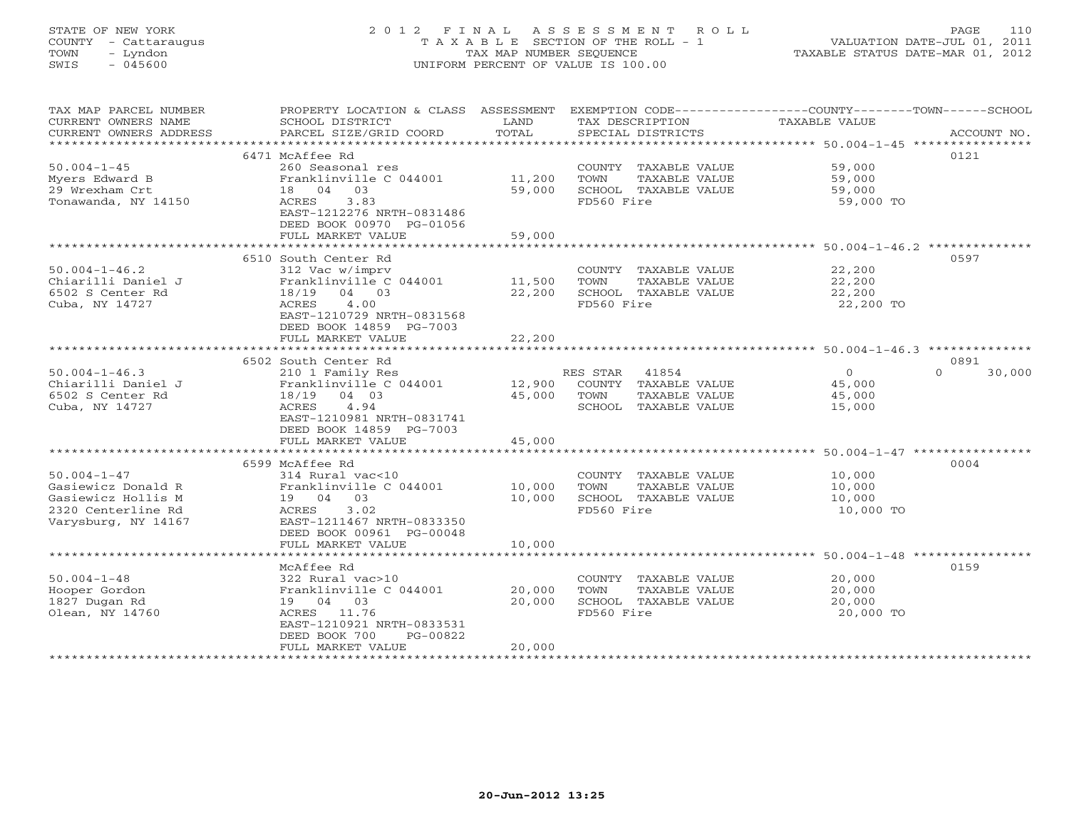STATE OF NEW YORK
COUNTY - Cattaraugus
TOWN - Lyndon
SWIS - 045600

# 2012 FINAL ASSESSMENT ROLL
TAXABLE SECTION OF THE ROLL - 1
TAX MAP NUMBER SEQUENCE
UNIFORM PERCENT OF VALUE IS 100.00

VALUATION DATE-JUL 01, 2011
TAXABLE STATUS DATE-MAR 01, 2012

| TAX MAP PARCEL NUMBER / CURRENT OWNERS NAME / CURRENT OWNERS ADDRESS | PROPERTY LOCATION & CLASS / SCHOOL DISTRICT / PARCEL SIZE/GRID COORD | ASSESSMENT LAND | TOTAL | EXEMPTION CODE / TAX DESCRIPTION / SPECIAL DISTRICTS | COUNTY / TOWN TAXABLE VALUE | SCHOOL | ACCOUNT NO. |
|---|---|---|---|---|---|---|---|
| **50.004-1-45** | 6471 McAffee Rd | | | | | | 0121 |
| 50.004-1-45 | 260 Seasonal res | | | COUNTY TAXABLE VALUE | 59,000 | | |
| Myers Edward B | Franklinville C 044001 | 11,200 | | TOWN TAXABLE VALUE | 59,000 | | |
| 29 Wrexham Crt | 18 04 03 | | 59,000 | SCHOOL TAXABLE VALUE | 59,000 | | |
| Tonawanda, NY 14150 | ACRES 3.83 | | | FD560 Fire | 59,000 TO | | |
| | EAST-1212276 NRTH-0831486 | | | | | | |
| | DEED BOOK 00970 PG-01056 | | | | | | |
| | FULL MARKET VALUE | | 59,000 | | | | |
| **50.004-1-46.2** | 6510 South Center Rd | | | | | | 0597 |
| 50.004-1-46.2 | 312 Vac w/imprv | | | COUNTY TAXABLE VALUE | 22,200 | | |
| Chiarilli Daniel J | Franklinville C 044001 | 11,500 | | TOWN TAXABLE VALUE | 22,200 | | |
| 6502 S Center Rd | 18/19 04 03 | | 22,200 | SCHOOL TAXABLE VALUE | 22,200 | | |
| Cuba, NY 14727 | ACRES 4.00 | | | FD560 Fire | 22,200 TO | | |
| | EAST-1210729 NRTH-0831568 | | | | | | |
| | DEED BOOK 14859 PG-7003 | | | | | | |
| | FULL MARKET VALUE | | 22,200 | | | | |
| **50.004-1-46.3** | 6502 South Center Rd | | | | | | 0891 |
| 50.004-1-46.3 | 210 1 Family Res | | | RES STAR 41854 | 0 | 0 | 30,000 |
| Chiarilli Daniel J | Franklinville C 044001 | 12,900 | | COUNTY TAXABLE VALUE | 45,000 | | |
| 6502 S Center Rd | 18/19 04 03 | | 45,000 | TOWN TAXABLE VALUE | 45,000 | | |
| Cuba, NY 14727 | ACRES 4.94 | | | SCHOOL TAXABLE VALUE | 15,000 | | |
| | EAST-1210981 NRTH-0831741 | | | | | | |
| | DEED BOOK 14859 PG-7003 | | | | | | |
| | FULL MARKET VALUE | | 45,000 | | | | |
| **50.004-1-47** | 6599 McAffee Rd | | | | | | 0004 |
| 50.004-1-47 | 314 Rural vac<10 | | | COUNTY TAXABLE VALUE | 10,000 | | |
| Gasiewicz Donald R | Franklinville C 044001 | 10,000 | | TOWN TAXABLE VALUE | 10,000 | | |
| Gasiewicz Hollis M | 19 04 03 | | 10,000 | SCHOOL TAXABLE VALUE | 10,000 | | |
| 2320 Centerline Rd | ACRES 3.02 | | | FD560 Fire | 10,000 TO | | |
| Varysburg, NY 14167 | EAST-1211467 NRTH-0833350 | | | | | | |
| | DEED BOOK 00961 PG-00048 | | | | | | |
| | FULL MARKET VALUE | | 10,000 | | | | |
| **50.004-1-48** | McAffee Rd | | | | | | 0159 |
| 50.004-1-48 | 322 Rural vac>10 | | | COUNTY TAXABLE VALUE | 20,000 | | |
| Hooper Gordon | Franklinville C 044001 | 20,000 | | TOWN TAXABLE VALUE | 20,000 | | |
| 1827 Dugan Rd | 19 04 03 | | 20,000 | SCHOOL TAXABLE VALUE | 20,000 | | |
| Olean, NY 14760 | ACRES 11.76 | | | FD560 Fire | 20,000 TO | | |
| | EAST-1210921 NRTH-0833531 | | | | | | |
| | DEED BOOK 700 PG-00822 | | | | | | |
| | FULL MARKET VALUE | | 20,000 | | | | |

20-Jun-2012 13:25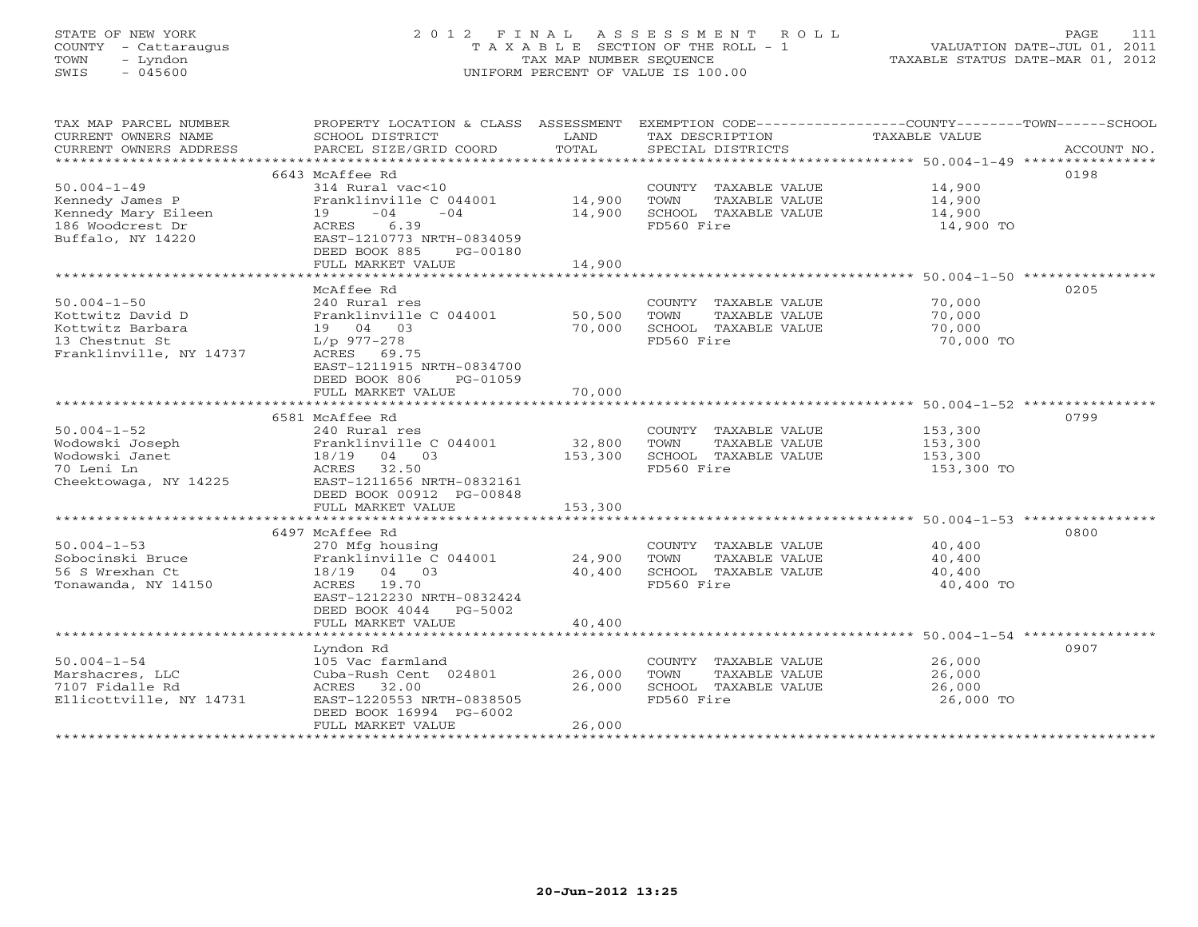STATE OF NEW YORK
COUNTY - Cattaraugus
TOWN - Lyndon
SWIS - 045600

# 2012 FINAL ASSESSMENT ROLL
TAXABLE SECTION OF THE ROLL - 1
TAX MAP NUMBER SEQUENCE
UNIFORM PERCENT OF VALUE IS 100.00

VALUATION DATE-JUL 01, 2011
TAXABLE STATUS DATE-MAR 01, 2012

| TAX MAP PARCEL NUMBER / CURRENT OWNERS NAME / CURRENT OWNERS ADDRESS | PROPERTY LOCATION & CLASS / SCHOOL DISTRICT / PARCEL SIZE/GRID COORD | ASSESSMENT LAND | TOTAL | EXEMPTION CODE / TAX DESCRIPTION / SPECIAL DISTRICTS | TAXABLE VALUE (COUNTY / TOWN / SCHOOL) | ACCOUNT NO. |
|---|---|---|---|---|---|---|
| 50.004-1-49 | 6643 McAffee Rd | | | | | 0198 |
| | 314 Rural vac<10 | | | COUNTY TAXABLE VALUE | 14,900 | |
| Kennedy James P | Franklinville C 044001 | 14,900 | | TOWN TAXABLE VALUE | 14,900 | |
| Kennedy Mary Eileen | 19 -04 -04 | | 14,900 | SCHOOL TAXABLE VALUE | 14,900 | |
| 186 Woodcrest Dr | ACRES 6.39 | | | FD560 Fire | 14,900 TO | |
| Buffalo, NY 14220 | EAST-1210773 NRTH-0834059 | | | | | |
| | DEED BOOK 885 PG-00180 | | | | | |
| | FULL MARKET VALUE | | 14,900 | | | |
| 50.004-1-50 | McAffee Rd | | | | | 0205 |
| | 240 Rural res | | | COUNTY TAXABLE VALUE | 70,000 | |
| Kottwitz David D | Franklinville C 044001 | 50,500 | | TOWN TAXABLE VALUE | 70,000 | |
| Kottwitz Barbara | 19 04 03 | | 70,000 | SCHOOL TAXABLE VALUE | 70,000 | |
| 13 Chestnut St | L/p 977-278 | | | FD560 Fire | 70,000 TO | |
| Franklinville, NY 14737 | ACRES 69.75 | | | | | |
| | EAST-1211915 NRTH-0834700 | | | | | |
| | DEED BOOK 806 PG-01059 | | | | | |
| | FULL MARKET VALUE | | 70,000 | | | |
| 50.004-1-52 | 6581 McAffee Rd | | | | | 0799 |
| | 240 Rural res | | | COUNTY TAXABLE VALUE | 153,300 | |
| Wodowski Joseph | Franklinville C 044001 | 32,800 | | TOWN TAXABLE VALUE | 153,300 | |
| Wodowski Janet | 18/19 04 03 | | 153,300 | SCHOOL TAXABLE VALUE | 153,300 | |
| 70 Leni Ln | ACRES 32.50 | | | FD560 Fire | 153,300 TO | |
| Cheektowaga, NY 14225 | EAST-1211656 NRTH-0832161 | | | | | |
| | DEED BOOK 00912 PG-00848 | | | | | |
| | FULL MARKET VALUE | | 153,300 | | | |
| 50.004-1-53 | 6497 McAffee Rd | | | | | 0800 |
| | 270 Mfg housing | | | COUNTY TAXABLE VALUE | 40,400 | |
| Sobocinski Bruce | Franklinville C 044001 | 24,900 | | TOWN TAXABLE VALUE | 40,400 | |
| 56 S Wrexhan Ct | 18/19 04 03 | | 40,400 | SCHOOL TAXABLE VALUE | 40,400 | |
| Tonawanda, NY 14150 | ACRES 19.70 | | | FD560 Fire | 40,400 TO | |
| | EAST-1212230 NRTH-0832424 | | | | | |
| | DEED BOOK 4044 PG-5002 | | | | | |
| | FULL MARKET VALUE | | 40,400 | | | |
| 50.004-1-54 | Lyndon Rd | | | | | 0907 |
| | 105 Vac farmland | | | COUNTY TAXABLE VALUE | 26,000 | |
| Marshacres, LLC | Cuba-Rush Cent 024801 | 26,000 | | TOWN TAXABLE VALUE | 26,000 | |
| 7107 Fidalle Rd | ACRES 32.00 | | 26,000 | SCHOOL TAXABLE VALUE | 26,000 | |
| Ellicottville, NY 14731 | EAST-1220553 NRTH-0838505 | | | FD560 Fire | 26,000 TO | |
| | DEED BOOK 16994 PG-6002 | | | | | |
| | FULL MARKET VALUE | | 26,000 | | | |

20-Jun-2012 13:25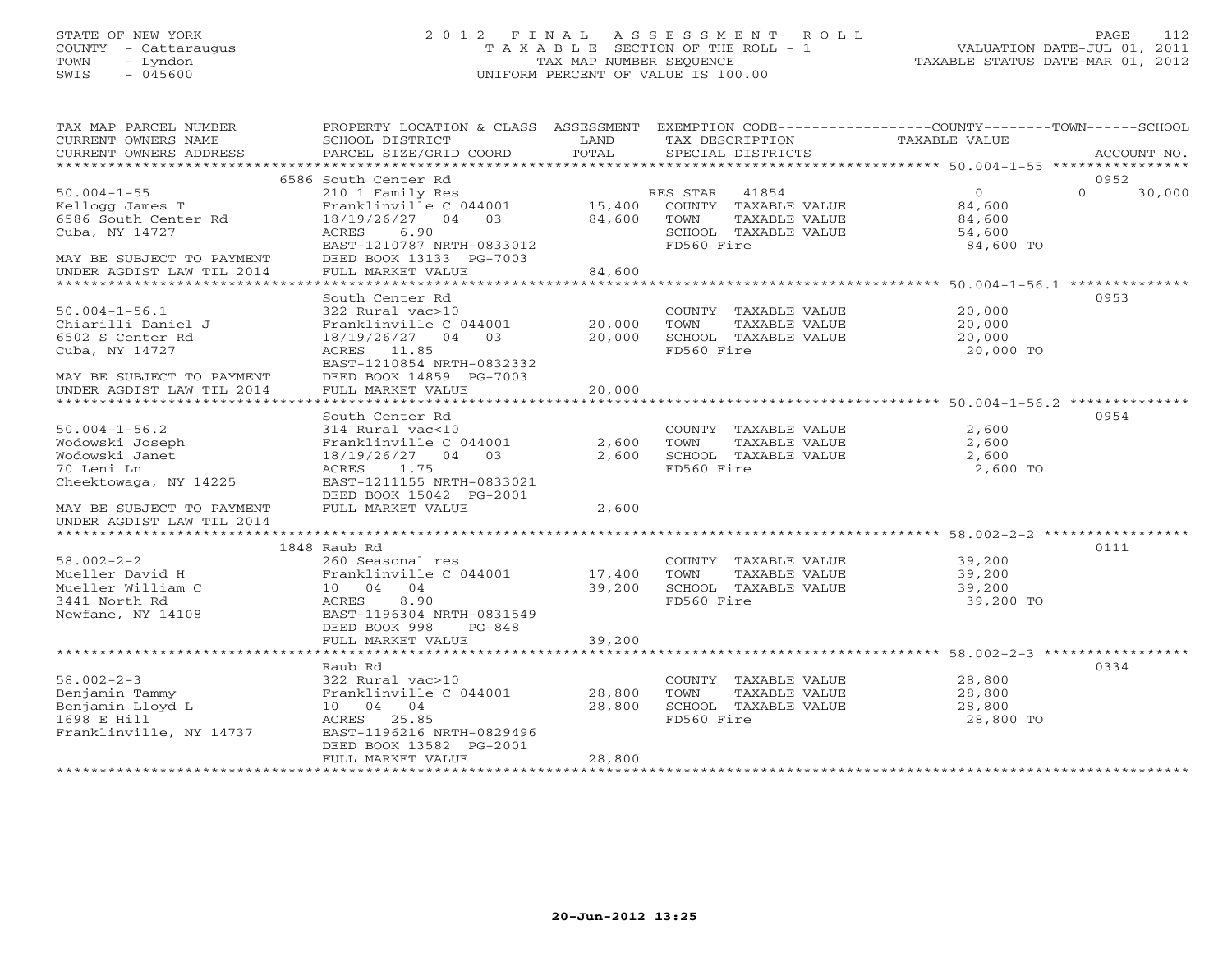STATE OF NEW YORK
COUNTY - Cattaraugus
TOWN - Lyndon
SWIS - 045600

# 2012 FINAL ASSESSMENT ROLL

TAXABLE SECTION OF THE ROLL - 1
TAX MAP NUMBER SEQUENCE
UNIFORM PERCENT OF VALUE IS 100.00

VALUATION DATE-JUL 01, 2011
TAXABLE STATUS DATE-MAR 01, 2012

| TAX MAP PARCEL NUMBER / CURRENT OWNERS NAME / CURRENT OWNERS ADDRESS | PROPERTY LOCATION & CLASS / SCHOOL DISTRICT / PARCEL SIZE/GRID COORD | ASSESSMENT LAND | TOTAL | EXEMPTION CODE / TAX DESCRIPTION / SPECIAL DISTRICTS | COUNTY / TOWN TAXABLE VALUE | SCHOOL | ACCOUNT NO. |
|---|---|---|---|---|---|---|---|
| | 6586 South Center Rd | | | | | | 0952 |
| 50.004-1-55 | 210 1 Family Res | | | RES STAR 41854 | 0 | 0 | 30,000 |
| Kellogg James T | Franklinville C 044001 | 15,400 | | COUNTY TAXABLE VALUE | 84,600 | | |
| 6586 South Center Rd | 18/19/26/27 04 03 | | 84,600 | TOWN TAXABLE VALUE | 84,600 | | |
| Cuba, NY 14727 | ACRES 6.90 | | | SCHOOL TAXABLE VALUE | 54,600 | | |
| | EAST-1210787 NRTH-0833012 | | | FD560 Fire | 84,600 TO | | |
| MAY BE SUBJECT TO PAYMENT | DEED BOOK 13133 PG-7003 | | | | | | |
| UNDER AGDIST LAW TIL 2014 | FULL MARKET VALUE | | 84,600 | | | | |
| | South Center Rd | | | | | | 0953 |
| 50.004-1-56.1 | 322 Rural vac>10 | | | COUNTY TAXABLE VALUE | 20,000 | | |
| Chiarilli Daniel J | Franklinville C 044001 | 20,000 | | TOWN TAXABLE VALUE | 20,000 | | |
| 6502 S Center Rd | 18/19/26/27 04 03 | | 20,000 | SCHOOL TAXABLE VALUE | 20,000 | | |
| Cuba, NY 14727 | ACRES 11.85 | | | FD560 Fire | 20,000 TO | | |
| | EAST-1210854 NRTH-0832332 | | | | | | |
| MAY BE SUBJECT TO PAYMENT | DEED BOOK 14859 PG-7003 | | | | | | |
| UNDER AGDIST LAW TIL 2014 | FULL MARKET VALUE | | 20,000 | | | | |
| | South Center Rd | | | | | | 0954 |
| 50.004-1-56.2 | 314 Rural vac<10 | | | COUNTY TAXABLE VALUE | 2,600 | | |
| Wodowski Joseph | Franklinville C 044001 | 2,600 | | TOWN TAXABLE VALUE | 2,600 | | |
| Wodowski Janet | 18/19/26/27 04 03 | | 2,600 | SCHOOL TAXABLE VALUE | 2,600 | | |
| 70 Leni Ln | ACRES 1.75 | | | FD560 Fire | 2,600 TO | | |
| Cheektowaga, NY 14225 | EAST-1211155 NRTH-0833021 | | | | | | |
| | DEED BOOK 15042 PG-2001 | | | | | | |
| MAY BE SUBJECT TO PAYMENT | FULL MARKET VALUE | | 2,600 | | | | |
| UNDER AGDIST LAW TIL 2014 | | | | | | | |
| | 1848 Raub Rd | | | | | | 0111 |
| 58.002-2-2 | 260 Seasonal res | | | COUNTY TAXABLE VALUE | 39,200 | | |
| Mueller David H | Franklinville C 044001 | 17,400 | | TOWN TAXABLE VALUE | 39,200 | | |
| Mueller William C | 10 04 04 | | 39,200 | SCHOOL TAXABLE VALUE | 39,200 | | |
| 3441 North Rd | ACRES 8.90 | | | FD560 Fire | 39,200 TO | | |
| Newfane, NY 14108 | EAST-1196304 NRTH-0831549 | | | | | | |
| | DEED BOOK 998 PG-848 | | | | | | |
| | FULL MARKET VALUE | | 39,200 | | | | |
| | Raub Rd | | | | | | 0334 |
| 58.002-2-3 | 322 Rural vac>10 | | | COUNTY TAXABLE VALUE | 28,800 | | |
| Benjamin Tammy | Franklinville C 044001 | 28,800 | | TOWN TAXABLE VALUE | 28,800 | | |
| Benjamin Lloyd L | 10 04 04 | | 28,800 | SCHOOL TAXABLE VALUE | 28,800 | | |
| 1698 E Hill | ACRES 25.85 | | | FD560 Fire | 28,800 TO | | |
| Franklinville, NY 14737 | EAST-1196216 NRTH-0829496 | | | | | | |
| | DEED BOOK 13582 PG-2001 | | | | | | |
| | FULL MARKET VALUE | | 28,800 | | | | |

20-Jun-2012 13:25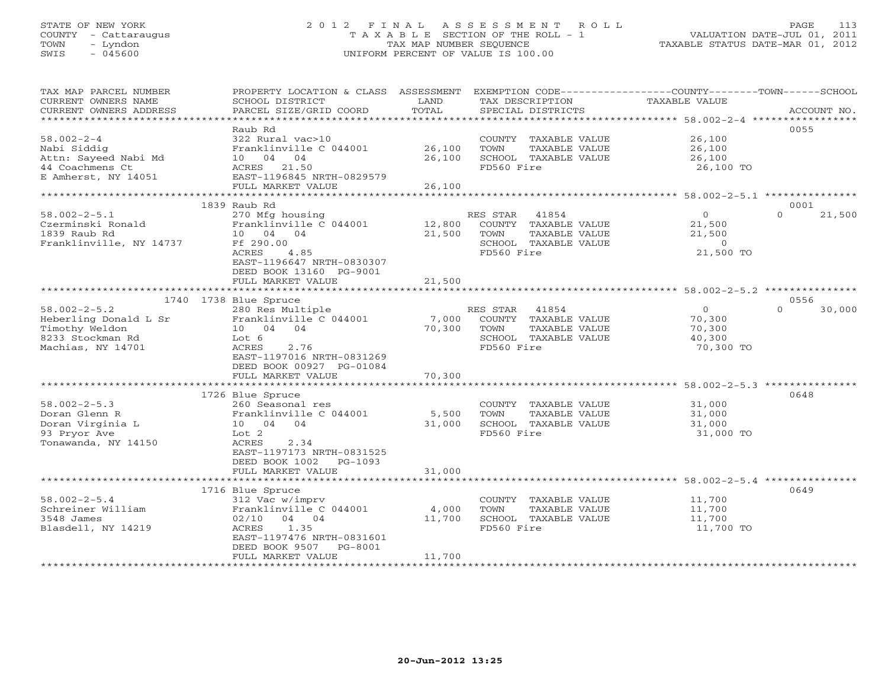STATE OF NEW YORK
COUNTY - Cattaraugus
TOWN - Lyndon
SWIS - 045600

# 2012 FINAL ASSESSMENT ROLL

TAXABLE SECTION OF THE ROLL - 1
TAX MAP NUMBER SEQUENCE
UNIFORM PERCENT OF VALUE IS 100.00

VALUATION DATE-JUL 01, 2011
TAXABLE STATUS DATE-MAR 01, 2012

| TAX MAP PARCEL NUMBER / CURRENT OWNERS NAME / CURRENT OWNERS ADDRESS | PROPERTY LOCATION & CLASS / SCHOOL DISTRICT / PARCEL SIZE/GRID COORD | ASSESSMENT LAND | TOTAL | EXEMPTION CODE / TAX DESCRIPTION / SPECIAL DISTRICTS | COUNTY / TAXABLE VALUE | TOWN | SCHOOL / ACCOUNT NO. |
|---|---|---|---|---|---|---|---|
| **58.002-2-4** | Raub Rd | | | | | | 0055 |
| 58.002-2-4 | 322 Rural vac>10 | | | COUNTY TAXABLE VALUE | 26,100 | | |
| Nabi Siddig | Franklinville C 044001 | 26,100 | | TOWN TAXABLE VALUE | 26,100 | | |
| Attn: Sayeed Nabi Md | 10 04 04 | | 26,100 | SCHOOL TAXABLE VALUE | 26,100 | | |
| 44 Coachmens Ct | ACRES 21.50 | | | FD560 Fire | 26,100 TO | | |
| E Amherst, NY 14051 | EAST-1196845 NRTH-0829579 | | | | | | |
| | FULL MARKET VALUE | | 26,100 | | | | |
| **58.002-2-5.1** | 1839 Raub Rd | | | | | | 0001 |
| 58.002-2-5.1 | 270 Mfg housing | | | RES STAR 41854 | 0 | 0 | 21,500 |
| Czerminski Ronald | Franklinville C 044001 | 12,800 | | COUNTY TAXABLE VALUE | 21,500 | | |
| 1839 Raub Rd | 10 04 04 | | 21,500 | TOWN TAXABLE VALUE | 21,500 | | |
| Franklinville, NY 14737 | Ff 290.00 | | | SCHOOL TAXABLE VALUE | 0 | | |
| | ACRES 4.85 | | | FD560 Fire | 21,500 TO | | |
| | EAST-1196647 NRTH-0830307 | | | | | | |
| | DEED BOOK 13160 PG-9001 | | | | | | |
| | FULL MARKET VALUE | | 21,500 | | | | |
| **58.002-2-5.2** | 1740 1738 Blue Spruce | | | | | | 0556 |
| 58.002-2-5.2 | 280 Res Multiple | | | RES STAR 41854 | 0 | 0 | 30,000 |
| Heberling Donald L Sr | Franklinville C 044001 | 7,000 | | COUNTY TAXABLE VALUE | 70,300 | | |
| Timothy Weldon | 10 04 04 | | 70,300 | TOWN TAXABLE VALUE | 70,300 | | |
| 8233 Stockman Rd | Lot 6 | | | SCHOOL TAXABLE VALUE | 40,300 | | |
| Machias, NY 14701 | ACRES 2.76 | | | FD560 Fire | 70,300 TO | | |
| | EAST-1197016 NRTH-0831269 | | | | | | |
| | DEED BOOK 00927 PG-01084 | | | | | | |
| | FULL MARKET VALUE | | 70,300 | | | | |
| **58.002-2-5.3** | 1726 Blue Spruce | | | | | | 0648 |
| 58.002-2-5.3 | 260 Seasonal res | | | COUNTY TAXABLE VALUE | 31,000 | | |
| Doran Glenn R | Franklinville C 044001 | 5,500 | | TOWN TAXABLE VALUE | 31,000 | | |
| Doran Virginia L | 10 04 04 | | 31,000 | SCHOOL TAXABLE VALUE | 31,000 | | |
| 93 Pryor Ave | Lot 2 | | | FD560 Fire | 31,000 TO | | |
| Tonawanda, NY 14150 | ACRES 2.34 | | | | | | |
| | EAST-1197173 NRTH-0831525 | | | | | | |
| | DEED BOOK 1002 PG-1093 | | | | | | |
| | FULL MARKET VALUE | | 31,000 | | | | |
| **58.002-2-5.4** | 1716 Blue Spruce | | | | | | 0649 |
| 58.002-2-5.4 | 312 Vac w/imprv | | | COUNTY TAXABLE VALUE | 11,700 | | |
| Schreiner William | Franklinville C 044001 | 4,000 | | TOWN TAXABLE VALUE | 11,700 | | |
| 3548 James | 02/10 04 04 | | 11,700 | SCHOOL TAXABLE VALUE | 11,700 | | |
| Blasdell, NY 14219 | ACRES 1.35 | | | FD560 Fire | 11,700 TO | | |
| | EAST-1197476 NRTH-0831601 | | | | | | |
| | DEED BOOK 9507 PG-8001 | | | | | | |
| | FULL MARKET VALUE | | 11,700 | | | | |

20-Jun-2012 13:25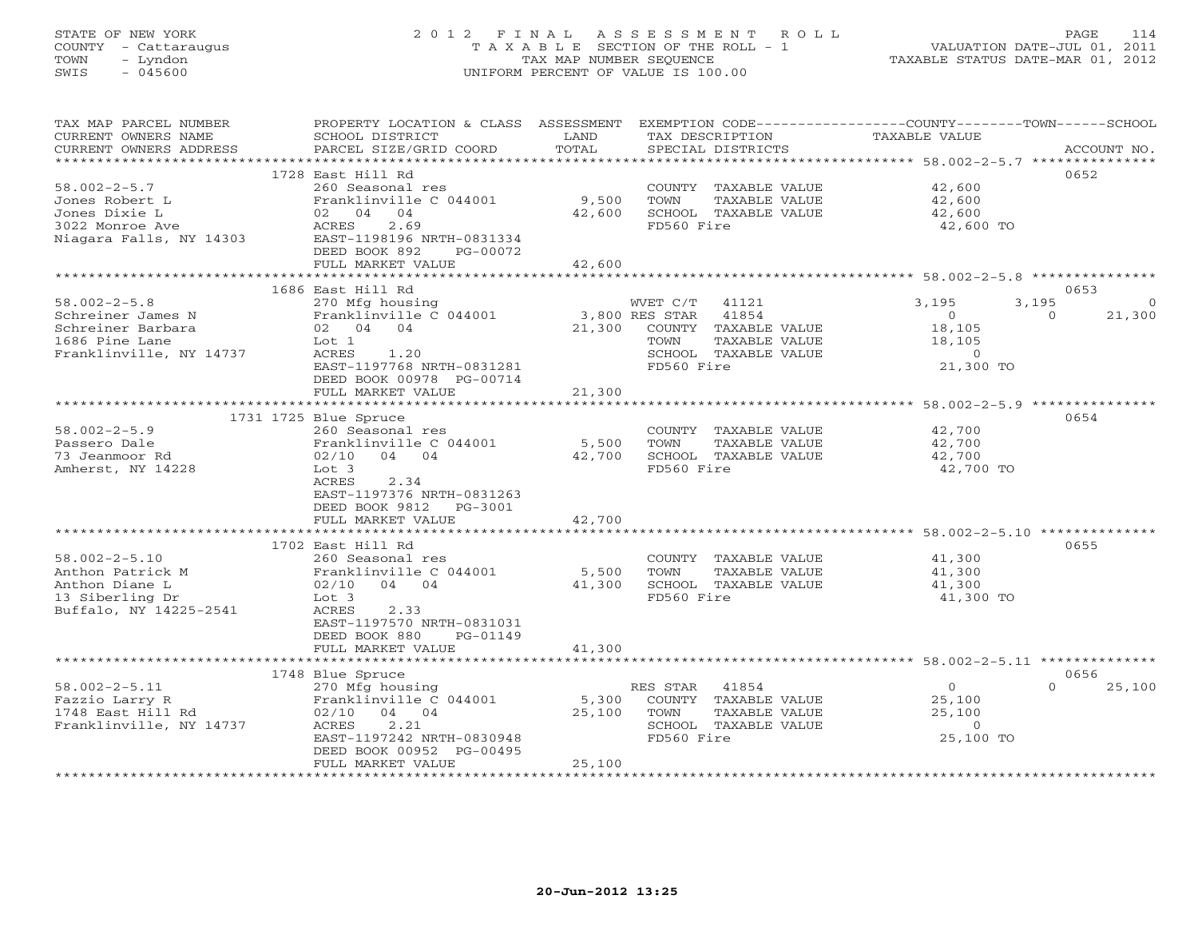STATE OF NEW YORK
COUNTY - Cattaraugus
TOWN - Lyndon
SWIS - 045600

# 2012 FINAL ASSESSMENT ROLL

TAXABLE SECTION OF THE ROLL - 1
TAX MAP NUMBER SEQUENCE
UNIFORM PERCENT OF VALUE IS 100.00

VALUATION DATE-JUL 01, 2011
TAXABLE STATUS DATE-MAR 01, 2012

| TAX MAP PARCEL NUMBER / CURRENT OWNERS NAME / CURRENT OWNERS ADDRESS | PROPERTY LOCATION & CLASS / SCHOOL DISTRICT / PARCEL SIZE/GRID COORD | ASSESSMENT LAND / TOTAL | EXEMPTION CODE / TAX DESCRIPTION / SPECIAL DISTRICTS | COUNTY TAXABLE VALUE | TOWN | SCHOOL | ACCOUNT NO. |
|---|---|---|---|---|---|---|---|
| 58.002-2-5.7 | 1728 East Hill Rd | | | | | | 0652 |
| Jones Robert L | 260 Seasonal res | | COUNTY TAXABLE VALUE | 42,600 | | | |
| Jones Dixie L | Franklinville C 044001 | 9,500 | TOWN TAXABLE VALUE | 42,600 | | | |
| 3022 Monroe Ave | 02 04 04 | 42,600 | SCHOOL TAXABLE VALUE | 42,600 | | | |
| Niagara Falls, NY 14303 | ACRES 2.69 | | FD560 Fire | 42,600 TO | | | |
| | EAST-1198196 NRTH-0831334 | | | | | | |
| | DEED BOOK 892 PG-00072 | | | | | | |
| | FULL MARKET VALUE | 42,600 | | | | | |
| 58.002-2-5.8 | 1686 East Hill Rd | | | | | | 0653 |
| Schreiner James N | 270 Mfg housing | | WVET C/T 41121 | 3,195 | 3,195 | 0 | |
| Schreiner Barbara | Franklinville C 044001 | 3,800 | RES STAR 41854 | 0 | 0 | 21,300 | |
| 1686 Pine Lane | 02 04 04 | 21,300 | COUNTY TAXABLE VALUE | 18,105 | | | |
| Franklinville, NY 14737 | Lot 1 | | TOWN TAXABLE VALUE | 18,105 | | | |
| | ACRES 1.20 | | SCHOOL TAXABLE VALUE | 0 | | | |
| | EAST-1197768 NRTH-0831281 | | FD560 Fire | 21,300 TO | | | |
| | DEED BOOK 00978 PG-00714 | | | | | | |
| | FULL MARKET VALUE | 21,300 | | | | | |
| 58.002-2-5.9 | 1731 1725 Blue Spruce | | | | | | 0654 |
| Passero Dale | 260 Seasonal res | | COUNTY TAXABLE VALUE | 42,700 | | | |
| 73 Jeanmoor Rd | Franklinville C 044001 | 5,500 | TOWN TAXABLE VALUE | 42,700 | | | |
| Amherst, NY 14228 | 02/10 04 04 | 42,700 | SCHOOL TAXABLE VALUE | 42,700 | | | |
| | Lot 3 | | FD560 Fire | 42,700 TO | | | |
| | ACRES 2.34 | | | | | | |
| | EAST-1197376 NRTH-0831263 | | | | | | |
| | DEED BOOK 9812 PG-3001 | | | | | | |
| | FULL MARKET VALUE | 42,700 | | | | | |
| 58.002-2-5.10 | 1702 East Hill Rd | | | | | | 0655 |
| Anthon Patrick M | 260 Seasonal res | | COUNTY TAXABLE VALUE | 41,300 | | | |
| Anthon Diane L | Franklinville C 044001 | 5,500 | TOWN TAXABLE VALUE | 41,300 | | | |
| 13 Siberling Dr | 02/10 04 04 | 41,300 | SCHOOL TAXABLE VALUE | 41,300 | | | |
| Buffalo, NY 14225-2541 | Lot 3 | | FD560 Fire | 41,300 TO | | | |
| | ACRES 2.33 | | | | | | |
| | EAST-1197570 NRTH-0831031 | | | | | | |
| | DEED BOOK 880 PG-01149 | | | | | | |
| | FULL MARKET VALUE | 41,300 | | | | | |
| 58.002-2-5.11 | 1748 Blue Spruce | | | | | | 0656 |
| Fazzio Larry R | 270 Mfg housing | | RES STAR 41854 | 0 | 0 | 25,100 | |
| 1748 East Hill Rd | Franklinville C 044001 | 5,300 | COUNTY TAXABLE VALUE | 25,100 | | | |
| Franklinville, NY 14737 | 02/10 04 04 | 25,100 | TOWN TAXABLE VALUE | 25,100 | | | |
| | ACRES 2.21 | | SCHOOL TAXABLE VALUE | 0 | | | |
| | EAST-1197242 NRTH-0830948 | | FD560 Fire | 25,100 TO | | | |
| | DEED BOOK 00952 PG-00495 | | | | | | |
| | FULL MARKET VALUE | 25,100 | | | | | |

20-Jun-2012 13:25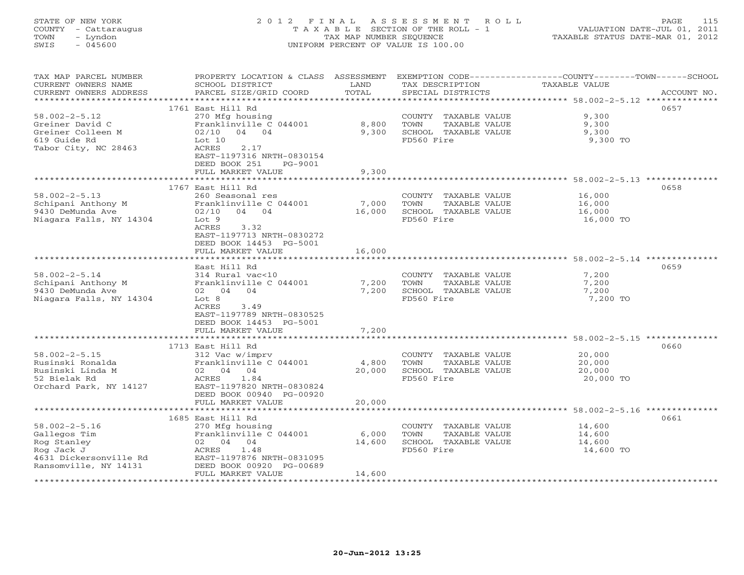STATE OF NEW YORK
COUNTY - Cattaraugus
TOWN - Lyndon
SWIS - 045600

# 2012 FINAL ASSESSMENT ROLL

TAXABLE SECTION OF THE ROLL - 1
TAX MAP NUMBER SEQUENCE
UNIFORM PERCENT OF VALUE IS 100.00

VALUATION DATE-JUL 01, 2011
TAXABLE STATUS DATE-MAR 01, 2012

| TAX MAP PARCEL NUMBER / CURRENT OWNERS NAME / CURRENT OWNERS ADDRESS | PROPERTY LOCATION & CLASS / SCHOOL DISTRICT / PARCEL SIZE/GRID COORD | ASSESSMENT LAND | TOTAL | EXEMPTION CODE / TAX DESCRIPTION / SPECIAL DISTRICTS | TAXABLE VALUE (COUNTY / TOWN / SCHOOL) | ACCOUNT NO. |
|---|---|---|---|---|---|---|
| 58.002-2-5.12 | 1761 East Hill Rd | | | | | 0657 |
| 58.002-2-5.12 | 270 Mfg housing | | | COUNTY TAXABLE VALUE | 9,300 | |
| Greiner David C | Franklinville C 044001 | 8,800 | | TOWN TAXABLE VALUE | 9,300 | |
| Greiner Colleen M | 02/10 04 04 | | 9,300 | SCHOOL TAXABLE VALUE | 9,300 | |
| 619 Guide Rd | Lot 10 | | | FD560 Fire | 9,300 TO | |
| Tabor City, NC 28463 | ACRES 2.17 | | | | | |
| | EAST-1197316 NRTH-0830154 | | | | | |
| | DEED BOOK 251 PG-9001 | | | | | |
| | FULL MARKET VALUE | | 9,300 | | | |
| 58.002-2-5.13 | 1767 East Hill Rd | | | | | 0658 |
| 58.002-2-5.13 | 260 Seasonal res | | | COUNTY TAXABLE VALUE | 16,000 | |
| Schipani Anthony M | Franklinville C 044001 | 7,000 | | TOWN TAXABLE VALUE | 16,000 | |
| 9430 DeMunda Ave | 02/10 04 04 | | 16,000 | SCHOOL TAXABLE VALUE | 16,000 | |
| Niagara Falls, NY 14304 | Lot 9 | | | FD560 Fire | 16,000 TO | |
| | ACRES 3.32 | | | | | |
| | EAST-1197713 NRTH-0830272 | | | | | |
| | DEED BOOK 14453 PG-5001 | | | | | |
| | FULL MARKET VALUE | | 16,000 | | | |
| 58.002-2-5.14 | East Hill Rd | | | | | 0659 |
| 58.002-2-5.14 | 314 Rural vac<10 | | | COUNTY TAXABLE VALUE | 7,200 | |
| Schipani Anthony M | Franklinville C 044001 | 7,200 | | TOWN TAXABLE VALUE | 7,200 | |
| 9430 DeMunda Ave | 02 04 04 | | 7,200 | SCHOOL TAXABLE VALUE | 7,200 | |
| Niagara Falls, NY 14304 | Lot 8 | | | FD560 Fire | 7,200 TO | |
| | ACRES 3.49 | | | | | |
| | EAST-1197789 NRTH-0830525 | | | | | |
| | DEED BOOK 14453 PG-5001 | | | | | |
| | FULL MARKET VALUE | | 7,200 | | | |
| 58.002-2-5.15 | 1713 East Hill Rd | | | | | 0660 |
| 58.002-2-5.15 | 312 Vac w/imprv | | | COUNTY TAXABLE VALUE | 20,000 | |
| Rusinski Ronalda | Franklinville C 044001 | 4,800 | | TOWN TAXABLE VALUE | 20,000 | |
| Rusinski Linda M | 02 04 04 | | 20,000 | SCHOOL TAXABLE VALUE | 20,000 | |
| 52 Bielak Rd | ACRES 1.84 | | | FD560 Fire | 20,000 TO | |
| Orchard Park, NY 14127 | EAST-1197820 NRTH-0830824 | | | | | |
| | DEED BOOK 00940 PG-00920 | | | | | |
| | FULL MARKET VALUE | | 20,000 | | | |
| 58.002-2-5.16 | 1685 East Hill Rd | | | | | 0661 |
| 58.002-2-5.16 | 270 Mfg housing | | | COUNTY TAXABLE VALUE | 14,600 | |
| Gallegos Tim | Franklinville C 044001 | 6,000 | | TOWN TAXABLE VALUE | 14,600 | |
| Rog Stanley | 02 04 04 | | 14,600 | SCHOOL TAXABLE VALUE | 14,600 | |
| Rog Jack J | ACRES 1.48 | | | FD560 Fire | 14,600 TO | |
| 4631 Dickersonville Rd | EAST-1197876 NRTH-0831095 | | | | | |
| Ransomville, NY 14131 | DEED BOOK 00920 PG-00689 | | | | | |
| | FULL MARKET VALUE | | 14,600 | | | |

20-Jun-2012 13:25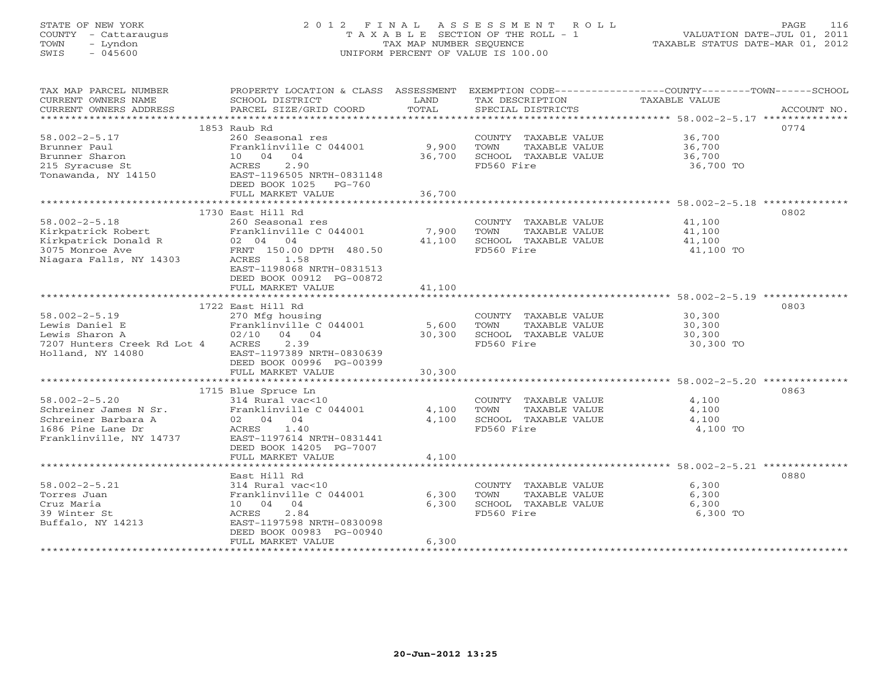STATE OF NEW YORK
COUNTY - Cattaraugus
TOWN - Lyndon
SWIS - 045600

2012 FINAL ASSESSMENT ROLL
TAXABLE SECTION OF THE ROLL - 1
TAX MAP NUMBER SEQUENCE
UNIFORM PERCENT OF VALUE IS 100.00

VALUATION DATE-JUL 01, 2011
TAXABLE STATUS DATE-MAR 01, 2012

| TAX MAP PARCEL NUMBER / CURRENT OWNERS NAME / CURRENT OWNERS ADDRESS | PROPERTY LOCATION & CLASS / SCHOOL DISTRICT / PARCEL SIZE/GRID COORD | ASSESSMENT LAND / TOTAL | EXEMPTION CODE / TAX DESCRIPTION / SPECIAL DISTRICTS | COUNTY--------TOWN------SCHOOL TAXABLE VALUE | ACCOUNT NO. |
|---|---|---|---|---|---|
| 58.002-2-5.17 | 1853 Raub Rd | | | | 0774 |
| 58.002-2-5.17 | 260 Seasonal res | | COUNTY TAXABLE VALUE | 36,700 | |
| Brunner Paul | Franklinville C 044001 | 9,900 | TOWN TAXABLE VALUE | 36,700 | |
| Brunner Sharon | 10 04 04 | 36,700 | SCHOOL TAXABLE VALUE | 36,700 | |
| 215 Syracuse St | ACRES 2.90 | | FD560 Fire | 36,700 TO | |
| Tonawanda, NY 14150 | EAST-1196505 NRTH-0831148 | | | | |
| | DEED BOOK 1025 PG-760 | | | | |
| | FULL MARKET VALUE | 36,700 | | | |
| 58.002-2-5.18 | 1730 East Hill Rd | | | | 0802 |
| 58.002-2-5.18 | 260 Seasonal res | | COUNTY TAXABLE VALUE | 41,100 | |
| Kirkpatrick Robert | Franklinville C 044001 | 7,900 | TOWN TAXABLE VALUE | 41,100 | |
| Kirkpatrick Donald R | 02 04 04 | 41,100 | SCHOOL TAXABLE VALUE | 41,100 | |
| 3075 Monroe Ave | FRNT 150.00 DPTH 480.50 | | FD560 Fire | 41,100 TO | |
| Niagara Falls, NY 14303 | ACRES 1.58 | | | | |
| | EAST-1198068 NRTH-0831513 | | | | |
| | DEED BOOK 00912 PG-00872 | | | | |
| | FULL MARKET VALUE | 41,100 | | | |
| 58.002-2-5.19 | 1722 East Hill Rd | | | | 0803 |
| 58.002-2-5.19 | 270 Mfg housing | | COUNTY TAXABLE VALUE | 30,300 | |
| Lewis Daniel E | Franklinville C 044001 | 5,600 | TOWN TAXABLE VALUE | 30,300 | |
| Lewis Sharon A | 02/10 04 04 | 30,300 | SCHOOL TAXABLE VALUE | 30,300 | |
| 7207 Hunters Creek Rd Lot 4 | ACRES 2.39 | | FD560 Fire | 30,300 TO | |
| Holland, NY 14080 | EAST-1197389 NRTH-0830639 | | | | |
| | DEED BOOK 00996 PG-00399 | | | | |
| | FULL MARKET VALUE | 30,300 | | | |
| 58.002-2-5.20 | 1715 Blue Spruce Ln | | | | 0863 |
| 58.002-2-5.20 | 314 Rural vac<10 | | COUNTY TAXABLE VALUE | 4,100 | |
| Schreiner James N Sr. | Franklinville C 044001 | 4,100 | TOWN TAXABLE VALUE | 4,100 | |
| Schreiner Barbara A | 02 04 04 | 4,100 | SCHOOL TAXABLE VALUE | 4,100 | |
| 1686 Pine Lane Dr | ACRES 1.40 | | FD560 Fire | 4,100 TO | |
| Franklinville, NY 14737 | EAST-1197614 NRTH-0831441 | | | | |
| | DEED BOOK 14205 PG-7007 | | | | |
| | FULL MARKET VALUE | 4,100 | | | |
| 58.002-2-5.21 | East Hill Rd | | | | 0880 |
| 58.002-2-5.21 | 314 Rural vac<10 | | COUNTY TAXABLE VALUE | 6,300 | |
| Torres Juan | Franklinville C 044001 | 6,300 | TOWN TAXABLE VALUE | 6,300 | |
| Cruz Maria | 10 04 04 | 6,300 | SCHOOL TAXABLE VALUE | 6,300 | |
| 39 Winter St | ACRES 2.84 | | FD560 Fire | 6,300 TO | |
| Buffalo, NY 14213 | EAST-1197598 NRTH-0830098 | | | | |
| | DEED BOOK 00983 PG-00940 | | | | |
| | FULL MARKET VALUE | 6,300 | | | |

20-Jun-2012 13:25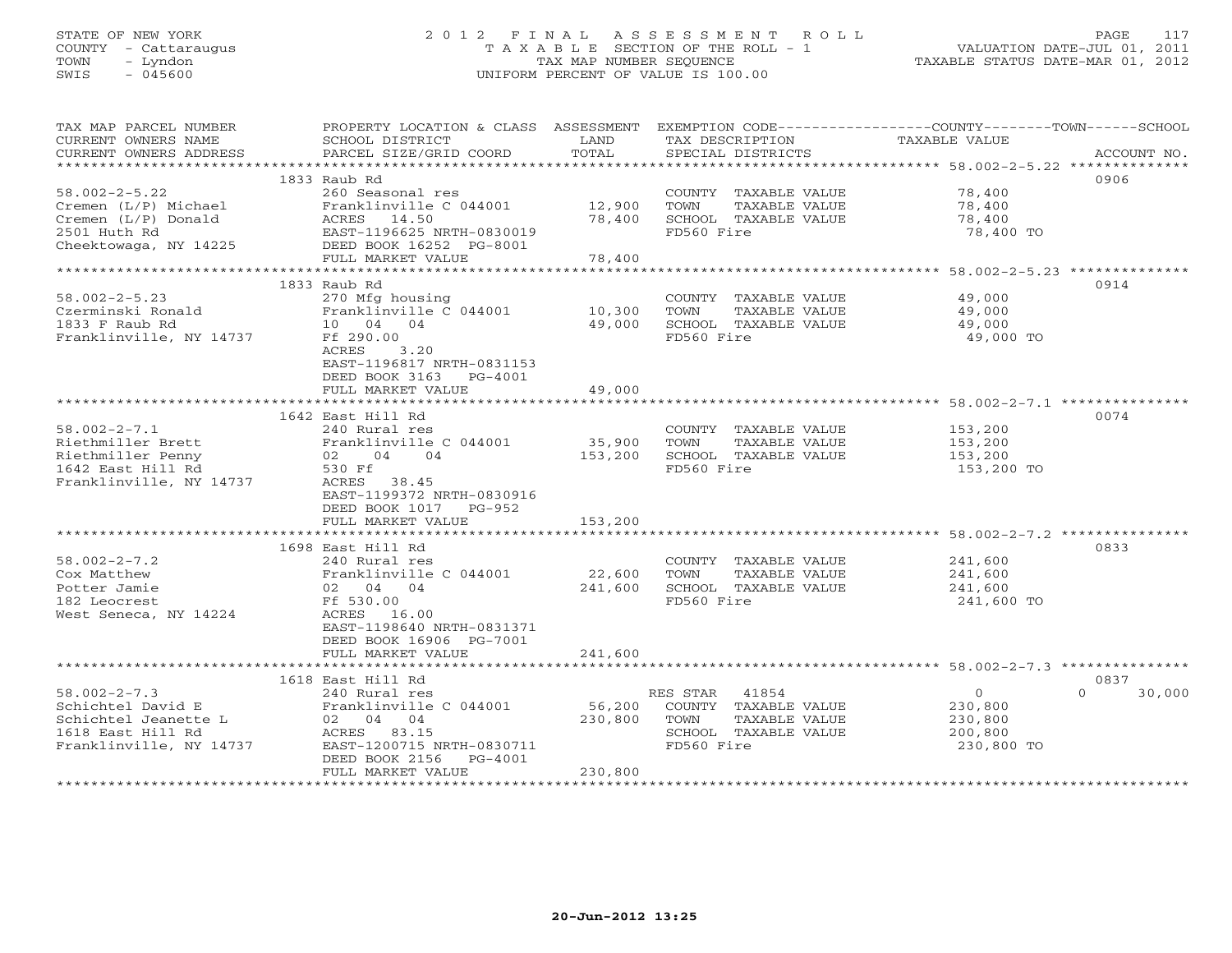STATE OF NEW YORK
COUNTY - Cattaraugus
TOWN - Lyndon
SWIS - 045600

# 2012 FINAL ASSESSMENT ROLL

TAXABLE SECTION OF THE ROLL - 1
TAX MAP NUMBER SEQUENCE
UNIFORM PERCENT OF VALUE IS 100.00

VALUATION DATE-JUL 01, 2011
TAXABLE STATUS DATE-MAR 01, 2012

| TAX MAP PARCEL NUMBER / CURRENT OWNERS NAME / CURRENT OWNERS ADDRESS | PROPERTY LOCATION & CLASS / SCHOOL DISTRICT / PARCEL SIZE/GRID COORD | LAND / ASSESSMENT TOTAL | EXEMPTION CODE / TAX DESCRIPTION / SPECIAL DISTRICTS | COUNTY / TOWN / SCHOOL TAXABLE VALUE | ACCOUNT NO. |
|---|---|---|---|---|---|
| 58.002-2-5.22 | 1833 Raub Rd | | | | 0906 |
| | 260 Seasonal res | | COUNTY TAXABLE VALUE | 78,400 | |
| Cremen (L/P) Michael | Franklinville C 044001 | 12,900 | TOWN TAXABLE VALUE | 78,400 | |
| Cremen (L/P) Donald | ACRES 14.50 | 78,400 | SCHOOL TAXABLE VALUE | 78,400 | |
| 2501 Huth Rd | EAST-1196625 NRTH-0830019 | | FD560 Fire | 78,400 TO | |
| Cheektowaga, NY 14225 | DEED BOOK 16252 PG-8001 | | | | |
| | FULL MARKET VALUE | 78,400 | | | |
| 58.002-2-5.23 | 1833 Raub Rd | | | | 0914 |
| | 270 Mfg housing | | COUNTY TAXABLE VALUE | 49,000 | |
| Czerminski Ronald | Franklinville C 044001 | 10,300 | TOWN TAXABLE VALUE | 49,000 | |
| 1833 F Raub Rd | 10 04 04 | 49,000 | SCHOOL TAXABLE VALUE | 49,000 | |
| Franklinville, NY 14737 | Ff 290.00 | | FD560 Fire | 49,000 TO | |
| | ACRES 3.20 | | | | |
| | EAST-1196817 NRTH-0831153 | | | | |
| | DEED BOOK 3163 PG-4001 | | | | |
| | FULL MARKET VALUE | 49,000 | | | |
| 58.002-2-7.1 | 1642 East Hill Rd | | | | 0074 |
| | 240 Rural res | | COUNTY TAXABLE VALUE | 153,200 | |
| Riethmiller Brett | Franklinville C 044001 | 35,900 | TOWN TAXABLE VALUE | 153,200 | |
| Riethmiller Penny | 02 04 04 | 153,200 | SCHOOL TAXABLE VALUE | 153,200 | |
| 1642 East Hill Rd | 530 Ff | | FD560 Fire | 153,200 TO | |
| Franklinville, NY 14737 | ACRES 38.45 | | | | |
| | EAST-1199372 NRTH-0830916 | | | | |
| | DEED BOOK 1017 PG-952 | | | | |
| | FULL MARKET VALUE | 153,200 | | | |
| 58.002-2-7.2 | 1698 East Hill Rd | | | | 0833 |
| | 240 Rural res | | COUNTY TAXABLE VALUE | 241,600 | |
| Cox Matthew | Franklinville C 044001 | 22,600 | TOWN TAXABLE VALUE | 241,600 | |
| Potter Jamie | 02 04 04 | 241,600 | SCHOOL TAXABLE VALUE | 241,600 | |
| 182 Leocrest | Ff 530.00 | | FD560 Fire | 241,600 TO | |
| West Seneca, NY 14224 | ACRES 16.00 | | | | |
| | EAST-1198640 NRTH-0831371 | | | | |
| | DEED BOOK 16906 PG-7001 | | | | |
| | FULL MARKET VALUE | 241,600 | | | |
| 58.002-2-7.3 | 1618 East Hill Rd | | | | 0837 |
| | 240 Rural res | | RES STAR 41854 | 0 / 0 / 30,000 | |
| Schichtel David E | Franklinville C 044001 | 56,200 | COUNTY TAXABLE VALUE | 230,800 | |
| Schichtel Jeanette L | 02 04 04 | 230,800 | TOWN TAXABLE VALUE | 230,800 | |
| 1618 East Hill Rd | ACRES 83.15 | | SCHOOL TAXABLE VALUE | 200,800 | |
| Franklinville, NY 14737 | EAST-1200715 NRTH-0830711 | | FD560 Fire | 230,800 TO | |
| | DEED BOOK 2156 PG-4001 | | | | |
| | FULL MARKET VALUE | 230,800 | | | |

20-Jun-2012 13:25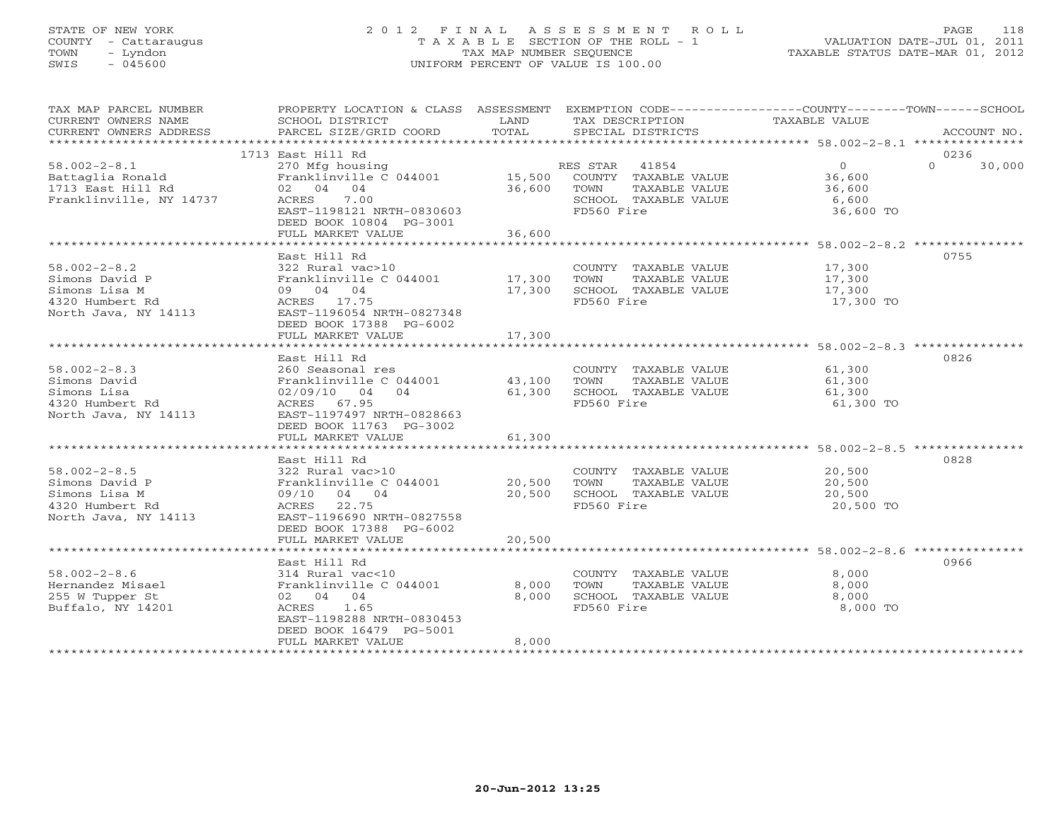STATE OF NEW YORK
COUNTY - Cattaraugus
TOWN - Lyndon
SWIS - 045600

# 2012 FINAL ASSESSMENT ROLL
TAXABLE SECTION OF THE ROLL - 1
TAX MAP NUMBER SEQUENCE
UNIFORM PERCENT OF VALUE IS 100.00

VALUATION DATE-JUL 01, 2011
TAXABLE STATUS DATE-MAR 01, 2012

| TAX MAP PARCEL NUMBER / CURRENT OWNERS NAME / CURRENT OWNERS ADDRESS | PROPERTY LOCATION & CLASS / SCHOOL DISTRICT / PARCEL SIZE/GRID COORD | ASSESSMENT LAND | TOTAL | EXEMPTION CODE / TAX DESCRIPTION / SPECIAL DISTRICTS | COUNTY TAXABLE VALUE | TOWN | SCHOOL | ACCOUNT NO. |
|---|---|---|---|---|---|---|---|---|
| | 1713 East Hill Rd | | | | | | | 0236 |
| 58.002-2-8.1 | 270 Mfg housing | | | RES STAR 41854 | 0 | | 0 30,000 | |
| Battaglia Ronald | Franklinville C 044001 | 15,500 | | COUNTY TAXABLE VALUE | 36,600 | | | |
| 1713 East Hill Rd | 02 04 04 | | 36,600 | TOWN TAXABLE VALUE | 36,600 | | | |
| Franklinville, NY 14737 | ACRES 7.00 | | | SCHOOL TAXABLE VALUE | 6,600 | | | |
| | EAST-1198121 NRTH-0830603 | | | FD560 Fire | 36,600 TO | | | |
| | DEED BOOK 10804 PG-3001 | | | | | | | |
| | FULL MARKET VALUE | | 36,600 | | | | | |
| | East Hill Rd | | | | | | | 0755 |
| 58.002-2-8.2 | 322 Rural vac>10 | | | COUNTY TAXABLE VALUE | 17,300 | | | |
| Simons David P | Franklinville C 044001 | 17,300 | | TOWN TAXABLE VALUE | 17,300 | | | |
| Simons Lisa M | 09 04 04 | | 17,300 | SCHOOL TAXABLE VALUE | 17,300 | | | |
| 4320 Humbert Rd | ACRES 17.75 | | | FD560 Fire | 17,300 TO | | | |
| North Java, NY 14113 | EAST-1196054 NRTH-0827348 | | | | | | | |
| | DEED BOOK 17388 PG-6002 | | | | | | | |
| | FULL MARKET VALUE | | 17,300 | | | | | |
| | East Hill Rd | | | | | | | 0826 |
| 58.002-2-8.3 | 260 Seasonal res | | | COUNTY TAXABLE VALUE | 61,300 | | | |
| Simons David | Franklinville C 044001 | 43,100 | | TOWN TAXABLE VALUE | 61,300 | | | |
| Simons Lisa | 02/09/10 04 04 | | 61,300 | SCHOOL TAXABLE VALUE | 61,300 | | | |
| 4320 Humbert Rd | ACRES 67.95 | | | FD560 Fire | 61,300 TO | | | |
| North Java, NY 14113 | EAST-1197497 NRTH-0828663 | | | | | | | |
| | DEED BOOK 11763 PG-3002 | | | | | | | |
| | FULL MARKET VALUE | | 61,300 | | | | | |
| | East Hill Rd | | | | | | | 0828 |
| 58.002-2-8.5 | 322 Rural vac>10 | | | COUNTY TAXABLE VALUE | 20,500 | | | |
| Simons David P | Franklinville C 044001 | 20,500 | | TOWN TAXABLE VALUE | 20,500 | | | |
| Simons Lisa M | 09/10 04 04 | | 20,500 | SCHOOL TAXABLE VALUE | 20,500 | | | |
| 4320 Humbert Rd | ACRES 22.75 | | | FD560 Fire | 20,500 TO | | | |
| North Java, NY 14113 | EAST-1196690 NRTH-0827558 | | | | | | | |
| | DEED BOOK 17388 PG-6002 | | | | | | | |
| | FULL MARKET VALUE | | 20,500 | | | | | |
| | East Hill Rd | | | | | | | 0966 |
| 58.002-2-8.6 | 314 Rural vac<10 | | | COUNTY TAXABLE VALUE | 8,000 | | | |
| Hernandez Misael | Franklinville C 044001 | 8,000 | | TOWN TAXABLE VALUE | 8,000 | | | |
| 255 W Tupper St | 02 04 04 | | 8,000 | SCHOOL TAXABLE VALUE | 8,000 | | | |
| Buffalo, NY 14201 | ACRES 1.65 | | | FD560 Fire | 8,000 TO | | | |
| | EAST-1198288 NRTH-0830453 | | | | | | | |
| | DEED BOOK 16479 PG-5001 | | | | | | | |
| | FULL MARKET VALUE | | 8,000 | | | | | |

20-Jun-2012 13:25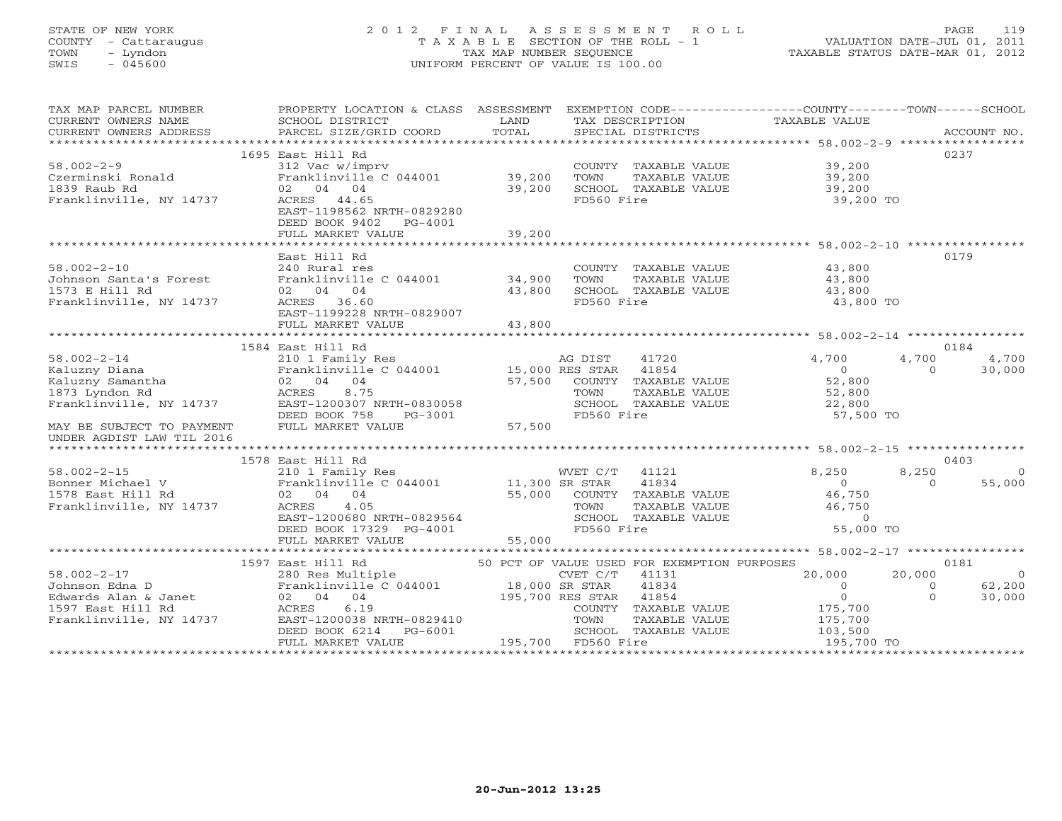STATE OF NEW YORK
COUNTY - Cattaraugus
TOWN - Lyndon
SWIS - 045600

# 2012 FINAL ASSESSMENT ROLL

TAXABLE SECTION OF THE ROLL - 1
TAX MAP NUMBER SEQUENCE
UNIFORM PERCENT OF VALUE IS 100.00

VALUATION DATE-JUL 01, 2011
TAXABLE STATUS DATE-MAR 01, 2012

| TAX MAP PARCEL NUMBER / CURRENT OWNERS NAME / CURRENT OWNERS ADDRESS | PROPERTY LOCATION & CLASS / SCHOOL DISTRICT / PARCEL SIZE/GRID COORD | ASSESSMENT LAND / TOTAL | EXEMPTION CODE / TAX DESCRIPTION / SPECIAL DISTRICTS | COUNTY TAXABLE VALUE | TOWN | SCHOOL / ACCOUNT NO. |
|---|---|---|---|---|---|---|
| **58.002-2-9** | 1695 East Hill Rd | | | | | 0237 |
| Czerminski Ronald | 312 Vac w/imprv | | COUNTY TAXABLE VALUE | 39,200 | | |
| 1839 Raub Rd | Franklinville C 044001 | 39,200 | TOWN TAXABLE VALUE | 39,200 | | |
| Franklinville, NY 14737 | 02 04 04 | 39,200 | SCHOOL TAXABLE VALUE | 39,200 | | |
| | ACRES 44.65 | | FD560 Fire | 39,200 TO | | |
| | EAST-1198562 NRTH-0829280 | | | | | |
| | DEED BOOK 9402 PG-4001 | | | | | |
| | FULL MARKET VALUE | 39,200 | | | | |
| **58.002-2-10** | East Hill Rd | | | | | 0179 |
| Johnson Santa's Forest | 240 Rural res | | COUNTY TAXABLE VALUE | 43,800 | | |
| 1573 E Hill Rd | Franklinville C 044001 | 34,900 | TOWN TAXABLE VALUE | 43,800 | | |
| Franklinville, NY 14737 | 02 04 04 | 43,800 | SCHOOL TAXABLE VALUE | 43,800 | | |
| | ACRES 36.60 | | FD560 Fire | 43,800 TO | | |
| | EAST-1199228 NRTH-0829007 | | | | | |
| | FULL MARKET VALUE | 43,800 | | | | |
| **58.002-2-14** | 1584 East Hill Rd | | | | | 0184 |
| Kaluzny Diana | 210 1 Family Res | | AG DIST 41720 | 4,700 | 4,700 | 4,700 |
| Kaluzny Samantha | Franklinville C 044001 | 15,000 | RES STAR 41854 | 0 | 0 | 30,000 |
| 1873 Lyndon Rd | 02 04 04 | 57,500 | COUNTY TAXABLE VALUE | 52,800 | | |
| Franklinville, NY 14737 | ACRES 8.75 | | TOWN TAXABLE VALUE | 52,800 | | |
| | EAST-1200307 NRTH-0830058 | | SCHOOL TAXABLE VALUE | 22,800 | | |
| | DEED BOOK 758 PG-3001 | | FD560 Fire | 57,500 TO | | |
| MAY BE SUBJECT TO PAYMENT UNDER AGDIST LAW TIL 2016 | FULL MARKET VALUE | 57,500 | | | | |
| **58.002-2-15** | 1578 East Hill Rd | | | | | 0403 |
| Bonner Michael V | 210 1 Family Res | | WVET C/T 41121 | 8,250 | 8,250 | 0 |
| 1578 East Hill Rd | Franklinville C 044001 | 11,300 | SR STAR 41834 | 0 | 0 | 55,000 |
| Franklinville, NY 14737 | 02 04 04 | 55,000 | COUNTY TAXABLE VALUE | 46,750 | | |
| | ACRES 4.05 | | TOWN TAXABLE VALUE | 46,750 | | |
| | EAST-1200680 NRTH-0829564 | | SCHOOL TAXABLE VALUE | 0 | | |
| | DEED BOOK 17329 PG-4001 | | FD560 Fire | 55,000 TO | | |
| | FULL MARKET VALUE | 55,000 | | | | |
| **58.002-2-17** | 1597 East Hill Rd | | 50 PCT OF VALUE USED FOR EXEMPTION PURPOSES | | | 0181 |
| Johnson Edna D | 280 Res Multiple | | CVET C/T 41131 | 20,000 | 20,000 | 0 |
| Edwards Alan & Janet | Franklinville C 044001 | 18,000 | SR STAR 41834 | 0 | 0 | 62,200 |
| 1597 East Hill Rd | 02 04 04 | 195,700 | RES STAR 41854 | 0 | 0 | 30,000 |
| Franklinville, NY 14737 | ACRES 6.19 | | COUNTY TAXABLE VALUE | 175,700 | | |
| | EAST-1200038 NRTH-0829410 | | TOWN TAXABLE VALUE | 175,700 | | |
| | DEED BOOK 6214 PG-6001 | | SCHOOL TAXABLE VALUE | 103,500 | | |
| | FULL MARKET VALUE | 195,700 | FD560 Fire | 195,700 TO | | |

20-Jun-2012 13:25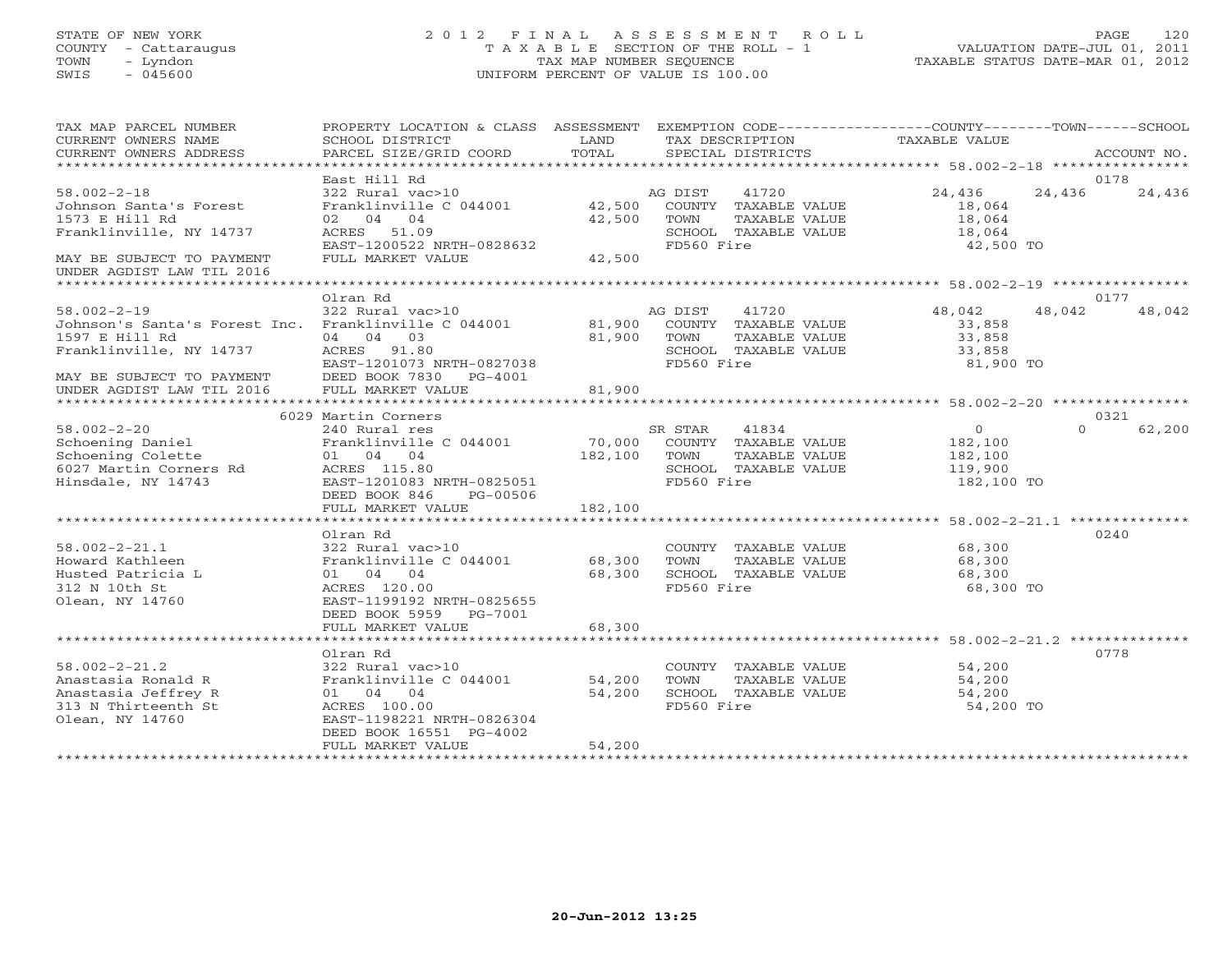STATE OF NEW YORK
COUNTY - Cattaraugus
TOWN - Lyndon
SWIS - 045600

# 2012 FINAL ASSESSMENT ROLL
TAXABLE SECTION OF THE ROLL - 1
TAX MAP NUMBER SEQUENCE
UNIFORM PERCENT OF VALUE IS 100.00

VALUATION DATE-JUL 01, 2011
TAXABLE STATUS DATE-MAR 01, 2012

| TAX MAP PARCEL NUMBER / CURRENT OWNERS NAME / CURRENT OWNERS ADDRESS | PROPERTY LOCATION & CLASS / SCHOOL DISTRICT / PARCEL SIZE/GRID COORD | ASSESSMENT LAND / TOTAL | EXEMPTION CODE / TAX DESCRIPTION / SPECIAL DISTRICTS | COUNTY TAXABLE VALUE | TOWN | SCHOOL | ACCOUNT NO. |
|---|---|---|---|---|---|---|---|
| **58.002-2-18** | East Hill Rd | | | | | | 0178 |
| Johnson Santa's Forest | 322 Rural vac>10 | | AG DIST 41720 | 24,436 | 24,436 | 24,436 | |
| 1573 E Hill Rd | Franklinville C 044001 | 42,500 | COUNTY TAXABLE VALUE | 18,064 | | | |
| Franklinville, NY 14737 | 02 04 04 | 42,500 | TOWN TAXABLE VALUE | 18,064 | | | |
| | ACRES 51.09 | | SCHOOL TAXABLE VALUE | 18,064 | | | |
| MAY BE SUBJECT TO PAYMENT | EAST-1200522 NRTH-0828632 | | FD560 Fire | 42,500 TO | | | |
| UNDER AGDIST LAW TIL 2016 | FULL MARKET VALUE | 42,500 | | | | | |
| **58.002-2-19** | Olran Rd | | | | | | 0177 |
| Johnson's Santa's Forest Inc. | 322 Rural vac>10 | | AG DIST 41720 | 48,042 | 48,042 | 48,042 | |
| 1597 E Hill Rd | Franklinville C 044001 | 81,900 | COUNTY TAXABLE VALUE | 33,858 | | | |
| Franklinville, NY 14737 | 04 04 03 | 81,900 | TOWN TAXABLE VALUE | 33,858 | | | |
| | ACRES 91.80 | | SCHOOL TAXABLE VALUE | 33,858 | | | |
| | EAST-1201073 NRTH-0827038 | | FD560 Fire | 81,900 TO | | | |
| MAY BE SUBJECT TO PAYMENT | DEED BOOK 7830 PG-4001 | | | | | | |
| UNDER AGDIST LAW TIL 2016 | FULL MARKET VALUE | 81,900 | | | | | |
| **58.002-2-20** | 6029 Martin Corners | | | | | | 0321 |
| Schoening Daniel | 240 Rural res | | SR STAR 41834 | 0 | 0 | 62,200 | |
| Schoening Colette | Franklinville C 044001 | 70,000 | COUNTY TAXABLE VALUE | 182,100 | | | |
| 6027 Martin Corners Rd | 01 04 04 | 182,100 | TOWN TAXABLE VALUE | 182,100 | | | |
| Hinsdale, NY 14743 | ACRES 115.80 | | SCHOOL TAXABLE VALUE | 119,900 | | | |
| | EAST-1201083 NRTH-0825051 | | FD560 Fire | 182,100 TO | | | |
| | DEED BOOK 846 PG-00506 | | | | | | |
| | FULL MARKET VALUE | 182,100 | | | | | |
| **58.002-2-21.1** | Olran Rd | | | | | | 0240 |
| Howard Kathleen | 322 Rural vac>10 | | COUNTY TAXABLE VALUE | 68,300 | | | |
| Husted Patricia L | Franklinville C 044001 | 68,300 | TOWN TAXABLE VALUE | 68,300 | | | |
| 312 N 10th St | 01 04 04 | 68,300 | SCHOOL TAXABLE VALUE | 68,300 | | | |
| Olean, NY 14760 | ACRES 120.00 | | FD560 Fire | 68,300 TO | | | |
| | EAST-1199192 NRTH-0825655 | | | | | | |
| | DEED BOOK 5959 PG-7001 | | | | | | |
| | FULL MARKET VALUE | 68,300 | | | | | |
| **58.002-2-21.2** | Olran Rd | | | | | | 0778 |
| Anastasia Ronald R | 322 Rural vac>10 | | COUNTY TAXABLE VALUE | 54,200 | | | |
| Anastasia Jeffrey R | Franklinville C 044001 | 54,200 | TOWN TAXABLE VALUE | 54,200 | | | |
| 313 N Thirteenth St | 01 04 04 | 54,200 | SCHOOL TAXABLE VALUE | 54,200 | | | |
| Olean, NY 14760 | ACRES 100.00 | | FD560 Fire | 54,200 TO | | | |
| | EAST-1198221 NRTH-0826304 | | | | | | |
| | DEED BOOK 16551 PG-4002 | | | | | | |
| | FULL MARKET VALUE | 54,200 | | | | | |

20-Jun-2012 13:25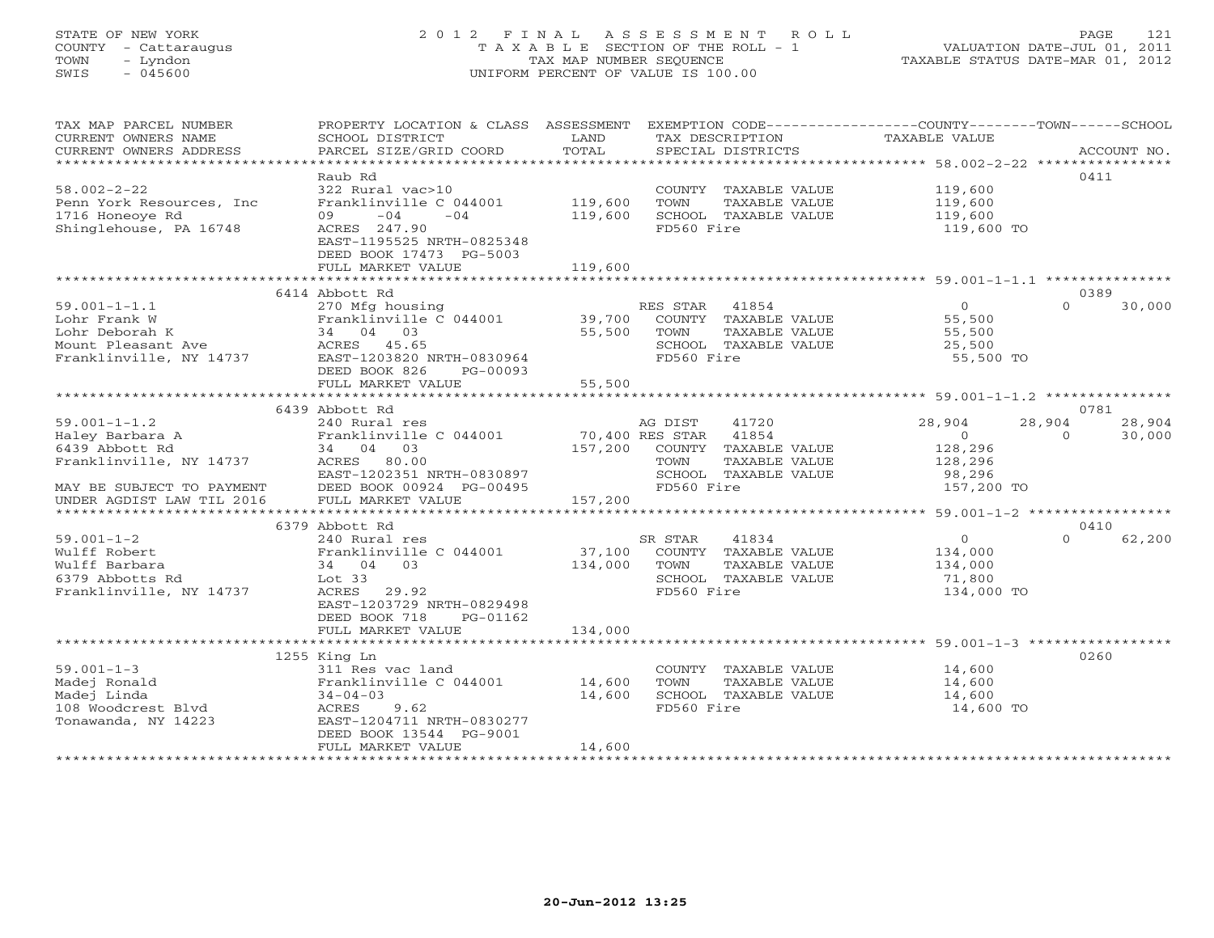STATE OF NEW YORK
COUNTY - Cattaraugus
TOWN - Lyndon
SWIS - 045600

# 2012 FINAL ASSESSMENT ROLL

TAXABLE SECTION OF THE ROLL - 1
TAX MAP NUMBER SEQUENCE
UNIFORM PERCENT OF VALUE IS 100.00

VALUATION DATE-JUL 01, 2011
TAXABLE STATUS DATE-MAR 01, 2012

| TAX MAP PARCEL NUMBER / CURRENT OWNERS NAME / CURRENT OWNERS ADDRESS | PROPERTY LOCATION & CLASS / SCHOOL DISTRICT / PARCEL SIZE/GRID COORD | ASSESSMENT LAND / TOTAL | EXEMPTION CODE / TAX DESCRIPTION / SPECIAL DISTRICTS | COUNTY TAXABLE VALUE | TOWN | SCHOOL | ACCOUNT NO. |
|---|---|---|---|---|---|---|---|
| **58.002-2-22** | Raub Rd | | | | | | 0411 |
| 58.002-2-22 | 322 Rural vac>10 | | COUNTY TAXABLE VALUE | 119,600 | | | |
| Penn York Resources, Inc | Franklinville C 044001 | 119,600 | TOWN TAXABLE VALUE | 119,600 | | | |
| 1716 Honeoye Rd | 09 -04 -04 | 119,600 | SCHOOL TAXABLE VALUE | 119,600 | | | |
| Shinglehouse, PA 16748 | ACRES 247.90 | | FD560 Fire | 119,600 TO | | | |
| | EAST-1195525 NRTH-0825348 | | | | | | |
| | DEED BOOK 17473 PG-5003 | | | | | | |
| | FULL MARKET VALUE | 119,600 | | | | | |
| **59.001-1-1.1** | 6414 Abbott Rd | | | | | | 0389 |
| 59.001-1-1.1 | 270 Mfg housing | | RES STAR 41854 | 0 | 0 | 30,000 | |
| Lohr Frank W | Franklinville C 044001 | 39,700 | COUNTY TAXABLE VALUE | 55,500 | | | |
| Lohr Deborah K | 34 04 03 | 55,500 | TOWN TAXABLE VALUE | 55,500 | | | |
| Mount Pleasant Ave | ACRES 45.65 | | SCHOOL TAXABLE VALUE | 25,500 | | | |
| Franklinville, NY 14737 | EAST-1203820 NRTH-0830964 | | FD560 Fire | 55,500 TO | | | |
| | DEED BOOK 826 PG-00093 | | | | | | |
| | FULL MARKET VALUE | 55,500 | | | | | |
| **59.001-1-1.2** | 6439 Abbott Rd | | | | | | 0781 |
| 59.001-1-1.2 | 240 Rural res | | AG DIST 41720 | 28,904 | 28,904 | 28,904 | |
| Haley Barbara A | Franklinville C 044001 | 70,400 | RES STAR 41854 | 0 | 0 | 30,000 | |
| 6439 Abbott Rd | 34 04 03 | 157,200 | COUNTY TAXABLE VALUE | 128,296 | | | |
| Franklinville, NY 14737 | ACRES 80.00 | | TOWN TAXABLE VALUE | 128,296 | | | |
| | EAST-1202351 NRTH-0830897 | | SCHOOL TAXABLE VALUE | 98,296 | | | |
| MAY BE SUBJECT TO PAYMENT | DEED BOOK 00924 PG-00495 | | FD560 Fire | 157,200 TO | | | |
| UNDER AGDIST LAW TIL 2016 | FULL MARKET VALUE | 157,200 | | | | | |
| **59.001-1-2** | 6379 Abbott Rd | | | | | | 0410 |
| 59.001-1-2 | 240 Rural res | | SR STAR 41834 | 0 | 0 | 62,200 | |
| Wulff Robert | Franklinville C 044001 | 37,100 | COUNTY TAXABLE VALUE | 134,000 | | | |
| Wulff Barbara | 34 04 03 | 134,000 | TOWN TAXABLE VALUE | 134,000 | | | |
| 6379 Abbotts Rd | Lot 33 | | SCHOOL TAXABLE VALUE | 71,800 | | | |
| Franklinville, NY 14737 | ACRES 29.92 | | FD560 Fire | 134,000 TO | | | |
| | EAST-1203729 NRTH-0829498 | | | | | | |
| | DEED BOOK 718 PG-01162 | | | | | | |
| | FULL MARKET VALUE | 134,000 | | | | | |
| **59.001-1-3** | 1255 King Ln | | | | | | 0260 |
| 59.001-1-3 | 311 Res vac land | | COUNTY TAXABLE VALUE | 14,600 | | | |
| Madej Ronald | Franklinville C 044001 | 14,600 | TOWN TAXABLE VALUE | 14,600 | | | |
| Madej Linda | 34-04-03 | 14,600 | SCHOOL TAXABLE VALUE | 14,600 | | | |
| 108 Woodcrest Blvd | ACRES 9.62 | | FD560 Fire | 14,600 TO | | | |
| Tonawanda, NY 14223 | EAST-1204711 NRTH-0830277 | | | | | | |
| | DEED BOOK 13544 PG-9001 | | | | | | |
| | FULL MARKET VALUE | 14,600 | | | | | |

20-Jun-2012 13:25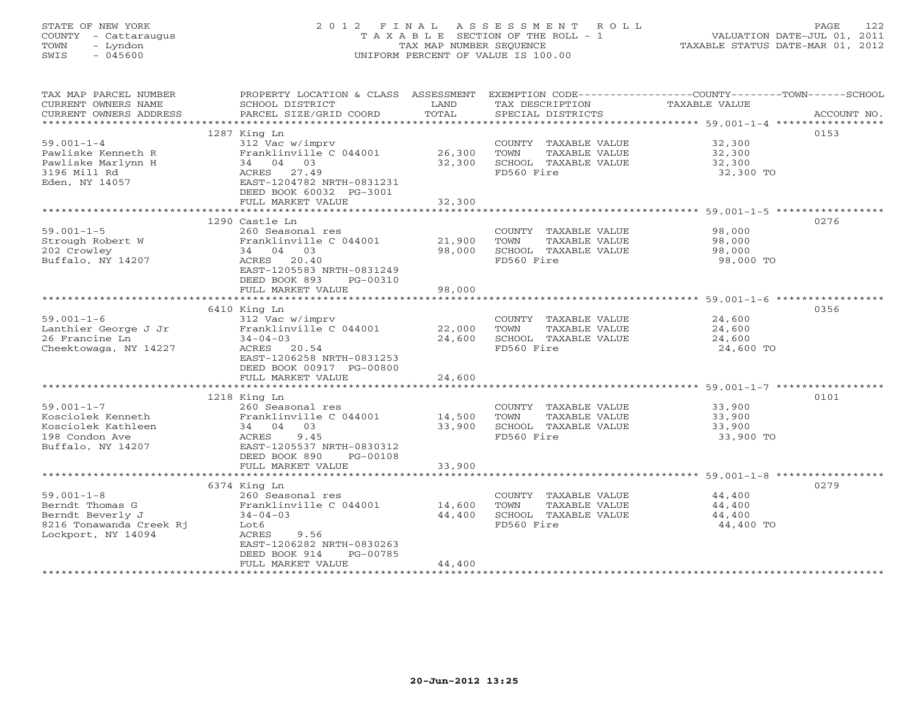STATE OF NEW YORK
COUNTY - Cattaraugus
TOWN - Lyndon
SWIS - 045600

2012 FINAL ASSESSMENT ROLL
TAXABLE SECTION OF THE ROLL - 1
TAX MAP NUMBER SEQUENCE
UNIFORM PERCENT OF VALUE IS 100.00

VALUATION DATE-JUL 01, 2011
TAXABLE STATUS DATE-MAR 01, 2012

| TAX MAP PARCEL NUMBER / CURRENT OWNERS NAME / CURRENT OWNERS ADDRESS | PROPERTY LOCATION & CLASS / SCHOOL DISTRICT / PARCEL SIZE/GRID COORD | ASSESSMENT LAND | TOTAL | EXEMPTION CODE / TAX DESCRIPTION / SPECIAL DISTRICTS | TAXABLE VALUE (COUNTY/TOWN/SCHOOL) | ACCOUNT NO. |
|---|---|---|---|---|---|---|
| 59.001-1-4 | 1287 King Ln | | | | | 0153 |
| Pawliske Kenneth R | 312 Vac w/imprv | | | COUNTY TAXABLE VALUE | 32,300 | |
| Pawliske Marlynn H | Franklinville C 044001 | 26,300 | | TOWN TAXABLE VALUE | 32,300 | |
| 3196 Mill Rd | 34 04 03 | | 32,300 | SCHOOL TAXABLE VALUE | 32,300 | |
| Eden, NY 14057 | ACRES 27.49 | | | FD560 Fire | 32,300 TO | |
| | EAST-1204782 NRTH-0831231 | | | | | |
| | DEED BOOK 60032 PG-3001 | | | | | |
| | FULL MARKET VALUE | | 32,300 | | | |
| 59.001-1-5 | 1290 Castle Ln | | | | | 0276 |
| Strough Robert W | 260 Seasonal res | | | COUNTY TAXABLE VALUE | 98,000 | |
| 202 Crowley | Franklinville C 044001 | 21,900 | | TOWN TAXABLE VALUE | 98,000 | |
| Buffalo, NY 14207 | 34 04 03 | | 98,000 | SCHOOL TAXABLE VALUE | 98,000 | |
| | ACRES 20.40 | | | FD560 Fire | 98,000 TO | |
| | EAST-1205583 NRTH-0831249 | | | | | |
| | DEED BOOK 893 PG-00310 | | | | | |
| | FULL MARKET VALUE | | 98,000 | | | |
| 59.001-1-6 | 6410 King Ln | | | | | 0356 |
| Lanthier George J Jr | 312 Vac w/imprv | | | COUNTY TAXABLE VALUE | 24,600 | |
| 26 Francine Ln | Franklinville C 044001 | 22,000 | | TOWN TAXABLE VALUE | 24,600 | |
| Cheektowaga, NY 14227 | 34-04-03 | | 24,600 | SCHOOL TAXABLE VALUE | 24,600 | |
| | ACRES 20.54 | | | FD560 Fire | 24,600 TO | |
| | EAST-1206258 NRTH-0831253 | | | | | |
| | DEED BOOK 00917 PG-00800 | | | | | |
| | FULL MARKET VALUE | | 24,600 | | | |
| 59.001-1-7 | 1218 King Ln | | | | | 0101 |
| Kosciolek Kenneth | 260 Seasonal res | | | COUNTY TAXABLE VALUE | 33,900 | |
| Kosciolek Kathleen | Franklinville C 044001 | 14,500 | | TOWN TAXABLE VALUE | 33,900 | |
| 198 Condon Ave | 34 04 03 | | 33,900 | SCHOOL TAXABLE VALUE | 33,900 | |
| Buffalo, NY 14207 | ACRES 9.45 | | | FD560 Fire | 33,900 TO | |
| | EAST-1205537 NRTH-0830312 | | | | | |
| | DEED BOOK 890 PG-00108 | | | | | |
| | FULL MARKET VALUE | | 33,900 | | | |
| 59.001-1-8 | 6374 King Ln | | | | | 0279 |
| Berndt Thomas G | 260 Seasonal res | | | COUNTY TAXABLE VALUE | 44,400 | |
| Berndt Beverly J | Franklinville C 044001 | 14,600 | | TOWN TAXABLE VALUE | 44,400 | |
| 8216 Tonawanda Creek Rj | 34-04-03 | | 44,400 | SCHOOL TAXABLE VALUE | 44,400 | |
| Lockport, NY 14094 | Lot6 | | | FD560 Fire | 44,400 TO | |
| | ACRES 9.56 | | | | | |
| | EAST-1206282 NRTH-0830263 | | | | | |
| | DEED BOOK 914 PG-00785 | | | | | |
| | FULL MARKET VALUE | | 44,400 | | | |

20-Jun-2012 13:25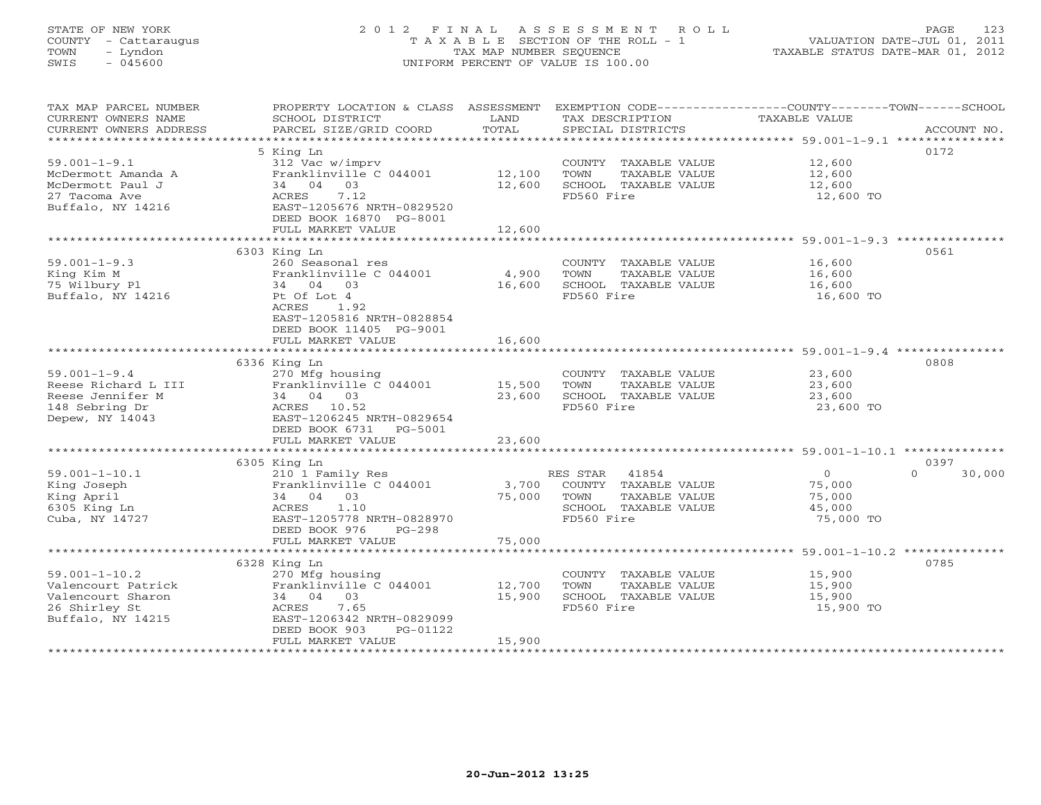STATE OF NEW YORK
COUNTY - Cattaraugus
TOWN - Lyndon
SWIS - 045600

# 2012 FINAL ASSESSMENT ROLL
TAXABLE SECTION OF THE ROLL - 1
TAX MAP NUMBER SEQUENCE
UNIFORM PERCENT OF VALUE IS 100.00

VALUATION DATE-JUL 01, 2011
TAXABLE STATUS DATE-MAR 01, 2012

| TAX MAP PARCEL NUMBER / CURRENT OWNERS NAME / CURRENT OWNERS ADDRESS | PROPERTY LOCATION & CLASS / SCHOOL DISTRICT / PARCEL SIZE/GRID COORD | ASSESSMENT LAND | TOTAL | EXEMPTION CODE / TAX DESCRIPTION / SPECIAL DISTRICTS | COUNTY / TOWN / SCHOOL TAXABLE VALUE | ACCOUNT NO. |
|---|---|---|---|---|---|---|
| 59.001-1-9.1 | 5 King Ln | | | | | 0172 |
| McDermott Amanda A | 312 Vac w/imprv | | | COUNTY TAXABLE VALUE | 12,600 | |
| McDermott Paul J | Franklinville C 044001 | 12,100 | | TOWN TAXABLE VALUE | 12,600 | |
| 27 Tacoma Ave | 34 04 03 | | 12,600 | SCHOOL TAXABLE VALUE | 12,600 | |
| Buffalo, NY 14216 | ACRES 7.12 | | | FD560 Fire | 12,600 TO | |
| | EAST-1205676 NRTH-0829520 | | | | | |
| | DEED BOOK 16870 PG-8001 | | | | | |
| | FULL MARKET VALUE | | 12,600 | | | |
| 59.001-1-9.3 | 6303 King Ln | | | | | 0561 |
| King Kim M | 260 Seasonal res | | | COUNTY TAXABLE VALUE | 16,600 | |
| 75 Wilbury Pl | Franklinville C 044001 | 4,900 | | TOWN TAXABLE VALUE | 16,600 | |
| Buffalo, NY 14216 | 34 04 03 | | 16,600 | SCHOOL TAXABLE VALUE | 16,600 | |
| | Pt Of Lot 4 | | | FD560 Fire | 16,600 TO | |
| | ACRES 1.92 | | | | | |
| | EAST-1205816 NRTH-0828854 | | | | | |
| | DEED BOOK 11405 PG-9001 | | | | | |
| | FULL MARKET VALUE | | 16,600 | | | |
| 59.001-1-9.4 | 6336 King Ln | | | | | 0808 |
| Reese Richard L III | 270 Mfg housing | | | COUNTY TAXABLE VALUE | 23,600 | |
| Reese Jennifer M | Franklinville C 044001 | 15,500 | | TOWN TAXABLE VALUE | 23,600 | |
| 148 Sebring Dr | 34 04 03 | | 23,600 | SCHOOL TAXABLE VALUE | 23,600 | |
| Depew, NY 14043 | ACRES 10.52 | | | FD560 Fire | 23,600 TO | |
| | EAST-1206245 NRTH-0829654 | | | | | |
| | DEED BOOK 6731 PG-5001 | | | | | |
| | FULL MARKET VALUE | | 23,600 | | | |
| 59.001-1-10.1 | 6305 King Ln | | | | | 0397 |
| King Joseph | 210 1 Family Res | | | RES STAR 41854 | 0 / 0 / 30,000 | |
| King April | Franklinville C 044001 | 3,700 | | COUNTY TAXABLE VALUE | 75,000 | |
| 6305 King Ln | 34 04 03 | | 75,000 | TOWN TAXABLE VALUE | 75,000 | |
| Cuba, NY 14727 | ACRES 1.10 | | | SCHOOL TAXABLE VALUE | 45,000 | |
| | EAST-1205778 NRTH-0828970 | | | FD560 Fire | 75,000 TO | |
| | DEED BOOK 976 PG-298 | | | | | |
| | FULL MARKET VALUE | | 75,000 | | | |
| 59.001-1-10.2 | 6328 King Ln | | | | | 0785 |
| Valencourt Patrick | 270 Mfg housing | | | COUNTY TAXABLE VALUE | 15,900 | |
| Valencourt Sharon | Franklinville C 044001 | 12,700 | | TOWN TAXABLE VALUE | 15,900 | |
| 26 Shirley St | 34 04 03 | | 15,900 | SCHOOL TAXABLE VALUE | 15,900 | |
| Buffalo, NY 14215 | ACRES 7.65 | | | FD560 Fire | 15,900 TO | |
| | EAST-1206342 NRTH-0829099 | | | | | |
| | DEED BOOK 903 PG-01122 | | | | | |
| | FULL MARKET VALUE | | 15,900 | | | |

20-Jun-2012 13:25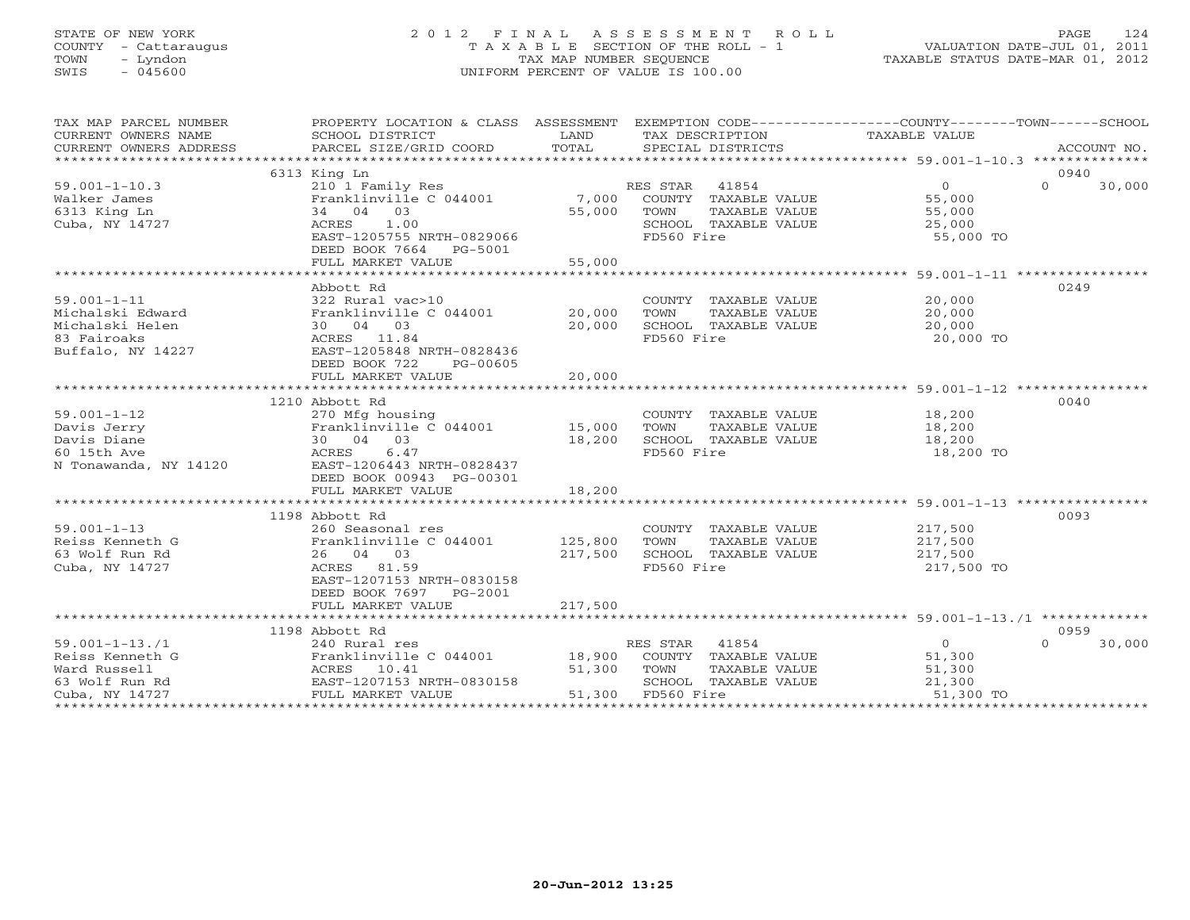STATE OF NEW YORK
COUNTY - Cattaraugus
TOWN - Lyndon
SWIS - 045600

2012 FINAL ASSESSMENT ROLL
TAXABLE SECTION OF THE ROLL - 1
TAX MAP NUMBER SEQUENCE
UNIFORM PERCENT OF VALUE IS 100.00

VALUATION DATE-JUL 01, 2011
TAXABLE STATUS DATE-MAR 01, 2012

| TAX MAP PARCEL NUMBER / CURRENT OWNERS NAME / CURRENT OWNERS ADDRESS | PROPERTY LOCATION & CLASS / SCHOOL DISTRICT / PARCEL SIZE/GRID COORD | ASSESSMENT LAND / TOTAL | EXEMPTION CODE / TAX DESCRIPTION / SPECIAL DISTRICTS | COUNTY TAXABLE VALUE | TOWN | SCHOOL / ACCOUNT NO. |
|---|---|---|---|---|---|---|
| 59.001-1-10.3 | 6313 King Ln | | | | | 0940 |
| Walker James | 210 1 Family Res | | RES STAR 41854 | 0 | 0 | 30,000 |
| 6313 King Ln | Franklinville C 044001 | 7,000 | COUNTY TAXABLE VALUE | 55,000 | | |
| Cuba, NY 14727 | 34 04 03 | 55,000 | TOWN TAXABLE VALUE | 55,000 | | |
| | ACRES 1.00 | | SCHOOL TAXABLE VALUE | 25,000 | | |
| | EAST-1205755 NRTH-0829066 | | FD560 Fire | 55,000 TO | | |
| | DEED BOOK 7664 PG-5001 | | | | | |
| | FULL MARKET VALUE | 55,000 | | | | |
| 59.001-1-11 | Abbott Rd | | | | | 0249 |
| Michalski Edward | 322 Rural vac>10 | | COUNTY TAXABLE VALUE | 20,000 | | |
| Michalski Helen | Franklinville C 044001 | 20,000 | TOWN TAXABLE VALUE | 20,000 | | |
| 83 Fairoaks | 30 04 03 | 20,000 | SCHOOL TAXABLE VALUE | 20,000 | | |
| Buffalo, NY 14227 | ACRES 11.84 | | FD560 Fire | 20,000 TO | | |
| | EAST-1205848 NRTH-0828436 | | | | | |
| | DEED BOOK 722 PG-00605 | | | | | |
| | FULL MARKET VALUE | 20,000 | | | | |
| 59.001-1-12 | 1210 Abbott Rd | | | | | 0040 |
| Davis Jerry | 270 Mfg housing | | COUNTY TAXABLE VALUE | 18,200 | | |
| Davis Diane | Franklinville C 044001 | 15,000 | TOWN TAXABLE VALUE | 18,200 | | |
| 60 15th Ave | 30 04 03 | 18,200 | SCHOOL TAXABLE VALUE | 18,200 | | |
| N Tonawanda, NY 14120 | ACRES 6.47 | | FD560 Fire | 18,200 TO | | |
| | EAST-1206443 NRTH-0828437 | | | | | |
| | DEED BOOK 00943 PG-00301 | | | | | |
| | FULL MARKET VALUE | 18,200 | | | | |
| 59.001-1-13 | 1198 Abbott Rd | | | | | 0093 |
| Reiss Kenneth G | 260 Seasonal res | | COUNTY TAXABLE VALUE | 217,500 | | |
| 63 Wolf Run Rd | Franklinville C 044001 | 125,800 | TOWN TAXABLE VALUE | 217,500 | | |
| Cuba, NY 14727 | 26 04 03 | 217,500 | SCHOOL TAXABLE VALUE | 217,500 | | |
| | ACRES 81.59 | | FD560 Fire | 217,500 TO | | |
| | EAST-1207153 NRTH-0830158 | | | | | |
| | DEED BOOK 7697 PG-2001 | | | | | |
| | FULL MARKET VALUE | 217,500 | | | | |
| 59.001-1-13./1 | 1198 Abbott Rd | | | | | 0959 |
| Reiss Kenneth G | 240 Rural res | | RES STAR 41854 | 0 | 0 | 30,000 |
| Ward Russell | Franklinville C 044001 | 18,900 | COUNTY TAXABLE VALUE | 51,300 | | |
| 63 Wolf Run Rd | ACRES 10.41 | 51,300 | TOWN TAXABLE VALUE | 51,300 | | |
| Cuba, NY 14727 | EAST-1207153 NRTH-0830158 | | SCHOOL TAXABLE VALUE | 21,300 | | |
| | FULL MARKET VALUE | 51,300 | FD560 Fire | 51,300 TO | | |

20-Jun-2012 13:25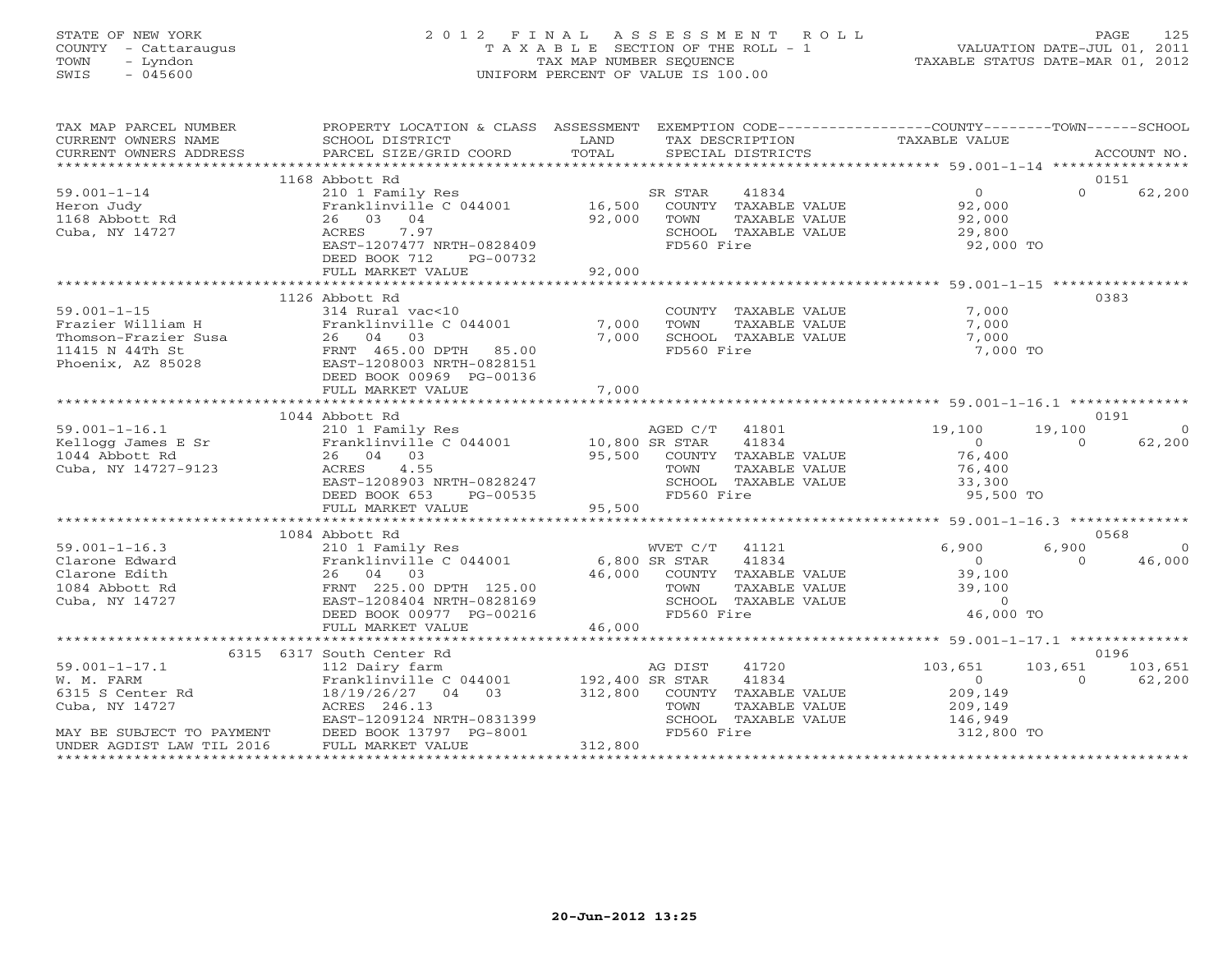STATE OF NEW YORK
COUNTY - Cattaraugus
TOWN - Lyndon
SWIS - 045600

2012 FINAL ASSESSMENT ROLL
TAXABLE SECTION OF THE ROLL - 1
TAX MAP NUMBER SEQUENCE
UNIFORM PERCENT OF VALUE IS 100.00

VALUATION DATE-JUL 01, 2011
TAXABLE STATUS DATE-MAR 01, 2012

| TAX MAP PARCEL NUMBER / CURRENT OWNERS NAME / CURRENT OWNERS ADDRESS | PROPERTY LOCATION & CLASS / SCHOOL DISTRICT / PARCEL SIZE/GRID COORD | ASSESSMENT LAND / TOTAL | EXEMPTION CODE / TAX DESCRIPTION / SPECIAL DISTRICTS | COUNTY TAXABLE VALUE | TOWN | SCHOOL / ACCOUNT NO. |
|---|---|---|---|---|---|---|
| 59.001-1-14 | 1168 Abbott Rd | | | | | 0151 |
| | 210 1 Family Res | | SR STAR 41834 | 0 | 0 | 62,200 |
| Heron Judy | Franklinville C 044001 | 16,500 | COUNTY TAXABLE VALUE | 92,000 | | |
| 1168 Abbott Rd | 26 03 04 | 92,000 | TOWN TAXABLE VALUE | 92,000 | | |
| Cuba, NY 14727 | ACRES 7.97 | | SCHOOL TAXABLE VALUE | 29,800 | | |
| | EAST-1207477 NRTH-0828409 | | FD560 Fire | 92,000 TO | | |
| | DEED BOOK 712 PG-00732 | | | | | |
| | FULL MARKET VALUE | 92,000 | | | | |
| 59.001-1-15 | 1126 Abbott Rd | | | | | 0383 |
| | 314 Rural vac<10 | | COUNTY TAXABLE VALUE | 7,000 | | |
| Frazier William H | Franklinville C 044001 | 7,000 | TOWN TAXABLE VALUE | 7,000 | | |
| Thomson-Frazier Susa | 26 04 03 | 7,000 | SCHOOL TAXABLE VALUE | 7,000 | | |
| 11415 N 44Th St | FRNT 465.00 DPTH 85.00 | | FD560 Fire | 7,000 TO | | |
| Phoenix, AZ 85028 | EAST-1208003 NRTH-0828151 | | | | | |
| | DEED BOOK 00969 PG-00136 | | | | | |
| | FULL MARKET VALUE | 7,000 | | | | |
| 59.001-1-16.1 | 1044 Abbott Rd | | | | | 0191 |
| | 210 1 Family Res | | AGED C/T 41801 | 19,100 | 19,100 | 0 |
| Kellogg James E Sr | Franklinville C 044001 | 10,800 | SR STAR 41834 | 0 | 0 | 62,200 |
| 1044 Abbott Rd | 26 04 03 | 95,500 | COUNTY TAXABLE VALUE | 76,400 | | |
| Cuba, NY 14727-9123 | ACRES 4.55 | | TOWN TAXABLE VALUE | 76,400 | | |
| | EAST-1208903 NRTH-0828247 | | SCHOOL TAXABLE VALUE | 33,300 | | |
| | DEED BOOK 653 PG-00535 | | FD560 Fire | 95,500 TO | | |
| | FULL MARKET VALUE | 95,500 | | | | |
| 59.001-1-16.3 | 1084 Abbott Rd | | | | | 0568 |
| | 210 1 Family Res | | WVET C/T 41121 | 6,900 | 6,900 | 0 |
| Clarone Edward | Franklinville C 044001 | 6,800 | SR STAR 41834 | 0 | 0 | 46,000 |
| Clarone Edith | 26 04 03 | 46,000 | COUNTY TAXABLE VALUE | 39,100 | | |
| 1084 Abbott Rd | FRNT 225.00 DPTH 125.00 | | TOWN TAXABLE VALUE | 39,100 | | |
| Cuba, NY 14727 | EAST-1208404 NRTH-0828169 | | SCHOOL TAXABLE VALUE | 0 | | |
| | DEED BOOK 00977 PG-00216 | | FD560 Fire | 46,000 TO | | |
| | FULL MARKET VALUE | 46,000 | | | | |
| 59.001-1-17.1 | 6315 6317 South Center Rd | | | | | 0196 |
| | 112 Dairy farm | | AG DIST 41720 | 103,651 | 103,651 | 103,651 |
| W. M. FARM | Franklinville C 044001 | 192,400 | SR STAR 41834 | 0 | 0 | 62,200 |
| 6315 S Center Rd | 18/19/26/27 04 03 | 312,800 | COUNTY TAXABLE VALUE | 209,149 | | |
| Cuba, NY 14727 | ACRES 246.13 | | TOWN TAXABLE VALUE | 209,149 | | |
| | EAST-1209124 NRTH-0831399 | | SCHOOL TAXABLE VALUE | 146,949 | | |
| MAY BE SUBJECT TO PAYMENT | DEED BOOK 13797 PG-8001 | | FD560 Fire | 312,800 TO | | |
| UNDER AGDIST LAW TIL 2016 | FULL MARKET VALUE | 312,800 | | | | |

20-Jun-2012 13:25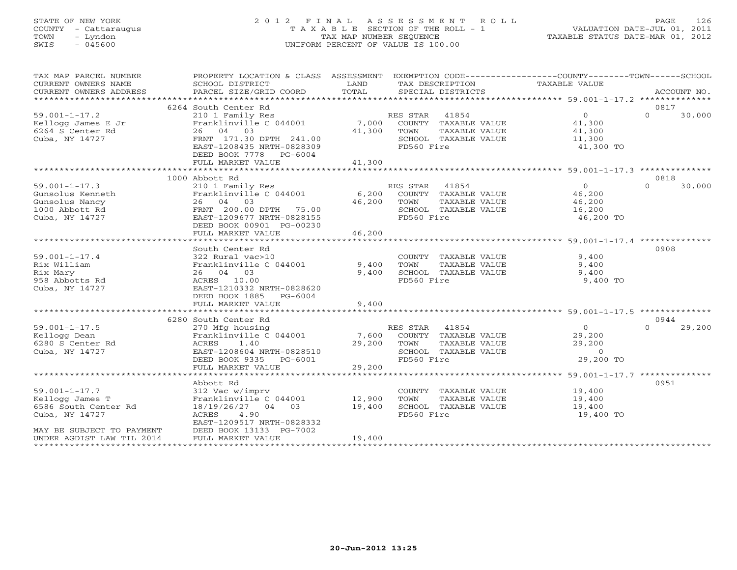STATE OF NEW YORK
COUNTY - Cattaraugus
TOWN - Lyndon
SWIS - 045600

# 2012 FINAL ASSESSMENT ROLL
TAXABLE SECTION OF THE ROLL - 1
TAX MAP NUMBER SEQUENCE
UNIFORM PERCENT OF VALUE IS 100.00

VALUATION DATE-JUL 01, 2011
TAXABLE STATUS DATE-MAR 01, 2012

| TAX MAP PARCEL NUMBER / CURRENT OWNERS NAME / CURRENT OWNERS ADDRESS | PROPERTY LOCATION & CLASS / SCHOOL DISTRICT / PARCEL SIZE/GRID COORD | ASSESSMENT LAND / TOTAL | EXEMPTION CODE / TAX DESCRIPTION / SPECIAL DISTRICTS | COUNTY / TOWN / SCHOOL TAXABLE VALUE | ACCOUNT NO. |
|---|---|---|---|---|---|
| 59.001-1-17.2 | 6264 South Center Rd | | | | 0817 |
| 59.001-1-17.2 | 210 1 Family Res | | RES STAR 41854 | 0 | 0 30,000 |
| Kellogg James E Jr | Franklinville C 044001 | 7,000 | COUNTY TAXABLE VALUE | 41,300 | |
| 6264 S Center Rd | 26 04 03 | 41,300 | TOWN TAXABLE VALUE | 41,300 | |
| Cuba, NY 14727 | FRNT 171.30 DPTH 241.00 | | SCHOOL TAXABLE VALUE | 11,300 | |
| | EAST-1208435 NRTH-0828309 | | FD560 Fire | 41,300 TO | |
| | DEED BOOK 7778 PG-6004 | | | | |
| | FULL MARKET VALUE | 41,300 | | | |
| 59.001-1-17.3 | 1000 Abbott Rd | | | | 0818 |
| 59.001-1-17.3 | 210 1 Family Res | | RES STAR 41854 | 0 | 0 30,000 |
| Gunsolus Kenneth | Franklinville C 044001 | 6,200 | COUNTY TAXABLE VALUE | 46,200 | |
| Gunsolus Nancy | 26 04 03 | 46,200 | TOWN TAXABLE VALUE | 46,200 | |
| 1000 Abbott Rd | FRNT 200.00 DPTH 75.00 | | SCHOOL TAXABLE VALUE | 16,200 | |
| Cuba, NY 14727 | EAST-1209677 NRTH-0828155 | | FD560 Fire | 46,200 TO | |
| | DEED BOOK 00901 PG-00230 | | | | |
| | FULL MARKET VALUE | 46,200 | | | |
| 59.001-1-17.4 | South Center Rd | | | | 0908 |
| 59.001-1-17.4 | 322 Rural vac>10 | | COUNTY TAXABLE VALUE | 9,400 | |
| Rix William | Franklinville C 044001 | 9,400 | TOWN TAXABLE VALUE | 9,400 | |
| Rix Mary | 26 04 03 | 9,400 | SCHOOL TAXABLE VALUE | 9,400 | |
| 958 Abbotts Rd | ACRES 10.00 | | FD560 Fire | 9,400 TO | |
| Cuba, NY 14727 | EAST-1210332 NRTH-0828620 | | | | |
| | DEED BOOK 1885 PG-6004 | | | | |
| | FULL MARKET VALUE | 9,400 | | | |
| 59.001-1-17.5 | 6280 South Center Rd | | | | 0944 |
| 59.001-1-17.5 | 270 Mfg housing | | RES STAR 41854 | 0 | 0 29,200 |
| Kellogg Dean | Franklinville C 044001 | 7,600 | COUNTY TAXABLE VALUE | 29,200 | |
| 6280 S Center Rd | ACRES 1.40 | 29,200 | TOWN TAXABLE VALUE | 29,200 | |
| Cuba, NY 14727 | EAST-1208604 NRTH-0828510 | | SCHOOL TAXABLE VALUE | 0 | |
| | DEED BOOK 9335 PG-6001 | | FD560 Fire | 29,200 TO | |
| | FULL MARKET VALUE | 29,200 | | | |
| 59.001-1-17.7 | Abbott Rd | | | | 0951 |
| 59.001-1-17.7 | 312 Vac w/imprv | | COUNTY TAXABLE VALUE | 19,400 | |
| Kellogg James T | Franklinville C 044001 | 12,900 | TOWN TAXABLE VALUE | 19,400 | |
| 6586 South Center Rd | 18/19/26/27 04 03 | 19,400 | SCHOOL TAXABLE VALUE | 19,400 | |
| Cuba, NY 14727 | ACRES 4.90 | | FD560 Fire | 19,400 TO | |
| | EAST-1209517 NRTH-0828332 | | | | |
| MAY BE SUBJECT TO PAYMENT | DEED BOOK 13133 PG-7002 | | | | |
| UNDER AGDIST LAW TIL 2014 | FULL MARKET VALUE | 19,400 | | | |

20-Jun-2012 13:25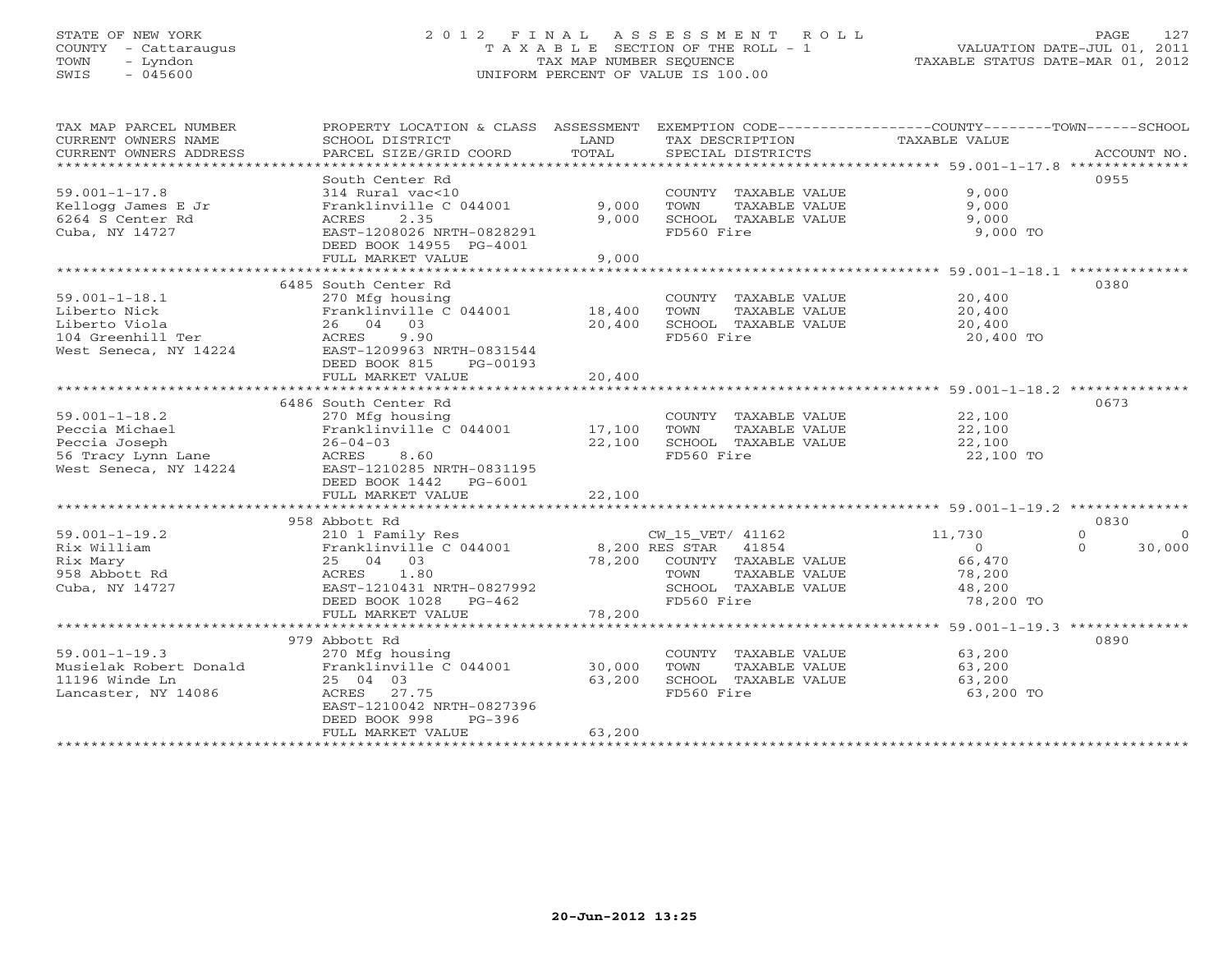STATE OF NEW YORK
COUNTY - Cattaraugus
TOWN - Lyndon
SWIS - 045600

# 2012 FINAL ASSESSMENT ROLL

TAXABLE SECTION OF THE ROLL - 1
TAX MAP NUMBER SEQUENCE
UNIFORM PERCENT OF VALUE IS 100.00

VALUATION DATE-JUL 01, 2011
TAXABLE STATUS DATE-MAR 01, 2012

| TAX MAP PARCEL NUMBER / CURRENT OWNERS NAME / CURRENT OWNERS ADDRESS | PROPERTY LOCATION & CLASS / SCHOOL DISTRICT / PARCEL SIZE/GRID COORD | ASSESSMENT LAND | TOTAL | EXEMPTION CODE / TAX DESCRIPTION / SPECIAL DISTRICTS | COUNTY TAXABLE VALUE | TOWN | SCHOOL | ACCOUNT NO. |
|---|---|---|---|---|---|---|---|---|
| 59.001-1-17.8 | South Center Rd | | | | | | | 0955 |
| Kellogg James E Jr | 314 Rural vac<10 | | | COUNTY TAXABLE VALUE | 9,000 | | | |
| 6264 S Center Rd | Franklinville C 044001 | 9,000 | | TOWN TAXABLE VALUE | 9,000 | | | |
| Cuba, NY 14727 | ACRES 2.35 | | 9,000 | SCHOOL TAXABLE VALUE | 9,000 | | | |
| | EAST-1208026 NRTH-0828291 | | | FD560 Fire | 9,000 TO | | | |
| | DEED BOOK 14955 PG-4001 | | | | | | | |
| | FULL MARKET VALUE | | 9,000 | | | | | |
| 59.001-1-18.1 | 6485 South Center Rd | | | | | | | 0380 |
| Liberto Nick | 270 Mfg housing | | | COUNTY TAXABLE VALUE | 20,400 | | | |
| Liberto Viola | Franklinville C 044001 | 18,400 | | TOWN TAXABLE VALUE | 20,400 | | | |
| 104 Greenhill Ter | 26 04 03 | | 20,400 | SCHOOL TAXABLE VALUE | 20,400 | | | |
| West Seneca, NY 14224 | ACRES 9.90 | | | FD560 Fire | 20,400 TO | | | |
| | EAST-1209963 NRTH-0831544 | | | | | | | |
| | DEED BOOK 815 PG-00193 | | | | | | | |
| | FULL MARKET VALUE | | 20,400 | | | | | |
| 59.001-1-18.2 | 6486 South Center Rd | | | | | | | 0673 |
| Peccia Michael | 270 Mfg housing | | | COUNTY TAXABLE VALUE | 22,100 | | | |
| Peccia Joseph | Franklinville C 044001 | 17,100 | | TOWN TAXABLE VALUE | 22,100 | | | |
| 56 Tracy Lynn Lane | 26-04-03 | | 22,100 | SCHOOL TAXABLE VALUE | 22,100 | | | |
| West Seneca, NY 14224 | ACRES 8.60 | | | FD560 Fire | 22,100 TO | | | |
| | EAST-1210285 NRTH-0831195 | | | | | | | |
| | DEED BOOK 1442 PG-6001 | | | | | | | |
| | FULL MARKET VALUE | | 22,100 | | | | | |
| 59.001-1-19.2 | 958 Abbott Rd | | | | | | | 0830 |
| Rix William | 210 1 Family Res | | | CW_15_VET/ 41162 | 11,730 | 0 | 0 | |
| Rix Mary | Franklinville C 044001 | 8,200 | | RES STAR 41854 | 0 | 0 | 30,000 | |
| 958 Abbott Rd | 25 04 03 | | 78,200 | COUNTY TAXABLE VALUE | 66,470 | | | |
| Cuba, NY 14727 | ACRES 1.80 | | | TOWN TAXABLE VALUE | 78,200 | | | |
| | EAST-1210431 NRTH-0827992 | | | SCHOOL TAXABLE VALUE | 48,200 | | | |
| | DEED BOOK 1028 PG-462 | | | FD560 Fire | 78,200 TO | | | |
| | FULL MARKET VALUE | | 78,200 | | | | | |
| 59.001-1-19.3 | 979 Abbott Rd | | | | | | | 0890 |
| Musielak Robert Donald | 270 Mfg housing | | | COUNTY TAXABLE VALUE | 63,200 | | | |
| 11196 Winde Ln | Franklinville C 044001 | 30,000 | | TOWN TAXABLE VALUE | 63,200 | | | |
| Lancaster, NY 14086 | 25 04 03 | | 63,200 | SCHOOL TAXABLE VALUE | 63,200 | | | |
| | ACRES 27.75 | | | FD560 Fire | 63,200 TO | | | |
| | EAST-1210042 NRTH-0827396 | | | | | | | |
| | DEED BOOK 998 PG-396 | | | | | | | |
| | FULL MARKET VALUE | | 63,200 | | | | | |

20-Jun-2012 13:25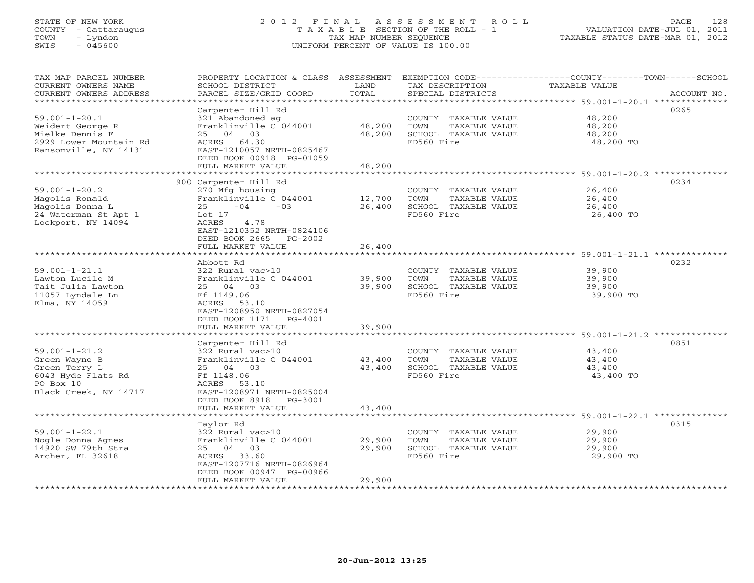STATE OF NEW YORK
COUNTY - Cattaraugus
TOWN - Lyndon
SWIS - 045600

2012 FINAL ASSESSMENT ROLL
TAXABLE SECTION OF THE ROLL - 1
TAX MAP NUMBER SEQUENCE
UNIFORM PERCENT OF VALUE IS 100.00

VALUATION DATE-JUL 01, 2011
TAXABLE STATUS DATE-MAR 01, 2012

| TAX MAP PARCEL NUMBER / CURRENT OWNERS NAME / CURRENT OWNERS ADDRESS | PROPERTY LOCATION & CLASS / SCHOOL DISTRICT / PARCEL SIZE/GRID COORD | ASSESSMENT LAND | TOTAL | EXEMPTION CODE / TAX DESCRIPTION / SPECIAL DISTRICTS | TAXABLE VALUE (COUNTY/TOWN/SCHOOL) | ACCOUNT NO. |
|---|---|---|---|---|---|---|
| 59.001-1-20.1 | Carpenter Hill Rd | | | | | 0265 |
| Weidert George R | 321 Abandoned ag | | | COUNTY TAXABLE VALUE | 48,200 | |
| Mielke Dennis F | Franklinville C 044001 | 48,200 | | TOWN TAXABLE VALUE | 48,200 | |
| 2929 Lower Mountain Rd | 25 04 03 | | 48,200 | SCHOOL TAXABLE VALUE | 48,200 | |
| Ransomville, NY 14131 | ACRES 64.30 | | | FD560 Fire | 48,200 TO | |
| | EAST-1210057 NRTH-0825467 | | | | | |
| | DEED BOOK 00918 PG-01059 | | | | | |
| | FULL MARKET VALUE | | 48,200 | | | |
| 59.001-1-20.2 | 900 Carpenter Hill Rd | | | | | 0234 |
| Magolis Ronald | 270 Mfg housing | | | COUNTY TAXABLE VALUE | 26,400 | |
| Magolis Donna L | Franklinville C 044001 | 12,700 | | TOWN TAXABLE VALUE | 26,400 | |
| 24 Waterman St Apt 1 | 25 -04 -03 | | 26,400 | SCHOOL TAXABLE VALUE | 26,400 | |
| Lockport, NY 14094 | Lot 17 | | | FD560 Fire | 26,400 TO | |
| | ACRES 4.78 | | | | | |
| | EAST-1210352 NRTH-0824106 | | | | | |
| | DEED BOOK 2665 PG-2002 | | | | | |
| | FULL MARKET VALUE | | 26,400 | | | |
| 59.001-1-21.1 | Abbott Rd | | | | | 0232 |
| Lawton Lucile M | 322 Rural vac>10 | | | COUNTY TAXABLE VALUE | 39,900 | |
| Tait Julia Lawton | Franklinville C 044001 | 39,900 | | TOWN TAXABLE VALUE | 39,900 | |
| 11057 Lyndale Ln | 25 04 03 | | 39,900 | SCHOOL TAXABLE VALUE | 39,900 | |
| Elma, NY 14059 | Ff 1149.06 | | | FD560 Fire | 39,900 TO | |
| | ACRES 53.10 | | | | | |
| | EAST-1208950 NRTH-0827054 | | | | | |
| | DEED BOOK 1171 PG-4001 | | | | | |
| | FULL MARKET VALUE | | 39,900 | | | |
| 59.001-1-21.2 | Carpenter Hill Rd | | | | | 0851 |
| Green Wayne B | 322 Rural vac>10 | | | COUNTY TAXABLE VALUE | 43,400 | |
| Green Terry L | Franklinville C 044001 | 43,400 | | TOWN TAXABLE VALUE | 43,400 | |
| 6043 Hyde Flats Rd | 25 04 03 | | 43,400 | SCHOOL TAXABLE VALUE | 43,400 | |
| PO Box 10 | Ff 1148.06 | | | FD560 Fire | 43,400 TO | |
| Black Creek, NY 14717 | ACRES 53.10 | | | | | |
| | EAST-1208971 NRTH-0825004 | | | | | |
| | DEED BOOK 8918 PG-3001 | | | | | |
| | FULL MARKET VALUE | | 43,400 | | | |
| 59.001-1-22.1 | Taylor Rd | | | | | 0315 |
| Nogle Donna Agnes | 322 Rural vac>10 | | | COUNTY TAXABLE VALUE | 29,900 | |
| 14920 SW 79th Stra | Franklinville C 044001 | 29,900 | | TOWN TAXABLE VALUE | 29,900 | |
| Archer, FL 32618 | 25 04 03 | | 29,900 | SCHOOL TAXABLE VALUE | 29,900 | |
| | ACRES 33.60 | | | FD560 Fire | 29,900 TO | |
| | EAST-1207716 NRTH-0826964 | | | | | |
| | DEED BOOK 00947 PG-00966 | | | | | |
| | FULL MARKET VALUE | | 29,900 | | | |

20-Jun-2012 13:25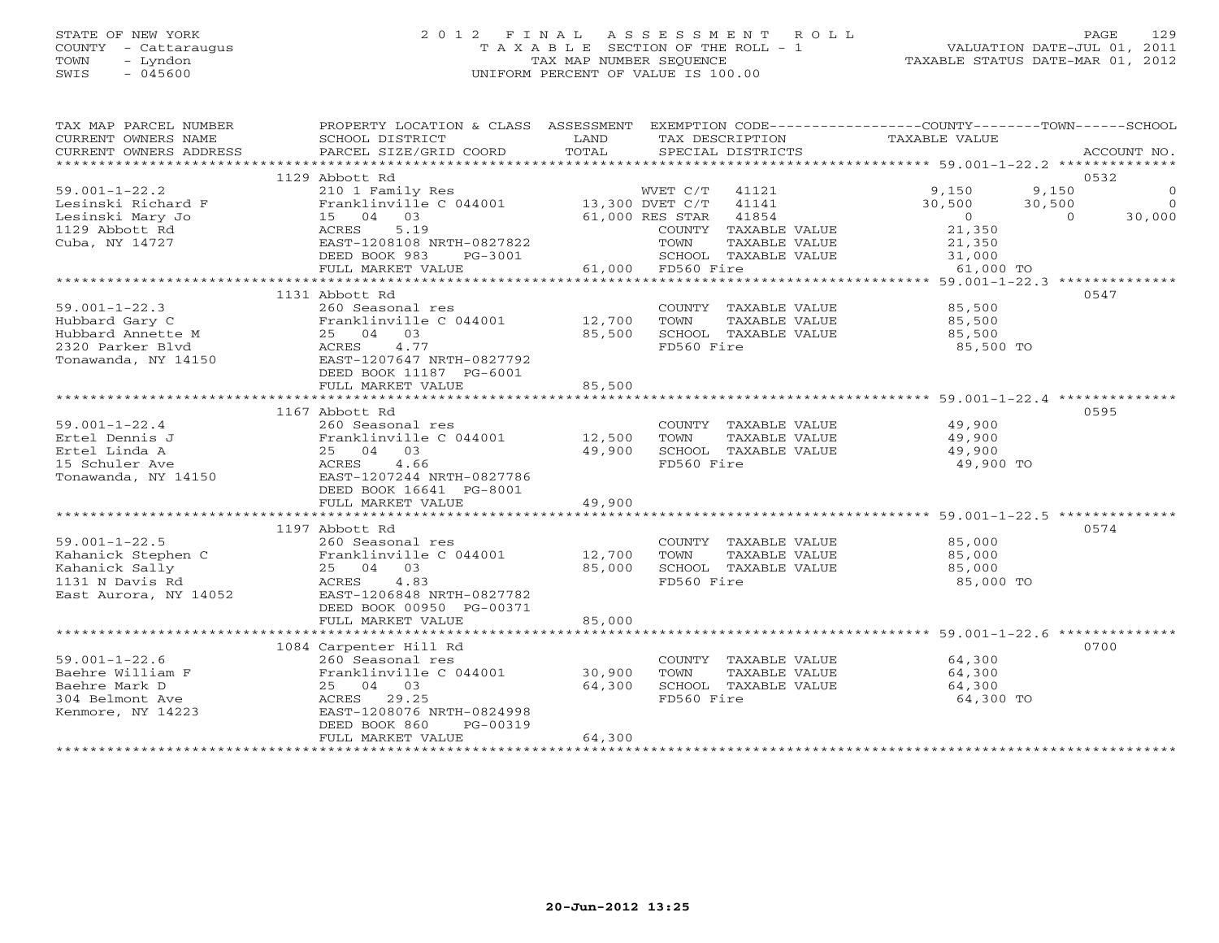STATE OF NEW YORK
COUNTY - Cattaraugus
TOWN - Lyndon
SWIS - 045600

# 2012 FINAL ASSESSMENT ROLL
TAXABLE SECTION OF THE ROLL - 1
TAX MAP NUMBER SEQUENCE
UNIFORM PERCENT OF VALUE IS 100.00

VALUATION DATE-JUL 01, 2011
TAXABLE STATUS DATE-MAR 01, 2012

| TAX MAP PARCEL NUMBER / CURRENT OWNERS NAME / CURRENT OWNERS ADDRESS | PROPERTY LOCATION & CLASS / SCHOOL DISTRICT / PARCEL SIZE/GRID COORD | ASSESSMENT LAND / TOTAL | EXEMPTION CODE / TAX DESCRIPTION / SPECIAL DISTRICTS | COUNTY TAXABLE VALUE | TOWN | SCHOOL | ACCOUNT NO. |
|---|---|---|---|---|---|---|---|
| 59.001-1-22.2 | 1129 Abbott Rd | | | | | | 0532 |
| Lesinski Richard F | 210 1 Family Res | | WVET C/T 41121 | 9,150 | 9,150 | 0 | |
| Lesinski Mary Jo | Franklinville C 044001 | 13,300 | DVET C/T 41141 | 30,500 | 30,500 | 0 | |
| 1129 Abbott Rd | 15 04 03 | 61,000 | RES STAR 41854 | 0 | 0 | 30,000 | |
| Cuba, NY 14727 | ACRES 5.19 | | COUNTY TAXABLE VALUE | 21,350 | | | |
| | EAST-1208108 NRTH-0827822 | | TOWN TAXABLE VALUE | 21,350 | | | |
| | DEED BOOK 983 PG-3001 | | SCHOOL TAXABLE VALUE | 31,000 | | | |
| | FULL MARKET VALUE | 61,000 | FD560 Fire | 61,000 TO | | | |
| 59.001-1-22.3 | 1131 Abbott Rd | | | | | | 0547 |
| Hubbard Gary C | 260 Seasonal res | | COUNTY TAXABLE VALUE | 85,500 | | | |
| Hubbard Annette M | Franklinville C 044001 | 12,700 | TOWN TAXABLE VALUE | 85,500 | | | |
| 2320 Parker Blvd | 25 04 03 | 85,500 | SCHOOL TAXABLE VALUE | 85,500 | | | |
| Tonawanda, NY 14150 | ACRES 4.77 | | FD560 Fire | 85,500 TO | | | |
| | EAST-1207647 NRTH-0827792 | | | | | | |
| | DEED BOOK 11187 PG-6001 | | | | | | |
| | FULL MARKET VALUE | 85,500 | | | | | |
| 59.001-1-22.4 | 1167 Abbott Rd | | | | | | 0595 |
| Ertel Dennis J | 260 Seasonal res | | COUNTY TAXABLE VALUE | 49,900 | | | |
| Ertel Linda A | Franklinville C 044001 | 12,500 | TOWN TAXABLE VALUE | 49,900 | | | |
| 15 Schuler Ave | 25 04 03 | 49,900 | SCHOOL TAXABLE VALUE | 49,900 | | | |
| Tonawanda, NY 14150 | ACRES 4.66 | | FD560 Fire | 49,900 TO | | | |
| | EAST-1207244 NRTH-0827786 | | | | | | |
| | DEED BOOK 16641 PG-8001 | | | | | | |
| | FULL MARKET VALUE | 49,900 | | | | | |
| 59.001-1-22.5 | 1197 Abbott Rd | | | | | | 0574 |
| Kahanick Stephen C | 260 Seasonal res | | COUNTY TAXABLE VALUE | 85,000 | | | |
| Kahanick Sally | Franklinville C 044001 | 12,700 | TOWN TAXABLE VALUE | 85,000 | | | |
| 1131 N Davis Rd | 25 04 03 | 85,000 | SCHOOL TAXABLE VALUE | 85,000 | | | |
| East Aurora, NY 14052 | ACRES 4.83 | | FD560 Fire | 85,000 TO | | | |
| | EAST-1206848 NRTH-0827782 | | | | | | |
| | DEED BOOK 00950 PG-00371 | | | | | | |
| | FULL MARKET VALUE | 85,000 | | | | | |
| 59.001-1-22.6 | 1084 Carpenter Hill Rd | | | | | | 0700 |
| Baehre William F | 260 Seasonal res | | COUNTY TAXABLE VALUE | 64,300 | | | |
| Baehre Mark D | Franklinville C 044001 | 30,900 | TOWN TAXABLE VALUE | 64,300 | | | |
| 304 Belmont Ave | 25 04 03 | 64,300 | SCHOOL TAXABLE VALUE | 64,300 | | | |
| Kenmore, NY 14223 | ACRES 29.25 | | FD560 Fire | 64,300 TO | | | |
| | EAST-1208076 NRTH-0824998 | | | | | | |
| | DEED BOOK 860 PG-00319 | | | | | | |
| | FULL MARKET VALUE | 64,300 | | | | | |

20-Jun-2012 13:25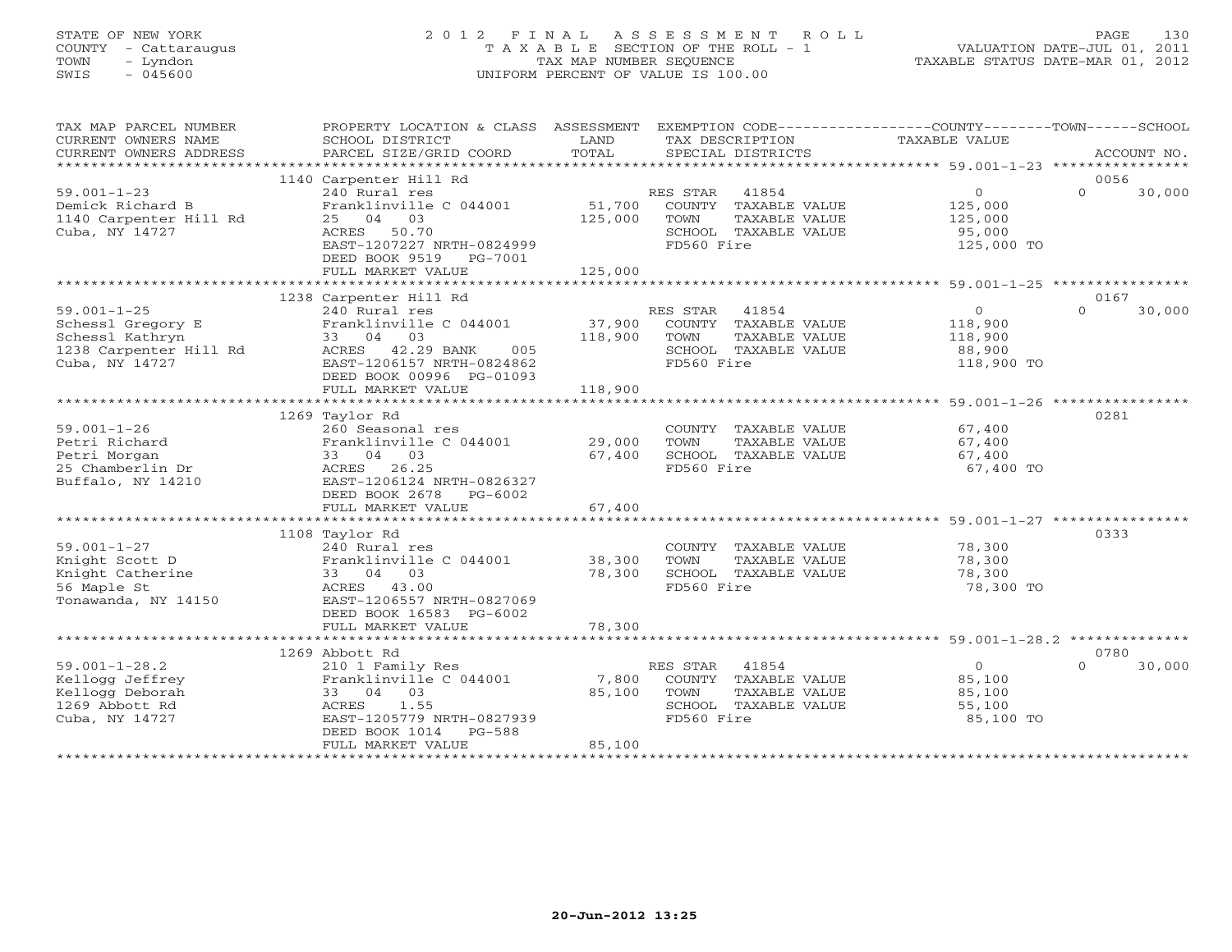STATE OF NEW YORK
COUNTY - Cattaraugus
TOWN - Lyndon
SWIS - 045600

# 2012 FINAL ASSESSMENT ROLL

TAXABLE SECTION OF THE ROLL - 1
TAX MAP NUMBER SEQUENCE
UNIFORM PERCENT OF VALUE IS 100.00

VALUATION DATE-JUL 01, 2011
TAXABLE STATUS DATE-MAR 01, 2012

| TAX MAP PARCEL NUMBER / CURRENT OWNERS NAME / CURRENT OWNERS ADDRESS | PROPERTY LOCATION & CLASS / SCHOOL DISTRICT / PARCEL SIZE/GRID COORD | ASSESSMENT LAND | TOTAL | EXEMPTION CODE / TAX DESCRIPTION / SPECIAL DISTRICTS | COUNTY TAXABLE VALUE | TOWN | SCHOOL / ACCOUNT NO. |
|---|---|---|---|---|---|---|---|
| 59.001-1-23 | 1140 Carpenter Hill Rd | | | | | | 0056 |
| Demick Richard B | 240 Rural res | | | RES STAR 41854 | 0 | 0 | 30,000 |
| 1140 Carpenter Hill Rd | Franklinville C 044001 | 51,700 | | COUNTY TAXABLE VALUE | 125,000 | | |
| Cuba, NY 14727 | 25 04 03 | | 125,000 | TOWN TAXABLE VALUE | 125,000 | | |
| | ACRES 50.70 | | | SCHOOL TAXABLE VALUE | 95,000 | | |
| | EAST-1207227 NRTH-0824999 | | | FD560 Fire | 125,000 TO | | |
| | DEED BOOK 9519 PG-7001 | | | | | | |
| | FULL MARKET VALUE | | 125,000 | | | | |
| 59.001-1-25 | 1238 Carpenter Hill Rd | | | | | | 0167 |
| Schessl Gregory E | 240 Rural res | | | RES STAR 41854 | 0 | 0 | 30,000 |
| Schessl Kathryn | Franklinville C 044001 | 37,900 | | COUNTY TAXABLE VALUE | 118,900 | | |
| 1238 Carpenter Hill Rd | 33 04 03 | | 118,900 | TOWN TAXABLE VALUE | 118,900 | | |
| Cuba, NY 14727 | ACRES 42.29 BANK 005 | | | SCHOOL TAXABLE VALUE | 88,900 | | |
| | EAST-1206157 NRTH-0824862 | | | FD560 Fire | 118,900 TO | | |
| | DEED BOOK 00996 PG-01093 | | | | | | |
| | FULL MARKET VALUE | | 118,900 | | | | |
| 59.001-1-26 | 1269 Taylor Rd | | | | | | 0281 |
| Petri Richard | 260 Seasonal res | | | COUNTY TAXABLE VALUE | 67,400 | | |
| Petri Morgan | Franklinville C 044001 | 29,000 | | TOWN TAXABLE VALUE | 67,400 | | |
| 25 Chamberlin Dr | 33 04 03 | | 67,400 | SCHOOL TAXABLE VALUE | 67,400 | | |
| Buffalo, NY 14210 | ACRES 26.25 | | | FD560 Fire | 67,400 TO | | |
| | EAST-1206124 NRTH-0826327 | | | | | | |
| | DEED BOOK 2678 PG-6002 | | | | | | |
| | FULL MARKET VALUE | | 67,400 | | | | |
| 59.001-1-27 | 1108 Taylor Rd | | | | | | 0333 |
| Knight Scott D | 240 Rural res | | | COUNTY TAXABLE VALUE | 78,300 | | |
| Knight Catherine | Franklinville C 044001 | 38,300 | | TOWN TAXABLE VALUE | 78,300 | | |
| 56 Maple St | 33 04 03 | | 78,300 | SCHOOL TAXABLE VALUE | 78,300 | | |
| Tonawanda, NY 14150 | ACRES 43.00 | | | FD560 Fire | 78,300 TO | | |
| | EAST-1206557 NRTH-0827069 | | | | | | |
| | DEED BOOK 16583 PG-6002 | | | | | | |
| | FULL MARKET VALUE | | 78,300 | | | | |
| 59.001-1-28.2 | 1269 Abbott Rd | | | | | | 0780 |
| Kellogg Jeffrey | 210 1 Family Res | | | RES STAR 41854 | 0 | 0 | 30,000 |
| Kellogg Deborah | Franklinville C 044001 | 7,800 | | COUNTY TAXABLE VALUE | 85,100 | | |
| 1269 Abbott Rd | 33 04 03 | | 85,100 | TOWN TAXABLE VALUE | 85,100 | | |
| Cuba, NY 14727 | ACRES 1.55 | | | SCHOOL TAXABLE VALUE | 55,100 | | |
| | EAST-1205779 NRTH-0827939 | | | FD560 Fire | 85,100 TO | | |
| | DEED BOOK 1014 PG-588 | | | | | | |
| | FULL MARKET VALUE | | 85,100 | | | | |

20-Jun-2012 13:25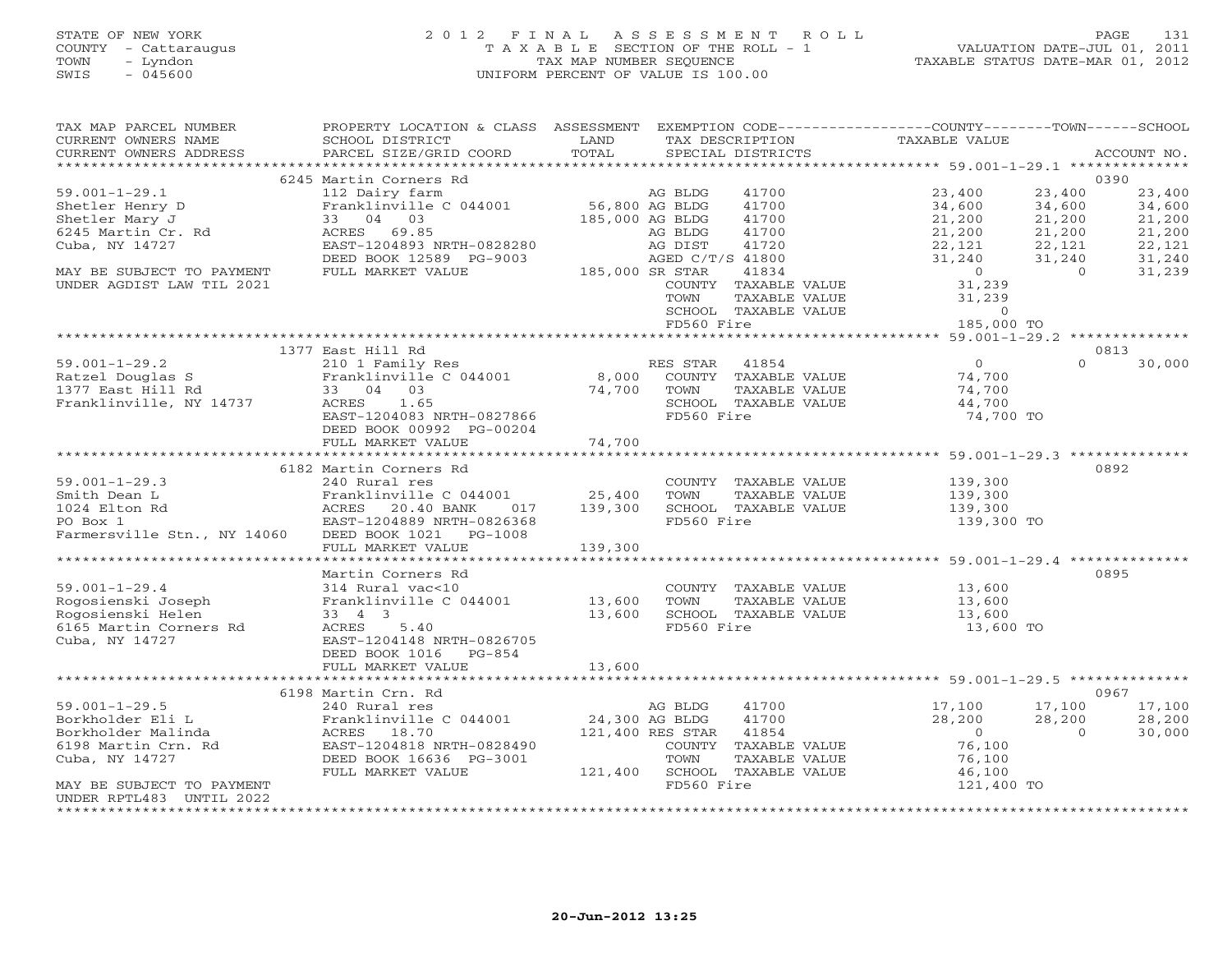STATE OF NEW YORK
COUNTY - Cattaraugus
TOWN - Lyndon
SWIS - 045600

2012 FINAL ASSESSMENT ROLL
TAXABLE SECTION OF THE ROLL - 1
TAX MAP NUMBER SEQUENCE
UNIFORM PERCENT OF VALUE IS 100.00

VALUATION DATE-JUL 01, 2011
TAXABLE STATUS DATE-MAR 01, 2012

| TAX MAP PARCEL NUMBER / CURRENT OWNERS NAME / CURRENT OWNERS ADDRESS | PROPERTY LOCATION & CLASS / SCHOOL DISTRICT / PARCEL SIZE/GRID COORD | ASSESSMENT LAND / TOTAL | EXEMPTION CODE / TAX DESCRIPTION / SPECIAL DISTRICTS | COUNTY TAXABLE VALUE | TOWN | SCHOOL / ACCOUNT NO. |
|---|---|---|---|---|---|---|
| **59.001-1-29.1** | 6245 Martin Corners Rd | | | | | 0390 |
| 59.001-1-29.1 | 112 Dairy farm | | AG BLDG 41700 | 23,400 | 23,400 | 23,400 |
| Shetler Henry D | Franklinville C 044001 | 56,800 | AG BLDG 41700 | 34,600 | 34,600 | 34,600 |
| Shetler Mary J | 33 04 03 | 185,000 | AG BLDG 41700 | 21,200 | 21,200 | 21,200 |
| 6245 Martin Cr. Rd | ACRES 69.85 | | AG BLDG 41700 | 21,200 | 21,200 | 21,200 |
| Cuba, NY 14727 | EAST-1204893 NRTH-0828280 | | AG DIST 41720 | 22,121 | 22,121 | 22,121 |
| | DEED BOOK 12589 PG-9003 | | AGED C/T/S 41800 | 31,240 | 31,240 | 31,240 |
| MAY BE SUBJECT TO PAYMENT | FULL MARKET VALUE | 185,000 | SR STAR 41834 | 0 | 0 | 31,239 |
| UNDER AGDIST LAW TIL 2021 | | | COUNTY TAXABLE VALUE | 31,239 | | |
| | | | TOWN TAXABLE VALUE | 31,239 | | |
| | | | SCHOOL TAXABLE VALUE | 0 | | |
| | | | FD560 Fire | 185,000 TO | | |
| **59.001-1-29.2** | 1377 East Hill Rd | | | | | 0813 |
| 59.001-1-29.2 | 210 1 Family Res | | RES STAR 41854 | 0 | 0 | 30,000 |
| Ratzel Douglas S | Franklinville C 044001 | 8,000 | COUNTY TAXABLE VALUE | 74,700 | | |
| 1377 East Hill Rd | 33 04 03 | 74,700 | TOWN TAXABLE VALUE | 74,700 | | |
| Franklinville, NY 14737 | ACRES 1.65 | | SCHOOL TAXABLE VALUE | 44,700 | | |
| | EAST-1204083 NRTH-0827866 | | FD560 Fire | 74,700 TO | | |
| | DEED BOOK 00992 PG-00204 | | | | | |
| | FULL MARKET VALUE | 74,700 | | | | |
| **59.001-1-29.3** | 6182 Martin Corners Rd | | | | | 0892 |
| 59.001-1-29.3 | 240 Rural res | | COUNTY TAXABLE VALUE | 139,300 | | |
| Smith Dean L | Franklinville C 044001 | 25,400 | TOWN TAXABLE VALUE | 139,300 | | |
| 1024 Elton Rd | ACRES 20.40 BANK 017 | 139,300 | SCHOOL TAXABLE VALUE | 139,300 | | |
| PO Box 1 | EAST-1204889 NRTH-0826368 | | FD560 Fire | 139,300 TO | | |
| Farmersville Stn., NY 14060 | DEED BOOK 1021 PG-1008 | | | | | |
| | FULL MARKET VALUE | 139,300 | | | | |
| **59.001-1-29.4** | Martin Corners Rd | | | | | 0895 |
| 59.001-1-29.4 | 314 Rural vac<10 | | COUNTY TAXABLE VALUE | 13,600 | | |
| Rogosienski Joseph | Franklinville C 044001 | 13,600 | TOWN TAXABLE VALUE | 13,600 | | |
| Rogosienski Helen | 33 4 3 | 13,600 | SCHOOL TAXABLE VALUE | 13,600 | | |
| 6165 Martin Corners Rd | ACRES 5.40 | | FD560 Fire | 13,600 TO | | |
| Cuba, NY 14727 | EAST-1204148 NRTH-0826705 | | | | | |
| | DEED BOOK 1016 PG-854 | | | | | |
| | FULL MARKET VALUE | 13,600 | | | | |
| **59.001-1-29.5** | 6198 Martin Crn. Rd | | | | | 0967 |
| 59.001-1-29.5 | 240 Rural res | | AG BLDG 41700 | 17,100 | 17,100 | 17,100 |
| Borkholder Eli L | Franklinville C 044001 | 24,300 | AG BLDG 41700 | 28,200 | 28,200 | 28,200 |
| Borkholder Malinda | ACRES 18.70 | 121,400 | RES STAR 41854 | 0 | 0 | 30,000 |
| 6198 Martin Crn. Rd | EAST-1204818 NRTH-0828490 | | COUNTY TAXABLE VALUE | 76,100 | | |
| Cuba, NY 14727 | DEED BOOK 16636 PG-3001 | | TOWN TAXABLE VALUE | 76,100 | | |
| | FULL MARKET VALUE | 121,400 | SCHOOL TAXABLE VALUE | 46,100 | | |
| MAY BE SUBJECT TO PAYMENT | | | FD560 Fire | 121,400 TO | | |
| UNDER RPTL483 UNTIL 2022 | | | | | | |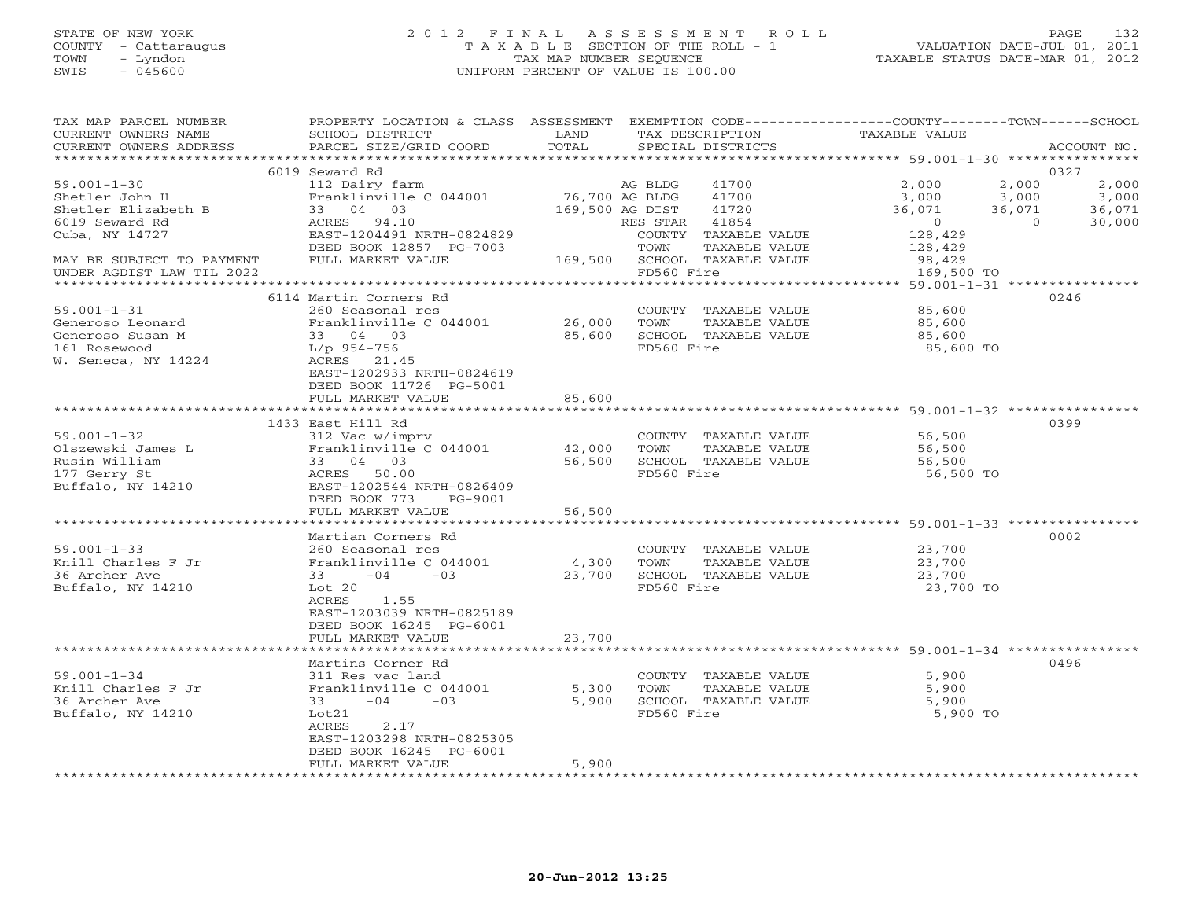STATE OF NEW YORK
COUNTY - Cattaraugus
TOWN - Lyndon
SWIS - 045600

# 2012 FINAL ASSESSMENT ROLL
TAXABLE SECTION OF THE ROLL - 1
TAX MAP NUMBER SEQUENCE
UNIFORM PERCENT OF VALUE IS 100.00

VALUATION DATE-JUL 01, 2011
TAXABLE STATUS DATE-MAR 01, 2012

| TAX MAP PARCEL NUMBER / CURRENT OWNERS NAME / CURRENT OWNERS ADDRESS | PROPERTY LOCATION & CLASS / SCHOOL DISTRICT / PARCEL SIZE/GRID COORD | ASSESSMENT LAND / TOTAL | EXEMPTION CODE / TAX DESCRIPTION / SPECIAL DISTRICTS | COUNTY TAXABLE VALUE | TOWN | SCHOOL | ACCOUNT NO. |
|---|---|---|---|---|---|---|---|
| | 6019 Seward Rd | | | | | | 0327 |
| 59.001-1-30 | 112 Dairy farm | | AG BLDG 41700 | 2,000 | 2,000 | 2,000 | |
| Shetler John H | Franklinville C 044001 | 76,700 | AG BLDG 41700 | 3,000 | 3,000 | 3,000 | |
| Shetler Elizabeth B | 33 04 03 | 169,500 | AG DIST 41720 | 36,071 | 36,071 | 36,071 | |
| 6019 Seward Rd | ACRES 94.10 | | RES STAR 41854 | 0 | 0 | 30,000 | |
| Cuba, NY 14727 | EAST-1204491 NRTH-0824829 | | COUNTY TAXABLE VALUE | 128,429 | | | |
| | DEED BOOK 12857 PG-7003 | | TOWN TAXABLE VALUE | 128,429 | | | |
| MAY BE SUBJECT TO PAYMENT | FULL MARKET VALUE | 169,500 | SCHOOL TAXABLE VALUE | 98,429 | | | |
| UNDER AGDIST LAW TIL 2022 | | | FD560 Fire | 169,500 TO | | | |
| | 6114 Martin Corners Rd | | | | | | 0246 |
| 59.001-1-31 | 260 Seasonal res | | COUNTY TAXABLE VALUE | 85,600 | | | |
| Generoso Leonard | Franklinville C 044001 | 26,000 | TOWN TAXABLE VALUE | 85,600 | | | |
| Generoso Susan M | 33 04 03 | 85,600 | SCHOOL TAXABLE VALUE | 85,600 | | | |
| 161 Rosewood | L/p 954-756 | | FD560 Fire | 85,600 TO | | | |
| W. Seneca, NY 14224 | ACRES 21.45 | | | | | | |
| | EAST-1202933 NRTH-0824619 | | | | | | |
| | DEED BOOK 11726 PG-5001 | | | | | | |
| | FULL MARKET VALUE | 85,600 | | | | | |
| | 1433 East Hill Rd | | | | | | 0399 |
| 59.001-1-32 | 312 Vac w/imprv | | COUNTY TAXABLE VALUE | 56,500 | | | |
| Olszewski James L | Franklinville C 044001 | 42,000 | TOWN TAXABLE VALUE | 56,500 | | | |
| Rusin William | 33 04 03 | 56,500 | SCHOOL TAXABLE VALUE | 56,500 | | | |
| 177 Gerry St | ACRES 50.00 | | FD560 Fire | 56,500 TO | | | |
| Buffalo, NY 14210 | EAST-1202544 NRTH-0826409 | | | | | | |
| | DEED BOOK 773 PG-9001 | | | | | | |
| | FULL MARKET VALUE | 56,500 | | | | | |
| | Martian Corners Rd | | | | | | 0002 |
| 59.001-1-33 | 260 Seasonal res | | COUNTY TAXABLE VALUE | 23,700 | | | |
| Knill Charles F Jr | Franklinville C 044001 | 4,300 | TOWN TAXABLE VALUE | 23,700 | | | |
| 36 Archer Ave | 33 -04 -03 | 23,700 | SCHOOL TAXABLE VALUE | 23,700 | | | |
| Buffalo, NY 14210 | Lot 20 | | FD560 Fire | 23,700 TO | | | |
| | ACRES 1.55 | | | | | | |
| | EAST-1203039 NRTH-0825189 | | | | | | |
| | DEED BOOK 16245 PG-6001 | | | | | | |
| | FULL MARKET VALUE | 23,700 | | | | | |
| | Martins Corner Rd | | | | | | 0496 |
| 59.001-1-34 | 311 Res vac land | | COUNTY TAXABLE VALUE | 5,900 | | | |
| Knill Charles F Jr | Franklinville C 044001 | 5,300 | TOWN TAXABLE VALUE | 5,900 | | | |
| 36 Archer Ave | 33 -04 -03 | 5,900 | SCHOOL TAXABLE VALUE | 5,900 | | | |
| Buffalo, NY 14210 | Lot21 | | FD560 Fire | 5,900 TO | | | |
| | ACRES 2.17 | | | | | | |
| | EAST-1203298 NRTH-0825305 | | | | | | |
| | DEED BOOK 16245 PG-6001 | | | | | | |
| | FULL MARKET VALUE | 5,900 | | | | | |

20-Jun-2012 13:25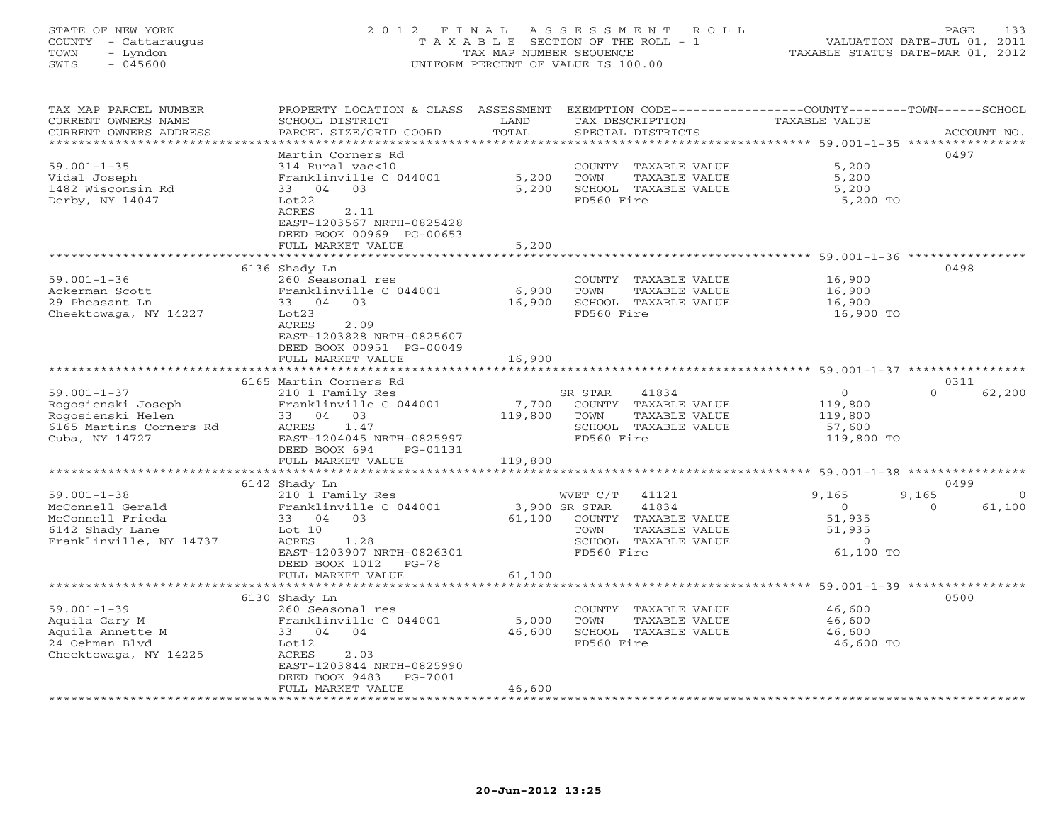STATE OF NEW YORK
COUNTY - Cattaraugus
TOWN - Lyndon
SWIS - 045600

# 2012 FINAL ASSESSMENT ROLL

TAXABLE SECTION OF THE ROLL - 1
TAX MAP NUMBER SEQUENCE
UNIFORM PERCENT OF VALUE IS 100.00

VALUATION DATE-JUL 01, 2011
TAXABLE STATUS DATE-MAR 01, 2012

| TAX MAP PARCEL NUMBER / CURRENT OWNERS NAME / CURRENT OWNERS ADDRESS | PROPERTY LOCATION & CLASS / SCHOOL DISTRICT / PARCEL SIZE/GRID COORD | ASSESSMENT LAND | TOTAL | EXEMPTION CODE / TAX DESCRIPTION / SPECIAL DISTRICTS | COUNTY TAXABLE VALUE | TOWN | SCHOOL | ACCOUNT NO. |
|---|---|---|---|---|---|---|---|---|
| 59.001-1-35 | Martin Corners Rd | | | | | | | 0497 |
| 59.001-1-35 | 314 Rural vac<10 | | | COUNTY TAXABLE VALUE | 5,200 | | | |
| Vidal Joseph | Franklinville C 044001 | 5,200 | | TOWN TAXABLE VALUE | 5,200 | | | |
| 1482 Wisconsin Rd | 33 04 03 | | 5,200 | SCHOOL TAXABLE VALUE | 5,200 | | | |
| Derby, NY 14047 | Lot22 | | | FD560 Fire | 5,200 TO | | | |
| | ACRES 2.11 | | | | | | | |
| | EAST-1203567 NRTH-0825428 | | | | | | | |
| | DEED BOOK 00969 PG-00653 | | | | | | | |
| | FULL MARKET VALUE | | 5,200 | | | | | |
| 59.001-1-36 | 6136 Shady Ln | | | | | | | 0498 |
| 59.001-1-36 | 260 Seasonal res | | | COUNTY TAXABLE VALUE | 16,900 | | | |
| Ackerman Scott | Franklinville C 044001 | 6,900 | | TOWN TAXABLE VALUE | 16,900 | | | |
| 29 Pheasant Ln | 33 04 03 | | 16,900 | SCHOOL TAXABLE VALUE | 16,900 | | | |
| Cheektowaga, NY 14227 | Lot23 | | | FD560 Fire | 16,900 TO | | | |
| | ACRES 2.09 | | | | | | | |
| | EAST-1203828 NRTH-0825607 | | | | | | | |
| | DEED BOOK 00951 PG-00049 | | | | | | | |
| | FULL MARKET VALUE | | 16,900 | | | | | |
| 59.001-1-37 | 6165 Martin Corners Rd | | | | | | | 0311 |
| 59.001-1-37 | 210 1 Family Res | | | SR STAR 41834 | 0 | 0 | 62,200 | |
| Rogosienski Joseph | Franklinville C 044001 | 7,700 | | COUNTY TAXABLE VALUE | 119,800 | | | |
| Rogosienski Helen | 33 04 03 | | 119,800 | TOWN TAXABLE VALUE | 119,800 | | | |
| 6165 Martins Corners Rd | ACRES 1.47 | | | SCHOOL TAXABLE VALUE | 57,600 | | | |
| Cuba, NY 14727 | EAST-1204045 NRTH-0825997 | | | FD560 Fire | 119,800 TO | | | |
| | DEED BOOK 694 PG-01131 | | | | | | | |
| | FULL MARKET VALUE | | 119,800 | | | | | |
| 59.001-1-38 | 6142 Shady Ln | | | | | | | 0499 |
| 59.001-1-38 | 210 1 Family Res | | | WVET C/T 41121 | 9,165 | 9,165 | 0 | |
| McConnell Gerald | Franklinville C 044001 | 3,900 | | SR STAR 41834 | 0 | 0 | 61,100 | |
| McConnell Frieda | 33 04 03 | | 61,100 | COUNTY TAXABLE VALUE | 51,935 | | | |
| 6142 Shady Lane | Lot 10 | | | TOWN TAXABLE VALUE | 51,935 | | | |
| Franklinville, NY 14737 | ACRES 1.28 | | | SCHOOL TAXABLE VALUE | 0 | | | |
| | EAST-1203907 NRTH-0826301 | | | FD560 Fire | 61,100 TO | | | |
| | DEED BOOK 1012 PG-78 | | | | | | | |
| | FULL MARKET VALUE | | 61,100 | | | | | |
| 59.001-1-39 | 6130 Shady Ln | | | | | | | 0500 |
| 59.001-1-39 | 260 Seasonal res | | | COUNTY TAXABLE VALUE | 46,600 | | | |
| Aquila Gary M | Franklinville C 044001 | 5,000 | | TOWN TAXABLE VALUE | 46,600 | | | |
| Aquila Annette M | 33 04 04 | | 46,600 | SCHOOL TAXABLE VALUE | 46,600 | | | |
| 24 Oehman Blvd | Lot12 | | | FD560 Fire | 46,600 TO | | | |
| Cheektowaga, NY 14225 | ACRES 2.03 | | | | | | | |
| | EAST-1203844 NRTH-0825990 | | | | | | | |
| | DEED BOOK 9483 PG-7001 | | | | | | | |
| | FULL MARKET VALUE | | 46,600 | | | | | |

20-Jun-2012 13:25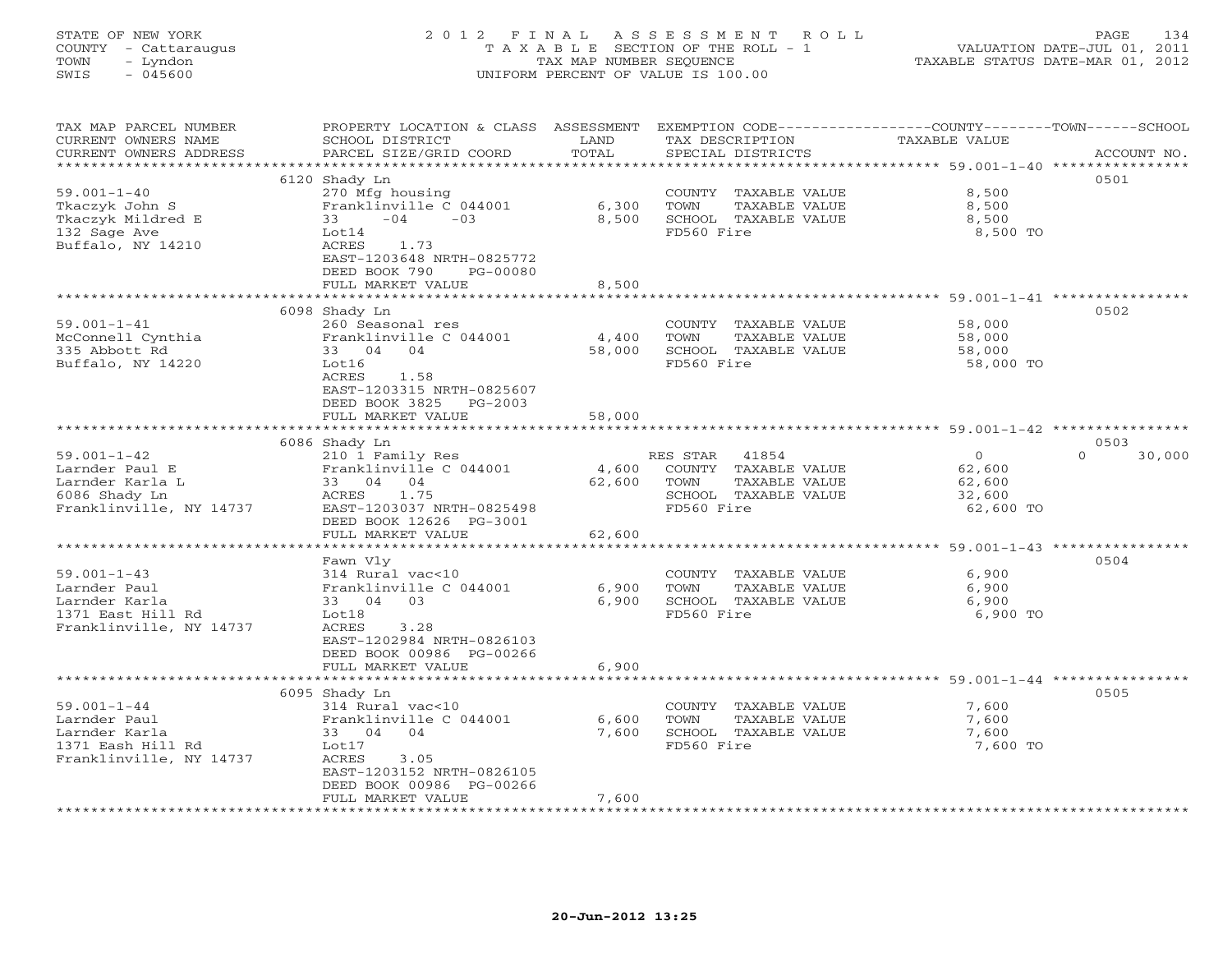STATE OF NEW YORK
COUNTY - Cattaraugus
TOWN - Lyndon
SWIS - 045600

# 2012 FINAL ASSESSMENT ROLL

TAXABLE SECTION OF THE ROLL - 1
TAX MAP NUMBER SEQUENCE
UNIFORM PERCENT OF VALUE IS 100.00

VALUATION DATE-JUL 01, 2011
TAXABLE STATUS DATE-MAR 01, 2012

| TAX MAP PARCEL NUMBER / CURRENT OWNERS NAME / CURRENT OWNERS ADDRESS | PROPERTY LOCATION & CLASS / SCHOOL DISTRICT / PARCEL SIZE/GRID COORD | ASSESSMENT LAND | TOTAL | EXEMPTION CODE / TAX DESCRIPTION / SPECIAL DISTRICTS | COUNTY TAXABLE VALUE | TOWN | SCHOOL | ACCOUNT NO. |
|---|---|---|---|---|---|---|---|---|
| 59.001-1-40 | 6120 Shady Ln | | | | | | | 0501 |
| Tkaczyk John S | 270 Mfg housing | | | COUNTY TAXABLE VALUE | 8,500 | | | |
| Tkaczyk Mildred E | Franklinville C 044001 | 6,300 | | TOWN TAXABLE VALUE | 8,500 | | | |
| 132 Sage Ave | 33 -04 -03 | | 8,500 | SCHOOL TAXABLE VALUE | 8,500 | | | |
| Buffalo, NY 14210 | Lot14 | | | FD560 Fire | 8,500 TO | | | |
| | ACRES 1.73 | | | | | | | |
| | EAST-1203648 NRTH-0825772 | | | | | | | |
| | DEED BOOK 790 PG-00080 | | | | | | | |
| | FULL MARKET VALUE | | 8,500 | | | | | |
| 59.001-1-41 | 6098 Shady Ln | | | | | | | 0502 |
| McConnell Cynthia | 260 Seasonal res | | | COUNTY TAXABLE VALUE | 58,000 | | | |
| 335 Abbott Rd | Franklinville C 044001 | 4,400 | | TOWN TAXABLE VALUE | 58,000 | | | |
| Buffalo, NY 14220 | 33 04 04 | | 58,000 | SCHOOL TAXABLE VALUE | 58,000 | | | |
| | Lot16 | | | FD560 Fire | 58,000 TO | | | |
| | ACRES 1.58 | | | | | | | |
| | EAST-1203315 NRTH-0825607 | | | | | | | |
| | DEED BOOK 3825 PG-2003 | | | | | | | |
| | FULL MARKET VALUE | | 58,000 | | | | | |
| 59.001-1-42 | 6086 Shady Ln | | | | | | | 0503 |
| Larnder Paul E | 210 1 Family Res | | | RES STAR 41854 | 0 | | 0 | 30,000 |
| Larnder Karla L | Franklinville C 044001 | 4,600 | | COUNTY TAXABLE VALUE | 62,600 | | | |
| 6086 Shady Ln | 33 04 04 | | 62,600 | TOWN TAXABLE VALUE | 62,600 | | | |
| Franklinville, NY 14737 | ACRES 1.75 | | | SCHOOL TAXABLE VALUE | 32,600 | | | |
| | EAST-1203037 NRTH-0825498 | | | FD560 Fire | 62,600 TO | | | |
| | DEED BOOK 12626 PG-3001 | | | | | | | |
| | FULL MARKET VALUE | | 62,600 | | | | | |
| 59.001-1-43 | Fawn Vly | | | | | | | 0504 |
| Larnder Paul | 314 Rural vac<10 | | | COUNTY TAXABLE VALUE | 6,900 | | | |
| Larnder Karla | Franklinville C 044001 | 6,900 | | TOWN TAXABLE VALUE | 6,900 | | | |
| 1371 East Hill Rd | 33 04 03 | | 6,900 | SCHOOL TAXABLE VALUE | 6,900 | | | |
| Franklinville, NY 14737 | Lot18 | | | FD560 Fire | 6,900 TO | | | |
| | ACRES 3.28 | | | | | | | |
| | EAST-1202984 NRTH-0826103 | | | | | | | |
| | DEED BOOK 00986 PG-00266 | | | | | | | |
| | FULL MARKET VALUE | | 6,900 | | | | | |
| 59.001-1-44 | 6095 Shady Ln | | | | | | | 0505 |
| Larnder Paul | 314 Rural vac<10 | | | COUNTY TAXABLE VALUE | 7,600 | | | |
| Larnder Karla | Franklinville C 044001 | 6,600 | | TOWN TAXABLE VALUE | 7,600 | | | |
| 1371 Eash Hill Rd | 33 04 04 | | 7,600 | SCHOOL TAXABLE VALUE | 7,600 | | | |
| Franklinville, NY 14737 | Lot17 | | | FD560 Fire | 7,600 TO | | | |
| | ACRES 3.05 | | | | | | | |
| | EAST-1203152 NRTH-0826105 | | | | | | | |
| | DEED BOOK 00986 PG-00266 | | | | | | | |
| | FULL MARKET VALUE | | 7,600 | | | | | |

20-Jun-2012 13:25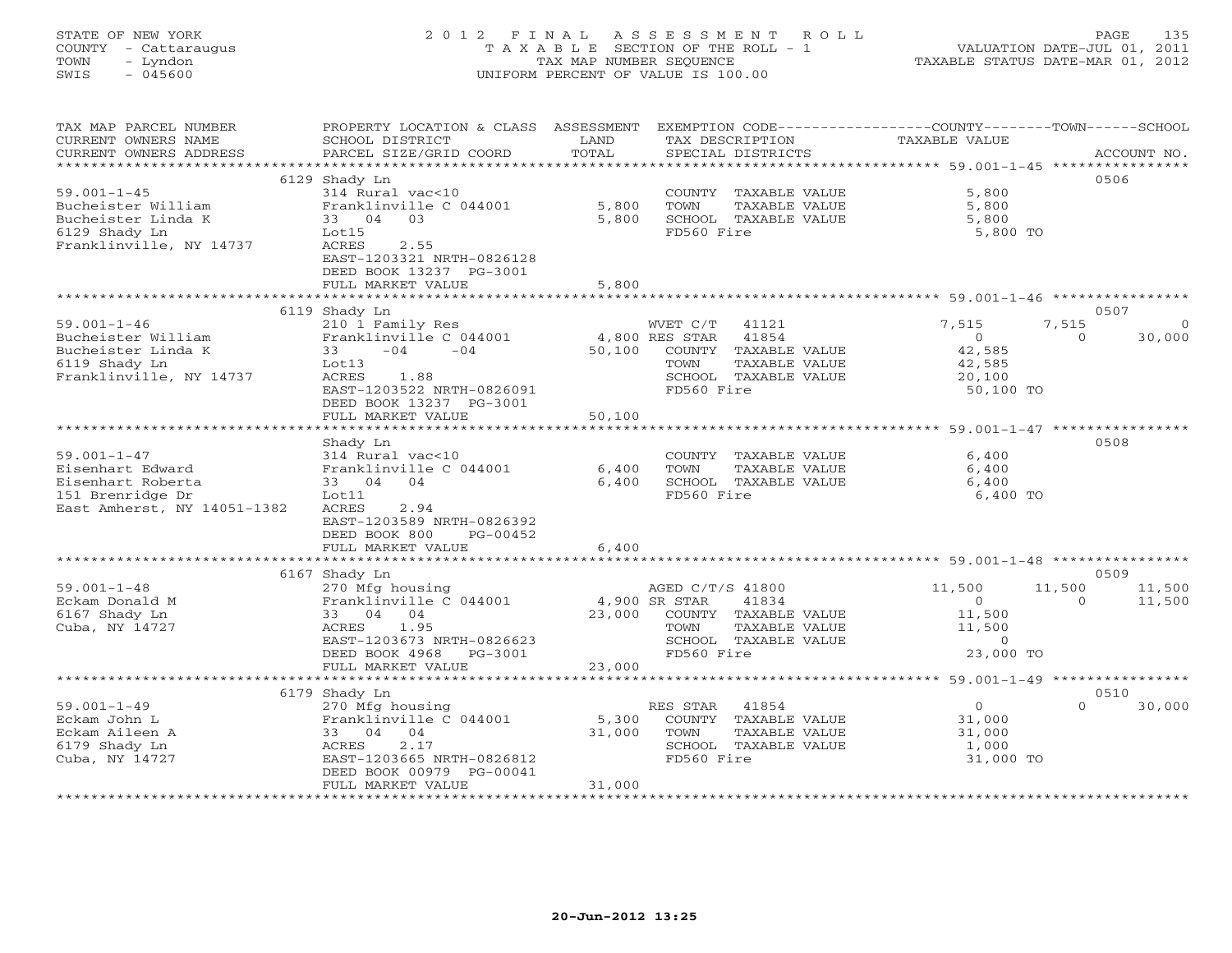STATE OF NEW YORK
COUNTY - Cattaraugus
TOWN - Lyndon
SWIS - 045600

# 2012 FINAL ASSESSMENT ROLL

TAXABLE SECTION OF THE ROLL - 1
TAX MAP NUMBER SEQUENCE
UNIFORM PERCENT OF VALUE IS 100.00

VALUATION DATE-JUL 01, 2011
TAXABLE STATUS DATE-MAR 01, 2012

| TAX MAP PARCEL NUMBER / CURRENT OWNERS NAME / CURRENT OWNERS ADDRESS | PROPERTY LOCATION & CLASS / SCHOOL DISTRICT / PARCEL SIZE/GRID COORD | ASSESSMENT LAND | TOTAL | EXEMPTION CODE / TAX DESCRIPTION / SPECIAL DISTRICTS | COUNTY TAXABLE VALUE | TOWN | SCHOOL | ACCOUNT NO. |
|---|---|---|---|---|---|---|---|---|
| | 6129 Shady Ln | | | | | | | 0506 |
| 59.001-1-45 | 314 Rural vac<10 | | | COUNTY TAXABLE VALUE | 5,800 | | | |
| Bucheister William | Franklinville C 044001 | 5,800 | | TOWN TAXABLE VALUE | 5,800 | | | |
| Bucheister Linda K | 33 04 03 | | 5,800 | SCHOOL TAXABLE VALUE | 5,800 | | | |
| 6129 Shady Ln | Lot15 | | | FD560 Fire | 5,800 TO | | | |
| Franklinville, NY 14737 | ACRES 2.55 | | | | | | | |
| | EAST-1203321 NRTH-0826128 | | | | | | | |
| | DEED BOOK 13237 PG-3001 | | | | | | | |
| | FULL MARKET VALUE | | 5,800 | | | | | |
| | 6119 Shady Ln | | | | | | | 0507 |
| 59.001-1-46 | 210 1 Family Res | | | WVET C/T 41121 | 7,515 | 7,515 | 0 | |
| Bucheister William | Franklinville C 044001 | 4,800 | | RES STAR 41854 | 0 | 0 | 30,000 | |
| Bucheister Linda K | 33 -04 -04 | | 50,100 | COUNTY TAXABLE VALUE | 42,585 | | | |
| 6119 Shady Ln | Lot13 | | | TOWN TAXABLE VALUE | 42,585 | | | |
| Franklinville, NY 14737 | ACRES 1.88 | | | SCHOOL TAXABLE VALUE | 20,100 | | | |
| | EAST-1203522 NRTH-0826091 | | | FD560 Fire | 50,100 TO | | | |
| | DEED BOOK 13237 PG-3001 | | | | | | | |
| | FULL MARKET VALUE | | 50,100 | | | | | |
| | Shady Ln | | | | | | | 0508 |
| 59.001-1-47 | 314 Rural vac<10 | | | COUNTY TAXABLE VALUE | 6,400 | | | |
| Eisenhart Edward | Franklinville C 044001 | 6,400 | | TOWN TAXABLE VALUE | 6,400 | | | |
| Eisenhart Roberta | 33 04 04 | | 6,400 | SCHOOL TAXABLE VALUE | 6,400 | | | |
| 151 Brenridge Dr | Lot11 | | | FD560 Fire | 6,400 TO | | | |
| East Amherst, NY 14051-1382 | ACRES 2.94 | | | | | | | |
| | EAST-1203589 NRTH-0826392 | | | | | | | |
| | DEED BOOK 800 PG-00452 | | | | | | | |
| | FULL MARKET VALUE | | 6,400 | | | | | |
| | 6167 Shady Ln | | | | | | | 0509 |
| 59.001-1-48 | 270 Mfg housing | | | AGED C/T/S 41800 | 11,500 | 11,500 | 11,500 | |
| Eckam Donald M | Franklinville C 044001 | 4,900 | | SR STAR 41834 | 0 | 0 | 11,500 | |
| 6167 Shady Ln | 33 04 04 | | 23,000 | COUNTY TAXABLE VALUE | 11,500 | | | |
| Cuba, NY 14727 | ACRES 1.95 | | | TOWN TAXABLE VALUE | 11,500 | | | |
| | EAST-1203673 NRTH-0826623 | | | SCHOOL TAXABLE VALUE | 0 | | | |
| | DEED BOOK 4968 PG-3001 | | | FD560 Fire | 23,000 TO | | | |
| | FULL MARKET VALUE | | 23,000 | | | | | |
| | 6179 Shady Ln | | | | | | | 0510 |
| 59.001-1-49 | 270 Mfg housing | | | RES STAR 41854 | 0 | 0 | 30,000 | |
| Eckam John L | Franklinville C 044001 | 5,300 | | COUNTY TAXABLE VALUE | 31,000 | | | |
| Eckam Aileen A | 33 04 04 | | 31,000 | TOWN TAXABLE VALUE | 31,000 | | | |
| 6179 Shady Ln | ACRES 2.17 | | | SCHOOL TAXABLE VALUE | 1,000 | | | |
| Cuba, NY 14727 | EAST-1203665 NRTH-0826812 | | | FD560 Fire | 31,000 TO | | | |
| | DEED BOOK 00979 PG-00041 | | | | | | | |
| | FULL MARKET VALUE | | 31,000 | | | | | |

20-Jun-2012 13:25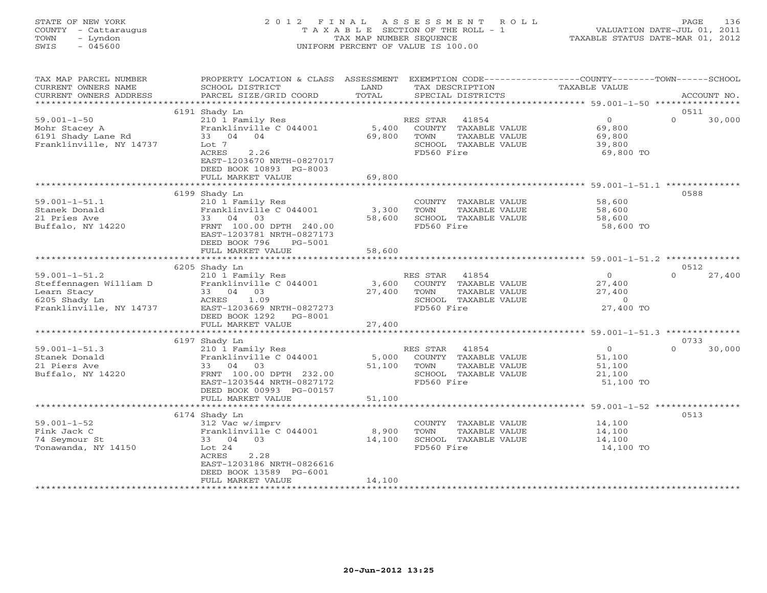STATE OF NEW YORK
COUNTY - Cattaraugus
TOWN - Lyndon
SWIS - 045600

# 2012 FINAL ASSESSMENT ROLL
TAXABLE SECTION OF THE ROLL - 1
TAX MAP NUMBER SEQUENCE
UNIFORM PERCENT OF VALUE IS 100.00

VALUATION DATE-JUL 01, 2011
TAXABLE STATUS DATE-MAR 01, 2012

| TAX MAP PARCEL NUMBER / CURRENT OWNERS NAME / CURRENT OWNERS ADDRESS | PROPERTY LOCATION & CLASS / SCHOOL DISTRICT / PARCEL SIZE/GRID COORD | ASSESSMENT LAND | TOTAL | EXEMPTION CODE / TAX DESCRIPTION / SPECIAL DISTRICTS | COUNTY / TOWN TAXABLE VALUE | SCHOOL | ACCOUNT NO. |
|---|---|---|---|---|---|---|---|
| 59.001-1-50 | 6191 Shady Ln | | | | | | 0511 |
| | 210 1 Family Res | | | RES STAR 41854 | 0 | 0 | 30,000 |
| Mohr Stacey A | Franklinville C 044001 | 5,400 | | COUNTY TAXABLE VALUE | 69,800 | | |
| 6191 Shady Lane Rd | 33 04 04 | | 69,800 | TOWN TAXABLE VALUE | 69,800 | | |
| Franklinville, NY 14737 | Lot 7 | | | SCHOOL TAXABLE VALUE | 39,800 | | |
| | ACRES 2.26 | | | FD560 Fire | 69,800 TO | | |
| | EAST-1203670 NRTH-0827017 | | | | | | |
| | DEED BOOK 10893 PG-8003 | | | | | | |
| | FULL MARKET VALUE | | 69,800 | | | | |
| 59.001-1-51.1 | 6199 Shady Ln | | | | | | 0588 |
| | 210 1 Family Res | | | COUNTY TAXABLE VALUE | 58,600 | | |
| Stanek Donald | Franklinville C 044001 | 3,300 | | TOWN TAXABLE VALUE | 58,600 | | |
| 21 Pries Ave | 33 04 03 | | 58,600 | SCHOOL TAXABLE VALUE | 58,600 | | |
| Buffalo, NY 14220 | FRNT 100.00 DPTH 240.00 | | | FD560 Fire | 58,600 TO | | |
| | EAST-1203781 NRTH-0827173 | | | | | | |
| | DEED BOOK 796 PG-5001 | | | | | | |
| | FULL MARKET VALUE | | 58,600 | | | | |
| 59.001-1-51.2 | 6205 Shady Ln | | | | | | 0512 |
| | 210 1 Family Res | | | RES STAR 41854 | 0 | 0 | 27,400 |
| Steffennagen William D | Franklinville C 044001 | 3,600 | | COUNTY TAXABLE VALUE | 27,400 | | |
| Learn Stacy | 33 04 03 | | 27,400 | TOWN TAXABLE VALUE | 27,400 | | |
| 6205 Shady Ln | ACRES 1.09 | | | SCHOOL TAXABLE VALUE | 0 | | |
| Franklinville, NY 14737 | EAST-1203669 NRTH-0827273 | | | FD560 Fire | 27,400 TO | | |
| | DEED BOOK 1292 PG-8001 | | | | | | |
| | FULL MARKET VALUE | | 27,400 | | | | |
| 59.001-1-51.3 | 6197 Shady Ln | | | | | | 0733 |
| | 210 1 Family Res | | | RES STAR 41854 | 0 | 0 | 30,000 |
| Stanek Donald | Franklinville C 044001 | 5,000 | | COUNTY TAXABLE VALUE | 51,100 | | |
| 21 Piers Ave | 33 04 03 | | 51,100 | TOWN TAXABLE VALUE | 51,100 | | |
| Buffalo, NY 14220 | FRNT 100.00 DPTH 232.00 | | | SCHOOL TAXABLE VALUE | 21,100 | | |
| | EAST-1203544 NRTH-0827172 | | | FD560 Fire | 51,100 TO | | |
| | DEED BOOK 00993 PG-00157 | | | | | | |
| | FULL MARKET VALUE | | 51,100 | | | | |
| 59.001-1-52 | 6174 Shady Ln | | | | | | 0513 |
| | 312 Vac w/imprv | | | COUNTY TAXABLE VALUE | 14,100 | | |
| Fink Jack C | Franklinville C 044001 | 8,900 | | TOWN TAXABLE VALUE | 14,100 | | |
| 74 Seymour St | 33 04 03 | | 14,100 | SCHOOL TAXABLE VALUE | 14,100 | | |
| Tonawanda, NY 14150 | Lot 24 | | | FD560 Fire | 14,100 TO | | |
| | ACRES 2.28 | | | | | | |
| | EAST-1203186 NRTH-0826616 | | | | | | |
| | DEED BOOK 13589 PG-6001 | | | | | | |
| | FULL MARKET VALUE | | 14,100 | | | | |

20-Jun-2012 13:25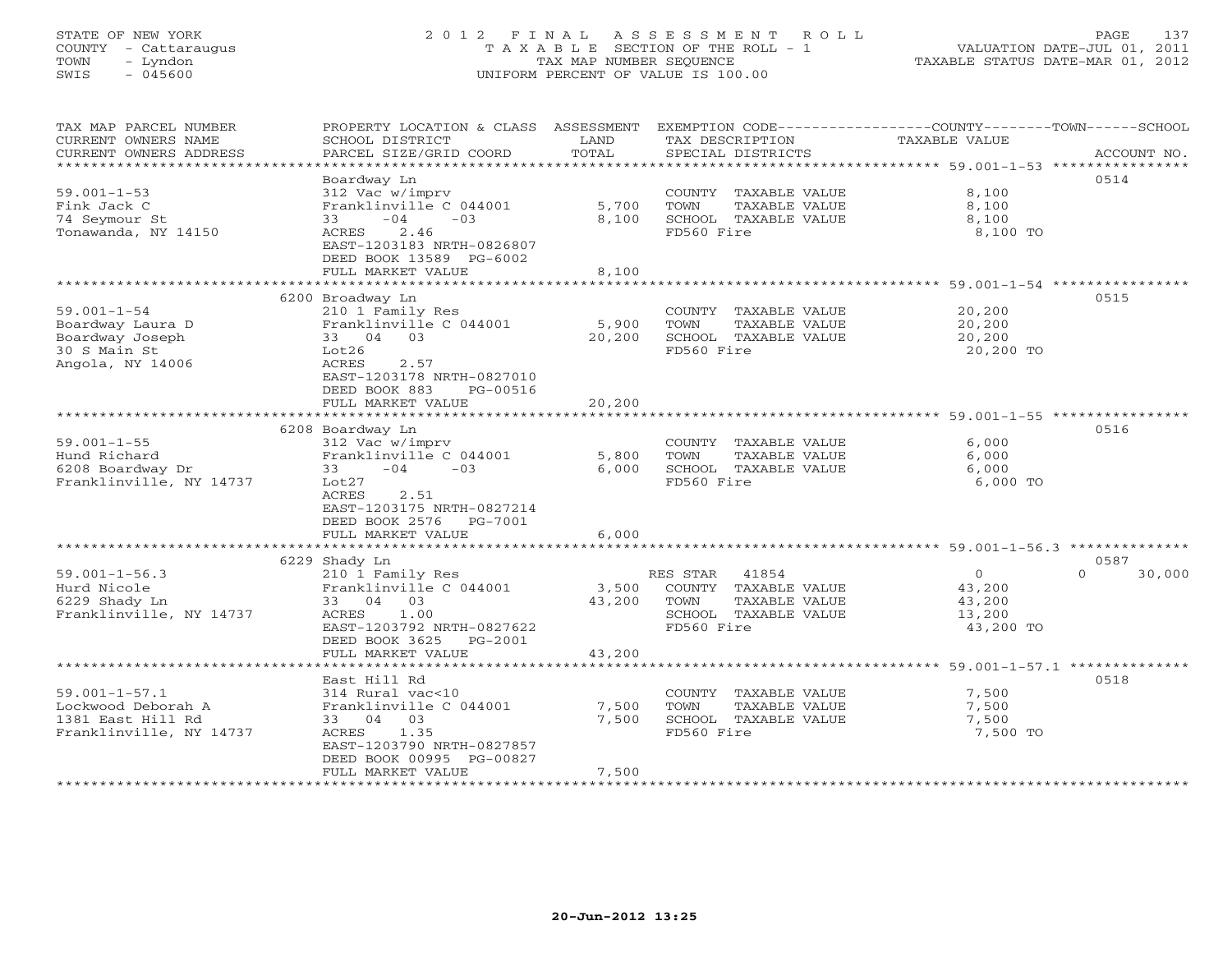STATE OF NEW YORK
COUNTY - Cattaraugus
TOWN - Lyndon
SWIS - 045600

# 2012 FINAL ASSESSMENT ROLL

TAXABLE SECTION OF THE ROLL - 1
TAX MAP NUMBER SEQUENCE
UNIFORM PERCENT OF VALUE IS 100.00

VALUATION DATE-JUL 01, 2011
TAXABLE STATUS DATE-MAR 01, 2012

| TAX MAP PARCEL NUMBER / CURRENT OWNERS NAME / CURRENT OWNERS ADDRESS | PROPERTY LOCATION & CLASS / SCHOOL DISTRICT / PARCEL SIZE/GRID COORD | ASSESSMENT LAND | TOTAL | EXEMPTION CODE / TAX DESCRIPTION / SPECIAL DISTRICTS | COUNTY / TOWN / SCHOOL TAXABLE VALUE | ACCOUNT NO. |
|---|---|---|---|---|---|---|
| 59.001-1-53 | Boardway Ln | | | | | 0514 |
| Fink Jack C | 312 Vac w/imprv | | | COUNTY TAXABLE VALUE | 8,100 | |
| 74 Seymour St | Franklinville C 044001 | 5,700 | | TOWN TAXABLE VALUE | 8,100 | |
| Tonawanda, NY 14150 | 33 -04 -03 | | 8,100 | SCHOOL TAXABLE VALUE | 8,100 | |
| | ACRES 2.46 | | | FD560 Fire | 8,100 TO | |
| | EAST-1203183 NRTH-0826807 | | | | | |
| | DEED BOOK 13589 PG-6002 | | | | | |
| | FULL MARKET VALUE | | 8,100 | | | |
| 59.001-1-54 | 6200 Broadway Ln | | | | | 0515 |
| Boardway Laura D | 210 1 Family Res | | | COUNTY TAXABLE VALUE | 20,200 | |
| Boardway Joseph | Franklinville C 044001 | 5,900 | | TOWN TAXABLE VALUE | 20,200 | |
| 30 S Main St | 33 04 03 | | 20,200 | SCHOOL TAXABLE VALUE | 20,200 | |
| Angola, NY 14006 | Lot26 | | | FD560 Fire | 20,200 TO | |
| | ACRES 2.57 | | | | | |
| | EAST-1203178 NRTH-0827010 | | | | | |
| | DEED BOOK 883 PG-00516 | | | | | |
| | FULL MARKET VALUE | | 20,200 | | | |
| 59.001-1-55 | 6208 Boardway Ln | | | | | 0516 |
| Hund Richard | 312 Vac w/imprv | | | COUNTY TAXABLE VALUE | 6,000 | |
| 6208 Boardway Dr | Franklinville C 044001 | 5,800 | | TOWN TAXABLE VALUE | 6,000 | |
| Franklinville, NY 14737 | 33 -04 -03 | | 6,000 | SCHOOL TAXABLE VALUE | 6,000 | |
| | Lot27 | | | FD560 Fire | 6,000 TO | |
| | ACRES 2.51 | | | | | |
| | EAST-1203175 NRTH-0827214 | | | | | |
| | DEED BOOK 2576 PG-7001 | | | | | |
| | FULL MARKET VALUE | | 6,000 | | | |
| 59.001-1-56.3 | 6229 Shady Ln | | | | | 0587 |
| Hurd Nicole | 210 1 Family Res | | | RES STAR 41854 | 0 / 0 / 30,000 | |
| 6229 Shady Ln | Franklinville C 044001 | 3,500 | | COUNTY TAXABLE VALUE | 43,200 | |
| Franklinville, NY 14737 | 33 04 03 | | 43,200 | TOWN TAXABLE VALUE | 43,200 | |
| | ACRES 1.00 | | | SCHOOL TAXABLE VALUE | 13,200 | |
| | EAST-1203792 NRTH-0827622 | | | FD560 Fire | 43,200 TO | |
| | DEED BOOK 3625 PG-2001 | | | | | |
| | FULL MARKET VALUE | | 43,200 | | | |
| 59.001-1-57.1 | East Hill Rd | | | | | 0518 |
| Lockwood Deborah A | 314 Rural vac<10 | | | COUNTY TAXABLE VALUE | 7,500 | |
| 1381 East Hill Rd | Franklinville C 044001 | 7,500 | | TOWN TAXABLE VALUE | 7,500 | |
| Franklinville, NY 14737 | 33 04 03 | | 7,500 | SCHOOL TAXABLE VALUE | 7,500 | |
| | ACRES 1.35 | | | FD560 Fire | 7,500 TO | |
| | EAST-1203790 NRTH-0827857 | | | | | |
| | DEED BOOK 00995 PG-00827 | | | | | |
| | FULL MARKET VALUE | | 7,500 | | | |

20-Jun-2012 13:25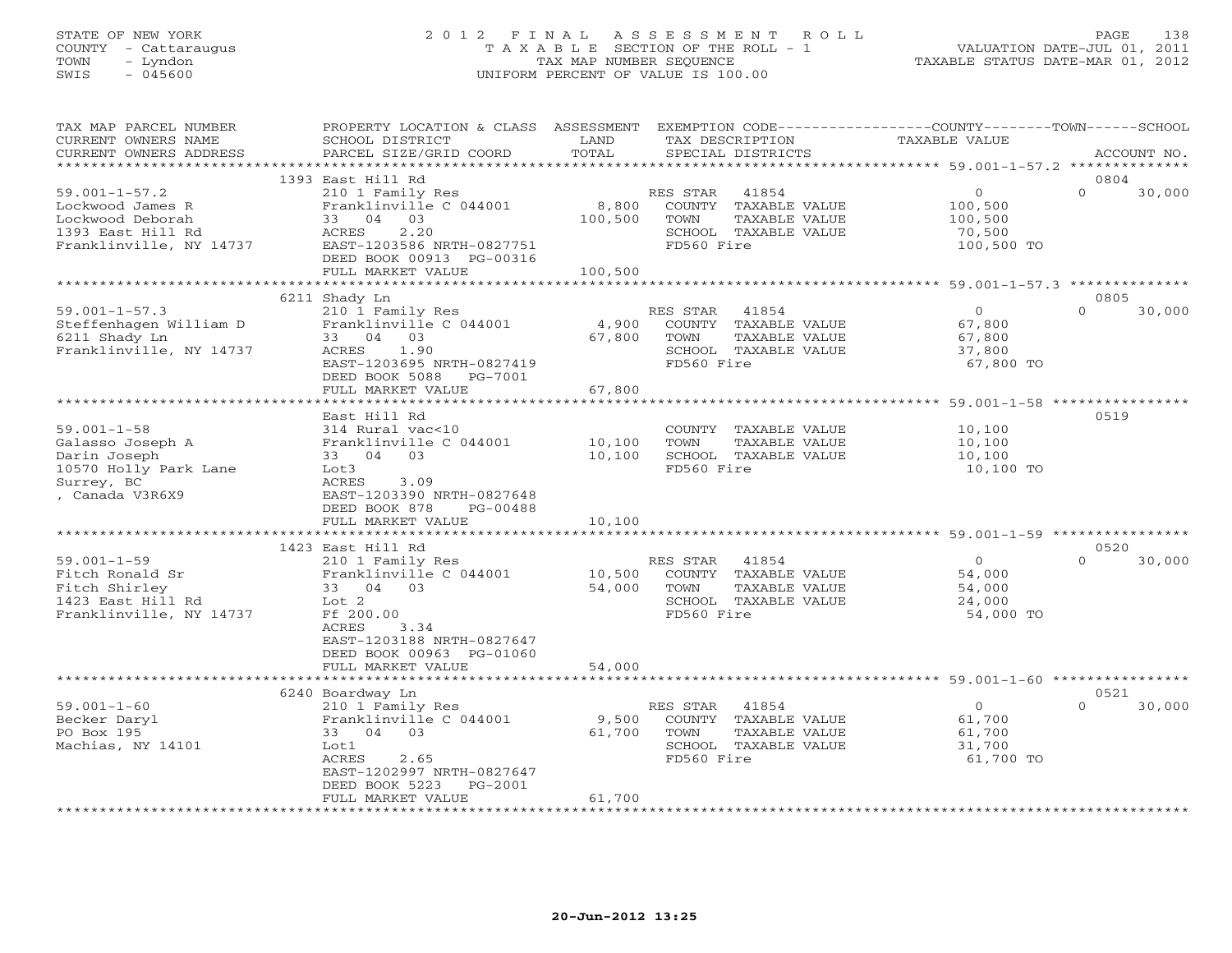STATE OF NEW YORK
COUNTY - Cattaraugus
TOWN - Lyndon
SWIS - 045600

# 2012 FINAL ASSESSMENT ROLL
TAXABLE SECTION OF THE ROLL - 1
TAX MAP NUMBER SEQUENCE
UNIFORM PERCENT OF VALUE IS 100.00

VALUATION DATE-JUL 01, 2011
TAXABLE STATUS DATE-MAR 01, 2012

| TAX MAP PARCEL NUMBER / CURRENT OWNERS NAME / CURRENT OWNERS ADDRESS | PROPERTY LOCATION & CLASS / SCHOOL DISTRICT / PARCEL SIZE/GRID COORD | ASSESSMENT LAND / TOTAL | EXEMPTION CODE / TAX DESCRIPTION / SPECIAL DISTRICTS | COUNTY / TOWN TAXABLE VALUE | SCHOOL / ACCOUNT NO. |
|---|---|---|---|---|---|
| **59.001-1-57.2** | 1393 East Hill Rd | | | | 0804 |
| Lockwood James R | 210 1 Family Res | | RES STAR 41854 | 0 | 0 30,000 |
| Lockwood Deborah | Franklinville C 044001 | 8,800 | COUNTY TAXABLE VALUE | 100,500 | |
| 1393 East Hill Rd | 33 04 03 | 100,500 | TOWN TAXABLE VALUE | 100,500 | |
| Franklinville, NY 14737 | ACRES 2.20 | | SCHOOL TAXABLE VALUE | 70,500 | |
| | EAST-1203586 NRTH-0827751 | | FD560 Fire | 100,500 TO | |
| | DEED BOOK 00913 PG-00316 | | | | |
| | FULL MARKET VALUE | 100,500 | | | |
| **59.001-1-57.3** | 6211 Shady Ln | | | | 0805 |
| Steffenhagen William D | 210 1 Family Res | | RES STAR 41854 | 0 | 0 30,000 |
| 6211 Shady Ln | Franklinville C 044001 | 4,900 | COUNTY TAXABLE VALUE | 67,800 | |
| Franklinville, NY 14737 | 33 04 03 | 67,800 | TOWN TAXABLE VALUE | 67,800 | |
| | ACRES 1.90 | | SCHOOL TAXABLE VALUE | 37,800 | |
| | EAST-1203695 NRTH-0827419 | | FD560 Fire | 67,800 TO | |
| | DEED BOOK 5088 PG-7001 | | | | |
| | FULL MARKET VALUE | 67,800 | | | |
| **59.001-1-58** | East Hill Rd | | | | 0519 |
| Galasso Joseph A | 314 Rural vac<10 | | COUNTY TAXABLE VALUE | 10,100 | |
| Darin Joseph | Franklinville C 044001 | 10,100 | TOWN TAXABLE VALUE | 10,100 | |
| 10570 Holly Park Lane | 33 04 03 | 10,100 | SCHOOL TAXABLE VALUE | 10,100 | |
| Surrey, BC | Lot3 | | FD560 Fire | 10,100 TO | |
| , Canada V3R6X9 | ACRES 3.09 | | | | |
| | EAST-1203390 NRTH-0827648 | | | | |
| | DEED BOOK 878 PG-00488 | | | | |
| | FULL MARKET VALUE | 10,100 | | | |
| **59.001-1-59** | 1423 East Hill Rd | | | | 0520 |
| Fitch Ronald Sr | 210 1 Family Res | | RES STAR 41854 | 0 | 0 30,000 |
| Fitch Shirley | Franklinville C 044001 | 10,500 | COUNTY TAXABLE VALUE | 54,000 | |
| 1423 East Hill Rd | 33 04 03 | 54,000 | TOWN TAXABLE VALUE | 54,000 | |
| Franklinville, NY 14737 | Lot 2 | | SCHOOL TAXABLE VALUE | 24,000 | |
| | Ff 200.00 | | FD560 Fire | 54,000 TO | |
| | ACRES 3.34 | | | | |
| | EAST-1203188 NRTH-0827647 | | | | |
| | DEED BOOK 00963 PG-01060 | | | | |
| | FULL MARKET VALUE | 54,000 | | | |
| **59.001-1-60** | 6240 Boardway Ln | | | | 0521 |
| Becker Daryl | 210 1 Family Res | | RES STAR 41854 | 0 | 0 30,000 |
| PO Box 195 | Franklinville C 044001 | 9,500 | COUNTY TAXABLE VALUE | 61,700 | |
| Machias, NY 14101 | 33 04 03 | 61,700 | TOWN TAXABLE VALUE | 61,700 | |
| | Lot1 | | SCHOOL TAXABLE VALUE | 31,700 | |
| | ACRES 2.65 | | FD560 Fire | 61,700 TO | |
| | EAST-1202997 NRTH-0827647 | | | | |
| | DEED BOOK 5223 PG-2001 | | | | |
| | FULL MARKET VALUE | 61,700 | | | |

20-Jun-2012 13:25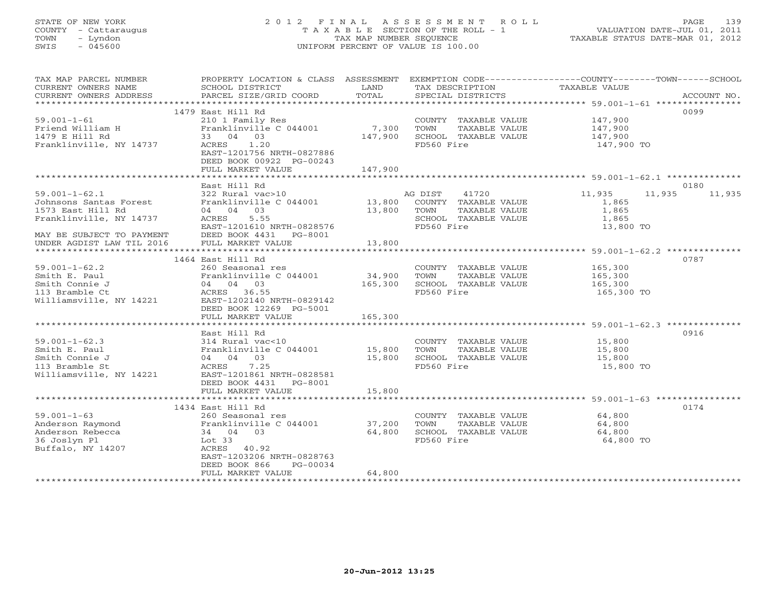STATE OF NEW YORK
COUNTY - Cattaraugus
TOWN - Lyndon
SWIS - 045600

# 2012 FINAL ASSESSMENT ROLL

TAXABLE SECTION OF THE ROLL - 1
TAX MAP NUMBER SEQUENCE
UNIFORM PERCENT OF VALUE IS 100.00

VALUATION DATE-JUL 01, 2011
TAXABLE STATUS DATE-MAR 01, 2012

| TAX MAP PARCEL NUMBER / CURRENT OWNERS NAME / CURRENT OWNERS ADDRESS | PROPERTY LOCATION & CLASS / SCHOOL DISTRICT / PARCEL SIZE/GRID COORD | ASSESSMENT LAND | TOTAL | EXEMPTION CODE / TAX DESCRIPTION / SPECIAL DISTRICTS | COUNTY TAXABLE VALUE | TOWN | SCHOOL | ACCOUNT NO. |
|---|---|---|---|---|---|---|---|---|
| **59.001-1-61** | 1479 East Hill Rd | | | | | | | 0099 |
| Friend William H | 210 1 Family Res | | | COUNTY TAXABLE VALUE | 147,900 | | | |
| 1479 E Hill Rd | Franklinville C 044001 | 7,300 | | TOWN TAXABLE VALUE | 147,900 | | | |
| Franklinville, NY 14737 | 33 04 03 | | 147,900 | SCHOOL TAXABLE VALUE | 147,900 | | | |
| | ACRES 1.20 | | | FD560 Fire | 147,900 TO | | | |
| | EAST-1201756 NRTH-0827886 | | | | | | | |
| | DEED BOOK 00922 PG-00243 | | | | | | | |
| | FULL MARKET VALUE | | 147,900 | | | | | |
| **59.001-1-62.1** | East Hill Rd | | | | | | | 0180 |
| Johnsons Santas Forest | 322 Rural vac>10 | | | AG DIST 41720 | 11,935 | 11,935 | 11,935 | |
| 1573 East Hill Rd | Franklinville C 044001 | 13,800 | | COUNTY TAXABLE VALUE | 1,865 | | | |
| Franklinville, NY 14737 | 04 04 03 | | 13,800 | TOWN TAXABLE VALUE | 1,865 | | | |
| | ACRES 5.55 | | | SCHOOL TAXABLE VALUE | 1,865 | | | |
| | EAST-1201610 NRTH-0828576 | | | FD560 Fire | 13,800 TO | | | |
| MAY BE SUBJECT TO PAYMENT | DEED BOOK 4431 PG-8001 | | | | | | | |
| UNDER AGDIST LAW TIL 2016 | FULL MARKET VALUE | | 13,800 | | | | | |
| **59.001-1-62.2** | 1464 East Hill Rd | | | | | | | 0787 |
| Smith E. Paul | 260 Seasonal res | | | COUNTY TAXABLE VALUE | 165,300 | | | |
| Smith Connie J | Franklinville C 044001 | 34,900 | | TOWN TAXABLE VALUE | 165,300 | | | |
| 113 Bramble Ct | 04 04 03 | | 165,300 | SCHOOL TAXABLE VALUE | 165,300 | | | |
| Williamsville, NY 14221 | ACRES 36.55 | | | FD560 Fire | 165,300 TO | | | |
| | EAST-1202140 NRTH-0829142 | | | | | | | |
| | DEED BOOK 12269 PG-5001 | | | | | | | |
| | FULL MARKET VALUE | | 165,300 | | | | | |
| **59.001-1-62.3** | East Hill Rd | | | | | | | 0916 |
| Smith E. Paul | 314 Rural vac<10 | | | COUNTY TAXABLE VALUE | 15,800 | | | |
| Smith Connie J | Franklinville C 044001 | 15,800 | | TOWN TAXABLE VALUE | 15,800 | | | |
| 113 Bramble St | 04 04 03 | | 15,800 | SCHOOL TAXABLE VALUE | 15,800 | | | |
| Williamsville, NY 14221 | ACRES 7.25 | | | FD560 Fire | 15,800 TO | | | |
| | EAST-1201861 NRTH-0828581 | | | | | | | |
| | DEED BOOK 4431 PG-8001 | | | | | | | |
| | FULL MARKET VALUE | | 15,800 | | | | | |
| **59.001-1-63** | 1434 East Hill Rd | | | | | | | 0174 |
| Anderson Raymond | 260 Seasonal res | | | COUNTY TAXABLE VALUE | 64,800 | | | |
| Anderson Rebecca | Franklinville C 044001 | 37,200 | | TOWN TAXABLE VALUE | 64,800 | | | |
| 36 Joslyn Pl | 34 04 03 | | 64,800 | SCHOOL TAXABLE VALUE | 64,800 | | | |
| Buffalo, NY 14207 | Lot 33 | | | FD560 Fire | 64,800 TO | | | |
| | ACRES 40.92 | | | | | | | |
| | EAST-1203206 NRTH-0828763 | | | | | | | |
| | DEED BOOK 866 PG-00034 | | | | | | | |
| | FULL MARKET VALUE | | 64,800 | | | | | |

20-Jun-2012 13:25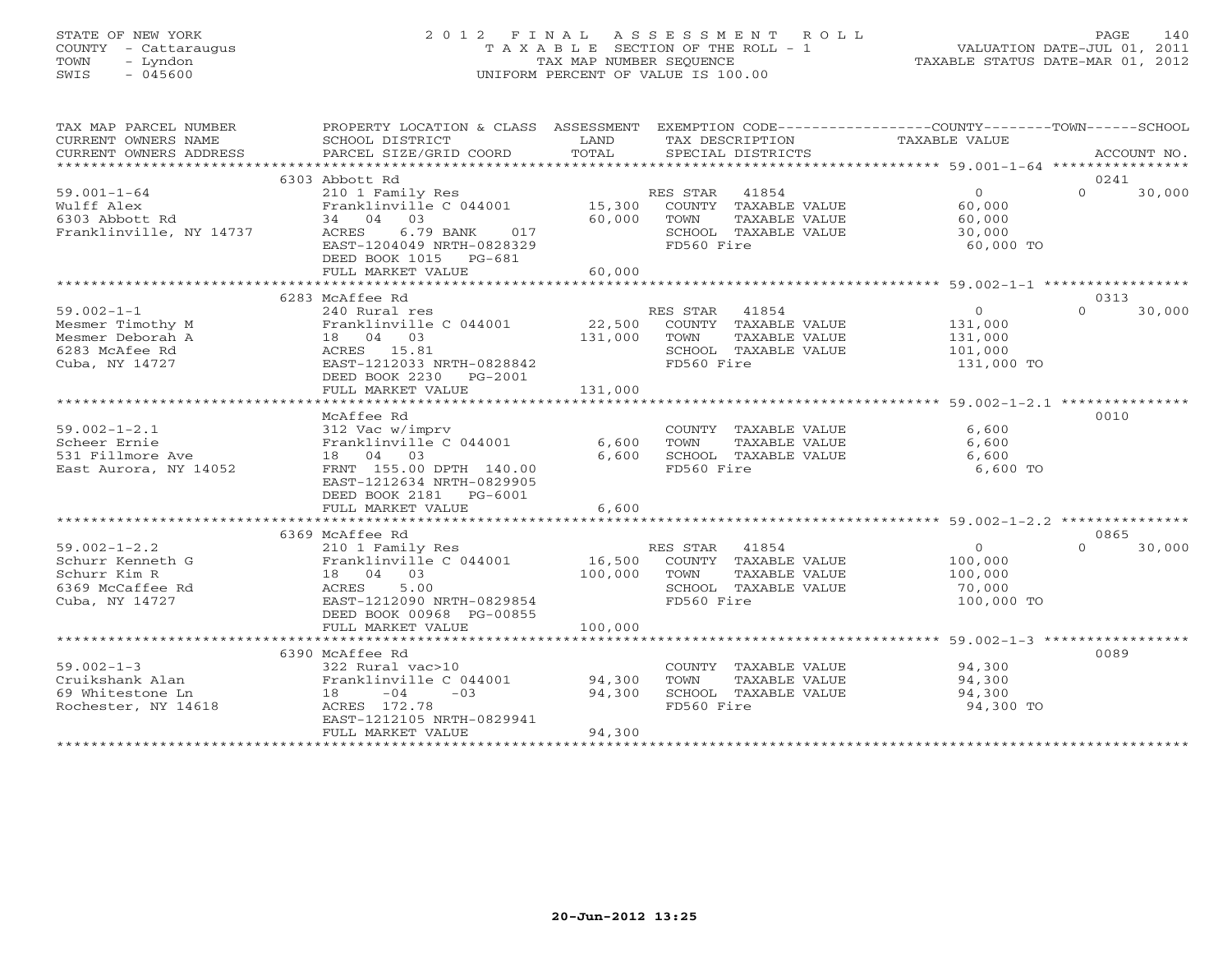STATE OF NEW YORK
COUNTY - Cattaraugus
TOWN - Lyndon
SWIS - 045600

# 2012 FINAL ASSESSMENT ROLL
TAXABLE SECTION OF THE ROLL - 1
TAX MAP NUMBER SEQUENCE
UNIFORM PERCENT OF VALUE IS 100.00

VALUATION DATE-JUL 01, 2011
TAXABLE STATUS DATE-MAR 01, 2012

| TAX MAP PARCEL NUMBER / CURRENT OWNERS NAME / CURRENT OWNERS ADDRESS | PROPERTY LOCATION & CLASS / SCHOOL DISTRICT / PARCEL SIZE/GRID COORD | ASSESSMENT LAND | TOTAL | EXEMPTION CODE / TAX DESCRIPTION / SPECIAL DISTRICTS | COUNTY TAXABLE VALUE | TOWN | SCHOOL | ACCOUNT NO. |
|---|---|---|---|---|---|---|---|---|
| 59.001-1-64 | 6303 Abbott Rd | | | | | | | 0241 |
| | 210 1 Family Res | | | RES STAR 41854 | 0 | 0 | 30,000 | |
| Wulff Alex | Franklinville C 044001 | 15,300 | | COUNTY TAXABLE VALUE | 60,000 | | | |
| 6303 Abbott Rd | 34 04 03 | | 60,000 | TOWN TAXABLE VALUE | 60,000 | | | |
| Franklinville, NY 14737 | ACRES 6.79 BANK 017 | | | SCHOOL TAXABLE VALUE | 30,000 | | | |
| | EAST-1204049 NRTH-0828329 | | | FD560 Fire | 60,000 TO | | | |
| | DEED BOOK 1015 PG-681 | | | | | | | |
| | FULL MARKET VALUE | | 60,000 | | | | | |
| 59.002-1-1 | 6283 McAffee Rd | | | | | | | 0313 |
| | 240 Rural res | | | RES STAR 41854 | 0 | 0 | 30,000 | |
| Mesmer Timothy M | Franklinville C 044001 | 22,500 | | COUNTY TAXABLE VALUE | 131,000 | | | |
| Mesmer Deborah A | 18 04 03 | | 131,000 | TOWN TAXABLE VALUE | 131,000 | | | |
| 6283 McAfee Rd | ACRES 15.81 | | | SCHOOL TAXABLE VALUE | 101,000 | | | |
| Cuba, NY 14727 | EAST-1212033 NRTH-0828842 | | | FD560 Fire | 131,000 TO | | | |
| | DEED BOOK 2230 PG-2001 | | | | | | | |
| | FULL MARKET VALUE | | 131,000 | | | | | |
| 59.002-1-2.1 | McAffee Rd | | | | | | | 0010 |
| | 312 Vac w/imprv | | | COUNTY TAXABLE VALUE | 6,600 | | | |
| Scheer Ernie | Franklinville C 044001 | 6,600 | | TOWN TAXABLE VALUE | 6,600 | | | |
| 531 Fillmore Ave | 18 04 03 | | 6,600 | SCHOOL TAXABLE VALUE | 6,600 | | | |
| East Aurora, NY 14052 | FRNT 155.00 DPTH 140.00 | | | FD560 Fire | 6,600 TO | | | |
| | EAST-1212634 NRTH-0829905 | | | | | | | |
| | DEED BOOK 2181 PG-6001 | | | | | | | |
| | FULL MARKET VALUE | | 6,600 | | | | | |
| 59.002-1-2.2 | 6369 McAffee Rd | | | | | | | 0865 |
| | 210 1 Family Res | | | RES STAR 41854 | 0 | 0 | 30,000 | |
| Schurr Kenneth G | Franklinville C 044001 | 16,500 | | COUNTY TAXABLE VALUE | 100,000 | | | |
| Schurr Kim R | 18 04 03 | | 100,000 | TOWN TAXABLE VALUE | 100,000 | | | |
| 6369 McCaffee Rd | ACRES 5.00 | | | SCHOOL TAXABLE VALUE | 70,000 | | | |
| Cuba, NY 14727 | EAST-1212090 NRTH-0829854 | | | FD560 Fire | 100,000 TO | | | |
| | DEED BOOK 00968 PG-00855 | | | | | | | |
| | FULL MARKET VALUE | | 100,000 | | | | | |
| 59.002-1-3 | 6390 McAffee Rd | | | | | | | 0089 |
| | 322 Rural vac>10 | | | COUNTY TAXABLE VALUE | 94,300 | | | |
| Cruikshank Alan | Franklinville C 044001 | 94,300 | | TOWN TAXABLE VALUE | 94,300 | | | |
| 69 Whitestone Ln | 18 -04 -03 | | 94,300 | SCHOOL TAXABLE VALUE | 94,300 | | | |
| Rochester, NY 14618 | ACRES 172.78 | | | FD560 Fire | 94,300 TO | | | |
| | EAST-1212105 NRTH-0829941 | | | | | | | |
| | FULL MARKET VALUE | | 94,300 | | | | | |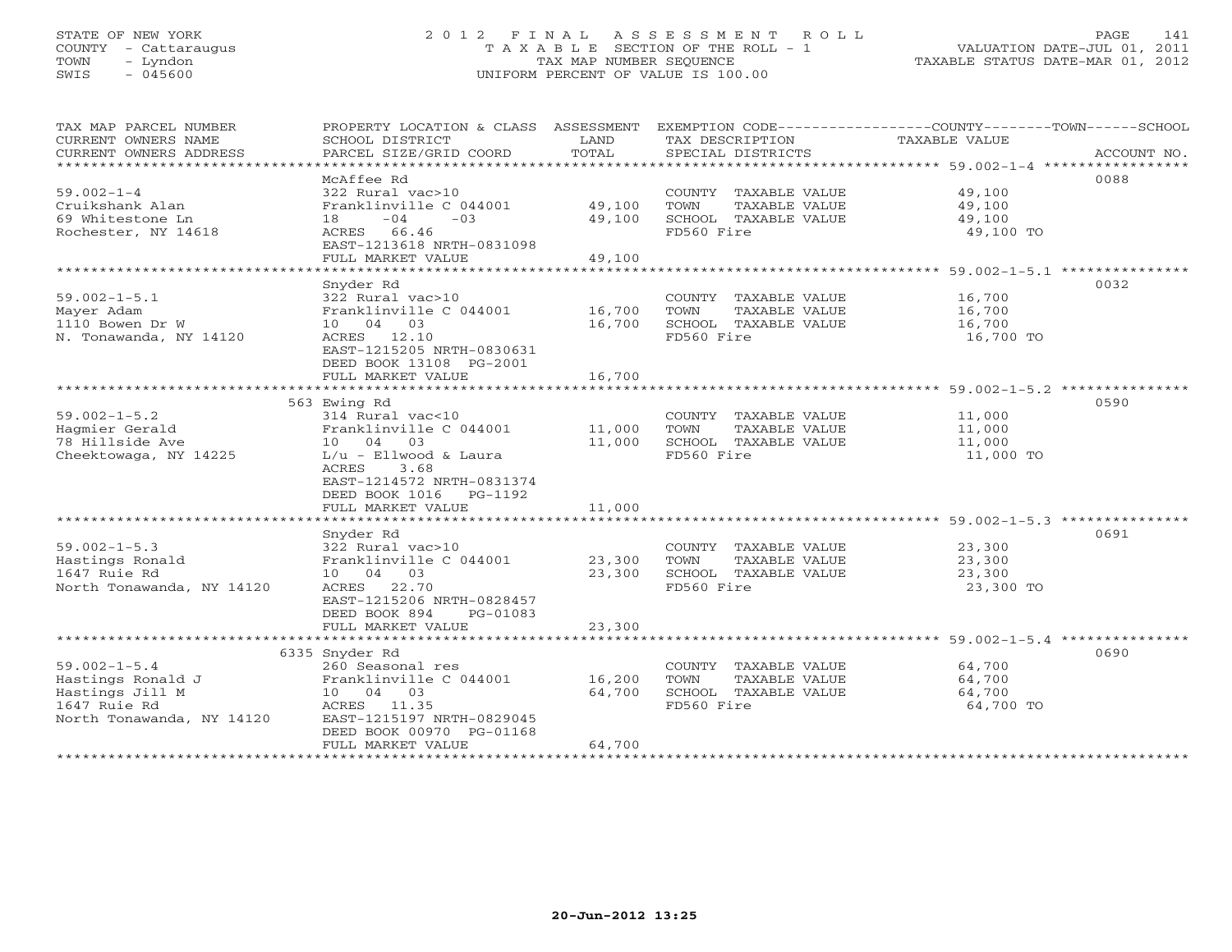STATE OF NEW YORK
COUNTY - Cattaraugus
TOWN - Lyndon
SWIS - 045600

# 2012 FINAL ASSESSMENT ROLL

TAXABLE SECTION OF THE ROLL - 1
TAX MAP NUMBER SEQUENCE
UNIFORM PERCENT OF VALUE IS 100.00

VALUATION DATE-JUL 01, 2011
TAXABLE STATUS DATE-MAR 01, 2012

| TAX MAP PARCEL NUMBER / CURRENT OWNERS NAME / CURRENT OWNERS ADDRESS | PROPERTY LOCATION & CLASS / SCHOOL DISTRICT / PARCEL SIZE/GRID COORD | ASSESSMENT LAND / TOTAL | EXEMPTION CODE / TAX DESCRIPTION / SPECIAL DISTRICTS | TAXABLE VALUE (COUNTY / TOWN / SCHOOL) | ACCOUNT NO. |
|---|---|---|---|---|---|
| 59.002-1-4 | McAffee Rd | | | | 0088 |
| 59.002-1-4 | 322 Rural vac>10 | | COUNTY TAXABLE VALUE | 49,100 | |
| Cruikshank Alan | Franklinville C 044001 | 49,100 | TOWN TAXABLE VALUE | 49,100 | |
| 69 Whitestone Ln | 18 -04 -03 | 49,100 | SCHOOL TAXABLE VALUE | 49,100 | |
| Rochester, NY 14618 | ACRES 66.46 | | FD560 Fire | 49,100 TO | |
| | EAST-1213618 NRTH-0831098 | | | | |
| | FULL MARKET VALUE | 49,100 | | | |
| 59.002-1-5.1 | Snyder Rd | | | | 0032 |
| 59.002-1-5.1 | 322 Rural vac>10 | | COUNTY TAXABLE VALUE | 16,700 | |
| Mayer Adam | Franklinville C 044001 | 16,700 | TOWN TAXABLE VALUE | 16,700 | |
| 1110 Bowen Dr W | 10 04 03 | 16,700 | SCHOOL TAXABLE VALUE | 16,700 | |
| N. Tonawanda, NY 14120 | ACRES 12.10 | | FD560 Fire | 16,700 TO | |
| | EAST-1215205 NRTH-0830631 | | | | |
| | DEED BOOK 13108 PG-2001 | | | | |
| | FULL MARKET VALUE | 16,700 | | | |
| 59.002-1-5.2 | 563 Ewing Rd | | | | 0590 |
| 59.002-1-5.2 | 314 Rural vac<10 | | COUNTY TAXABLE VALUE | 11,000 | |
| Hagmier Gerald | Franklinville C 044001 | 11,000 | TOWN TAXABLE VALUE | 11,000 | |
| 78 Hillside Ave | 10 04 03 | 11,000 | SCHOOL TAXABLE VALUE | 11,000 | |
| Cheektowaga, NY 14225 | L/u - Ellwood & Laura | | FD560 Fire | 11,000 TO | |
| | ACRES 3.68 | | | | |
| | EAST-1214572 NRTH-0831374 | | | | |
| | DEED BOOK 1016 PG-1192 | | | | |
| | FULL MARKET VALUE | 11,000 | | | |
| 59.002-1-5.3 | Snyder Rd | | | | 0691 |
| 59.002-1-5.3 | 322 Rural vac>10 | | COUNTY TAXABLE VALUE | 23,300 | |
| Hastings Ronald | Franklinville C 044001 | 23,300 | TOWN TAXABLE VALUE | 23,300 | |
| 1647 Ruie Rd | 10 04 03 | 23,300 | SCHOOL TAXABLE VALUE | 23,300 | |
| North Tonawanda, NY 14120 | ACRES 22.70 | | FD560 Fire | 23,300 TO | |
| | EAST-1215206 NRTH-0828457 | | | | |
| | DEED BOOK 894 PG-01083 | | | | |
| | FULL MARKET VALUE | 23,300 | | | |
| 59.002-1-5.4 | 6335 Snyder Rd | | | | 0690 |
| 59.002-1-5.4 | 260 Seasonal res | | COUNTY TAXABLE VALUE | 64,700 | |
| Hastings Ronald J | Franklinville C 044001 | 16,200 | TOWN TAXABLE VALUE | 64,700 | |
| Hastings Jill M | 10 04 03 | 64,700 | SCHOOL TAXABLE VALUE | 64,700 | |
| 1647 Ruie Rd | ACRES 11.35 | | FD560 Fire | 64,700 TO | |
| North Tonawanda, NY 14120 | EAST-1215197 NRTH-0829045 | | | | |
| | DEED BOOK 00970 PG-01168 | | | | |
| | FULL MARKET VALUE | 64,700 | | | |

20-Jun-2012 13:25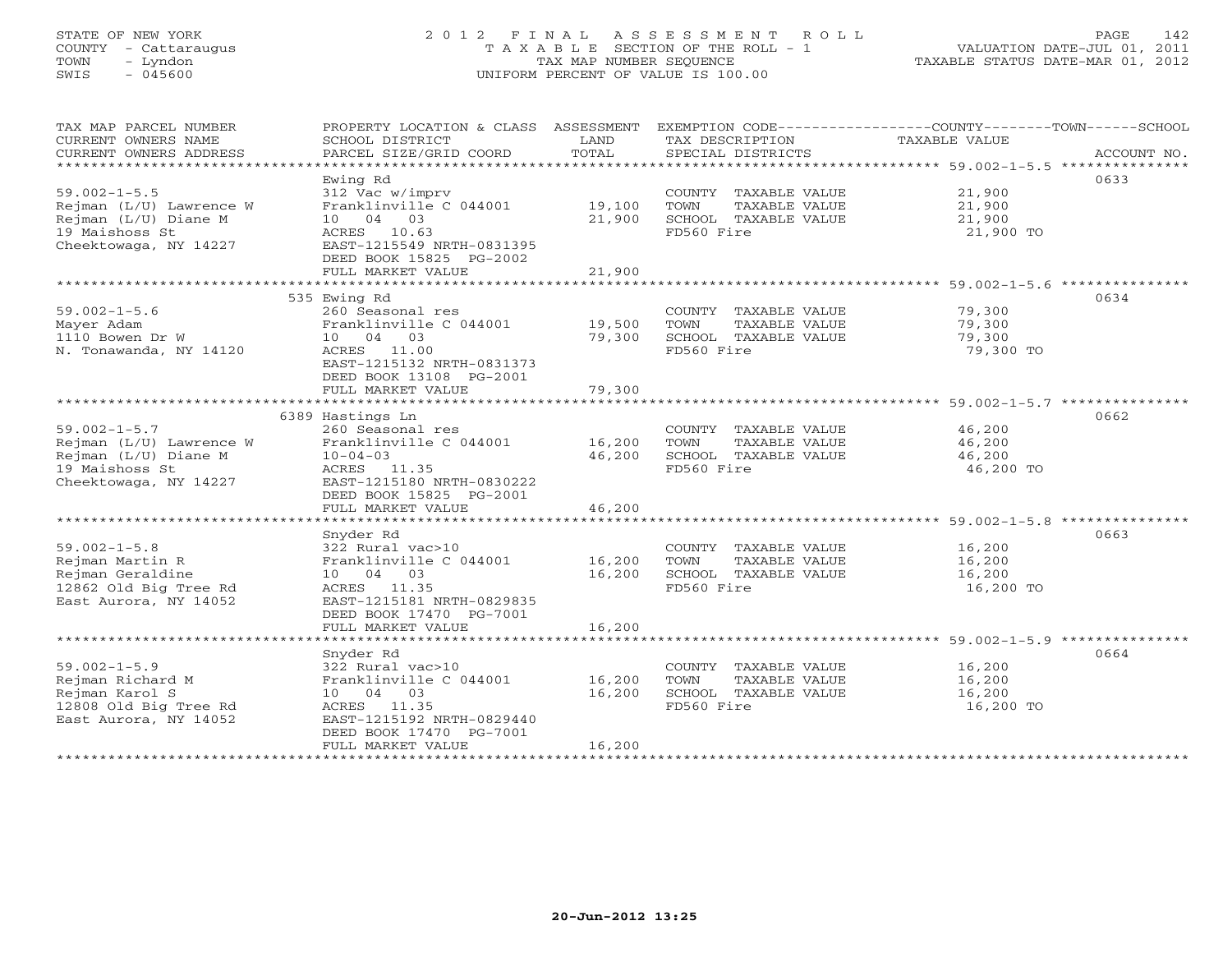STATE OF NEW YORK
COUNTY - Cattaraugus
TOWN - Lyndon
SWIS - 045600

# 2012 FINAL ASSESSMENT ROLL
TAXABLE SECTION OF THE ROLL - 1
TAX MAP NUMBER SEQUENCE
UNIFORM PERCENT OF VALUE IS 100.00

VALUATION DATE-JUL 01, 2011
TAXABLE STATUS DATE-MAR 01, 2012

| TAX MAP PARCEL NUMBER / CURRENT OWNERS NAME / CURRENT OWNERS ADDRESS | PROPERTY LOCATION & CLASS / SCHOOL DISTRICT / PARCEL SIZE/GRID COORD | ASSESSMENT LAND | TOTAL | EXEMPTION CODE / TAX DESCRIPTION / SPECIAL DISTRICTS | TAXABLE VALUE (COUNTY/TOWN/SCHOOL) | ACCOUNT NO. |
|---|---|---|---|---|---|---|
| 59.002-1-5.5 | Ewing Rd | | | | | 0633 |
| | 312 Vac w/imprv | | | COUNTY TAXABLE VALUE | 21,900 | |
| Rejman (L/U) Lawrence W | Franklinville C 044001 | 19,100 | | TOWN TAXABLE VALUE | 21,900 | |
| Rejman (L/U) Diane M | 10 04 03 | | 21,900 | SCHOOL TAXABLE VALUE | 21,900 | |
| 19 Maishoss St | ACRES 10.63 | | | FD560 Fire | 21,900 TO | |
| Cheektowaga, NY 14227 | EAST-1215549 NRTH-0831395 | | | | | |
| | DEED BOOK 15825 PG-2002 | | | | | |
| | FULL MARKET VALUE | | 21,900 | | | |
| 59.002-1-5.6 | 535 Ewing Rd | | | | | 0634 |
| | 260 Seasonal res | | | COUNTY TAXABLE VALUE | 79,300 | |
| Mayer Adam | Franklinville C 044001 | 19,500 | | TOWN TAXABLE VALUE | 79,300 | |
| 1110 Bowen Dr W | 10 04 03 | | 79,300 | SCHOOL TAXABLE VALUE | 79,300 | |
| N. Tonawanda, NY 14120 | ACRES 11.00 | | | FD560 Fire | 79,300 TO | |
| | EAST-1215132 NRTH-0831373 | | | | | |
| | DEED BOOK 13108 PG-2001 | | | | | |
| | FULL MARKET VALUE | | 79,300 | | | |
| 59.002-1-5.7 | 6389 Hastings Ln | | | | | 0662 |
| | 260 Seasonal res | | | COUNTY TAXABLE VALUE | 46,200 | |
| Rejman (L/U) Lawrence W | Franklinville C 044001 | 16,200 | | TOWN TAXABLE VALUE | 46,200 | |
| Rejman (L/U) Diane M | 10-04-03 | | 46,200 | SCHOOL TAXABLE VALUE | 46,200 | |
| 19 Maishoss St | ACRES 11.35 | | | FD560 Fire | 46,200 TO | |
| Cheektowaga, NY 14227 | EAST-1215180 NRTH-0830222 | | | | | |
| | DEED BOOK 15825 PG-2001 | | | | | |
| | FULL MARKET VALUE | | 46,200 | | | |
| 59.002-1-5.8 | Snyder Rd | | | | | 0663 |
| | 322 Rural vac>10 | | | COUNTY TAXABLE VALUE | 16,200 | |
| Rejman Martin R | Franklinville C 044001 | 16,200 | | TOWN TAXABLE VALUE | 16,200 | |
| Rejman Geraldine | 10 04 03 | | 16,200 | SCHOOL TAXABLE VALUE | 16,200 | |
| 12862 Old Big Tree Rd | ACRES 11.35 | | | FD560 Fire | 16,200 TO | |
| East Aurora, NY 14052 | EAST-1215181 NRTH-0829835 | | | | | |
| | DEED BOOK 17470 PG-7001 | | | | | |
| | FULL MARKET VALUE | | 16,200 | | | |
| 59.002-1-5.9 | Snyder Rd | | | | | 0664 |
| | 322 Rural vac>10 | | | COUNTY TAXABLE VALUE | 16,200 | |
| Rejman Richard M | Franklinville C 044001 | 16,200 | | TOWN TAXABLE VALUE | 16,200 | |
| Rejman Karol S | 10 04 03 | | 16,200 | SCHOOL TAXABLE VALUE | 16,200 | |
| 12808 Old Big Tree Rd | ACRES 11.35 | | | FD560 Fire | 16,200 TO | |
| East Aurora, NY 14052 | EAST-1215192 NRTH-0829440 | | | | | |
| | DEED BOOK 17470 PG-7001 | | | | | |
| | FULL MARKET VALUE | | 16,200 | | | |

20-Jun-2012 13:25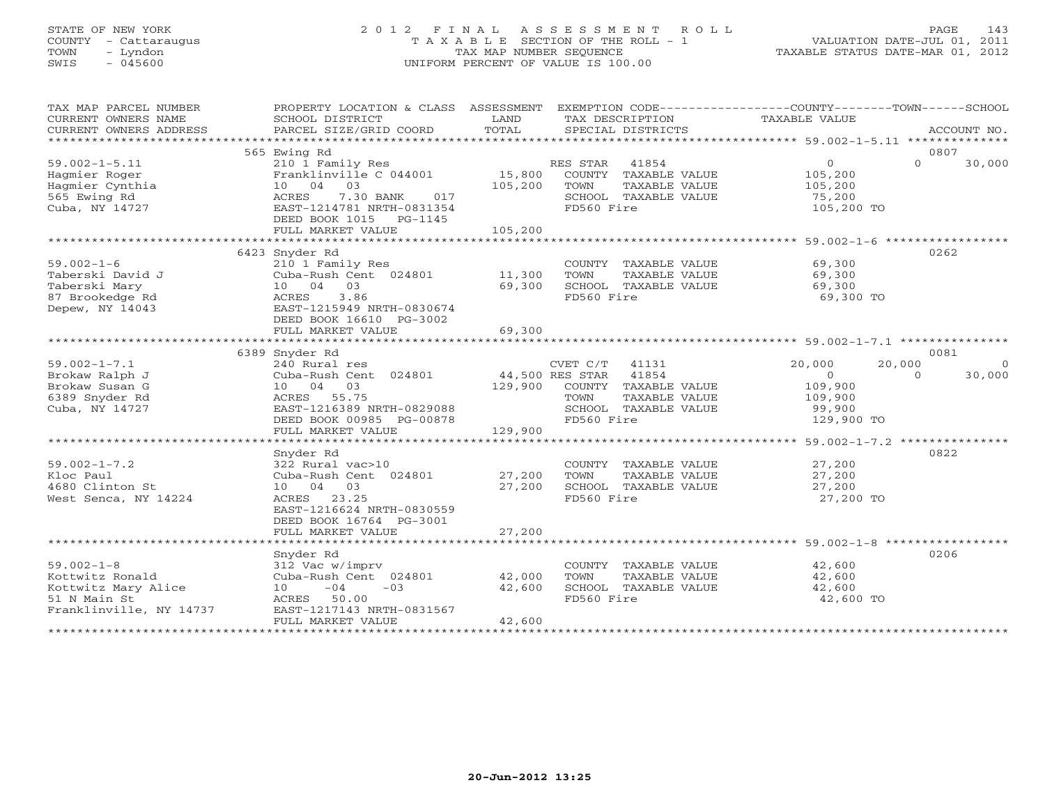STATE OF NEW YORK
COUNTY - Cattaraugus
TOWN - Lyndon
SWIS - 045600

# 2012 FINAL ASSESSMENT ROLL
TAXABLE SECTION OF THE ROLL - 1
TAX MAP NUMBER SEQUENCE
UNIFORM PERCENT OF VALUE IS 100.00

VALUATION DATE-JUL 01, 2011
TAXABLE STATUS DATE-MAR 01, 2012

| TAX MAP PARCEL NUMBER / CURRENT OWNERS NAME / CURRENT OWNERS ADDRESS | PROPERTY LOCATION & CLASS / SCHOOL DISTRICT / PARCEL SIZE/GRID COORD | ASSESSMENT LAND / TOTAL | EXEMPTION CODE / TAX DESCRIPTION / SPECIAL DISTRICTS | COUNTY | TOWN | SCHOOL | ACCOUNT NO. |
|---|---|---|---|---|---|---|---|
| **59.002-1-5.11** | 565 Ewing Rd | | | | | | 0807 |
| 59.002-1-5.11 | 210 1 Family Res | | RES STAR 41854 | 0 | 0 | 30,000 | |
| Hagmier Roger | Franklinville C 044001 | 15,800 | COUNTY TAXABLE VALUE | 105,200 | | | |
| Hagmier Cynthia | 10 04 03 | 105,200 | TOWN TAXABLE VALUE | | 105,200 | | |
| 565 Ewing Rd | ACRES 7.30 BANK 017 | | SCHOOL TAXABLE VALUE | | | 75,200 | |
| Cuba, NY 14727 | EAST-1214781 NRTH-0831354 | | FD560 Fire | 105,200 TO | | | |
| | DEED BOOK 1015 PG-1145 | | | | | | |
| | FULL MARKET VALUE | 105,200 | | | | | |
| **59.002-1-6** | 6423 Snyder Rd | | | | | | 0262 |
| 59.002-1-6 | 210 1 Family Res | | COUNTY TAXABLE VALUE | 69,300 | | | |
| Taberski David J | Cuba-Rush Cent 024801 | 11,300 | TOWN TAXABLE VALUE | | 69,300 | | |
| Taberski Mary | 10 04 03 | 69,300 | SCHOOL TAXABLE VALUE | | | 69,300 | |
| 87 Brookedge Rd | ACRES 3.86 | | FD560 Fire | 69,300 TO | | | |
| Depew, NY 14043 | EAST-1215949 NRTH-0830674 | | | | | | |
| | DEED BOOK 16610 PG-3002 | | | | | | |
| | FULL MARKET VALUE | 69,300 | | | | | |
| **59.002-1-7.1** | 6389 Snyder Rd | | | | | | 0081 |
| 59.002-1-7.1 | 240 Rural res | | CVET C/T 41131 | 20,000 | 20,000 | 0 | |
| Brokaw Ralph J | Cuba-Rush Cent 024801 | 44,500 | RES STAR 41854 | 0 | 0 | 30,000 | |
| Brokaw Susan G | 10 04 03 | 129,900 | COUNTY TAXABLE VALUE | 109,900 | | | |
| 6389 Snyder Rd | ACRES 55.75 | | TOWN TAXABLE VALUE | | 109,900 | | |
| Cuba, NY 14727 | EAST-1216389 NRTH-0829088 | | SCHOOL TAXABLE VALUE | | | 99,900 | |
| | DEED BOOK 00985 PG-00878 | | FD560 Fire | 129,900 TO | | | |
| | FULL MARKET VALUE | 129,900 | | | | | |
| **59.002-1-7.2** | Snyder Rd | | | | | | 0822 |
| 59.002-1-7.2 | 322 Rural vac>10 | | COUNTY TAXABLE VALUE | 27,200 | | | |
| Kloc Paul | Cuba-Rush Cent 024801 | 27,200 | TOWN TAXABLE VALUE | | 27,200 | | |
| 4680 Clinton St | 10 04 03 | 27,200 | SCHOOL TAXABLE VALUE | | | 27,200 | |
| West Senca, NY 14224 | ACRES 23.25 | | FD560 Fire | 27,200 TO | | | |
| | EAST-1216624 NRTH-0830559 | | | | | | |
| | DEED BOOK 16764 PG-3001 | | | | | | |
| | FULL MARKET VALUE | 27,200 | | | | | |
| **59.002-1-8** | Snyder Rd | | | | | | 0206 |
| 59.002-1-8 | 312 Vac w/imprv | | COUNTY TAXABLE VALUE | 42,600 | | | |
| Kottwitz Ronald | Cuba-Rush Cent 024801 | 42,000 | TOWN TAXABLE VALUE | | 42,600 | | |
| Kottwitz Mary Alice | 10 -04 -03 | 42,600 | SCHOOL TAXABLE VALUE | | | 42,600 | |
| 51 N Main St | ACRES 50.00 | | FD560 Fire | 42,600 TO | | | |
| Franklinville, NY 14737 | EAST-1217143 NRTH-0831567 | | | | | | |
| | FULL MARKET VALUE | 42,600 | | | | | |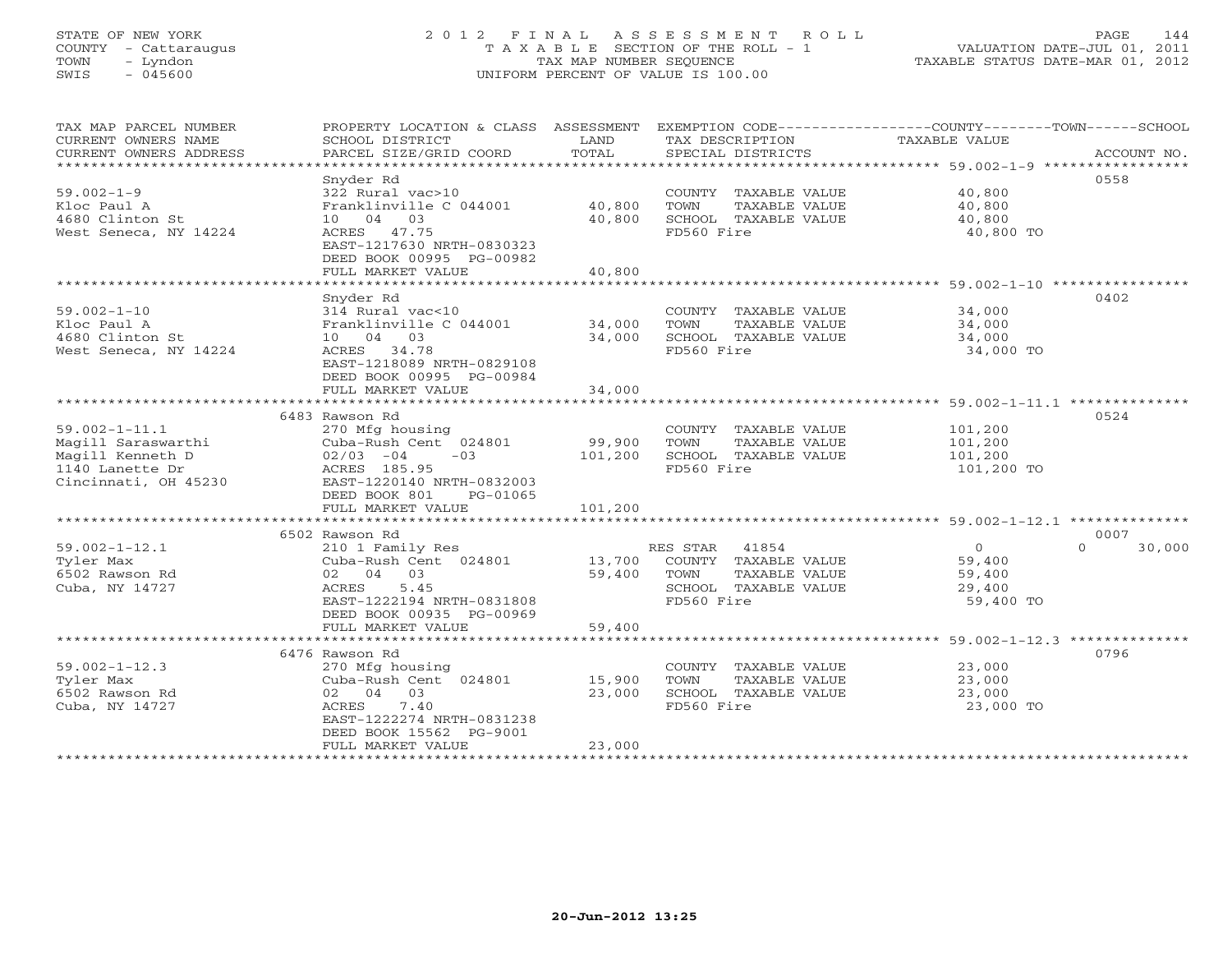STATE OF NEW YORK
COUNTY - Cattaraugus
TOWN - Lyndon
SWIS - 045600

# 2012 FINAL ASSESSMENT ROLL

TAXABLE SECTION OF THE ROLL - 1
TAX MAP NUMBER SEQUENCE
UNIFORM PERCENT OF VALUE IS 100.00

VALUATION DATE-JUL 01, 2011
TAXABLE STATUS DATE-MAR 01, 2012

| TAX MAP PARCEL NUMBER / CURRENT OWNERS NAME / CURRENT OWNERS ADDRESS | PROPERTY LOCATION & CLASS / SCHOOL DISTRICT / PARCEL SIZE/GRID COORD | ASSESSMENT LAND | TOTAL | EXEMPTION CODE / TAX DESCRIPTION / SPECIAL DISTRICTS | COUNTY TAXABLE VALUE | TOWN | SCHOOL | ACCOUNT NO. |
|---|---|---|---|---|---|---|---|---|
| 59.002-1-9 | Snyder Rd | | | | | | | 0558 |
| Kloc Paul A | 322 Rural vac>10 | | | COUNTY TAXABLE VALUE | 40,800 | | | |
| 4680 Clinton St | Franklinville C 044001 | 40,800 | | TOWN TAXABLE VALUE | 40,800 | | | |
| West Seneca, NY 14224 | 10 04 03 | | 40,800 | SCHOOL TAXABLE VALUE | 40,800 | | | |
| | ACRES 47.75 | | | FD560 Fire | 40,800 TO | | | |
| | EAST-1217630 NRTH-0830323 | | | | | | | |
| | DEED BOOK 00995 PG-00982 | | | | | | | |
| | FULL MARKET VALUE | | 40,800 | | | | | |
| 59.002-1-10 | Snyder Rd | | | | | | | 0402 |
| Kloc Paul A | 314 Rural vac<10 | | | COUNTY TAXABLE VALUE | 34,000 | | | |
| 4680 Clinton St | Franklinville C 044001 | 34,000 | | TOWN TAXABLE VALUE | 34,000 | | | |
| West Seneca, NY 14224 | 10 04 03 | | 34,000 | SCHOOL TAXABLE VALUE | 34,000 | | | |
| | ACRES 34.78 | | | FD560 Fire | 34,000 TO | | | |
| | EAST-1218089 NRTH-0829108 | | | | | | | |
| | DEED BOOK 00995 PG-00984 | | | | | | | |
| | FULL MARKET VALUE | | 34,000 | | | | | |
| 59.002-1-11.1 | 6483 Rawson Rd | | | | | | | 0524 |
| Magill Saraswarthi | 270 Mfg housing | | | COUNTY TAXABLE VALUE | 101,200 | | | |
| Magill Kenneth D | Cuba-Rush Cent 024801 | 99,900 | | TOWN TAXABLE VALUE | 101,200 | | | |
| 1140 Lanette Dr | 02/03 -04 -03 | | 101,200 | SCHOOL TAXABLE VALUE | 101,200 | | | |
| Cincinnati, OH 45230 | ACRES 185.95 | | | FD560 Fire | 101,200 TO | | | |
| | EAST-1220140 NRTH-0832003 | | | | | | | |
| | DEED BOOK 801 PG-01065 | | | | | | | |
| | FULL MARKET VALUE | | 101,200 | | | | | |
| 59.002-1-12.1 | 6502 Rawson Rd | | | | | | | 0007 |
| Tyler Max | 210 1 Family Res | | | RES STAR 41854 | 0 | | 0 | 30,000 |
| 6502 Rawson Rd | Cuba-Rush Cent 024801 | 13,700 | | COUNTY TAXABLE VALUE | 59,400 | | | |
| Cuba, NY 14727 | 02 04 03 | | 59,400 | TOWN TAXABLE VALUE | 59,400 | | | |
| | ACRES 5.45 | | | SCHOOL TAXABLE VALUE | 29,400 | | | |
| | EAST-1222194 NRTH-0831808 | | | FD560 Fire | 59,400 TO | | | |
| | DEED BOOK 00935 PG-00969 | | | | | | | |
| | FULL MARKET VALUE | | 59,400 | | | | | |
| 59.002-1-12.3 | 6476 Rawson Rd | | | | | | | 0796 |
| Tyler Max | 270 Mfg housing | | | COUNTY TAXABLE VALUE | 23,000 | | | |
| 6502 Rawson Rd | Cuba-Rush Cent 024801 | 15,900 | | TOWN TAXABLE VALUE | 23,000 | | | |
| Cuba, NY 14727 | 02 04 03 | | 23,000 | SCHOOL TAXABLE VALUE | 23,000 | | | |
| | ACRES 7.40 | | | FD560 Fire | 23,000 TO | | | |
| | EAST-1222274 NRTH-0831238 | | | | | | | |
| | DEED BOOK 15562 PG-9001 | | | | | | | |
| | FULL MARKET VALUE | | 23,000 | | | | | |

20-Jun-2012 13:25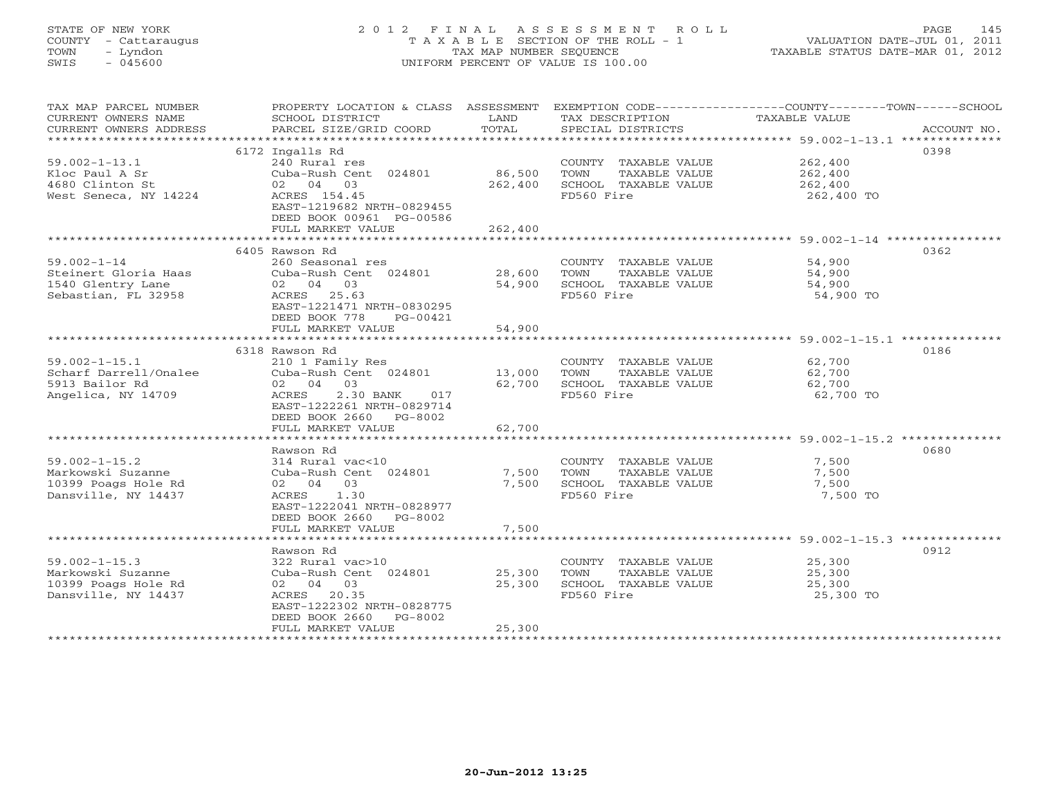STATE OF NEW YORK
COUNTY - Cattaraugus
TOWN - Lyndon
SWIS - 045600

# 2012 FINAL ASSESSMENT ROLL

TAXABLE SECTION OF THE ROLL - 1
TAX MAP NUMBER SEQUENCE
UNIFORM PERCENT OF VALUE IS 100.00

VALUATION DATE-JUL 01, 2011
TAXABLE STATUS DATE-MAR 01, 2012

| TAX MAP PARCEL NUMBER / CURRENT OWNERS NAME / CURRENT OWNERS ADDRESS | PROPERTY LOCATION & CLASS / SCHOOL DISTRICT / PARCEL SIZE/GRID COORD | ASSESSMENT LAND | TOTAL | EXEMPTION CODE / TAX DESCRIPTION / SPECIAL DISTRICTS | COUNTY--------TOWN------SCHOOL TAXABLE VALUE | ACCOUNT NO. |
|---|---|---|---|---|---|---|
| 59.002-1-13.1 | 6172 Ingalls Rd | | | | | 0398 |
| Kloc Paul A Sr | 240 Rural res | | | COUNTY TAXABLE VALUE | 262,400 | |
| 4680 Clinton St | Cuba-Rush Cent 024801 | 86,500 | | TOWN TAXABLE VALUE | 262,400 | |
| West Seneca, NY 14224 | 02 04 03 | | 262,400 | SCHOOL TAXABLE VALUE | 262,400 | |
| | ACRES 154.45 | | | FD560 Fire | 262,400 TO | |
| | EAST-1219682 NRTH-0829455 | | | | | |
| | DEED BOOK 00961 PG-00586 | | | | | |
| | FULL MARKET VALUE | | 262,400 | | | |
| 59.002-1-14 | 6405 Rawson Rd | | | | | 0362 |
| Steinert Gloria Haas | 260 Seasonal res | | | COUNTY TAXABLE VALUE | 54,900 | |
| 1540 Glentry Lane | Cuba-Rush Cent 024801 | 28,600 | | TOWN TAXABLE VALUE | 54,900 | |
| Sebastian, FL 32958 | 02 04 03 | | 54,900 | SCHOOL TAXABLE VALUE | 54,900 | |
| | ACRES 25.63 | | | FD560 Fire | 54,900 TO | |
| | EAST-1221471 NRTH-0830295 | | | | | |
| | DEED BOOK 778 PG-00421 | | | | | |
| | FULL MARKET VALUE | | 54,900 | | | |
| 59.002-1-15.1 | 6318 Rawson Rd | | | | | 0186 |
| Scharf Darrell/Onalee | 210 1 Family Res | | | COUNTY TAXABLE VALUE | 62,700 | |
| 5913 Bailor Rd | Cuba-Rush Cent 024801 | 13,000 | | TOWN TAXABLE VALUE | 62,700 | |
| Angelica, NY 14709 | 02 04 03 | | 62,700 | SCHOOL TAXABLE VALUE | 62,700 | |
| | ACRES 2.30 BANK 017 | | | FD560 Fire | 62,700 TO | |
| | EAST-1222261 NRTH-0829714 | | | | | |
| | DEED BOOK 2660 PG-8002 | | | | | |
| | FULL MARKET VALUE | | 62,700 | | | |
| 59.002-1-15.2 | Rawson Rd | | | | | 0680 |
| Markowski Suzanne | 314 Rural vac<10 | | | COUNTY TAXABLE VALUE | 7,500 | |
| 10399 Poags Hole Rd | Cuba-Rush Cent 024801 | 7,500 | | TOWN TAXABLE VALUE | 7,500 | |
| Dansville, NY 14437 | 02 04 03 | | 7,500 | SCHOOL TAXABLE VALUE | 7,500 | |
| | ACRES 1.30 | | | FD560 Fire | 7,500 TO | |
| | EAST-1222041 NRTH-0828977 | | | | | |
| | DEED BOOK 2660 PG-8002 | | | | | |
| | FULL MARKET VALUE | | 7,500 | | | |
| 59.002-1-15.3 | Rawson Rd | | | | | 0912 |
| Markowski Suzanne | 322 Rural vac>10 | | | COUNTY TAXABLE VALUE | 25,300 | |
| 10399 Poags Hole Rd | Cuba-Rush Cent 024801 | 25,300 | | TOWN TAXABLE VALUE | 25,300 | |
| Dansville, NY 14437 | 02 04 03 | | 25,300 | SCHOOL TAXABLE VALUE | 25,300 | |
| | ACRES 20.35 | | | FD560 Fire | 25,300 TO | |
| | EAST-1222302 NRTH-0828775 | | | | | |
| | DEED BOOK 2660 PG-8002 | | | | | |
| | FULL MARKET VALUE | | 25,300 | | | |

20-Jun-2012 13:25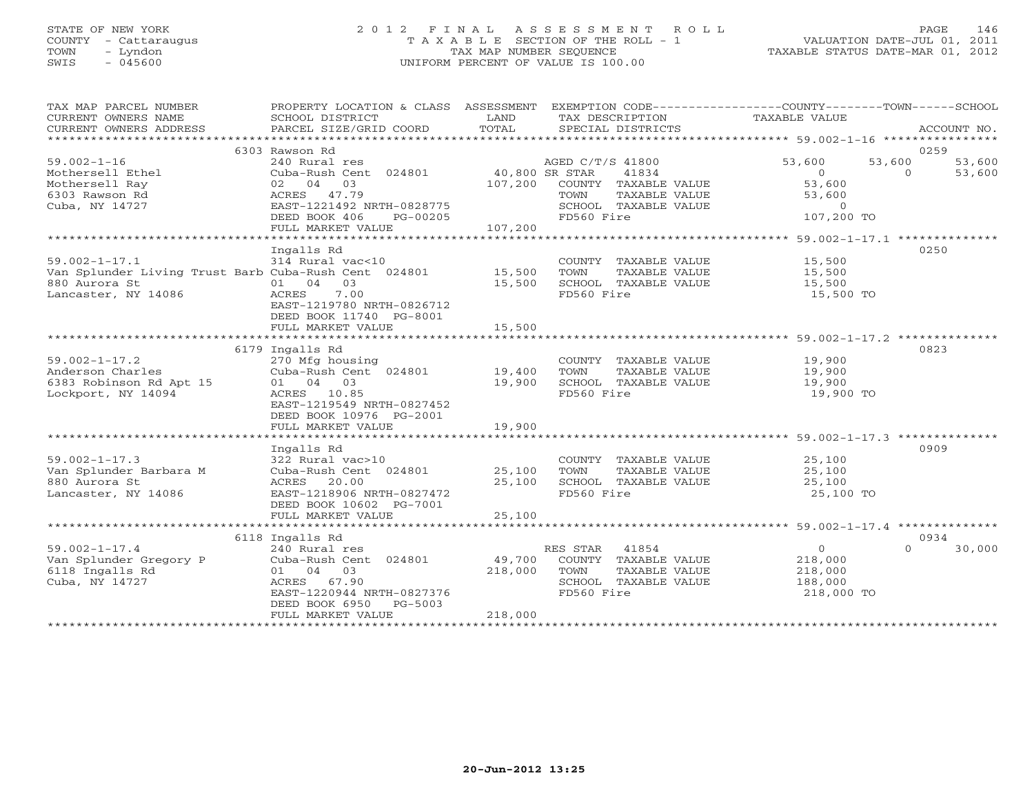STATE OF NEW YORK
COUNTY - Cattaraugus
TOWN - Lyndon
SWIS - 045600

# 2012 FINAL ASSESSMENT ROLL

TAXABLE SECTION OF THE ROLL - 1
TAX MAP NUMBER SEQUENCE
UNIFORM PERCENT OF VALUE IS 100.00

VALUATION DATE-JUL 01, 2011
TAXABLE STATUS DATE-MAR 01, 2012

| TAX MAP PARCEL NUMBER / CURRENT OWNERS NAME / CURRENT OWNERS ADDRESS | PROPERTY LOCATION & CLASS / SCHOOL DISTRICT / PARCEL SIZE/GRID COORD | ASSESSMENT LAND / TOTAL | EXEMPTION CODE / TAX DESCRIPTION / SPECIAL DISTRICTS | COUNTY TAXABLE VALUE | TOWN | SCHOOL | ACCOUNT NO. |
|---|---|---|---|---|---|---|---|
| **59.002-1-16** | 6303 Rawson Rd | | | | | | 0259 |
| Mothersell Ethel | 240 Rural res | | AGED C/T/S 41800 | 53,600 | 53,600 | 53,600 | |
| Mothersell Ray | Cuba-Rush Cent 024801 | 40,800 | SR STAR 41834 | 0 | 0 | 53,600 | |
| 6303 Rawson Rd | 02 04 03 | 107,200 | COUNTY TAXABLE VALUE | 53,600 | | | |
| Cuba, NY 14727 | ACRES 47.79 | | TOWN TAXABLE VALUE | 53,600 | | | |
| | EAST-1221492 NRTH-0828775 | | SCHOOL TAXABLE VALUE | 0 | | | |
| | DEED BOOK 406 PG-00205 | | FD560 Fire | 107,200 TO | | | |
| | FULL MARKET VALUE | 107,200 | | | | | |
| **59.002-1-17.1** | Ingalls Rd | | | | | | 0250 |
| Van Splunder Living Trust Barb | 314 Rural vac<10 | | COUNTY TAXABLE VALUE | 15,500 | | | |
| 880 Aurora St | Cuba-Rush Cent 024801 | 15,500 | TOWN TAXABLE VALUE | 15,500 | | | |
| Lancaster, NY 14086 | 01 04 03 | 15,500 | SCHOOL TAXABLE VALUE | 15,500 | | | |
| | ACRES 7.00 | | FD560 Fire | 15,500 TO | | | |
| | EAST-1219780 NRTH-0826712 | | | | | | |
| | DEED BOOK 11740 PG-8001 | | | | | | |
| | FULL MARKET VALUE | 15,500 | | | | | |
| **59.002-1-17.2** | 6179 Ingalls Rd | | | | | | 0823 |
| Anderson Charles | 270 Mfg housing | | COUNTY TAXABLE VALUE | 19,900 | | | |
| 6383 Robinson Rd Apt 15 | Cuba-Rush Cent 024801 | 19,400 | TOWN TAXABLE VALUE | 19,900 | | | |
| Lockport, NY 14094 | 01 04 03 | 19,900 | SCHOOL TAXABLE VALUE | 19,900 | | | |
| | ACRES 10.85 | | FD560 Fire | 19,900 TO | | | |
| | EAST-1219549 NRTH-0827452 | | | | | | |
| | DEED BOOK 10976 PG-2001 | | | | | | |
| | FULL MARKET VALUE | 19,900 | | | | | |
| **59.002-1-17.3** | Ingalls Rd | | | | | | 0909 |
| Van Splunder Barbara M | 322 Rural vac>10 | | COUNTY TAXABLE VALUE | 25,100 | | | |
| 880 Aurora St | Cuba-Rush Cent 024801 | 25,100 | TOWN TAXABLE VALUE | 25,100 | | | |
| Lancaster, NY 14086 | ACRES 20.00 | 25,100 | SCHOOL TAXABLE VALUE | 25,100 | | | |
| | EAST-1218906 NRTH-0827472 | | FD560 Fire | 25,100 TO | | | |
| | DEED BOOK 10602 PG-7001 | | | | | | |
| | FULL MARKET VALUE | 25,100 | | | | | |
| **59.002-1-17.4** | 6118 Ingalls Rd | | | | | | 0934 |
| Van Splunder Gregory P | 240 Rural res | | RES STAR 41854 | 0 | 0 | 30,000 | |
| 6118 Ingalls Rd | Cuba-Rush Cent 024801 | 49,700 | COUNTY TAXABLE VALUE | 218,000 | | | |
| Cuba, NY 14727 | 01 04 03 | 218,000 | TOWN TAXABLE VALUE | 218,000 | | | |
| | ACRES 67.90 | | SCHOOL TAXABLE VALUE | 188,000 | | | |
| | EAST-1220944 NRTH-0827376 | | FD560 Fire | 218,000 TO | | | |
| | DEED BOOK 6950 PG-5003 | | | | | | |
| | FULL MARKET VALUE | 218,000 | | | | | |

20-Jun-2012 13:25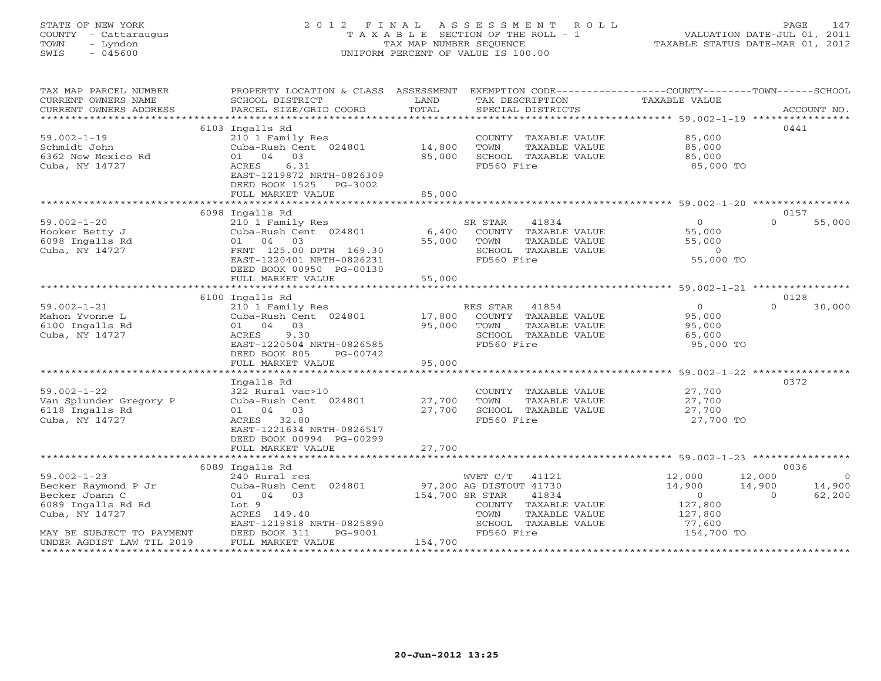STATE OF NEW YORK
COUNTY - Cattaraugus
TOWN - Lyndon
SWIS - 045600

# 2012 FINAL ASSESSMENT ROLL
TAXABLE SECTION OF THE ROLL - 1
TAX MAP NUMBER SEQUENCE
UNIFORM PERCENT OF VALUE IS 100.00

VALUATION DATE-JUL 01, 2011
TAXABLE STATUS DATE-MAR 01, 2012

| TAX MAP PARCEL NUMBER / CURRENT OWNERS NAME / CURRENT OWNERS ADDRESS | PROPERTY LOCATION & CLASS / SCHOOL DISTRICT / PARCEL SIZE/GRID COORD | ASSESSMENT LAND / TOTAL | EXEMPTION CODE / TAX DESCRIPTION / SPECIAL DISTRICTS | COUNTY TAXABLE VALUE | TOWN | SCHOOL | ACCOUNT NO. |
|---|---|---|---|---|---|---|---|
| 59.002-1-19 | 6103 Ingalls Rd | | | | | | 0441 |
| Schmidt John | 210 1 Family Res | | COUNTY TAXABLE VALUE | 85,000 | | | |
| 6362 New Mexico Rd | Cuba-Rush Cent 024801 | 14,800 | TOWN TAXABLE VALUE | 85,000 | | | |
| Cuba, NY 14727 | 01 04 03 | 85,000 | SCHOOL TAXABLE VALUE | 85,000 | | | |
| | ACRES 6.31 | | FD560 Fire | 85,000 TO | | | |
| | EAST-1219872 NRTH-0826309 | | | | | | |
| | DEED BOOK 1525 PG-3002 | | | | | | |
| | FULL MARKET VALUE | 85,000 | | | | | |
| 59.002-1-20 | 6098 Ingalls Rd | | | | | | 0157 |
| Hooker Betty J | 210 1 Family Res | | SR STAR 41834 | 0 | 0 | 55,000 | |
| 6098 Ingalls Rd | Cuba-Rush Cent 024801 | 6,400 | COUNTY TAXABLE VALUE | 55,000 | | | |
| Cuba, NY 14727 | 01 04 03 | 55,000 | TOWN TAXABLE VALUE | 55,000 | | | |
| | FRNT 125.00 DPTH 169.30 | | SCHOOL TAXABLE VALUE | 0 | | | |
| | EAST-1220401 NRTH-0826231 | | FD560 Fire | 55,000 TO | | | |
| | DEED BOOK 00950 PG-00130 | | | | | | |
| | FULL MARKET VALUE | 55,000 | | | | | |
| 59.002-1-21 | 6100 Ingalls Rd | | | | | | 0128 |
| Mahon Yvonne L | 210 1 Family Res | | RES STAR 41854 | 0 | 0 | 30,000 | |
| 6100 Ingalls Rd | Cuba-Rush Cent 024801 | 17,800 | COUNTY TAXABLE VALUE | 95,000 | | | |
| Cuba, NY 14727 | 01 04 03 | 95,000 | TOWN TAXABLE VALUE | 95,000 | | | |
| | ACRES 9.30 | | SCHOOL TAXABLE VALUE | 65,000 | | | |
| | EAST-1220504 NRTH-0826585 | | FD560 Fire | 95,000 TO | | | |
| | DEED BOOK 805 PG-00742 | | | | | | |
| | FULL MARKET VALUE | 95,000 | | | | | |
| 59.002-1-22 | Ingalls Rd | | | | | | 0372 |
| Van Splunder Gregory P | 322 Rural vac>10 | | COUNTY TAXABLE VALUE | 27,700 | | | |
| 6118 Ingalls Rd | Cuba-Rush Cent 024801 | 27,700 | TOWN TAXABLE VALUE | 27,700 | | | |
| Cuba, NY 14727 | 01 04 03 | 27,700 | SCHOOL TAXABLE VALUE | 27,700 | | | |
| | ACRES 32.80 | | FD560 Fire | 27,700 TO | | | |
| | EAST-1221634 NRTH-0826517 | | | | | | |
| | DEED BOOK 00994 PG-00299 | | | | | | |
| | FULL MARKET VALUE | 27,700 | | | | | |
| 59.002-1-23 | 6089 Ingalls Rd | | | | | | 0036 |
| Becker Raymond P Jr | 240 Rural res | | WVET C/T 41121 | 12,000 | 12,000 | 0 | |
| Becker Joann C | Cuba-Rush Cent 024801 | 97,200 | AG DISTOUT 41730 | 14,900 | 14,900 | 14,900 | |
| 6089 Ingalls Rd Rd | 01 04 03 | 154,700 | SR STAR 41834 | 0 | 0 | 62,200 | |
| Cuba, NY 14727 | Lot 9 | | COUNTY TAXABLE VALUE | 127,800 | | | |
| | ACRES 149.40 | | TOWN TAXABLE VALUE | 127,800 | | | |
| | EAST-1219818 NRTH-0825890 | | SCHOOL TAXABLE VALUE | 77,600 | | | |
| MAY BE SUBJECT TO PAYMENT | DEED BOOK 311 PG-9001 | | FD560 Fire | 154,700 TO | | | |
| UNDER AGDIST LAW TIL 2019 | FULL MARKET VALUE | 154,700 | | | | | |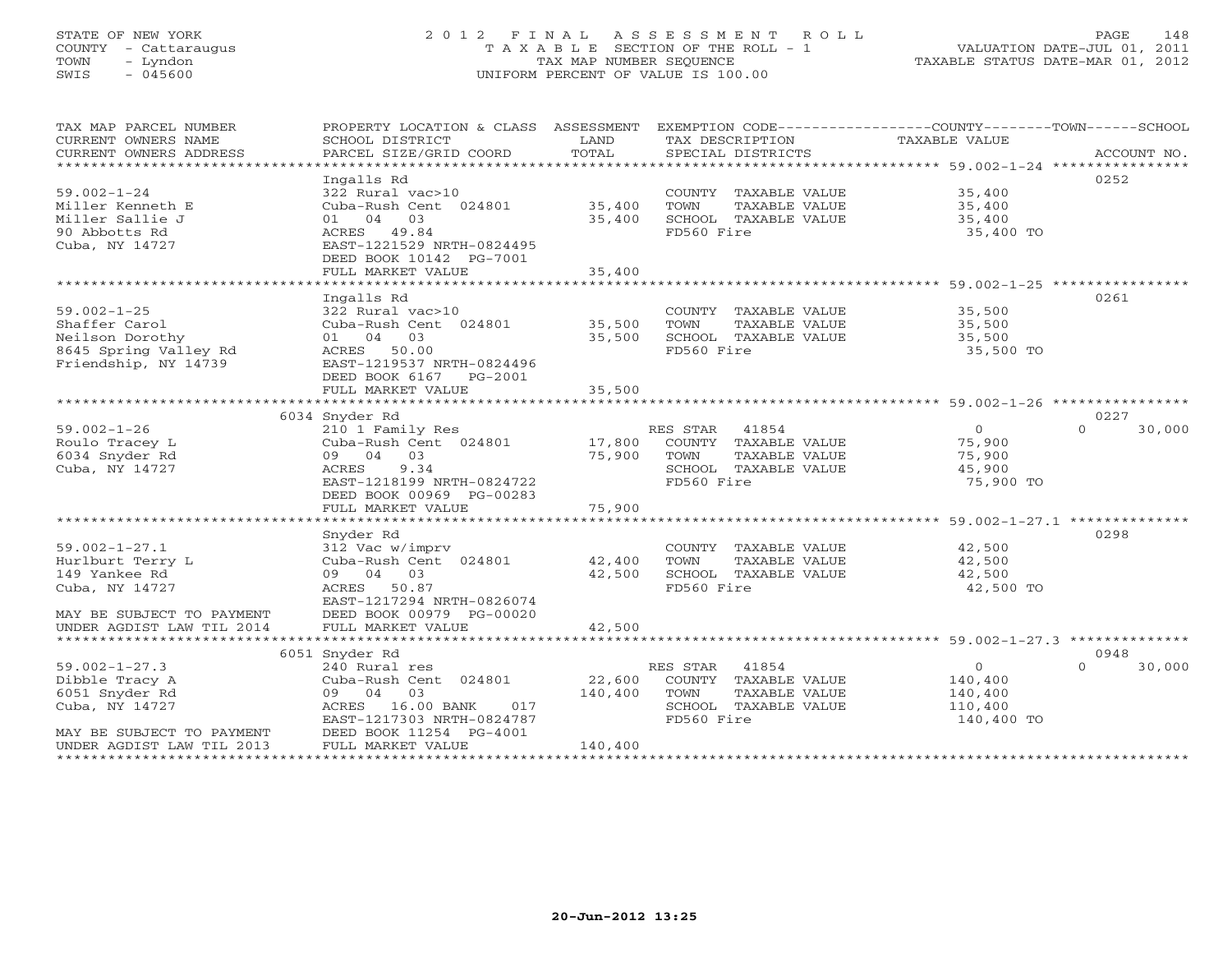STATE OF NEW YORK
COUNTY - Cattaraugus
TOWN - Lyndon
SWIS - 045600

# 2012 FINAL ASSESSMENT ROLL

TAXABLE SECTION OF THE ROLL - 1
TAX MAP NUMBER SEQUENCE
UNIFORM PERCENT OF VALUE IS 100.00

VALUATION DATE-JUL 01, 2011
TAXABLE STATUS DATE-MAR 01, 2012

| TAX MAP PARCEL NUMBER / CURRENT OWNERS NAME / CURRENT OWNERS ADDRESS | PROPERTY LOCATION & CLASS / SCHOOL DISTRICT / PARCEL SIZE/GRID COORD | ASSESSMENT LAND | TOTAL | EXEMPTION CODE / TAX DESCRIPTION / SPECIAL DISTRICTS | COUNTY TAXABLE VALUE | TOWN | SCHOOL | ACCOUNT NO. |
|---|---|---|---|---|---|---|---|---|
| 59.002-1-24 | Ingalls Rd | | | | | | | 0252 |
| | 322 Rural vac>10 | | | COUNTY TAXABLE VALUE | 35,400 | | | |
| Miller Kenneth E | Cuba-Rush Cent 024801 | 35,400 | | TOWN TAXABLE VALUE | 35,400 | | | |
| Miller Sallie J | 01 04 03 | | 35,400 | SCHOOL TAXABLE VALUE | 35,400 | | | |
| 90 Abbotts Rd | ACRES 49.84 | | | FD560 Fire | 35,400 TO | | | |
| Cuba, NY 14727 | EAST-1221529 NRTH-0824495 | | | | | | | |
| | DEED BOOK 10142 PG-7001 | | | | | | | |
| | FULL MARKET VALUE | | 35,400 | | | | | |
| 59.002-1-25 | Ingalls Rd | | | | | | | 0261 |
| | 322 Rural vac>10 | | | COUNTY TAXABLE VALUE | 35,500 | | | |
| Shaffer Carol | Cuba-Rush Cent 024801 | 35,500 | | TOWN TAXABLE VALUE | 35,500 | | | |
| Neilson Dorothy | 01 04 03 | | 35,500 | SCHOOL TAXABLE VALUE | 35,500 | | | |
| 8645 Spring Valley Rd | ACRES 50.00 | | | FD560 Fire | 35,500 TO | | | |
| Friendship, NY 14739 | EAST-1219537 NRTH-0824496 | | | | | | | |
| | DEED BOOK 6167 PG-2001 | | | | | | | |
| | FULL MARKET VALUE | | 35,500 | | | | | |
| 59.002-1-26 | 6034 Snyder Rd | | | | | | | 0227 |
| | 210 1 Family Res | | | RES STAR 41854 | 0 | 0 | 30,000 | |
| Roulo Tracey L | Cuba-Rush Cent 024801 | 17,800 | | COUNTY TAXABLE VALUE | 75,900 | | | |
| 6034 Snyder Rd | 09 04 03 | | 75,900 | TOWN TAXABLE VALUE | 75,900 | | | |
| Cuba, NY 14727 | ACRES 9.34 | | | SCHOOL TAXABLE VALUE | 45,900 | | | |
| | EAST-1218199 NRTH-0824722 | | | FD560 Fire | 75,900 TO | | | |
| | DEED BOOK 00969 PG-00283 | | | | | | | |
| | FULL MARKET VALUE | | 75,900 | | | | | |
| 59.002-1-27.1 | Snyder Rd | | | | | | | 0298 |
| | 312 Vac w/imprv | | | COUNTY TAXABLE VALUE | 42,500 | | | |
| Hurlburt Terry L | Cuba-Rush Cent 024801 | 42,400 | | TOWN TAXABLE VALUE | 42,500 | | | |
| 149 Yankee Rd | 09 04 03 | | 42,500 | SCHOOL TAXABLE VALUE | 42,500 | | | |
| Cuba, NY 14727 | ACRES 50.87 | | | FD560 Fire | 42,500 TO | | | |
| | EAST-1217294 NRTH-0826074 | | | | | | | |
| MAY BE SUBJECT TO PAYMENT | DEED BOOK 00979 PG-00020 | | | | | | | |
| UNDER AGDIST LAW TIL 2014 | FULL MARKET VALUE | | 42,500 | | | | | |
| 59.002-1-27.3 | 6051 Snyder Rd | | | | | | | 0948 |
| | 240 Rural res | | | RES STAR 41854 | 0 | 0 | 30,000 | |
| Dibble Tracy A | Cuba-Rush Cent 024801 | 22,600 | | COUNTY TAXABLE VALUE | 140,400 | | | |
| 6051 Snyder Rd | 09 04 03 | | 140,400 | TOWN TAXABLE VALUE | 140,400 | | | |
| Cuba, NY 14727 | ACRES 16.00 BANK 017 | | | SCHOOL TAXABLE VALUE | 110,400 | | | |
| | EAST-1217303 NRTH-0824787 | | | FD560 Fire | 140,400 TO | | | |
| MAY BE SUBJECT TO PAYMENT | DEED BOOK 11254 PG-4001 | | | | | | | |
| UNDER AGDIST LAW TIL 2013 | FULL MARKET VALUE | | 140,400 | | | | | |

20-Jun-2012 13:25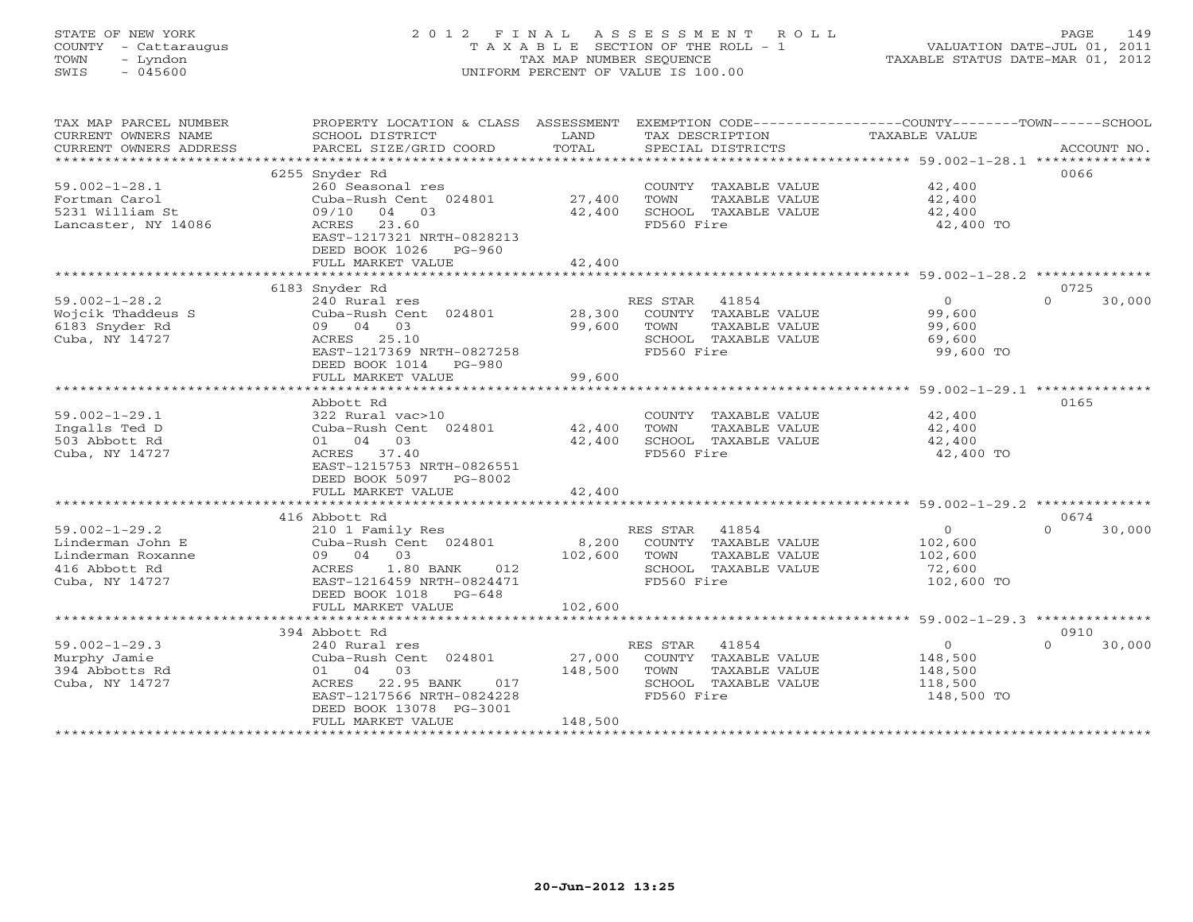STATE OF NEW YORK
COUNTY - Cattaraugus
TOWN - Lyndon
SWIS - 045600

# 2012 FINAL ASSESSMENT ROLL
TAXABLE SECTION OF THE ROLL - 1
TAX MAP NUMBER SEQUENCE
UNIFORM PERCENT OF VALUE IS 100.00

VALUATION DATE-JUL 01, 2011
TAXABLE STATUS DATE-MAR 01, 2012

| TAX MAP PARCEL NUMBER / CURRENT OWNERS NAME / CURRENT OWNERS ADDRESS | PROPERTY LOCATION & CLASS / SCHOOL DISTRICT / PARCEL SIZE/GRID COORD | ASSESSMENT LAND | TOTAL | EXEMPTION CODE / TAX DESCRIPTION / SPECIAL DISTRICTS | COUNTY TAXABLE VALUE | TOWN | SCHOOL | ACCOUNT NO. |
|---|---|---|---|---|---|---|---|---|
| 59.002-1-28.1 | 6255 Snyder Rd | | | | | | | 0066 |
| | 260 Seasonal res | | | COUNTY TAXABLE VALUE | 42,400 | | | |
| Fortman Carol | Cuba-Rush Cent 024801 | 27,400 | | TOWN TAXABLE VALUE | 42,400 | | | |
| 5231 William St | 09/10 04 03 | | 42,400 | SCHOOL TAXABLE VALUE | 42,400 | | | |
| Lancaster, NY 14086 | ACRES 23.60 | | | FD560 Fire | 42,400 TO | | | |
| | EAST-1217321 NRTH-0828213 | | | | | | | |
| | DEED BOOK 1026 PG-960 | | | | | | | |
| | FULL MARKET VALUE | | 42,400 | | | | | |
| 59.002-1-28.2 | 6183 Snyder Rd | | | | | | | 0725 |
| | 240 Rural res | | | RES STAR 41854 | 0 | | 0 | 30,000 |
| Wojcik Thaddeus S | Cuba-Rush Cent 024801 | 28,300 | | COUNTY TAXABLE VALUE | 99,600 | | | |
| 6183 Snyder Rd | 09 04 03 | | 99,600 | TOWN TAXABLE VALUE | 99,600 | | | |
| Cuba, NY 14727 | ACRES 25.10 | | | SCHOOL TAXABLE VALUE | 69,600 | | | |
| | EAST-1217369 NRTH-0827258 | | | FD560 Fire | 99,600 TO | | | |
| | DEED BOOK 1014 PG-980 | | | | | | | |
| | FULL MARKET VALUE | | 99,600 | | | | | |
| 59.002-1-29.1 | Abbott Rd | | | | | | | 0165 |
| | 322 Rural vac>10 | | | COUNTY TAXABLE VALUE | 42,400 | | | |
| Ingalls Ted D | Cuba-Rush Cent 024801 | 42,400 | | TOWN TAXABLE VALUE | 42,400 | | | |
| 503 Abbott Rd | 01 04 03 | | 42,400 | SCHOOL TAXABLE VALUE | 42,400 | | | |
| Cuba, NY 14727 | ACRES 37.40 | | | FD560 Fire | 42,400 TO | | | |
| | EAST-1215753 NRTH-0826551 | | | | | | | |
| | DEED BOOK 5097 PG-8002 | | | | | | | |
| | FULL MARKET VALUE | | 42,400 | | | | | |
| 59.002-1-29.2 | 416 Abbott Rd | | | | | | | 0674 |
| | 210 1 Family Res | | | RES STAR 41854 | 0 | | 0 | 30,000 |
| Linderman John E | Cuba-Rush Cent 024801 | 8,200 | | COUNTY TAXABLE VALUE | 102,600 | | | |
| Linderman Roxanne | 09 04 03 | | 102,600 | TOWN TAXABLE VALUE | 102,600 | | | |
| 416 Abbott Rd | ACRES 1.80 BANK 012 | | | SCHOOL TAXABLE VALUE | 72,600 | | | |
| Cuba, NY 14727 | EAST-1216459 NRTH-0824471 | | | FD560 Fire | 102,600 TO | | | |
| | DEED BOOK 1018 PG-648 | | | | | | | |
| | FULL MARKET VALUE | | 102,600 | | | | | |
| 59.002-1-29.3 | 394 Abbott Rd | | | | | | | 0910 |
| | 240 Rural res | | | RES STAR 41854 | 0 | | 0 | 30,000 |
| Murphy Jamie | Cuba-Rush Cent 024801 | 27,000 | | COUNTY TAXABLE VALUE | 148,500 | | | |
| 394 Abbotts Rd | 01 04 03 | | 148,500 | TOWN TAXABLE VALUE | 148,500 | | | |
| Cuba, NY 14727 | ACRES 22.95 BANK 017 | | | SCHOOL TAXABLE VALUE | 118,500 | | | |
| | EAST-1217566 NRTH-0824228 | | | FD560 Fire | 148,500 TO | | | |
| | DEED BOOK 13078 PG-3001 | | | | | | | |
| | FULL MARKET VALUE | | 148,500 | | | | | |

20-Jun-2012 13:25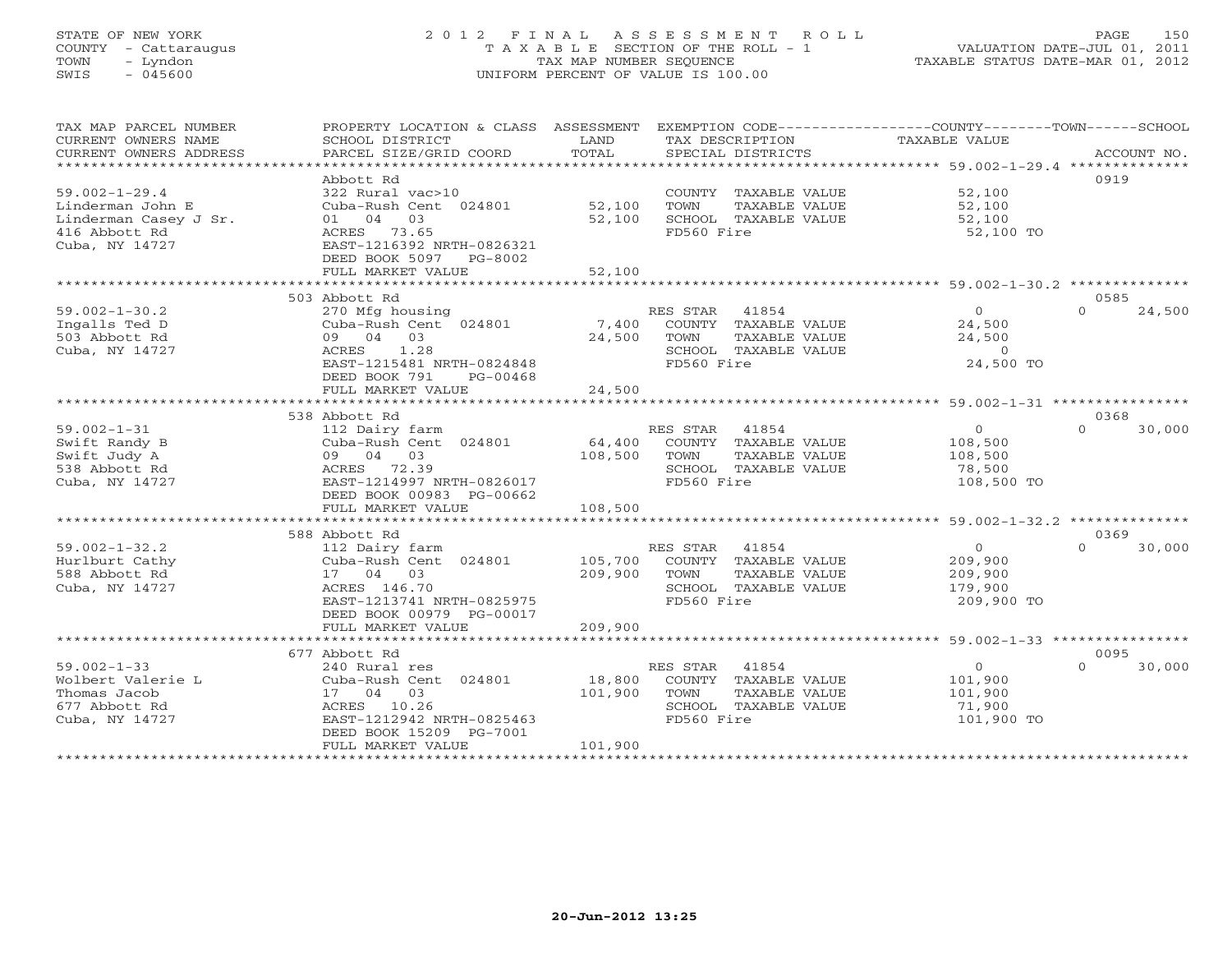STATE OF NEW YORK
COUNTY - Cattaraugus
TOWN - Lyndon
SWIS - 045600

2 0 1 2 F I N A L A S S E S S M E N T R O L L
T A X A B L E SECTION OF THE ROLL - 1
TAX MAP NUMBER SEQUENCE
UNIFORM PERCENT OF VALUE IS 100.00

VALUATION DATE-JUL 01, 2011
TAXABLE STATUS DATE-MAR 01, 2012

| TAX MAP PARCEL NUMBER / CURRENT OWNERS NAME / CURRENT OWNERS ADDRESS | PROPERTY LOCATION & CLASS / SCHOOL DISTRICT / PARCEL SIZE/GRID COORD | ASSESSMENT LAND / TOTAL | EXEMPTION CODE / TAX DESCRIPTION / SPECIAL DISTRICTS | COUNTY / TOWN / SCHOOL TAXABLE VALUE | ACCOUNT NO. |
|---|---|---|---|---|---|
| **59.002-1-29.4** | Abbott Rd | | | | 0919 |
| 59.002-1-29.4 | 322 Rural vac>10 | | COUNTY TAXABLE VALUE | 52,100 | |
| Linderman John E | Cuba-Rush Cent 024801 | 52,100 | TOWN TAXABLE VALUE | 52,100 | |
| Linderman Casey J Sr. | 01 04 03 | 52,100 | SCHOOL TAXABLE VALUE | 52,100 | |
| 416 Abbott Rd | ACRES 73.65 | | FD560 Fire | 52,100 TO | |
| Cuba, NY 14727 | EAST-1216392 NRTH-0826321 | | | | |
| | DEED BOOK 5097 PG-8002 | | | | |
| | FULL MARKET VALUE | 52,100 | | | |
| **59.002-1-30.2** | 503 Abbott Rd | | | | 0585 |
| 59.002-1-30.2 | 270 Mfg housing | | RES STAR 41854 | 0 / 0 / 24,500 | |
| Ingalls Ted D | Cuba-Rush Cent 024801 | 7,400 | COUNTY TAXABLE VALUE | 24,500 | |
| 503 Abbott Rd | 09 04 03 | 24,500 | TOWN TAXABLE VALUE | 24,500 | |
| Cuba, NY 14727 | ACRES 1.28 | | SCHOOL TAXABLE VALUE | 0 | |
| | EAST-1215481 NRTH-0824848 | | FD560 Fire | 24,500 TO | |
| | DEED BOOK 791 PG-00468 | | | | |
| | FULL MARKET VALUE | 24,500 | | | |
| **59.002-1-31** | 538 Abbott Rd | | | | 0368 |
| 59.002-1-31 | 112 Dairy farm | | RES STAR 41854 | 0 / 0 / 30,000 | |
| Swift Randy B | Cuba-Rush Cent 024801 | 64,400 | COUNTY TAXABLE VALUE | 108,500 | |
| Swift Judy A | 09 04 03 | 108,500 | TOWN TAXABLE VALUE | 108,500 | |
| 538 Abbott Rd | ACRES 72.39 | | SCHOOL TAXABLE VALUE | 78,500 | |
| Cuba, NY 14727 | EAST-1214997 NRTH-0826017 | | FD560 Fire | 108,500 TO | |
| | DEED BOOK 00983 PG-00662 | | | | |
| | FULL MARKET VALUE | 108,500 | | | |
| **59.002-1-32.2** | 588 Abbott Rd | | | | 0369 |
| 59.002-1-32.2 | 112 Dairy farm | | RES STAR 41854 | 0 / 0 / 30,000 | |
| Hurlburt Cathy | Cuba-Rush Cent 024801 | 105,700 | COUNTY TAXABLE VALUE | 209,900 | |
| 588 Abbott Rd | 17 04 03 | 209,900 | TOWN TAXABLE VALUE | 209,900 | |
| Cuba, NY 14727 | ACRES 146.70 | | SCHOOL TAXABLE VALUE | 179,900 | |
| | EAST-1213741 NRTH-0825975 | | FD560 Fire | 209,900 TO | |
| | DEED BOOK 00979 PG-00017 | | | | |
| | FULL MARKET VALUE | 209,900 | | | |
| **59.002-1-33** | 677 Abbott Rd | | | | 0095 |
| 59.002-1-33 | 240 Rural res | | RES STAR 41854 | 0 / 0 / 30,000 | |
| Wolbert Valerie L | Cuba-Rush Cent 024801 | 18,800 | COUNTY TAXABLE VALUE | 101,900 | |
| Thomas Jacob | 17 04 03 | 101,900 | TOWN TAXABLE VALUE | 101,900 | |
| 677 Abbott Rd | ACRES 10.26 | | SCHOOL TAXABLE VALUE | 71,900 | |
| Cuba, NY 14727 | EAST-1212942 NRTH-0825463 | | FD560 Fire | 101,900 TO | |
| | DEED BOOK 15209 PG-7001 | | | | |
| | FULL MARKET VALUE | 101,900 | | | |

20-Jun-2012 13:25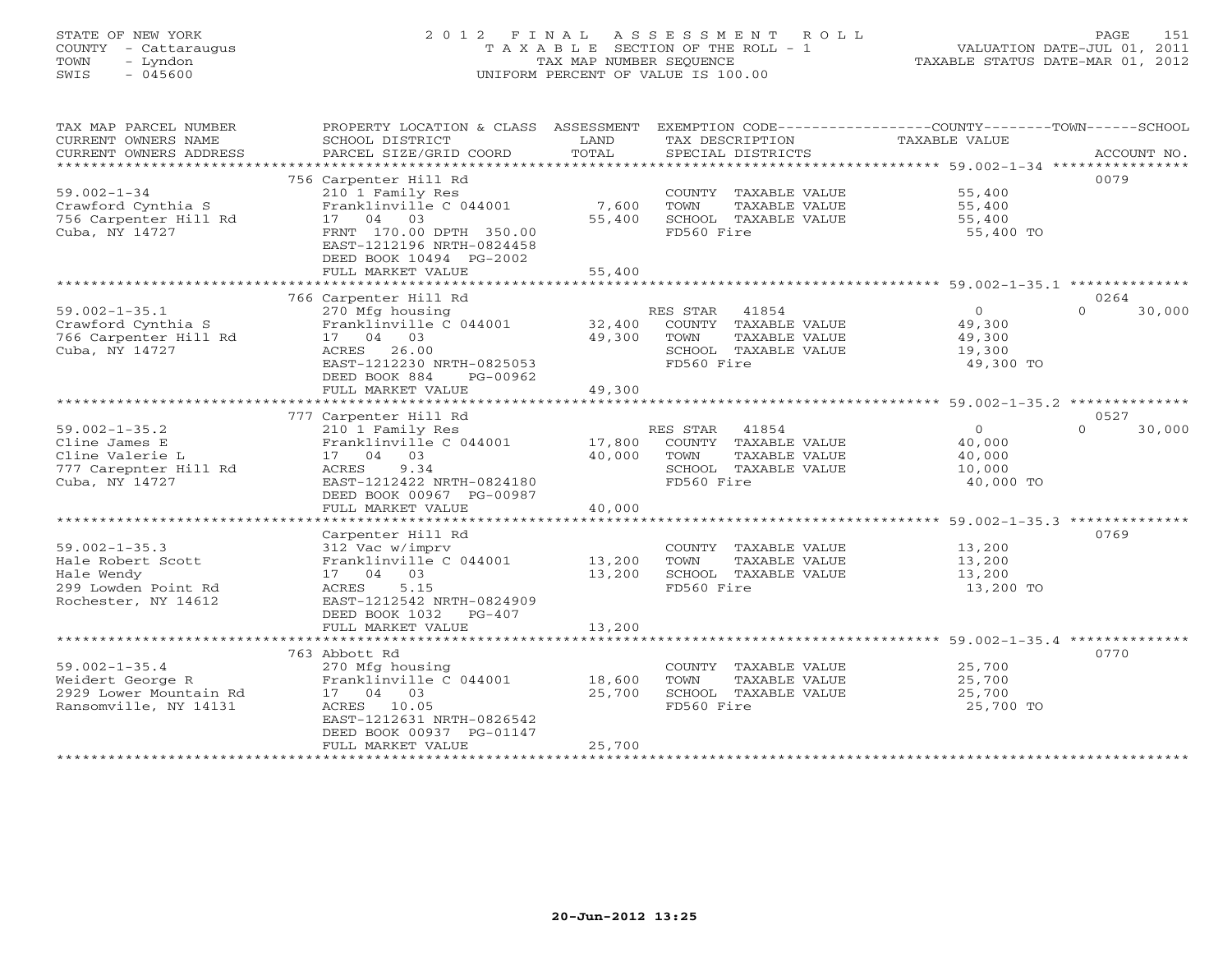STATE OF NEW YORK
COUNTY - Cattaraugus
TOWN - Lyndon
SWIS - 045600

# 2012 FINAL ASSESSMENT ROLL

TAXABLE SECTION OF THE ROLL - 1
TAX MAP NUMBER SEQUENCE
UNIFORM PERCENT OF VALUE IS 100.00

VALUATION DATE-JUL 01, 2011
TAXABLE STATUS DATE-MAR 01, 2012

| TAX MAP PARCEL NUMBER / CURRENT OWNERS NAME / CURRENT OWNERS ADDRESS | PROPERTY LOCATION & CLASS / SCHOOL DISTRICT / PARCEL SIZE/GRID COORD | ASSESSMENT LAND | TOTAL | EXEMPTION CODE / TAX DESCRIPTION / SPECIAL DISTRICTS | COUNTY TAXABLE VALUE | TOWN | SCHOOL | ACCOUNT NO. |
|---|---|---|---|---|---|---|---|---|
| 59.002-1-34 | 756 Carpenter Hill Rd | | | | | | | 0079 |
| Crawford Cynthia S | 210 1 Family Res | | | COUNTY TAXABLE VALUE | 55,400 | | | |
| 756 Carpenter Hill Rd | Franklinville C 044001 | 7,600 | | TOWN TAXABLE VALUE | 55,400 | | | |
| Cuba, NY 14727 | 17 04 03 | | 55,400 | SCHOOL TAXABLE VALUE | 55,400 | | | |
| | FRNT 170.00 DPTH 350.00 | | | FD560 Fire | 55,400 TO | | | |
| | EAST-1212196 NRTH-0824458 | | | | | | | |
| | DEED BOOK 10494 PG-2002 | | | | | | | |
| | FULL MARKET VALUE | | 55,400 | | | | | |
| 59.002-1-35.1 | 766 Carpenter Hill Rd | | | | | | | 0264 |
| Crawford Cynthia S | 270 Mfg housing | | | RES STAR 41854 | 0 | | 0 | 30,000 |
| 766 Carpenter Hill Rd | Franklinville C 044001 | 32,400 | | COUNTY TAXABLE VALUE | 49,300 | | | |
| Cuba, NY 14727 | 17 04 03 | | 49,300 | TOWN TAXABLE VALUE | 49,300 | | | |
| | ACRES 26.00 | | | SCHOOL TAXABLE VALUE | 19,300 | | | |
| | EAST-1212230 NRTH-0825053 | | | FD560 Fire | 49,300 TO | | | |
| | DEED BOOK 884 PG-00962 | | | | | | | |
| | FULL MARKET VALUE | | 49,300 | | | | | |
| 59.002-1-35.2 | 777 Carpenter Hill Rd | | | | | | | 0527 |
| Cline James E | 210 1 Family Res | | | RES STAR 41854 | 0 | | 0 | 30,000 |
| Cline Valerie L | Franklinville C 044001 | 17,800 | | COUNTY TAXABLE VALUE | 40,000 | | | |
| 777 Carepnter Hill Rd | 17 04 03 | | 40,000 | TOWN TAXABLE VALUE | 40,000 | | | |
| Cuba, NY 14727 | ACRES 9.34 | | | SCHOOL TAXABLE VALUE | 10,000 | | | |
| | EAST-1212422 NRTH-0824180 | | | FD560 Fire | 40,000 TO | | | |
| | DEED BOOK 00967 PG-00987 | | | | | | | |
| | FULL MARKET VALUE | | 40,000 | | | | | |
| 59.002-1-35.3 | Carpenter Hill Rd | | | | | | | 0769 |
| Hale Robert Scott | 312 Vac w/imprv | | | COUNTY TAXABLE VALUE | 13,200 | | | |
| Hale Wendy | Franklinville C 044001 | 13,200 | | TOWN TAXABLE VALUE | 13,200 | | | |
| 299 Lowden Point Rd | 17 04 03 | | 13,200 | SCHOOL TAXABLE VALUE | 13,200 | | | |
| Rochester, NY 14612 | ACRES 5.15 | | | FD560 Fire | 13,200 TO | | | |
| | EAST-1212542 NRTH-0824909 | | | | | | | |
| | DEED BOOK 1032 PG-407 | | | | | | | |
| | FULL MARKET VALUE | | 13,200 | | | | | |
| 59.002-1-35.4 | 763 Abbott Rd | | | | | | | 0770 |
| Weidert George R | 270 Mfg housing | | | COUNTY TAXABLE VALUE | 25,700 | | | |
| 2929 Lower Mountain Rd | Franklinville C 044001 | 18,600 | | TOWN TAXABLE VALUE | 25,700 | | | |
| Ransomville, NY 14131 | 17 04 03 | | 25,700 | SCHOOL TAXABLE VALUE | 25,700 | | | |
| | ACRES 10.05 | | | FD560 Fire | 25,700 TO | | | |
| | EAST-1212631 NRTH-0826542 | | | | | | | |
| | DEED BOOK 00937 PG-01147 | | | | | | | |
| | FULL MARKET VALUE | | 25,700 | | | | | |

20-Jun-2012 13:25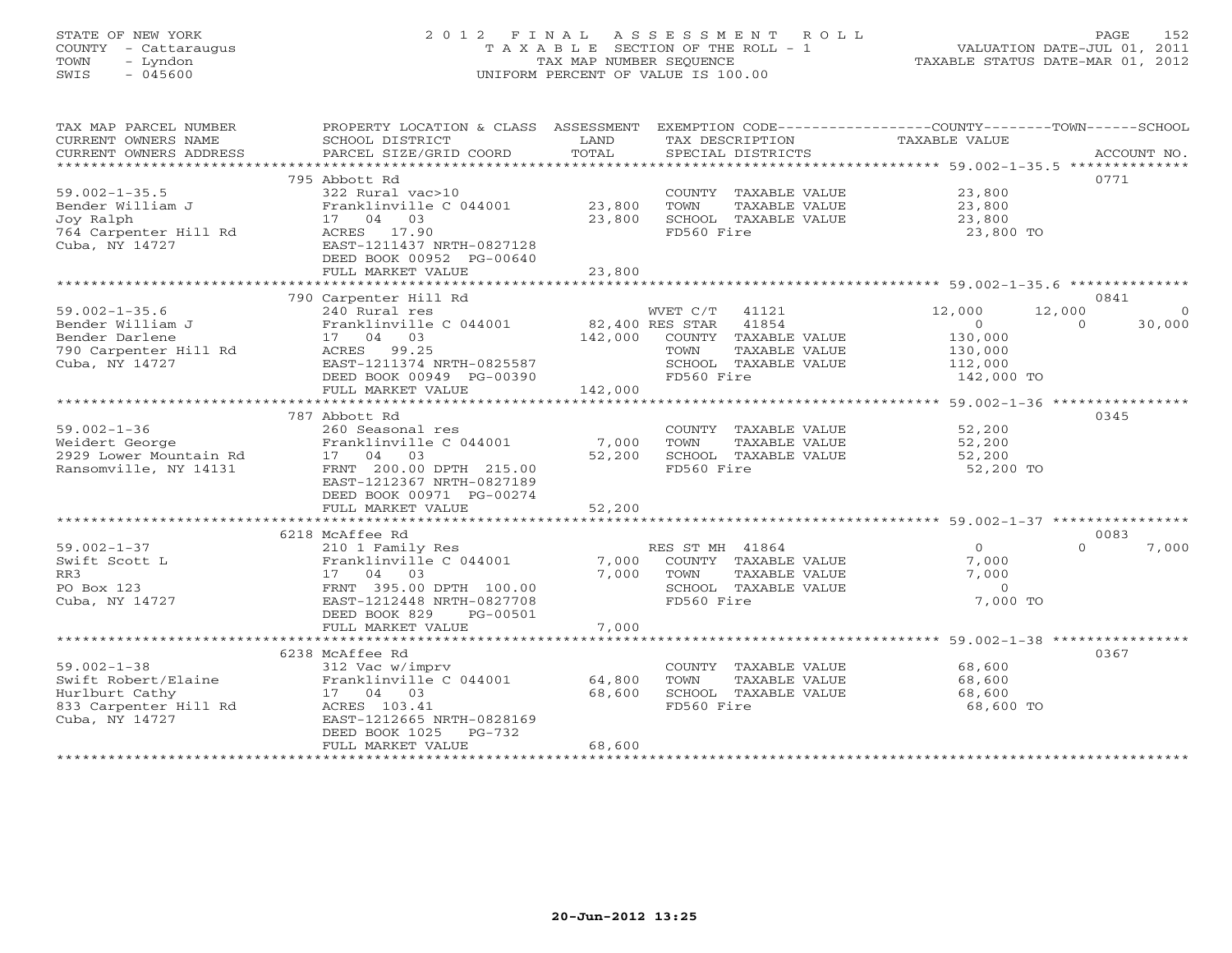STATE OF NEW YORK
COUNTY - Cattaraugus
TOWN - Lyndon
SWIS - 045600

# 2012 FINAL ASSESSMENT ROLL

TAXABLE SECTION OF THE ROLL - 1
TAX MAP NUMBER SEQUENCE
UNIFORM PERCENT OF VALUE IS 100.00

VALUATION DATE-JUL 01, 2011
TAXABLE STATUS DATE-MAR 01, 2012

| TAX MAP PARCEL NUMBER / CURRENT OWNERS NAME / CURRENT OWNERS ADDRESS | PROPERTY LOCATION & CLASS / SCHOOL DISTRICT / PARCEL SIZE/GRID COORD | ASSESSMENT LAND | TOTAL | EXEMPTION CODE / TAX DESCRIPTION / SPECIAL DISTRICTS | COUNTY TAXABLE VALUE | TOWN | SCHOOL | ACCOUNT NO. |
|---|---|---|---|---|---|---|---|---|
| 59.002-1-35.5 | 795 Abbott Rd | | | | | | | 0771 |
| Bender William J | 322 Rural vac>10 | | | COUNTY TAXABLE VALUE | 23,800 | | | |
| Joy Ralph | Franklinville C 044001 | 23,800 | | TOWN TAXABLE VALUE | 23,800 | | | |
| 764 Carpenter Hill Rd | 17 04 03 | | 23,800 | SCHOOL TAXABLE VALUE | 23,800 | | | |
| Cuba, NY 14727 | ACRES 17.90 | | | FD560 Fire | 23,800 TO | | | |
| | EAST-1211437 NRTH-0827128 | | | | | | | |
| | DEED BOOK 00952 PG-00640 | | | | | | | |
| | FULL MARKET VALUE | | 23,800 | | | | | |
| 59.002-1-35.6 | 790 Carpenter Hill Rd | | | | | | | 0841 |
| Bender William J | 240 Rural res | | | WVET C/T 41121 | 12,000 | 12,000 | 0 | |
| Bender Darlene | Franklinville C 044001 | 82,400 | | RES STAR 41854 | 0 | 0 | 30,000 | |
| 790 Carpenter Hill Rd | 17 04 03 | | 142,000 | COUNTY TAXABLE VALUE | 130,000 | | | |
| Cuba, NY 14727 | ACRES 99.25 | | | TOWN TAXABLE VALUE | 130,000 | | | |
| | EAST-1211374 NRTH-0825587 | | | SCHOOL TAXABLE VALUE | 112,000 | | | |
| | DEED BOOK 00949 PG-00390 | | | FD560 Fire | 142,000 TO | | | |
| | FULL MARKET VALUE | | 142,000 | | | | | |
| 59.002-1-36 | 787 Abbott Rd | | | | | | | 0345 |
| Weidert George | 260 Seasonal res | | | COUNTY TAXABLE VALUE | 52,200 | | | |
| 2929 Lower Mountain Rd | Franklinville C 044001 | 7,000 | | TOWN TAXABLE VALUE | 52,200 | | | |
| Ransomville, NY 14131 | 17 04 03 | | 52,200 | SCHOOL TAXABLE VALUE | 52,200 | | | |
| | FRNT 200.00 DPTH 215.00 | | | FD560 Fire | 52,200 TO | | | |
| | EAST-1212367 NRTH-0827189 | | | | | | | |
| | DEED BOOK 00971 PG-00274 | | | | | | | |
| | FULL MARKET VALUE | | 52,200 | | | | | |
| 59.002-1-37 | 6218 McAffee Rd | | | | | | | 0083 |
| Swift Scott L | 210 1 Family Res | | | RES ST MH 41864 | 0 | 0 | 7,000 | |
| RR3 | Franklinville C 044001 | 7,000 | | COUNTY TAXABLE VALUE | 7,000 | | | |
| PO Box 123 | 17 04 03 | | 7,000 | TOWN TAXABLE VALUE | 7,000 | | | |
| Cuba, NY 14727 | FRNT 395.00 DPTH 100.00 | | | SCHOOL TAXABLE VALUE | 0 | | | |
| | EAST-1212448 NRTH-0827708 | | | FD560 Fire | 7,000 TO | | | |
| | DEED BOOK 829 PG-00501 | | | | | | | |
| | FULL MARKET VALUE | | 7,000 | | | | | |
| 59.002-1-38 | 6238 McAffee Rd | | | | | | | 0367 |
| Swift Robert/Elaine | 312 Vac w/imprv | | | COUNTY TAXABLE VALUE | 68,600 | | | |
| Hurlburt Cathy | Franklinville C 044001 | 64,800 | | TOWN TAXABLE VALUE | 68,600 | | | |
| 833 Carpenter Hill Rd | 17 04 03 | | 68,600 | SCHOOL TAXABLE VALUE | 68,600 | | | |
| Cuba, NY 14727 | ACRES 103.41 | | | FD560 Fire | 68,600 TO | | | |
| | EAST-1212665 NRTH-0828169 | | | | | | | |
| | DEED BOOK 1025 PG-732 | | | | | | | |
| | FULL MARKET VALUE | | 68,600 | | | | | |

20-Jun-2012 13:25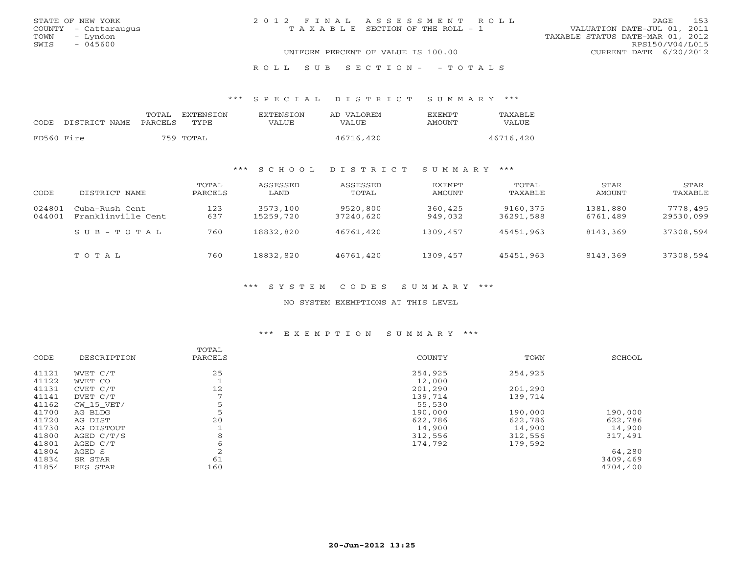STATE OF NEW YORK
COUNTY - Cattaraugus
TOWN - Lyndon
SWIS - 045600

2012 FINAL ASSESSMENT ROLL
TAXABLE SECTION OF THE ROLL - 1
UNIFORM PERCENT OF VALUE IS 100.00

VALUATION DATE-JUL 01, 2011
TAXABLE STATUS DATE-MAR 01, 2012
RPS150/V04/L015
CURRENT DATE 6/20/2012

ROLL SUB SECTION- - TOTALS

## *** SPECIAL DISTRICT SUMMARY ***

| CODE | DISTRICT NAME | TOTAL PARCELS | EXTENSION TYPE | EXTENSION VALUE | AD VALOREM VALUE | EXEMPT AMOUNT | TAXABLE VALUE |
|---|---|---|---|---|---|---|---|
| FD560 | Fire | 759 | TOTAL | | 46716,420 | | 46716,420 |

## *** SCHOOL DISTRICT SUMMARY ***

| CODE | DISTRICT NAME | TOTAL PARCELS | ASSESSED LAND | ASSESSED TOTAL | EXEMPT AMOUNT | TOTAL TAXABLE | STAR AMOUNT | STAR TAXABLE |
|---|---|---|---|---|---|---|---|---|
| 024801 | Cuba-Rush Cent | 123 | 3573,100 | 9520,800 | 360,425 | 9160,375 | 1381,880 | 7778,495 |
| 044001 | Franklinville Cent | 637 | 15259,720 | 37240,620 | 949,032 | 36291,588 | 6761,489 | 29530,099 |
| | SUB-TOTAL | 760 | 18832,820 | 46761,420 | 1309,457 | 45451,963 | 8143,369 | 37308,594 |
| | TOTAL | 760 | 18832,820 | 46761,420 | 1309,457 | 45451,963 | 8143,369 | 37308,594 |

## *** SYSTEM CODES SUMMARY ***

NO SYSTEM EXEMPTIONS AT THIS LEVEL

## *** EXEMPTION SUMMARY ***

| CODE | DESCRIPTION | TOTAL PARCELS | COUNTY | TOWN | SCHOOL |
|---|---|---|---|---|---|
| 41121 | WVET C/T | 25 | 254,925 | 254,925 | |
| 41122 | WVET CO | 1 | 12,000 | | |
| 41131 | CVET C/T | 12 | 201,290 | 201,290 | |
| 41141 | DVET C/T | 7 | 139,714 | 139,714 | |
| 41162 | CW_15_VET/ | 5 | 55,530 | | |
| 41700 | AG BLDG | 5 | 190,000 | 190,000 | 190,000 |
| 41720 | AG DIST | 20 | 622,786 | 622,786 | 622,786 |
| 41730 | AG DISTOUT | 1 | 14,900 | 14,900 | 14,900 |
| 41800 | AGED C/T/S | 8 | 312,556 | 312,556 | 317,491 |
| 41801 | AGED C/T | 6 | 174,792 | 179,592 | |
| 41804 | AGED S | 2 | | | 64,280 |
| 41834 | SR STAR | 61 | | | 3409,469 |
| 41854 | RES STAR | 160 | | | 4704,400 |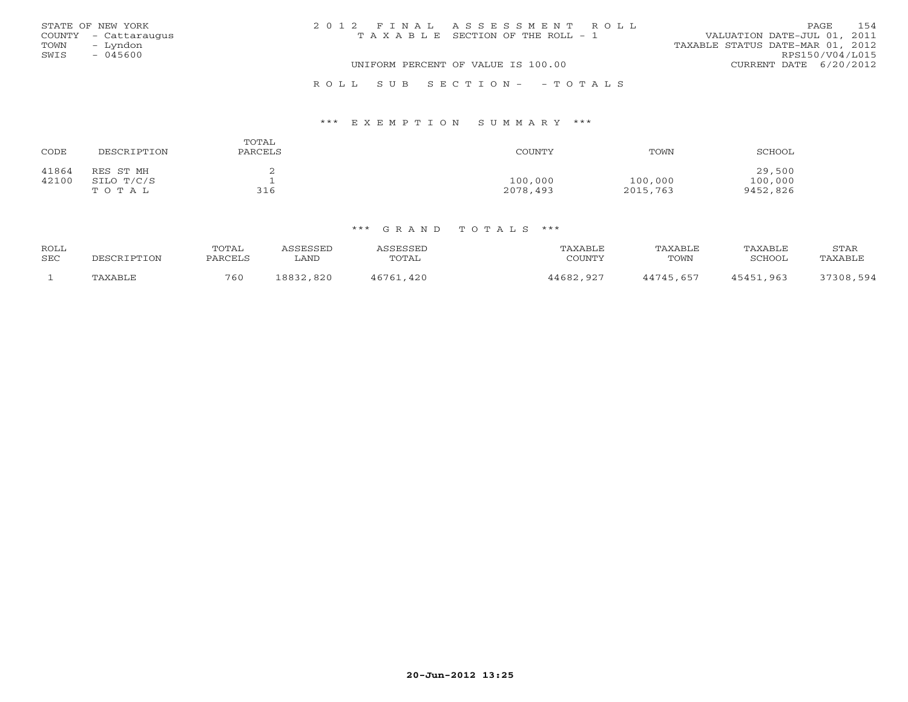STATE OF NEW YORK
COUNTY - Cattaraugus
TOWN - Lyndon
SWIS - 045600

2012 FINAL ASSESSMENT ROLL
TAXABLE SECTION OF THE ROLL - 1

VALUATION DATE-JUL 01, 2011
TAXABLE STATUS DATE-MAR 01, 2012
RPS150/V04/L015

UNIFORM PERCENT OF VALUE IS 100.00

CURRENT DATE 6/20/2012

ROLL SUB SECTION- - TOTALS

## *** EXEMPTION SUMMARY ***

| CODE | DESCRIPTION | TOTAL PARCELS | COUNTY | TOWN | SCHOOL |
|---|---|---|---|---|---|
| 41864 | RES ST MH | 2 | | | 29,500 |
| 42100 | SILO T/C/S | 1 | 100,000 | 100,000 | 100,000 |
| | TOTAL | 316 | 2078,493 | 2015,763 | 9452,826 |

## *** GRAND TOTALS ***

| ROLL SEC | DESCRIPTION | TOTAL PARCELS | ASSESSED LAND | ASSESSED TOTAL | TAXABLE COUNTY | TAXABLE TOWN | TAXABLE SCHOOL | STAR TAXABLE |
|---|---|---|---|---|---|---|---|---|
| 1 | TAXABLE | 760 | 18832,820 | 46761,420 | 44682,927 | 44745,657 | 45451,963 | 37308,594 |

20-Jun-2012 13:25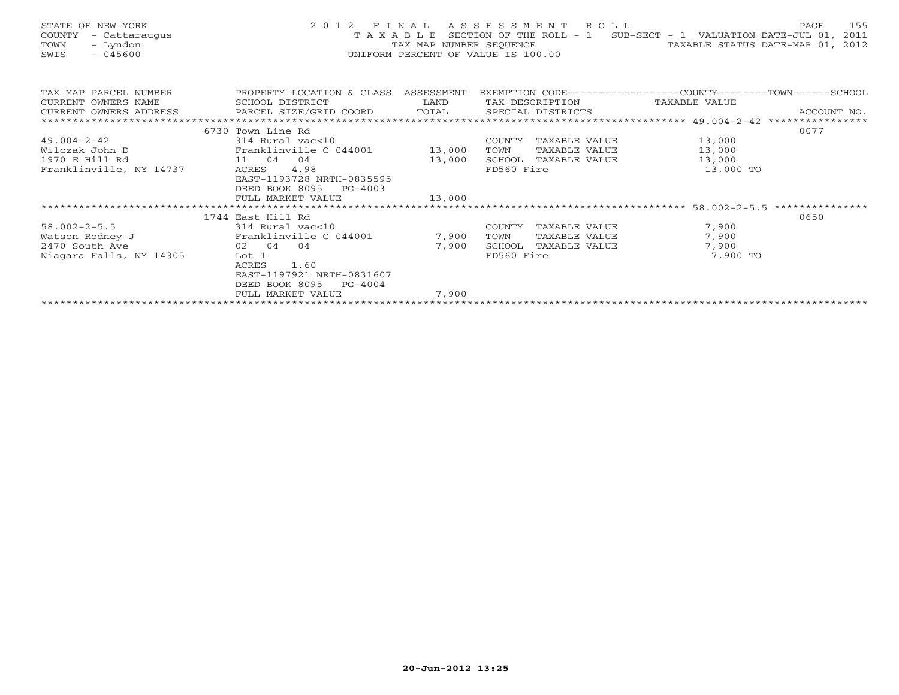STATE OF NEW YORK
COUNTY - Cattaraugus
TOWN - Lyndon
SWIS - 045600

2012 FINAL ASSESSMENT ROLL
TAXABLE SECTION OF THE ROLL - 1 SUB-SECT - 1 VALUATION DATE-JUL 01, 2011
TAX MAP NUMBER SEQUENCE TAXABLE STATUS DATE-MAR 01, 2012
UNIFORM PERCENT OF VALUE IS 100.00

| TAX MAP PARCEL NUMBER / CURRENT OWNERS NAME / CURRENT OWNERS ADDRESS | PROPERTY LOCATION & CLASS / SCHOOL DISTRICT / PARCEL SIZE/GRID COORD | ASSESSMENT LAND / TOTAL | EXEMPTION CODE / TAX DESCRIPTION / SPECIAL DISTRICTS | TAXABLE VALUE (COUNTY / TOWN / SCHOOL) | ACCOUNT NO. |
|---|---|---|---|---|---|
| 49.004-2-42 | 6730 Town Line Rd | | | | 0077 |
| 49.004-2-42 | 314 Rural vac<10 | | COUNTY TAXABLE VALUE | 13,000 | |
| Wilczak John D | Franklinville C 044001 | 13,000 | TOWN TAXABLE VALUE | 13,000 | |
| 1970 E Hill Rd | 11 04 04 | 13,000 | SCHOOL TAXABLE VALUE | 13,000 | |
| Franklinville, NY 14737 | ACRES 4.98 | | FD560 Fire | 13,000 TO | |
| | EAST-1193728 NRTH-0835595 | | | | |
| | DEED BOOK 8095 PG-4003 | | | | |
| | FULL MARKET VALUE | 13,000 | | | |
| 58.002-2-5.5 | 1744 East Hill Rd | | | | 0650 |
| 58.002-2-5.5 | 314 Rural vac<10 | | COUNTY TAXABLE VALUE | 7,900 | |
| Watson Rodney J | Franklinville C 044001 | 7,900 | TOWN TAXABLE VALUE | 7,900 | |
| 2470 South Ave | 02 04 04 | 7,900 | SCHOOL TAXABLE VALUE | 7,900 | |
| Niagara Falls, NY 14305 | Lot 1 | | FD560 Fire | 7,900 TO | |
| | ACRES 1.60 | | | | |
| | EAST-1197921 NRTH-0831607 | | | | |
| | DEED BOOK 8095 PG-4004 | | | | |
| | FULL MARKET VALUE | 7,900 | | | |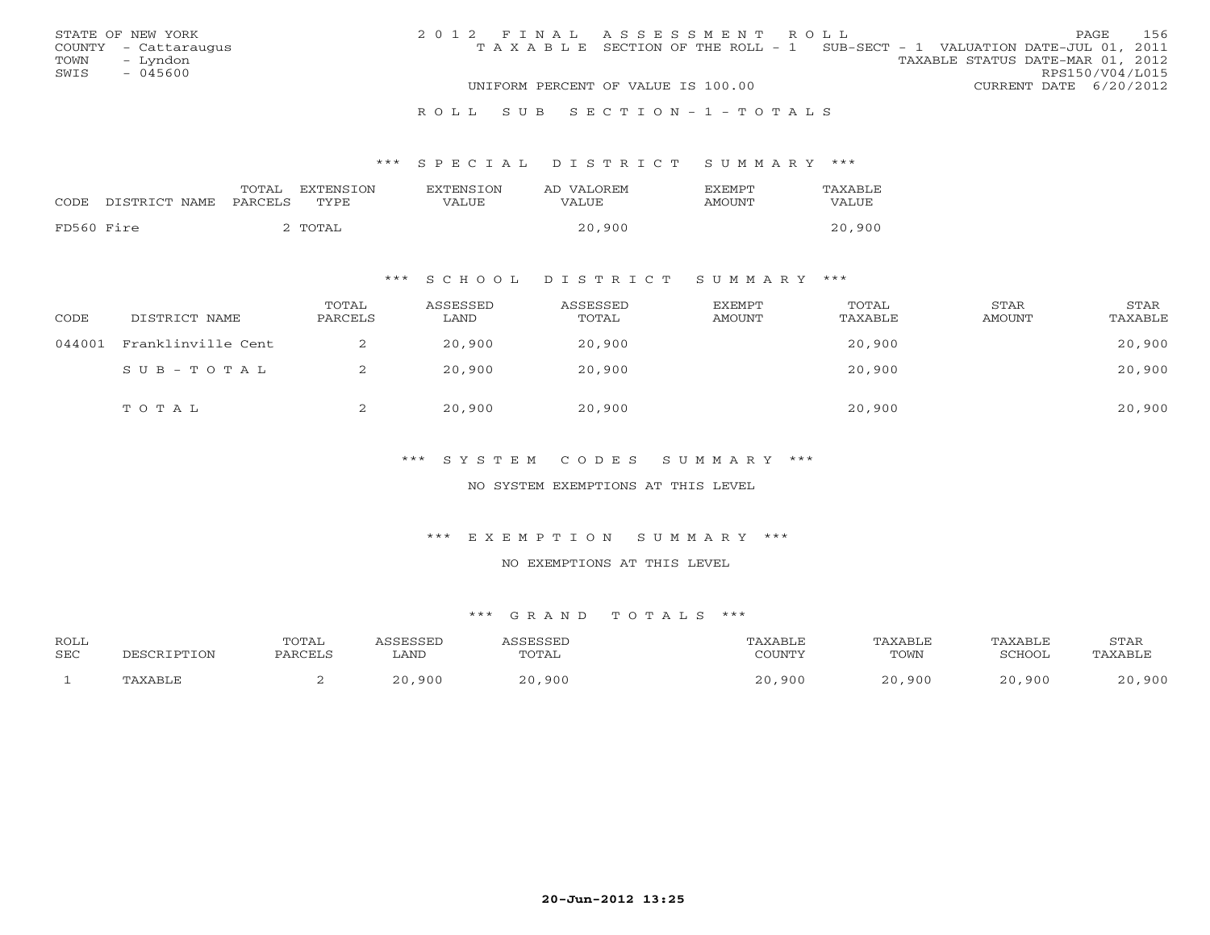STATE OF NEW YORK
COUNTY - Cattaraugus
TOWN - Lyndon
SWIS - 045600

2012 FINAL ASSESSMENT ROLL
TAXABLE SECTION OF THE ROLL - 1 SUB-SECT - 1 VALUATION DATE-JUL 01, 2011
TAXABLE STATUS DATE-MAR 01, 2012
RPS150/V04/L015
UNIFORM PERCENT OF VALUE IS 100.00
CURRENT DATE 6/20/2012

ROLL SUB SECTION-1-TOTALS

### *** SPECIAL DISTRICT SUMMARY ***

| CODE DISTRICT NAME | TOTAL PARCELS | EXTENSION TYPE | EXTENSION VALUE | AD VALOREM VALUE | EXEMPT AMOUNT | TAXABLE VALUE |
|---|---|---|---|---|---|---|
| FD560 Fire | 2 | TOTAL | | 20,900 | | 20,900 |

### *** SCHOOL DISTRICT SUMMARY ***

| CODE | DISTRICT NAME | TOTAL PARCELS | ASSESSED LAND | ASSESSED TOTAL | EXEMPT AMOUNT | TOTAL TAXABLE | STAR AMOUNT | STAR TAXABLE |
|---|---|---|---|---|---|---|---|---|
| 044001 | Franklinville Cent | 2 | 20,900 | 20,900 | | 20,900 | | 20,900 |
| | SUB-TOTAL | 2 | 20,900 | 20,900 | | 20,900 | | 20,900 |
| | TOTAL | 2 | 20,900 | 20,900 | | 20,900 | | 20,900 |

### *** SYSTEM CODES SUMMARY ***

NO SYSTEM EXEMPTIONS AT THIS LEVEL

### *** EXEMPTION SUMMARY ***

NO EXEMPTIONS AT THIS LEVEL

### *** GRAND TOTALS ***

| ROLL SEC | DESCRIPTION | TOTAL PARCELS | ASSESSED LAND | ASSESSED TOTAL | TAXABLE COUNTY | TAXABLE TOWN | TAXABLE SCHOOL | STAR TAXABLE |
|---|---|---|---|---|---|---|---|---|
| 1 | TAXABLE | 2 | 20,900 | 20,900 | 20,900 | 20,900 | 20,900 | 20,900 |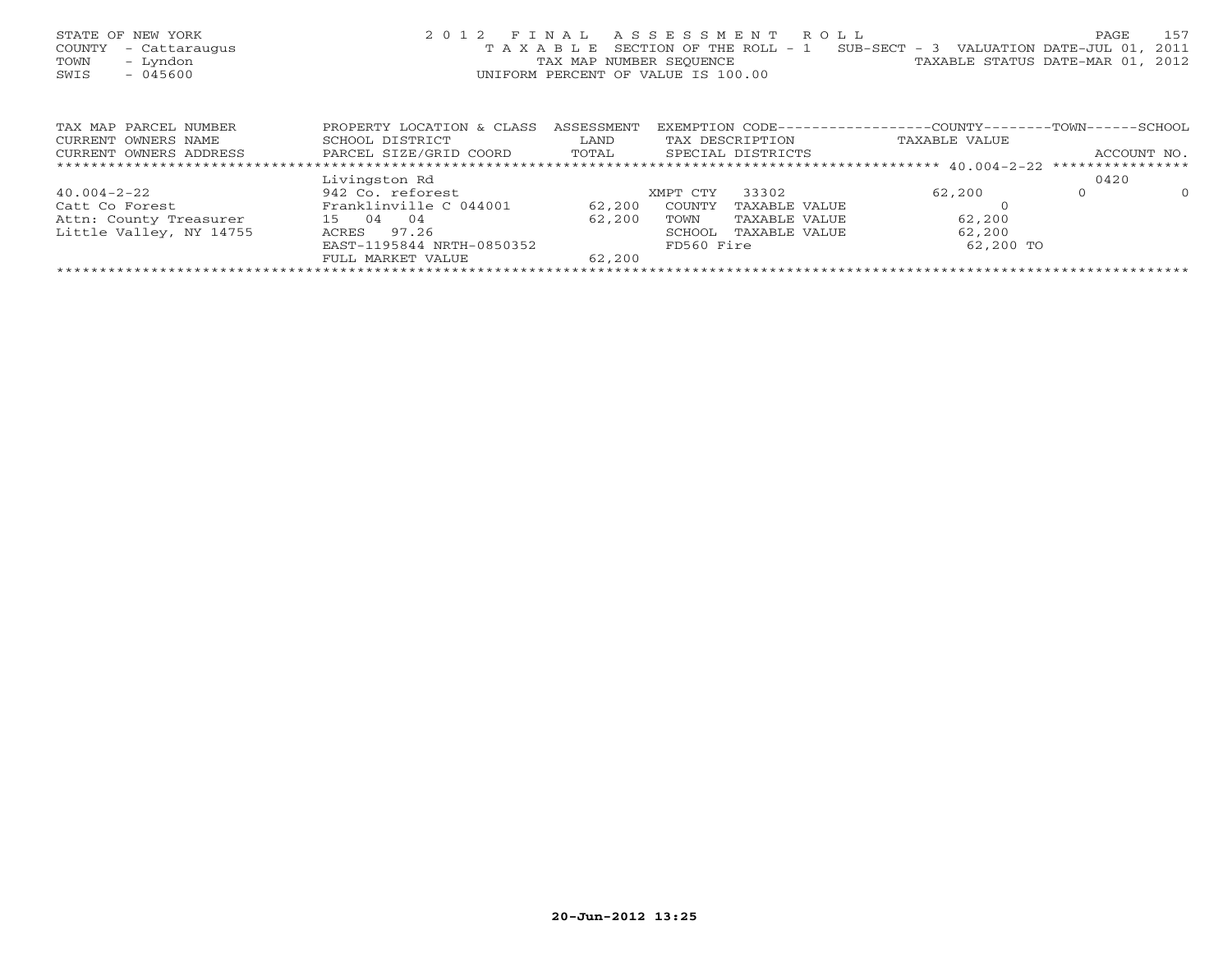STATE OF NEW YORK
COUNTY - Cattaraugus
TOWN - Lyndon
SWIS - 045600

2012 FINAL ASSESSMENT ROLL
TAXABLE SECTION OF THE ROLL - 1 SUB-SECT - 3 VALUATION DATE-JUL 01, 2011
TAX MAP NUMBER SEQUENCE TAXABLE STATUS DATE-MAR 01, 2012
UNIFORM PERCENT OF VALUE IS 100.00

| TAX MAP PARCEL NUMBER / CURRENT OWNERS NAME / CURRENT OWNERS ADDRESS | PROPERTY LOCATION & CLASS / SCHOOL DISTRICT / PARCEL SIZE/GRID COORD | ASSESSMENT LAND / TOTAL | EXEMPTION CODE / TAX DESCRIPTION / SPECIAL DISTRICTS | COUNTY TAXABLE VALUE | TOWN | SCHOOL / ACCOUNT NO. |
|---|---|---|---|---|---|---|
| | Livingston Rd | | | | | 0420 |
| 40.004-2-22 | 942 Co. reforest | | XMPT CTY 33302 | 62,200 | 0 | 0 |
| Catt Co Forest | Franklinville C 044001 | 62,200 | COUNTY TAXABLE VALUE | 0 | | |
| Attn: County Treasurer | 15 04 04 | 62,200 | TOWN TAXABLE VALUE | 62,200 | | |
| Little Valley, NY 14755 | ACRES 97.26 | | SCHOOL TAXABLE VALUE | 62,200 | | |
| | EAST-1195844 NRTH-0850352 | | FD560 Fire | 62,200 TO | | |
| | FULL MARKET VALUE | 62,200 | | | | |

20-Jun-2012 13:25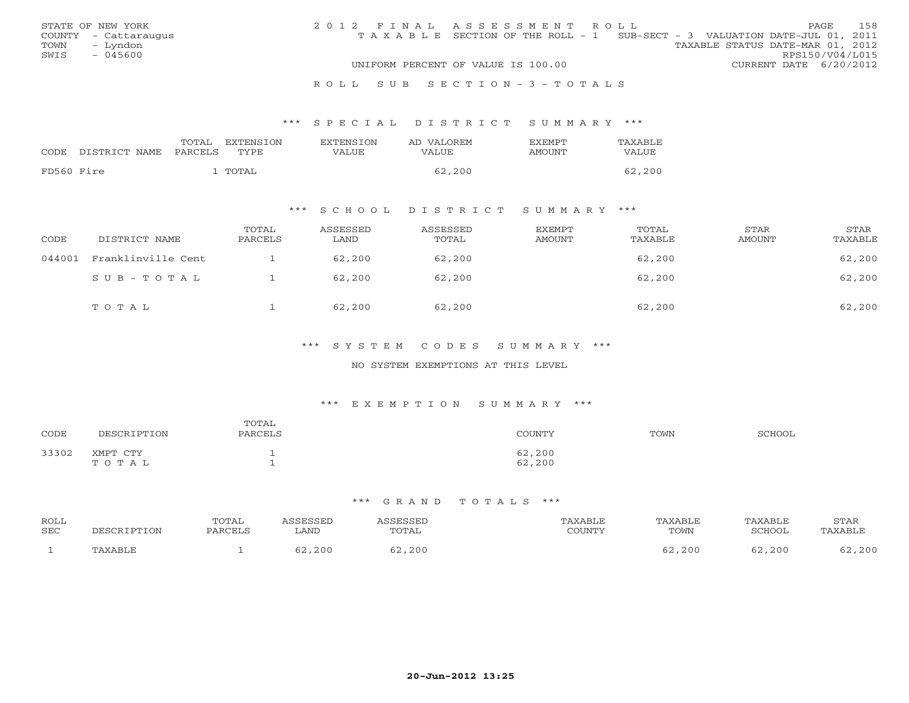STATE OF NEW YORK
COUNTY - Cattaraugus
TOWN - Lyndon
SWIS - 045600

2012 FINAL ASSESSMENT ROLL
TAXABLE SECTION OF THE ROLL - 1 SUB-SECT - 3 VALUATION DATE-JUL 01, 2011
TAXABLE STATUS DATE-MAR 01, 2012
RPS150/V04/L015
UNIFORM PERCENT OF VALUE IS 100.00
CURRENT DATE 6/20/2012

ROLL SUB SECTION-3-TOTALS

### *** SPECIAL DISTRICT SUMMARY ***

| CODE | DISTRICT NAME | TOTAL PARCELS | EXTENSION TYPE | EXTENSION VALUE | AD VALOREM VALUE | EXEMPT AMOUNT | TAXABLE VALUE |
|---|---|---|---|---|---|---|---|
| FD560 | Fire | 1 | TOTAL | | 62,200 | | 62,200 |

### *** SCHOOL DISTRICT SUMMARY ***

| CODE | DISTRICT NAME | TOTAL PARCELS | ASSESSED LAND | ASSESSED TOTAL | EXEMPT AMOUNT | TOTAL TAXABLE | STAR AMOUNT | STAR TAXABLE |
|---|---|---|---|---|---|---|---|---|
| 044001 | Franklinville Cent | 1 | 62,200 | 62,200 | | 62,200 | | 62,200 |
| | SUB-TOTAL | 1 | 62,200 | 62,200 | | 62,200 | | 62,200 |
| | TOTAL | 1 | 62,200 | 62,200 | | 62,200 | | 62,200 |

### *** SYSTEM CODES SUMMARY ***

NO SYSTEM EXEMPTIONS AT THIS LEVEL

### *** EXEMPTION SUMMARY ***

| CODE | DESCRIPTION | TOTAL PARCELS | COUNTY | TOWN | SCHOOL |
|---|---|---|---|---|---|
| 33302 | XMPT CTY | 1 | 62,200 | | |
| | TOTAL | 1 | 62,200 | | |

### *** GRAND TOTALS ***

| ROLL SEC | DESCRIPTION | TOTAL PARCELS | ASSESSED LAND | ASSESSED TOTAL | TAXABLE COUNTY | TAXABLE TOWN | TAXABLE SCHOOL | STAR TAXABLE |
|---|---|---|---|---|---|---|---|---|
| 1 | TAXABLE | 1 | 62,200 | 62,200 | | 62,200 | 62,200 | 62,200 |

20-Jun-2012 13:25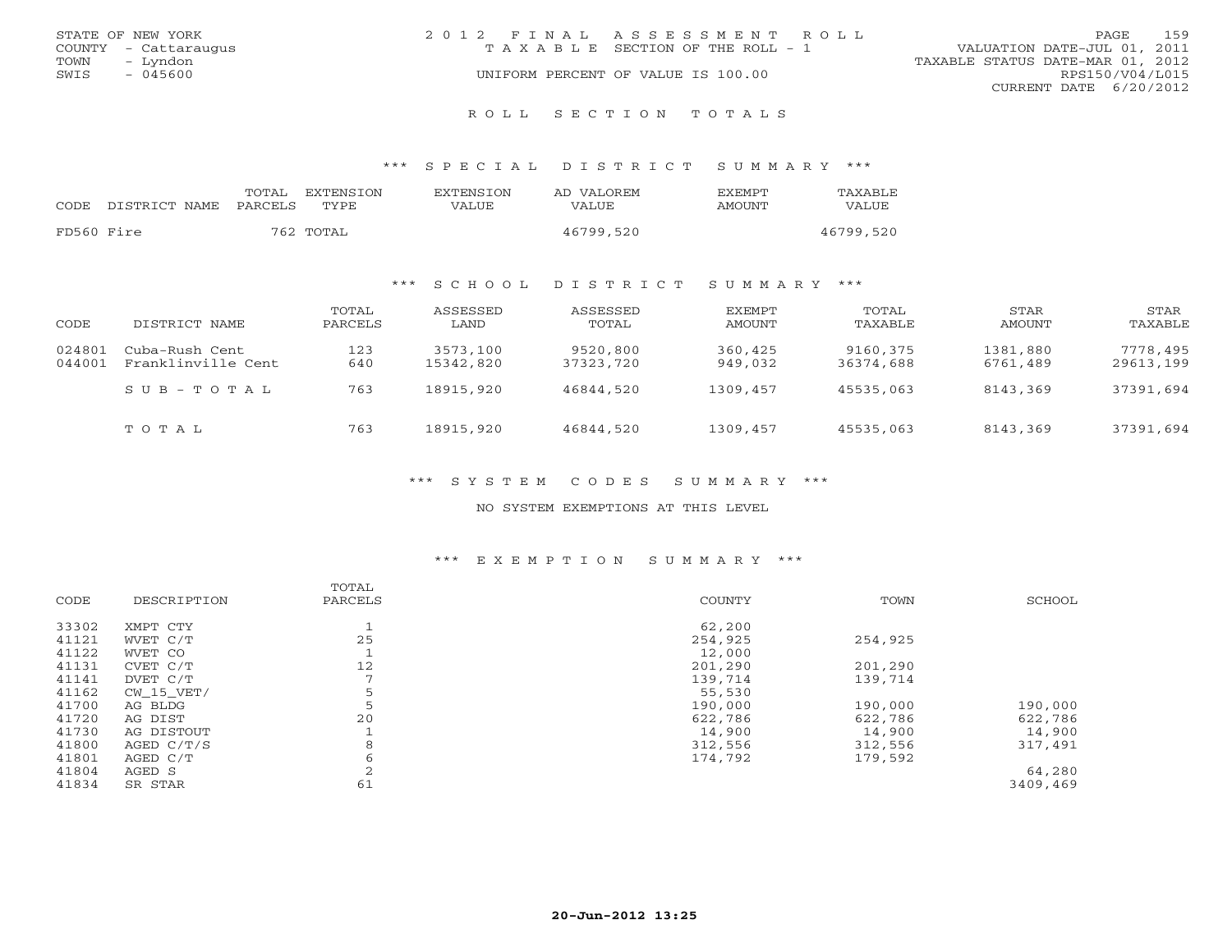STATE OF NEW YORK
COUNTY - Cattaraugus
TOWN - Lyndon
SWIS - 045600

2012 FINAL ASSESSMENT ROLL
TAXABLE SECTION OF THE ROLL - 1
UNIFORM PERCENT OF VALUE IS 100.00

VALUATION DATE-JUL 01, 2011
TAXABLE STATUS DATE-MAR 01, 2012
RPS150/V04/L015
CURRENT DATE 6/20/2012

## ROLL SECTION TOTALS

### *** SPECIAL DISTRICT SUMMARY ***

| CODE | DISTRICT NAME | TOTAL PARCELS | EXTENSION TYPE | EXTENSION VALUE | AD VALOREM VALUE | EXEMPT AMOUNT | TAXABLE VALUE |
|---|---|---|---|---|---|---|---|
| FD560 | Fire | 762 | TOTAL | | 46799,520 | | 46799,520 |

### *** SCHOOL DISTRICT SUMMARY ***

| CODE | DISTRICT NAME | TOTAL PARCELS | ASSESSED LAND | ASSESSED TOTAL | EXEMPT AMOUNT | TOTAL TAXABLE | STAR AMOUNT | STAR TAXABLE |
|---|---|---|---|---|---|---|---|---|
| 024801 | Cuba-Rush Cent | 123 | 3573,100 | 9520,800 | 360,425 | 9160,375 | 1381,880 | 7778,495 |
| 044001 | Franklinville Cent | 640 | 15342,820 | 37323,720 | 949,032 | 36374,688 | 6761,489 | 29613,199 |
| | SUB-TOTAL | 763 | 18915,920 | 46844,520 | 1309,457 | 45535,063 | 8143,369 | 37391,694 |
| | TOTAL | 763 | 18915,920 | 46844,520 | 1309,457 | 45535,063 | 8143,369 | 37391,694 |

### *** SYSTEM CODES SUMMARY ***

NO SYSTEM EXEMPTIONS AT THIS LEVEL

### *** EXEMPTION SUMMARY ***

| CODE | DESCRIPTION | TOTAL PARCELS | COUNTY | TOWN | SCHOOL |
|---|---|---|---|---|---|
| 33302 | XMPT CTY | 1 | 62,200 | | |
| 41121 | WVET C/T | 25 | 254,925 | 254,925 | |
| 41122 | WVET CO | 1 | 12,000 | | |
| 41131 | CVET C/T | 12 | 201,290 | 201,290 | |
| 41141 | DVET C/T | 7 | 139,714 | 139,714 | |
| 41162 | CW_15_VET/ | 5 | 55,530 | | |
| 41700 | AG BLDG | 5 | 190,000 | 190,000 | 190,000 |
| 41720 | AG DIST | 20 | 622,786 | 622,786 | 622,786 |
| 41730 | AG DISTOUT | 1 | 14,900 | 14,900 | 14,900 |
| 41800 | AGED C/T/S | 8 | 312,556 | 312,556 | 317,491 |
| 41801 | AGED C/T | 6 | 174,792 | 179,592 | |
| 41804 | AGED S | 2 | | | 64,280 |
| 41834 | SR STAR | 61 | | | 3409,469 |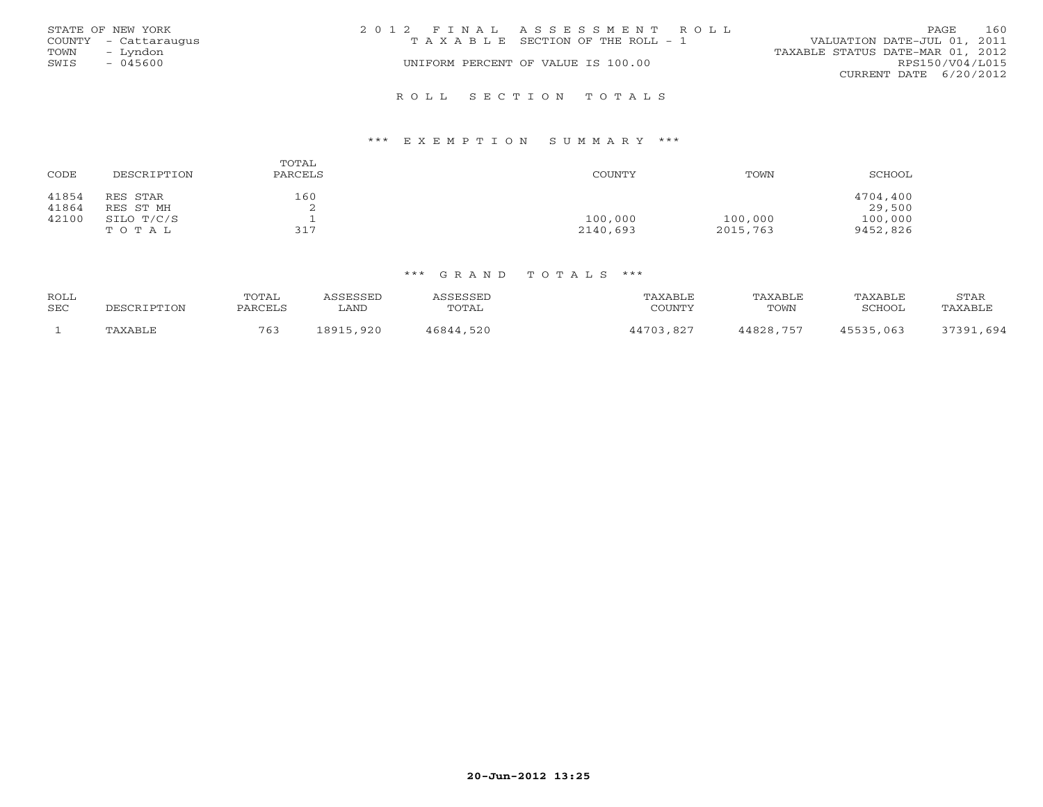STATE OF NEW YORK
COUNTY - Cattaraugus
TOWN - Lyndon
SWIS - 045600

2012 FINAL ASSESSMENT ROLL
TAXABLE SECTION OF THE ROLL - 1
UNIFORM PERCENT OF VALUE IS 100.00

VALUATION DATE-JUL 01, 2011
TAXABLE STATUS DATE-MAR 01, 2012
RPS150/V04/L015
CURRENT DATE 6/20/2012

## ROLL SECTION TOTALS

### *** EXEMPTION SUMMARY ***

| CODE | DESCRIPTION | TOTAL PARCELS | COUNTY | TOWN | SCHOOL |
|---|---|---|---|---|---|
| 41854 | RES STAR | 160 | | | 4704,400 |
| 41864 | RES ST MH | 2 | | | 29,500 |
| 42100 | SILO T/C/S | 1 | 100,000 | 100,000 | 100,000 |
| | TOTAL | 317 | 2140,693 | 2015,763 | 9452,826 |

### *** GRAND TOTALS ***

| ROLL SEC | DESCRIPTION | TOTAL PARCELS | ASSESSED LAND | ASSESSED TOTAL | TAXABLE COUNTY | TAXABLE TOWN | TAXABLE SCHOOL | STAR TAXABLE |
|---|---|---|---|---|---|---|---|---|
| 1 | TAXABLE | 763 | 18915,920 | 46844,520 | 44703,827 | 44828,757 | 45535,063 | 37391,694 |

20-Jun-2012 13:25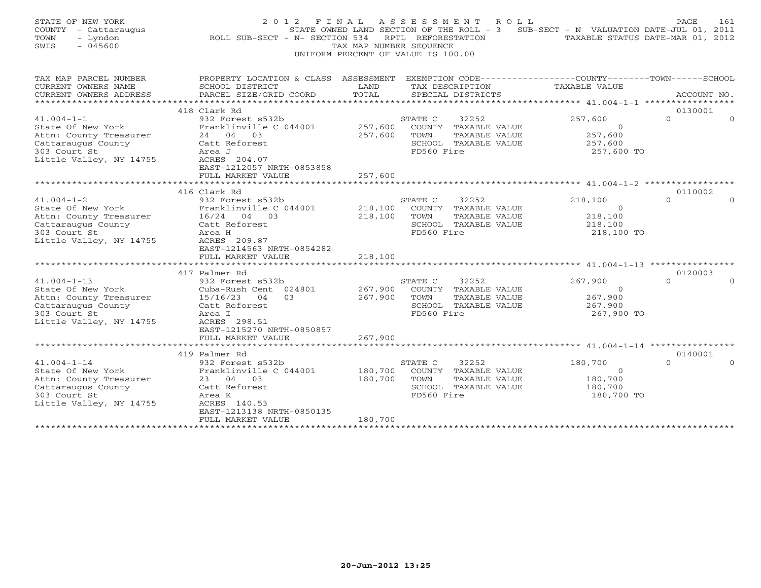STATE OF NEW YORK
COUNTY - Cattaraugus
TOWN - Lyndon
SWIS - 045600

2 0 1 2 F I N A L A S S E S S M E N T R O L L
STATE OWNED LAND SECTION OF THE ROLL - 3 SUB-SECT - N VALUATION DATE-JUL 01, 2011
ROLL SUB-SECT - N- SECTION 534 RPTL REFORESTATION TAXABLE STATUS DATE-MAR 01, 2012
TAX MAP NUMBER SEQUENCE
UNIFORM PERCENT OF VALUE IS 100.00

| TAX MAP PARCEL NUMBER / CURRENT OWNERS NAME / CURRENT OWNERS ADDRESS | PROPERTY LOCATION & CLASS / SCHOOL DISTRICT / PARCEL SIZE/GRID COORD | ASSESSMENT LAND / TOTAL | EXEMPTION CODE / TAX DESCRIPTION / SPECIAL DISTRICTS | COUNTY / TAXABLE VALUE | TOWN | SCHOOL / ACCOUNT NO. |
|---|---|---|---|---|---|---|
| | 418 Clark Rd | | | | | 0130001 |
| 41.004-1-1 | 932 Forest s532b | | STATE C 32252 | 257,600 | 0 | 0 |
| State Of New York | Franklinville C 044001 | 257,600 | COUNTY TAXABLE VALUE | 0 | | |
| Attn: County Treasurer | 24 04 03 | 257,600 | TOWN TAXABLE VALUE | 257,600 | | |
| Cattaraugus County | Catt Reforest | | SCHOOL TAXABLE VALUE | 257,600 | | |
| 303 Court St | Area J | | FD560 Fire | 257,600 TO | | |
| Little Valley, NY 14755 | ACRES 204.07 | | | | | |
| | EAST-1212057 NRTH-0853858 | | | | | |
| | FULL MARKET VALUE | 257,600 | | | | |
| | 416 Clark Rd | | | | | 0110002 |
| 41.004-1-2 | 932 Forest s532b | | STATE C 32252 | 218,100 | 0 | 0 |
| State Of New York | Franklinville C 044001 | 218,100 | COUNTY TAXABLE VALUE | 0 | | |
| Attn: County Treasurer | 16/24 04 03 | 218,100 | TOWN TAXABLE VALUE | 218,100 | | |
| Cattaraugus County | Catt Reforest | | SCHOOL TAXABLE VALUE | 218,100 | | |
| 303 Court St | Area H | | FD560 Fire | 218,100 TO | | |
| Little Valley, NY 14755 | ACRES 209.87 | | | | | |
| | EAST-1214563 NRTH-0854282 | | | | | |
| | FULL MARKET VALUE | 218,100 | | | | |
| | 417 Palmer Rd | | | | | 0120003 |
| 41.004-1-13 | 932 Forest s532b | | STATE C 32252 | 267,900 | 0 | 0 |
| State Of New York | Cuba-Rush Cent 024801 | 267,900 | COUNTY TAXABLE VALUE | 0 | | |
| Attn: County Treasurer | 15/16/23 04 03 | 267,900 | TOWN TAXABLE VALUE | 267,900 | | |
| Cattaraugus County | Catt Reforest | | SCHOOL TAXABLE VALUE | 267,900 | | |
| 303 Court St | Area I | | FD560 Fire | 267,900 TO | | |
| Little Valley, NY 14755 | ACRES 298.51 | | | | | |
| | EAST-1215270 NRTH-0850857 | | | | | |
| | FULL MARKET VALUE | 267,900 | | | | |
| | 419 Palmer Rd | | | | | 0140001 |
| 41.004-1-14 | 932 Forest s532b | | STATE C 32252 | 180,700 | 0 | 0 |
| State Of New York | Franklinville C 044001 | 180,700 | COUNTY TAXABLE VALUE | 0 | | |
| Attn: County Treasurer | 23 04 03 | 180,700 | TOWN TAXABLE VALUE | 180,700 | | |
| Cattaraugus County | Catt Reforest | | SCHOOL TAXABLE VALUE | 180,700 | | |
| 303 Court St | Area K | | FD560 Fire | 180,700 TO | | |
| Little Valley, NY 14755 | ACRES 140.53 | | | | | |
| | EAST-1213138 NRTH-0850135 | | | | | |
| | FULL MARKET VALUE | 180,700 | | | | |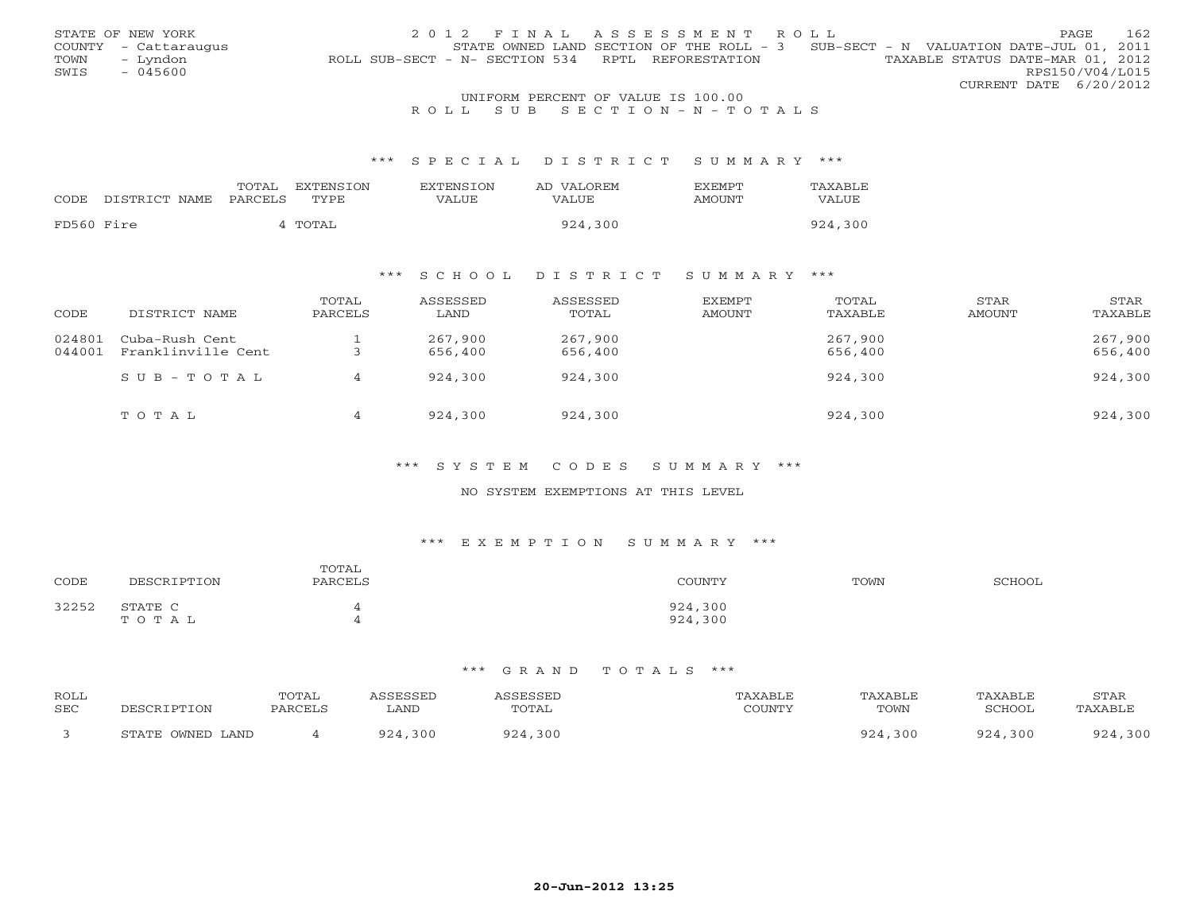STATE OF NEW YORK
COUNTY - Cattaraugus
TOWN - Lyndon
SWIS - 045600

2012 FINAL ASSESSMENT ROLL
STATE OWNED LAND SECTION OF THE ROLL - 3 SUB-SECT - N VALUATION DATE-JUL 01, 2011
ROLL SUB-SECT - N- SECTION 534 RPTL REFORESTATION TAXABLE STATUS DATE-MAR 01, 2012
RPS150/V04/L015
CURRENT DATE 6/20/2012

UNIFORM PERCENT OF VALUE IS 100.00

ROLL SUB SECTION-N-TOTALS

## *** SPECIAL DISTRICT SUMMARY ***

| CODE | DISTRICT NAME | TOTAL PARCELS | EXTENSION TYPE | EXTENSION VALUE | AD VALOREM VALUE | EXEMPT AMOUNT | TAXABLE VALUE |
|---|---|---|---|---|---|---|---|
| FD560 | Fire | 4 | TOTAL | | 924,300 | | 924,300 |

## *** SCHOOL DISTRICT SUMMARY ***

| CODE | DISTRICT NAME | TOTAL PARCELS | ASSESSED LAND | ASSESSED TOTAL | EXEMPT AMOUNT | TOTAL TAXABLE | STAR AMOUNT | STAR TAXABLE |
|---|---|---|---|---|---|---|---|---|
| 024801 | Cuba-Rush Cent | 1 | 267,900 | 267,900 | | 267,900 | | 267,900 |
| 044001 | Franklinville Cent | 3 | 656,400 | 656,400 | | 656,400 | | 656,400 |
| | SUB-TOTAL | 4 | 924,300 | 924,300 | | 924,300 | | 924,300 |
| | TOTAL | 4 | 924,300 | 924,300 | | 924,300 | | 924,300 |

## *** SYSTEM CODES SUMMARY ***

NO SYSTEM EXEMPTIONS AT THIS LEVEL

## *** EXEMPTION SUMMARY ***

| CODE | DESCRIPTION | TOTAL PARCELS | COUNTY | TOWN | SCHOOL |
|---|---|---|---|---|---|
| 32252 | STATE C | 4 | 924,300 | | |
| | TOTAL | 4 | 924,300 | | |

## *** GRAND TOTALS ***

| ROLL SEC | DESCRIPTION | TOTAL PARCELS | ASSESSED LAND | ASSESSED TOTAL | TAXABLE COUNTY | TAXABLE TOWN | TAXABLE SCHOOL | STAR TAXABLE |
|---|---|---|---|---|---|---|---|---|
| 3 | STATE OWNED LAND | 4 | 924,300 | 924,300 | | 924,300 | 924,300 | 924,300 |

20-Jun-2012 13:25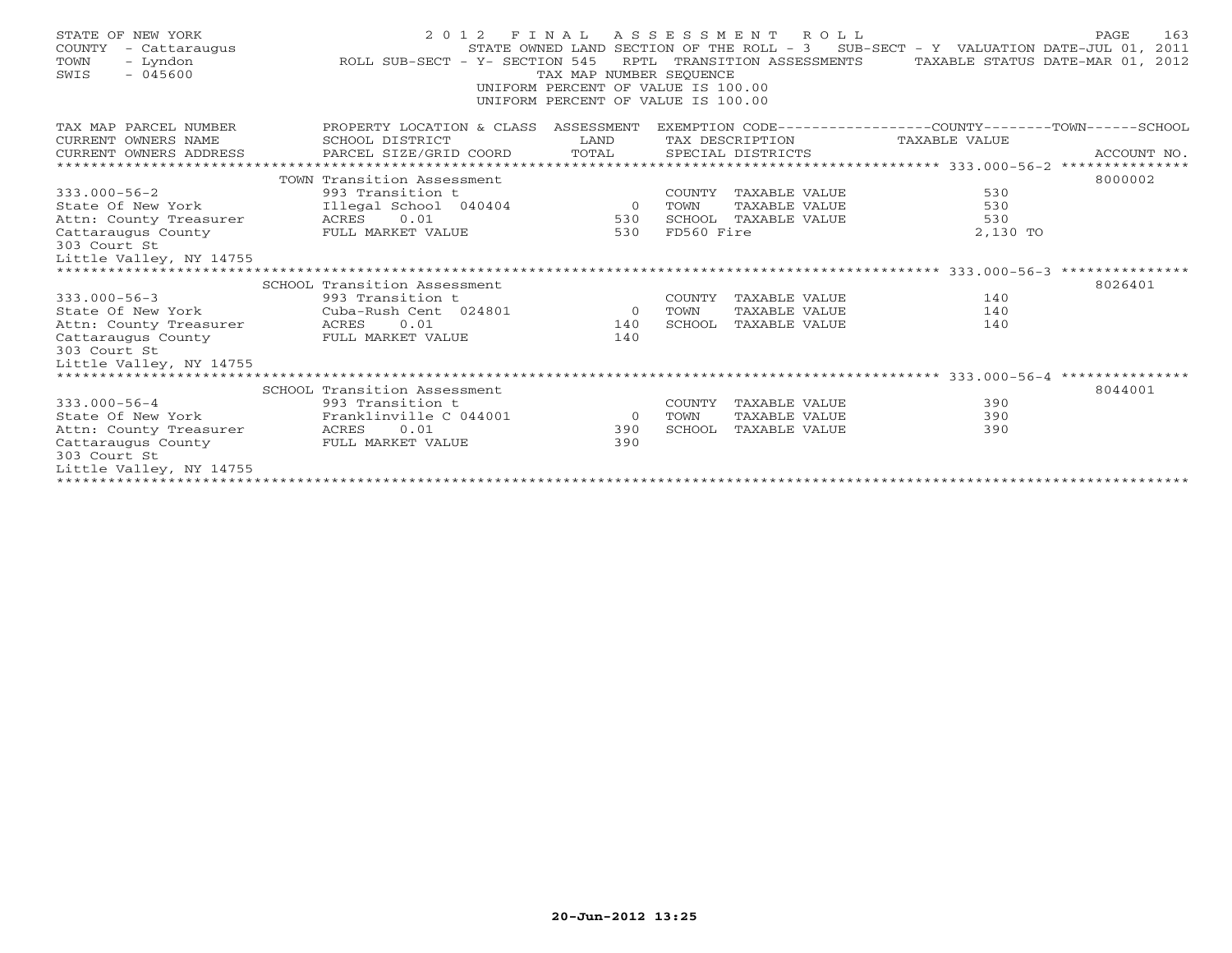STATE OF NEW YORK — 2012 FINAL ASSESSMENT ROLL
COUNTY - Cattaraugus — STATE OWNED LAND SECTION OF THE ROLL - 3 SUB-SECT - Y VALUATION DATE-JUL 01, 2011
TOWN - Lyndon — ROLL SUB-SECT - Y- SECTION 545 RPTL TRANSITION ASSESSMENTS — TAXABLE STATUS DATE-MAR 01, 2012
SWIS - 045600 — TAX MAP NUMBER SEQUENCE
UNIFORM PERCENT OF VALUE IS 100.00
UNIFORM PERCENT OF VALUE IS 100.00

| TAX MAP PARCEL NUMBER / CURRENT OWNERS NAME / CURRENT OWNERS ADDRESS | PROPERTY LOCATION & CLASS / SCHOOL DISTRICT / PARCEL SIZE/GRID COORD | ASSESSMENT LAND / TOTAL | EXEMPTION CODE / TAX DESCRIPTION / SPECIAL DISTRICTS | COUNTY--TOWN--SCHOOL TAXABLE VALUE | ACCOUNT NO. |
|---|---|---|---|---|---|
| **333.000-56-2** | TOWN Transition Assessment | | | | 8000002 |
| 333.000-56-2 | 993 Transition t | | COUNTY TAXABLE VALUE | 530 | |
| State Of New York | Illegal School 040404 | 0 | TOWN TAXABLE VALUE | 530 | |
| Attn: County Treasurer | ACRES 0.01 | 530 | SCHOOL TAXABLE VALUE | 530 | |
| Cattaraugus County | FULL MARKET VALUE | 530 | FD560 Fire | 2,130 TO | |
| 303 Court St | | | | | |
| Little Valley, NY 14755 | | | | | |
| **333.000-56-3** | SCHOOL Transition Assessment | | | | 8026401 |
| 333.000-56-3 | 993 Transition t | | COUNTY TAXABLE VALUE | 140 | |
| State Of New York | Cuba-Rush Cent 024801 | 0 | TOWN TAXABLE VALUE | 140 | |
| Attn: County Treasurer | ACRES 0.01 | 140 | SCHOOL TAXABLE VALUE | 140 | |
| Cattaraugus County | FULL MARKET VALUE | 140 | | | |
| 303 Court St | | | | | |
| Little Valley, NY 14755 | | | | | |
| **333.000-56-4** | SCHOOL Transition Assessment | | | | 8044001 |
| 333.000-56-4 | 993 Transition t | | COUNTY TAXABLE VALUE | 390 | |
| State Of New York | Franklinville C 044001 | 0 | TOWN TAXABLE VALUE | 390 | |
| Attn: County Treasurer | ACRES 0.01 | 390 | SCHOOL TAXABLE VALUE | 390 | |
| Cattaraugus County | FULL MARKET VALUE | 390 | | | |
| 303 Court St | | | | | |
| Little Valley, NY 14755 | | | | | |

20-Jun-2012 13:25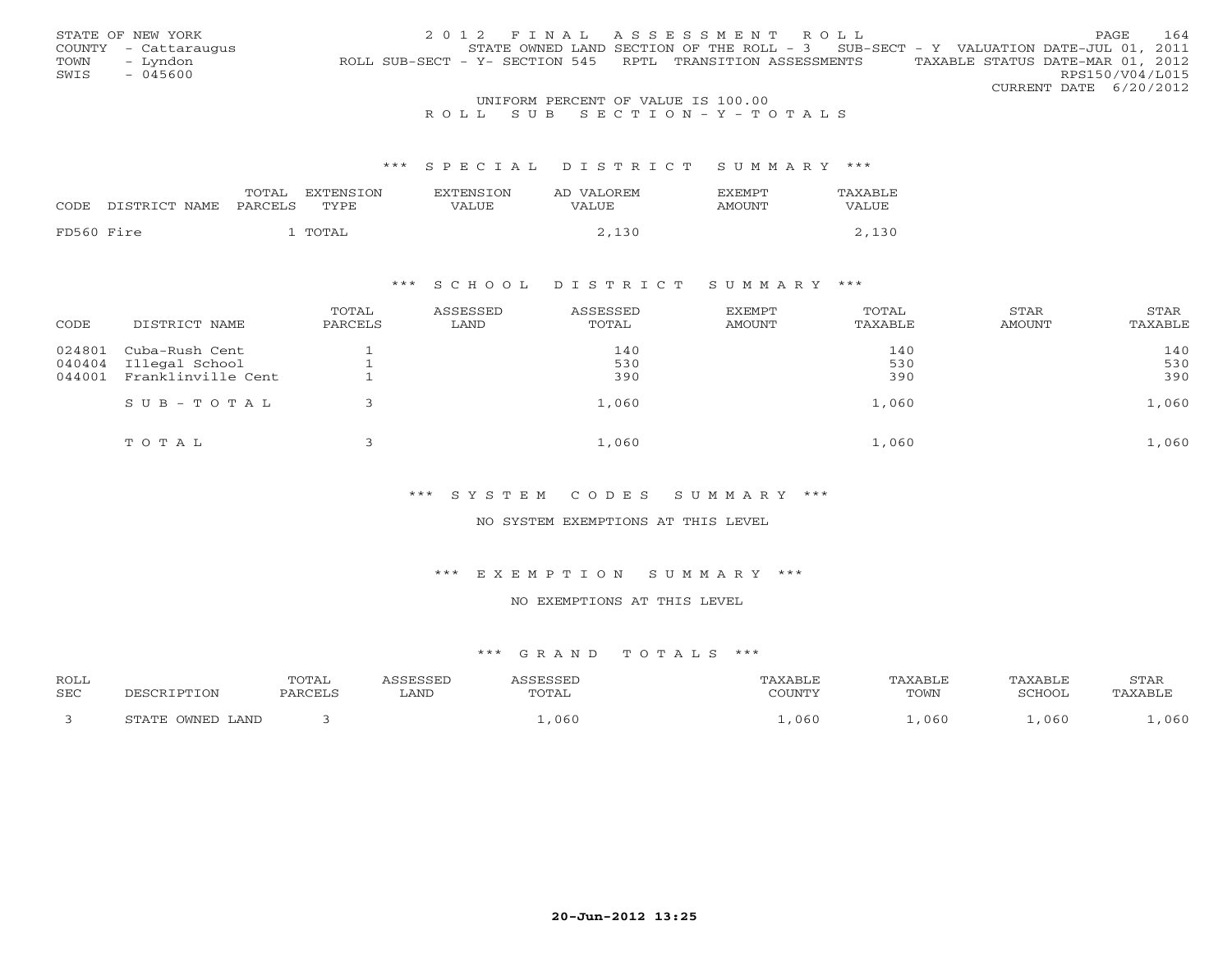STATE OF NEW YORK
COUNTY - Cattaraugus
TOWN - Lyndon
SWIS - 045600

2012 FINAL ASSESSMENT ROLL
STATE OWNED LAND SECTION OF THE ROLL - 3 SUB-SECT - Y VALUATION DATE-JUL 01, 2011
ROLL SUB-SECT - Y- SECTION 545 RPTL TRANSITION ASSESSMENTS TAXABLE STATUS DATE-MAR 01, 2012
RPS150/V04/L015
CURRENT DATE 6/20/2012

UNIFORM PERCENT OF VALUE IS 100.00

ROLL SUB SECTION-Y-TOTALS

### *** SPECIAL DISTRICT SUMMARY ***

| CODE DISTRICT NAME | TOTAL PARCELS | EXTENSION TYPE | EXTENSION VALUE | AD VALOREM VALUE | EXEMPT AMOUNT | TAXABLE VALUE |
|---|---|---|---|---|---|---|
| FD560 Fire | 1 | TOTAL | | 2,130 | | 2,130 |

### *** SCHOOL DISTRICT SUMMARY ***

| CODE | DISTRICT NAME | TOTAL PARCELS | ASSESSED LAND | ASSESSED TOTAL | EXEMPT AMOUNT | TOTAL TAXABLE | STAR AMOUNT | STAR TAXABLE |
|---|---|---|---|---|---|---|---|---|
| 024801 | Cuba-Rush Cent | 1 | | 140 | | 140 | | 140 |
| 040404 | Illegal School | 1 | | 530 | | 530 | | 530 |
| 044001 | Franklinville Cent | 1 | | 390 | | 390 | | 390 |
| | SUB-TOTAL | 3 | | 1,060 | | 1,060 | | 1,060 |
| | TOTAL | 3 | | 1,060 | | 1,060 | | 1,060 |

### *** SYSTEM CODES SUMMARY ***

NO SYSTEM EXEMPTIONS AT THIS LEVEL

### *** EXEMPTION SUMMARY ***

NO EXEMPTIONS AT THIS LEVEL

### *** GRAND TOTALS ***

| ROLL SEC | DESCRIPTION | TOTAL PARCELS | ASSESSED LAND | ASSESSED TOTAL | TAXABLE COUNTY | TAXABLE TOWN | TAXABLE SCHOOL | STAR TAXABLE |
|---|---|---|---|---|---|---|---|---|
| 3 | STATE OWNED LAND | 3 | | 1,060 | 1,060 | 1,060 | 1,060 | 1,060 |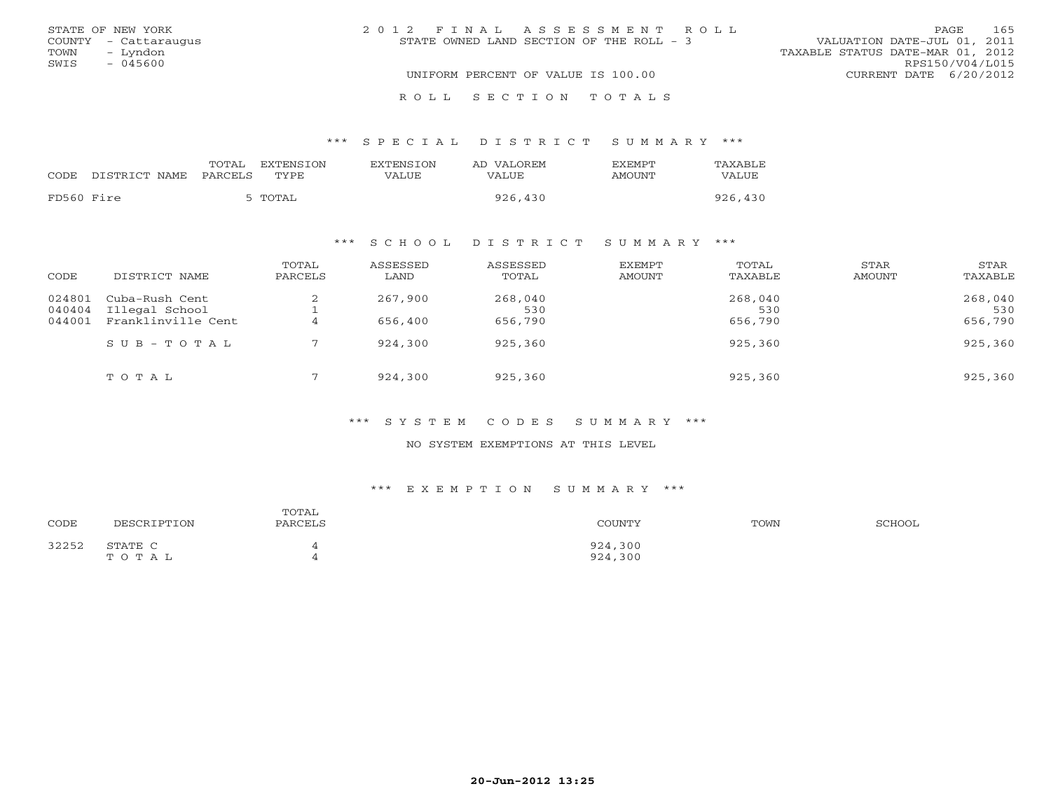STATE OF NEW YORK
COUNTY - Cattaraugus
TOWN - Lyndon
SWIS - 045600

# 2012 FINAL ASSESSMENT ROLL
STATE OWNED LAND SECTION OF THE ROLL - 3

UNIFORM PERCENT OF VALUE IS 100.00

VALUATION DATE-JUL 01, 2011
TAXABLE STATUS DATE-MAR 01, 2012
RPS150/V04/L015
CURRENT DATE 6/20/2012

## ROLL SECTION TOTALS

### *** SPECIAL DISTRICT SUMMARY ***

| CODE | DISTRICT NAME | TOTAL PARCELS | EXTENSION TYPE | EXTENSION VALUE | AD VALOREM VALUE | EXEMPT AMOUNT | TAXABLE VALUE |
|---|---|---|---|---|---|---|---|
| FD560 | Fire | 5 | TOTAL | | 926,430 | | 926,430 |

### *** SCHOOL DISTRICT SUMMARY ***

| CODE | DISTRICT NAME | TOTAL PARCELS | ASSESSED LAND | ASSESSED TOTAL | EXEMPT AMOUNT | TOTAL TAXABLE | STAR AMOUNT | STAR TAXABLE |
|---|---|---|---|---|---|---|---|---|
| 024801 | Cuba-Rush Cent | 2 | 267,900 | 268,040 | | 268,040 | | 268,040 |
| 040404 | Illegal School | 1 | | 530 | | 530 | | 530 |
| 044001 | Franklinville Cent | 4 | 656,400 | 656,790 | | 656,790 | | 656,790 |
| | SUB-TOTAL | 7 | 924,300 | 925,360 | | 925,360 | | 925,360 |
| | TOTAL | 7 | 924,300 | 925,360 | | 925,360 | | 925,360 |

### *** SYSTEM CODES SUMMARY ***

NO SYSTEM EXEMPTIONS AT THIS LEVEL

### *** EXEMPTION SUMMARY ***

| CODE | DESCRIPTION | TOTAL PARCELS | COUNTY | TOWN | SCHOOL |
|---|---|---|---|---|---|
| 32252 | STATE C | 4 | 924,300 | | |
| | TOTAL | 4 | 924,300 | | |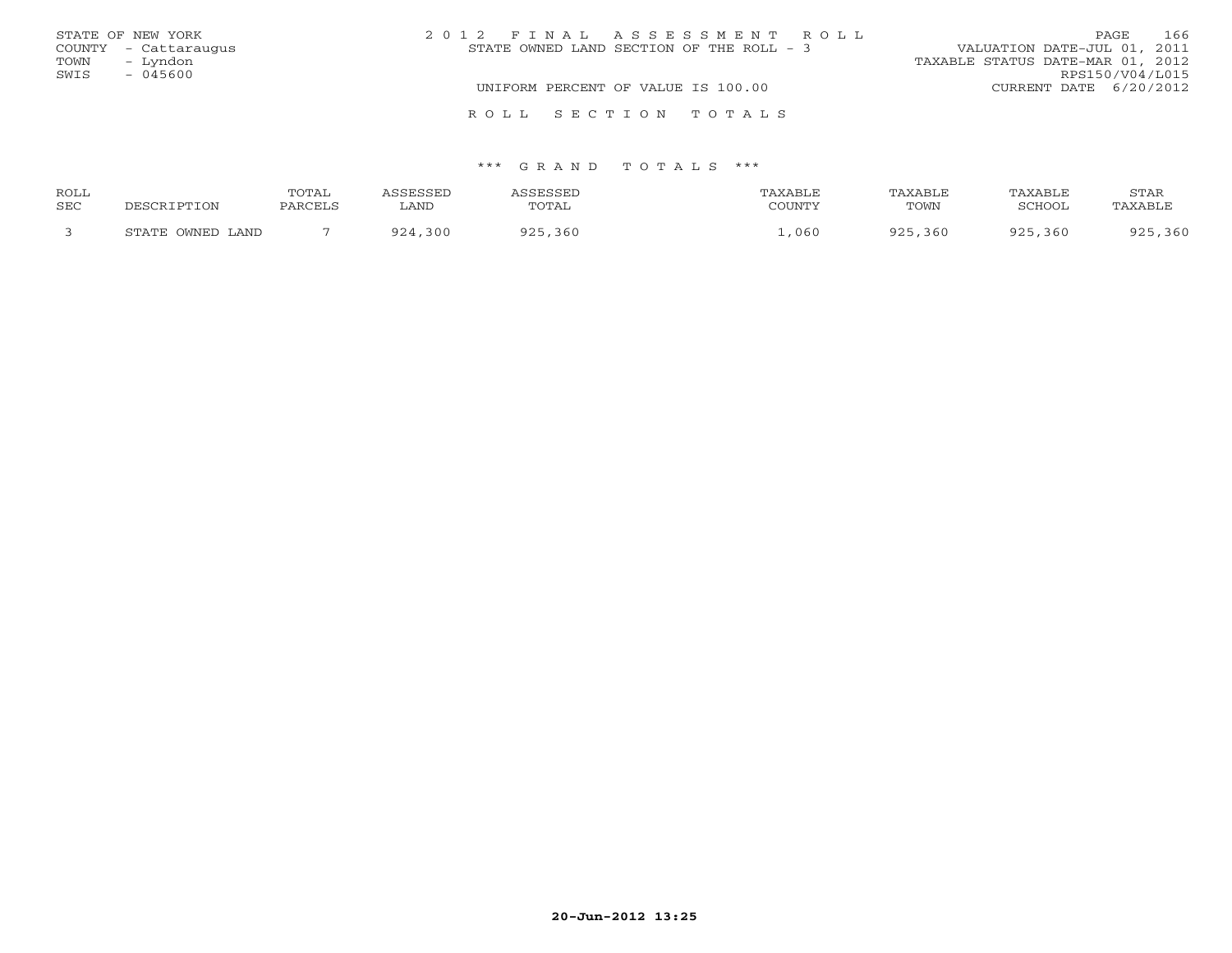STATE OF NEW YORK
COUNTY - Cattaraugus
TOWN - Lyndon
SWIS - 045600

2 0 1 2 F I N A L A S S E S S M E N T R O L L
STATE OWNED LAND SECTION OF THE ROLL - 3

VALUATION DATE-JUL 01, 2011
TAXABLE STATUS DATE-MAR 01, 2012
RPS150/V04/L015
CURRENT DATE 6/20/2012

UNIFORM PERCENT OF VALUE IS 100.00

R O L L S E C T I O N T O T A L S

\*\*\* G R A N D T O T A L S \*\*\*

| ROLL SEC | DESCRIPTION | TOTAL PARCELS | ASSESSED LAND | ASSESSED TOTAL | TAXABLE COUNTY | TAXABLE TOWN | TAXABLE SCHOOL | STAR TAXABLE |
|---|---|---|---|---|---|---|---|---|
| 3 | STATE OWNED LAND | 7 | 924,300 | 925,360 | 1,060 | 925,360 | 925,360 | 925,360 |

20-Jun-2012 13:25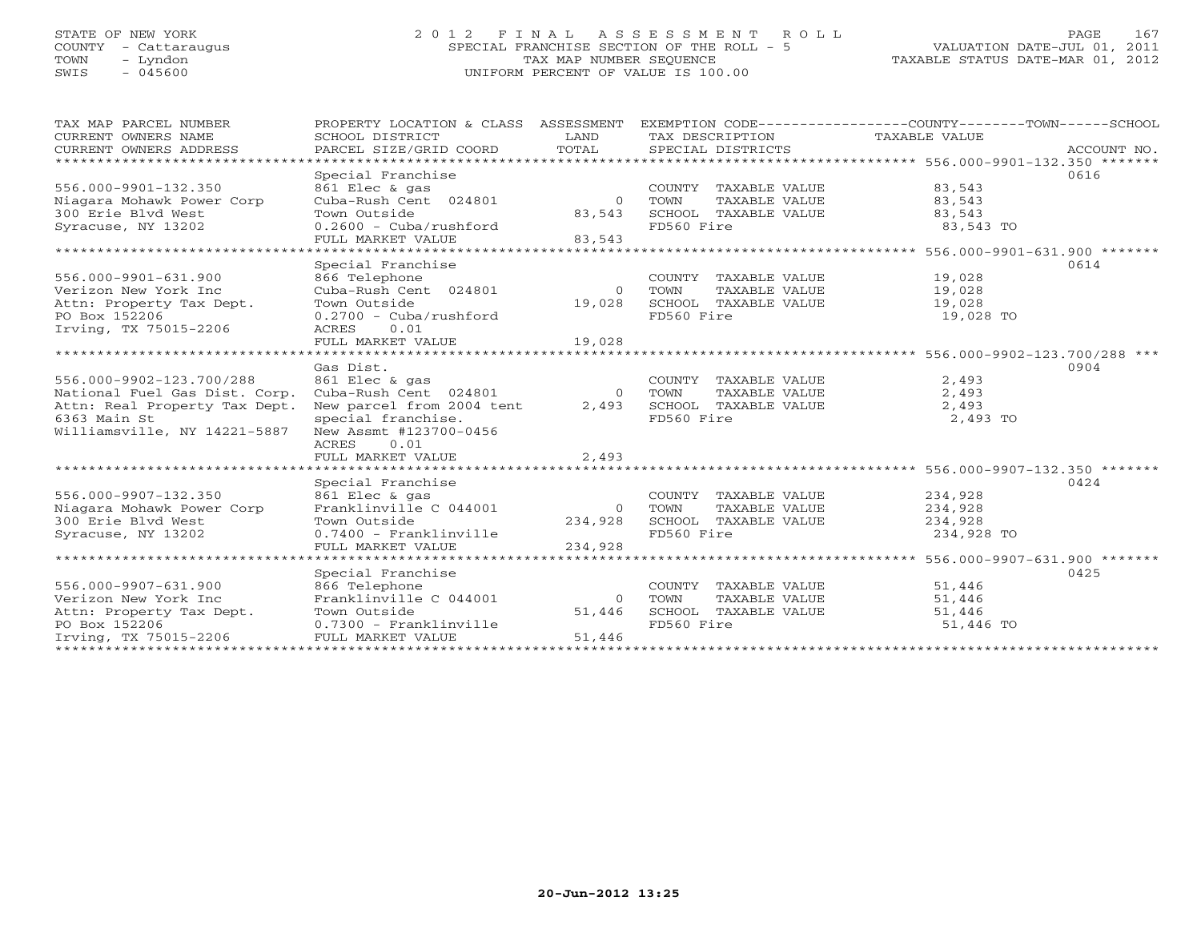STATE OF NEW YORK
COUNTY - Cattaraugus
TOWN - Lyndon
SWIS - 045600

# 2012 FINAL ASSESSMENT ROLL
SPECIAL FRANCHISE SECTION OF THE ROLL - 5
TAX MAP NUMBER SEQUENCE
UNIFORM PERCENT OF VALUE IS 100.00

VALUATION DATE-JUL 01, 2011
TAXABLE STATUS DATE-MAR 01, 2012

| TAX MAP PARCEL NUMBER / CURRENT OWNERS NAME / CURRENT OWNERS ADDRESS | PROPERTY LOCATION & CLASS / SCHOOL DISTRICT / PARCEL SIZE/GRID COORD | ASSESSMENT LAND / TOTAL | EXEMPTION CODE / TAX DESCRIPTION / SPECIAL DISTRICTS | TAXABLE VALUE (COUNTY / TOWN / SCHOOL) | ACCOUNT NO. |
|---|---|---|---|---|---|
| **556.000-9901-132.350** | Special Franchise | | | | 0616 |
| 556.000-9901-132.350 | 861 Elec & gas | | COUNTY TAXABLE VALUE | 83,543 | |
| Niagara Mohawk Power Corp | Cuba-Rush Cent 024801 | 0 | TOWN TAXABLE VALUE | 83,543 | |
| 300 Erie Blvd West | Town Outside | 83,543 | SCHOOL TAXABLE VALUE | 83,543 | |
| Syracuse, NY 13202 | 0.2600 - Cuba/rushford | | FD560 Fire | 83,543 TO | |
| | FULL MARKET VALUE | 83,543 | | | |
| **556.000-9901-631.900** | Special Franchise | | | | 0614 |
| 556.000-9901-631.900 | 866 Telephone | | COUNTY TAXABLE VALUE | 19,028 | |
| Verizon New York Inc | Cuba-Rush Cent 024801 | 0 | TOWN TAXABLE VALUE | 19,028 | |
| Attn: Property Tax Dept. | Town Outside | 19,028 | SCHOOL TAXABLE VALUE | 19,028 | |
| PO Box 152206 | 0.2700 - Cuba/rushford | | FD560 Fire | 19,028 TO | |
| Irving, TX 75015-2206 | ACRES 0.01 | | | | |
| | FULL MARKET VALUE | 19,028 | | | |
| **556.000-9902-123.700/288** | Gas Dist. | | | | 0904 |
| 556.000-9902-123.700/288 | 861 Elec & gas | | COUNTY TAXABLE VALUE | 2,493 | |
| National Fuel Gas Dist. Corp. | Cuba-Rush Cent 024801 | 0 | TOWN TAXABLE VALUE | 2,493 | |
| Attn: Real Property Tax Dept. | New parcel from 2004 tent | 2,493 | SCHOOL TAXABLE VALUE | 2,493 | |
| 6363 Main St | special franchise. | | FD560 Fire | 2,493 TO | |
| Williamsville, NY 14221-5887 | New Assmt #123700-0456 | | | | |
| | ACRES 0.01 | | | | |
| | FULL MARKET VALUE | 2,493 | | | |
| **556.000-9907-132.350** | Special Franchise | | | | 0424 |
| 556.000-9907-132.350 | 861 Elec & gas | | COUNTY TAXABLE VALUE | 234,928 | |
| Niagara Mohawk Power Corp | Franklinville C 044001 | 0 | TOWN TAXABLE VALUE | 234,928 | |
| 300 Erie Blvd West | Town Outside | 234,928 | SCHOOL TAXABLE VALUE | 234,928 | |
| Syracuse, NY 13202 | 0.7400 - Franklinville | | FD560 Fire | 234,928 TO | |
| | FULL MARKET VALUE | 234,928 | | | |
| **556.000-9907-631.900** | Special Franchise | | | | 0425 |
| 556.000-9907-631.900 | 866 Telephone | | COUNTY TAXABLE VALUE | 51,446 | |
| Verizon New York Inc | Franklinville C 044001 | 0 | TOWN TAXABLE VALUE | 51,446 | |
| Attn: Property Tax Dept. | Town Outside | 51,446 | SCHOOL TAXABLE VALUE | 51,446 | |
| PO Box 152206 | 0.7300 - Franklinville | | FD560 Fire | 51,446 TO | |
| Irving, TX 75015-2206 | FULL MARKET VALUE | 51,446 | | | |

20-Jun-2012 13:25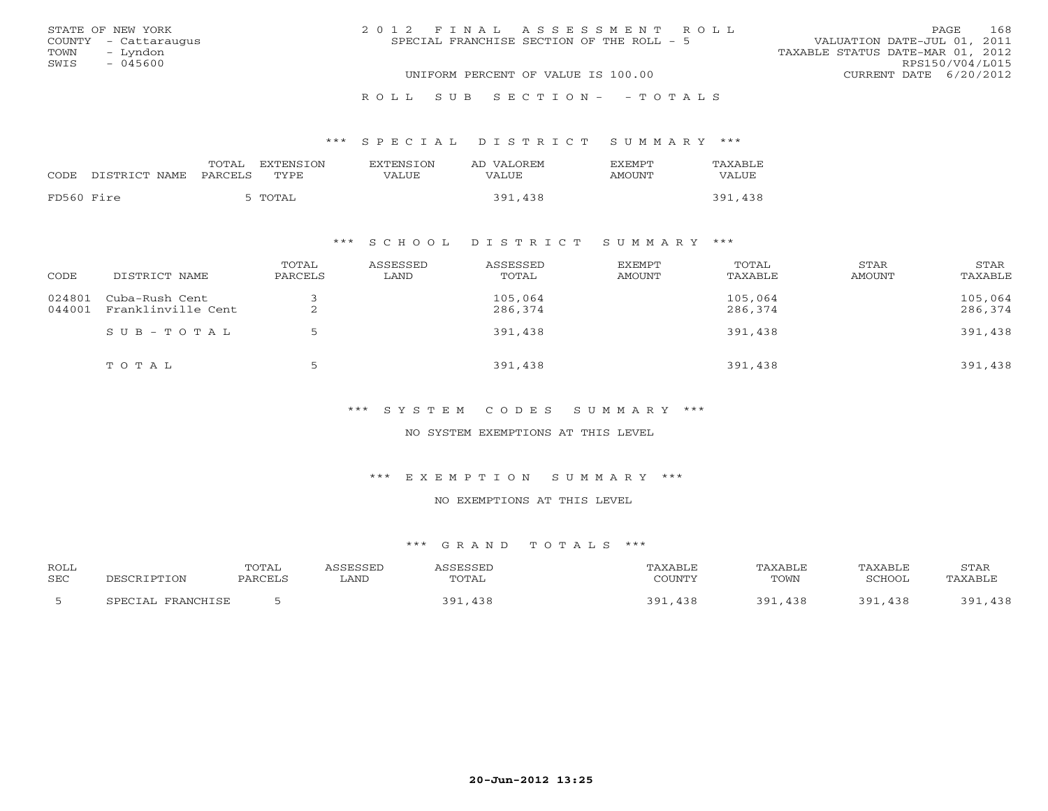STATE OF NEW YORK
COUNTY - Cattaraugus
TOWN - Lyndon
SWIS - 045600

2012 FINAL ASSESSMENT ROLL
SPECIAL FRANCHISE SECTION OF THE ROLL - 5

VALUATION DATE-JUL 01, 2011
TAXABLE STATUS DATE-MAR 01, 2012
RPS150/V04/L015
CURRENT DATE 6/20/2012

UNIFORM PERCENT OF VALUE IS 100.00

ROLL SUB SECTION- - TOTALS

### *** SPECIAL DISTRICT SUMMARY ***

| CODE | DISTRICT NAME | TOTAL PARCELS | EXTENSION TYPE | EXTENSION VALUE | AD VALOREM VALUE | EXEMPT AMOUNT | TAXABLE VALUE |
|---|---|---|---|---|---|---|---|
| FD560 | Fire | 5 | TOTAL | | 391,438 | | 391,438 |

### *** SCHOOL DISTRICT SUMMARY ***

| CODE | DISTRICT NAME | TOTAL PARCELS | ASSESSED LAND | ASSESSED TOTAL | EXEMPT AMOUNT | TOTAL TAXABLE | STAR AMOUNT | STAR TAXABLE |
|---|---|---|---|---|---|---|---|---|
| 024801 | Cuba-Rush Cent | 3 | | 105,064 | | 105,064 | | 105,064 |
| 044001 | Franklinville Cent | 2 | | 286,374 | | 286,374 | | 286,374 |
| | SUB-TOTAL | 5 | | 391,438 | | 391,438 | | 391,438 |
| | TOTAL | 5 | | 391,438 | | 391,438 | | 391,438 |

### *** SYSTEM CODES SUMMARY ***

NO SYSTEM EXEMPTIONS AT THIS LEVEL

### *** EXEMPTION SUMMARY ***

NO EXEMPTIONS AT THIS LEVEL

### *** GRAND TOTALS ***

| ROLL SEC | DESCRIPTION | TOTAL PARCELS | ASSESSED LAND | ASSESSED TOTAL | TAXABLE COUNTY | TAXABLE TOWN | TAXABLE SCHOOL | STAR TAXABLE |
|---|---|---|---|---|---|---|---|---|
| 5 | SPECIAL FRANCHISE | 5 | | 391,438 | 391,438 | 391,438 | 391,438 | 391,438 |

20-Jun-2012 13:25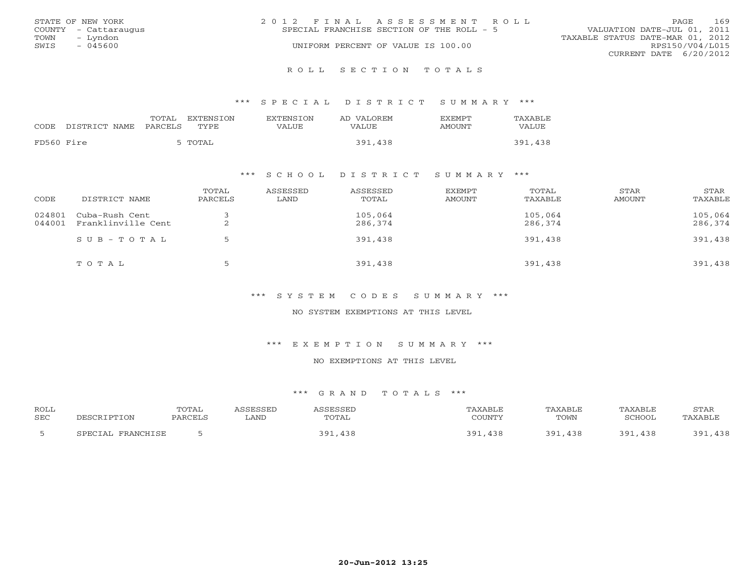STATE OF NEW YORK
COUNTY - Cattaraugus
TOWN - Lyndon
SWIS - 045600

2 0 1 2 F I N A L A S S E S S M E N T R O L L
SPECIAL FRANCHISE SECTION OF THE ROLL - 5
UNIFORM PERCENT OF VALUE IS 100.00

VALUATION DATE-JUL 01, 2011
TAXABLE STATUS DATE-MAR 01, 2012
RPS150/V04/L015
CURRENT DATE 6/20/2012

## R O L L S E C T I O N T O T A L S

### *** S P E C I A L D I S T R I C T S U M M A R Y ***

| CODE | DISTRICT NAME | TOTAL PARCELS | EXTENSION TYPE | EXTENSION VALUE | AD VALOREM VALUE | EXEMPT AMOUNT | TAXABLE VALUE |
|---|---|---|---|---|---|---|---|
| FD560 | Fire | 5 | TOTAL | | 391,438 | | 391,438 |

### *** S C H O O L D I S T R I C T S U M M A R Y ***

| CODE | DISTRICT NAME | TOTAL PARCELS | ASSESSED LAND | ASSESSED TOTAL | EXEMPT AMOUNT | TOTAL TAXABLE | STAR AMOUNT | STAR TAXABLE |
|---|---|---|---|---|---|---|---|---|
| 024801 | Cuba-Rush Cent | 3 | | 105,064 | | 105,064 | | 105,064 |
| 044001 | Franklinville Cent | 2 | | 286,374 | | 286,374 | | 286,374 |
| | S U B - T O T A L | 5 | | 391,438 | | 391,438 | | 391,438 |
| | T O T A L | 5 | | 391,438 | | 391,438 | | 391,438 |

### *** S Y S T E M C O D E S S U M M A R Y ***

NO SYSTEM EXEMPTIONS AT THIS LEVEL

### *** E X E M P T I O N S U M M A R Y ***

NO EXEMPTIONS AT THIS LEVEL

### *** G R A N D T O T A L S ***

| ROLL SEC | DESCRIPTION | TOTAL PARCELS | ASSESSED LAND | ASSESSED TOTAL | TAXABLE COUNTY | TAXABLE TOWN | TAXABLE SCHOOL | STAR TAXABLE |
|---|---|---|---|---|---|---|---|---|
| 5 | SPECIAL FRANCHISE | 5 | | 391,438 | 391,438 | 391,438 | 391,438 | 391,438 |

20-Jun-2012 13:25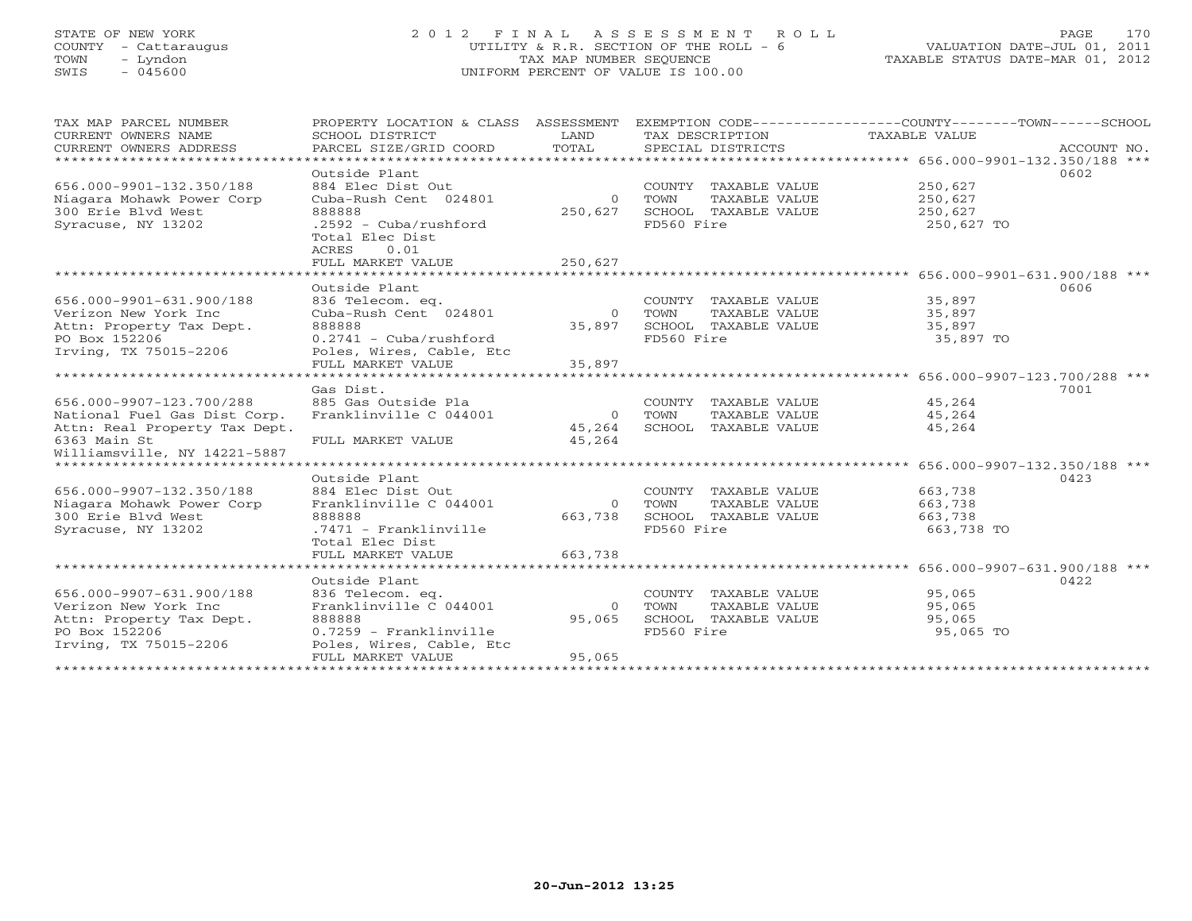STATE OF NEW YORK
COUNTY - Cattaraugus
TOWN - Lyndon
SWIS - 045600

# 2012 FINAL ASSESSMENT ROLL
UTILITY & R.R. SECTION OF THE ROLL - 6
TAX MAP NUMBER SEQUENCE
UNIFORM PERCENT OF VALUE IS 100.00

VALUATION DATE-JUL 01, 2011
TAXABLE STATUS DATE-MAR 01, 2012

| TAX MAP PARCEL NUMBER / CURRENT OWNERS NAME / CURRENT OWNERS ADDRESS | PROPERTY LOCATION & CLASS / SCHOOL DISTRICT / PARCEL SIZE/GRID COORD | ASSESSMENT LAND / TOTAL | EXEMPTION CODE / TAX DESCRIPTION / SPECIAL DISTRICTS | TAXABLE VALUE (COUNTY--TOWN--SCHOOL) | ACCOUNT NO. |
|---|---|---|---|---|---|
| **656.000-9901-132.350/188** | Outside Plant | | | | 0602 |
| 656.000-9901-132.350/188 | 884 Elec Dist Out | | COUNTY TAXABLE VALUE | 250,627 | |
| Niagara Mohawk Power Corp | Cuba-Rush Cent 024801 | 0 | TOWN TAXABLE VALUE | 250,627 | |
| 300 Erie Blvd West | 888888 | 250,627 | SCHOOL TAXABLE VALUE | 250,627 | |
| Syracuse, NY 13202 | .2592 - Cuba/rushford | | FD560 Fire | 250,627 TO | |
| | Total Elec Dist | | | | |
| | ACRES 0.01 | | | | |
| | FULL MARKET VALUE | 250,627 | | | |
| **656.000-9901-631.900/188** | Outside Plant | | | | 0606 |
| 656.000-9901-631.900/188 | 836 Telecom. eq. | | COUNTY TAXABLE VALUE | 35,897 | |
| Verizon New York Inc | Cuba-Rush Cent 024801 | 0 | TOWN TAXABLE VALUE | 35,897 | |
| Attn: Property Tax Dept. | 888888 | 35,897 | SCHOOL TAXABLE VALUE | 35,897 | |
| PO Box 152206 | 0.2741 - Cuba/rushford | | FD560 Fire | 35,897 TO | |
| Irving, TX 75015-2206 | Poles, Wires, Cable, Etc | | | | |
| | FULL MARKET VALUE | 35,897 | | | |
| **656.000-9907-123.700/288** | Gas Dist. | | | | 7001 |
| 656.000-9907-123.700/288 | 885 Gas Outside Pla | | COUNTY TAXABLE VALUE | 45,264 | |
| National Fuel Gas Dist Corp. | Franklinville C 044001 | 0 | TOWN TAXABLE VALUE | 45,264 | |
| Attn: Real Property Tax Dept. | | 45,264 | SCHOOL TAXABLE VALUE | 45,264 | |
| 6363 Main St | FULL MARKET VALUE | 45,264 | | | |
| Williamsville, NY 14221-5887 | | | | | |
| **656.000-9907-132.350/188** | Outside Plant | | | | 0423 |
| 656.000-9907-132.350/188 | 884 Elec Dist Out | | COUNTY TAXABLE VALUE | 663,738 | |
| Niagara Mohawk Power Corp | Franklinville C 044001 | 0 | TOWN TAXABLE VALUE | 663,738 | |
| 300 Erie Blvd West | 888888 | 663,738 | SCHOOL TAXABLE VALUE | 663,738 | |
| Syracuse, NY 13202 | .7471 - Franklinville | | FD560 Fire | 663,738 TO | |
| | Total Elec Dist | | | | |
| | FULL MARKET VALUE | 663,738 | | | |
| **656.000-9907-631.900/188** | Outside Plant | | | | 0422 |
| 656.000-9907-631.900/188 | 836 Telecom. eq. | | COUNTY TAXABLE VALUE | 95,065 | |
| Verizon New York Inc | Franklinville C 044001 | 0 | TOWN TAXABLE VALUE | 95,065 | |
| Attn: Property Tax Dept. | 888888 | 95,065 | SCHOOL TAXABLE VALUE | 95,065 | |
| PO Box 152206 | 0.7259 - Franklinville | | FD560 Fire | 95,065 TO | |
| Irving, TX 75015-2206 | Poles, Wires, Cable, Etc | | | | |
| | FULL MARKET VALUE | 95,065 | | | |

20-Jun-2012 13:25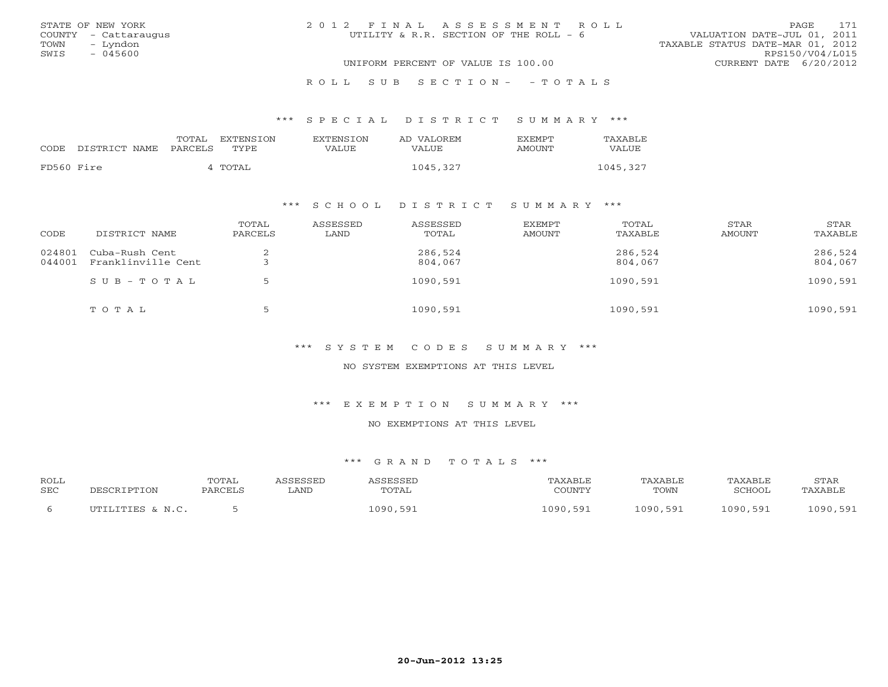STATE OF NEW YORK
COUNTY - Cattaraugus
TOWN - Lyndon
SWIS - 045600

2 0 1 2 F I N A L A S S E S S M E N T R O L L
UTILITY & R.R. SECTION OF THE ROLL - 6
UNIFORM PERCENT OF VALUE IS 100.00

VALUATION DATE-JUL 01, 2011
TAXABLE STATUS DATE-MAR 01, 2012
RPS150/V04/L015
CURRENT DATE 6/20/2012

R O L L S U B S E C T I O N - - T O T A L S

*** S P E C I A L D I S T R I C T S U M M A R Y ***

| CODE | DISTRICT NAME | TOTAL PARCELS | EXTENSION TYPE | EXTENSION VALUE | AD VALOREM VALUE | EXEMPT AMOUNT | TAXABLE VALUE |
|---|---|---|---|---|---|---|---|
| FD560 | Fire | 4 | TOTAL | | 1045,327 | | 1045,327 |

*** S C H O O L D I S T R I C T S U M M A R Y ***

| CODE | DISTRICT NAME | TOTAL PARCELS | ASSESSED LAND | ASSESSED TOTAL | EXEMPT AMOUNT | TOTAL TAXABLE | STAR AMOUNT | STAR TAXABLE |
|---|---|---|---|---|---|---|---|---|
| 024801 | Cuba-Rush Cent | 2 | | 286,524 | | 286,524 | | 286,524 |
| 044001 | Franklinville Cent | 3 | | 804,067 | | 804,067 | | 804,067 |
| | S U B - T O T A L | 5 | | 1090,591 | | 1090,591 | | 1090,591 |
| | T O T A L | 5 | | 1090,591 | | 1090,591 | | 1090,591 |

*** S Y S T E M C O D E S S U M M A R Y ***

NO SYSTEM EXEMPTIONS AT THIS LEVEL

*** E X E M P T I O N S U M M A R Y ***

NO EXEMPTIONS AT THIS LEVEL

*** G R A N D T O T A L S ***

| ROLL SEC | DESCRIPTION | TOTAL PARCELS | ASSESSED LAND | ASSESSED TOTAL | TAXABLE COUNTY | TAXABLE TOWN | TAXABLE SCHOOL | STAR TAXABLE |
|---|---|---|---|---|---|---|---|---|
| 6 | UTILITIES & N.C. | 5 | | 1090,591 | 1090,591 | 1090,591 | 1090,591 | 1090,591 |

20-Jun-2012 13:25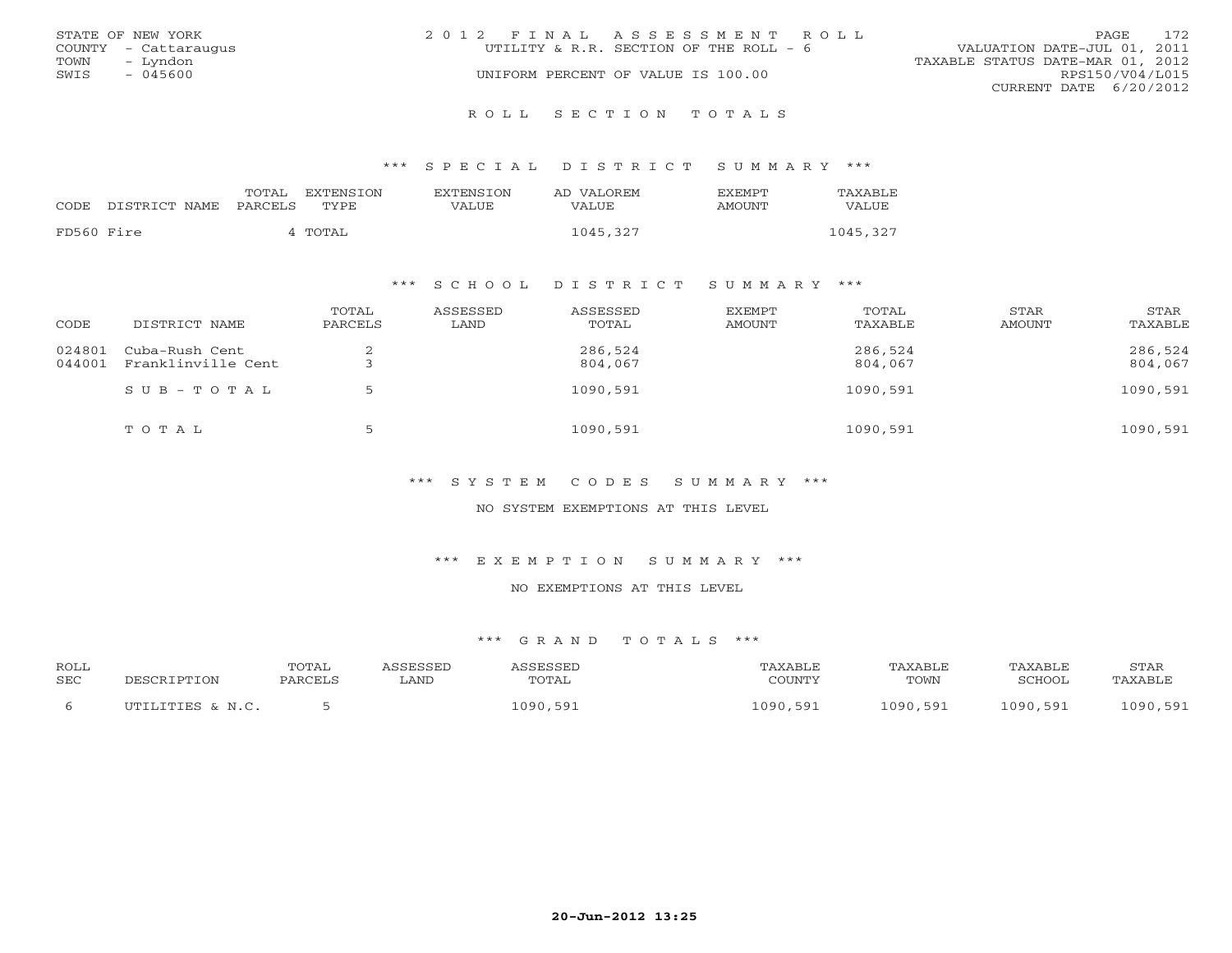STATE OF NEW YORK
COUNTY - Cattaraugus
TOWN - Lyndon
SWIS - 045600

2 0 1 2 F I N A L A S S E S S M E N T R O L L
UTILITY & R.R. SECTION OF THE ROLL - 6
UNIFORM PERCENT OF VALUE IS 100.00

VALUATION DATE-JUL 01, 2011
TAXABLE STATUS DATE-MAR 01, 2012
RPS150/V04/L015
CURRENT DATE 6/20/2012

## R O L L S E C T I O N T O T A L S

### *** S P E C I A L D I S T R I C T S U M M A R Y ***

| CODE | DISTRICT NAME | TOTAL PARCELS | EXTENSION TYPE | EXTENSION VALUE | AD VALOREM VALUE | EXEMPT AMOUNT | TAXABLE VALUE |
|---|---|---|---|---|---|---|---|
| FD560 | Fire | 4 | TOTAL | | 1045,327 | | 1045,327 |

### *** S C H O O L D I S T R I C T S U M M A R Y ***

| CODE | DISTRICT NAME | TOTAL PARCELS | ASSESSED LAND | ASSESSED TOTAL | EXEMPT AMOUNT | TOTAL TAXABLE | STAR AMOUNT | STAR TAXABLE |
|---|---|---|---|---|---|---|---|---|
| 024801 | Cuba-Rush Cent | 2 | | 286,524 | | 286,524 | | 286,524 |
| 044001 | Franklinville Cent | 3 | | 804,067 | | 804,067 | | 804,067 |
| | S U B - T O T A L | 5 | | 1090,591 | | 1090,591 | | 1090,591 |
| | T O T A L | 5 | | 1090,591 | | 1090,591 | | 1090,591 |

### *** S Y S T E M C O D E S S U M M A R Y ***

NO SYSTEM EXEMPTIONS AT THIS LEVEL

### *** E X E M P T I O N S U M M A R Y ***

NO EXEMPTIONS AT THIS LEVEL

### *** G R A N D T O T A L S ***

| ROLL SEC | DESCRIPTION | TOTAL PARCELS | ASSESSED LAND | ASSESSED TOTAL | TAXABLE COUNTY | TAXABLE TOWN | TAXABLE SCHOOL | STAR TAXABLE |
|---|---|---|---|---|---|---|---|---|
| 6 | UTILITIES & N.C. | 5 | | 1090,591 | 1090,591 | 1090,591 | 1090,591 | 1090,591 |

20-Jun-2012 13:25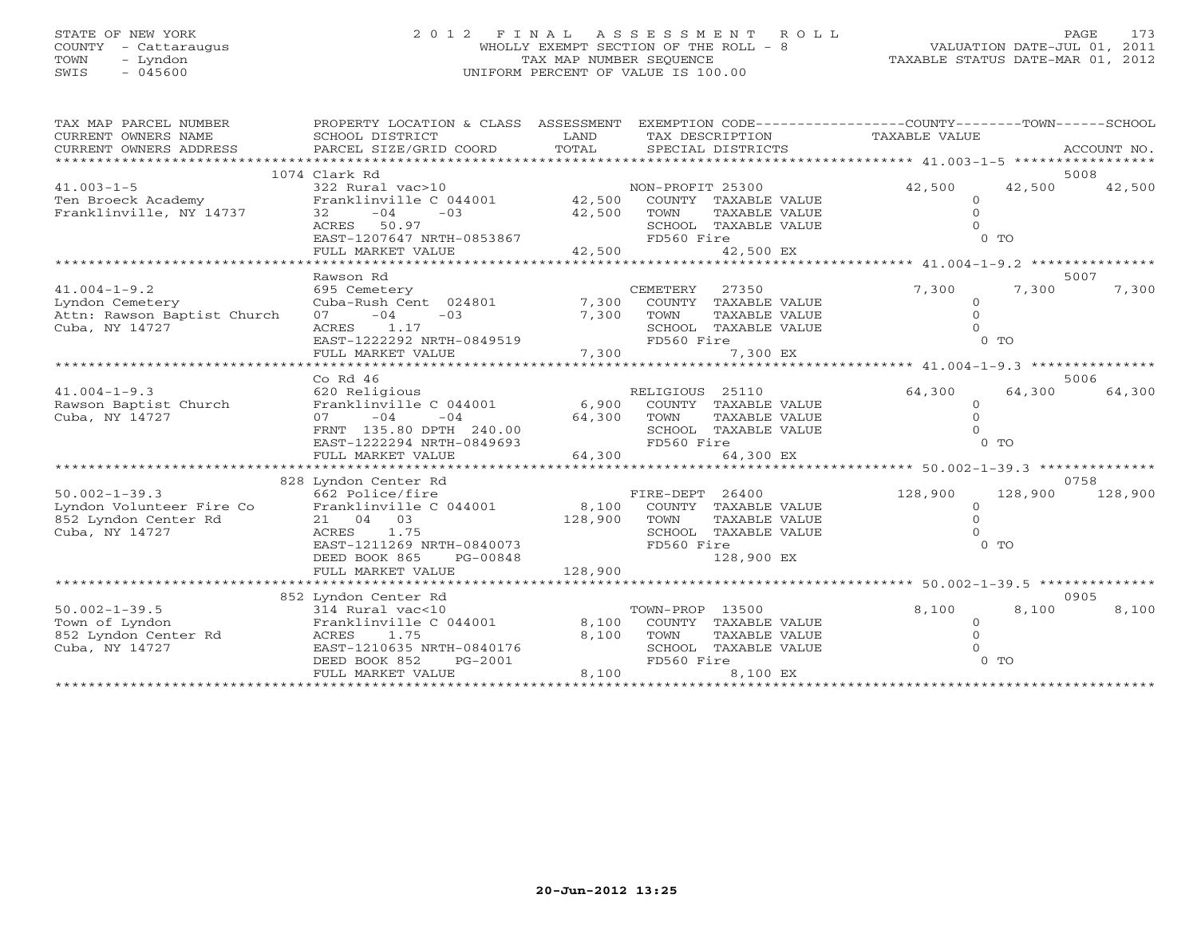STATE OF NEW YORK
COUNTY - Cattaraugus
TOWN - Lyndon
SWIS - 045600

# 2012 FINAL ASSESSMENT ROLL

WHOLLY EXEMPT SECTION OF THE ROLL - 8
TAX MAP NUMBER SEQUENCE
UNIFORM PERCENT OF VALUE IS 100.00

VALUATION DATE-JUL 01, 2011
TAXABLE STATUS DATE-MAR 01, 2012

| TAX MAP PARCEL NUMBER / CURRENT OWNERS NAME / CURRENT OWNERS ADDRESS | PROPERTY LOCATION & CLASS / SCHOOL DISTRICT / PARCEL SIZE/GRID COORD | ASSESSMENT LAND | TOTAL | EXEMPTION CODE / TAX DESCRIPTION / SPECIAL DISTRICTS | COUNTY TAXABLE VALUE | TOWN | SCHOOL | ACCOUNT NO. |
|---|---|---|---|---|---|---|---|---|
| **41.003-1-5** | 1074 Clark Rd | | | | | | | 5008 |
| Ten Broeck Academy | 322 Rural vac>10 | | | NON-PROFIT 25300 | 42,500 | 42,500 | 42,500 | |
| Franklinville, NY 14737 | Franklinville C 044001 | 42,500 | | COUNTY TAXABLE VALUE | 0 | | | |
| | 32 -04 -03 | | 42,500 | TOWN TAXABLE VALUE | | 0 | | |
| | ACRES 50.97 | | | SCHOOL TAXABLE VALUE | | | 0 | |
| | EAST-1207647 NRTH-0853867 | | | FD560 Fire | 0 TO | | | |
| | FULL MARKET VALUE | | 42,500 | 42,500 EX | | | | |
| **41.004-1-9.2** | Rawson Rd | | | | | | | 5007 |
| Lyndon Cemetery | 695 Cemetery | | | CEMETERY 27350 | 7,300 | 7,300 | 7,300 | |
| Attn: Rawson Baptist Church | Cuba-Rush Cent 024801 | 7,300 | | COUNTY TAXABLE VALUE | 0 | | | |
| Cuba, NY 14727 | 07 -04 -03 | | 7,300 | TOWN TAXABLE VALUE | | 0 | | |
| | ACRES 1.17 | | | SCHOOL TAXABLE VALUE | | | 0 | |
| | EAST-1222292 NRTH-0849519 | | | FD560 Fire | 0 TO | | | |
| | FULL MARKET VALUE | | 7,300 | 7,300 EX | | | | |
| **41.004-1-9.3** | Co Rd 46 | | | | | | | 5006 |
| Rawson Baptist Church | 620 Religious | | | RELIGIOUS 25110 | 64,300 | 64,300 | 64,300 | |
| Cuba, NY 14727 | Franklinville C 044001 | 6,900 | | COUNTY TAXABLE VALUE | 0 | | | |
| | 07 -04 -04 | | 64,300 | TOWN TAXABLE VALUE | | 0 | | |
| | FRNT 135.80 DPTH 240.00 | | | SCHOOL TAXABLE VALUE | | | 0 | |
| | EAST-1222294 NRTH-0849693 | | | FD560 Fire | 0 TO | | | |
| | FULL MARKET VALUE | | 64,300 | 64,300 EX | | | | |
| **50.002-1-39.3** | 828 Lyndon Center Rd | | | | | | | 0758 |
| Lyndon Volunteer Fire Co | 662 Police/fire | | | FIRE-DEPT 26400 | 128,900 | 128,900 | 128,900 | |
| 852 Lyndon Center Rd | Franklinville C 044001 | 8,100 | | COUNTY TAXABLE VALUE | 0 | | | |
| Cuba, NY 14727 | 21 04 03 | | 128,900 | TOWN TAXABLE VALUE | | 0 | | |
| | ACRES 1.75 | | | SCHOOL TAXABLE VALUE | | | 0 | |
| | EAST-1211269 NRTH-0840073 | | | FD560 Fire | 0 TO | | | |
| | DEED BOOK 865 PG-00848 | | | 128,900 EX | | | | |
| | FULL MARKET VALUE | | 128,900 | | | | | |
| **50.002-1-39.5** | 852 Lyndon Center Rd | | | | | | | 0905 |
| Town of Lyndon | 314 Rural vac<10 | | | TOWN-PROP 13500 | 8,100 | 8,100 | 8,100 | |
| 852 Lyndon Center Rd | Franklinville C 044001 | 8,100 | | COUNTY TAXABLE VALUE | 0 | | | |
| Cuba, NY 14727 | ACRES 1.75 | | 8,100 | TOWN TAXABLE VALUE | | 0 | | |
| | EAST-1210635 NRTH-0840176 | | | SCHOOL TAXABLE VALUE | | | 0 | |
| | DEED BOOK 852 PG-2001 | | | FD560 Fire | 0 TO | | | |
| | FULL MARKET VALUE | | 8,100 | 8,100 EX | | | | |

20-Jun-2012 13:25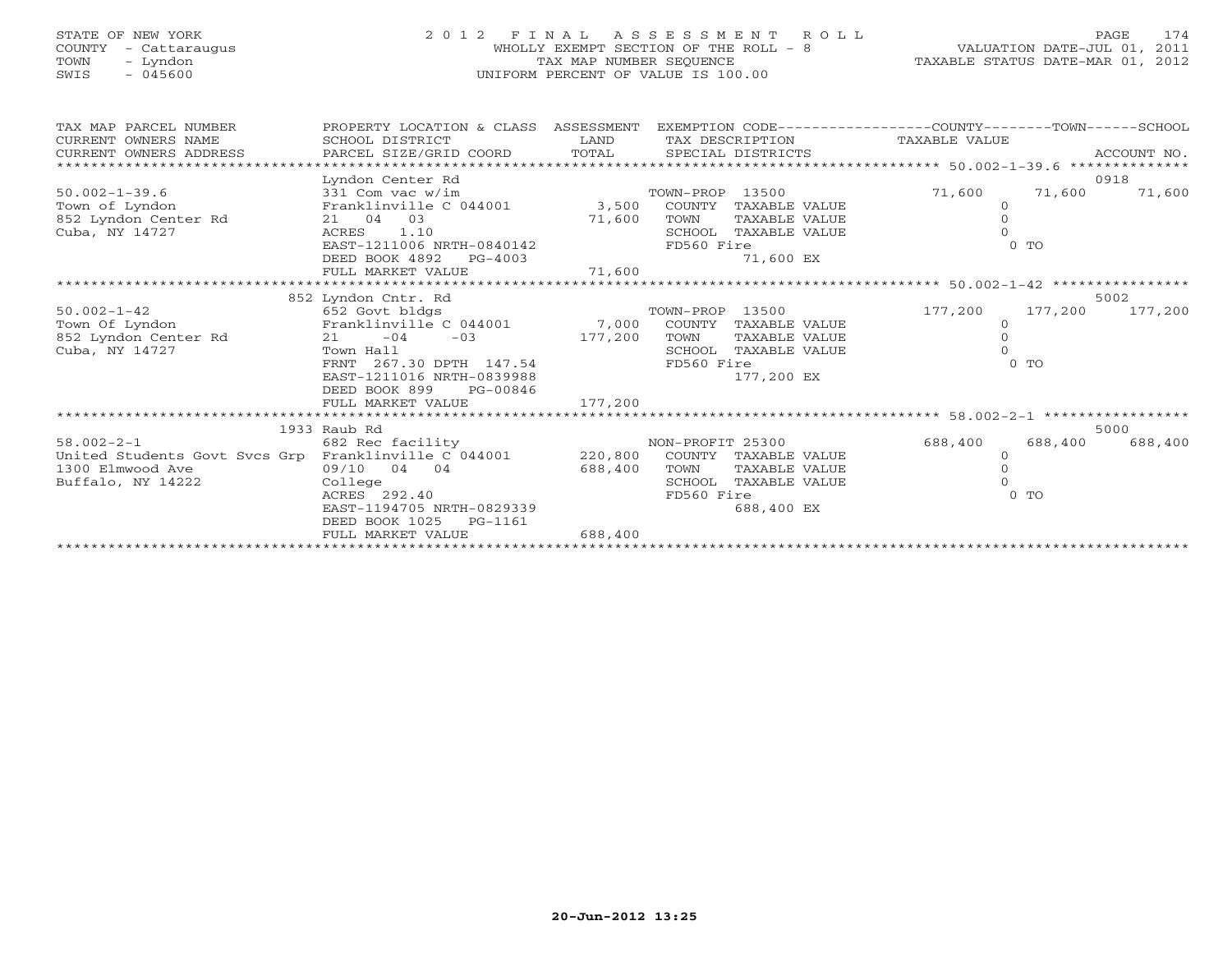STATE OF NEW YORK
COUNTY - Cattaraugus
TOWN - Lyndon
SWIS - 045600

2012 FINAL ASSESSMENT ROLL
WHOLLY EXEMPT SECTION OF THE ROLL - 8
TAX MAP NUMBER SEQUENCE
UNIFORM PERCENT OF VALUE IS 100.00

VALUATION DATE-JUL 01, 2011
TAXABLE STATUS DATE-MAR 01, 2012

| TAX MAP PARCEL NUMBER / CURRENT OWNERS NAME / CURRENT OWNERS ADDRESS | PROPERTY LOCATION & CLASS / SCHOOL DISTRICT / PARCEL SIZE/GRID COORD | ASSESSMENT LAND / TOTAL | EXEMPTION CODE / TAX DESCRIPTION / SPECIAL DISTRICTS | COUNTY TAXABLE VALUE | TOWN | SCHOOL | ACCOUNT NO. |
|---|---|---|---|---|---|---|---|
| 50.002-1-39.6 | Lyndon Center Rd | | | | | | 0918 |
| | 331 Com vac w/im | | TOWN-PROP 13500 | 71,600 | 71,600 | 71,600 | |
| Town of Lyndon | Franklinville C 044001 | 3,500 | COUNTY TAXABLE VALUE | 0 | | | |
| 852 Lyndon Center Rd | 21 04 03 | 71,600 | TOWN TAXABLE VALUE | 0 | | | |
| Cuba, NY 14727 | ACRES 1.10 | | SCHOOL TAXABLE VALUE | 0 | | | |
| | EAST-1211006 NRTH-0840142 | | FD560 Fire | 0 TO | | | |
| | DEED BOOK 4892 PG-4003 | | 71,600 EX | | | | |
| | FULL MARKET VALUE | 71,600 | | | | | |
| 50.002-1-42 | 852 Lyndon Cntr. Rd | | | | | | 5002 |
| | 652 Govt bldgs | | TOWN-PROP 13500 | 177,200 | 177,200 | 177,200 | |
| Town Of Lyndon | Franklinville C 044001 | 7,000 | COUNTY TAXABLE VALUE | 0 | | | |
| 852 Lyndon Center Rd | 21 -04 -03 | 177,200 | TOWN TAXABLE VALUE | 0 | | | |
| Cuba, NY 14727 | Town Hall | | SCHOOL TAXABLE VALUE | 0 | | | |
| | FRNT 267.30 DPTH 147.54 | | FD560 Fire | 0 TO | | | |
| | EAST-1211016 NRTH-0839988 | | 177,200 EX | | | | |
| | DEED BOOK 899 PG-00846 | | | | | | |
| | FULL MARKET VALUE | 177,200 | | | | | |
| 58.002-2-1 | 1933 Raub Rd | | | | | | 5000 |
| | 682 Rec facility | | NON-PROFIT 25300 | 688,400 | 688,400 | 688,400 | |
| United Students Govt Svcs Grp | Franklinville C 044001 | 220,800 | COUNTY TAXABLE VALUE | 0 | | | |
| 1300 Elmwood Ave | 09/10 04 04 | 688,400 | TOWN TAXABLE VALUE | 0 | | | |
| Buffalo, NY 14222 | College | | SCHOOL TAXABLE VALUE | 0 | | | |
| | ACRES 292.40 | | FD560 Fire | 0 TO | | | |
| | EAST-1194705 NRTH-0829339 | | 688,400 EX | | | | |
| | DEED BOOK 1025 PG-1161 | | | | | | |
| | FULL MARKET VALUE | 688,400 | | | | | |

20-Jun-2012 13:25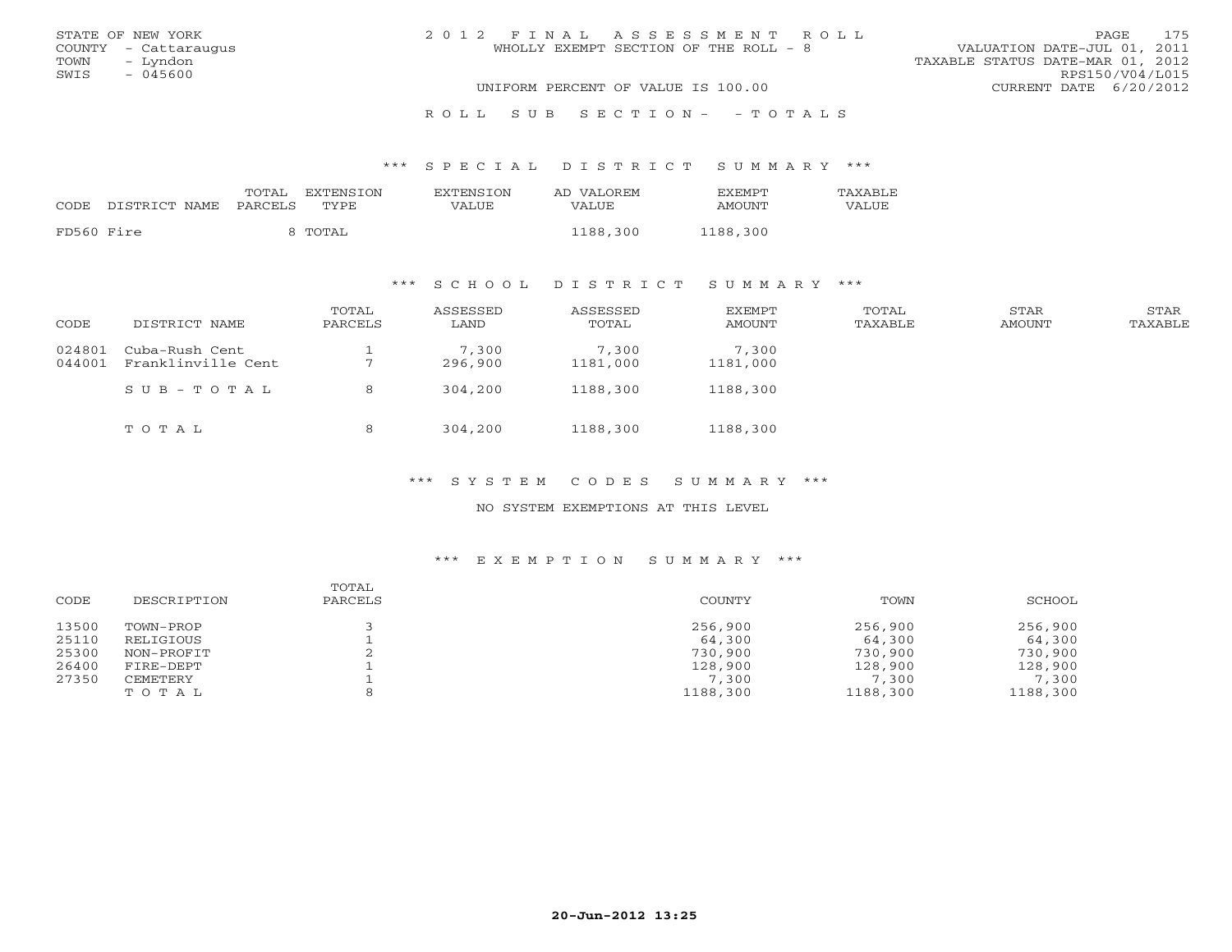STATE OF NEW YORK
COUNTY - Cattaraugus
TOWN - Lyndon
SWIS - 045600

2012 FINAL ASSESSMENT ROLL
WHOLLY EXEMPT SECTION OF THE ROLL - 8
UNIFORM PERCENT OF VALUE IS 100.00

VALUATION DATE-JUL 01, 2011
TAXABLE STATUS DATE-MAR 01, 2012
RPS150/V04/L015
CURRENT DATE 6/20/2012

ROLL SUB SECTION- - TOTALS

### *** SPECIAL DISTRICT SUMMARY ***

| CODE | DISTRICT NAME | TOTAL PARCELS | EXTENSION TYPE | EXTENSION VALUE | AD VALOREM VALUE | EXEMPT AMOUNT | TAXABLE VALUE |
|---|---|---|---|---|---|---|---|
| FD560 | Fire | 8 | TOTAL | | 1188,300 | 1188,300 | |

### *** SCHOOL DISTRICT SUMMARY ***

| CODE | DISTRICT NAME | TOTAL PARCELS | ASSESSED LAND | ASSESSED TOTAL | EXEMPT AMOUNT | TOTAL TAXABLE | STAR AMOUNT | STAR TAXABLE |
|---|---|---|---|---|---|---|---|---|
| 024801 | Cuba-Rush Cent | 1 | 7,300 | 7,300 | 7,300 | | | |
| 044001 | Franklinville Cent | 7 | 296,900 | 1181,000 | 1181,000 | | | |
| | SUB-TOTAL | 8 | 304,200 | 1188,300 | 1188,300 | | | |
| | TOTAL | 8 | 304,200 | 1188,300 | 1188,300 | | | |

### *** SYSTEM CODES SUMMARY ***

NO SYSTEM EXEMPTIONS AT THIS LEVEL

### *** EXEMPTION SUMMARY ***

| CODE | DESCRIPTION | TOTAL PARCELS | COUNTY | TOWN | SCHOOL |
|---|---|---|---|---|---|
| 13500 | TOWN-PROP | 3 | 256,900 | 256,900 | 256,900 |
| 25110 | RELIGIOUS | 1 | 64,300 | 64,300 | 64,300 |
| 25300 | NON-PROFIT | 2 | 730,900 | 730,900 | 730,900 |
| 26400 | FIRE-DEPT | 1 | 128,900 | 128,900 | 128,900 |
| 27350 | CEMETERY | 1 | 7,300 | 7,300 | 7,300 |
| | TOTAL | 8 | 1188,300 | 1188,300 | 1188,300 |

20-Jun-2012 13:25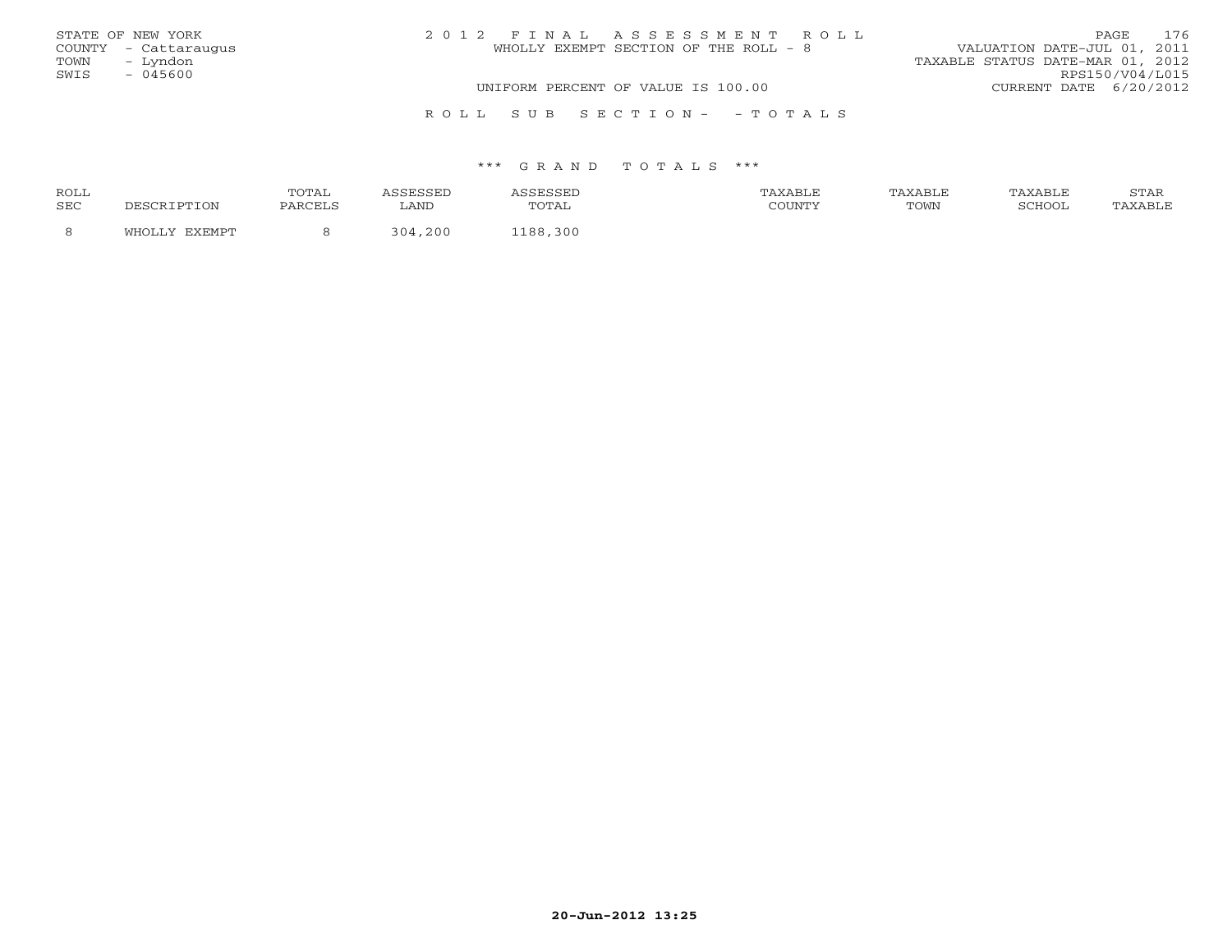STATE OF NEW YORK
COUNTY - Cattaraugus
TOWN - Lyndon
SWIS - 045600

2 0 1 2 F I N A L A S S E S S M E N T R O L L
WHOLLY EXEMPT SECTION OF THE ROLL - 8
UNIFORM PERCENT OF VALUE IS 100.00

VALUATION DATE-JUL 01, 2011
TAXABLE STATUS DATE-MAR 01, 2012
RPS150/V04/L015
CURRENT DATE 6/20/2012

R O L L S U B S E C T I O N - - T O T A L S

\*\*\* G R A N D T O T A L S \*\*\*

| ROLL SEC | DESCRIPTION | TOTAL PARCELS | ASSESSED LAND | ASSESSED TOTAL | TAXABLE COUNTY | TAXABLE TOWN | TAXABLE SCHOOL | STAR TAXABLE |
|---|---|---|---|---|---|---|---|---|
| 8 | WHOLLY EXEMPT | 8 | 304,200 | 1188,300 | | | | |

20-Jun-2012 13:25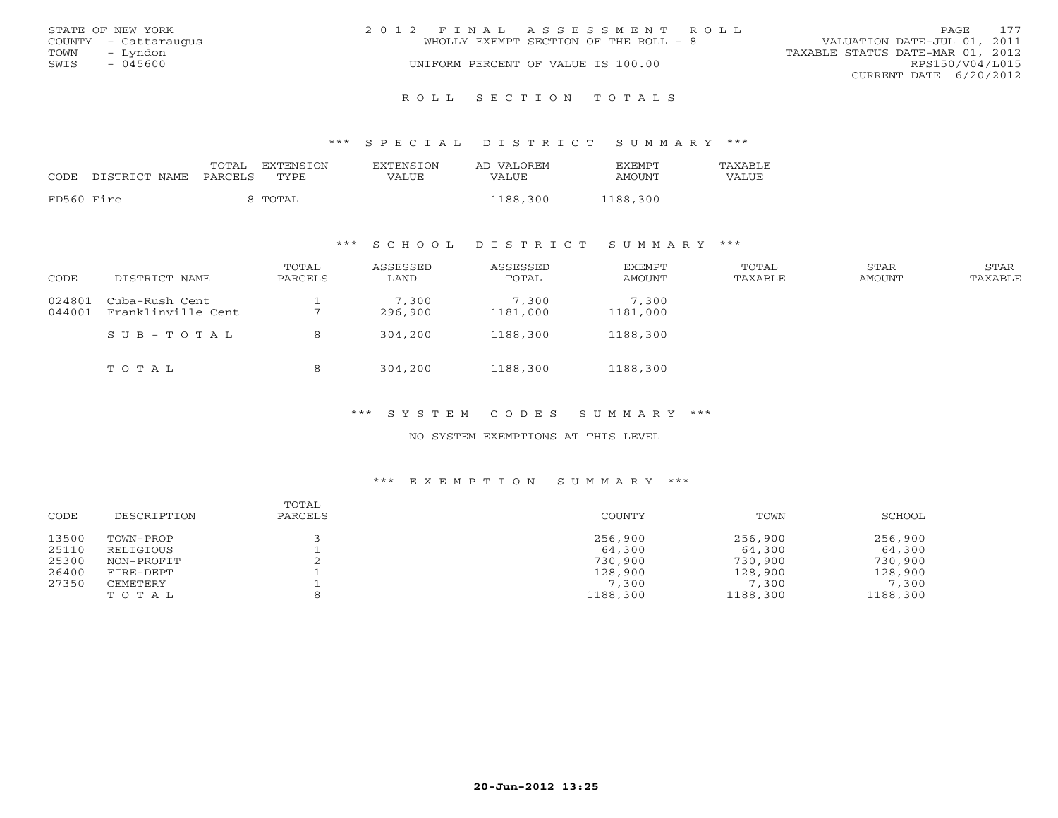STATE OF NEW YORK
COUNTY - Cattaraugus
TOWN - Lyndon
SWIS - 045600

2012 FINAL ASSESSMENT ROLL
WHOLLY EXEMPT SECTION OF THE ROLL - 8
UNIFORM PERCENT OF VALUE IS 100.00

VALUATION DATE-JUL 01, 2011
TAXABLE STATUS DATE-MAR 01, 2012
RPS150/V04/L015
CURRENT DATE 6/20/2012

## ROLL SECTION TOTALS

### *** SPECIAL DISTRICT SUMMARY ***

| CODE | DISTRICT NAME | TOTAL PARCELS | EXTENSION TYPE | EXTENSION VALUE | AD VALOREM VALUE | EXEMPT AMOUNT | TAXABLE VALUE |
|---|---|---|---|---|---|---|---|
| FD560 | Fire | 8 | TOTAL | | 1188,300 | 1188,300 | |

### *** SCHOOL DISTRICT SUMMARY ***

| CODE | DISTRICT NAME | TOTAL PARCELS | ASSESSED LAND | ASSESSED TOTAL | EXEMPT AMOUNT | TOTAL TAXABLE | STAR AMOUNT | STAR TAXABLE |
|---|---|---|---|---|---|---|---|---|
| 024801 | Cuba-Rush Cent | 1 | 7,300 | 7,300 | 7,300 | | | |
| 044001 | Franklinville Cent | 7 | 296,900 | 1181,000 | 1181,000 | | | |
| | SUB-TOTAL | 8 | 304,200 | 1188,300 | 1188,300 | | | |
| | TOTAL | 8 | 304,200 | 1188,300 | 1188,300 | | | |

### *** SYSTEM CODES SUMMARY ***

NO SYSTEM EXEMPTIONS AT THIS LEVEL

### *** EXEMPTION SUMMARY ***

| CODE | DESCRIPTION | TOTAL PARCELS | COUNTY | TOWN | SCHOOL |
|---|---|---|---|---|---|
| 13500 | TOWN-PROP | 3 | 256,900 | 256,900 | 256,900 |
| 25110 | RELIGIOUS | 1 | 64,300 | 64,300 | 64,300 |
| 25300 | NON-PROFIT | 2 | 730,900 | 730,900 | 730,900 |
| 26400 | FIRE-DEPT | 1 | 128,900 | 128,900 | 128,900 |
| 27350 | CEMETERY | 1 | 7,300 | 7,300 | 7,300 |
| | TOTAL | 8 | 1188,300 | 1188,300 | 1188,300 |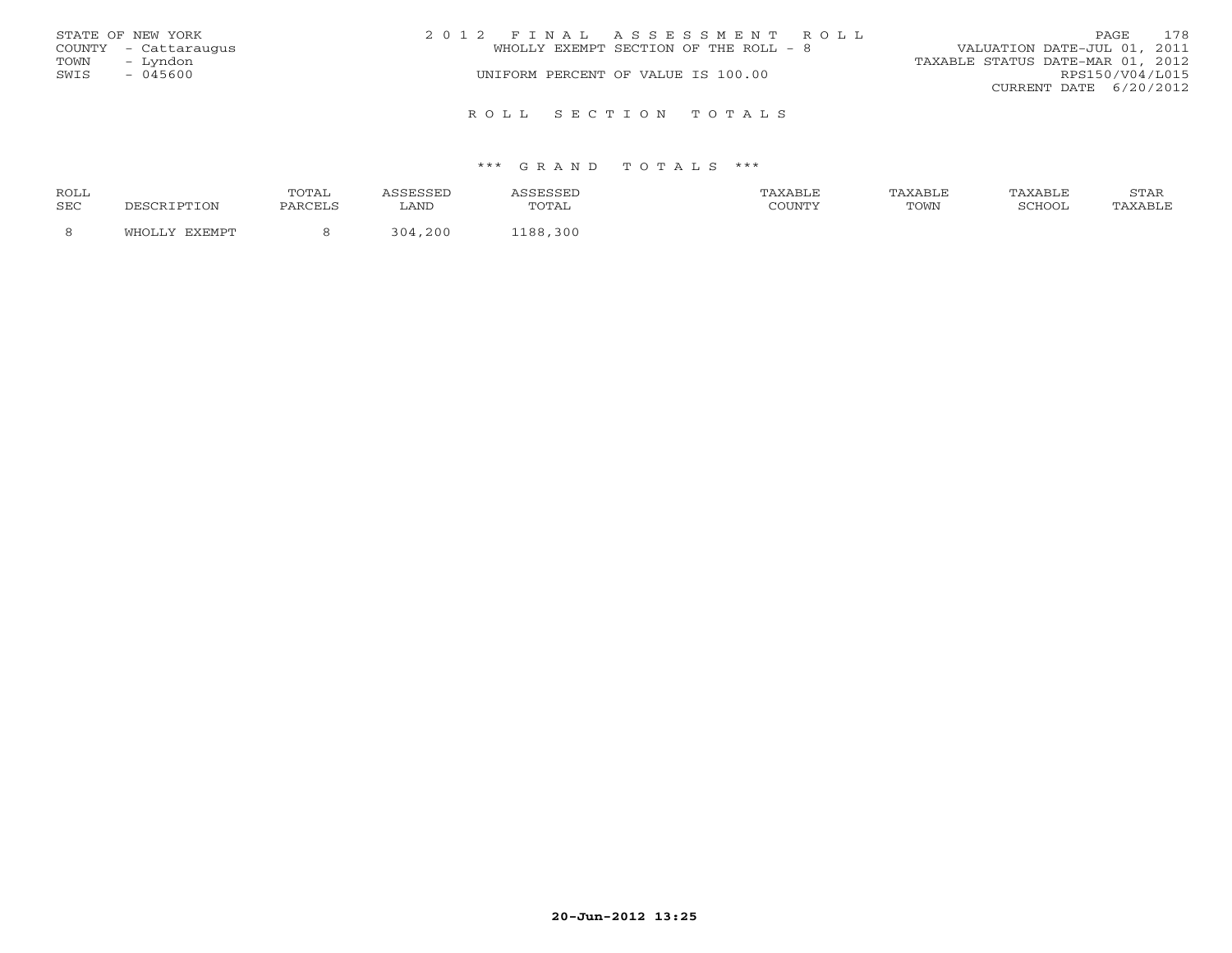STATE OF NEW YORK
COUNTY - Cattaraugus
TOWN - Lyndon
SWIS - 045600

2 0 1 2 F I N A L A S S E S S M E N T R O L L
WHOLLY EXEMPT SECTION OF THE ROLL - 8
UNIFORM PERCENT OF VALUE IS 100.00

VALUATION DATE-JUL 01, 2011
TAXABLE STATUS DATE-MAR 01, 2012
RPS150/V04/L015
CURRENT DATE 6/20/2012

R O L L S E C T I O N T O T A L S

\*\*\* G R A N D T O T A L S \*\*\*

| ROLL SEC | DESCRIPTION | TOTAL PARCELS | ASSESSED LAND | ASSESSED TOTAL | TAXABLE COUNTY | TAXABLE TOWN | TAXABLE SCHOOL | STAR TAXABLE |
|---|---|---|---|---|---|---|---|---|
| 8 | WHOLLY EXEMPT | 8 | 304,200 | 1188,300 | | | | |

20-Jun-2012 13:25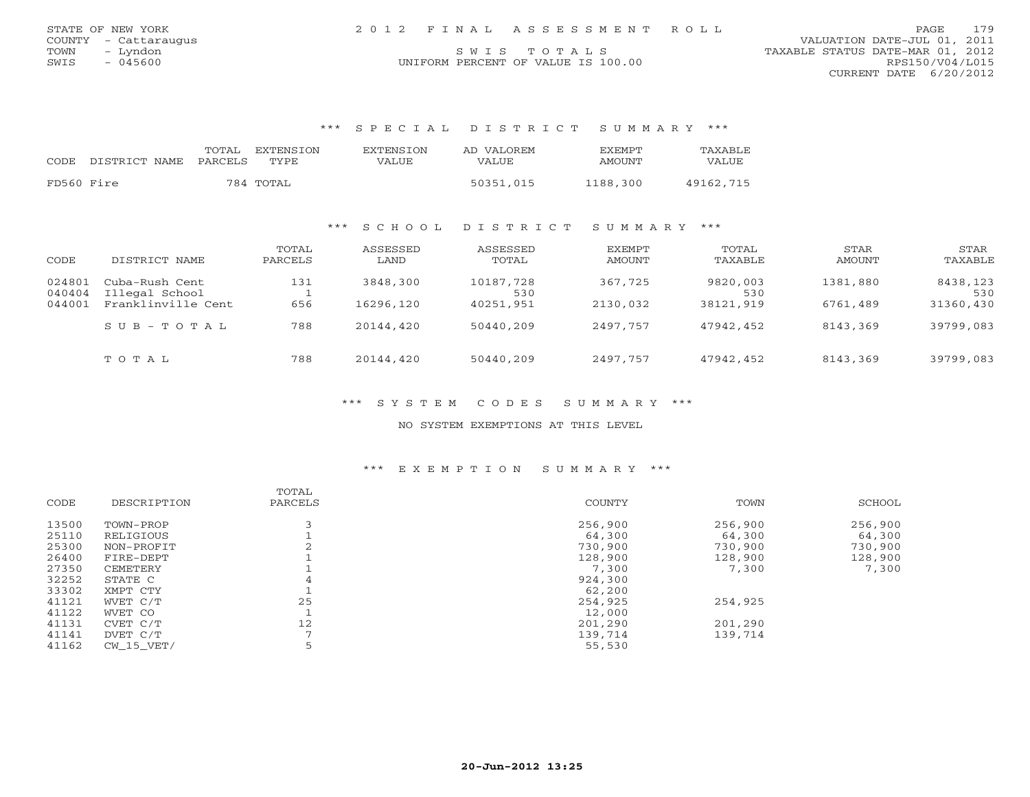STATE OF NEW YORK
COUNTY - Cattaraugus
TOWN - Lyndon
SWIS - 045600

# 2012 FINAL ASSESSMENT ROLL

SWIS TOTALS
UNIFORM PERCENT OF VALUE IS 100.00

VALUATION DATE-JUL 01, 2011
TAXABLE STATUS DATE-MAR 01, 2012
RPS150/V04/L015
CURRENT DATE 6/20/2012

## *** SPECIAL DISTRICT SUMMARY ***

| CODE | DISTRICT NAME | TOTAL PARCELS | EXTENSION TYPE | EXTENSION VALUE | AD VALOREM VALUE | EXEMPT AMOUNT | TAXABLE VALUE |
|---|---|---|---|---|---|---|---|
| FD560 | Fire | 784 | TOTAL | | 50351,015 | 1188,300 | 49162,715 |

## *** SCHOOL DISTRICT SUMMARY ***

| CODE | DISTRICT NAME | TOTAL PARCELS | ASSESSED LAND | ASSESSED TOTAL | EXEMPT AMOUNT | TOTAL TAXABLE | STAR AMOUNT | STAR TAXABLE |
|---|---|---|---|---|---|---|---|---|
| 024801 | Cuba-Rush Cent | 131 | 3848,300 | 10187,728 | 367,725 | 9820,003 | 1381,880 | 8438,123 |
| 040404 | Illegal School | 1 | | 530 | | 530 | | 530 |
| 044001 | Franklinville Cent | 656 | 16296,120 | 40251,951 | 2130,032 | 38121,919 | 6761,489 | 31360,430 |
| | S U B - T O T A L | 788 | 20144,420 | 50440,209 | 2497,757 | 47942,452 | 8143,369 | 39799,083 |
| | T O T A L | 788 | 20144,420 | 50440,209 | 2497,757 | 47942,452 | 8143,369 | 39799,083 |

## *** SYSTEM CODES SUMMARY ***

NO SYSTEM EXEMPTIONS AT THIS LEVEL

## *** EXEMPTION SUMMARY ***

| CODE | DESCRIPTION | TOTAL PARCELS | COUNTY | TOWN | SCHOOL |
|---|---|---|---|---|---|
| 13500 | TOWN-PROP | 3 | 256,900 | 256,900 | 256,900 |
| 25110 | RELIGIOUS | 1 | 64,300 | 64,300 | 64,300 |
| 25300 | NON-PROFIT | 2 | 730,900 | 730,900 | 730,900 |
| 26400 | FIRE-DEPT | 1 | 128,900 | 128,900 | 128,900 |
| 27350 | CEMETERY | 1 | 7,300 | 7,300 | 7,300 |
| 32252 | STATE C | 4 | 924,300 | | |
| 33302 | XMPT CTY | 1 | 62,200 | | |
| 41121 | WVET C/T | 25 | 254,925 | 254,925 | |
| 41122 | WVET CO | 1 | 12,000 | | |
| 41131 | CVET C/T | 12 | 201,290 | 201,290 | |
| 41141 | DVET C/T | 7 | 139,714 | 139,714 | |
| 41162 | CW_15_VET/ | 5 | 55,530 | | |

20-Jun-2012 13:25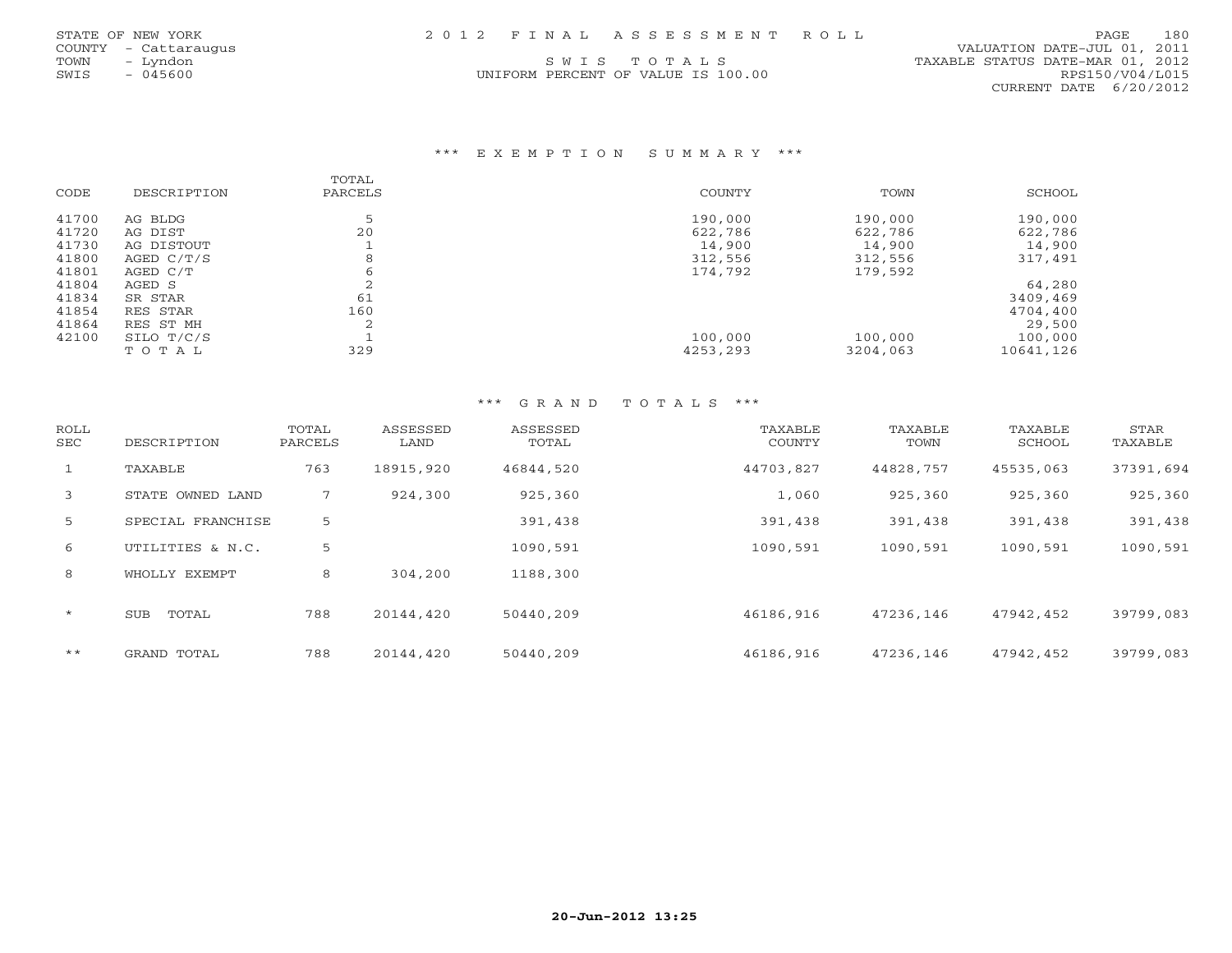STATE OF NEW YORK
COUNTY - Cattaraugus
TOWN - Lyndon
SWIS - 045600

2012 FINAL ASSESSMENT ROLL

SWIS TOTALS

UNIFORM PERCENT OF VALUE IS 100.00

VALUATION DATE-JUL 01, 2011
TAXABLE STATUS DATE-MAR 01, 2012
RPS150/V04/L015
CURRENT DATE 6/20/2012

### *** EXEMPTION SUMMARY ***

| CODE | DESCRIPTION | TOTAL PARCELS | COUNTY | TOWN | SCHOOL |
|---|---|---|---|---|---|
| 41700 | AG BLDG | 5 | 190,000 | 190,000 | 190,000 |
| 41720 | AG DIST | 20 | 622,786 | 622,786 | 622,786 |
| 41730 | AG DISTOUT | 1 | 14,900 | 14,900 | 14,900 |
| 41800 | AGED C/T/S | 8 | 312,556 | 312,556 | 317,491 |
| 41801 | AGED C/T | 6 | 174,792 | 179,592 | |
| 41804 | AGED S | 2 | | | 64,280 |
| 41834 | SR STAR | 61 | | | 3409,469 |
| 41854 | RES STAR | 160 | | | 4704,400 |
| 41864 | RES ST MH | 2 | | | 29,500 |
| 42100 | SILO T/C/S | 1 | 100,000 | 100,000 | 100,000 |
| | TOTAL | 329 | 4253,293 | 3204,063 | 10641,126 |

### *** GRAND TOTALS ***

| ROLL SEC | DESCRIPTION | TOTAL PARCELS | ASSESSED LAND | ASSESSED TOTAL | TAXABLE COUNTY | TAXABLE TOWN | TAXABLE SCHOOL | STAR TAXABLE |
|---|---|---|---|---|---|---|---|---|
| 1 | TAXABLE | 763 | 18915,920 | 46844,520 | 44703,827 | 44828,757 | 45535,063 | 37391,694 |
| 3 | STATE OWNED LAND | 7 | 924,300 | 925,360 | 1,060 | 925,360 | 925,360 | 925,360 |
| 5 | SPECIAL FRANCHISE | 5 | | 391,438 | 391,438 | 391,438 | 391,438 | 391,438 |
| 6 | UTILITIES & N.C. | 5 | | 1090,591 | 1090,591 | 1090,591 | 1090,591 | 1090,591 |
| 8 | WHOLLY EXEMPT | 8 | 304,200 | 1188,300 | | | | |
| * | SUB TOTAL | 788 | 20144,420 | 50440,209 | 46186,916 | 47236,146 | 47942,452 | 39799,083 |
| ** | GRAND TOTAL | 788 | 20144,420 | 50440,209 | 46186,916 | 47236,146 | 47942,452 | 39799,083 |

20-Jun-2012 13:25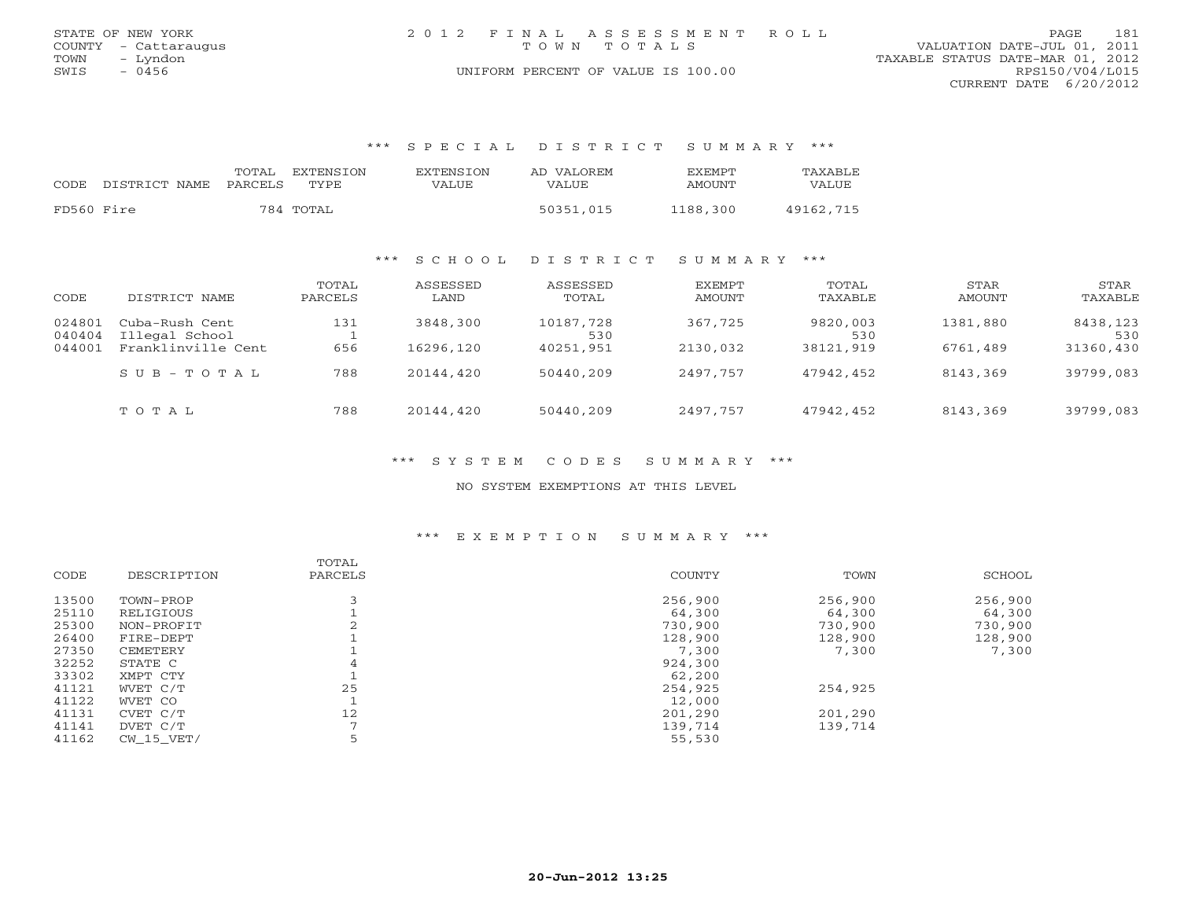STATE OF NEW YORK
COUNTY - Cattaraugus
TOWN - Lyndon
SWIS - 0456

2012 FINAL ASSESSMENT ROLL
TOWN TOTALS
UNIFORM PERCENT OF VALUE IS 100.00

VALUATION DATE-JUL 01, 2011
TAXABLE STATUS DATE-MAR 01, 2012
RPS150/V04/L015
CURRENT DATE 6/20/2012

### *** SPECIAL DISTRICT SUMMARY ***

| CODE | DISTRICT NAME | TOTAL PARCELS | EXTENSION TYPE | EXTENSION VALUE | AD VALOREM VALUE | EXEMPT AMOUNT | TAXABLE VALUE |
|---|---|---|---|---|---|---|---|
| FD560 | Fire | 784 | TOTAL | | 50351,015 | 1188,300 | 49162,715 |

### *** SCHOOL DISTRICT SUMMARY ***

| CODE | DISTRICT NAME | TOTAL PARCELS | ASSESSED LAND | ASSESSED TOTAL | EXEMPT AMOUNT | TOTAL TAXABLE | STAR AMOUNT | STAR TAXABLE |
|---|---|---|---|---|---|---|---|---|
| 024801 | Cuba-Rush Cent | 131 | 3848,300 | 10187,728 | 367,725 | 9820,003 | 1381,880 | 8438,123 |
| 040404 | Illegal School | 1 | | 530 | | 530 | | 530 |
| 044001 | Franklinville Cent | 656 | 16296,120 | 40251,951 | 2130,032 | 38121,919 | 6761,489 | 31360,430 |
| | SUB-TOTAL | 788 | 20144,420 | 50440,209 | 2497,757 | 47942,452 | 8143,369 | 39799,083 |
| | TOTAL | 788 | 20144,420 | 50440,209 | 2497,757 | 47942,452 | 8143,369 | 39799,083 |

### *** SYSTEM CODES SUMMARY ***

NO SYSTEM EXEMPTIONS AT THIS LEVEL

### *** EXEMPTION SUMMARY ***

| CODE | DESCRIPTION | TOTAL PARCELS | COUNTY | TOWN | SCHOOL |
|---|---|---|---|---|---|
| 13500 | TOWN-PROP | 3 | 256,900 | 256,900 | 256,900 |
| 25110 | RELIGIOUS | 1 | 64,300 | 64,300 | 64,300 |
| 25300 | NON-PROFIT | 2 | 730,900 | 730,900 | 730,900 |
| 26400 | FIRE-DEPT | 1 | 128,900 | 128,900 | 128,900 |
| 27350 | CEMETERY | 1 | 7,300 | 7,300 | 7,300 |
| 32252 | STATE C | 4 | 924,300 | | |
| 33302 | XMPT CTY | 1 | 62,200 | | |
| 41121 | WVET C/T | 25 | 254,925 | 254,925 | |
| 41122 | WVET CO | 1 | 12,000 | | |
| 41131 | CVET C/T | 12 | 201,290 | 201,290 | |
| 41141 | DVET C/T | 7 | 139,714 | 139,714 | |
| 41162 | CW_15_VET/ | 5 | 55,530 | | |

20-Jun-2012 13:25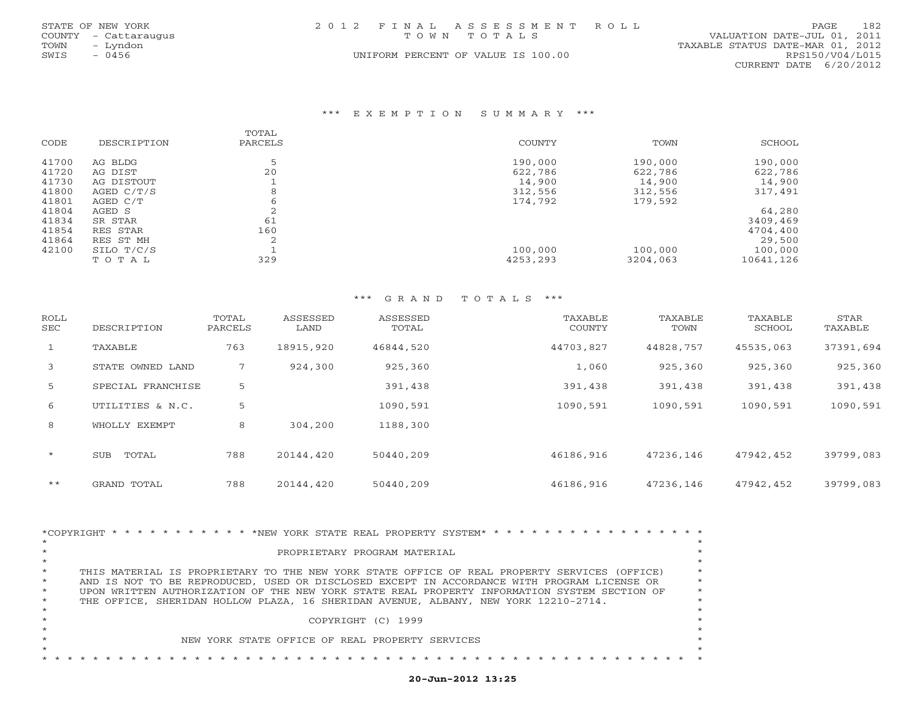STATE OF NEW YORK
COUNTY - Cattaraugus
TOWN - Lyndon
SWIS - 0456

# 2012 FINAL ASSESSMENT ROLL

TOWN TOTALS

UNIFORM PERCENT OF VALUE IS 100.00

VALUATION DATE-JUL 01, 2011
TAXABLE STATUS DATE-MAR 01, 2012
RPS150/V04/L015
CURRENT DATE 6/20/2012

## *** EXEMPTION SUMMARY ***

| CODE | DESCRIPTION | TOTAL PARCELS | COUNTY | TOWN | SCHOOL |
|---|---|---|---|---|---|
| 41700 | AG BLDG | 5 | 190,000 | 190,000 | 190,000 |
| 41720 | AG DIST | 20 | 622,786 | 622,786 | 622,786 |
| 41730 | AG DISTOUT | 1 | 14,900 | 14,900 | 14,900 |
| 41800 | AGED C/T/S | 8 | 312,556 | 312,556 | 317,491 |
| 41801 | AGED C/T | 6 | 174,792 | 179,592 | |
| 41804 | AGED S | 2 | | | 64,280 |
| 41834 | SR STAR | 61 | | | 3409,469 |
| 41854 | RES STAR | 160 | | | 4704,400 |
| 41864 | RES ST MH | 2 | | | 29,500 |
| 42100 | SILO T/C/S | 1 | 100,000 | 100,000 | 100,000 |
| | TOTAL | 329 | 4253,293 | 3204,063 | 10641,126 |

## *** GRAND TOTALS ***

| ROLL SEC | DESCRIPTION | TOTAL PARCELS | ASSESSED LAND | ASSESSED TOTAL | TAXABLE COUNTY | TAXABLE TOWN | TAXABLE SCHOOL | STAR TAXABLE |
|---|---|---|---|---|---|---|---|---|
| 1 | TAXABLE | 763 | 18915,920 | 46844,520 | 44703,827 | 44828,757 | 45535,063 | 37391,694 |
| 3 | STATE OWNED LAND | 7 | 924,300 | 925,360 | 1,060 | 925,360 | 925,360 | 925,360 |
| 5 | SPECIAL FRANCHISE | 5 | | 391,438 | 391,438 | 391,438 | 391,438 | 391,438 |
| 6 | UTILITIES & N.C. | 5 | | 1090,591 | 1090,591 | 1090,591 | 1090,591 | 1090,591 |
| 8 | WHOLLY EXEMPT | 8 | 304,200 | 1188,300 | | | | |
| * | SUB TOTAL | 788 | 20144,420 | 50440,209 | 46186,916 | 47236,146 | 47942,452 | 39799,083 |
| ** | GRAND TOTAL | 788 | 20144,420 | 50440,209 | 46186,916 | 47236,146 | 47942,452 | 39799,083 |

*COPYRIGHT * * * * * * * * * * * *NEW YORK STATE REAL PROPERTY SYSTEM* * * * * * * * * * * * * * * * * * *

PROPRIETARY PROGRAM MATERIAL

THIS MATERIAL IS PROPRIETARY TO THE NEW YORK STATE OFFICE OF REAL PROPERTY SERVICES (OFFICE) AND IS NOT TO BE REPRODUCED, USED OR DISCLOSED EXCEPT IN ACCORDANCE WITH PROGRAM LICENSE OR UPON WRITTEN AUTHORIZATION OF THE NEW YORK STATE REAL PROPERTY INFORMATION SYSTEM SECTION OF THE OFFICE, SHERIDAN HOLLOW PLAZA, 16 SHERIDAN AVENUE, ALBANY, NEW YORK 12210-2714.

COPYRIGHT (C) 1999

NEW YORK STATE OFFICE OF REAL PROPERTY SERVICES

**20-Jun-2012 13:25**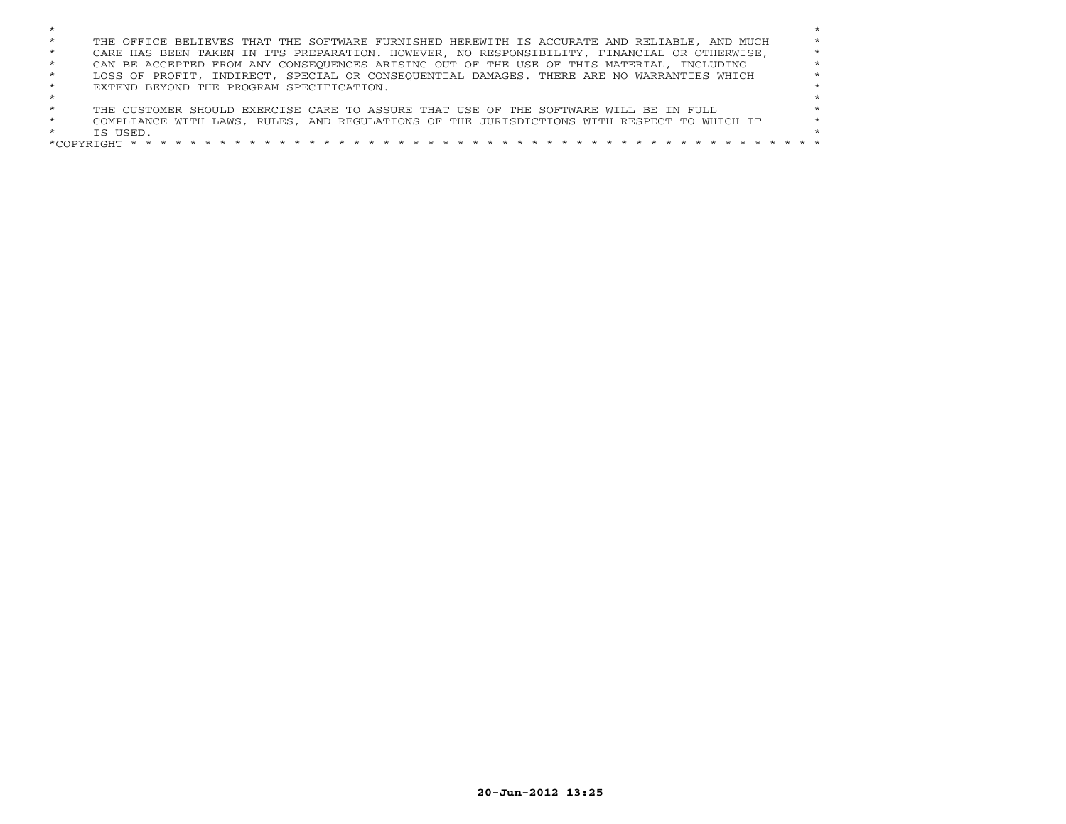```
*                                                                                                          *
*      THE OFFICE BELIEVES THAT THE SOFTWARE FURNISHED HEREWITH IS ACCURATE AND RELIABLE, AND MUCH        *
*      CARE HAS BEEN TAKEN IN ITS PREPARATION. HOWEVER, NO RESPONSIBILITY, FINANCIAL OR OTHERWISE,        *
*      CAN BE ACCEPTED FROM ANY CONSEQUENCES ARISING OUT OF THE USE OF THIS MATERIAL, INCLUDING           *
*      LOSS OF PROFIT, INDIRECT, SPECIAL OR CONSEQUENTIAL DAMAGES. THERE ARE NO WARRANTIES WHICH          *
*      EXTEND BEYOND THE PROGRAM SPECIFICATION.                                                           *
*                                                                                                          *
*      THE CUSTOMER SHOULD EXERCISE CARE TO ASSURE THAT USE OF THE SOFTWARE WILL BE IN FULL               *
*      COMPLIANCE WITH LAWS, RULES, AND REGULATIONS OF THE JURISDICTIONS WITH RESPECT TO WHICH IT         *
*      IS USED.                                                                                           *
*COPYRIGHT * * * * * * * * * * * * * * * * * * * * * * * * * * * * * * * * * * * * * * * * * * * * * * * *
```

**20-Jun-2012 13:25**